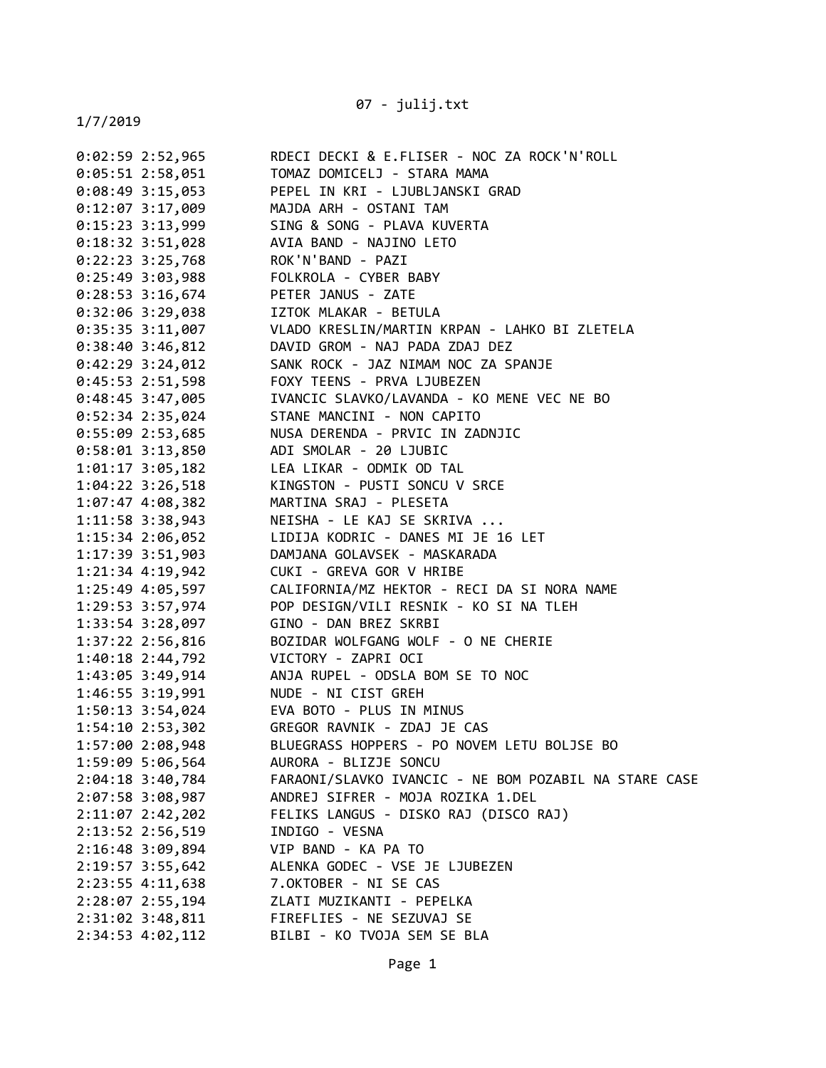1/7/2019

```
0:02:59 2:52,965        RDECI DECKI & E.FLISER - NOC ZA ROCK'N'ROLL
0:05:51 2:58,051        TOMAZ DOMICELJ - STARA MAMA
0:08:49 3:15,053        PEPEL IN KRI - LJUBLJANSKI GRAD
0:12:07 3:17,009        MAJDA ARH - OSTANI TAM
0:15:23 3:13,999        SING & SONG - PLAVA KUVERTA
0:18:32 3:51,028        AVIA BAND - NAJINO LETO
0:22:23 3:25,768        ROK'N'BAND - PAZI
0:25:49 3:03,988        FOLKROLA - CYBER BABY
0:28:53 3:16,674        PETER JANUS - ZATE
0:32:06 3:29,038        IZTOK MLAKAR - BETULA
0:35:35 3:11,007        VLADO KRESLIN/MARTIN KRPAN - LAHKO BI ZLETELA
0:38:40 3:46,812        DAVID GROM - NAJ PADA ZDAJ DEZ
0:42:29 3:24,012        SANK ROCK - JAZ NIMAM NOC ZA SPANJE
0:45:53 2:51,598        FOXY TEENS - PRVA LJUBEZEN
0:48:45 3:47,005        IVANCIC SLAVKO/LAVANDA - KO MENE VEC NE BO
0:52:34 2:35,024        STANE MANCINI - NON CAPITO
0:55:09 2:53,685        NUSA DERENDA - PRVIC IN ZADNJIC
0:58:01 3:13,850        ADI SMOLAR - 20 LJUBIC
1:01:17 3:05,182        LEA LIKAR - ODMIK OD TAL
1:04:22 3:26,518        KINGSTON - PUSTI SONCU V SRCE
1:07:47 4:08,382        MARTINA SRAJ - PLESETA
1:11:58 3:38,943        NEISHA - LE KAJ SE SKRIVA ...
1:15:34 2:06,052        LIDIJA KODRIC - DANES MI JE 16 LET
1:17:39 3:51,903        DAMJANA GOLAVSEK - MASKARADA
1:21:34 4:19,942        CUKI - GREVA GOR V HRIBE
1:25:49 4:05,597        CALIFORNIA/MZ HEKTOR - RECI DA SI NORA NAME
1:29:53 3:57,974        POP DESIGN/VILI RESNIK - KO SI NA TLEH
1:33:54 3:28,097        GINO - DAN BREZ SKRBI
1:37:22 2:56,816        BOZIDAR WOLFGANG WOLF - O NE CHERIE
1:40:18 2:44,792        VICTORY - ZAPRI OCI
1:43:05 3:49,914        ANJA RUPEL - ODSLA BOM SE TO NOC
1:46:55 3:19,991        NUDE - NI CIST GREH
1:50:13 3:54,024        EVA BOTO - PLUS IN MINUS
1:54:10 2:53,302        GREGOR RAVNIK - ZDAJ JE CAS
1:57:00 2:08,948        BLUEGRASS HOPPERS - PO NOVEM LETU BOLJSE BO
1:59:09 5:06,564        AURORA - BLIZJE SONCU
2:04:18 3:40,784        FARAONI/SLAVKO IVANCIC - NE BOM POZABIL NA STARE CASE
2:07:58 3:08,987        ANDREJ SIFRER - MOJA ROZIKA 1.DEL
2:11:07 2:42,202        FELIKS LANGUS - DISKO RAJ (DISCO RAJ)
2:13:52 2:56,519        INDIGO - VESNA
2:16:48 3:09,894        VIP BAND - KA PA TO
2:19:57 3:55,642        ALENKA GODEC - VSE JE LJUBEZEN
2:23:55 4:11,638        7.OKTOBER - NI SE CAS
2:28:07 2:55,194        ZLATI MUZIKANTI - PEPELKA
2:31:02 3:48,811        FIREFLIES - NE SEZUVAJ SE
2:34:53 4:02,112        BILBI - KO TVOJA SEM SE BLA
```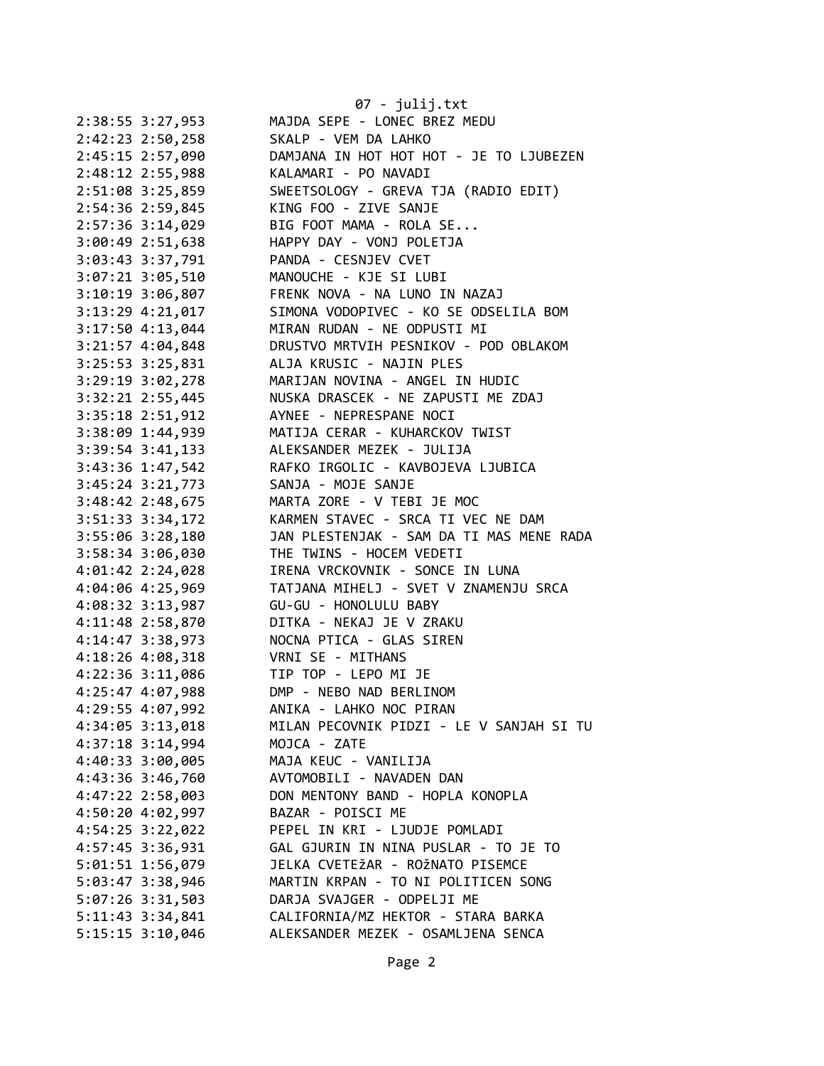```
2:38:55 3:27,953        MAJDA SEPE - LONEC BREZ MEDU
2:42:23 2:50,258        SKALP - VEM DA LAHKO
2:45:15 2:57,090        DAMJANA IN HOT HOT HOT - JE TO LJUBEZEN
2:48:12 2:55,988        KALAMARI - PO NAVADI
2:51:08 3:25,859        SWEETSOLOGY - GREVA TJA (RADIO EDIT)
2:54:36 2:59,845        KING FOO - ZIVE SANJE
2:57:36 3:14,029        BIG FOOT MAMA - ROLA SE...
3:00:49 2:51,638        HAPPY DAY - VONJ POLETJA
3:03:43 3:37,791        PANDA - CESNJEV CVET
3:07:21 3:05,510        MANOUCHE - KJE SI LUBI
3:10:19 3:06,807        FRENK NOVA - NA LUNO IN NAZAJ
3:13:29 4:21,017        SIMONA VODOPIVEC - KO SE ODSELILA BOM
3:17:50 4:13,044        MIRAN RUDAN - NE ODPUSTI MI
3:21:57 4:04,848        DRUSTVO MRTVIH PESNIKOV - POD OBLAKOM
3:25:53 3:25,831        ALJA KRUSIC - NAJIN PLES
3:29:19 3:02,278        MARIJAN NOVINA - ANGEL IN HUDIC
3:32:21 2:55,445        NUSKA DRASCEK - NE ZAPUSTI ME ZDAJ
3:35:18 2:51,912        AYNEE - NEPRESPANE NOCI
3:38:09 1:44,939        MATIJA CERAR - KUHARCKOV TWIST
3:39:54 3:41,133        ALEKSANDER MEZEK - JULIJA
3:43:36 1:47,542        RAFKO IRGOLIC - KAVBOJEVA LJUBICA
3:45:24 3:21,773        SANJA - MOJE SANJE
3:48:42 2:48,675        MARTA ZORE - V TEBI JE MOC
3:51:33 3:34,172        KARMEN STAVEC - SRCA TI VEC NE DAM
3:55:06 3:28,180        JAN PLESTENJAK - SAM DA TI MAS MENE RADA
3:58:34 3:06,030        THE TWINS - HOCEM VEDETI
4:01:42 2:24,028        IRENA VRCKOVNIK - SONCE IN LUNA
4:04:06 4:25,969        TATJANA MIHELJ - SVET V ZNAMENJU SRCA
4:08:32 3:13,987        GU-GU - HONOLULU BABY
4:11:48 2:58,870        DITKA - NEKAJ JE V ZRAKU
4:14:47 3:38,973        NOCNA PTICA - GLAS SIREN
4:18:26 4:08,318        VRNI SE - MITHANS
4:22:36 3:11,086        TIP TOP - LEPO MI JE
4:25:47 4:07,988        DMP - NEBO NAD BERLINOM
4:29:55 4:07,992        ANIKA - LAHKO NOC PIRAN
4:34:05 3:13,018        MILAN PECOVNIK PIDZI - LE V SANJAH SI TU
4:37:18 3:14,994        MOJCA - ZATE
4:40:33 3:00,005        MAJA KEUC - VANILIJA
4:43:36 3:46,760        AVTOMOBILI - NAVADEN DAN
4:47:22 2:58,003        DON MENTONY BAND - HOPLA KONOPLA
4:50:20 4:02,997        BAZAR - POISCI ME
4:54:25 3:22,022        PEPEL IN KRI - LJUDJE POMLADI
4:57:45 3:36,931        GAL GJURIN IN NINA PUSLAR - TO JE TO
5:01:51 1:56,079        JELKA CVETEžAR - ROžNATO PISEMCE
5:03:47 3:38,946        MARTIN KRPAN - TO NI POLITICEN SONG
5:07:26 3:31,503        DARJA SVAJGER - ODPELJI ME
5:11:43 3:34,841        CALIFORNIA/MZ HEKTOR - STARA BARKA
5:15:15 3:10,046        ALEKSANDER MEZEK - OSAMLJENA SENCA
```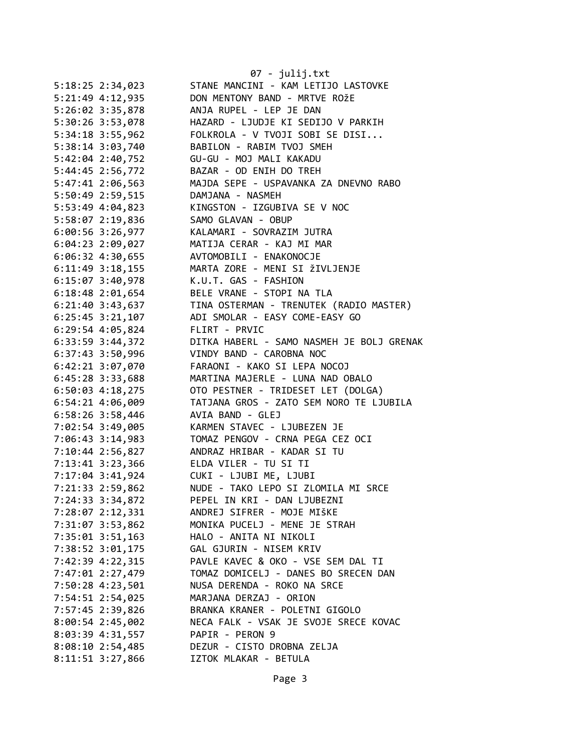```
5:18:25 2:34,023        STANE MANCINI - KAM LETIJO LASTOVKE
5:21:49 4:12,935        DON MENTONY BAND - MRTVE ROžE
5:26:02 3:35,878        ANJA RUPEL - LEP JE DAN
5:30:26 3:53,078        HAZARD - LJUDJE KI SEDIJO V PARKIH
5:34:18 3:55,962        FOLKROLA - V TVOJI SOBI SE DISI...
5:38:14 3:03,740        BABILON - RABIM TVOJ SMEH
5:42:04 2:40,752        GU-GU - MOJ MALI KAKADU
5:44:45 2:56,772        BAZAR - OD ENIH DO TREH
5:47:41 2:06,563        MAJDA SEPE - USPAVANKA ZA DNEVNO RABO
5:50:49 2:59,515        DAMJANA - NASMEH
5:53:49 4:04,823        KINGSTON - IZGUBIVA SE V NOC
5:58:07 2:19,836        SAMO GLAVAN - OBUP
6:00:56 3:26,977        KALAMARI - SOVRAZIM JUTRA
6:04:23 2:09,027        MATIJA CERAR - KAJ MI MAR
6:06:32 4:30,655        AVTOMOBILI - ENAKONOCJE
6:11:49 3:18,155        MARTA ZORE - MENI SI žIVLJENJE
6:15:07 3:40,978        K.U.T. GAS - FASHION
6:18:48 2:01,654        BELE VRANE - STOPI NA TLA
6:21:40 3:43,637        TINA OSTERMAN - TRENUTEK (RADIO MASTER)
6:25:45 3:21,107        ADI SMOLAR - EASY COME-EASY GO
6:29:54 4:05,824        FLIRT - PRVIC
6:33:59 3:44,372        DITKA HABERL - SAMO NASMEH JE BOLJ GRENAK
6:37:43 3:50,996        VINDY BAND - CAROBNA NOC
6:42:21 3:07,070        FARAONI - KAKO SI LEPA NOCOJ
6:45:28 3:33,688        MARTINA MAJERLE - LUNA NAD OBALO
6:50:03 4:18,275        OTO PESTNER - TRIDESET LET (DOLGA)
6:54:21 4:06,009        TATJANA GROS - ZATO SEM NORO TE LJUBILA
6:58:26 3:58,446        AVIA BAND - GLEJ
7:02:54 3:49,005        KARMEN STAVEC - LJUBEZEN JE
7:06:43 3:14,983        TOMAZ PENGOV - CRNA PEGA CEZ OCI
7:10:44 2:56,827        ANDRAZ HRIBAR - KADAR SI TU
7:13:41 3:23,366        ELDA VILER - TU SI TI
7:17:04 3:41,924        CUKI - LJUBI ME, LJUBI
7:21:33 2:59,862        NUDE - TAKO LEPO SI ZLOMILA MI SRCE
7:24:33 3:34,872        PEPEL IN KRI - DAN LJUBEZNI
7:28:07 2:12,331        ANDREJ SIFRER - MOJE MIŠKE
7:31:07 3:53,862        MONIKA PUCELJ - MENE JE STRAH
7:35:01 3:51,163        HALO - ANITA NI NIKOLI
7:38:52 3:01,175        GAL GJURIN - NISEM KRIV
7:42:39 4:22,315        PAVLE KAVEC & OKO - VSE SEM DAL TI
7:47:01 2:27,479        TOMAZ DOMICELJ - DANES BO SRECEN DAN
7:50:28 4:23,501        NUSA DERENDA - ROKO NA SRCE
7:54:51 2:54,025        MARJANA DERZAJ - ORION
7:57:45 2:39,826        BRANKA KRANER - POLETNI GIGOLO
8:00:54 2:45,002        NECA FALK - VSAK JE SVOJE SRECE KOVAC
8:03:39 4:31,557        PAPIR - PERON 9
8:08:10 2:54,485        DEZUR - CISTO DROBNA ZELJA
8:11:51 3:27,866        IZTOK MLAKAR - BETULA
```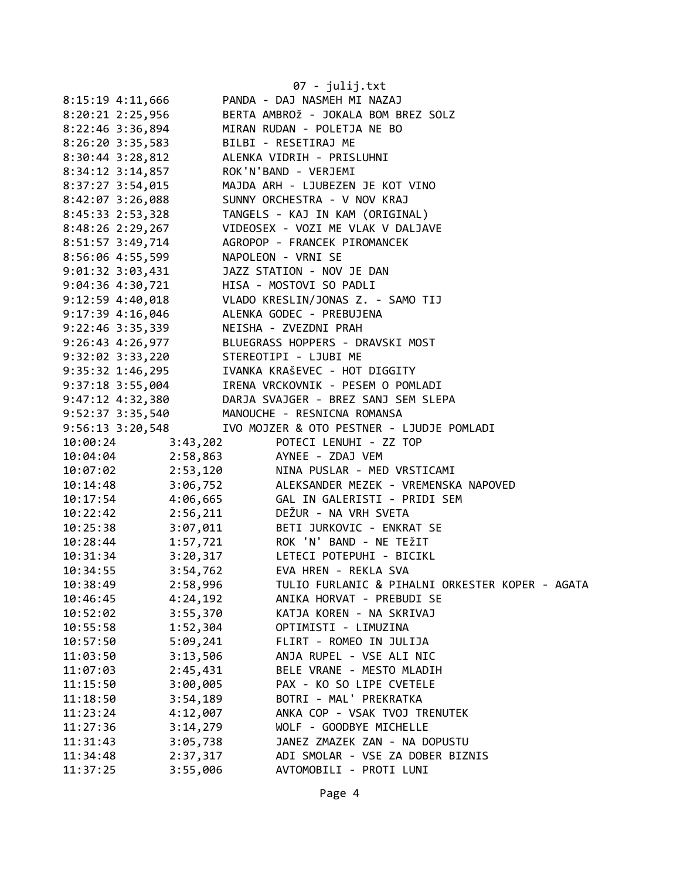07 - julij.txt

```
8:15:19 4:11,666        PANDA - DAJ NASMEH MI NAZAJ
8:20:21 2:25,956        BERTA AMBROž - JOKALA BOM BREZ SOLZ
8:22:46 3:36,894        MIRAN RUDAN - POLETJA NE BO
8:26:20 3:35,583        BILBI - RESETIRAJ ME
8:30:44 3:28,812        ALENKA VIDRIH - PRISLUHNI
8:34:12 3:14,857        ROK'N'BAND - VERJEMI
8:37:27 3:54,015        MAJDA ARH - LJUBEZEN JE KOT VINO
8:42:07 3:26,088        SUNNY ORCHESTRA - V NOV KRAJ
8:45:33 2:53,328        TANGELS - KAJ IN KAM (ORIGINAL)
8:48:26 2:29,267        VIDEOSEX - VOZI ME VLAK V DALJAVE
8:51:57 3:49,714        AGROPOP - FRANCEK PIROMANCEK
8:56:06 4:55,599        NAPOLEON - VRNI SE
9:01:32 3:03,431        JAZZ STATION - NOV JE DAN
9:04:36 4:30,721        HISA - MOSTOVI SO PADLI
9:12:59 4:40,018        VLADO KRESLIN/JONAS Z. - SAMO TIJ
9:17:39 4:16,046        ALENKA GODEC - PREBUJENA
9:22:46 3:35,339        NEISHA - ZVEZDNI PRAH
9:26:43 4:26,977        BLUEGRASS HOPPERS - DRAVSKI MOST
9:32:02 3:33,220        STEREOTIPI - LJUBI ME
9:35:32 1:46,295        IVANKA KRAŠEVEC - HOT DIGGITY
9:37:18 3:55,004        IRENA VRCKOVNIK - PESEM O POMLADI
9:47:12 4:32,380        DARJA SVAJGER - BREZ SANJ SEM SLEPA
9:52:37 3:35,540        MANOUCHE - RESNICNA ROMANSA
9:56:13 3:20,548        IVO MOJZER & OTO PESTNER - LJUDJE POMLADI
10:00:24        3:43,202        POTECI LENUHI - ZZ TOP
10:04:04        2:58,863        AYNEE - ZDAJ VEM
10:07:02        2:53,120        NINA PUSLAR - MED VRSTICAMI
10:14:48        3:06,752        ALEKSANDER MEZEK - VREMENSKA NAPOVED
10:17:54        4:06,665        GAL IN GALERISTI - PRIDI SEM
10:22:42        2:56,211        DEŽUR - NA VRH SVETA
10:25:38        3:07,011        BETI JURKOVIC - ENKRAT SE
10:28:44        1:57,721        ROK 'N' BAND - NE TEžIT
10:31:34        3:20,317        LETECI POTEPUHI - BICIKL
10:34:55        3:54,762        EVA HREN - REKLA SVA
10:38:49        2:58,996        TULIO FURLANIC & PIHALNI ORKESTER KOPER - AGATA
10:46:45        4:24,192        ANIKA HORVAT - PREBUDI SE
10:52:02        3:55,370        KATJA KOREN - NA SKRIVAJ
10:55:58        1:52,304        OPTIMISTI - LIMUZINA
10:57:50        5:09,241        FLIRT - ROMEO IN JULIJA
11:03:50        3:13,506        ANJA RUPEL - VSE ALI NIC
11:07:03        2:45,431        BELE VRANE - MESTO MLADIH
11:15:50        3:00,005        PAX - KO SO LIPE CVETELE
11:18:50        3:54,189        BOTRI - MAL' PREKRATKA
11:23:24        4:12,007        ANKA COP - VSAK TVOJ TRENUTEK
11:27:36        3:14,279        WOLF - GOODBYE MICHELLE
11:31:43        3:05,738        JANEZ ZMAZEK ZAN - NA DOPUSTU
11:34:48        2:37,317        ADI SMOLAR - VSE ZA DOBER BIZNIS
11:37:25        3:55,006        AVTOMOBILI - PROTI LUNI
```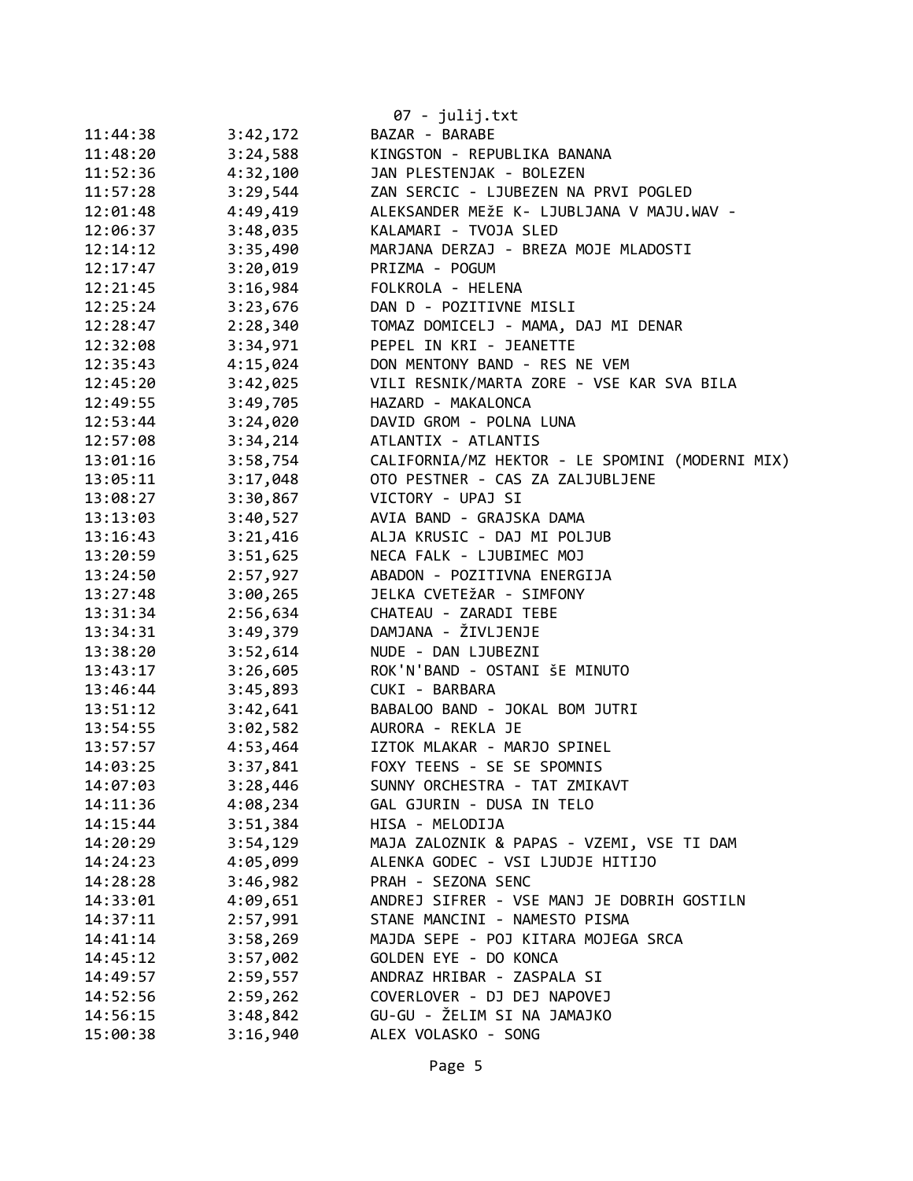07 - julij.txt

| | | |
|---|---|---|
| 11:44:38 | 3:42,172 | BAZAR - BARABE |
| 11:48:20 | 3:24,588 | KINGSTON - REPUBLIKA BANANA |
| 11:52:36 | 4:32,100 | JAN PLESTENJAK - BOLEZEN |
| 11:57:28 | 3:29,544 | ZAN SERCIC - LJUBEZEN NA PRVI POGLED |
| 12:01:48 | 4:49,419 | ALEKSANDER MEžE K- LJUBLJANA V MAJU.WAV - |
| 12:06:37 | 3:48,035 | KALAMARI - TVOJA SLED |
| 12:14:12 | 3:35,490 | MARJANA DERZAJ - BREZA MOJE MLADOSTI |
| 12:17:47 | 3:20,019 | PRIZMA - POGUM |
| 12:21:45 | 3:16,984 | FOLKROLA - HELENA |
| 12:25:24 | 3:23,676 | DAN D - POZITIVNE MISLI |
| 12:28:47 | 2:28,340 | TOMAZ DOMICELJ - MAMA, DAJ MI DENAR |
| 12:32:08 | 3:34,971 | PEPEL IN KRI - JEANETTE |
| 12:35:43 | 4:15,024 | DON MENTONY BAND - RES NE VEM |
| 12:45:20 | 3:42,025 | VILI RESNIK/MARTA ZORE - VSE KAR SVA BILA |
| 12:49:55 | 3:49,705 | HAZARD - MAKALONCA |
| 12:53:44 | 3:24,020 | DAVID GROM - POLNA LUNA |
| 12:57:08 | 3:34,214 | ATLANTIX - ATLANTIS |
| 13:01:16 | 3:58,754 | CALIFORNIA/MZ HEKTOR - LE SPOMINI (MODERNI MIX) |
| 13:05:11 | 3:17,048 | OTO PESTNER - CAS ZA ZALJUBLJENE |
| 13:08:27 | 3:30,867 | VICTORY - UPAJ SI |
| 13:13:03 | 3:40,527 | AVIA BAND - GRAJSKA DAMA |
| 13:16:43 | 3:21,416 | ALJA KRUSIC - DAJ MI POLJUB |
| 13:20:59 | 3:51,625 | NECA FALK - LJUBIMEC MOJ |
| 13:24:50 | 2:57,927 | ABADON - POZITIVNA ENERGIJA |
| 13:27:48 | 3:00,265 | JELKA CVETEžAR - SIMFONY |
| 13:31:34 | 2:56,634 | CHATEAU - ZARADI TEBE |
| 13:34:31 | 3:49,379 | DAMJANA - ŽIVLJENJE |
| 13:38:20 | 3:52,614 | NUDE - DAN LJUBEZNI |
| 13:43:17 | 3:26,605 | ROK'N'BAND - OSTANI ŠE MINUTO |
| 13:46:44 | 3:45,893 | CUKI - BARBARA |
| 13:51:12 | 3:42,641 | BABALOO BAND - JOKAL BOM JUTRI |
| 13:54:55 | 3:02,582 | AURORA - REKLA JE |
| 13:57:57 | 4:53,464 | IZTOK MLAKAR - MARJO SPINEL |
| 14:03:25 | 3:37,841 | FOXY TEENS - SE SE SPOMNIS |
| 14:07:03 | 3:28,446 | SUNNY ORCHESTRA - TAT ZMIKAVT |
| 14:11:36 | 4:08,234 | GAL GJURIN - DUSA IN TELO |
| 14:15:44 | 3:51,384 | HISA - MELODIJA |
| 14:20:29 | 3:54,129 | MAJA ZALOZNIK & PAPAS - VZEMI, VSE TI DAM |
| 14:24:23 | 4:05,099 | ALENKA GODEC - VSI LJUDJE HITIJO |
| 14:28:28 | 3:46,982 | PRAH - SEZONA SENC |
| 14:33:01 | 4:09,651 | ANDREJ SIFRER - VSE MANJ JE DOBRIH GOSTILN |
| 14:37:11 | 2:57,991 | STANE MANCINI - NAMESTO PISMA |
| 14:41:14 | 3:58,269 | MAJDA SEPE - POJ KITARA MOJEGA SRCA |
| 14:45:12 | 3:57,002 | GOLDEN EYE - DO KONCA |
| 14:49:57 | 2:59,557 | ANDRAZ HRIBAR - ZASPALA SI |
| 14:52:56 | 2:59,262 | COVERLOVER - DJ DEJ NAPOVEJ |
| 14:56:15 | 3:48,842 | GU-GU - ŽELIM SI NA JAMAJKO |
| 15:00:38 | 3:16,940 | ALEX VOLASKO - SONG |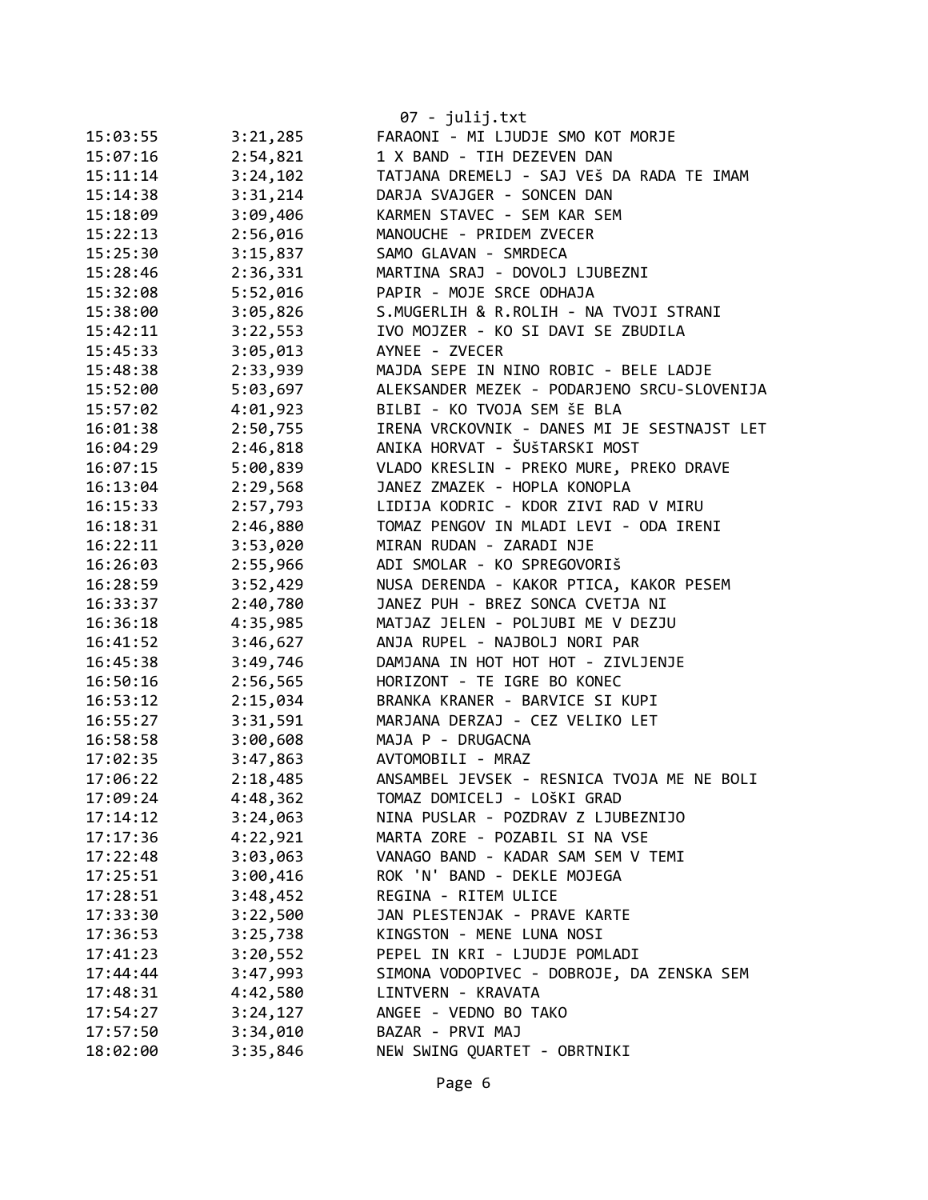07 - julij.txt

```
15:03:55        3:21,285        FARAONI - MI LJUDJE SMO KOT MORJE
15:07:16        2:54,821        1 X BAND - TIH DEZEVEN DAN
15:11:14        3:24,102        TATJANA DREMELJ - SAJ VEš DA RADA TE IMAM
15:14:38        3:31,214        DARJA SVAJGER - SONCEN DAN
15:18:09        3:09,406        KARMEN STAVEC - SEM KAR SEM
15:22:13        2:56,016        MANOUCHE - PRIDEM ZVECER
15:25:30        3:15,837        SAMO GLAVAN - SMRDECA
15:28:46        2:36,331        MARTINA SRAJ - DOVOLJ LJUBEZNI
15:32:08        5:52,016        PAPIR - MOJE SRCE ODHAJA
15:38:00        3:05,826        S.MUGERLIH & R.ROLIH - NA TVOJI STRANI
15:42:11        3:22,553        IVO MOJZER - KO SI DAVI SE ZBUDILA
15:45:33        3:05,013        AYNEE - ZVECER
15:48:38        2:33,939        MAJDA SEPE IN NINO ROBIC - BELE LADJE
15:52:00        5:03,697        ALEKSANDER MEZEK - PODARJENO SRCU-SLOVENIJA
15:57:02        4:01,923        BILBI - KO TVOJA SEM šE BLA
16:01:38        2:50,755        IRENA VRCKOVNIK - DANES MI JE SESTNAJST LET
16:04:29        2:46,818        ANIKA HORVAT - ŠUšTARSKI MOST
16:07:15        5:00,839        VLADO KRESLIN - PREKO MURE, PREKO DRAVE
16:13:04        2:29,568        JANEZ ZMAZEK - HOPLA KONOPLA
16:15:33        2:57,793        LIDIJA KODRIC - KDOR ZIVI RAD V MIRU
16:18:31        2:46,880        TOMAZ PENGOV IN MLADI LEVI - ODA IRENI
16:22:11        3:53,020        MIRAN RUDAN - ZARADI NJE
16:26:03        2:55,966        ADI SMOLAR - KO SPREGOVORIš
16:28:59        3:52,429        NUSA DERENDA - KAKOR PTICA, KAKOR PESEM
16:33:37        2:40,780        JANEZ PUH - BREZ SONCA CVETJA NI
16:36:18        4:35,985        MATJAZ JELEN - POLJUBI ME V DEZJU
16:41:52        3:46,627        ANJA RUPEL - NAJBOLJ NORI PAR
16:45:38        3:49,746        DAMJANA IN HOT HOT HOT - ZIVLJENJE
16:50:16        2:56,565        HORIZONT - TE IGRE BO KONEC
16:53:12        2:15,034        BRANKA KRANER - BARVICE SI KUPI
16:55:27        3:31,591        MARJANA DERZAJ - CEZ VELIKO LET
16:58:58        3:00,608        MAJA P - DRUGACNA
17:02:35        3:47,863        AVTOMOBILI - MRAZ
17:06:22        2:18,485        ANSAMBEL JEVSEK - RESNICA TVOJA ME NE BOLI
17:09:24        4:48,362        TOMAZ DOMICELJ - LOšKI GRAD
17:14:12        3:24,063        NINA PUSLAR - POZDRAV Z LJUBEZNIJO
17:17:36        4:22,921        MARTA ZORE - POZABIL SI NA VSE
17:22:48        3:03,063        VANAGO BAND - KADAR SAM SEM V TEMI
17:25:51        3:00,416        ROK 'N' BAND - DEKLE MOJEGA
17:28:51        3:48,452        REGINA - RITEM ULICE
17:33:30        3:22,500        JAN PLESTENJAK - PRAVE KARTE
17:36:53        3:25,738        KINGSTON - MENE LUNA NOSI
17:41:23        3:20,552        PEPEL IN KRI - LJUDJE POMLADI
17:44:44        3:47,993        SIMONA VODOPIVEC - DOBROJE, DA ZENSKA SEM
17:48:31        4:42,580        LINTVERN - KRAVATA
17:54:27        3:24,127        ANGEE - VEDNO BO TAKO
17:57:50        3:34,010        BAZAR - PRVI MAJ
18:02:00        3:35,846        NEW SWING QUARTET - OBRTNIKI
```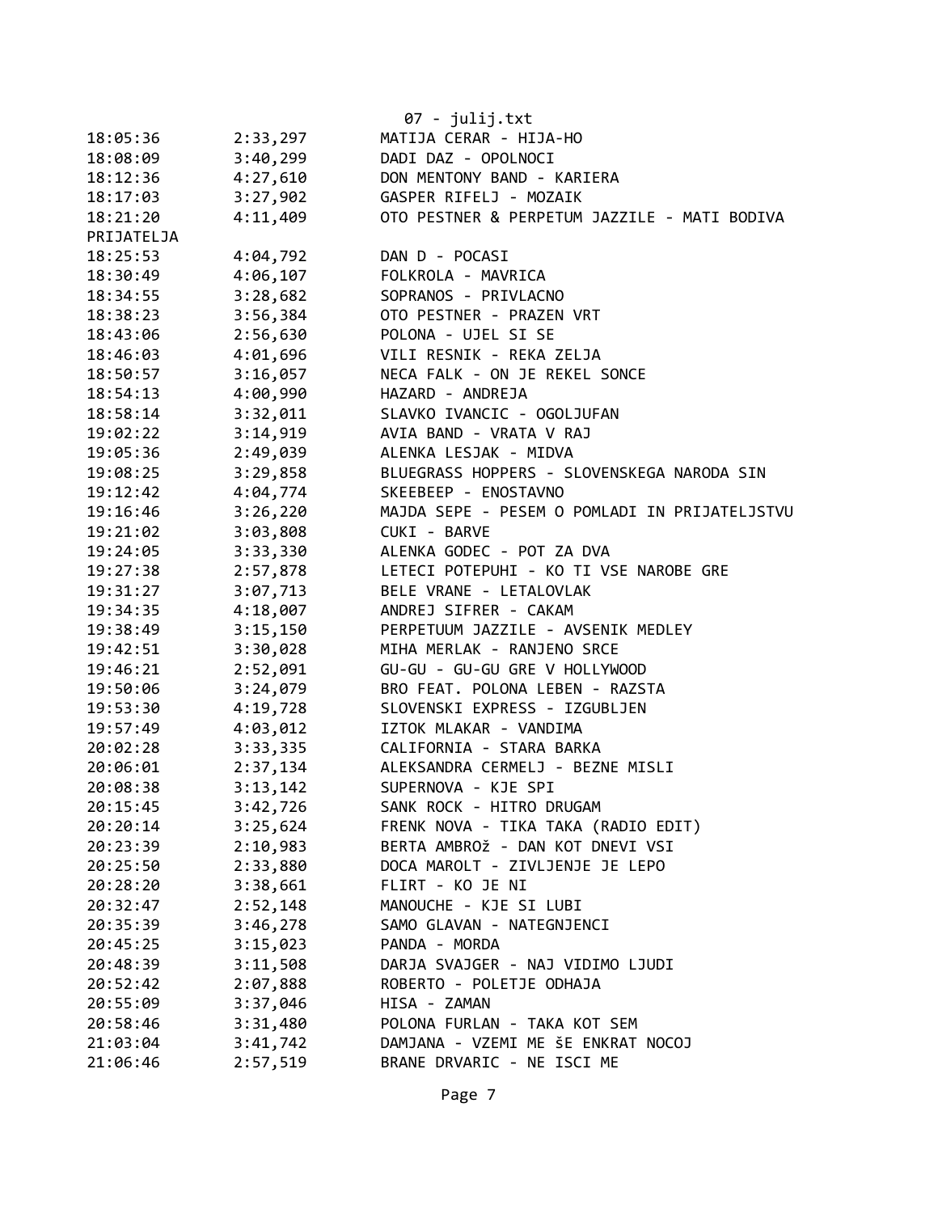07 - julij.txt

```
18:05:36        2:33,297        MATIJA CERAR - HIJA-HO
18:08:09        3:40,299        DADI DAZ - OPOLNOCI
18:12:36        4:27,610        DON MENTONY BAND - KARIERA
18:17:03        3:27,902        GASPER RIFELJ - MOZAIK
18:21:20        4:11,409        OTO PESTNER & PERPETUM JAZZILE - MATI BODIVA
PRIJATELJA
18:25:53        4:04,792        DAN D - POCASI
18:30:49        4:06,107        FOLKROLA - MAVRICA
18:34:55        3:28,682        SOPRANOS - PRIVLACNO
18:38:23        3:56,384        OTO PESTNER - PRAZEN VRT
18:43:06        2:56,630        POLONA - UJEL SI SE
18:46:03        4:01,696        VILI RESNIK - REKA ZELJA
18:50:57        3:16,057        NECA FALK - ON JE REKEL SONCE
18:54:13        4:00,990        HAZARD - ANDREJA
18:58:14        3:32,011        SLAVKO IVANCIC - OGOLJUFAN
19:02:22        3:14,919        AVIA BAND - VRATA V RAJ
19:05:36        2:49,039        ALENKA LESJAK - MIDVA
19:08:25        3:29,858        BLUEGRASS HOPPERS - SLOVENSKEGA NARODA SIN
19:12:42        4:04,774        SKEEBEEP - ENOSTAVNO
19:16:46        3:26,220        MAJDA SEPE - PESEM O POMLADI IN PRIJATELJSTVU
19:21:02        3:03,808        CUKI - BARVE
19:24:05        3:33,330        ALENKA GODEC - POT ZA DVA
19:27:38        2:57,878        LETECI POTEPUHI - KO TI VSE NAROBE GRE
19:31:27        3:07,713        BELE VRANE - LETALOVLAK
19:34:35        4:18,007        ANDREJ SIFRER - CAKAM
19:38:49        3:15,150        PERPETUUM JAZZILE - AVSENIK MEDLEY
19:42:51        3:30,028        MIHA MERLAK - RANJENO SRCE
19:46:21        2:52,091        GU-GU - GU-GU GRE V HOLLYWOOD
19:50:06        3:24,079        BRO FEAT. POLONA LEBEN - RAZSTA
19:53:30        4:19,728        SLOVENSKI EXPRESS - IZGUBLJEN
19:57:49        4:03,012        IZTOK MLAKAR - VANDIMA
20:02:28        3:33,335        CALIFORNIA - STARA BARKA
20:06:01        2:37,134        ALEKSANDRA CERMELJ - BEZNE MISLI
20:08:38        3:13,142        SUPERNOVA - KJE SPI
20:15:45        3:42,726        SANK ROCK - HITRO DRUGAM
20:20:14        3:25,624        FRENK NOVA - TIKA TAKA (RADIO EDIT)
20:23:39        2:10,983        BERTA AMBROž - DAN KOT DNEVI VSI
20:25:50        2:33,880        DOCA MAROLT - ZIVLJENJE JE LEPO
20:28:20        3:38,661        FLIRT - KO JE NI
20:32:47        2:52,148        MANOUCHE - KJE SI LUBI
20:35:39        3:46,278        SAMO GLAVAN - NATEGNJENCI
20:45:25        3:15,023        PANDA - MORDA
20:48:39        3:11,508        DARJA SVAJGER - NAJ VIDIMO LJUDI
20:52:42        2:07,888        ROBERTO - POLETJE ODHAJA
20:55:09        3:37,046        HISA - ZAMAN
20:58:46        3:31,480        POLONA FURLAN - TAKA KOT SEM
21:03:04        3:41,742        DAMJANA - VZEMI ME šE ENKRAT NOCOJ
21:06:46        2:57,519        BRANE DRVARIC - NE ISCI ME
```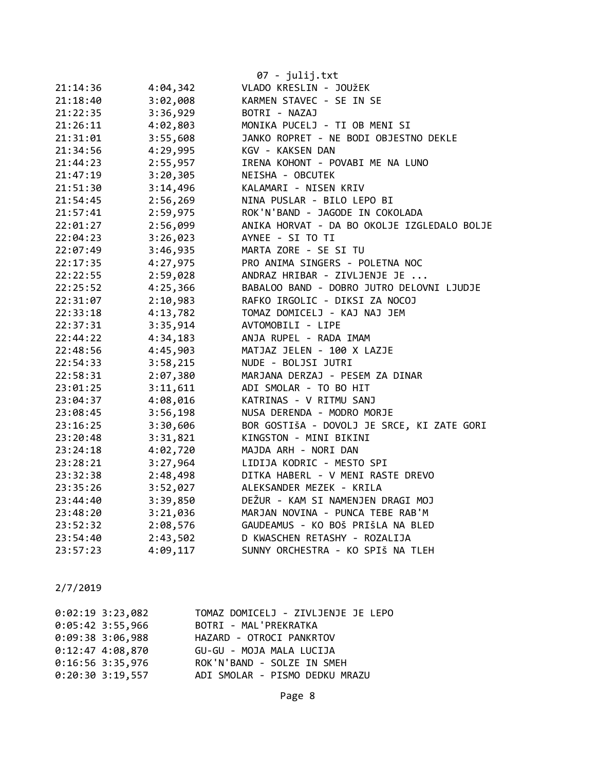07 - julij.txt

| | | |
|---|---|---|
| 21:14:36 | 4:04,342 | VLADO KRESLIN - JOUžEK |
| 21:18:40 | 3:02,008 | KARMEN STAVEC - SE IN SE |
| 21:22:35 | 3:36,929 | BOTRI - NAZAJ |
| 21:26:11 | 4:02,803 | MONIKA PUCELJ - TI OB MENI SI |
| 21:31:01 | 3:55,608 | JANKO ROPRET - NE BODI OBJESTNO DEKLE |
| 21:34:56 | 4:29,995 | KGV - KAKSEN DAN |
| 21:44:23 | 2:55,957 | IRENA KOHONT - POVABI ME NA LUNO |
| 21:47:19 | 3:20,305 | NEISHA - OBCUTEK |
| 21:51:30 | 3:14,496 | KALAMARI - NISEN KRIV |
| 21:54:45 | 2:56,269 | NINA PUSLAR - BILO LEPO BI |
| 21:57:41 | 2:59,975 | ROK'N'BAND - JAGODE IN COKOLADA |
| 22:01:27 | 2:56,099 | ANIKA HORVAT - DA BO OKOLJE IZGLEDALO BOLJE |
| 22:04:23 | 3:26,023 | AYNEE - SI TO TI |
| 22:07:49 | 3:46,935 | MARTA ZORE - SE SI TU |
| 22:17:35 | 4:27,975 | PRO ANIMA SINGERS - POLETNA NOC |
| 22:22:55 | 2:59,028 | ANDRAZ HRIBAR - ZIVLJENJE JE ... |
| 22:25:52 | 4:25,366 | BABALOO BAND - DOBRO JUTRO DELOVNI LJUDJE |
| 22:31:07 | 2:10,983 | RAFKO IRGOLIC - DIKSI ZA NOCOJ |
| 22:33:18 | 4:13,782 | TOMAZ DOMICELJ - KAJ NAJ JEM |
| 22:37:31 | 3:35,914 | AVTOMOBILI - LIPE |
| 22:44:22 | 4:34,183 | ANJA RUPEL - RADA IMAM |
| 22:48:56 | 4:45,903 | MATJAZ JELEN - 100 X LAZJE |
| 22:54:33 | 3:58,215 | NUDE - BOLJSI JUTRI |
| 22:58:31 | 2:07,380 | MARJANA DERZAJ - PESEM ZA DINAR |
| 23:01:25 | 3:11,611 | ADI SMOLAR - TO BO HIT |
| 23:04:37 | 4:08,016 | KATRINAS - V RITMU SANJ |
| 23:08:45 | 3:56,198 | NUSA DERENDA - MODRO MORJE |
| 23:16:25 | 3:30,606 | BOR GOSTIŠA - DOVOLJ JE SRCE, KI ZATE GORI |
| 23:20:48 | 3:31,821 | KINGSTON - MINI BIKINI |
| 23:24:18 | 4:02,720 | MAJDA ARH - NORI DAN |
| 23:28:21 | 3:27,964 | LIDIJA KODRIC - MESTO SPI |
| 23:32:38 | 2:48,498 | DITKA HABERL - V MENI RASTE DREVO |
| 23:35:26 | 3:52,027 | ALEKSANDER MEZEK - KRILA |
| 23:44:40 | 3:39,850 | DEŽUR - KAM SI NAMENJEN DRAGI MOJ |
| 23:48:20 | 3:21,036 | MARJAN NOVINA - PUNCA TEBE RAB'M |
| 23:52:32 | 2:08,576 | GAUDEAMUS - KO BOŠ PRIŠLA NA BLED |
| 23:54:40 | 2:43,502 | D KWASCHEN RETASHY - ROZALIJA |
| 23:57:23 | 4:09,117 | SUNNY ORCHESTRA - KO SPIŠ NA TLEH |

2/7/2019

| | | |
|---|---|---|
| 0:02:19 | 3:23,082 | TOMAZ DOMICELJ - ZIVLJENJE JE LEPO |
| 0:05:42 | 3:55,966 | BOTRI - MAL'PREKRATKA |
| 0:09:38 | 3:06,988 | HAZARD - OTROCI PANKRTOV |
| 0:12:47 | 4:08,870 | GU-GU - MOJA MALA LUCIJA |
| 0:16:56 | 3:35,976 | ROK'N'BAND - SOLZE IN SMEH |
| 0:20:30 | 3:19,557 | ADI SMOLAR - PISMO DEDKU MRAZU |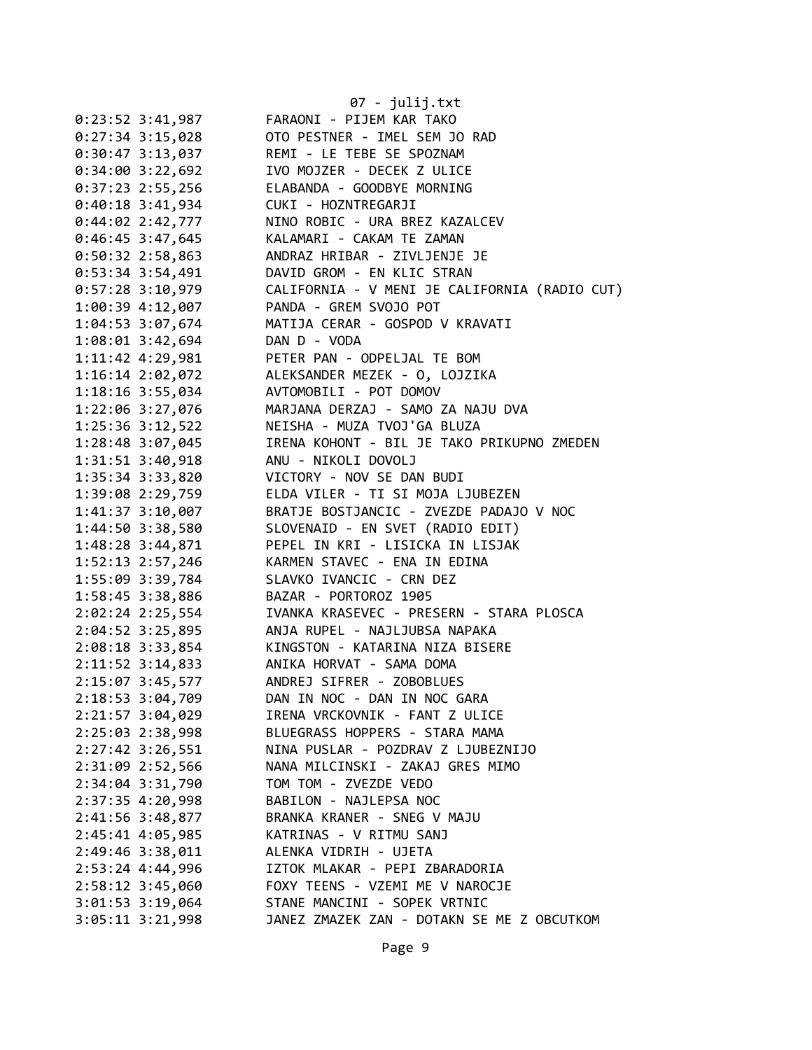```
0:23:52 3:41,987        FARAONI - PIJEM KAR TAKO
0:27:34 3:15,028        OTO PESTNER - IMEL SEM JO RAD
0:30:47 3:13,037        REMI - LE TEBE SE SPOZNAM
0:34:00 3:22,692        IVO MOJZER - DECEK Z ULICE
0:37:23 2:55,256        ELABANDA - GOODBYE MORNING
0:40:18 3:41,934        CUKI - HOZNTREGARJI
0:44:02 2:42,777        NINO ROBIC - URA BREZ KAZALCEV
0:46:45 3:47,645        KALAMARI - CAKAM TE ZAMAN
0:50:32 2:58,863        ANDRAZ HRIBAR - ZIVLJENJE JE
0:53:34 3:54,491        DAVID GROM - EN KLIC STRAN
0:57:28 3:10,979        CALIFORNIA - V MENI JE CALIFORNIA (RADIO CUT)
1:00:39 4:12,007        PANDA - GREM SVOJO POT
1:04:53 3:07,674        MATIJA CERAR - GOSPOD V KRAVATI
1:08:01 3:42,694        DAN D - VODA
1:11:42 4:29,981        PETER PAN - ODPELJAL TE BOM
1:16:14 2:02,072        ALEKSANDER MEZEK - O, LOJZIKA
1:18:16 3:55,034        AVTOMOBILI - POT DOMOV
1:22:06 3:27,076        MARJANA DERZAJ - SAMO ZA NAJU DVA
1:25:36 3:12,522        NEISHA - MUZA TVOJ'GA BLUZA
1:28:48 3:07,045        IRENA KOHONT - BIL JE TAKO PRIKUPNO ZMEDEN
1:31:51 3:40,918        ANU - NIKOLI DOVOLJ
1:35:34 3:33,820        VICTORY - NOV SE DAN BUDI
1:39:08 2:29,759        ELDA VILER - TI SI MOJA LJUBEZEN
1:41:37 3:10,007        BRATJE BOSTJANCIC - ZVEZDE PADAJO V NOC
1:44:50 3:38,580        SLOVENAID - EN SVET (RADIO EDIT)
1:48:28 3:44,871        PEPEL IN KRI - LISICKA IN LISJAK
1:52:13 2:57,246        KARMEN STAVEC - ENA IN EDINA
1:55:09 3:39,784        SLAVKO IVANCIC - CRN DEZ
1:58:45 3:38,886        BAZAR - PORTOROZ 1905
2:02:24 2:25,554        IVANKA KRASEVEC - PRESERN - STARA PLOSCA
2:04:52 3:25,895        ANJA RUPEL - NAJLJUBSA NAPAKA
2:08:18 3:33,854        KINGSTON - KATARINA NIZA BISERE
2:11:52 3:14,833        ANIKA HORVAT - SAMA DOMA
2:15:07 3:45,577        ANDREJ SIFRER - ZOBOBLUES
2:18:53 3:04,709        DAN IN NOC - DAN IN NOC GARA
2:21:57 3:04,029        IRENA VRCKOVNIK - FANT Z ULICE
2:25:03 2:38,998        BLUEGRASS HOPPERS - STARA MAMA
2:27:42 3:26,551        NINA PUSLAR - POZDRAV Z LJUBEZNIJO
2:31:09 2:52,566        NANA MILCINSKI - ZAKAJ GRES MIMO
2:34:04 3:31,790        TOM TOM - ZVEZDE VEDO
2:37:35 4:20,998        BABILON - NAJLEPSA NOC
2:41:56 3:48,877        BRANKA KRANER - SNEG V MAJU
2:45:41 4:05,985        KATRINAS - V RITMU SANJ
2:49:46 3:38,011        ALENKA VIDRIH - UJETA
2:53:24 4:44,996        IZTOK MLAKAR - PEPI ZBARADORIA
2:58:12 3:45,060        FOXY TEENS - VZEMI ME V NAROCJE
3:01:53 3:19,064        STANE MANCINI - SOPEK VRTNIC
3:05:11 3:21,998        JANEZ ZMAZEK ZAN - DOTAKN SE ME Z OBCUTKOM
```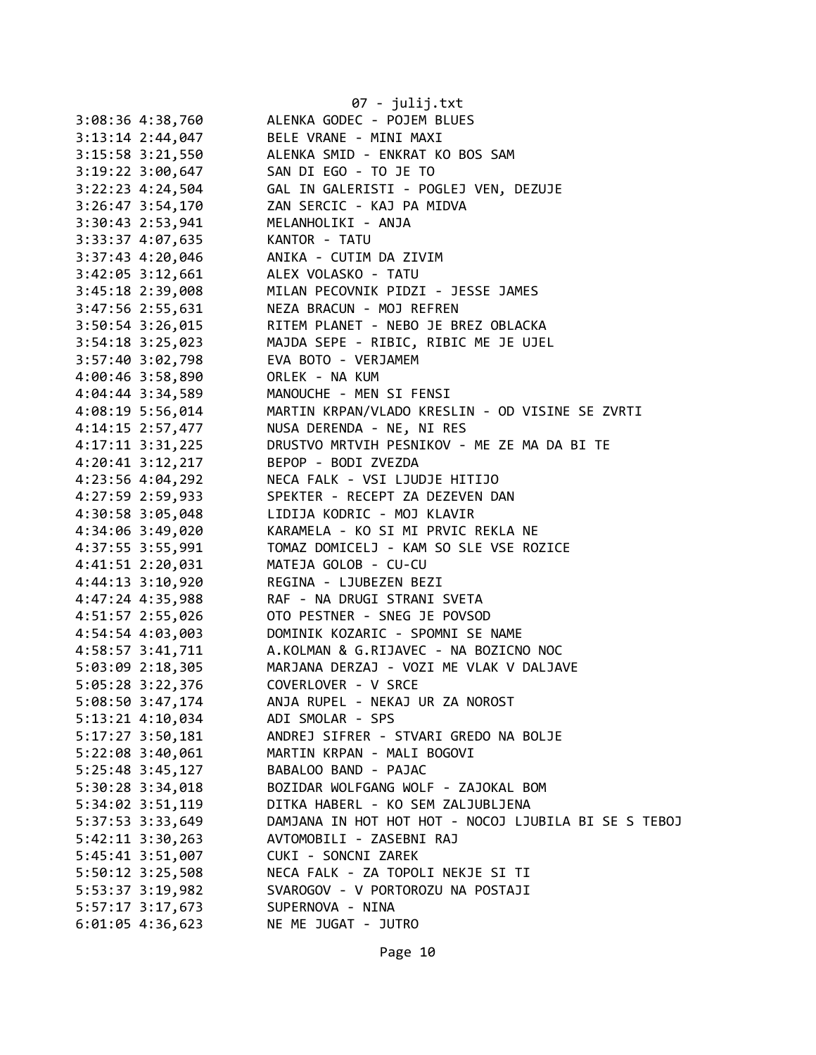07 - julij.txt

```
3:08:36 4:38,760        ALENKA GODEC - POJEM BLUES
3:13:14 2:44,047        BELE VRANE - MINI MAXI
3:15:58 3:21,550        ALENKA SMID - ENKRAT KO BOS SAM
3:19:22 3:00,647        SAN DI EGO - TO JE TO
3:22:23 4:24,504        GAL IN GALERISTI - POGLEJ VEN, DEZUJE
3:26:47 3:54,170        ZAN SERCIC - KAJ PA MIDVA
3:30:43 2:53,941        MELANHOLIKI - ANJA
3:33:37 4:07,635        KANTOR - TATU
3:37:43 4:20,046        ANIKA - CUTIM DA ZIVIM
3:42:05 3:12,661        ALEX VOLASKO - TATU
3:45:18 2:39,008        MILAN PECOVNIK PIDZI - JESSE JAMES
3:47:56 2:55,631        NEZA BRACUN - MOJ REFREN
3:50:54 3:26,015        RITEM PLANET - NEBO JE BREZ OBLACKA
3:54:18 3:25,023        MAJDA SEPE - RIBIC, RIBIC ME JE UJEL
3:57:40 3:02,798        EVA BOTO - VERJAMEM
4:00:46 3:58,890        ORLEK - NA KUM
4:04:44 3:34,589        MANOUCHE - MEN SI FENSI
4:08:19 5:56,014        MARTIN KRPAN/VLADO KRESLIN - OD VISINE SE ZVRTI
4:14:15 2:57,477        NUSA DERENDA - NE, NI RES
4:17:11 3:31,225        DRUSTVO MRTVIH PESNIKOV - ME ZE MA DA BI TE
4:20:41 3:12,217        BEPOP - BODI ZVEZDA
4:23:56 4:04,292        NECA FALK - VSI LJUDJE HITIJO
4:27:59 2:59,933        SPEKTER - RECEPT ZA DEZEVEN DAN
4:30:58 3:05,048        LIDIJA KODRIC - MOJ KLAVIR
4:34:06 3:49,020        KARAMELA - KO SI MI PRVIC REKLA NE
4:37:55 3:55,991        TOMAZ DOMICELJ - KAM SO SLE VSE ROZICE
4:41:51 2:20,031        MATEJA GOLOB - CU-CU
4:44:13 3:10,920        REGINA - LJUBEZEN BEZI
4:47:24 4:35,988        RAF - NA DRUGI STRANI SVETA
4:51:57 2:55,026        OTO PESTNER - SNEG JE POVSOD
4:54:54 4:03,003        DOMINIK KOZARIC - SPOMNI SE NAME
4:58:57 3:41,711        A.KOLMAN & G.RIJAVEC - NA BOZICNO NOC
5:03:09 2:18,305        MARJANA DERZAJ - VOZI ME VLAK V DALJAVE
5:05:28 3:22,376        COVERLOVER - V SRCE
5:08:50 3:47,174        ANJA RUPEL - NEKAJ UR ZA NOROST
5:13:21 4:10,034        ADI SMOLAR - SPS
5:17:27 3:50,181        ANDREJ SIFRER - STVARI GREDO NA BOLJE
5:22:08 3:40,061        MARTIN KRPAN - MALI BOGOVI
5:25:48 3:45,127        BABALOO BAND - PAJAC
5:30:28 3:34,018        BOZIDAR WOLFGANG WOLF - ZAJOKAL BOM
5:34:02 3:51,119        DITKA HABERL - KO SEM ZALJUBLJENA
5:37:53 3:33,649        DAMJANA IN HOT HOT HOT - NOCOJ LJUBILA BI SE S TEBOJ
5:42:11 3:30,263        AVTOMOBILI - ZASEBNI RAJ
5:45:41 3:51,007        CUKI - SONCNI ZAREK
5:50:12 3:25,508        NECA FALK - ZA TOPOLI NEKJE SI TI
5:53:37 3:19,982        SVAROGOV - V PORTOROZU NA POSTAJI
5:57:17 3:17,673        SUPERNOVA - NINA
6:01:05 4:36,623        NE ME JUGAT - JUTRO
```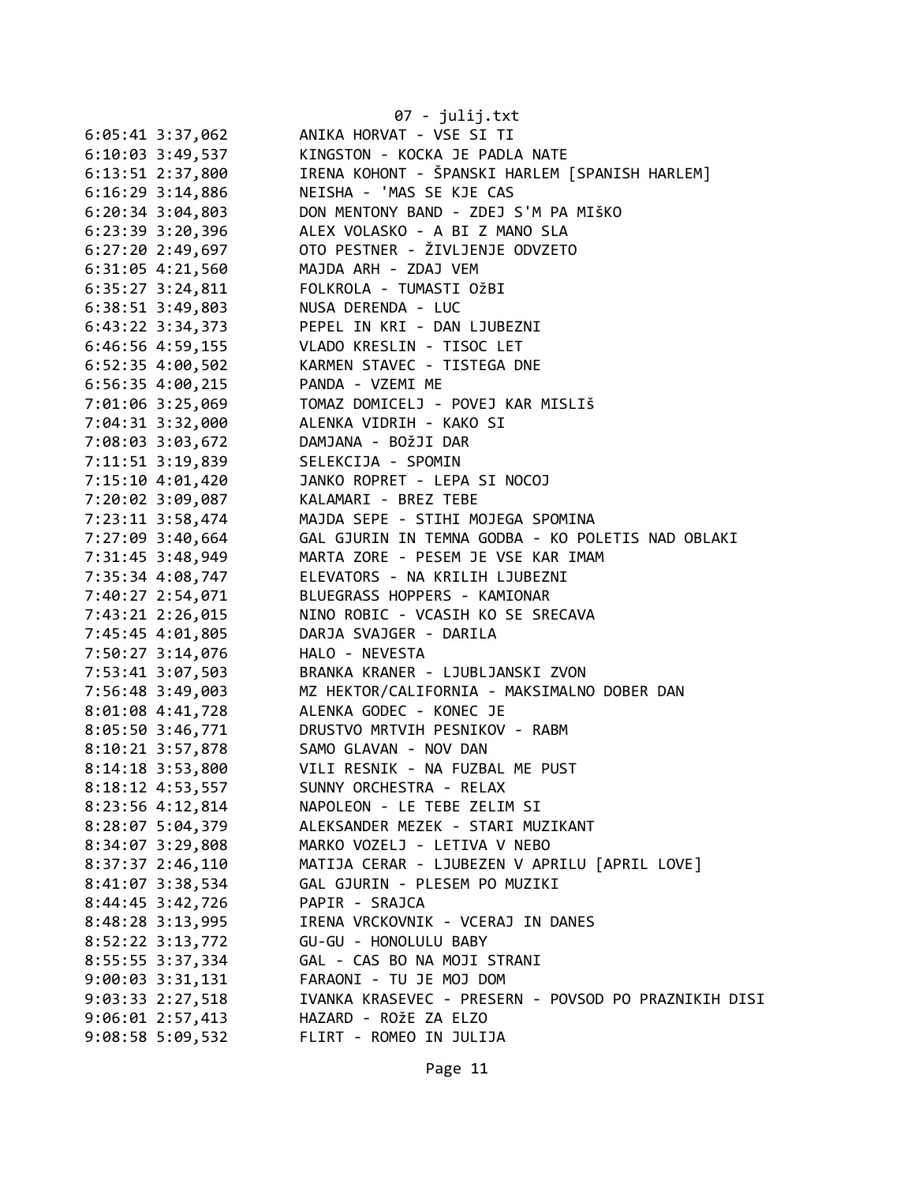07 - julij.txt

```
6:05:41 3:37,062        ANIKA HORVAT - VSE SI TI
6:10:03 3:49,537        KINGSTON - KOCKA JE PADLA NATE
6:13:51 2:37,800        IRENA KOHONT - ŠPANSKI HARLEM [SPANISH HARLEM]
6:16:29 3:14,886        NEISHA - 'MAS SE KJE CAS
6:20:34 3:04,803        DON MENTONY BAND - ZDEJ S'M PA MIŠKO
6:23:39 3:20,396        ALEX VOLASKO - A BI Z MANO SLA
6:27:20 2:49,697        OTO PESTNER - ŽIVLJENJE ODVZETO
6:31:05 4:21,560        MAJDA ARH - ZDAJ VEM
6:35:27 3:24,811        FOLKROLA - TUMASTI OžBI
6:38:51 3:49,803        NUSA DERENDA - LUC
6:43:22 3:34,373        PEPEL IN KRI - DAN LJUBEZNI
6:46:56 4:59,155        VLADO KRESLIN - TISOC LET
6:52:35 4:00,502        KARMEN STAVEC - TISTEGA DNE
6:56:35 4:00,215        PANDA - VZEMI ME
7:01:06 3:25,069        TOMAZ DOMICELJ - POVEJ KAR MISLIš
7:04:31 3:32,000        ALENKA VIDRIH - KAKO SI
7:08:03 3:03,672        DAMJANA - BOžJI DAR
7:11:51 3:19,839        SELEKCIJA - SPOMIN
7:15:10 4:01,420        JANKO ROPRET - LEPA SI NOCOJ
7:20:02 3:09,087        KALAMARI - BREZ TEBE
7:23:11 3:58,474        MAJDA SEPE - STIHI MOJEGA SPOMINA
7:27:09 3:40,664        GAL GJURIN IN TEMNA GODBA - KO POLETIS NAD OBLAKI
7:31:45 3:48,949        MARTA ZORE - PESEM JE VSE KAR IMAM
7:35:34 4:08,747        ELEVATORS - NA KRILIH LJUBEZNI
7:40:27 2:54,071        BLUEGRASS HOPPERS - KAMIONAR
7:43:21 2:26,015        NINO ROBIC - VCASIH KO SE SRECAVA
7:45:45 4:01,805        DARJA SVAJGER - DARILA
7:50:27 3:14,076        HALO - NEVESTA
7:53:41 3:07,503        BRANKA KRANER - LJUBLJANSKI ZVON
7:56:48 3:49,003        MZ HEKTOR/CALIFORNIA - MAKSIMALNO DOBER DAN
8:01:08 4:41,728        ALENKA GODEC - KONEC JE
8:05:50 3:46,771        DRUSTVO MRTVIH PESNIKOV - RABM
8:10:21 3:57,878        SAMO GLAVAN - NOV DAN
8:14:18 3:53,800        VILI RESNIK - NA FUZBAL ME PUST
8:18:12 4:53,557        SUNNY ORCHESTRA - RELAX
8:23:56 4:12,814        NAPOLEON - LE TEBE ZELIM SI
8:28:07 5:04,379        ALEKSANDER MEZEK - STARI MUZIKANT
8:34:07 3:29,808        MARKO VOZELJ - LETIVA V NEBO
8:37:37 2:46,110        MATIJA CERAR - LJUBEZEN V APRILU [APRIL LOVE]
8:41:07 3:38,534        GAL GJURIN - PLESEM PO MUZIKI
8:44:45 3:42,726        PAPIR - SRAJCA
8:48:28 3:13,995        IRENA VRCKOVNIK - VCERAJ IN DANES
8:52:22 3:13,772        GU-GU - HONOLULU BABY
8:55:55 3:37,334        GAL - CAS BO NA MOJI STRANI
9:00:03 3:31,131        FARAONI - TU JE MOJ DOM
9:03:33 2:27,518        IVANKA KRASEVEC - PRESERN - POVSOD PO PRAZNIKIH DISI
9:06:01 2:57,413        HAZARD - ROžE ZA ELZO
9:08:58 5:09,532        FLIRT - ROMEO IN JULIJA
```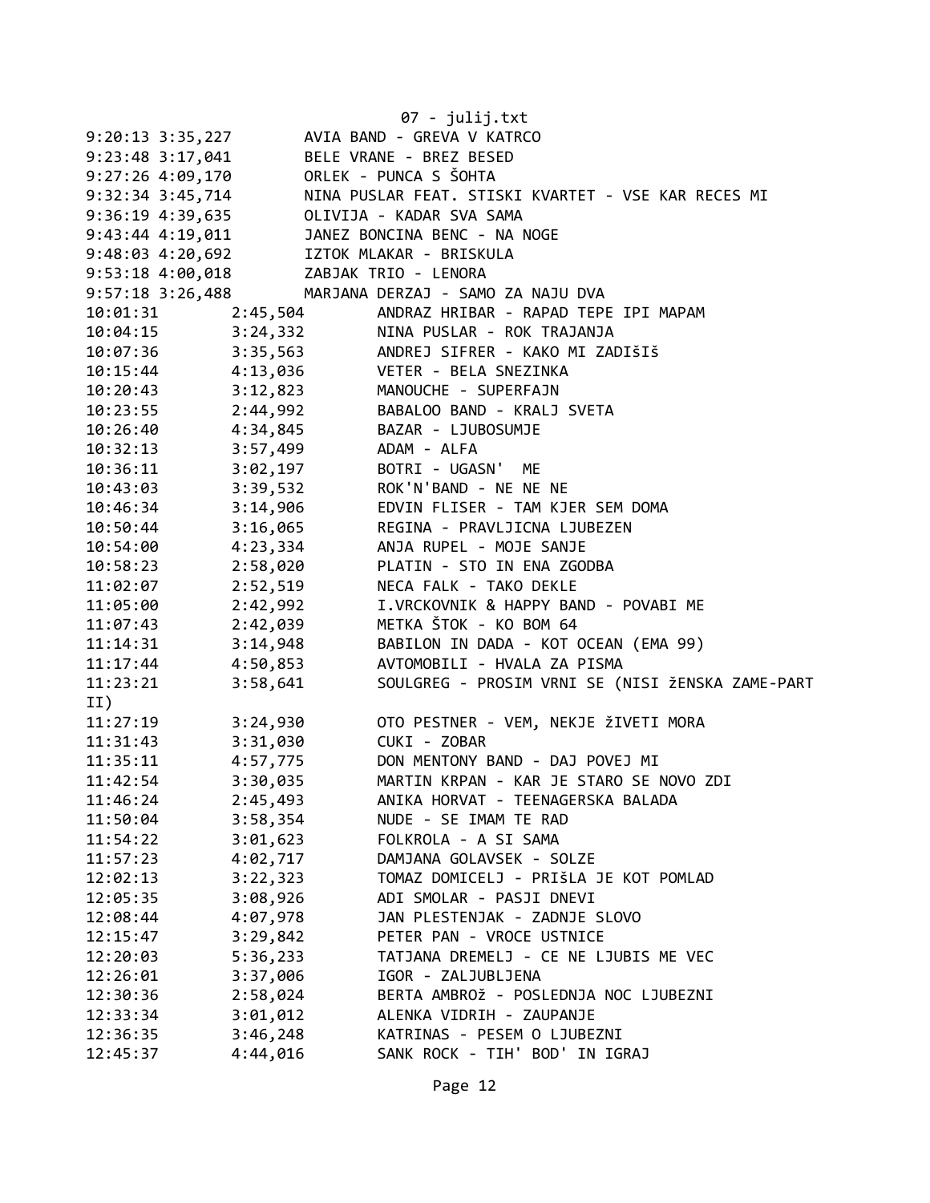07 - julij.txt

```
9:20:13 3:35,227        AVIA BAND - GREVA V KATRCO
9:23:48 3:17,041        BELE VRANE - BREZ BESED
9:27:26 4:09,170        ORLEK - PUNCA S ŠOHTA
9:32:34 3:45,714        NINA PUSLAR FEAT. STISKI KVARTET - VSE KAR RECES MI
9:36:19 4:39,635        OLIVIJA - KADAR SVA SAMA
9:43:44 4:19,011        JANEZ BONCINA BENC - NA NOGE
9:48:03 4:20,692        IZTOK MLAKAR - BRISKULA
9:53:18 4:00,018        ZABJAK TRIO - LENORA
9:57:18 3:26,488        MARJANA DERZAJ - SAMO ZA NAJU DVA
10:01:31        2:45,504        ANDRAZ HRIBAR - RAPAD TEPE IPI MAPAM
10:04:15        3:24,332        NINA PUSLAR - ROK TRAJANJA
10:07:36        3:35,563        ANDREJ SIFRER - KAKO MI ZADIŠIŠ
10:15:44        4:13,036        VETER - BELA SNEZINKA
10:20:43        3:12,823        MANOUCHE - SUPERFAJN
10:23:55        2:44,992        BABALOO BAND - KRALJ SVETA
10:26:40        4:34,845        BAZAR - LJUBOSUMJE
10:32:13        3:57,499        ADAM - ALFA
10:36:11        3:02,197        BOTRI - UGASN'  ME
10:43:03        3:39,532        ROK'N'BAND - NE NE NE
10:46:34        3:14,906        EDVIN FLISER - TAM KJER SEM DOMA
10:50:44        3:16,065        REGINA - PRAVLJICNA LJUBEZEN
10:54:00        4:23,334        ANJA RUPEL - MOJE SANJE
10:58:23        2:58,020        PLATIN - STO IN ENA ZGODBA
11:02:07        2:52,519        NECA FALK - TAKO DEKLE
11:05:00        2:42,992        I.VRCKOVNIK & HAPPY BAND - POVABI ME
11:07:43        2:42,039        METKA ŠTOK - KO BOM 64
11:14:31        3:14,948        BABILON IN DADA - KOT OCEAN (EMA 99)
11:17:44        4:50,853        AVTOMOBILI - HVALA ZA PISMA
11:23:21        3:58,641        SOULGREG - PROSIM VRNI SE (NISI žENSKA ZAME-PART
II)
11:27:19        3:24,930        OTO PESTNER - VEM, NEKJE žIVETI MORA
11:31:43        3:31,030        CUKI - ZOBAR
11:35:11        4:57,775        DON MENTONY BAND - DAJ POVEJ MI
11:42:54        3:30,035        MARTIN KRPAN - KAR JE STARO SE NOVO ZDI
11:46:24        2:45,493        ANIKA HORVAT - TEENAGERSKA BALADA
11:50:04        3:58,354        NUDE - SE IMAM TE RAD
11:54:22        3:01,623        FOLKROLA - A SI SAMA
11:57:23        4:02,717        DAMJANA GOLAVSEK - SOLZE
12:02:13        3:22,323        TOMAZ DOMICELJ - PRIŠLA JE KOT POMLAD
12:05:35        3:08,926        ADI SMOLAR - PASJI DNEVI
12:08:44        4:07,978        JAN PLESTENJAK - ZADNJE SLOVO
12:15:47        3:29,842        PETER PAN - VROCE USTNICE
12:20:03        5:36,233        TATJANA DREMELJ - CE NE LJUBIS ME VEC
12:26:01        3:37,006        IGOR - ZALJUBLJENA
12:30:36        2:58,024        BERTA AMBROž - POSLEDNJA NOC LJUBEZNI
12:33:34        3:01,012        ALENKA VIDRIH - ZAUPANJE
12:36:35        3:46,248        KATRINAS - PESEM O LJUBEZNI
12:45:37        4:44,016        SANK ROCK - TIH' BOD' IN IGRAJ
```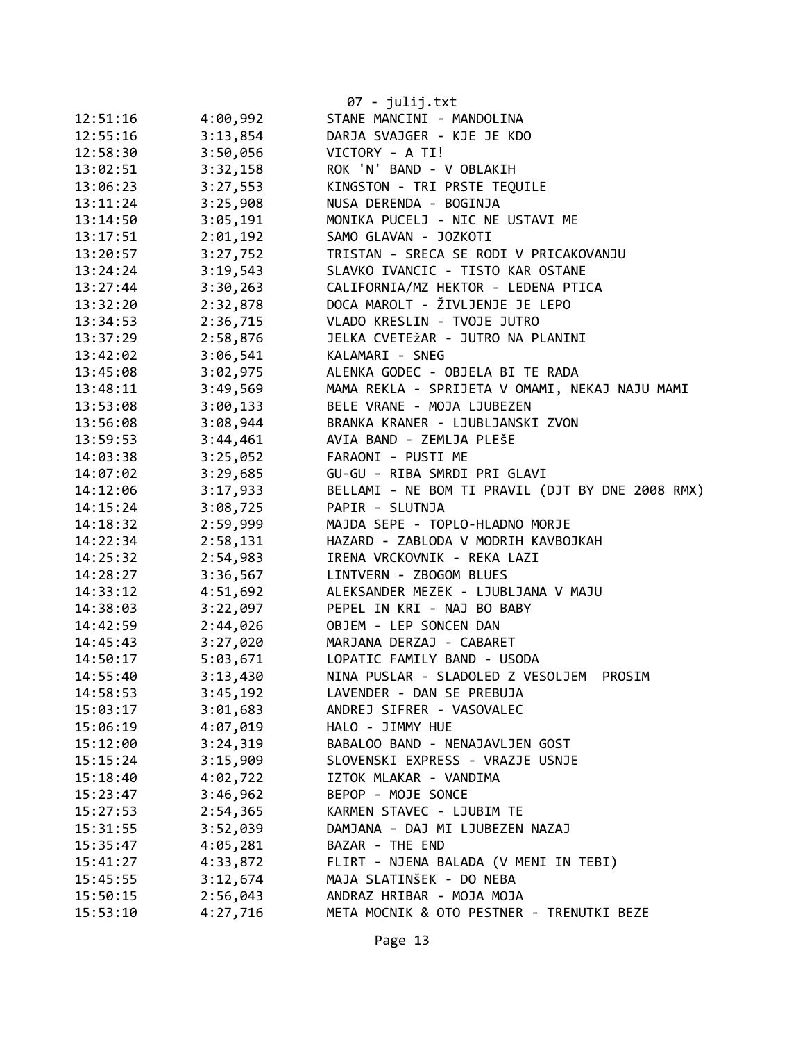07 - julij.txt

```
12:51:16        4:00,992        STANE MANCINI - MANDOLINA
12:55:16        3:13,854        DARJA SVAJGER - KJE JE KDO
12:58:30        3:50,056        VICTORY - A TI!
13:02:51        3:32,158        ROK 'N' BAND - V OBLAKIH
13:06:23        3:27,553        KINGSTON - TRI PRSTE TEQUILE
13:11:24        3:25,908        NUSA DERENDA - BOGINJA
13:14:50        3:05,191        MONIKA PUCELJ - NIC NE USTAVI ME
13:17:51        2:01,192        SAMO GLAVAN - JOZKOTI
13:20:57        3:27,752        TRISTAN - SRECA SE RODI V PRICAKOVANJU
13:24:24        3:19,543        SLAVKO IVANCIC - TISTO KAR OSTANE
13:27:44        3:30,263        CALIFORNIA/MZ HEKTOR - LEDENA PTICA
13:32:20        2:32,878        DOCA MAROLT - ŽIVLJENJE JE LEPO
13:34:53        2:36,715        VLADO KRESLIN - TVOJE JUTRO
13:37:29        2:58,876        JELKA CVETEžAR - JUTRO NA PLANINI
13:42:02        3:06,541        KALAMARI - SNEG
13:45:08        3:02,975        ALENKA GODEC - OBJELA BI TE RADA
13:48:11        3:49,569        MAMA REKLA - SPRIJETA V OMAMI, NEKAJ NAJU MAMI
13:53:08        3:00,133        BELE VRANE - MOJA LJUBEZEN
13:56:08        3:08,944        BRANKA KRANER - LJUBLJANSKI ZVON
13:59:53        3:44,461        AVIA BAND - ZEMLJA PLEŠE
14:03:38        3:25,052        FARAONI - PUSTI ME
14:07:02        3:29,685        GU-GU - RIBA SMRDI PRI GLAVI
14:12:06        3:17,933        BELLAMI - NE BOM TI PRAVIL (DJT BY DNE 2008 RMX)
14:15:24        3:08,725        PAPIR - SLUTNJA
14:18:32        2:59,999        MAJDA SEPE - TOPLO-HLADNO MORJE
14:22:34        2:58,131        HAZARD - ZABLODA V MODRIH KAVBOJKAH
14:25:32        2:54,983        IRENA VRCKOVNIK - REKA LAZI
14:28:27        3:36,567        LINTVERN - ZBOGOM BLUES
14:33:12        4:51,692        ALEKSANDER MEZEK - LJUBLJANA V MAJU
14:38:03        3:22,097        PEPEL IN KRI - NAJ BO BABY
14:42:59        2:44,026        OBJEM - LEP SONCEN DAN
14:45:43        3:27,020        MARJANA DERZAJ - CABARET
14:50:17        5:03,671        LOPATIC FAMILY BAND - USODA
14:55:40        3:13,430        NINA PUSLAR - SLADOLED Z VESOLJEM  PROSIM
14:58:53        3:45,192        LAVENDER - DAN SE PREBUJA
15:03:17        3:01,683        ANDREJ SIFRER - VASOVALEC
15:06:19        4:07,019        HALO - JIMMY HUE
15:12:00        3:24,319        BABALOO BAND - NENAJAVLJEN GOST
15:15:24        3:15,909        SLOVENSKI EXPRESS - VRAZJE USNJE
15:18:40        4:02,722        IZTOK MLAKAR - VANDIMA
15:23:47        3:46,962        BEPOP - MOJE SONCE
15:27:53        2:54,365        KARMEN STAVEC - LJUBIM TE
15:31:55        3:52,039        DAMJANA - DAJ MI LJUBEZEN NAZAJ
15:35:47        4:05,281        BAZAR - THE END
15:41:27        4:33,872        FLIRT - NJENA BALADA (V MENI IN TEBI)
15:45:55        3:12,674        MAJA SLATINŠEK - DO NEBA
15:50:15        2:56,043        ANDRAZ HRIBAR - MOJA MOJA
15:53:10        4:27,716        META MOCNIK & OTO PESTNER - TRENUTKI BEZE
```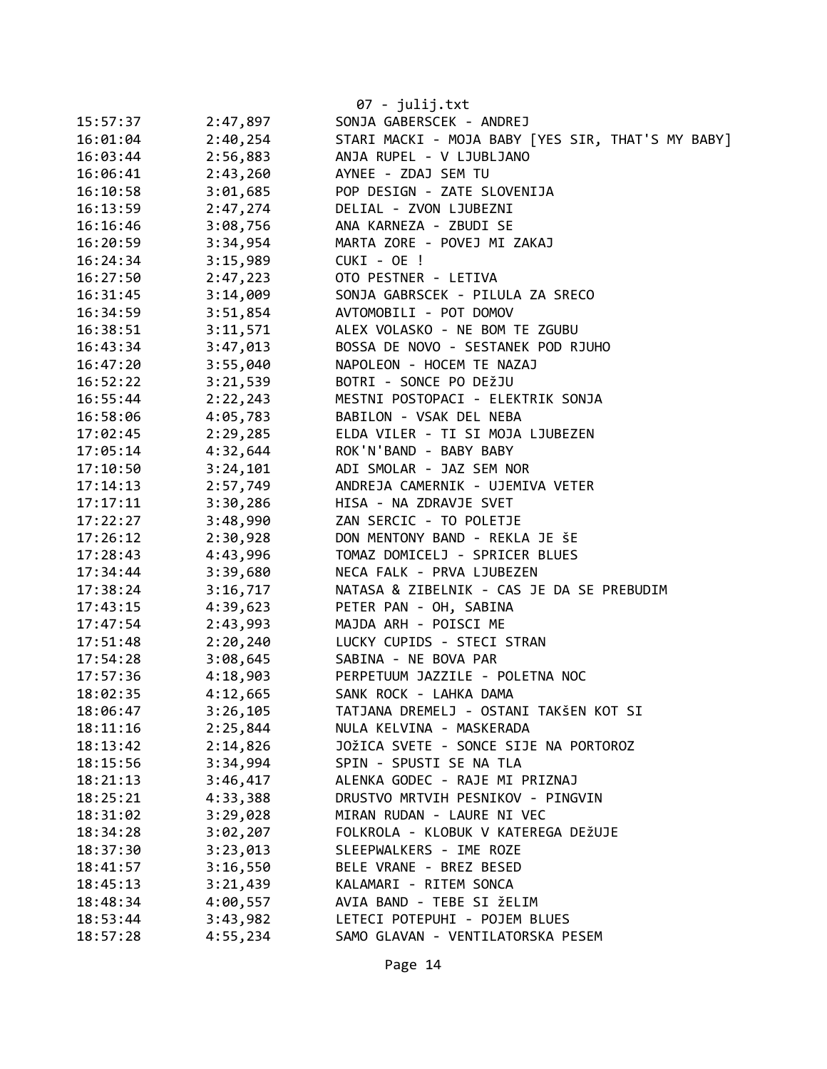07 - julij.txt

```
15:57:37        2:47,897        SONJA GABERSCEK - ANDREJ
16:01:04        2:40,254        STARI MACKI - MOJA BABY [YES SIR, THAT'S MY BABY]
16:03:44        2:56,883        ANJA RUPEL - V LJUBLJANO
16:06:41        2:43,260        AYNEE - ZDAJ SEM TU
16:10:58        3:01,685        POP DESIGN - ZATE SLOVENIJA
16:13:59        2:47,274        DELIAL - ZVON LJUBEZNI
16:16:46        3:08,756        ANA KARNEZA - ZBUDI SE
16:20:59        3:34,954        MARTA ZORE - POVEJ MI ZAKAJ
16:24:34        3:15,989        CUKI - OE !
16:27:50        2:47,223        OTO PESTNER - LETIVA
16:31:45        3:14,009        SONJA GABRSCEK - PILULA ZA SRECO
16:34:59        3:51,854        AVTOMOBILI - POT DOMOV
16:38:51        3:11,571        ALEX VOLASKO - NE BOM TE ZGUBU
16:43:34        3:47,013        BOSSA DE NOVO - SESTANEK POD RJUHO
16:47:20        3:55,040        NAPOLEON - HOCEM TE NAZAJ
16:52:22        3:21,539        BOTRI - SONCE PO DEžJU
16:55:44        2:22,243        MESTNI POSTOPACI - ELEKTRIK SONJA
16:58:06        4:05,783        BABILON - VSAK DEL NEBA
17:02:45        2:29,285        ELDA VILER - TI SI MOJA LJUBEZEN
17:05:14        4:32,644        ROK'N'BAND - BABY BABY
17:10:50        3:24,101        ADI SMOLAR - JAZ SEM NOR
17:14:13        2:57,749        ANDREJA CAMERNIK - UJEMIVA VETER
17:17:11        3:30,286        HISA - NA ZDRAVJE SVET
17:22:27        3:48,990        ZAN SERCIC - TO POLETJE
17:26:12        2:30,928        DON MENTONY BAND - REKLA JE šE
17:28:43        4:43,996        TOMAZ DOMICELJ - SPRICER BLUES
17:34:44        3:39,680        NECA FALK - PRVA LJUBEZEN
17:38:24        3:16,717        NATASA & ZIBELNIK - CAS JE DA SE PREBUDIM
17:43:15        4:39,623        PETER PAN - OH, SABINA
17:47:54        2:43,993        MAJDA ARH - POISCI ME
17:51:48        2:20,240        LUCKY CUPIDS - STECI STRAN
17:54:28        3:08,645        SABINA - NE BOVA PAR
17:57:36        4:18,903        PERPETUUM JAZZILE - POLETNA NOC
18:02:35        4:12,665        SANK ROCK - LAHKA DAMA
18:06:47        3:26,105        TATJANA DREMELJ - OSTANI TAKšEN KOT SI
18:11:16        2:25,844        NULA KELVINA - MASKERADA
18:13:42        2:14,826        JOžICA SVETE - SONCE SIJE NA PORTOROZ
18:15:56        3:34,994        SPIN - SPUSTI SE NA TLA
18:21:13        3:46,417        ALENKA GODEC - RAJE MI PRIZNAJ
18:25:21        4:33,388        DRUSTVO MRTVIH PESNIKOV - PINGVIN
18:31:02        3:29,028        MIRAN RUDAN - LAURE NI VEC
18:34:28        3:02,207        FOLKROLA - KLOBUK V KATEREGA DEžUJE
18:37:30        3:23,013        SLEEPWALKERS - IME ROZE
18:41:57        3:16,550        BELE VRANE - BREZ BESED
18:45:13        3:21,439        KALAMARI - RITEM SONCA
18:48:34        4:00,557        AVIA BAND - TEBE SI žELIM
18:53:44        3:43,982        LETECI POTEPUHI - POJEM BLUES
18:57:28        4:55,234        SAMO GLAVAN - VENTILATORSKA PESEM
```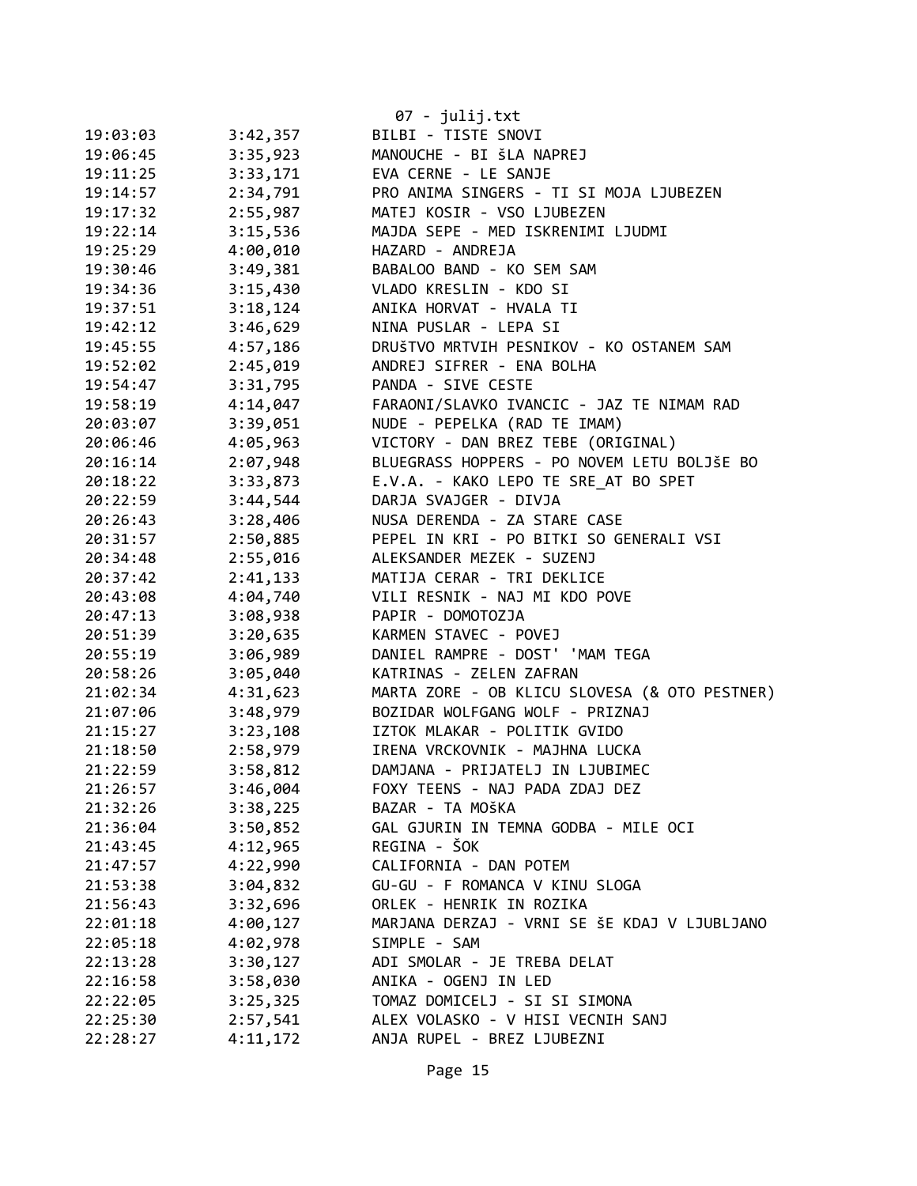07 - julij.txt

```
19:03:03        3:42,357        BILBI - TISTE SNOVI
19:06:45        3:35,923        MANOUCHE - BI šLA NAPREJ
19:11:25        3:33,171        EVA CERNE - LE SANJE
19:14:57        2:34,791        PRO ANIMA SINGERS - TI SI MOJA LJUBEZEN
19:17:32        2:55,987        MATEJ KOSIR - VSO LJUBEZEN
19:22:14        3:15,536        MAJDA SEPE - MED ISKRENIMI LJUDMI
19:25:29        4:00,010        HAZARD - ANDREJA
19:30:46        3:49,381        BABALOO BAND - KO SEM SAM
19:34:36        3:15,430        VLADO KRESLIN - KDO SI
19:37:51        3:18,124        ANIKA HORVAT - HVALA TI
19:42:12        3:46,629        NINA PUSLAR - LEPA SI
19:45:55        4:57,186        DRUŠTVO MRTVIH PESNIKOV - KO OSTANEM SAM
19:52:02        2:45,019        ANDREJ SIFRER - ENA BOLHA
19:54:47        3:31,795        PANDA - SIVE CESTE
19:58:19        4:14,047        FARAONI/SLAVKO IVANCIC - JAZ TE NIMAM RAD
20:03:07        3:39,051        NUDE - PEPELKA (RAD TE IMAM)
20:06:46        4:05,963        VICTORY - DAN BREZ TEBE (ORIGINAL)
20:16:14        2:07,948        BLUEGRASS HOPPERS - PO NOVEM LETU BOLJŠE BO
20:18:22        3:33,873        E.V.A. - KAKO LEPO TE SRE_AT BO SPET
20:22:59        3:44,544        DARJA SVAJGER - DIVJA
20:26:43        3:28,406        NUSA DERENDA - ZA STARE CASE
20:31:57        2:50,885        PEPEL IN KRI - PO BITKI SO GENERALI VSI
20:34:48        2:55,016        ALEKSANDER MEZEK - SUZENJ
20:37:42        2:41,133        MATIJA CERAR - TRI DEKLICE
20:43:08        4:04,740        VILI RESNIK - NAJ MI KDO POVE
20:47:13        3:08,938        PAPIR - DOMOTOZJA
20:51:39        3:20,635        KARMEN STAVEC - POVEJ
20:55:19        3:06,989        DANIEL RAMPRE - DOST' 'MAM TEGA
20:58:26        3:05,040        KATRINAS - ZELEN ZAFRAN
21:02:34        4:31,623        MARTA ZORE - OB KLICU SLOVESA (& OTO PESTNER)
21:07:06        3:48,979        BOZIDAR WOLFGANG WOLF - PRIZNAJ
21:15:27        3:23,108        IZTOK MLAKAR - POLITIK GVIDO
21:18:50        2:58,979        IRENA VRCKOVNIK - MAJHNA LUCKA
21:22:59        3:58,812        DAMJANA - PRIJATELJ IN LJUBIMEC
21:26:57        3:46,004        FOXY TEENS - NAJ PADA ZDAJ DEZ
21:32:26        3:38,225        BAZAR - TA MOŠKA
21:36:04        3:50,852        GAL GJURIN IN TEMNA GODBA - MILE OCI
21:43:45        4:12,965        REGINA - ŠOK
21:47:57        4:22,990        CALIFORNIA - DAN POTEM
21:53:38        3:04,832        GU-GU - F ROMANCA V KINU SLOGA
21:56:43        3:32,696        ORLEK - HENRIK IN ROZIKA
22:01:18        4:00,127        MARJANA DERZAJ - VRNI SE ŠE KDAJ V LJUBLJANO
22:05:18        4:02,978        SIMPLE - SAM
22:13:28        3:30,127        ADI SMOLAR - JE TREBA DELAT
22:16:58        3:58,030        ANIKA - OGENJ IN LED
22:22:05        3:25,325        TOMAZ DOMICELJ - SI SI SIMONA
22:25:30        2:57,541        ALEX VOLASKO - V HISI VECNIH SANJ
22:28:27        4:11,172        ANJA RUPEL - BREZ LJUBEZNI
```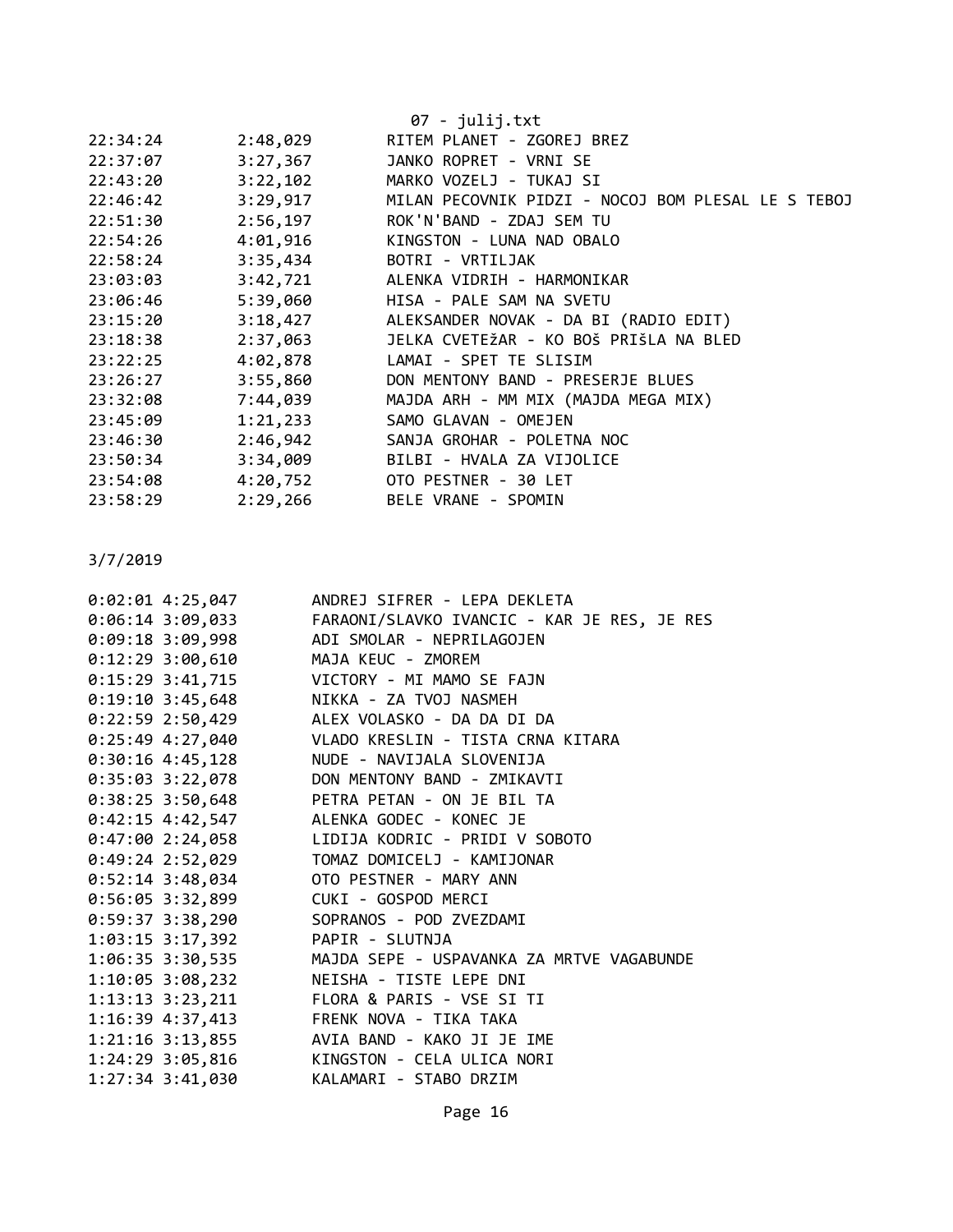| | | |
|---|---|---|
| 22:34:24 | 2:48,029 | RITEM PLANET - ZGOREJ BREZ |
| 22:37:07 | 3:27,367 | JANKO ROPRET - VRNI SE |
| 22:43:20 | 3:22,102 | MARKO VOZELJ - TUKAJ SI |
| 22:46:42 | 3:29,917 | MILAN PECOVNIK PIDZI - NOCOJ BOM PLESAL LE S TEBOJ |
| 22:51:30 | 2:56,197 | ROK'N'BAND - ZDAJ SEM TU |
| 22:54:26 | 4:01,916 | KINGSTON - LUNA NAD OBALO |
| 22:58:24 | 3:35,434 | BOTRI - VRTILJAK |
| 23:03:03 | 3:42,721 | ALENKA VIDRIH - HARMONIKAR |
| 23:06:46 | 5:39,060 | HISA - PALE SAM NA SVETU |
| 23:15:20 | 3:18,427 | ALEKSANDER NOVAK - DA BI (RADIO EDIT) |
| 23:18:38 | 2:37,063 | JELKA CVETEžAR - KO BOš PRIšLA NA BLED |
| 23:22:25 | 4:02,878 | LAMAI - SPET TE SLISIM |
| 23:26:27 | 3:55,860 | DON MENTONY BAND - PRESERJE BLUES |
| 23:32:08 | 7:44,039 | MAJDA ARH - MM MIX (MAJDA MEGA MIX) |
| 23:45:09 | 1:21,233 | SAMO GLAVAN - OMEJEN |
| 23:46:30 | 2:46,942 | SANJA GROHAR - POLETNA NOC |
| 23:50:34 | 3:34,009 | BILBI - HVALA ZA VIJOLICE |
| 23:54:08 | 4:20,752 | OTO PESTNER - 30 LET |
| 23:58:29 | 2:29,266 | BELE VRANE - SPOMIN |

3/7/2019

| | | |
|---|---|---|
| 0:02:01 | 4:25,047 | ANDREJ SIFRER - LEPA DEKLETA |
| 0:06:14 | 3:09,033 | FARAONI/SLAVKO IVANCIC - KAR JE RES, JE RES |
| 0:09:18 | 3:09,998 | ADI SMOLAR - NEPRILAGOJEN |
| 0:12:29 | 3:00,610 | MAJA KEUC - ZMOREM |
| 0:15:29 | 3:41,715 | VICTORY - MI MAMO SE FAJN |
| 0:19:10 | 3:45,648 | NIKKA - ZA TVOJ NASMEH |
| 0:22:59 | 2:50,429 | ALEX VOLASKO - DA DA DI DA |
| 0:25:49 | 4:27,040 | VLADO KRESLIN - TISTA CRNA KITARA |
| 0:30:16 | 4:45,128 | NUDE - NAVIJALA SLOVENIJA |
| 0:35:03 | 3:22,078 | DON MENTONY BAND - ZMIKAVTI |
| 0:38:25 | 3:50,648 | PETRA PETAN - ON JE BIL TA |
| 0:42:15 | 4:42,547 | ALENKA GODEC - KONEC JE |
| 0:47:00 | 2:24,058 | LIDIJA KODRIC - PRIDI V SOBOTO |
| 0:49:24 | 2:52,029 | TOMAZ DOMICELJ - KAMIJONAR |
| 0:52:14 | 3:48,034 | OTO PESTNER - MARY ANN |
| 0:56:05 | 3:32,899 | CUKI - GOSPOD MERCI |
| 0:59:37 | 3:38,290 | SOPRANOS - POD ZVEZDAMI |
| 1:03:15 | 3:17,392 | PAPIR - SLUTNJA |
| 1:06:35 | 3:30,535 | MAJDA SEPE - USPAVANKA ZA MRTVE VAGABUNDE |
| 1:10:05 | 3:08,232 | NEISHA - TISTE LEPE DNI |
| 1:13:13 | 3:23,211 | FLORA & PARIS - VSE SI TI |
| 1:16:39 | 4:37,413 | FRENK NOVA - TIKA TAKA |
| 1:21:16 | 3:13,855 | AVIA BAND - KAKO JI JE IME |
| 1:24:29 | 3:05,816 | KINGSTON - CELA ULICA NORI |
| 1:27:34 | 3:41,030 | KALAMARI - STABO DRZIM |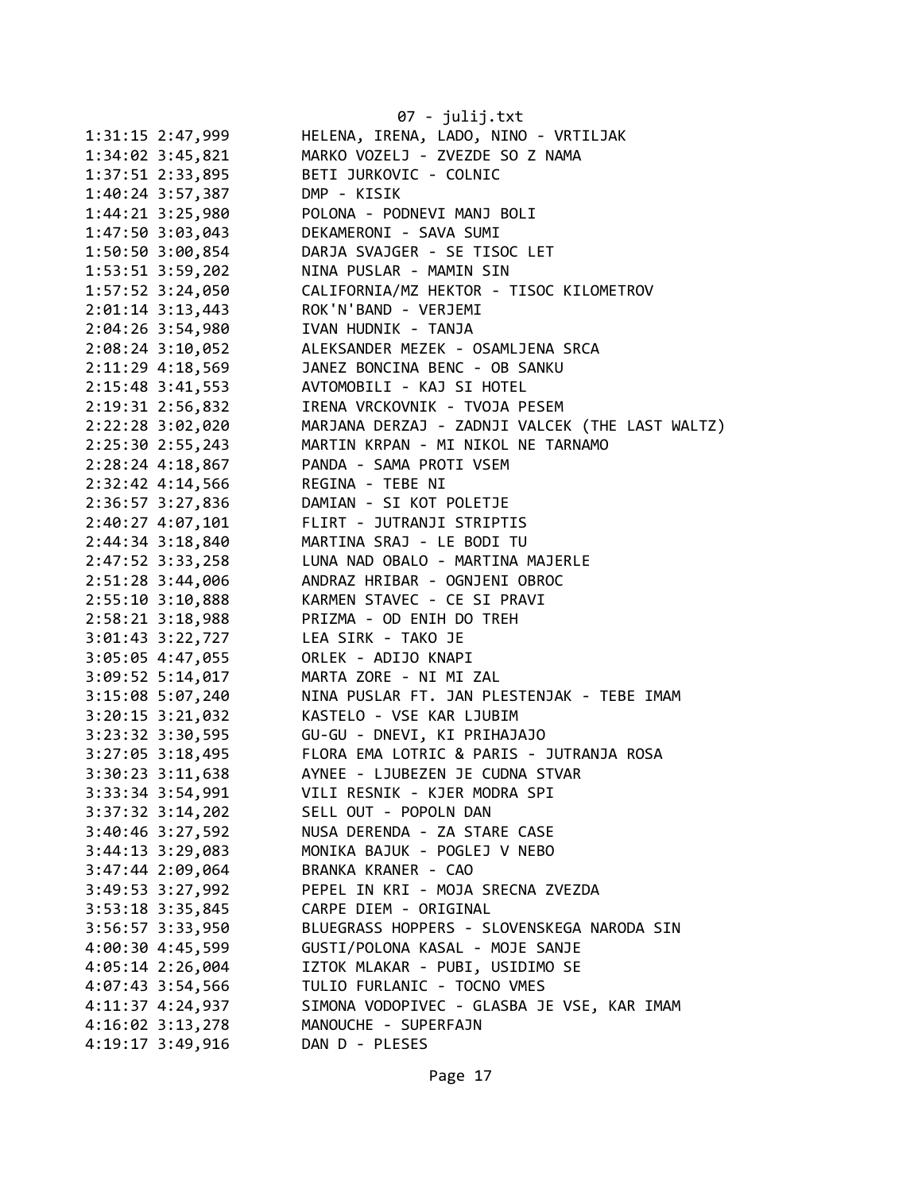```
1:31:15 2:47,999        HELENA, IRENA, LADO, NINO - VRTILJAK
1:34:02 3:45,821        MARKO VOZELJ - ZVEZDE SO Z NAMA
1:37:51 2:33,895        BETI JURKOVIC - COLNIC
1:40:24 3:57,387        DMP - KISIK
1:44:21 3:25,980        POLONA - PODNEVI MANJ BOLI
1:47:50 3:03,043        DEKAMERONI - SAVA SUMI
1:50:50 3:00,854        DARJA SVAJGER - SE TISOC LET
1:53:51 3:59,202        NINA PUSLAR - MAMIN SIN
1:57:52 3:24,050        CALIFORNIA/MZ HEKTOR - TISOC KILOMETROV
2:01:14 3:13,443        ROK'N'BAND - VERJEMI
2:04:26 3:54,980        IVAN HUDNIK - TANJA
2:08:24 3:10,052        ALEKSANDER MEZEK - OSAMLJENA SRCA
2:11:29 4:18,569        JANEZ BONCINA BENC - OB SANKU
2:15:48 3:41,553        AVTOMOBILI - KAJ SI HOTEL
2:19:31 2:56,832        IRENA VRCKOVNIK - TVOJA PESEM
2:22:28 3:02,020        MARJANA DERZAJ - ZADNJI VALCEK (THE LAST WALTZ)
2:25:30 2:55,243        MARTIN KRPAN - MI NIKOL NE TARNAMO
2:28:24 4:18,867        PANDA - SAMA PROTI VSEM
2:32:42 4:14,566        REGINA - TEBE NI
2:36:57 3:27,836        DAMIAN - SI KOT POLETJE
2:40:27 4:07,101        FLIRT - JUTRANJI STRIPTIS
2:44:34 3:18,840        MARTINA SRAJ - LE BODI TU
2:47:52 3:33,258        LUNA NAD OBALO - MARTINA MAJERLE
2:51:28 3:44,006        ANDRAZ HRIBAR - OGNJENI OBROC
2:55:10 3:10,888        KARMEN STAVEC - CE SI PRAVI
2:58:21 3:18,988        PRIZMA - OD ENIH DO TREH
3:01:43 3:22,727        LEA SIRK - TAKO JE
3:05:05 4:47,055        ORLEK - ADIJO KNAPI
3:09:52 5:14,017        MARTA ZORE - NI MI ZAL
3:15:08 5:07,240        NINA PUSLAR FT. JAN PLESTENJAK - TEBE IMAM
3:20:15 3:21,032        KASTELO - VSE KAR LJUBIM
3:23:32 3:30,595        GU-GU - DNEVI, KI PRIHAJAJO
3:27:05 3:18,495        FLORA EMA LOTRIC & PARIS - JUTRANJA ROSA
3:30:23 3:11,638        AYNEE - LJUBEZEN JE CUDNA STVAR
3:33:34 3:54,991        VILI RESNIK - KJER MODRA SPI
3:37:32 3:14,202        SELL OUT - POPOLN DAN
3:40:46 3:27,592        NUSA DERENDA - ZA STARE CASE
3:44:13 3:29,083        MONIKA BAJUK - POGLEJ V NEBO
3:47:44 2:09,064        BRANKA KRANER - CAO
3:49:53 3:27,992        PEPEL IN KRI - MOJA SRECNA ZVEZDA
3:53:18 3:35,845        CARPE DIEM - ORIGINAL
3:56:57 3:33,950        BLUEGRASS HOPPERS - SLOVENSKEGA NARODA SIN
4:00:30 4:45,599        GUSTI/POLONA KASAL - MOJE SANJE
4:05:14 2:26,004        IZTOK MLAKAR - PUBI, USIDIMO SE
4:07:43 3:54,566        TULIO FURLANIC - TOCNO VMES
4:11:37 4:24,937        SIMONA VODOPIVEC - GLASBA JE VSE, KAR IMAM
4:16:02 3:13,278        MANOUCHE - SUPERFAJN
4:19:17 3:49,916        DAN D - PLESES
```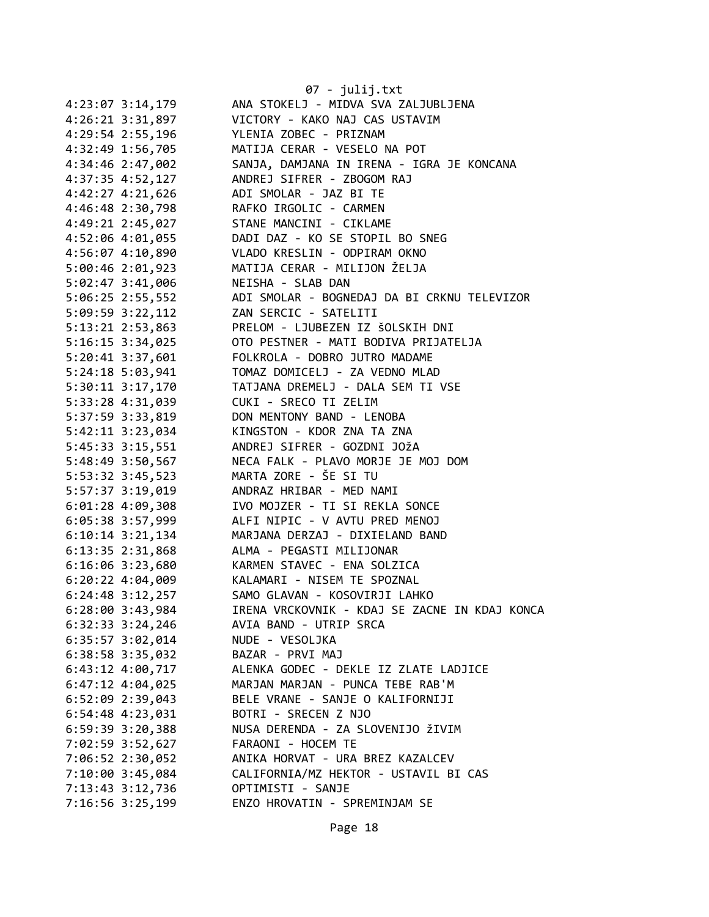07 - julij.txt

```
4:23:07 3:14,179        ANA STOKELJ - MIDVA SVA ZALJUBLJENA
4:26:21 3:31,897        VICTORY - KAKO NAJ CAS USTAVIM
4:29:54 2:55,196        YLENIA ZOBEC - PRIZNAM
4:32:49 1:56,705        MATIJA CERAR - VESELO NA POT
4:34:46 2:47,002        SANJA, DAMJANA IN IRENA - IGRA JE KONCANA
4:37:35 4:52,127        ANDREJ SIFRER - ZBOGOM RAJ
4:42:27 4:21,626        ADI SMOLAR - JAZ BI TE
4:46:48 2:30,798        RAFKO IRGOLIC - CARMEN
4:49:21 2:45,027        STANE MANCINI - CIKLAME
4:52:06 4:01,055        DADI DAZ - KO SE STOPIL BO SNEG
4:56:07 4:10,890        VLADO KRESLIN - ODPIRAM OKNO
5:00:46 2:01,923        MATIJA CERAR - MILIJON ŽELJA
5:02:47 3:41,006        NEISHA - SLAB DAN
5:06:25 2:55,552        ADI SMOLAR - BOGNEDAJ DA BI CRKNU TELEVIZOR
5:09:59 3:22,112        ZAN SERCIC - SATELITI
5:13:21 2:53,863        PRELOM - LJUBEZEN IZ šOLSKIH DNI
5:16:15 3:34,025        OTO PESTNER - MATI BODIVA PRIJATELJA
5:20:41 3:37,601        FOLKROLA - DOBRO JUTRO MADAME
5:24:18 5:03,941        TOMAZ DOMICELJ - ZA VEDNO MLAD
5:30:11 3:17,170        TATJANA DREMELJ - DALA SEM TI VSE
5:33:28 4:31,039        CUKI - SRECO TI ZELIM
5:37:59 3:33,819        DON MENTONY BAND - LENOBA
5:42:11 3:23,034        KINGSTON - KDOR ZNA TA ZNA
5:45:33 3:15,551        ANDREJ SIFRER - GOZDNI JOžA
5:48:49 3:50,567        NECA FALK - PLAVO MORJE JE MOJ DOM
5:53:32 3:45,523        MARTA ZORE - ŠE SI TU
5:57:37 3:19,019        ANDRAZ HRIBAR - MED NAMI
6:01:28 4:09,308        IVO MOJZER - TI SI REKLA SONCE
6:05:38 3:57,999        ALFI NIPIC - V AVTU PRED MENOJ
6:10:14 3:21,134        MARJANA DERZAJ - DIXIELAND BAND
6:13:35 2:31,868        ALMA - PEGASTI MILIJONAR
6:16:06 3:23,680        KARMEN STAVEC - ENA SOLZICA
6:20:22 4:04,009        KALAMARI - NISEM TE SPOZNAL
6:24:48 3:12,257        SAMO GLAVAN - KOSOVIRJI LAHKO
6:28:00 3:43,984        IRENA VRCKOVNIK - KDAJ SE ZACNE IN KDAJ KONCA
6:32:33 3:24,246        AVIA BAND - UTRIP SRCA
6:35:57 3:02,014        NUDE - VESOLJKA
6:38:58 3:35,032        BAZAR - PRVI MAJ
6:43:12 4:00,717        ALENKA GODEC - DEKLE IZ ZLATE LADJICE
6:47:12 4:04,025        MARJAN MARJAN - PUNCA TEBE RAB'M
6:52:09 2:39,043        BELE VRANE - SANJE O KALIFORNIJI
6:54:48 4:23,031        BOTRI - SRECEN Z NJO
6:59:39 3:20,388        NUSA DERENDA - ZA SLOVENIJO žIVIM
7:02:59 3:52,627        FARAONI - HOCEM TE
7:06:52 2:30,052        ANIKA HORVAT - URA BREZ KAZALCEV
7:10:00 3:45,084        CALIFORNIA/MZ HEKTOR - USTAVIL BI CAS
7:13:43 3:12,736        OPTIMISTI - SANJE
7:16:56 3:25,199        ENZO HROVATIN - SPREMINJAM SE
```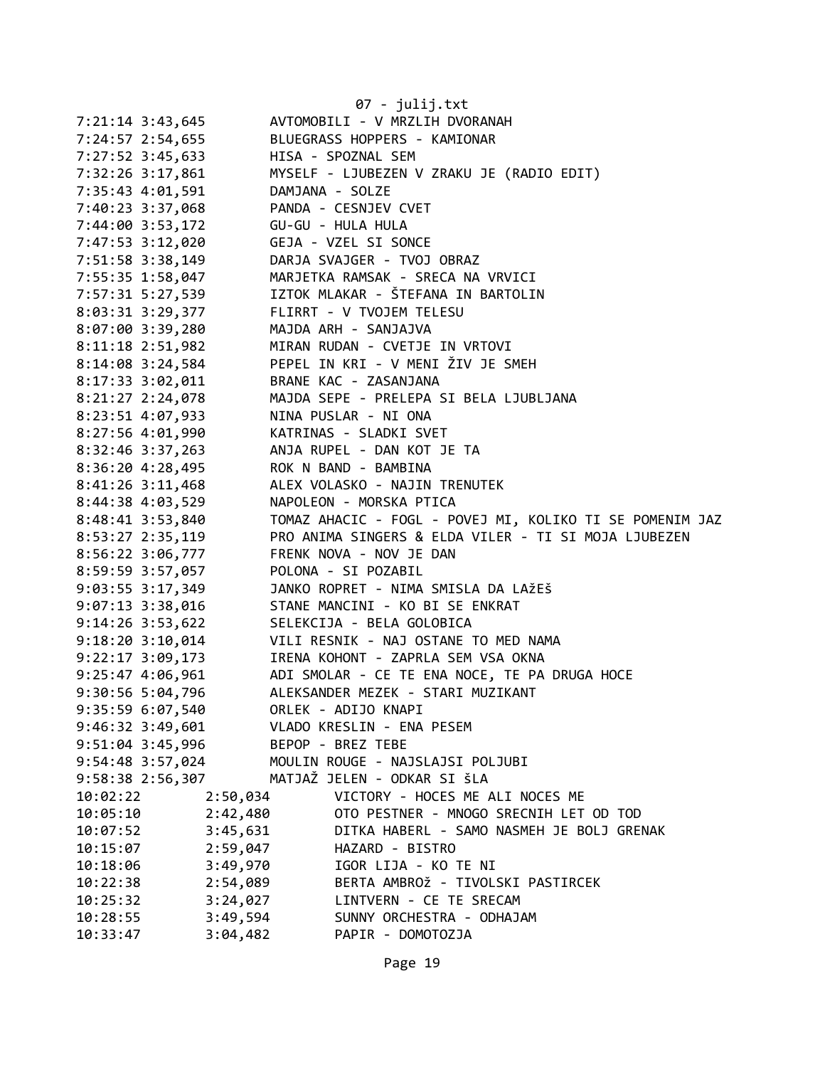07 - julij.txt

```
7:21:14 3:43,645        AVTOMOBILI - V MRZLIH DVORANAH
7:24:57 2:54,655        BLUEGRASS HOPPERS - KAMIONAR
7:27:52 3:45,633        HISA - SPOZNAL SEM
7:32:26 3:17,861        MYSELF - LJUBEZEN V ZRAKU JE (RADIO EDIT)
7:35:43 4:01,591        DAMJANA - SOLZE
7:40:23 3:37,068        PANDA - CESNJEV CVET
7:44:00 3:53,172        GU-GU - HULA HULA
7:47:53 3:12,020        GEJA - VZEL SI SONCE
7:51:58 3:38,149        DARJA SVAJGER - TVOJ OBRAZ
7:55:35 1:58,047        MARJETKA RAMSAK - SRECA NA VRVICI
7:57:31 5:27,539        IZTOK MLAKAR - ŠTEFANA IN BARTOLIN
8:03:31 3:29,377        FLIRRT - V TVOJEM TELESU
8:07:00 3:39,280        MAJDA ARH - SANJAJVA
8:11:18 2:51,982        MIRAN RUDAN - CVETJE IN VRTOVI
8:14:08 3:24,584        PEPEL IN KRI - V MENI ŽIV JE SMEH
8:17:33 3:02,011        BRANE KAC - ZASANJANA
8:21:27 2:24,078        MAJDA SEPE - PRELEPA SI BELA LJUBLJANA
8:23:51 4:07,933        NINA PUSLAR - NI ONA
8:27:56 4:01,990        KATRINAS - SLADKI SVET
8:32:46 3:37,263        ANJA RUPEL - DAN KOT JE TA
8:36:20 4:28,495        ROK N BAND - BAMBINA
8:41:26 3:11,468        ALEX VOLASKO - NAJIN TRENUTEK
8:44:38 4:03,529        NAPOLEON - MORSKA PTICA
8:48:41 3:53,840        TOMAZ AHACIC - FOGL - POVEJ MI, KOLIKO TI SE POMENIM JAZ
8:53:27 2:35,119        PRO ANIMA SINGERS & ELDA VILER - TI SI MOJA LJUBEZEN
8:56:22 3:06,777        FRENK NOVA - NOV JE DAN
8:59:59 3:57,057        POLONA - SI POZABIL
9:03:55 3:17,349        JANKO ROPRET - NIMA SMISLA DA LAžEŠ
9:07:13 3:38,016        STANE MANCINI - KO BI SE ENKRAT
9:14:26 3:53,622        SELEKCIJA - BELA GOLOBICA
9:18:20 3:10,014        VILI RESNIK - NAJ OSTANE TO MED NAMA
9:22:17 3:09,173        IRENA KOHONT - ZAPRLA SEM VSA OKNA
9:25:47 4:06,961        ADI SMOLAR - CE TE ENA NOCE, TE PA DRUGA HOCE
9:30:56 5:04,796        ALEKSANDER MEZEK - STARI MUZIKANT
9:35:59 6:07,540        ORLEK - ADIJO KNAPI
9:46:32 3:49,601        VLADO KRESLIN - ENA PESEM
9:51:04 3:45,996        BEPOP - BREZ TEBE
9:54:48 3:57,024        MOULIN ROUGE - NAJSLAJSI POLJUBI
9:58:38 2:56,307        MATJAŽ JELEN - ODKAR SI ŠLA
10:02:22        2:50,034        VICTORY - HOCES ME ALI NOCES ME
10:05:10        2:42,480        OTO PESTNER - MNOGO SRECNIH LET OD TOD
10:07:52        3:45,631        DITKA HABERL - SAMO NASMEH JE BOLJ GRENAK
10:15:07        2:59,047        HAZARD - BISTRO
10:18:06        3:49,970        IGOR LIJA - KO TE NI
10:22:38        2:54,089        BERTA AMBROž - TIVOLSKI PASTIRCEK
10:25:32        3:24,027        LINTVERN - CE TE SRECAM
10:28:55        3:49,594        SUNNY ORCHESTRA - ODHAJAM
10:33:47        3:04,482        PAPIR - DOMOTOZJA
```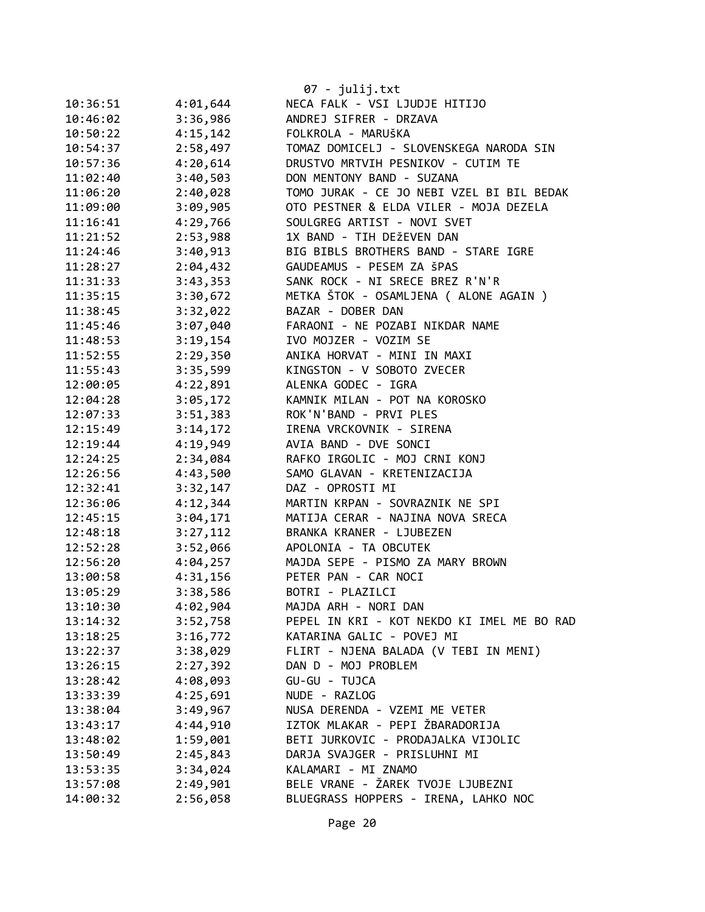```
10:36:51        4:01,644        NECA FALK - VSI LJUDJE HITIJO
10:46:02        3:36,986        ANDREJ SIFRER - DRZAVA
10:50:22        4:15,142        FOLKROLA - MARUŠKA
10:54:37        2:58,497        TOMAZ DOMICELJ - SLOVENSKEGA NARODA SIN
10:57:36        4:20,614        DRUSTVO MRTVIH PESNIKOV - CUTIM TE
11:02:40        3:40,503        DON MENTONY BAND - SUZANA
11:06:20        2:40,028        TOMO JURAK - CE JO NEBI VZEL BI BIL BEDAK
11:09:00        3:09,905        OTO PESTNER & ELDA VILER - MOJA DEZELA
11:16:41        4:29,766        SOULGREG ARTIST - NOVI SVET
11:21:52        2:53,988        1X BAND - TIH DEžEVEN DAN
11:24:46        3:40,913        BIG BIBLS BROTHERS BAND - STARE IGRE
11:28:27        2:04,432        GAUDEAMUS - PESEM ZA šPAS
11:31:33        3:43,353        SANK ROCK - NI SRECE BREZ R'N'R
11:35:15        3:30,672        METKA ŠTOK - OSAMLJENA ( ALONE AGAIN )
11:38:45        3:32,022        BAZAR - DOBER DAN
11:45:46        3:07,040        FARAONI - NE POZABI NIKDAR NAME
11:48:53        3:19,154        IVO MOJZER - VOZIM SE
11:52:55        2:29,350        ANIKA HORVAT - MINI IN MAXI
11:55:43        3:35,599        KINGSTON - V SOBOTO ZVECER
12:00:05        4:22,891        ALENKA GODEC - IGRA
12:04:28        3:05,172        KAMNIK MILAN - POT NA KOROSKO
12:07:33        3:51,383        ROK'N'BAND - PRVI PLES
12:15:49        3:14,172        IRENA VRCKOVNIK - SIRENA
12:19:44        4:19,949        AVIA BAND - DVE SONCI
12:24:25        2:34,084        RAFKO IRGOLIC - MOJ CRNI KONJ
12:26:56        4:43,500        SAMO GLAVAN - KRETENIZACIJA
12:32:41        3:32,147        DAZ - OPROSTI MI
12:36:06        4:12,344        MARTIN KRPAN - SOVRAZNIK NE SPI
12:45:15        3:04,171        MATIJA CERAR - NAJINA NOVA SRECA
12:48:18        3:27,112        BRANKA KRANER - LJUBEZEN
12:52:28        3:52,066        APOLONIA - TA OBCUTEK
12:56:20        4:04,257        MAJDA SEPE - PISMO ZA MARY BROWN
13:00:58        4:31,156        PETER PAN - CAR NOCI
13:05:29        3:38,586        BOTRI - PLAZILCI
13:10:30        4:02,904        MAJDA ARH - NORI DAN
13:14:32        3:52,758        PEPEL IN KRI - KOT NEKDO KI IMEL ME BO RAD
13:18:25        3:16,772        KATARINA GALIC - POVEJ MI
13:22:37        3:38,029        FLIRT - NJENA BALADA (V TEBI IN MENI)
13:26:15        2:27,392        DAN D - MOJ PROBLEM
13:28:42        4:08,093        GU-GU - TUJCA
13:33:39        4:25,691        NUDE - RAZLOG
13:38:04        3:49,967        NUSA DERENDA - VZEMI ME VETER
13:43:17        4:44,910        IZTOK MLAKAR - PEPI ŽBARADORIJA
13:48:02        1:59,001        BETI JURKOVIC - PRODAJALKA VIJOLIC
13:50:49        2:45,843        DARJA SVAJGER - PRISLUHNI MI
13:53:35        3:34,024        KALAMARI - MI ZNAMO
13:57:08        2:49,901        BELE VRANE - ŽAREK TVOJE LJUBEZNI
14:00:32        2:56,058        BLUEGRASS HOPPERS - IRENA, LAHKO NOC
```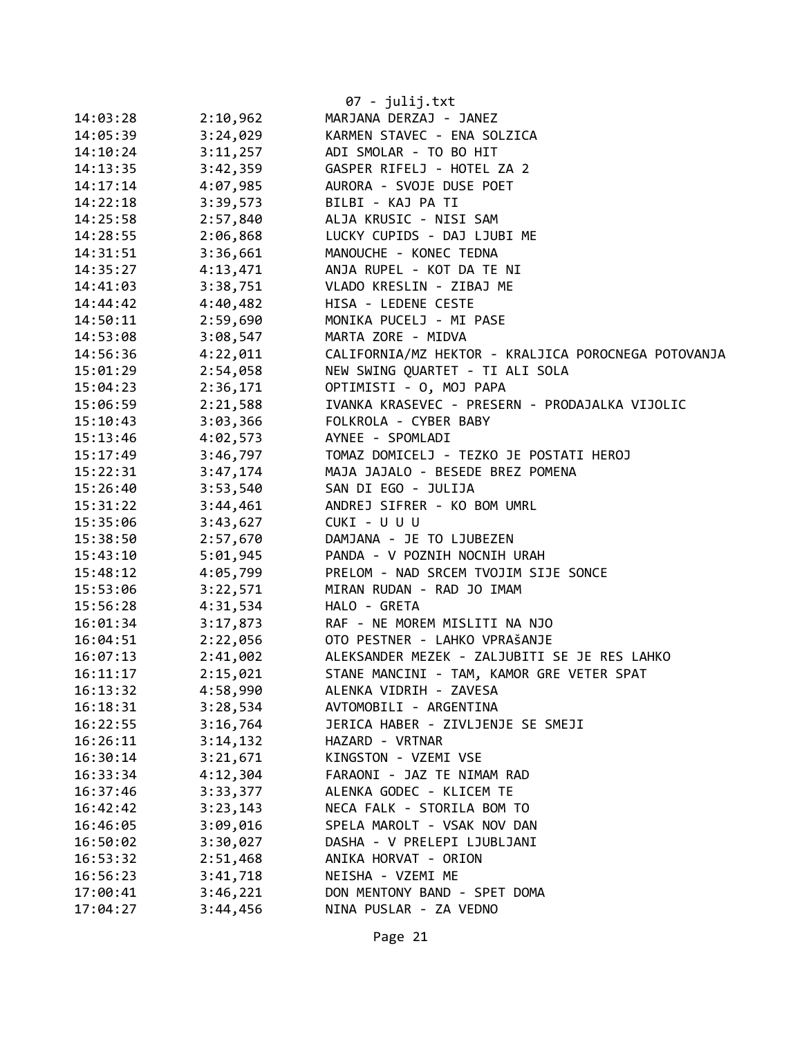| | | |
|---|---|---|
| 14:03:28 | 2:10,962 | MARJANA DERZAJ - JANEZ |
| 14:05:39 | 3:24,029 | KARMEN STAVEC - ENA SOLZICA |
| 14:10:24 | 3:11,257 | ADI SMOLAR - TO BO HIT |
| 14:13:35 | 3:42,359 | GASPER RIFELJ - HOTEL ZA 2 |
| 14:17:14 | 4:07,985 | AURORA - SVOJE DUSE POET |
| 14:22:18 | 3:39,573 | BILBI - KAJ PA TI |
| 14:25:58 | 2:57,840 | ALJA KRUSIC - NISI SAM |
| 14:28:55 | 2:06,868 | LUCKY CUPIDS - DAJ LJUBI ME |
| 14:31:51 | 3:36,661 | MANOUCHE - KONEC TEDNA |
| 14:35:27 | 4:13,471 | ANJA RUPEL - KOT DA TE NI |
| 14:41:03 | 3:38,751 | VLADO KRESLIN - ZIBAJ ME |
| 14:44:42 | 4:40,482 | HISA - LEDENE CESTE |
| 14:50:11 | 2:59,690 | MONIKA PUCELJ - MI PASE |
| 14:53:08 | 3:08,547 | MARTA ZORE - MIDVA |
| 14:56:36 | 4:22,011 | CALIFORNIA/MZ HEKTOR - KRALJICA POROCNEGA POTOVANJA |
| 15:01:29 | 2:54,058 | NEW SWING QUARTET - TI ALI SOLA |
| 15:04:23 | 2:36,171 | OPTIMISTI - O, MOJ PAPA |
| 15:06:59 | 2:21,588 | IVANKA KRASEVEC - PRESERN - PRODAJALKA VIJOLIC |
| 15:10:43 | 3:03,366 | FOLKROLA - CYBER BABY |
| 15:13:46 | 4:02,573 | AYNEE - SPOMLADI |
| 15:17:49 | 3:46,797 | TOMAZ DOMICELJ - TEZKO JE POSTATI HEROJ |
| 15:22:31 | 3:47,174 | MAJA JAJALO - BESEDE BREZ POMENA |
| 15:26:40 | 3:53,540 | SAN DI EGO - JULIJA |
| 15:31:22 | 3:44,461 | ANDREJ SIFRER - KO BOM UMRL |
| 15:35:06 | 3:43,627 | CUKI - U U U |
| 15:38:50 | 2:57,670 | DAMJANA - JE TO LJUBEZEN |
| 15:43:10 | 5:01,945 | PANDA - V POZNIH NOCNIH URAH |
| 15:48:12 | 4:05,799 | PRELOM - NAD SRCEM TVOJIM SIJE SONCE |
| 15:53:06 | 3:22,571 | MIRAN RUDAN - RAD JO IMAM |
| 15:56:28 | 4:31,534 | HALO - GRETA |
| 16:01:34 | 3:17,873 | RAF - NE MOREM MISLITI NA NJO |
| 16:04:51 | 2:22,056 | OTO PESTNER - LAHKO VPRAšANJE |
| 16:07:13 | 2:41,002 | ALEKSANDER MEZEK - ZALJUBITI SE JE RES LAHKO |
| 16:11:17 | 2:15,021 | STANE MANCINI - TAM, KAMOR GRE VETER SPAT |
| 16:13:32 | 4:58,990 | ALENKA VIDRIH - ZAVESA |
| 16:18:31 | 3:28,534 | AVTOMOBILI - ARGENTINA |
| 16:22:55 | 3:16,764 | JERICA HABER - ZIVLJENJE SE SMEJI |
| 16:26:11 | 3:14,132 | HAZARD - VRTNAR |
| 16:30:14 | 3:21,671 | KINGSTON - VZEMI VSE |
| 16:33:34 | 4:12,304 | FARAONI - JAZ TE NIMAM RAD |
| 16:37:46 | 3:33,377 | ALENKA GODEC - KLICEM TE |
| 16:42:42 | 3:23,143 | NECA FALK - STORILA BOM TO |
| 16:46:05 | 3:09,016 | SPELA MAROLT - VSAK NOV DAN |
| 16:50:02 | 3:30,027 | DASHA - V PRELEPI LJUBLJANI |
| 16:53:32 | 2:51,468 | ANIKA HORVAT - ORION |
| 16:56:23 | 3:41,718 | NEISHA - VZEMI ME |
| 17:00:41 | 3:46,221 | DON MENTONY BAND - SPET DOMA |
| 17:04:27 | 3:44,456 | NINA PUSLAR - ZA VEDNO |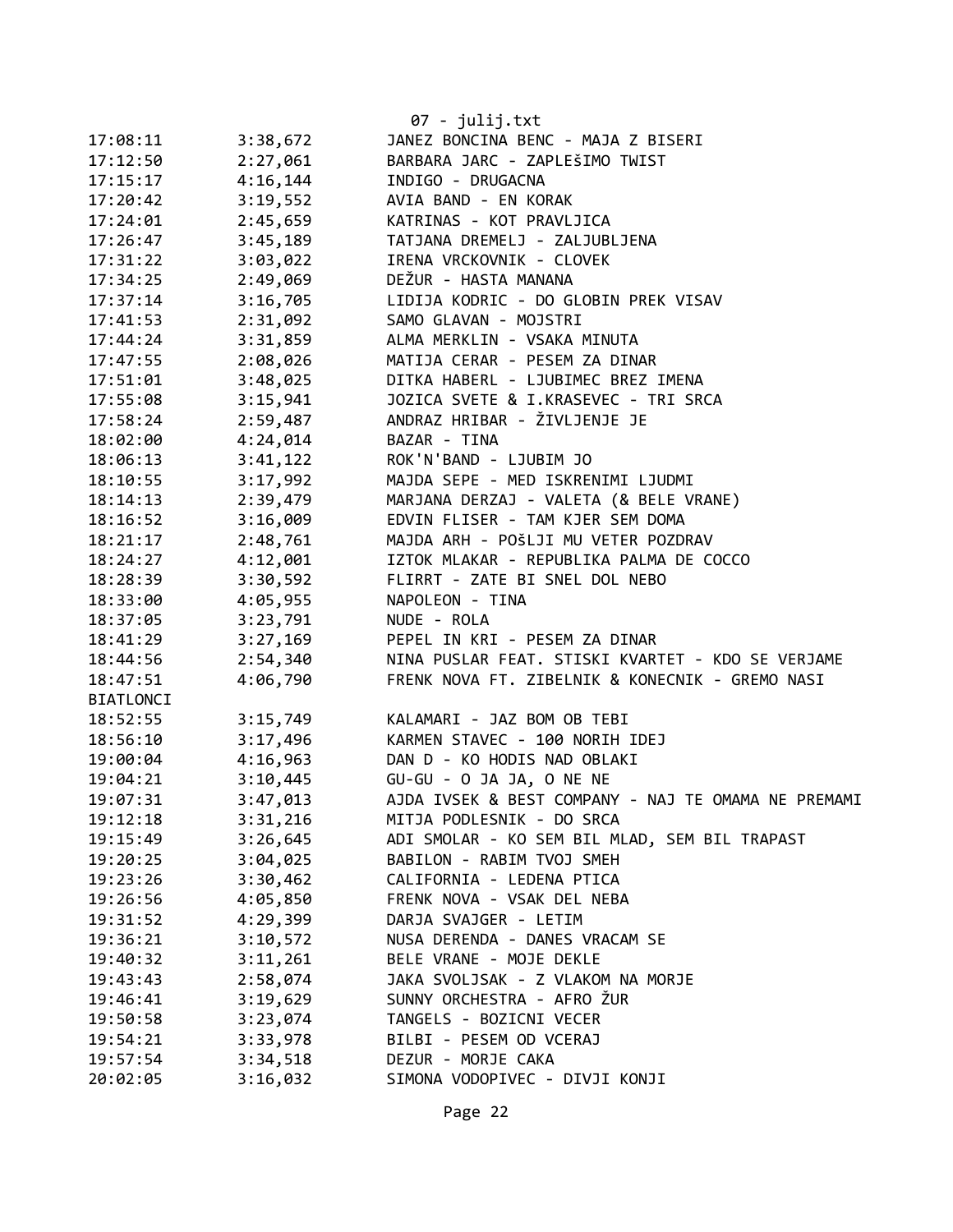07 - julij.txt

```
17:08:11        3:38,672        JANEZ BONCINA BENC - MAJA Z BISERI
17:12:50        2:27,061        BARBARA JARC - ZAPLEŠIMO TWIST
17:15:17        4:16,144        INDIGO - DRUGACNA
17:20:42        3:19,552        AVIA BAND - EN KORAK
17:24:01        2:45,659        KATRINAS - KOT PRAVLJICA
17:26:47        3:45,189        TATJANA DREMELJ - ZALJUBLJENA
17:31:22        3:03,022        IRENA VRCKOVNIK - CLOVEK
17:34:25        2:49,069        DEŽUR - HASTA MANANA
17:37:14        3:16,705        LIDIJA KODRIC - DO GLOBIN PREK VISAV
17:41:53        2:31,092        SAMO GLAVAN - MOJSTRI
17:44:24        3:31,859        ALMA MERKLIN - VSAKA MINUTA
17:47:55        2:08,026        MATIJA CERAR - PESEM ZA DINAR
17:51:01        3:48,025        DITKA HABERL - LJUBIMEC BREZ IMENA
17:55:08        3:15,941        JOZICA SVETE & I.KRASEVEC - TRI SRCA
17:58:24        2:59,487        ANDRAZ HRIBAR - ŽIVLJENJE JE
18:02:00        4:24,014        BAZAR - TINA
18:06:13        3:41,122        ROK'N'BAND - LJUBIM JO
18:10:55        3:17,992        MAJDA SEPE - MED ISKRENIMI LJUDMI
18:14:13        2:39,479        MARJANA DERZAJ - VALETA (& BELE VRANE)
18:16:52        3:16,009        EDVIN FLISER - TAM KJER SEM DOMA
18:21:17        2:48,761        MAJDA ARH - POŠLJI MU VETER POZDRAV
18:24:27        4:12,001        IZTOK MLAKAR - REPUBLIKA PALMA DE COCCO
18:28:39        3:30,592        FLIRRT - ZATE BI SNEL DOL NEBO
18:33:00        4:05,955        NAPOLEON - TINA
18:37:05        3:23,791        NUDE - ROLA
18:41:29        3:27,169        PEPEL IN KRI - PESEM ZA DINAR
18:44:56        2:54,340        NINA PUSLAR FEAT. STISKI KVARTET - KDO SE VERJAME
18:47:51        4:06,790        FRENK NOVA FT. ZIBELNIK & KONECNIK - GREMO NASI
BIATLONCI
18:52:55        3:15,749        KALAMARI - JAZ BOM OB TEBI
18:56:10        3:17,496        KARMEN STAVEC - 100 NORIH IDEJ
19:00:04        4:16,963        DAN D - KO HODIS NAD OBLAKI
19:04:21        3:10,445        GU-GU - O JA JA, O NE NE
19:07:31        3:47,013        AJDA IVSEK & BEST COMPANY - NAJ TE OMAMA NE PREMAMI
19:12:18        3:31,216        MITJA PODLESNIK - DO SRCA
19:15:49        3:26,645        ADI SMOLAR - KO SEM BIL MLAD, SEM BIL TRAPAST
19:20:25        3:04,025        BABILON - RABIM TVOJ SMEH
19:23:26        3:30,462        CALIFORNIA - LEDENA PTICA
19:26:56        4:05,850        FRENK NOVA - VSAK DEL NEBA
19:31:52        4:29,399        DARJA SVAJGER - LETIM
19:36:21        3:10,572        NUSA DERENDA - DANES VRACAM SE
19:40:32        3:11,261        BELE VRANE - MOJE DEKLE
19:43:43        2:58,074        JAKA SVOLJSAK - Z VLAKOM NA MORJE
19:46:41        3:19,629        SUNNY ORCHESTRA - AFRO ŽUR
19:50:58        3:23,074        TANGELS - BOZICNI VECER
19:54:21        3:33,978        BILBI - PESEM OD VCERAJ
19:57:54        3:34,518        DEZUR - MORJE CAKA
20:02:05        3:16,032        SIMONA VODOPIVEC - DIVJI KONJI
```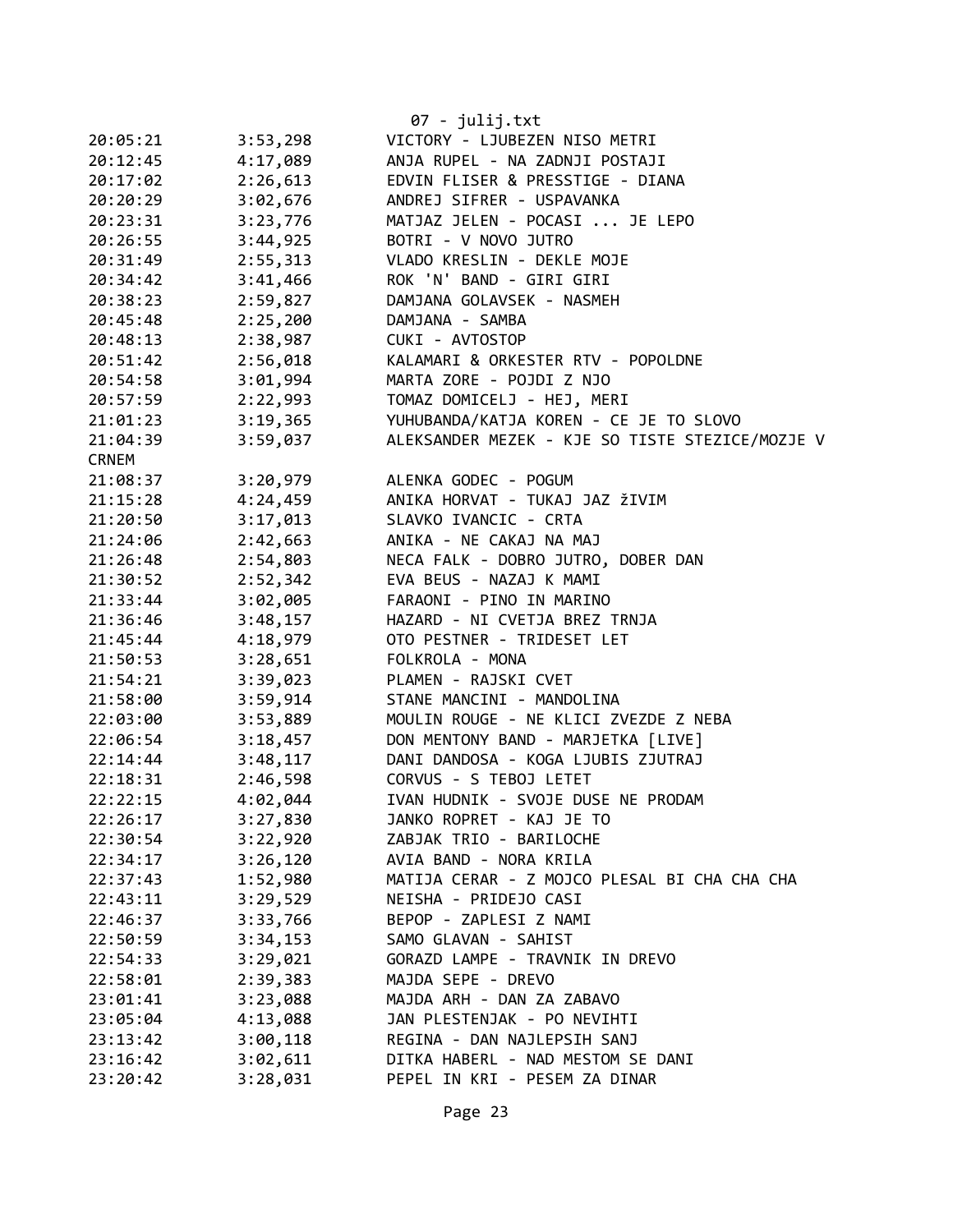07 - julij.txt

```
20:05:21        3:53,298        VICTORY - LJUBEZEN NISO METRI
20:12:45        4:17,089        ANJA RUPEL - NA ZADNJI POSTAJI
20:17:02        2:26,613        EDVIN FLISER & PRESSTIGE - DIANA
20:20:29        3:02,676        ANDREJ SIFRER - USPAVANKA
20:23:31        3:23,776        MATJAZ JELEN - POCASI ... JE LEPO
20:26:55        3:44,925        BOTRI - V NOVO JUTRO
20:31:49        2:55,313        VLADO KRESLIN - DEKLE MOJE
20:34:42        3:41,466        ROK 'N' BAND - GIRI GIRI
20:38:23        2:59,827        DAMJANA GOLAVSEK - NASMEH
20:45:48        2:25,200        DAMJANA - SAMBA
20:48:13        2:38,987        CUKI - AVTOSTOP
20:51:42        2:56,018        KALAMARI & ORKESTER RTV - POPOLDNE
20:54:58        3:01,994        MARTA ZORE - POJDI Z NJO
20:57:59        2:22,993        TOMAZ DOMICELJ - HEJ, MERI
21:01:23        3:19,365        YUHUBANDA/KATJA KOREN - CE JE TO SLOVO
21:04:39        3:59,037        ALEKSANDER MEZEK - KJE SO TISTE STEZICE/MOZJE V
CRNEM
21:08:37        3:20,979        ALENKA GODEC - POGUM
21:15:28        4:24,459        ANIKA HORVAT - TUKAJ JAZ žIVIM
21:20:50        3:17,013        SLAVKO IVANCIC - CRTA
21:24:06        2:42,663        ANIKA - NE CAKAJ NA MAJ
21:26:48        2:54,803        NECA FALK - DOBRO JUTRO, DOBER DAN
21:30:52        2:52,342        EVA BEUS - NAZAJ K MAMI
21:33:44        3:02,005        FARAONI - PINO IN MARINO
21:36:46        3:48,157        HAZARD - NI CVETJA BREZ TRNJA
21:45:44        4:18,979        OTO PESTNER - TRIDESET LET
21:50:53        3:28,651        FOLKROLA - MONA
21:54:21        3:39,023        PLAMEN - RAJSKI CVET
21:58:00        3:59,914        STANE MANCINI - MANDOLINA
22:03:00        3:53,889        MOULIN ROUGE - NE KLICI ZVEZDE Z NEBA
22:06:54        3:18,457        DON MENTONY BAND - MARJETKA [LIVE]
22:14:44        3:48,117        DANI DANDOSA - KOGA LJUBIS ZJUTRAJ
22:18:31        2:46,598        CORVUS - S TEBOJ LETET
22:22:15        4:02,044        IVAN HUDNIK - SVOJE DUSE NE PRODAM
22:26:17        3:27,830        JANKO ROPRET - KAJ JE TO
22:30:54        3:22,920        ZABJAK TRIO - BARILOCHE
22:34:17        3:26,120        AVIA BAND - NORA KRILA
22:37:43        1:52,980        MATIJA CERAR - Z MOJCO PLESAL BI CHA CHA CHA
22:43:11        3:29,529        NEISHA - PRIDEJO CASI
22:46:37        3:33,766        BEPOP - ZAPLESI Z NAMI
22:50:59        3:34,153        SAMO GLAVAN - SAHIST
22:54:33        3:29,021        GORAZD LAMPE - TRAVNIK IN DREVO
22:58:01        2:39,383        MAJDA SEPE - DREVO
23:01:41        3:23,088        MAJDA ARH - DAN ZA ZABAVO
23:05:04        4:13,088        JAN PLESTENJAK - PO NEVIHTI
23:13:42        3:00,118        REGINA - DAN NAJLEPSIH SANJ
23:16:42        3:02,611        DITKA HABERL - NAD MESTOM SE DANI
23:20:42        3:28,031        PEPEL IN KRI - PESEM ZA DINAR
```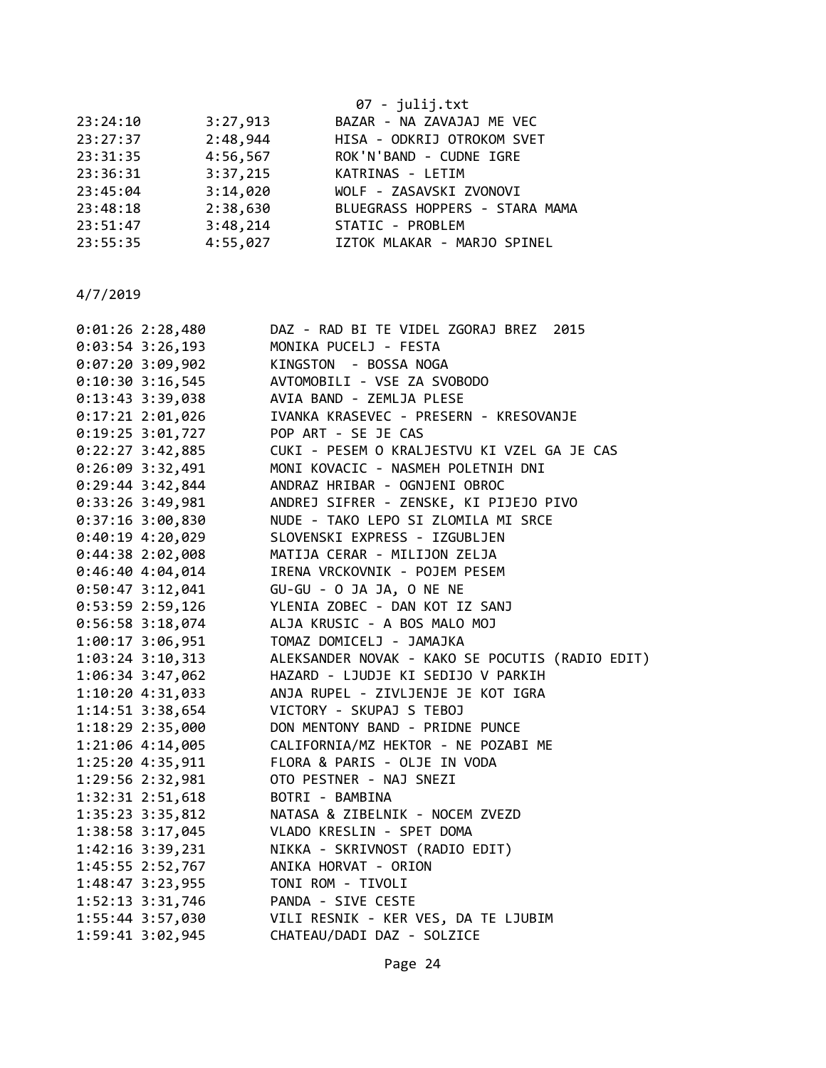| | | |
|---|---|---|
| 23:24:10 | 3:27,913 | BAZAR - NA ZAVAJAJ ME VEC |
| 23:27:37 | 2:48,944 | HISA - ODKRIJ OTROKOM SVET |
| 23:31:35 | 4:56,567 | ROK'N'BAND - CUDNE IGRE |
| 23:36:31 | 3:37,215 | KATRINAS - LETIM |
| 23:45:04 | 3:14,020 | WOLF - ZASAVSKI ZVONOVI |
| 23:48:18 | 2:38,630 | BLUEGRASS HOPPERS - STARA MAMA |
| 23:51:47 | 3:48,214 | STATIC - PROBLEM |
| 23:55:35 | 4:55,027 | IZTOK MLAKAR - MARJO SPINEL |

4/7/2019

| | | |
|---|---|---|
| 0:01:26 | 2:28,480 | DAZ - RAD BI TE VIDEL ZGORAJ BREZ 2015 |
| 0:03:54 | 3:26,193 | MONIKA PUCELJ - FESTA |
| 0:07:20 | 3:09,902 | KINGSTON - BOSSA NOGA |
| 0:10:30 | 3:16,545 | AVTOMOBILI - VSE ZA SVOBODO |
| 0:13:43 | 3:39,038 | AVIA BAND - ZEMLJA PLESE |
| 0:17:21 | 2:01,026 | IVANKA KRASEVEC - PRESERN - KRESOVANJE |
| 0:19:25 | 3:01,727 | POP ART - SE JE CAS |
| 0:22:27 | 3:42,885 | CUKI - PESEM O KRALJESTVU KI VZEL GA JE CAS |
| 0:26:09 | 3:32,491 | MONI KOVACIC - NASMEH POLETNIH DNI |
| 0:29:44 | 3:42,844 | ANDRAZ HRIBAR - OGNJENI OBROC |
| 0:33:26 | 3:49,981 | ANDREJ SIFRER - ZENSKE, KI PIJEJO PIVO |
| 0:37:16 | 3:00,830 | NUDE - TAKO LEPO SI ZLOMILA MI SRCE |
| 0:40:19 | 4:20,029 | SLOVENSKI EXPRESS - IZGUBLJEN |
| 0:44:38 | 2:02,008 | MATIJA CERAR - MILIJON ZELJA |
| 0:46:40 | 4:04,014 | IRENA VRCKOVNIK - POJEM PESEM |
| 0:50:47 | 3:12,041 | GU-GU - O JA JA, O NE NE |
| 0:53:59 | 2:59,126 | YLENIA ZOBEC - DAN KOT IZ SANJ |
| 0:56:58 | 3:18,074 | ALJA KRUSIC - A BOS MALO MOJ |
| 1:00:17 | 3:06,951 | TOMAZ DOMICELJ - JAMAJKA |
| 1:03:24 | 3:10,313 | ALEKSANDER NOVAK - KAKO SE POCUTIS (RADIO EDIT) |
| 1:06:34 | 3:47,062 | HAZARD - LJUDJE KI SEDIJO V PARKIH |
| 1:10:20 | 4:31,033 | ANJA RUPEL - ZIVLJENJE JE KOT IGRA |
| 1:14:51 | 3:38,654 | VICTORY - SKUPAJ S TEBOJ |
| 1:18:29 | 2:35,000 | DON MENTONY BAND - PRIDNE PUNCE |
| 1:21:06 | 4:14,005 | CALIFORNIA/MZ HEKTOR - NE POZABI ME |
| 1:25:20 | 4:35,911 | FLORA & PARIS - OLJE IN VODA |
| 1:29:56 | 2:32,981 | OTO PESTNER - NAJ SNEZI |
| 1:32:31 | 2:51,618 | BOTRI - BAMBINA |
| 1:35:23 | 3:35,812 | NATASA & ZIBELNIK - NOCEM ZVEZD |
| 1:38:58 | 3:17,045 | VLADO KRESLIN - SPET DOMA |
| 1:42:16 | 3:39,231 | NIKKA - SKRIVNOST (RADIO EDIT) |
| 1:45:55 | 2:52,767 | ANIKA HORVAT - ORION |
| 1:48:47 | 3:23,955 | TONI ROM - TIVOLI |
| 1:52:13 | 3:31,746 | PANDA - SIVE CESTE |
| 1:55:44 | 3:57,030 | VILI RESNIK - KER VES, DA TE LJUBIM |
| 1:59:41 | 3:02,945 | CHATEAU/DADI DAZ - SOLZICE |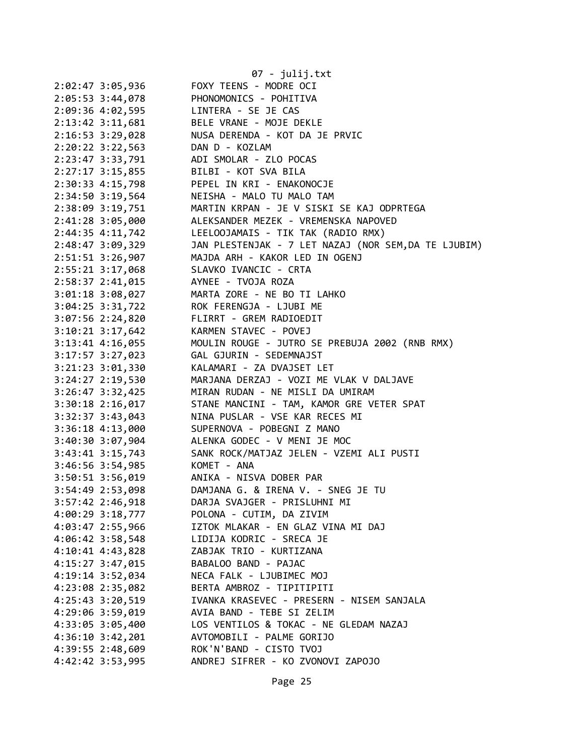07 - julij.txt

```
2:02:47 3:05,936        FOXY TEENS - MODRE OCI
2:05:53 3:44,078        PHONOMONICS - POHITIVA
2:09:36 4:02,595        LINTERA - SE JE CAS
2:13:42 3:11,681        BELE VRANE - MOJE DEKLE
2:16:53 3:29,028        NUSA DERENDA - KOT DA JE PRVIC
2:20:22 3:22,563        DAN D - KOZLAM
2:23:47 3:33,791        ADI SMOLAR - ZLO POCAS
2:27:17 3:15,855        BILBI - KOT SVA BILA
2:30:33 4:15,798        PEPEL IN KRI - ENAKONOCJE
2:34:50 3:19,564        NEISHA - MALO TU MALO TAM
2:38:09 3:19,751        MARTIN KRPAN - JE V SISKI SE KAJ ODPRTEGA
2:41:28 3:05,000        ALEKSANDER MEZEK - VREMENSKA NAPOVED
2:44:35 4:11,742        LEELOOJAMAIS - TIK TAK (RADIO RMX)
2:48:47 3:09,329        JAN PLESTENJAK - 7 LET NAZAJ (NOR SEM,DA TE LJUBIM)
2:51:51 3:26,907        MAJDA ARH - KAKOR LED IN OGENJ
2:55:21 3:17,068        SLAVKO IVANCIC - CRTA
2:58:37 2:41,015        AYNEE - TVOJA ROZA
3:01:18 3:08,027        MARTA ZORE - NE BO TI LAHKO
3:04:25 3:31,722        ROK FERENGJA - LJUBI ME
3:07:56 2:24,820        FLIRRT - GREM RADIOEDIT
3:10:21 3:17,642        KARMEN STAVEC - POVEJ
3:13:41 4:16,055        MOULIN ROUGE - JUTRO SE PREBUJA 2002 (RNB RMX)
3:17:57 3:27,023        GAL GJURIN - SEDEMNAJST
3:21:23 3:01,330        KALAMARI - ZA DVAJSET LET
3:24:27 2:19,530        MARJANA DERZAJ - VOZI ME VLAK V DALJAVE
3:26:47 3:32,425        MIRAN RUDAN - NE MISLI DA UMIRAM
3:30:18 2:16,017        STANE MANCINI - TAM, KAMOR GRE VETER SPAT
3:32:37 3:43,043        NINA PUSLAR - VSE KAR RECES MI
3:36:18 4:13,000        SUPERNOVA - POBEGNI Z MANO
3:40:30 3:07,904        ALENKA GODEC - V MENI JE MOC
3:43:41 3:15,743        SANK ROCK/MATJAZ JELEN - VZEMI ALI PUSTI
3:46:56 3:54,985        KOMET - ANA
3:50:51 3:56,019        ANIKA - NISVA DOBER PAR
3:54:49 2:53,098        DAMJANA G. & IRENA V. - SNEG JE TU
3:57:42 2:46,918        DARJA SVAJGER - PRISLUHNI MI
4:00:29 3:18,777        POLONA - CUTIM, DA ZIVIM
4:03:47 2:55,966        IZTOK MLAKAR - EN GLAZ VINA MI DAJ
4:06:42 3:58,548        LIDIJA KODRIC - SRECA JE
4:10:41 4:43,828        ZABJAK TRIO - KURTIZANA
4:15:27 3:47,015        BABALOO BAND - PAJAC
4:19:14 3:52,034        NECA FALK - LJUBIMEC MOJ
4:23:08 2:35,082        BERTA AMBROZ - TIPITIPITI
4:25:43 3:20,519        IVANKA KRASEVEC - PRESERN - NISEM SANJALA
4:29:06 3:59,019        AVIA BAND - TEBE SI ZELIM
4:33:05 3:05,400        LOS VENTILOS & TOKAC - NE GLEDAM NAZAJ
4:36:10 3:42,201        AVTOMOBILI - PALME GORIJO
4:39:55 2:48,609        ROK'N'BAND - CISTO TVOJ
4:42:42 3:53,995        ANDREJ SIFRER - KO ZVONOVI ZAPOJO
```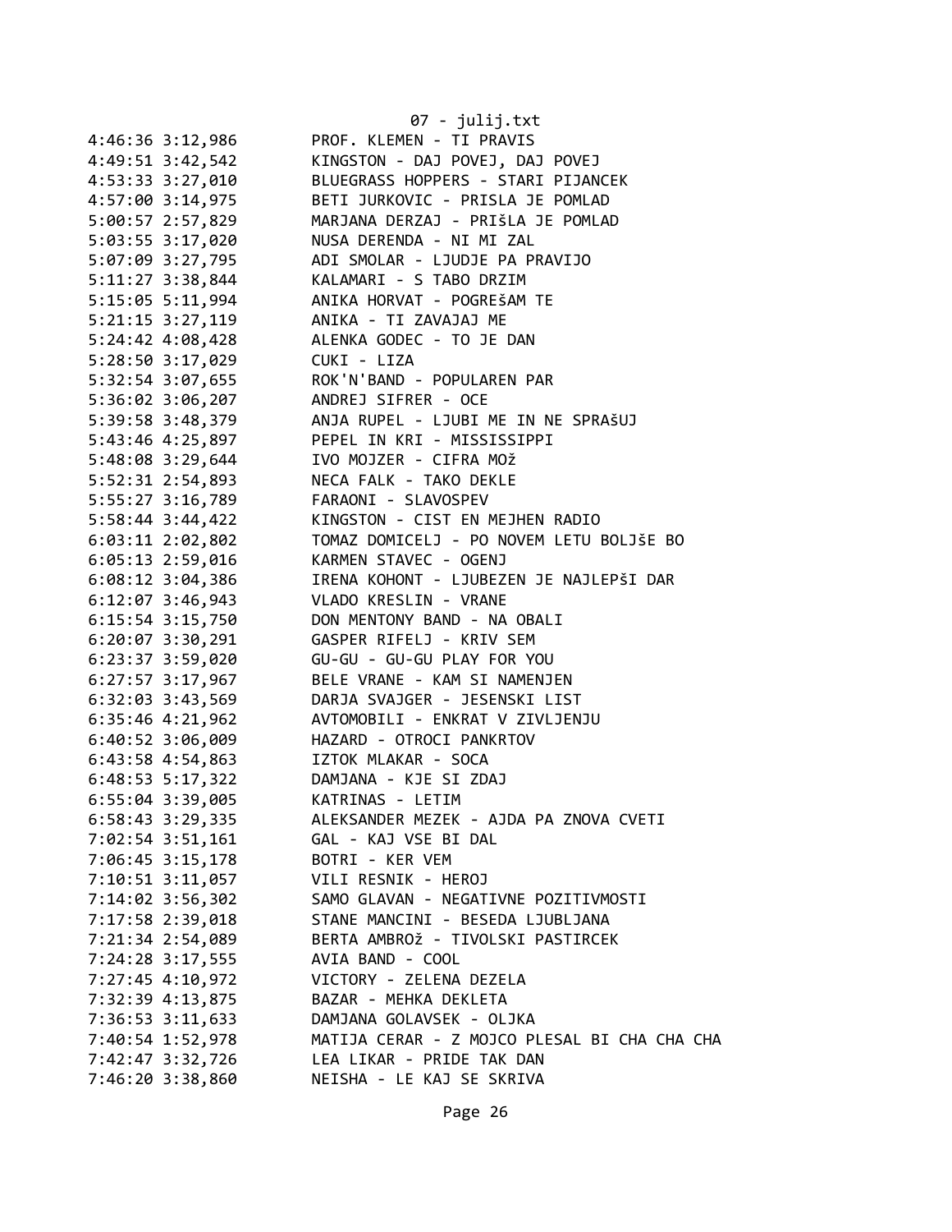07 - julij.txt

```
4:46:36 3:12,986        PROF. KLEMEN - TI PRAVIS
4:49:51 3:42,542        KINGSTON - DAJ POVEJ, DAJ POVEJ
4:53:33 3:27,010        BLUEGRASS HOPPERS - STARI PIJANCEK
4:57:00 3:14,975        BETI JURKOVIC - PRISLA JE POMLAD
5:00:57 2:57,829        MARJANA DERZAJ - PRIŠLA JE POMLAD
5:03:55 3:17,020        NUSA DERENDA - NI MI ZAL
5:07:09 3:27,795        ADI SMOLAR - LJUDJE PA PRAVIJO
5:11:27 3:38,844        KALAMARI - S TABO DRZIM
5:15:05 5:11,994        ANIKA HORVAT - POGREšAM TE
5:21:15 3:27,119        ANIKA - TI ZAVAJAJ ME
5:24:42 4:08,428        ALENKA GODEC - TO JE DAN
5:28:50 3:17,029        CUKI - LIZA
5:32:54 3:07,655        ROK'N'BAND - POPULAREN PAR
5:36:02 3:06,207        ANDREJ SIFRER - OCE
5:39:58 3:48,379        ANJA RUPEL - LJUBI ME IN NE SPRAšUJ
5:43:46 4:25,897        PEPEL IN KRI - MISSISSIPPI
5:48:08 3:29,644        IVO MOJZER - CIFRA MOž
5:52:31 2:54,893        NECA FALK - TAKO DEKLE
5:55:27 3:16,789        FARAONI - SLAVOSPEV
5:58:44 3:44,422        KINGSTON - CIST EN MEJHEN RADIO
6:03:11 2:02,802        TOMAZ DOMICELJ - PO NOVEM LETU BOLJŠE BO
6:05:13 2:59,016        KARMEN STAVEC - OGENJ
6:08:12 3:04,386        IRENA KOHONT - LJUBEZEN JE NAJLEPŠI DAR
6:12:07 3:46,943        VLADO KRESLIN - VRANE
6:15:54 3:15,750        DON MENTONY BAND - NA OBALI
6:20:07 3:30,291        GASPER RIFELJ - KRIV SEM
6:23:37 3:59,020        GU-GU - GU-GU PLAY FOR YOU
6:27:57 3:17,967        BELE VRANE - KAM SI NAMENJEN
6:32:03 3:43,569        DARJA SVAJGER - JESENSKI LIST
6:35:46 4:21,962        AVTOMOBILI - ENKRAT V ZIVLJENJU
6:40:52 3:06,009        HAZARD - OTROCI PANKRTOV
6:43:58 4:54,863        IZTOK MLAKAR - SOCA
6:48:53 5:17,322        DAMJANA - KJE SI ZDAJ
6:55:04 3:39,005        KATRINAS - LETIM
6:58:43 3:29,335        ALEKSANDER MEZEK - AJDA PA ZNOVA CVETI
7:02:54 3:51,161        GAL - KAJ VSE BI DAL
7:06:45 3:15,178        BOTRI - KER VEM
7:10:51 3:11,057        VILI RESNIK - HEROJ
7:14:02 3:56,302        SAMO GLAVAN - NEGATIVNE POZITIVMOSTI
7:17:58 2:39,018        STANE MANCINI - BESEDA LJUBLJANA
7:21:34 2:54,089        BERTA AMBROž - TIVOLSKI PASTIRCEK
7:24:28 3:17,555        AVIA BAND - COOL
7:27:45 4:10,972        VICTORY - ZELENA DEZELA
7:32:39 4:13,875        BAZAR - MEHKA DEKLETA
7:36:53 3:11,633        DAMJANA GOLAVSEK - OLJKA
7:40:54 1:52,978        MATIJA CERAR - Z MOJCO PLESAL BI CHA CHA CHA
7:42:47 3:32,726        LEA LIKAR - PRIDE TAK DAN
7:46:20 3:38,860        NEISHA - LE KAJ SE SKRIVA
```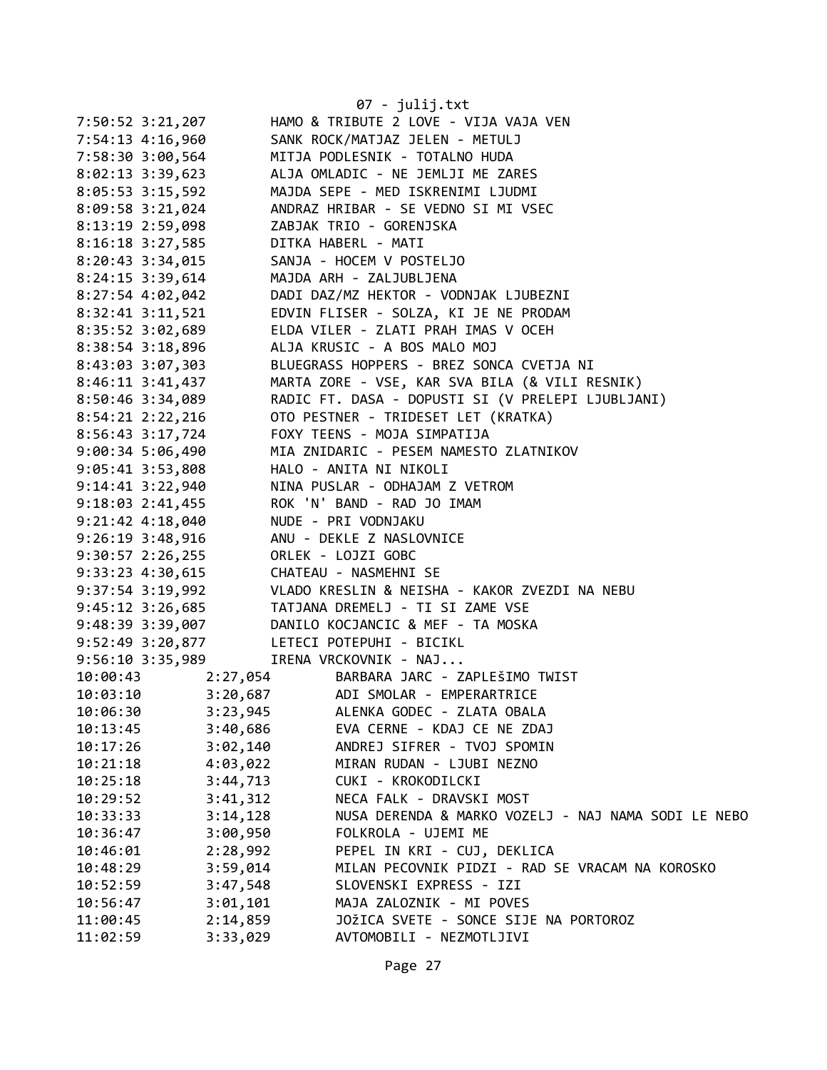```
7:50:52 3:21,207        HAMO & TRIBUTE 2 LOVE - VIJA VAJA VEN
7:54:13 4:16,960        SANK ROCK/MATJAZ JELEN - METULJ
7:58:30 3:00,564        MITJA PODLESNIK - TOTALNO HUDA
8:02:13 3:39,623        ALJA OMLADIC - NE JEMLJI ME ZARES
8:05:53 3:15,592        MAJDA SEPE - MED ISKRENIMI LJUDMI
8:09:58 3:21,024        ANDRAZ HRIBAR - SE VEDNO SI MI VSEC
8:13:19 2:59,098        ZABJAK TRIO - GORENJSKA
8:16:18 3:27,585        DITKA HABERL - MATI
8:20:43 3:34,015        SANJA - HOCEM V POSTELJO
8:24:15 3:39,614        MAJDA ARH - ZALJUBLJENA
8:27:54 4:02,042        DADI DAZ/MZ HEKTOR - VODNJAK LJUBEZNI
8:32:41 3:11,521        EDVIN FLISER - SOLZA, KI JE NE PRODAM
8:35:52 3:02,689        ELDA VILER - ZLATI PRAH IMAS V OCEH
8:38:54 3:18,896        ALJA KRUSIC - A BOS MALO MOJ
8:43:03 3:07,303        BLUEGRASS HOPPERS - BREZ SONCA CVETJA NI
8:46:11 3:41,437        MARTA ZORE - VSE, KAR SVA BILA (& VILI RESNIK)
8:50:46 3:34,089        RADIC FT. DASA - DOPUSTI SI (V PRELEPI LJUBLJANI)
8:54:21 2:22,216        OTO PESTNER - TRIDESET LET (KRATKA)
8:56:43 3:17,724        FOXY TEENS - MOJA SIMPATIJA
9:00:34 5:06,490        MIA ZNIDARIC - PESEM NAMESTO ZLATNIKOV
9:05:41 3:53,808        HALO - ANITA NI NIKOLI
9:14:41 3:22,940        NINA PUSLAR - ODHAJAM Z VETROM
9:18:03 2:41,455        ROK 'N' BAND - RAD JO IMAM
9:21:42 4:18,040        NUDE - PRI VODNJAKU
9:26:19 3:48,916        ANU - DEKLE Z NASLOVNICE
9:30:57 2:26,255        ORLEK - LOJZI GOBC
9:33:23 4:30,615        CHATEAU - NASMEHNI SE
9:37:54 3:19,992        VLADO KRESLIN & NEISHA - KAKOR ZVEZDI NA NEBU
9:45:12 3:26,685        TATJANA DREMELJ - TI SI ZAME VSE
9:48:39 3:39,007        DANILO KOCJANCIC & MEF - TA MOSKA
9:52:49 3:20,877        LETECI POTEPUHI - BICIKL
9:56:10 3:35,989        IRENA VRCKOVNIK - NAJ...
10:00:43        2:27,054        BARBARA JARC - ZAPLEšIMO TWIST
10:03:10        3:20,687        ADI SMOLAR - EMPERARTRICE
10:06:30        3:23,945        ALENKA GODEC - ZLATA OBALA
10:13:45        3:40,686        EVA CERNE - KDAJ CE NE ZDAJ
10:17:26        3:02,140        ANDREJ SIFRER - TVOJ SPOMIN
10:21:18        4:03,022        MIRAN RUDAN - LJUBI NEZNO
10:25:18        3:44,713        CUKI - KROKODILCKI
10:29:52        3:41,312        NECA FALK - DRAVSKI MOST
10:33:33        3:14,128        NUSA DERENDA & MARKO VOZELJ - NAJ NAMA SODI LE NEBO
10:36:47        3:00,950        FOLKROLA - UJEMI ME
10:46:01        2:28,992        PEPEL IN KRI - CUJ, DEKLICA
10:48:29        3:59,014        MILAN PECOVNIK PIDZI - RAD SE VRACAM NA KOROSKO
10:52:59        3:47,548        SLOVENSKI EXPRESS - IZI
10:56:47        3:01,101        MAJA ZALOZNIK - MI POVES
11:00:45        2:14,859        JOžICA SVETE - SONCE SIJE NA PORTOROZ
11:02:59        3:33,029        AVTOMOBILI - NEZMOTLJIVI
```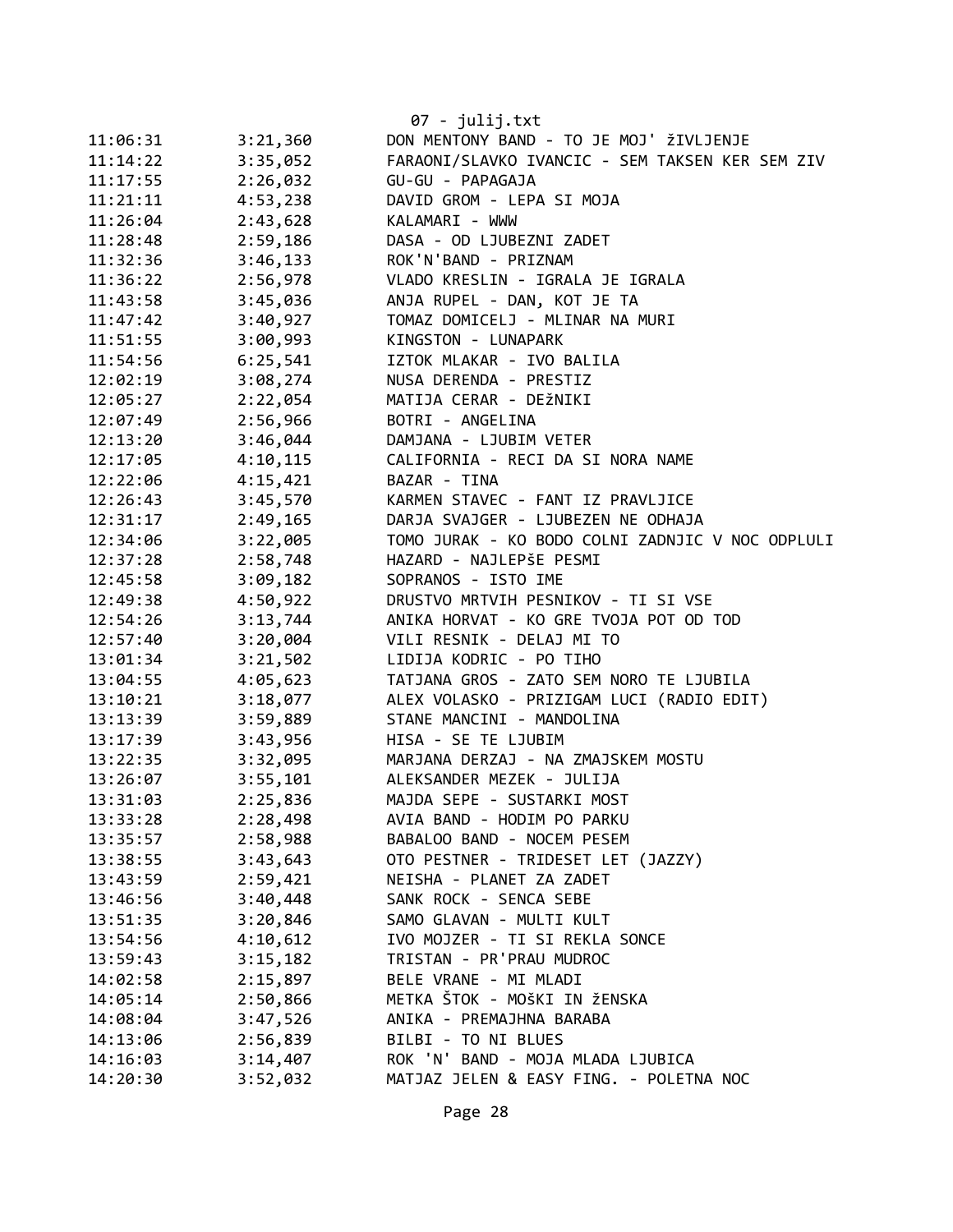07 - julij.txt

```
11:06:31        3:21,360        DON MENTONY BAND - TO JE MOJ' žIVLJENJE
11:14:22        3:35,052        FARAONI/SLAVKO IVANCIC - SEM TAKSEN KER SEM ZIV
11:17:55        2:26,032        GU-GU - PAPAGAJA
11:21:11        4:53,238        DAVID GROM - LEPA SI MOJA
11:26:04        2:43,628        KALAMARI - WWW
11:28:48        2:59,186        DASA - OD LJUBEZNI ZADET
11:32:36        3:46,133        ROK'N'BAND - PRIZNAM
11:36:22        2:56,978        VLADO KRESLIN - IGRALA JE IGRALA
11:43:58        3:45,036        ANJA RUPEL - DAN, KOT JE TA
11:47:42        3:40,927        TOMAZ DOMICELJ - MLINAR NA MURI
11:51:55        3:00,993        KINGSTON - LUNAPARK
11:54:56        6:25,541        IZTOK MLAKAR - IVO BALILA
12:02:19        3:08,274        NUSA DERENDA - PRESTIZ
12:05:27        2:22,054        MATIJA CERAR - DEžNIKI
12:07:49        2:56,966        BOTRI - ANGELINA
12:13:20        3:46,044        DAMJANA - LJUBIM VETER
12:17:05        4:10,115        CALIFORNIA - RECI DA SI NORA NAME
12:22:06        4:15,421        BAZAR - TINA
12:26:43        3:45,570        KARMEN STAVEC - FANT IZ PRAVLJICE
12:31:17        2:49,165        DARJA SVAJGER - LJUBEZEN NE ODHAJA
12:34:06        3:22,005        TOMO JURAK - KO BODO COLNI ZADNJIC V NOC ODPLULI
12:37:28        2:58,748        HAZARD - NAJLEPšE PESMI
12:45:58        3:09,182        SOPRANOS - ISTO IME
12:49:38        4:50,922        DRUSTVO MRTVIH PESNIKOV - TI SI VSE
12:54:26        3:13,744        ANIKA HORVAT - KO GRE TVOJA POT OD TOD
12:57:40        3:20,004        VILI RESNIK - DELAJ MI TO
13:01:34        3:21,502        LIDIJA KODRIC - PO TIHO
13:04:55        4:05,623        TATJANA GROS - ZATO SEM NORO TE LJUBILA
13:10:21        3:18,077        ALEX VOLASKO - PRIZIGAM LUCI (RADIO EDIT)
13:13:39        3:59,889        STANE MANCINI - MANDOLINA
13:17:39        3:43,956        HISA - SE TE LJUBIM
13:22:35        3:32,095        MARJANA DERZAJ - NA ZMAJSKEM MOSTU
13:26:07        3:55,101        ALEKSANDER MEZEK - JULIJA
13:31:03        2:25,836        MAJDA SEPE - SUSTARKI MOST
13:33:28        2:28,498        AVIA BAND - HODIM PO PARKU
13:35:57        2:58,988        BABALOO BAND - NOCEM PESEM
13:38:55        3:43,643        OTO PESTNER - TRIDESET LET (JAZZY)
13:43:59        2:59,421        NEISHA - PLANET ZA ZADET
13:46:56        3:40,448        SANK ROCK - SENCA SEBE
13:51:35        3:20,846        SAMO GLAVAN - MULTI KULT
13:54:56        4:10,612        IVO MOJZER - TI SI REKLA SONCE
13:59:43        3:15,182        TRISTAN - PR'PRAU MUDROC
14:02:58        2:15,897        BELE VRANE - MI MLADI
14:05:14        2:50,866        METKA ŠTOK - MOŠKI IN žENSKA
14:08:04        3:47,526        ANIKA - PREMAJHNA BARABA
14:13:06        2:56,839        BILBI - TO NI BLUES
14:16:03        3:14,407        ROK 'N' BAND - MOJA MLADA LJUBICA
14:20:30        3:52,032        MATJAZ JELEN & EASY FING. - POLETNA NOC
```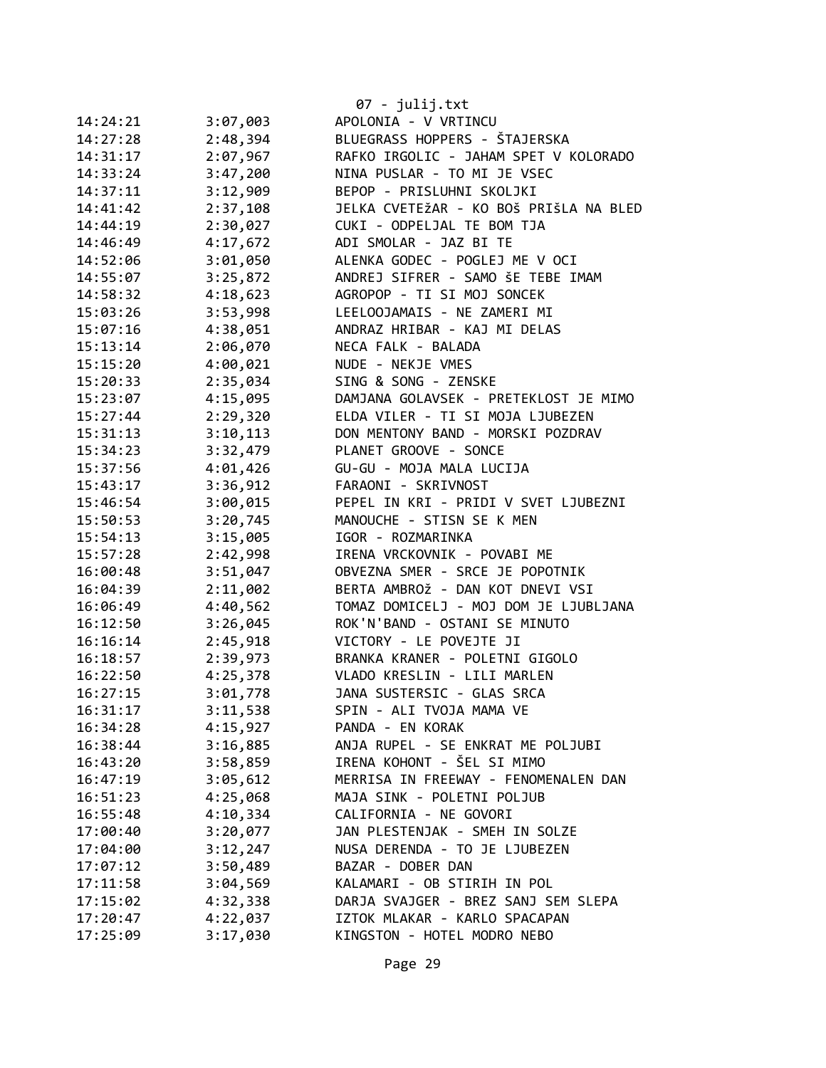07 - julij.txt

```
14:24:21        3:07,003        APOLONIA - V VRTINCU
14:27:28        2:48,394        BLUEGRASS HOPPERS - ŠTAJERSKA
14:31:17        2:07,967        RAFKO IRGOLIC - JAHAM SPET V KOLORADO
14:33:24        3:47,200        NINA PUSLAR - TO MI JE VSEC
14:37:11        3:12,909        BEPOP - PRISLUHNI SKOLJKI
14:41:42        2:37,108        JELKA CVETEžAR - KO BOš PRIšLA NA BLED
14:44:19        2:30,027        CUKI - ODPELJAL TE BOM TJA
14:46:49        4:17,672        ADI SMOLAR - JAZ BI TE
14:52:06        3:01,050        ALENKA GODEC - POGLEJ ME V OCI
14:55:07        3:25,872        ANDREJ SIFRER - SAMO šE TEBE IMAM
14:58:32        4:18,623        AGROPOP - TI SI MOJ SONCEK
15:03:26        3:53,998        LEELOOJAMAIS - NE ZAMERI MI
15:07:16        4:38,051        ANDRAZ HRIBAR - KAJ MI DELAS
15:13:14        2:06,070        NECA FALK - BALADA
15:15:20        4:00,021        NUDE - NEKJE VMES
15:20:33        2:35,034        SING & SONG - ZENSKE
15:23:07        4:15,095        DAMJANA GOLAVSEK - PRETEKLOST JE MIMO
15:27:44        2:29,320        ELDA VILER - TI SI MOJA LJUBEZEN
15:31:13        3:10,113        DON MENTONY BAND - MORSKI POZDRAV
15:34:23        3:32,479        PLANET GROOVE - SONCE
15:37:56        4:01,426        GU-GU - MOJA MALA LUCIJA
15:43:17        3:36,912        FARAONI - SKRIVNOST
15:46:54        3:00,015        PEPEL IN KRI - PRIDI V SVET LJUBEZNI
15:50:53        3:20,745        MANOUCHE - STISN SE K MEN
15:54:13        3:15,005        IGOR - ROZMARINKA
15:57:28        2:42,998        IRENA VRCKOVNIK - POVABI ME
16:00:48        3:51,047        OBVEZNA SMER - SRCE JE POPOTNIK
16:04:39        2:11,002        BERTA AMBROž - DAN KOT DNEVI VSI
16:06:49        4:40,562        TOMAZ DOMICELJ - MOJ DOM JE LJUBLJANA
16:12:50        3:26,045        ROK'N'BAND - OSTANI SE MINUTO
16:16:14        2:45,918        VICTORY - LE POVEJTE JI
16:18:57        2:39,973        BRANKA KRANER - POLETNI GIGOLO
16:22:50        4:25,378        VLADO KRESLIN - LILI MARLEN
16:27:15        3:01,778        JANA SUSTERSIC - GLAS SRCA
16:31:17        3:11,538        SPIN - ALI TVOJA MAMA VE
16:34:28        4:15,927        PANDA - EN KORAK
16:38:44        3:16,885        ANJA RUPEL - SE ENKRAT ME POLJUBI
16:43:20        3:58,859        IRENA KOHONT - šEL SI MIMO
16:47:19        3:05,612        MERRISA IN FREEWAY - FENOMENALEN DAN
16:51:23        4:25,068        MAJA SINK - POLETNI POLJUB
16:55:48        4:10,334        CALIFORNIA - NE GOVORI
17:00:40        3:20,077        JAN PLESTENJAK - SMEH IN SOLZE
17:04:00        3:12,247        NUSA DERENDA - TO JE LJUBEZEN
17:07:12        3:50,489        BAZAR - DOBER DAN
17:11:58        3:04,569        KALAMARI - OB STIRIH IN POL
17:15:02        4:32,338        DARJA SVAJGER - BREZ SANJ SEM SLEPA
17:20:47        4:22,037        IZTOK MLAKAR - KARLO SPACAPAN
17:25:09        3:17,030        KINGSTON - HOTEL MODRO NEBO
```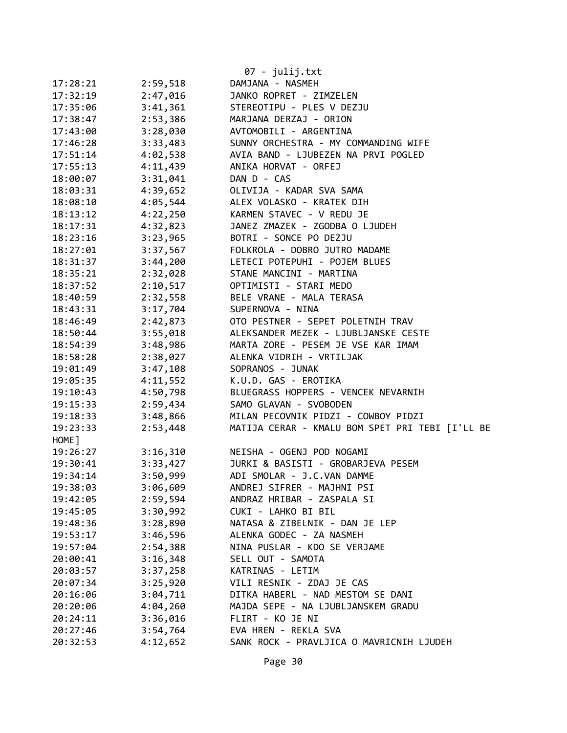07 - julij.txt

```
17:28:21        2:59,518        DAMJANA - NASMEH
17:32:19        2:47,016        JANKO ROPRET - ZIMZELEN
17:35:06        3:41,361        STEREOTIPU - PLES V DEZJU
17:38:47        2:53,386        MARJANA DERZAJ - ORION
17:43:00        3:28,030        AVTOMOBILI - ARGENTINA
17:46:28        3:33,483        SUNNY ORCHESTRA - MY COMMANDING WIFE
17:51:14        4:02,538        AVIA BAND - LJUBEZEN NA PRVI POGLED
17:55:13        4:11,439        ANIKA HORVAT - ORFEJ
18:00:07        3:31,041        DAN D - CAS
18:03:31        4:39,652        OLIVIJA - KADAR SVA SAMA
18:08:10        4:05,544        ALEX VOLASKO - KRATEK DIH
18:13:12        4:22,250        KARMEN STAVEC - V REDU JE
18:17:31        4:32,823        JANEZ ZMAZEK - ZGODBA O LJUDEH
18:23:16        3:23,965        BOTRI - SONCE PO DEZJU
18:27:01        3:37,567        FOLKROLA - DOBRO JUTRO MADAME
18:31:37        3:44,200        LETECI POTEPUHI - POJEM BLUES
18:35:21        2:32,028        STANE MANCINI - MARTINA
18:37:52        2:10,517        OPTIMISTI - STARI MEDO
18:40:59        2:32,558        BELE VRANE - MALA TERASA
18:43:31        3:17,704        SUPERNOVA - NINA
18:46:49        2:42,873        OTO PESTNER - SEPET POLETNIH TRAV
18:50:44        3:55,018        ALEKSANDER MEZEK - LJUBLJANSKE CESTE
18:54:39        3:48,986        MARTA ZORE - PESEM JE VSE KAR IMAM
18:58:28        2:38,027        ALENKA VIDRIH - VRTILJAK
19:01:49        3:47,108        SOPRANOS - JUNAK
19:05:35        4:11,552        K.U.D. GAS - EROTIKA
19:10:43        4:50,798        BLUEGRASS HOPPERS - VENCEK NEVARNIH
19:15:33        2:59,434        SAMO GLAVAN - SVOBODEN
19:18:33        3:48,866        MILAN PECOVNIK PIDZI - COWBOY PIDZI
19:23:33        2:53,448        MATIJA CERAR - KMALU BOM SPET PRI TEBI [I'LL BE
HOME]
19:26:27        3:16,310        NEISHA - OGENJ POD NOGAMI
19:30:41        3:33,427        JURKI & BASISTI - GROBARJEVA PESEM
19:34:14        3:50,999        ADI SMOLAR - J.C.VAN DAMME
19:38:03        3:06,609        ANDREJ SIFRER - MAJHNI PSI
19:42:05        2:59,594        ANDRAZ HRIBAR - ZASPALA SI
19:45:05        3:30,992        CUKI - LAHKO BI BIL
19:48:36        3:28,890        NATASA & ZIBELNIK - DAN JE LEP
19:53:17        3:46,596        ALENKA GODEC - ZA NASMEH
19:57:04        2:54,388        NINA PUSLAR - KDO SE VERJAME
20:00:41        3:16,348        SELL OUT - SAMOTA
20:03:57        3:37,258        KATRINAS - LETIM
20:07:34        3:25,920        VILI RESNIK - ZDAJ JE CAS
20:16:06        3:04,711        DITKA HABERL - NAD MESTOM SE DANI
20:20:06        4:04,260        MAJDA SEPE - NA LJUBLJANSKEM GRADU
20:24:11        3:36,016        FLIRT - KO JE NI
20:27:46        3:54,764        EVA HREN - REKLA SVA
20:32:53        4:12,652        SANK ROCK - PRAVLJICA O MAVRICNIH LJUDEH
```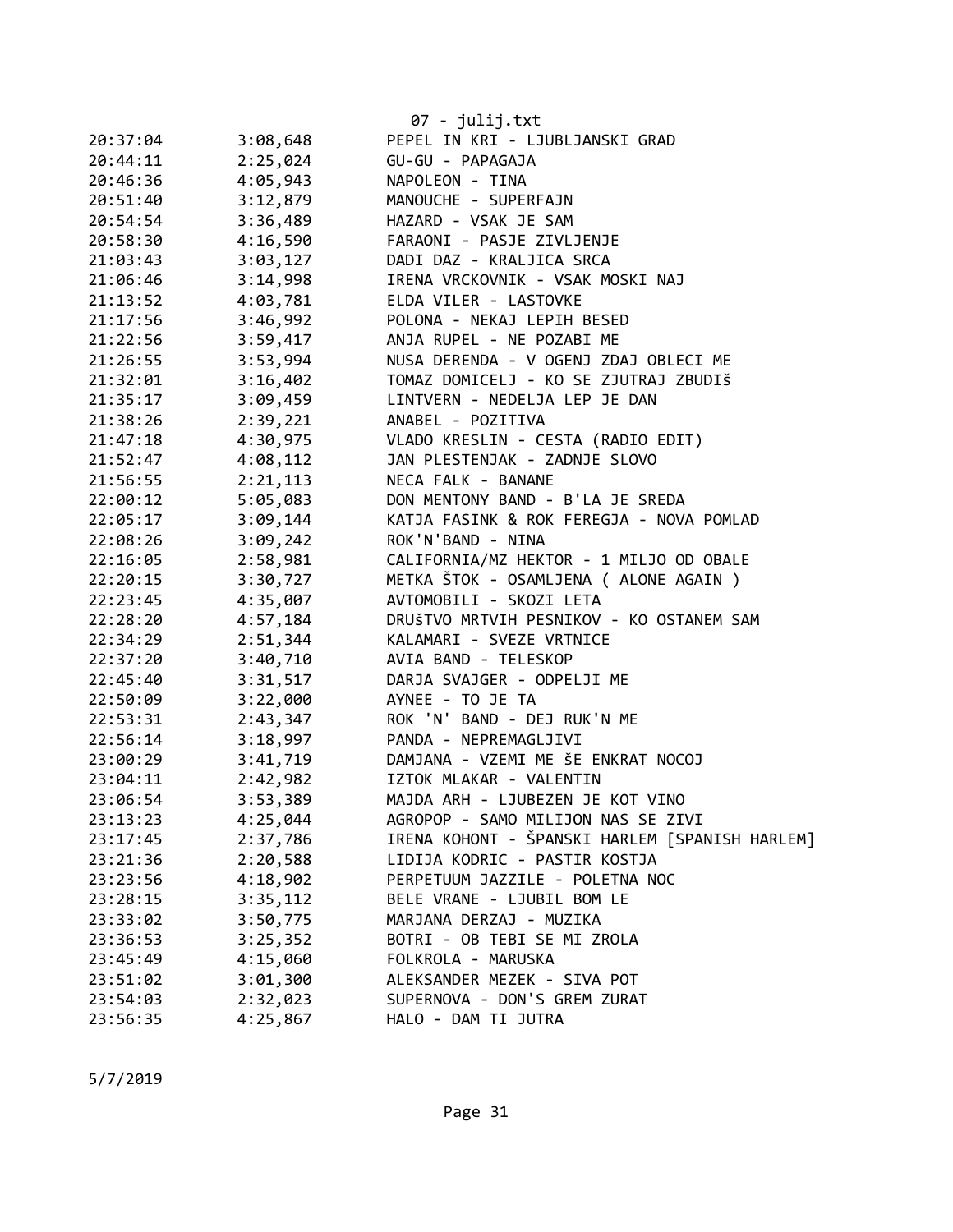| | | |
|---|---|---|
| 20:37:04 | 3:08,648 | PEPEL IN KRI - LJUBLJANSKI GRAD |
| 20:44:11 | 2:25,024 | GU-GU - PAPAGAJA |
| 20:46:36 | 4:05,943 | NAPOLEON - TINA |
| 20:51:40 | 3:12,879 | MANOUCHE - SUPERFAJN |
| 20:54:54 | 3:36,489 | HAZARD - VSAK JE SAM |
| 20:58:30 | 4:16,590 | FARAONI - PASJE ZIVLJENJE |
| 21:03:43 | 3:03,127 | DADI DAZ - KRALJICA SRCA |
| 21:06:46 | 3:14,998 | IRENA VRCKOVNIK - VSAK MOSKI NAJ |
| 21:13:52 | 4:03,781 | ELDA VILER - LASTOVKE |
| 21:17:56 | 3:46,992 | POLONA - NEKAJ LEPIH BESED |
| 21:22:56 | 3:59,417 | ANJA RUPEL - NE POZABI ME |
| 21:26:55 | 3:53,994 | NUSA DERENDA - V OGENJ ZDAJ OBLECI ME |
| 21:32:01 | 3:16,402 | TOMAZ DOMICELJ - KO SE ZJUTRAJ ZBUDIš |
| 21:35:17 | 3:09,459 | LINTVERN - NEDELJA LEP JE DAN |
| 21:38:26 | 2:39,221 | ANABEL - POZITIVA |
| 21:47:18 | 4:30,975 | VLADO KRESLIN - CESTA (RADIO EDIT) |
| 21:52:47 | 4:08,112 | JAN PLESTENJAK - ZADNJE SLOVO |
| 21:56:55 | 2:21,113 | NECA FALK - BANANE |
| 22:00:12 | 5:05,083 | DON MENTONY BAND - B'LA JE SREDA |
| 22:05:17 | 3:09,144 | KATJA FASINK & ROK FEREGJA - NOVA POMLAD |
| 22:08:26 | 3:09,242 | ROK'N'BAND - NINA |
| 22:16:05 | 2:58,981 | CALIFORNIA/MZ HEKTOR - 1 MILJO OD OBALE |
| 22:20:15 | 3:30,727 | METKA ŠTOK - OSAMLJENA ( ALONE AGAIN ) |
| 22:23:45 | 4:35,007 | AVTOMOBILI - SKOZI LETA |
| 22:28:20 | 4:57,184 | DRUŠTVO MRTVIH PESNIKOV - KO OSTANEM SAM |
| 22:34:29 | 2:51,344 | KALAMARI - SVEZE VRTNICE |
| 22:37:20 | 3:40,710 | AVIA BAND - TELESKOP |
| 22:45:40 | 3:31,517 | DARJA SVAJGER - ODPELJI ME |
| 22:50:09 | 3:22,000 | AYNEE - TO JE TA |
| 22:53:31 | 2:43,347 | ROK 'N' BAND - DEJ RUK'N ME |
| 22:56:14 | 3:18,997 | PANDA - NEPREMAGLJIVI |
| 23:00:29 | 3:41,719 | DAMJANA - VZEMI ME šE ENKRAT NOCOJ |
| 23:04:11 | 2:42,982 | IZTOK MLAKAR - VALENTIN |
| 23:06:54 | 3:53,389 | MAJDA ARH - LJUBEZEN JE KOT VINO |
| 23:13:23 | 4:25,044 | AGROPOP - SAMO MILIJON NAS SE ZIVI |
| 23:17:45 | 2:37,786 | IRENA KOHONT - ŠPANSKI HARLEM [SPANISH HARLEM] |
| 23:21:36 | 2:20,588 | LIDIJA KODRIC - PASTIR KOSTJA |
| 23:23:56 | 4:18,902 | PERPETUUM JAZZILE - POLETNA NOC |
| 23:28:15 | 3:35,112 | BELE VRANE - LJUBIL BOM LE |
| 23:33:02 | 3:50,775 | MARJANA DERZAJ - MUZIKA |
| 23:36:53 | 3:25,352 | BOTRI - OB TEBI SE MI ZROLA |
| 23:45:49 | 4:15,060 | FOLKROLA - MARUSKA |
| 23:51:02 | 3:01,300 | ALEKSANDER MEZEK - SIVA POT |
| 23:54:03 | 2:32,023 | SUPERNOVA - DON'S GREM ZURAT |
| 23:56:35 | 4:25,867 | HALO - DAM TI JUTRA |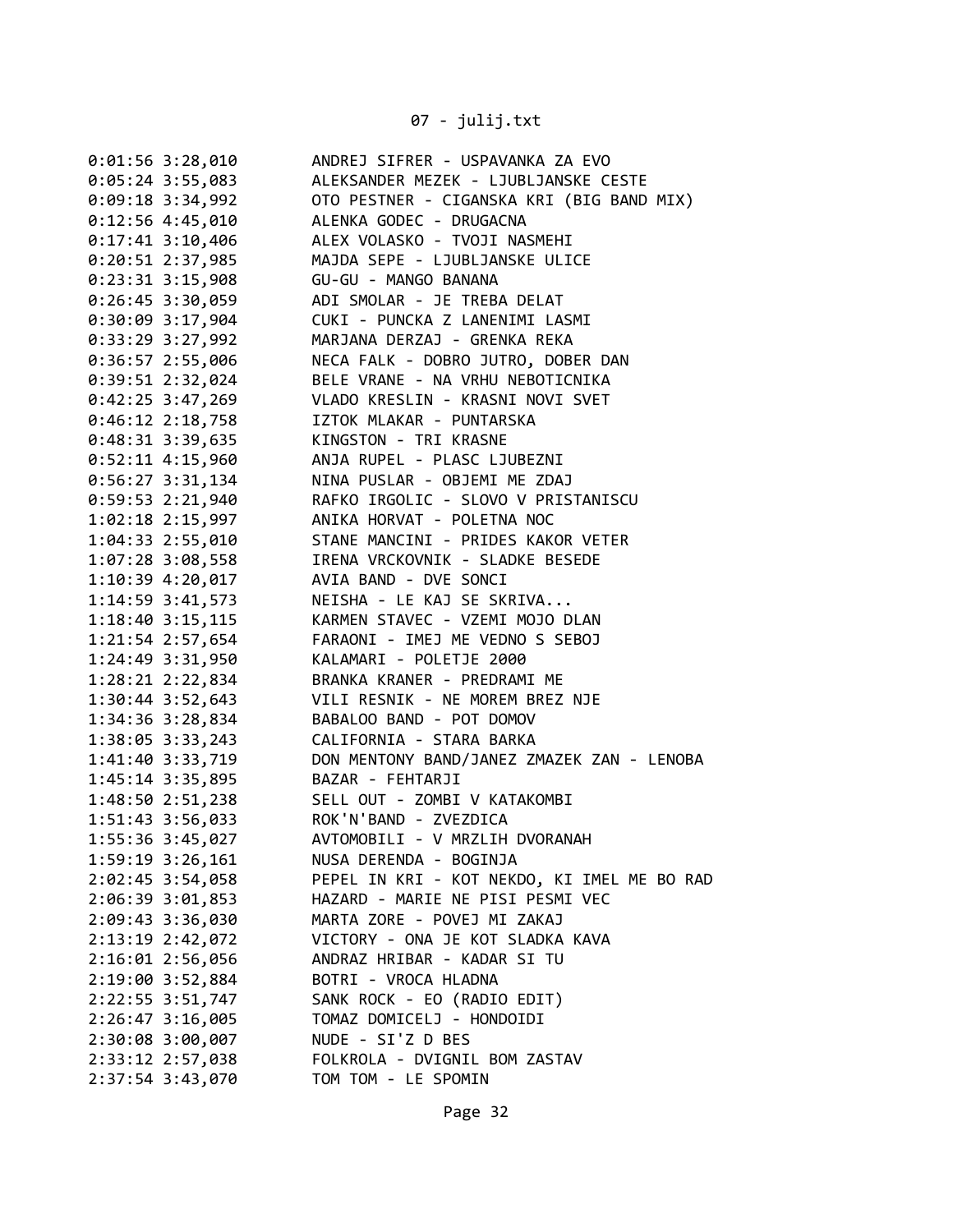07 - julij.txt

```
0:01:56 3:28,010        ANDREJ SIFRER - USPAVANKA ZA EVO
0:05:24 3:55,083        ALEKSANDER MEZEK - LJUBLJANSKE CESTE
0:09:18 3:34,992        OTO PESTNER - CIGANSKA KRI (BIG BAND MIX)
0:12:56 4:45,010        ALENKA GODEC - DRUGACNA
0:17:41 3:10,406        ALEX VOLASKO - TVOJI NASMEHI
0:20:51 2:37,985        MAJDA SEPE - LJUBLJANSKE ULICE
0:23:31 3:15,908        GU-GU - MANGO BANANA
0:26:45 3:30,059        ADI SMOLAR - JE TREBA DELAT
0:30:09 3:17,904        CUKI - PUNCKA Z LANENIMI LASMI
0:33:29 3:27,992        MARJANA DERZAJ - GRENKA REKA
0:36:57 2:55,006        NECA FALK - DOBRO JUTRO, DOBER DAN
0:39:51 2:32,024        BELE VRANE - NA VRHU NEBOTICNIKA
0:42:25 3:47,269        VLADO KRESLIN - KRASNI NOVI SVET
0:46:12 2:18,758        IZTOK MLAKAR - PUNTARSKA
0:48:31 3:39,635        KINGSTON - TRI KRASNE
0:52:11 4:15,960        ANJA RUPEL - PLASC LJUBEZNI
0:56:27 3:31,134        NINA PUSLAR - OBJEMI ME ZDAJ
0:59:53 2:21,940        RAFKO IRGOLIC - SLOVO V PRISTANISCU
1:02:18 2:15,997        ANIKA HORVAT - POLETNA NOC
1:04:33 2:55,010        STANE MANCINI - PRIDES KAKOR VETER
1:07:28 3:08,558        IRENA VRCKOVNIK - SLADKE BESEDE
1:10:39 4:20,017        AVIA BAND - DVE SONCI
1:14:59 3:41,573        NEISHA - LE KAJ SE SKRIVA...
1:18:40 3:15,115        KARMEN STAVEC - VZEMI MOJO DLAN
1:21:54 2:57,654        FARAONI - IMEJ ME VEDNO S SEBOJ
1:24:49 3:31,950        KALAMARI - POLETJE 2000
1:28:21 2:22,834        BRANKA KRANER - PREDRAMI ME
1:30:44 3:52,643        VILI RESNIK - NE MOREM BREZ NJE
1:34:36 3:28,834        BABALOO BAND - POT DOMOV
1:38:05 3:33,243        CALIFORNIA - STARA BARKA
1:41:40 3:33,719        DON MENTONY BAND/JANEZ ZMAZEK ZAN - LENOBA
1:45:14 3:35,895        BAZAR - FEHTARJI
1:48:50 2:51,238        SELL OUT - ZOMBI V KATAKOMBI
1:51:43 3:56,033        ROK'N'BAND - ZVEZDICA
1:55:36 3:45,027        AVTOMOBILI - V MRZLIH DVORANAH
1:59:19 3:26,161        NUSA DERENDA - BOGINJA
2:02:45 3:54,058        PEPEL IN KRI - KOT NEKDO, KI IMEL ME BO RAD
2:06:39 3:01,853        HAZARD - MARIE NE PISI PESMI VEC
2:09:43 3:36,030        MARTA ZORE - POVEJ MI ZAKAJ
2:13:19 2:42,072        VICTORY - ONA JE KOT SLADKA KAVA
2:16:01 2:56,056        ANDRAZ HRIBAR - KADAR SI TU
2:19:00 3:52,884        BOTRI - VROCA HLADNA
2:22:55 3:51,747        SANK ROCK - EO (RADIO EDIT)
2:26:47 3:16,005        TOMAZ DOMICELJ - HONDOIDI
2:30:08 3:00,007        NUDE - SI'Z D BES
2:33:12 2:57,038        FOLKROLA - DVIGNIL BOM ZASTAV
2:37:54 3:43,070        TOM TOM - LE SPOMIN
```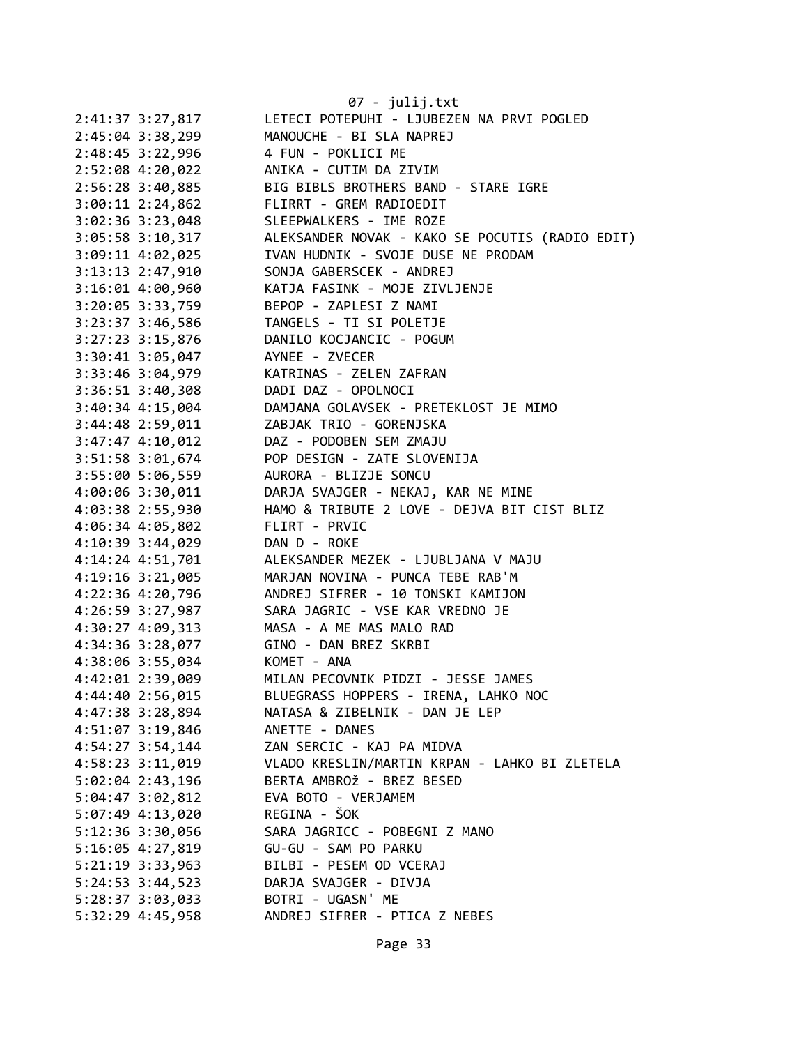```
2:41:37 3:27,817        LETECI POTEPUHI - LJUBEZEN NA PRVI POGLED
2:45:04 3:38,299        MANOUCHE - BI SLA NAPREJ
2:48:45 3:22,996        4 FUN - POKLICI ME
2:52:08 4:20,022        ANIKA - CUTIM DA ZIVIM
2:56:28 3:40,885        BIG BIBLS BROTHERS BAND - STARE IGRE
3:00:11 2:24,862        FLIRRT - GREM RADIOEDIT
3:02:36 3:23,048        SLEEPWALKERS - IME ROZE
3:05:58 3:10,317        ALEKSANDER NOVAK - KAKO SE POCUTIS (RADIO EDIT)
3:09:11 4:02,025        IVAN HUDNIK - SVOJE DUSE NE PRODAM
3:13:13 2:47,910        SONJA GABERSCEK - ANDREJ
3:16:01 4:00,960        KATJA FASINK - MOJE ZIVLJENJE
3:20:05 3:33,759        BEPOP - ZAPLESI Z NAMI
3:23:37 3:46,586        TANGELS - TI SI POLETJE
3:27:23 3:15,876        DANILO KOCJANCIC - POGUM
3:30:41 3:05,047        AYNEE - ZVECER
3:33:46 3:04,979        KATRINAS - ZELEN ZAFRAN
3:36:51 3:40,308        DADI DAZ - OPOLNOCI
3:40:34 4:15,004        DAMJANA GOLAVSEK - PRETEKLOST JE MIMO
3:44:48 2:59,011        ZABJAK TRIO - GORENJSKA
3:47:47 4:10,012        DAZ - PODOBEN SEM ZMAJU
3:51:58 3:01,674        POP DESIGN - ZATE SLOVENIJA
3:55:00 5:06,559        AURORA - BLIZJE SONCU
4:00:06 3:30,011        DARJA SVAJGER - NEKAJ, KAR NE MINE
4:03:38 2:55,930        HAMO & TRIBUTE 2 LOVE - DEJVA BIT CIST BLIZ
4:06:34 4:05,802        FLIRT - PRVIC
4:10:39 3:44,029        DAN D - ROKE
4:14:24 4:51,701        ALEKSANDER MEZEK - LJUBLJANA V MAJU
4:19:16 3:21,005        MARJAN NOVINA - PUNCA TEBE RAB'M
4:22:36 4:20,796        ANDREJ SIFRER - 10 TONSKI KAMIJON
4:26:59 3:27,987        SARA JAGRIC - VSE KAR VREDNO JE
4:30:27 4:09,313        MASA - A ME MAS MALO RAD
4:34:36 3:28,077        GINO - DAN BREZ SKRBI
4:38:06 3:55,034        KOMET - ANA
4:42:01 2:39,009        MILAN PECOVNIK PIDZI - JESSE JAMES
4:44:40 2:56,015        BLUEGRASS HOPPERS - IRENA, LAHKO NOC
4:47:38 3:28,894        NATASA & ZIBELNIK - DAN JE LEP
4:51:07 3:19,846        ANETTE - DANES
4:54:27 3:54,144        ZAN SERCIC - KAJ PA MIDVA
4:58:23 3:11,019        VLADO KRESLIN/MARTIN KRPAN - LAHKO BI ZLETELA
5:02:04 2:43,196        BERTA AMBROž - BREZ BESED
5:04:47 3:02,812        EVA BOTO - VERJAMEM
5:07:49 4:13,020        REGINA - ŠOK
5:12:36 3:30,056        SARA JAGRICC - POBEGNI Z MANO
5:16:05 4:27,819        GU-GU - SAM PO PARKU
5:21:19 3:33,963        BILBI - PESEM OD VCERAJ
5:24:53 3:44,523        DARJA SVAJGER - DIVJA
5:28:37 3:03,033        BOTRI - UGASN' ME
5:32:29 4:45,958        ANDREJ SIFRER - PTICA Z NEBES
```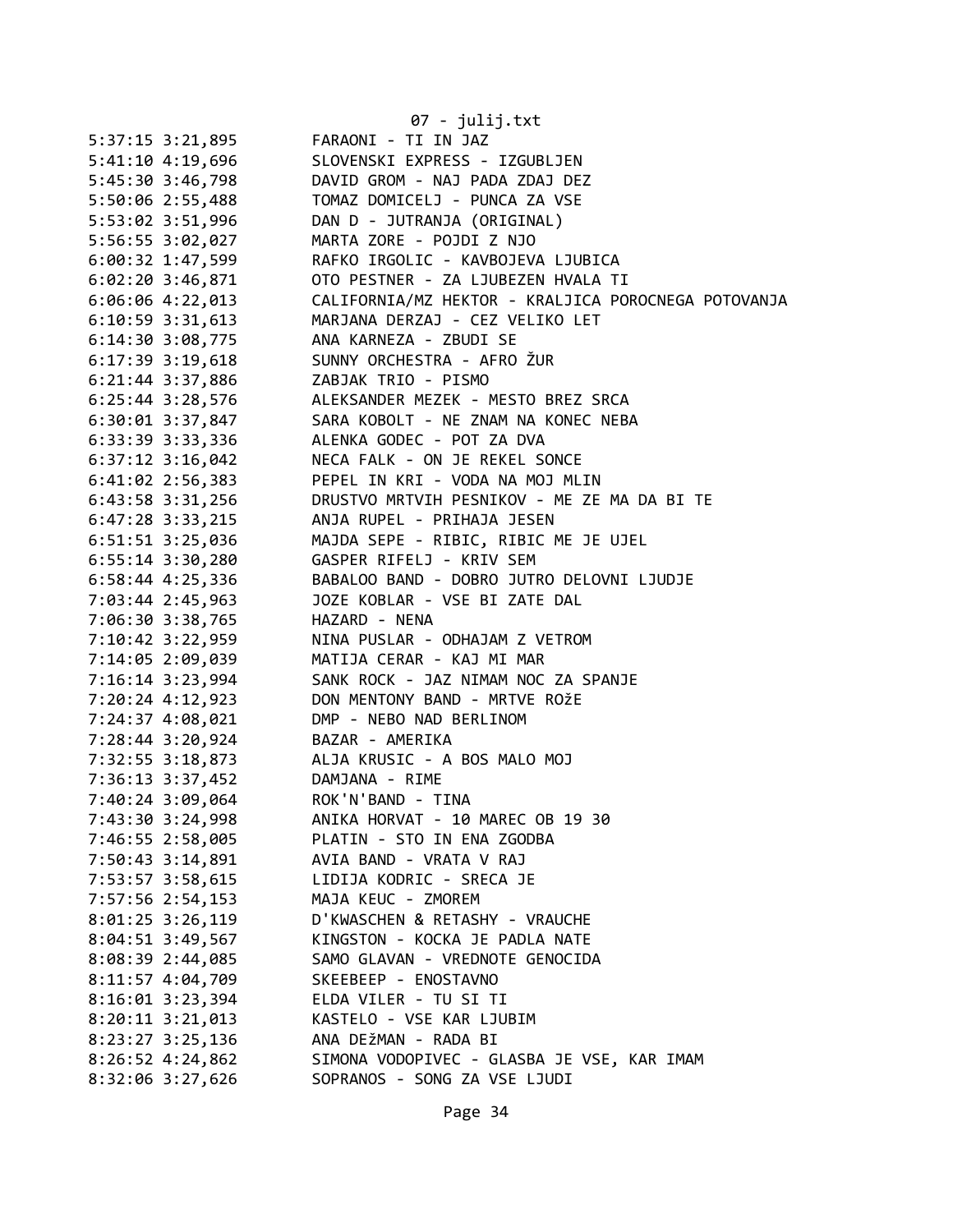07 - julij.txt

```
5:37:15 3:21,895        FARAONI - TI IN JAZ
5:41:10 4:19,696        SLOVENSKI EXPRESS - IZGUBLJEN
5:45:30 3:46,798        DAVID GROM - NAJ PADA ZDAJ DEZ
5:50:06 2:55,488        TOMAZ DOMICELJ - PUNCA ZA VSE
5:53:02 3:51,996        DAN D - JUTRANJA (ORIGINAL)
5:56:55 3:02,027        MARTA ZORE - POJDI Z NJO
6:00:32 1:47,599        RAFKO IRGOLIC - KAVBOJEVA LJUBICA
6:02:20 3:46,871        OTO PESTNER - ZA LJUBEZEN HVALA TI
6:06:06 4:22,013        CALIFORNIA/MZ HEKTOR - KRALJICA POROCNEGA POTOVANJA
6:10:59 3:31,613        MARJANA DERZAJ - CEZ VELIKO LET
6:14:30 3:08,775        ANA KARNEZA - ZBUDI SE
6:17:39 3:19,618        SUNNY ORCHESTRA - AFRO ŽUR
6:21:44 3:37,886        ZABJAK TRIO - PISMO
6:25:44 3:28,576        ALEKSANDER MEZEK - MESTO BREZ SRCA
6:30:01 3:37,847        SARA KOBOLT - NE ZNAM NA KONEC NEBA
6:33:39 3:33,336        ALENKA GODEC - POT ZA DVA
6:37:12 3:16,042        NECA FALK - ON JE REKEL SONCE
6:41:02 2:56,383        PEPEL IN KRI - VODA NA MOJ MLIN
6:43:58 3:31,256        DRUSTVO MRTVIH PESNIKOV - ME ZE MA DA BI TE
6:47:28 3:33,215        ANJA RUPEL - PRIHAJA JESEN
6:51:51 3:25,036        MAJDA SEPE - RIBIC, RIBIC ME JE UJEL
6:55:14 3:30,280        GASPER RIFELJ - KRIV SEM
6:58:44 4:25,336        BABALOO BAND - DOBRO JUTRO DELOVNI LJUDJE
7:03:44 2:45,963        JOZE KOBLAR - VSE BI ZATE DAL
7:06:30 3:38,765        HAZARD - NENA
7:10:42 3:22,959        NINA PUSLAR - ODHAJAM Z VETROM
7:14:05 2:09,039        MATIJA CERAR - KAJ MI MAR
7:16:14 3:23,994        SANK ROCK - JAZ NIMAM NOC ZA SPANJE
7:20:24 4:12,923        DON MENTONY BAND - MRTVE ROžE
7:24:37 4:08,021        DMP - NEBO NAD BERLINOM
7:28:44 3:20,924        BAZAR - AMERIKA
7:32:55 3:18,873        ALJA KRUSIC - A BOS MALO MOJ
7:36:13 3:37,452        DAMJANA - RIME
7:40:24 3:09,064        ROK'N'BAND - TINA
7:43:30 3:24,998        ANIKA HORVAT - 10 MAREC OB 19 30
7:46:55 2:58,005        PLATIN - STO IN ENA ZGODBA
7:50:43 3:14,891        AVIA BAND - VRATA V RAJ
7:53:57 3:58,615        LIDIJA KODRIC - SRECA JE
7:57:56 2:54,153        MAJA KEUC - ZMOREM
8:01:25 3:26,119        D'KWASCHEN & RETASHY - VRAUCHE
8:04:51 3:49,567        KINGSTON - KOCKA JE PADLA NATE
8:08:39 2:44,085        SAMO GLAVAN - VREDNOTE GENOCIDA
8:11:57 4:04,709        SKEEBEEP - ENOSTAVNO
8:16:01 3:23,394        ELDA VILER - TU SI TI
8:20:11 3:21,013        KASTELO - VSE KAR LJUBIM
8:23:27 3:25,136        ANA DEžMAN - RADA BI
8:26:52 4:24,862        SIMONA VODOPIVEC - GLASBA JE VSE, KAR IMAM
8:32:06 3:27,626        SOPRANOS - SONG ZA VSE LJUDI
```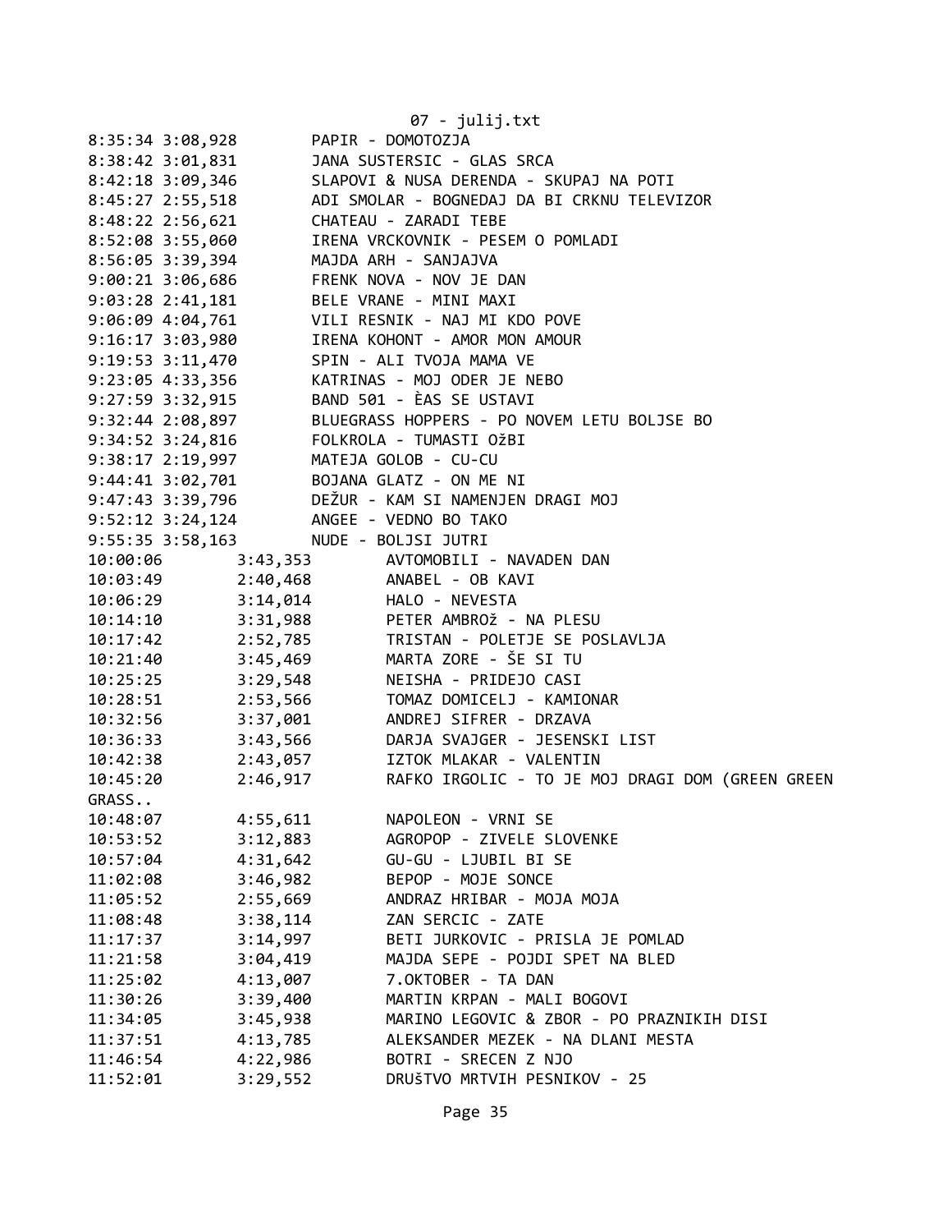07 - julij.txt

```
8:35:34 3:08,928        PAPIR - DOMOTOZJA
8:38:42 3:01,831        JANA SUSTERSIC - GLAS SRCA
8:42:18 3:09,346        SLAPOVI & NUSA DERENDA - SKUPAJ NA POTI
8:45:27 2:55,518        ADI SMOLAR - BOGNEDAJ DA BI CRKNU TELEVIZOR
8:48:22 2:56,621        CHATEAU - ZARADI TEBE
8:52:08 3:55,060        IRENA VRCKOVNIK - PESEM O POMLADI
8:56:05 3:39,394        MAJDA ARH - SANJAJVA
9:00:21 3:06,686        FRENK NOVA - NOV JE DAN
9:03:28 2:41,181        BELE VRANE - MINI MAXI
9:06:09 4:04,761        VILI RESNIK - NAJ MI KDO POVE
9:16:17 3:03,980        IRENA KOHONT - AMOR MON AMOUR
9:19:53 3:11,470        SPIN - ALI TVOJA MAMA VE
9:23:05 4:33,356        KATRINAS - MOJ ODER JE NEBO
9:27:59 3:32,915        BAND 501 - ÈAS SE USTAVI
9:32:44 2:08,897        BLUEGRASS HOPPERS - PO NOVEM LETU BOLJSE BO
9:34:52 3:24,816        FOLKROLA - TUMASTI OžBI
9:38:17 2:19,997        MATEJA GOLOB - CU-CU
9:44:41 3:02,701        BOJANA GLATZ - ON ME NI
9:47:43 3:39,796        DEŽUR - KAM SI NAMENJEN DRAGI MOJ
9:52:12 3:24,124        ANGEE - VEDNO BO TAKO
9:55:35 3:58,163        NUDE - BOLJSI JUTRI
10:00:06        3:43,353        AVTOMOBILI - NAVADEN DAN
10:03:49        2:40,468        ANABEL - OB KAVI
10:06:29        3:14,014        HALO - NEVESTA
10:14:10        3:31,988        PETER AMBROž - NA PLESU
10:17:42        2:52,785        TRISTAN - POLETJE SE POSLAVLJA
10:21:40        3:45,469        MARTA ZORE - ŠE SI TU
10:25:25        3:29,548        NEISHA - PRIDEJO CASI
10:28:51        2:53,566        TOMAZ DOMICELJ - KAMIONAR
10:32:56        3:37,001        ANDREJ SIFRER - DRZAVA
10:36:33        3:43,566        DARJA SVAJGER - JESENSKI LIST
10:42:38        2:43,057        IZTOK MLAKAR - VALENTIN
10:45:20        2:46,917        RAFKO IRGOLIC - TO JE MOJ DRAGI DOM (GREEN GREEN
GRASS..
10:48:07        4:55,611        NAPOLEON - VRNI SE
10:53:52        3:12,883        AGROPOP - ZIVELE SLOVENKE
10:57:04        4:31,642        GU-GU - LJUBIL BI SE
11:02:08        3:46,982        BEPOP - MOJE SONCE
11:05:52        2:55,669        ANDRAZ HRIBAR - MOJA MOJA
11:08:48        3:38,114        ZAN SERCIC - ZATE
11:17:37        3:14,997        BETI JURKOVIC - PRISLA JE POMLAD
11:21:58        3:04,419        MAJDA SEPE - POJDI SPET NA BLED
11:25:02        4:13,007        7.OKTOBER - TA DAN
11:30:26        3:39,400        MARTIN KRPAN - MALI BOGOVI
11:34:05        3:45,938        MARINO LEGOVIC & ZBOR - PO PRAZNIKIH DISI
11:37:51        4:13,785        ALEKSANDER MEZEK - NA DLANI MESTA
11:46:54        4:22,986        BOTRI - SRECEN Z NJO
11:52:01        3:29,552        DRUŠTVO MRTVIH PESNIKOV - 25
```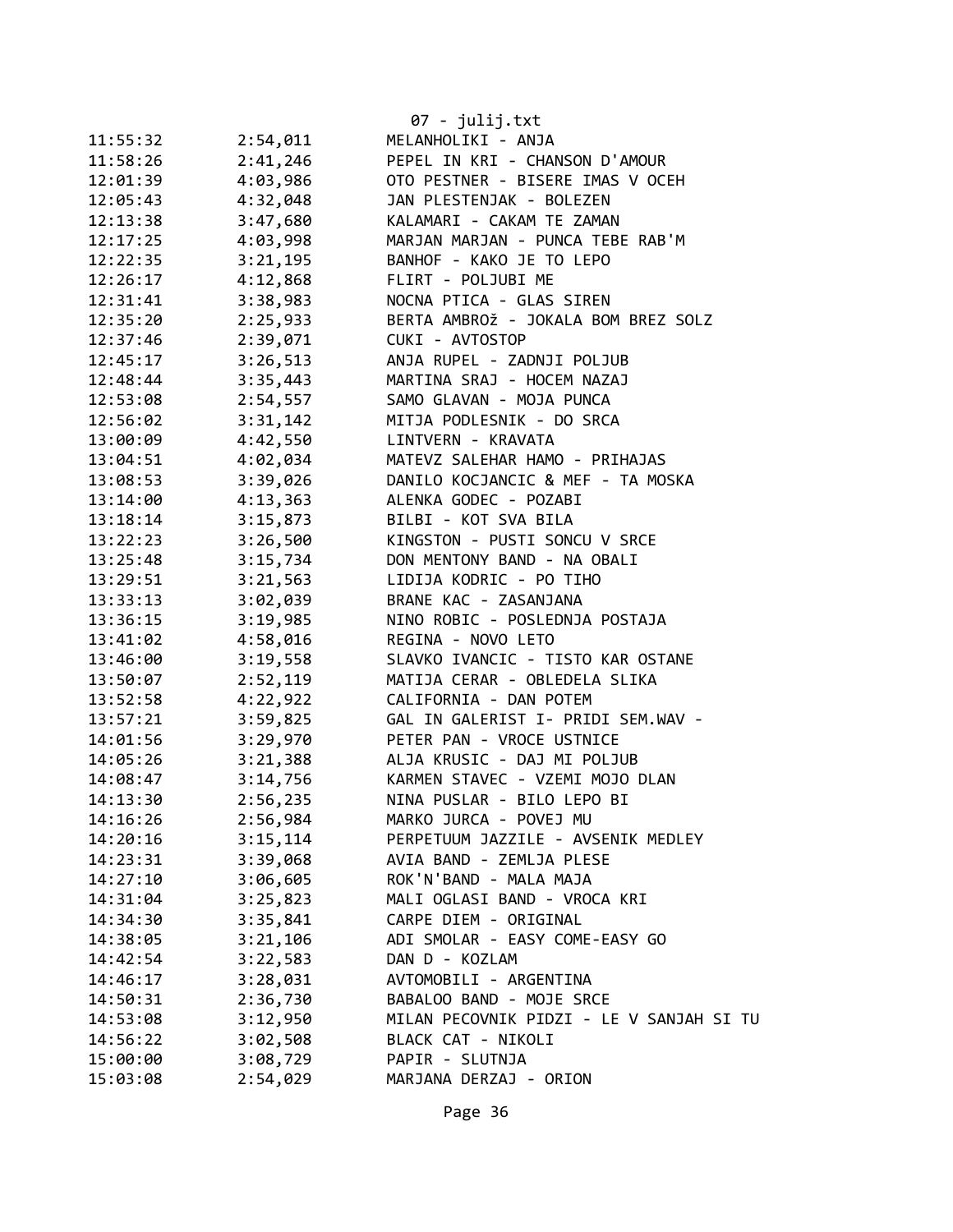07 - julij.txt

| | | |
|---|---|---|
| 11:55:32 | 2:54,011 | MELANHOLIKI - ANJA |
| 11:58:26 | 2:41,246 | PEPEL IN KRI - CHANSON D'AMOUR |
| 12:01:39 | 4:03,986 | OTO PESTNER - BISERE IMAS V OCEH |
| 12:05:43 | 4:32,048 | JAN PLESTENJAK - BOLEZEN |
| 12:13:38 | 3:47,680 | KALAMARI - CAKAM TE ZAMAN |
| 12:17:25 | 4:03,998 | MARJAN MARJAN - PUNCA TEBE RAB'M |
| 12:22:35 | 3:21,195 | BANHOF - KAKO JE TO LEPO |
| 12:26:17 | 4:12,868 | FLIRT - POLJUBI ME |
| 12:31:41 | 3:38,983 | NOCNA PTICA - GLAS SIREN |
| 12:35:20 | 2:25,933 | BERTA AMBROž - JOKALA BOM BREZ SOLZ |
| 12:37:46 | 2:39,071 | CUKI - AVTOSTOP |
| 12:45:17 | 3:26,513 | ANJA RUPEL - ZADNJI POLJUB |
| 12:48:44 | 3:35,443 | MARTINA SRAJ - HOCEM NAZAJ |
| 12:53:08 | 2:54,557 | SAMO GLAVAN - MOJA PUNCA |
| 12:56:02 | 3:31,142 | MITJA PODLESNIK - DO SRCA |
| 13:00:09 | 4:42,550 | LINTVERN - KRAVATA |
| 13:04:51 | 4:02,034 | MATEVZ SALEHAR HAMO - PRIHAJAS |
| 13:08:53 | 3:39,026 | DANILO KOCJANCIC & MEF - TA MOSKA |
| 13:14:00 | 4:13,363 | ALENKA GODEC - POZABI |
| 13:18:14 | 3:15,873 | BILBI - KOT SVA BILA |
| 13:22:23 | 3:26,500 | KINGSTON - PUSTI SONCU V SRCE |
| 13:25:48 | 3:15,734 | DON MENTONY BAND - NA OBALI |
| 13:29:51 | 3:21,563 | LIDIJA KODRIC - PO TIHO |
| 13:33:13 | 3:02,039 | BRANE KAC - ZASANJANA |
| 13:36:15 | 3:19,985 | NINO ROBIC - POSLEDNJA POSTAJA |
| 13:41:02 | 4:58,016 | REGINA - NOVO LETO |
| 13:46:00 | 3:19,558 | SLAVKO IVANCIC - TISTO KAR OSTANE |
| 13:50:07 | 2:52,119 | MATIJA CERAR - OBLEDELA SLIKA |
| 13:52:58 | 4:22,922 | CALIFORNIA - DAN POTEM |
| 13:57:21 | 3:59,825 | GAL IN GALERIST I- PRIDI SEM.WAV - |
| 14:01:56 | 3:29,970 | PETER PAN - VROCE USTNICE |
| 14:05:26 | 3:21,388 | ALJA KRUSIC - DAJ MI POLJUB |
| 14:08:47 | 3:14,756 | KARMEN STAVEC - VZEMI MOJO DLAN |
| 14:13:30 | 2:56,235 | NINA PUSLAR - BILO LEPO BI |
| 14:16:26 | 2:56,984 | MARKO JURCA - POVEJ MU |
| 14:20:16 | 3:15,114 | PERPETUUM JAZZILE - AVSENIK MEDLEY |
| 14:23:31 | 3:39,068 | AVIA BAND - ZEMLJA PLESE |
| 14:27:10 | 3:06,605 | ROK'N'BAND - MALA MAJA |
| 14:31:04 | 3:25,823 | MALI OGLASI BAND - VROCA KRI |
| 14:34:30 | 3:35,841 | CARPE DIEM - ORIGINAL |
| 14:38:05 | 3:21,106 | ADI SMOLAR - EASY COME-EASY GO |
| 14:42:54 | 3:22,583 | DAN D - KOZLAM |
| 14:46:17 | 3:28,031 | AVTOMOBILI - ARGENTINA |
| 14:50:31 | 2:36,730 | BABALOO BAND - MOJE SRCE |
| 14:53:08 | 3:12,950 | MILAN PECOVNIK PIDZI - LE V SANJAH SI TU |
| 14:56:22 | 3:02,508 | BLACK CAT - NIKOLI |
| 15:00:00 | 3:08,729 | PAPIR - SLUTNJA |
| 15:03:08 | 2:54,029 | MARJANA DERZAJ - ORION |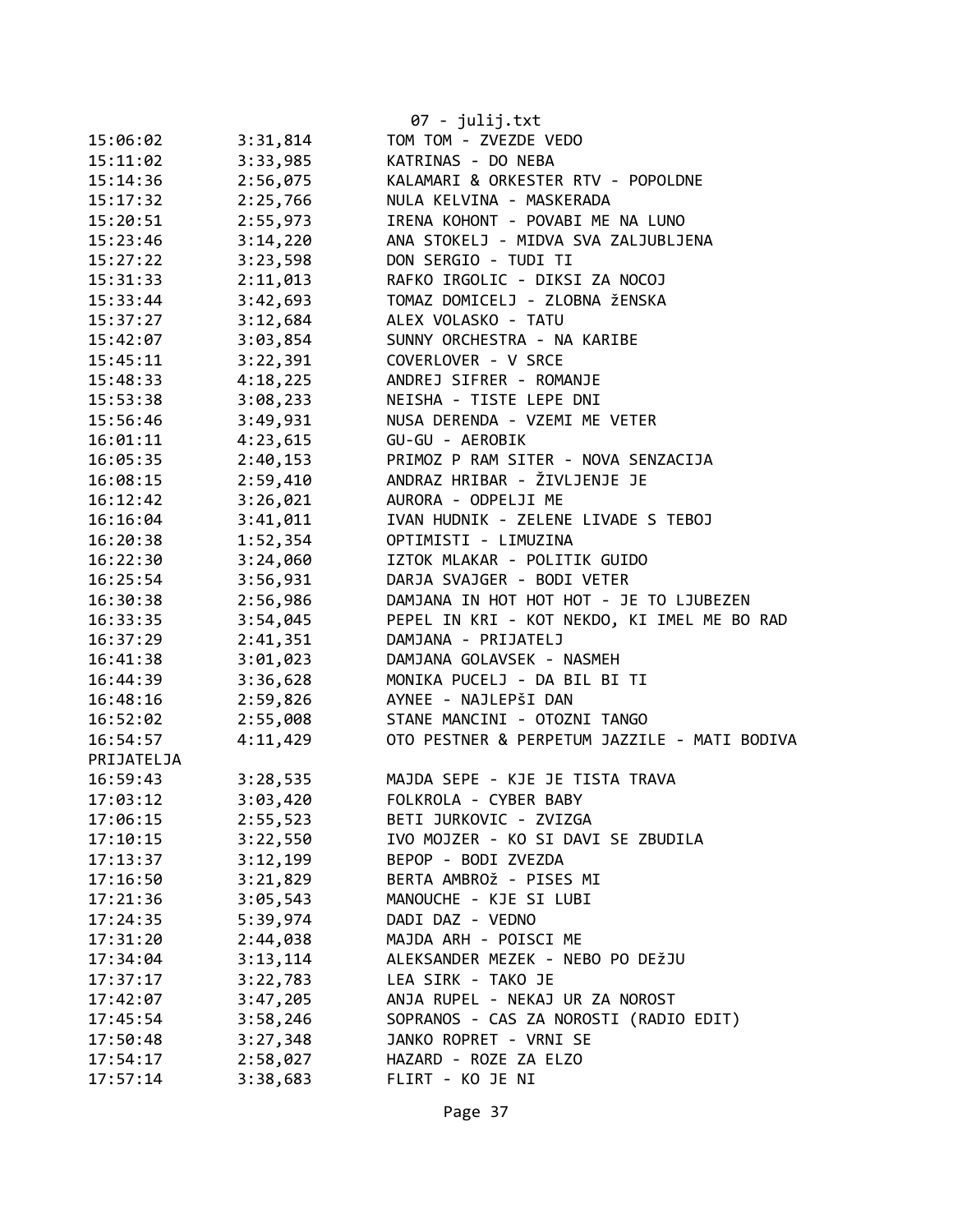07 - julij.txt

```
15:06:02        3:31,814        TOM TOM - ZVEZDE VEDO
15:11:02        3:33,985        KATRINAS - DO NEBA
15:14:36        2:56,075        KALAMARI & ORKESTER RTV - POPOLDNE
15:17:32        2:25,766        NULA KELVINA - MASKERADA
15:20:51        2:55,973        IRENA KOHONT - POVABI ME NA LUNO
15:23:46        3:14,220        ANA STOKELJ - MIDVA SVA ZALJUBLJENA
15:27:22        3:23,598        DON SERGIO - TUDI TI
15:31:33        2:11,013        RAFKO IRGOLIC - DIKSI ZA NOCOJ
15:33:44        3:42,693        TOMAZ DOMICELJ - ZLOBNA žENSKA
15:37:27        3:12,684        ALEX VOLASKO - TATU
15:42:07        3:03,854        SUNNY ORCHESTRA - NA KARIBE
15:45:11        3:22,391        COVERLOVER - V SRCE
15:48:33        4:18,225        ANDREJ SIFRER - ROMANJE
15:53:38        3:08,233        NEISHA - TISTE LEPE DNI
15:56:46        3:49,931        NUSA DERENDA - VZEMI ME VETER
16:01:11        4:23,615        GU-GU - AEROBIK
16:05:35        2:40,153        PRIMOZ P RAM SITER - NOVA SENZACIJA
16:08:15        2:59,410        ANDRAZ HRIBAR - ŽIVLJENJE JE
16:12:42        3:26,021        AURORA - ODPELJI ME
16:16:04        3:41,011        IVAN HUDNIK - ZELENE LIVADE S TEBOJ
16:20:38        1:52,354        OPTIMISTI - LIMUZINA
16:22:30        3:24,060        IZTOK MLAKAR - POLITIK GUIDO
16:25:54        3:56,931        DARJA SVAJGER - BODI VETER
16:30:38        2:56,986        DAMJANA IN HOT HOT HOT - JE TO LJUBEZEN
16:33:35        3:54,045        PEPEL IN KRI - KOT NEKDO, KI IMEL ME BO RAD
16:37:29        2:41,351        DAMJANA - PRIJATELJ
16:41:38        3:01,023        DAMJANA GOLAVSEK - NASMEH
16:44:39        3:36,628        MONIKA PUCELJ - DA BIL BI TI
16:48:16        2:59,826        AYNEE - NAJLEPŠI DAN
16:52:02        2:55,008        STANE MANCINI - OTOZNI TANGO
16:54:57        4:11,429        OTO PESTNER & PERPETUM JAZZILE - MATI BODIVA
PRIJATELJA
16:59:43        3:28,535        MAJDA SEPE - KJE JE TISTA TRAVA
17:03:12        3:03,420        FOLKROLA - CYBER BABY
17:06:15        2:55,523        BETI JURKOVIC - ZVIZGA
17:10:15        3:22,550        IVO MOJZER - KO SI DAVI SE ZBUDILA
17:13:37        3:12,199        BEPOP - BODI ZVEZDA
17:16:50        3:21,829        BERTA AMBROž - PISES MI
17:21:36        3:05,543        MANOUCHE - KJE SI LUBI
17:24:35        5:39,974        DADI DAZ - VEDNO
17:31:20        2:44,038        MAJDA ARH - POISCI ME
17:34:04        3:13,114        ALEKSANDER MEZEK - NEBO PO DEžJU
17:37:17        3:22,783        LEA SIRK - TAKO JE
17:42:07        3:47,205        ANJA RUPEL - NEKAJ UR ZA NOROST
17:45:54        3:58,246        SOPRANOS - CAS ZA NOROSTI (RADIO EDIT)
17:50:48        3:27,348        JANKO ROPRET - VRNI SE
17:54:17        2:58,027        HAZARD - ROZE ZA ELZO
17:57:14        3:38,683        FLIRT - KO JE NI
```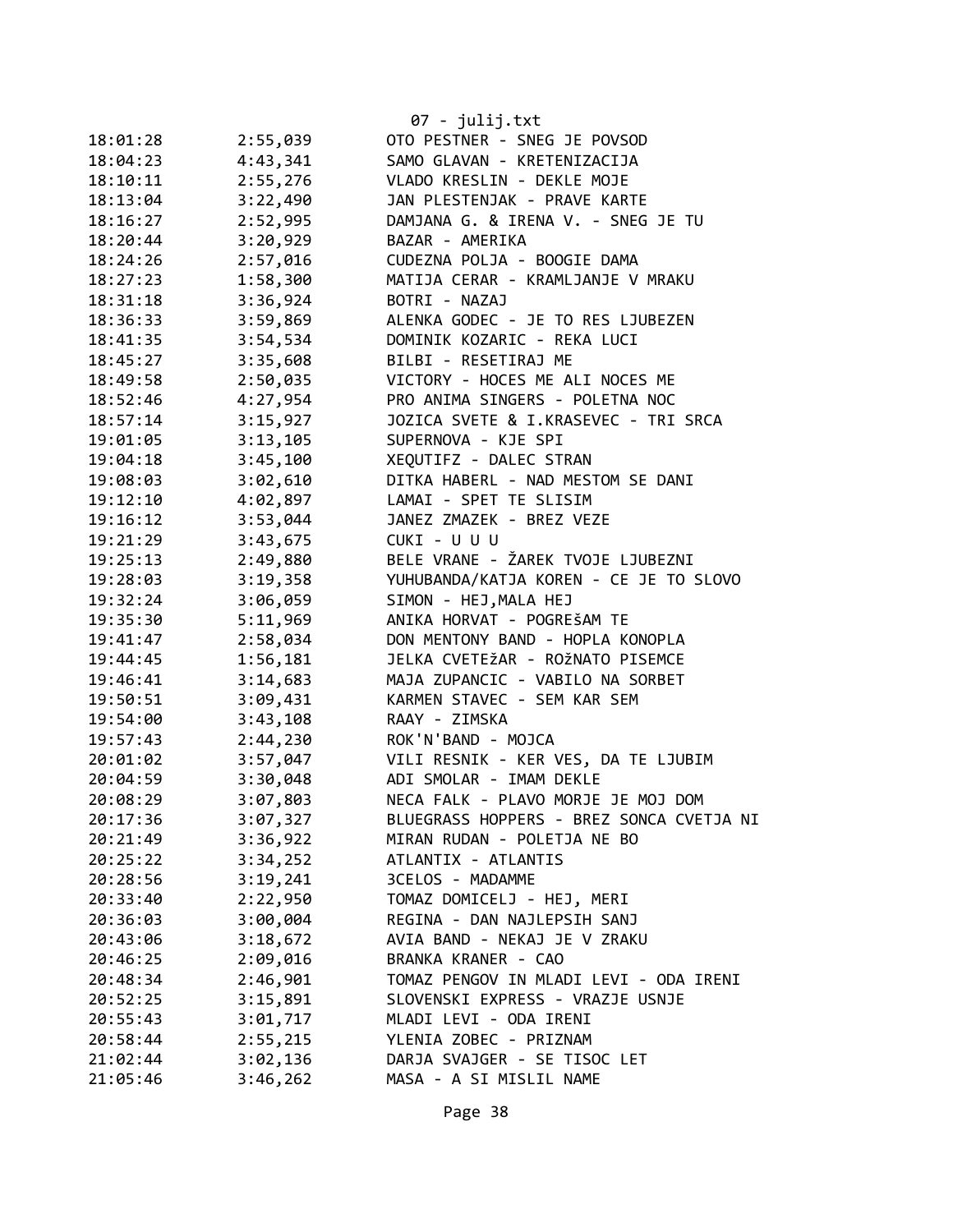07 - julij.txt

| | | |
|---|---|---|
| 18:01:28 | 2:55,039 | OTO PESTNER - SNEG JE POVSOD |
| 18:04:23 | 4:43,341 | SAMO GLAVAN - KRETENIZACIJA |
| 18:10:11 | 2:55,276 | VLADO KRESLIN - DEKLE MOJE |
| 18:13:04 | 3:22,490 | JAN PLESTENJAK - PRAVE KARTE |
| 18:16:27 | 2:52,995 | DAMJANA G. & IRENA V. - SNEG JE TU |
| 18:20:44 | 3:20,929 | BAZAR - AMERIKA |
| 18:24:26 | 2:57,016 | CUDEZNA POLJA - BOOGIE DAMA |
| 18:27:23 | 1:58,300 | MATIJA CERAR - KRAMLJANJE V MRAKU |
| 18:31:18 | 3:36,924 | BOTRI - NAZAJ |
| 18:36:33 | 3:59,869 | ALENKA GODEC - JE TO RES LJUBEZEN |
| 18:41:35 | 3:54,534 | DOMINIK KOZARIC - REKA LUCI |
| 18:45:27 | 3:35,608 | BILBI - RESETIRAJ ME |
| 18:49:58 | 2:50,035 | VICTORY - HOCES ME ALI NOCES ME |
| 18:52:46 | 4:27,954 | PRO ANIMA SINGERS - POLETNA NOC |
| 18:57:14 | 3:15,927 | JOZICA SVETE & I.KRASEVEC - TRI SRCA |
| 19:01:05 | 3:13,105 | SUPERNOVA - KJE SPI |
| 19:04:18 | 3:45,100 | XEQUTIFZ - DALEC STRAN |
| 19:08:03 | 3:02,610 | DITKA HABERL - NAD MESTOM SE DANI |
| 19:12:10 | 4:02,897 | LAMAI - SPET TE SLISIM |
| 19:16:12 | 3:53,044 | JANEZ ZMAZEK - BREZ VEZE |
| 19:21:29 | 3:43,675 | CUKI - U U U |
| 19:25:13 | 2:49,880 | BELE VRANE - ŽAREK TVOJE LJUBEZNI |
| 19:28:03 | 3:19,358 | YUHUBANDA/KATJA KOREN - CE JE TO SLOVO |
| 19:32:24 | 3:06,059 | SIMON - HEJ,MALA HEJ |
| 19:35:30 | 5:11,969 | ANIKA HORVAT - POGREŠAM TE |
| 19:41:47 | 2:58,034 | DON MENTONY BAND - HOPLA KONOPLA |
| 19:44:45 | 1:56,181 | JELKA CVETEŽAR - ROŽNATO PISEMCE |
| 19:46:41 | 3:14,683 | MAJA ZUPANCIC - VABILO NA SORBET |
| 19:50:51 | 3:09,431 | KARMEN STAVEC - SEM KAR SEM |
| 19:54:00 | 3:43,108 | RAAY - ZIMSKA |
| 19:57:43 | 2:44,230 | ROK'N'BAND - MOJCA |
| 20:01:02 | 3:57,047 | VILI RESNIK - KER VES, DA TE LJUBIM |
| 20:04:59 | 3:30,048 | ADI SMOLAR - IMAM DEKLE |
| 20:08:29 | 3:07,803 | NECA FALK - PLAVO MORJE JE MOJ DOM |
| 20:17:36 | 3:07,327 | BLUEGRASS HOPPERS - BREZ SONCA CVETJA NI |
| 20:21:49 | 3:36,922 | MIRAN RUDAN - POLETJA NE BO |
| 20:25:22 | 3:34,252 | ATLANTIX - ATLANTIS |
| 20:28:56 | 3:19,241 | 3CELOS - MADAMME |
| 20:33:40 | 2:22,950 | TOMAZ DOMICELJ - HEJ, MERI |
| 20:36:03 | 3:00,004 | REGINA - DAN NAJLEPSIH SANJ |
| 20:43:06 | 3:18,672 | AVIA BAND - NEKAJ JE V ZRAKU |
| 20:46:25 | 2:09,016 | BRANKA KRANER - CAO |
| 20:48:34 | 2:46,901 | TOMAZ PENGOV IN MLADI LEVI - ODA IRENI |
| 20:52:25 | 3:15,891 | SLOVENSKI EXPRESS - VRAZJE USNJE |
| 20:55:43 | 3:01,717 | MLADI LEVI - ODA IRENI |
| 20:58:44 | 2:55,215 | YLENIA ZOBEC - PRIZNAM |
| 21:02:44 | 3:02,136 | DARJA SVAJGER - SE TISOC LET |
| 21:05:46 | 3:46,262 | MASA - A SI MISLIL NAME |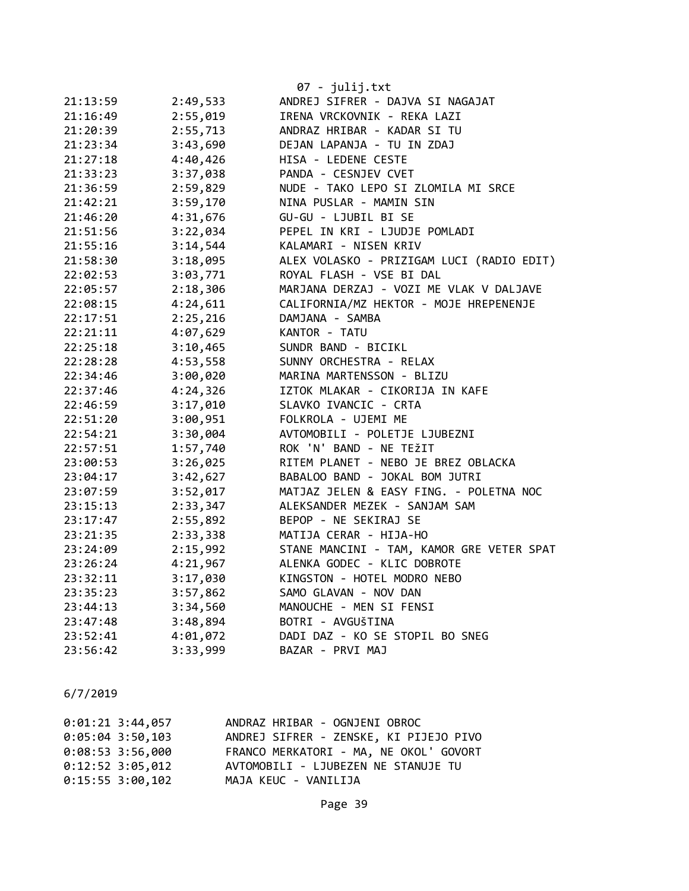| | | |
|---|---|---|
| 21:13:59 | 2:49,533 | ANDREJ SIFRER - DAJVA SI NAGAJAT |
| 21:16:49 | 2:55,019 | IRENA VRCKOVNIK - REKA LAZI |
| 21:20:39 | 2:55,713 | ANDRAZ HRIBAR - KADAR SI TU |
| 21:23:34 | 3:43,690 | DEJAN LAPANJA - TU IN ZDAJ |
| 21:27:18 | 4:40,426 | HISA - LEDENE CESTE |
| 21:33:23 | 3:37,038 | PANDA - CESNJEV CVET |
| 21:36:59 | 2:59,829 | NUDE - TAKO LEPO SI ZLOMILA MI SRCE |
| 21:42:21 | 3:59,170 | NINA PUSLAR - MAMIN SIN |
| 21:46:20 | 4:31,676 | GU-GU - LJUBIL BI SE |
| 21:51:56 | 3:22,034 | PEPEL IN KRI - LJUDJE POMLADI |
| 21:55:16 | 3:14,544 | KALAMARI - NISEN KRIV |
| 21:58:30 | 3:18,095 | ALEX VOLASKO - PRIZIGAM LUCI (RADIO EDIT) |
| 22:02:53 | 3:03,771 | ROYAL FLASH - VSE BI DAL |
| 22:05:57 | 2:18,306 | MARJANA DERZAJ - VOZI ME VLAK V DALJAVE |
| 22:08:15 | 4:24,611 | CALIFORNIA/MZ HEKTOR - MOJE HREPENENJE |
| 22:17:51 | 2:25,216 | DAMJANA - SAMBA |
| 22:21:11 | 4:07,629 | KANTOR - TATU |
| 22:25:18 | 3:10,465 | SUNDR BAND - BICIKL |
| 22:28:28 | 4:53,558 | SUNNY ORCHESTRA - RELAX |
| 22:34:46 | 3:00,020 | MARINA MARTENSSON - BLIZU |
| 22:37:46 | 4:24,326 | IZTOK MLAKAR - CIKORIJA IN KAFE |
| 22:46:59 | 3:17,010 | SLAVKO IVANCIC - CRTA |
| 22:51:20 | 3:00,951 | FOLKROLA - UJEMI ME |
| 22:54:21 | 3:30,004 | AVTOMOBILI - POLETJE LJUBEZNI |
| 22:57:51 | 1:57,740 | ROK 'N' BAND - NE TEžIT |
| 23:00:53 | 3:26,025 | RITEM PLANET - NEBO JE BREZ OBLACKA |
| 23:04:17 | 3:42,627 | BABALOO BAND - JOKAL BOM JUTRI |
| 23:07:59 | 3:52,017 | MATJAZ JELEN & EASY FING. - POLETNA NOC |
| 23:15:13 | 2:33,347 | ALEKSANDER MEZEK - SANJAM SAM |
| 23:17:47 | 2:55,892 | BEPOP - NE SEKIRAJ SE |
| 23:21:35 | 2:33,338 | MATIJA CERAR - HIJA-HO |
| 23:24:09 | 2:15,992 | STANE MANCINI - TAM, KAMOR GRE VETER SPAT |
| 23:26:24 | 4:21,967 | ALENKA GODEC - KLIC DOBROTE |
| 23:32:11 | 3:17,030 | KINGSTON - HOTEL MODRO NEBO |
| 23:35:23 | 3:57,862 | SAMO GLAVAN - NOV DAN |
| 23:44:13 | 3:34,560 | MANOUCHE - MEN SI FENSI |
| 23:47:48 | 3:48,894 | BOTRI - AVGUšTINA |
| 23:52:41 | 4:01,072 | DADI DAZ - KO SE STOPIL BO SNEG |
| 23:56:42 | 3:33,999 | BAZAR - PRVI MAJ |

6/7/2019

| | | |
|---|---|---|
| 0:01:21 | 3:44,057 | ANDRAZ HRIBAR - OGNJENI OBROC |
| 0:05:04 | 3:50,103 | ANDREJ SIFRER - ZENSKE, KI PIJEJO PIVO |
| 0:08:53 | 3:56,000 | FRANCO MERKATORI - MA, NE OKOL' GOVORT |
| 0:12:52 | 3:05,012 | AVTOMOBILI - LJUBEZEN NE STANUJE TU |
| 0:15:55 | 3:00,102 | MAJA KEUC - VANILIJA |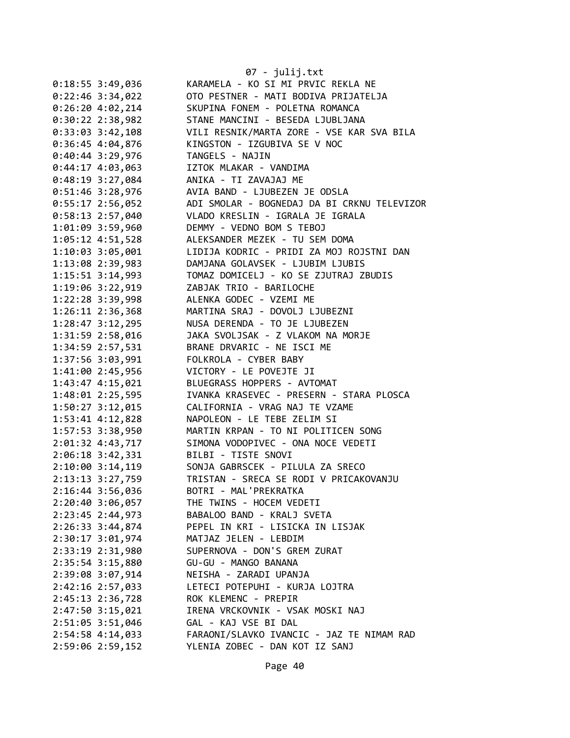07 - julij.txt

```
0:18:55 3:49,036        KARAMELA - KO SI MI PRVIC REKLA NE
0:22:46 3:34,022        OTO PESTNER - MATI BODIVA PRIJATELJA
0:26:20 4:02,214        SKUPINA FONEM - POLETNA ROMANCA
0:30:22 2:38,982        STANE MANCINI - BESEDA LJUBLJANA
0:33:03 3:42,108        VILI RESNIK/MARTA ZORE - VSE KAR SVA BILA
0:36:45 4:04,876        KINGSTON - IZGUBIVA SE V NOC
0:40:44 3:29,976        TANGELS - NAJIN
0:44:17 4:03,063        IZTOK MLAKAR - VANDIMA
0:48:19 3:27,084        ANIKA - TI ZAVAJAJ ME
0:51:46 3:28,976        AVIA BAND - LJUBEZEN JE ODSLA
0:55:17 2:56,052        ADI SMOLAR - BOGNEDAJ DA BI CRKNU TELEVIZOR
0:58:13 2:57,040        VLADO KRESLIN - IGRALA JE IGRALA
1:01:09 3:59,960        DEMMY - VEDNO BOM S TEBOJ
1:05:12 4:51,528        ALEKSANDER MEZEK - TU SEM DOMA
1:10:03 3:05,001        LIDIJA KODRIC - PRIDI ZA MOJ ROJSTNI DAN
1:13:08 2:39,983        DAMJANA GOLAVSEK - LJUBIM LJUBIS
1:15:51 3:14,993        TOMAZ DOMICELJ - KO SE ZJUTRAJ ZBUDIS
1:19:06 3:22,919        ZABJAK TRIO - BARILOCHE
1:22:28 3:39,998        ALENKA GODEC - VZEMI ME
1:26:11 2:36,368        MARTINA SRAJ - DOVOLJ LJUBEZNI
1:28:47 3:12,295        NUSA DERENDA - TO JE LJUBEZEN
1:31:59 2:58,016        JAKA SVOLJSAK - Z VLAKOM NA MORJE
1:34:59 2:57,531        BRANE DRVARIC - NE ISCI ME
1:37:56 3:03,991        FOLKROLA - CYBER BABY
1:41:00 2:45,956        VICTORY - LE POVEJTE JI
1:43:47 4:15,021        BLUEGRASS HOPPERS - AVTOMAT
1:48:01 2:25,595        IVANKA KRASEVEC - PRESERN - STARA PLOSCA
1:50:27 3:12,015        CALIFORNIA - VRAG NAJ TE VZAME
1:53:41 4:12,828        NAPOLEON - LE TEBE ZELIM SI
1:57:53 3:38,950        MARTIN KRPAN - TO NI POLITICEN SONG
2:01:32 4:43,717        SIMONA VODOPIVEC - ONA NOCE VEDETI
2:06:18 3:42,331        BILBI - TISTE SNOVI
2:10:00 3:14,119        SONJA GABRSCEK - PILULA ZA SRECO
2:13:13 3:27,759        TRISTAN - SRECA SE RODI V PRICAKOVANJU
2:16:44 3:56,036        BOTRI - MAL'PREKRATKA
2:20:40 3:06,057        THE TWINS - HOCEM VEDETI
2:23:45 2:44,973        BABALOO BAND - KRALJ SVETA
2:26:33 3:44,874        PEPEL IN KRI - LISICKA IN LISJAK
2:30:17 3:01,974        MATJAZ JELEN - LEBDIM
2:33:19 2:31,980        SUPERNOVA - DON'S GREM ZURAT
2:35:54 3:15,880        GU-GU - MANGO BANANA
2:39:08 3:07,914        NEISHA - ZARADI UPANJA
2:42:16 2:57,033        LETECI POTEPUHI - KURJA LOJTRA
2:45:13 2:36,728        ROK KLEMENC - PREPIR
2:47:50 3:15,021        IRENA VRCKOVNIK - VSAK MOSKI NAJ
2:51:05 3:51,046        GAL - KAJ VSE BI DAL
2:54:58 4:14,033        FARAONI/SLAVKO IVANCIC - JAZ TE NIMAM RAD
2:59:06 2:59,152        YLENIA ZOBEC - DAN KOT IZ SANJ
```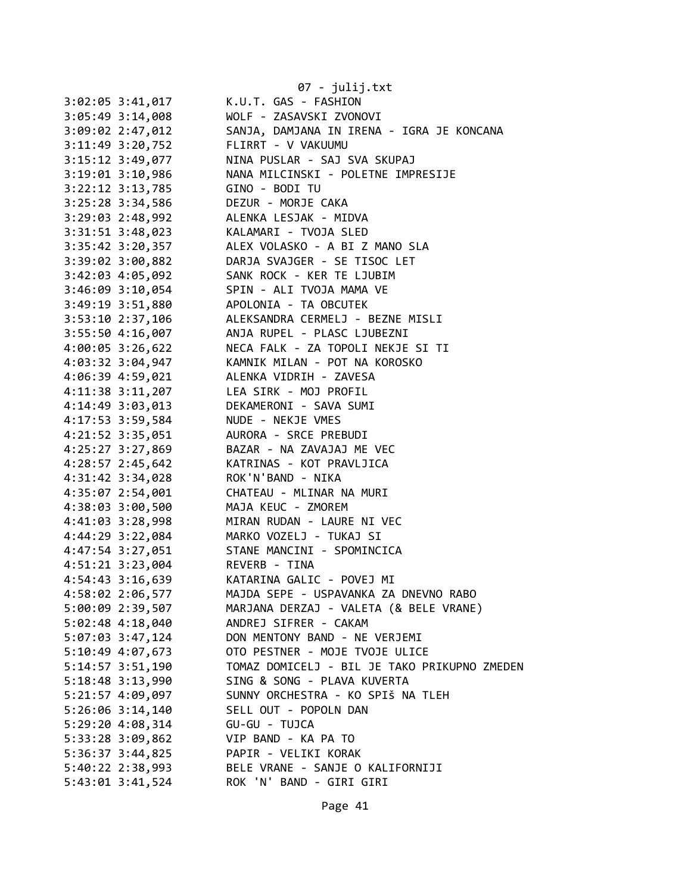```
3:02:05 3:41,017        K.U.T. GAS - FASHION
3:05:49 3:14,008        WOLF - ZASAVSKI ZVONOVI
3:09:02 2:47,012        SANJA, DAMJANA IN IRENA - IGRA JE KONCANA
3:11:49 3:20,752        FLIRRT - V VAKUUMU
3:15:12 3:49,077        NINA PUSLAR - SAJ SVA SKUPAJ
3:19:01 3:10,986        NANA MILCINSKI - POLETNE IMPRESIJE
3:22:12 3:13,785        GINO - BODI TU
3:25:28 3:34,586        DEZUR - MORJE CAKA
3:29:03 2:48,992        ALENKA LESJAK - MIDVA
3:31:51 3:48,023        KALAMARI - TVOJA SLED
3:35:42 3:20,357        ALEX VOLASKO - A BI Z MANO SLA
3:39:02 3:00,882        DARJA SVAJGER - SE TISOC LET
3:42:03 4:05,092        SANK ROCK - KER TE LJUBIM
3:46:09 3:10,054        SPIN - ALI TVOJA MAMA VE
3:49:19 3:51,880        APOLONIA - TA OBCUTEK
3:53:10 2:37,106        ALEKSANDRA CERMELJ - BEZNE MISLI
3:55:50 4:16,007        ANJA RUPEL - PLASC LJUBEZNI
4:00:05 3:26,622        NECA FALK - ZA TOPOLI NEKJE SI TI
4:03:32 3:04,947        KAMNIK MILAN - POT NA KOROSKO
4:06:39 4:59,021        ALENKA VIDRIH - ZAVESA
4:11:38 3:11,207        LEA SIRK - MOJ PROFIL
4:14:49 3:03,013        DEKAMERONI - SAVA SUMI
4:17:53 3:59,584        NUDE - NEKJE VMES
4:21:52 3:35,051        AURORA - SRCE PREBUDI
4:25:27 3:27,869        BAZAR - NA ZAVAJAJ ME VEC
4:28:57 2:45,642        KATRINAS - KOT PRAVLJICA
4:31:42 3:34,028        ROK'N'BAND - NIKA
4:35:07 2:54,001        CHATEAU - MLINAR NA MURI
4:38:03 3:00,500        MAJA KEUC - ZMOREM
4:41:03 3:28,998        MIRAN RUDAN - LAURE NI VEC
4:44:29 3:22,084        MARKO VOZELJ - TUKAJ SI
4:47:54 3:27,051        STANE MANCINI - SPOMINCICA
4:51:21 3:23,004        REVERB - TINA
4:54:43 3:16,639        KATARINA GALIC - POVEJ MI
4:58:02 2:06,577        MAJDA SEPE - USPAVANKA ZA DNEVNO RABO
5:00:09 2:39,507        MARJANA DERZAJ - VALETA (& BELE VRANE)
5:02:48 4:18,040        ANDREJ SIFRER - CAKAM
5:07:03 3:47,124        DON MENTONY BAND - NE VERJEMI
5:10:49 4:07,673        OTO PESTNER - MOJE TVOJE ULICE
5:14:57 3:51,190        TOMAZ DOMICELJ - BIL JE TAKO PRIKUPNO ZMEDEN
5:18:48 3:13,990        SING & SONG - PLAVA KUVERTA
5:21:57 4:09,097        SUNNY ORCHESTRA - KO SPIš NA TLEH
5:26:06 3:14,140        SELL OUT - POPOLN DAN
5:29:20 4:08,314        GU-GU - TUJCA
5:33:28 3:09,862        VIP BAND - KA PA TO
5:36:37 3:44,825        PAPIR - VELIKI KORAK
5:40:22 2:38,993        BELE VRANE - SANJE O KALIFORNIJI
5:43:01 3:41,524        ROK 'N' BAND - GIRI GIRI
```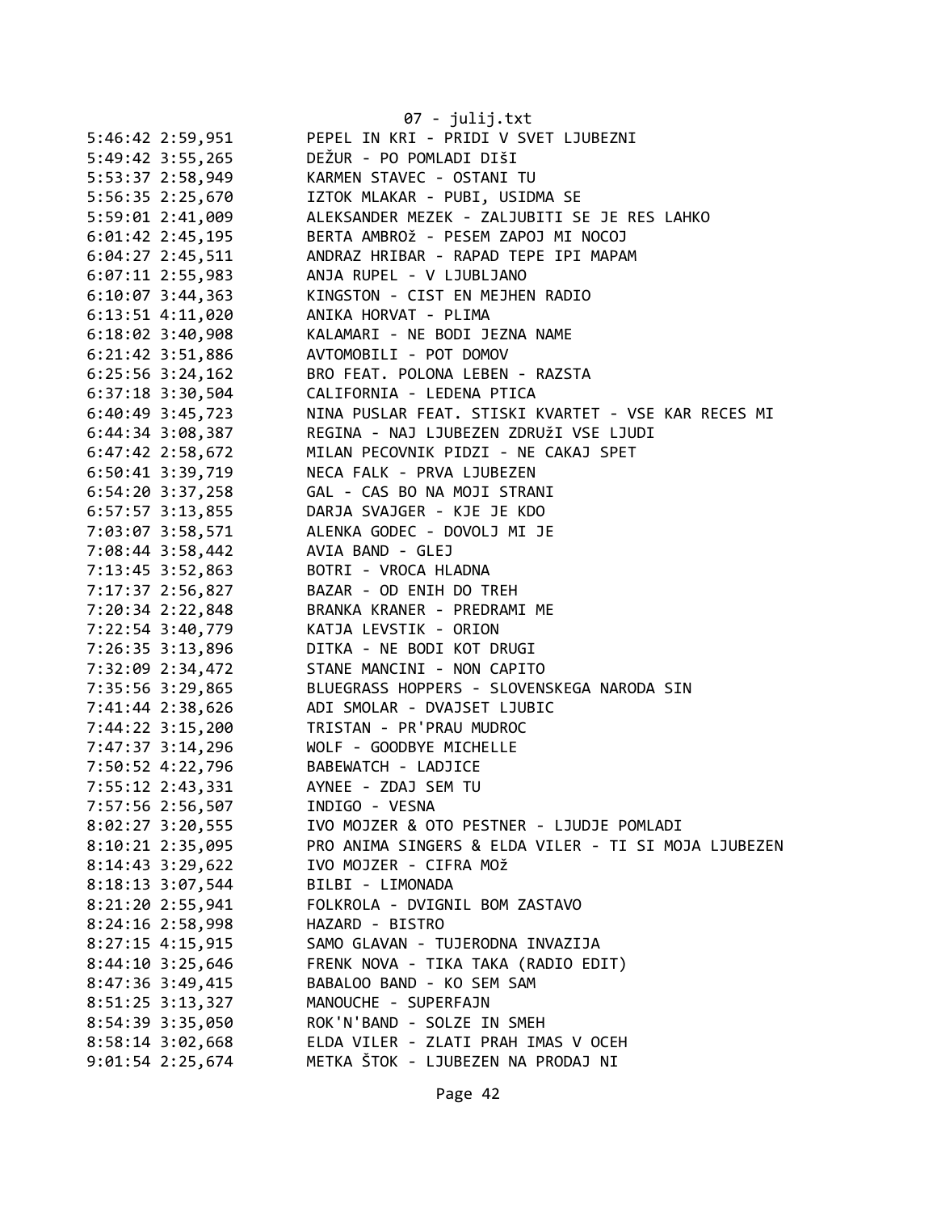5:46:42 2:59,951 PEPEL IN KRI - PRIDI V SVET LJUBEZNI
5:49:42 3:55,265 DEŽUR - PO POMLADI DIŠI
5:53:37 2:58,949 KARMEN STAVEC - OSTANI TU
5:56:35 2:25,670 IZTOK MLAKAR - PUBI, USIDMA SE
5:59:01 2:41,009 ALEKSANDER MEZEK - ZALJUBITI SE JE RES LAHKO
6:01:42 2:45,195 BERTA AMBROŽ - PESEM ZAPOJ MI NOCOJ
6:04:27 2:45,511 ANDRAZ HRIBAR - RAPAD TEPE IPI MAPAM
6:07:11 2:55,983 ANJA RUPEL - V LJUBLJANO
6:10:07 3:44,363 KINGSTON - CIST EN MEJHEN RADIO
6:13:51 4:11,020 ANIKA HORVAT - PLIMA
6:18:02 3:40,908 KALAMARI - NE BODI JEZNA NAME
6:21:42 3:51,886 AVTOMOBILI - POT DOMOV
6:25:56 3:24,162 BRO FEAT. POLONA LEBEN - RAZSTA
6:37:18 3:30,504 CALIFORNIA - LEDENA PTICA
6:40:49 3:45,723 NINA PUSLAR FEAT. STISKI KVARTET - VSE KAR RECES MI
6:44:34 3:08,387 REGINA - NAJ LJUBEZEN ZDRUŽI VSE LJUDI
6:47:42 2:58,672 MILAN PECOVNIK PIDZI - NE CAKAJ SPET
6:50:41 3:39,719 NECA FALK - PRVA LJUBEZEN
6:54:20 3:37,258 GAL - CAS BO NA MOJI STRANI
6:57:57 3:13,855 DARJA SVAJGER - KJE JE KDO
7:03:07 3:58,571 ALENKA GODEC - DOVOLJ MI JE
7:08:44 3:58,442 AVIA BAND - GLEJ
7:13:45 3:52,863 BOTRI - VROCA HLADNA
7:17:37 2:56,827 BAZAR - OD ENIH DO TREH
7:20:34 2:22,848 BRANKA KRANER - PREDRAMI ME
7:22:54 3:40,779 KATJA LEVSTIK - ORION
7:26:35 3:13,896 DITKA - NE BODI KOT DRUGI
7:32:09 2:34,472 STANE MANCINI - NON CAPITO
7:35:56 3:29,865 BLUEGRASS HOPPERS - SLOVENSKEGA NARODA SIN
7:41:44 2:38,626 ADI SMOLAR - DVAJSET LJUBIC
7:44:22 3:15,200 TRISTAN - PR'PRAU MUDROC
7:47:37 3:14,296 WOLF - GOODBYE MICHELLE
7:50:52 4:22,796 BABEWATCH - LADJICE
7:55:12 2:43,331 AYNEE - ZDAJ SEM TU
7:57:56 2:56,507 INDIGO - VESNA
8:02:27 3:20,555 IVO MOJZER & OTO PESTNER - LJUDJE POMLADI
8:10:21 2:35,095 PRO ANIMA SINGERS & ELDA VILER - TI SI MOJA LJUBEZEN
8:14:43 3:29,622 IVO MOJZER - CIFRA MOŽ
8:18:13 3:07,544 BILBI - LIMONADA
8:21:20 2:55,941 FOLKROLA - DVIGNIL BOM ZASTAVO
8:24:16 2:58,998 HAZARD - BISTRO
8:27:15 4:15,915 SAMO GLAVAN - TUJERODNA INVAZIJA
8:44:10 3:25,646 FRENK NOVA - TIKA TAKA (RADIO EDIT)
8:47:36 3:49,415 BABALOO BAND - KO SEM SAM
8:51:25 3:13,327 MANOUCHE - SUPERFAJN
8:54:39 3:35,050 ROK'N'BAND - SOLZE IN SMEH
8:58:14 3:02,668 ELDA VILER - ZLATI PRAH IMAS V OCEH
9:01:54 2:25,674 METKA ŠTOK - LJUBEZEN NA PRODAJ NI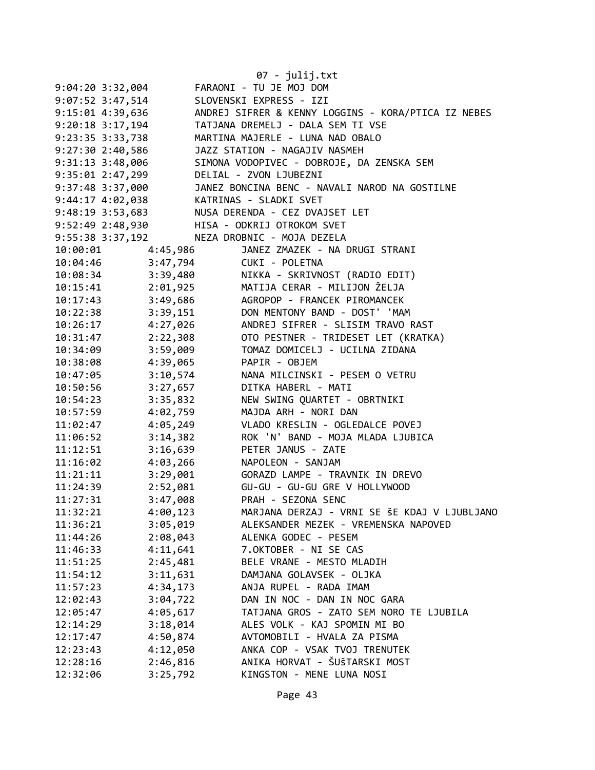07 - julij.txt

```
9:04:20 3:32,004        FARAONI - TU JE MOJ DOM
9:07:52 3:47,514        SLOVENSKI EXPRESS - IZI
9:15:01 4:39,636        ANDREJ SIFRER & KENNY LOGGINS - KORA/PTICA IZ NEBES
9:20:18 3:17,194        TATJANA DREMELJ - DALA SEM TI VSE
9:23:35 3:33,738        MARTINA MAJERLE - LUNA NAD OBALO
9:27:30 2:40,586        JAZZ STATION - NAGAJIV NASMEH
9:31:13 3:48,006        SIMONA VODOPIVEC - DOBROJE, DA ZENSKA SEM
9:35:01 2:47,299        DELIAL - ZVON LJUBEZNI
9:37:48 3:37,000        JANEZ BONCINA BENC - NAVALI NAROD NA GOSTILNE
9:44:17 4:02,038        KATRINAS - SLADKI SVET
9:48:19 3:53,683        NUSA DERENDA - CEZ DVAJSET LET
9:52:49 2:48,930        HISA - ODKRIJ OTROKOM SVET
9:55:38 3:37,192        NEZA DROBNIC - MOJA DEZELA
10:00:01        4:45,986        JANEZ ZMAZEK - NA DRUGI STRANI
10:04:46        3:47,794        CUKI - POLETNA
10:08:34        3:39,480        NIKKA - SKRIVNOST (RADIO EDIT)
10:15:41        2:01,925        MATIJA CERAR - MILIJON ŽELJA
10:17:43        3:49,686        AGROPOP - FRANCEK PIROMANCEK
10:22:38        3:39,151        DON MENTONY BAND - DOST' 'MAM
10:26:17        4:27,026        ANDREJ SIFRER - SLISIM TRAVO RAST
10:31:47        2:22,308        OTO PESTNER - TRIDESET LET (KRATKA)
10:34:09        3:59,009        TOMAZ DOMICELJ - UCILNA ZIDANA
10:38:08        4:39,065        PAPIR - OBJEM
10:47:05        3:10,574        NANA MILCINSKI - PESEM O VETRU
10:50:56        3:27,657        DITKA HABERL - MATI
10:54:23        3:35,832        NEW SWING QUARTET - OBRTNIKI
10:57:59        4:02,759        MAJDA ARH - NORI DAN
11:02:47        4:05,249        VLADO KRESLIN - OGLEDALCE POVEJ
11:06:52        3:14,382        ROK 'N' BAND - MOJA MLADA LJUBICA
11:12:51        3:16,639        PETER JANUS - ZATE
11:16:02        4:03,266        NAPOLEON - SANJAM
11:21:11        3:29,001        GORAZD LAMPE - TRAVNIK IN DREVO
11:24:39        2:52,081        GU-GU - GU-GU GRE V HOLLYWOOD
11:27:31        3:47,008        PRAH - SEZONA SENC
11:32:21        4:00,123        MARJANA DERZAJ - VRNI SE ŠE KDAJ V LJUBLJANO
11:36:21        3:05,019        ALEKSANDER MEZEK - VREMENSKA NAPOVED
11:44:26        2:08,043        ALENKA GODEC - PESEM
11:46:33        4:11,641        7.OKTOBER - NI SE CAS
11:51:25        2:45,481        BELE VRANE - MESTO MLADIH
11:54:12        3:11,631        DAMJANA GOLAVSEK - OLJKA
11:57:23        4:34,173        ANJA RUPEL - RADA IMAM
12:02:43        3:04,722        DAN IN NOC - DAN IN NOC GARA
12:05:47        4:05,617        TATJANA GROS - ZATO SEM NORO TE LJUBILA
12:14:29        3:18,014        ALES VOLK - KAJ SPOMIN MI BO
12:17:47        4:50,874        AVTOMOBILI - HVALA ZA PISMA
12:23:43        4:12,050        ANKA COP - VSAK TVOJ TRENUTEK
12:28:16        2:46,816        ANIKA HORVAT - ŠUŠTARSKI MOST
12:32:06        3:25,792        KINGSTON - MENE LUNA NOSI
```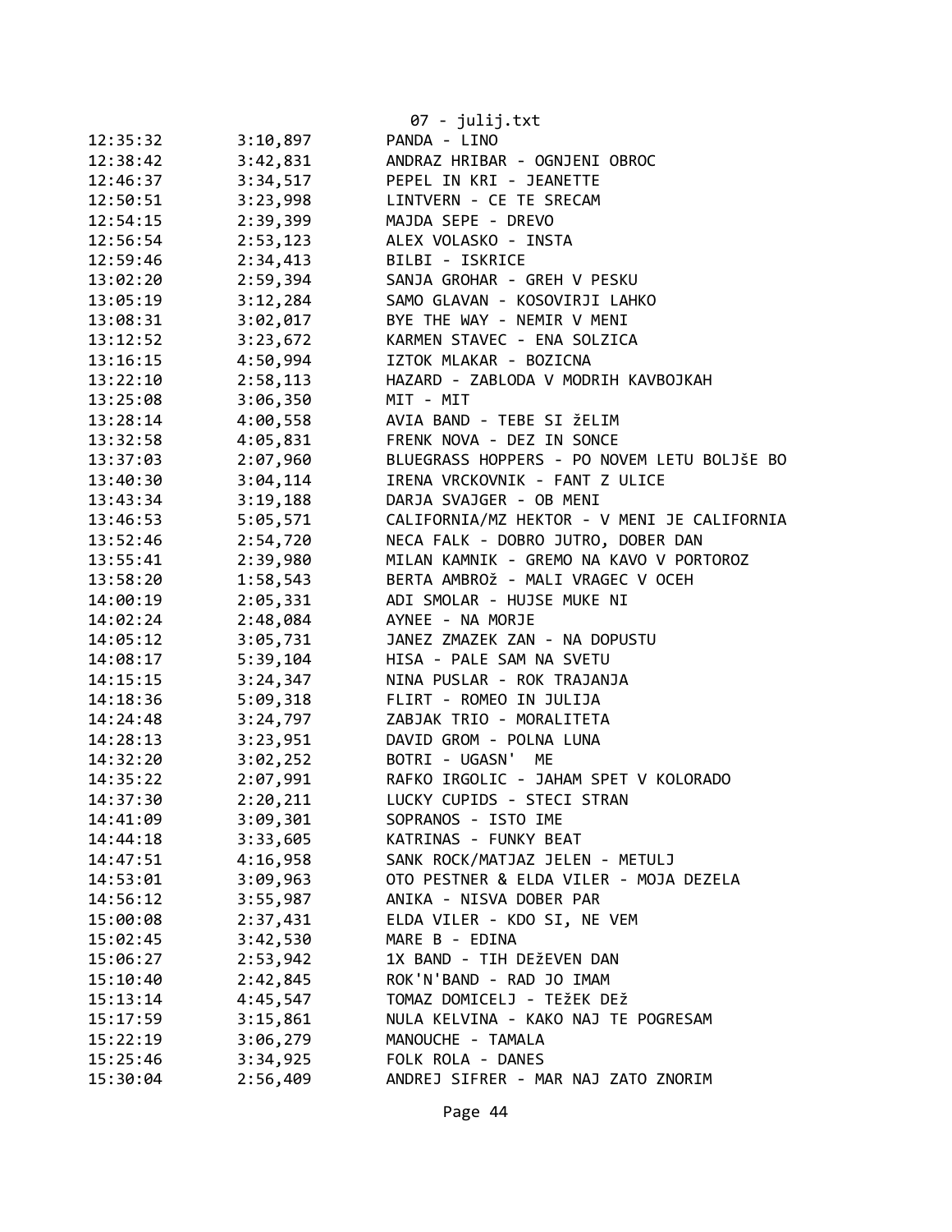07 - julij.txt

```
12:35:32        3:10,897        PANDA - LINO
12:38:42        3:42,831        ANDRAZ HRIBAR - OGNJENI OBROC
12:46:37        3:34,517        PEPEL IN KRI - JEANETTE
12:50:51        3:23,998        LINTVERN - CE TE SRECAM
12:54:15        2:39,399        MAJDA SEPE - DREVO
12:56:54        2:53,123        ALEX VOLASKO - INSTA
12:59:46        2:34,413        BILBI - ISKRICE
13:02:20        2:59,394        SANJA GROHAR - GREH V PESKU
13:05:19        3:12,284        SAMO GLAVAN - KOSOVIRJI LAHKO
13:08:31        3:02,017        BYE THE WAY - NEMIR V MENI
13:12:52        3:23,672        KARMEN STAVEC - ENA SOLZICA
13:16:15        4:50,994        IZTOK MLAKAR - BOZICNA
13:22:10        2:58,113        HAZARD - ZABLODA V MODRIH KAVBOJKAH
13:25:08        3:06,350        MIT - MIT
13:28:14        4:00,558        AVIA BAND - TEBE SI žELIM
13:32:58        4:05,831        FRENK NOVA - DEZ IN SONCE
13:37:03        2:07,960        BLUEGRASS HOPPERS - PO NOVEM LETU BOLJŠE BO
13:40:30        3:04,114        IRENA VRCKOVNIK - FANT Z ULICE
13:43:34        3:19,188        DARJA SVAJGER - OB MENI
13:46:53        5:05,571        CALIFORNIA/MZ HEKTOR - V MENI JE CALIFORNIA
13:52:46        2:54,720        NECA FALK - DOBRO JUTRO, DOBER DAN
13:55:41        2:39,980        MILAN KAMNIK - GREMO NA KAVO V PORTOROZ
13:58:20        1:58,543        BERTA AMBROž - MALI VRAGEC V OCEH
14:00:19        2:05,331        ADI SMOLAR - HUJSE MUKE NI
14:02:24        2:48,084        AYNEE - NA MORJE
14:05:12        3:05,731        JANEZ ZMAZEK ZAN - NA DOPUSTU
14:08:17        5:39,104        HISA - PALE SAM NA SVETU
14:15:15        3:24,347        NINA PUSLAR - ROK TRAJANJA
14:18:36        5:09,318        FLIRT - ROMEO IN JULIJA
14:24:48        3:24,797        ZABJAK TRIO - MORALITETA
14:28:13        3:23,951        DAVID GROM - POLNA LUNA
14:32:20        3:02,252        BOTRI - UGASN'  ME
14:35:22        2:07,991        RAFKO IRGOLIC - JAHAM SPET V KOLORADO
14:37:30        2:20,211        LUCKY CUPIDS - STECI STRAN
14:41:09        3:09,301        SOPRANOS - ISTO IME
14:44:18        3:33,605        KATRINAS - FUNKY BEAT
14:47:51        4:16,958        SANK ROCK/MATJAZ JELEN - METULJ
14:53:01        3:09,963        OTO PESTNER & ELDA VILER - MOJA DEZELA
14:56:12        3:55,987        ANIKA - NISVA DOBER PAR
15:00:08        2:37,431        ELDA VILER - KDO SI, NE VEM
15:02:45        3:42,530        MARE B - EDINA
15:06:27        2:53,942        1X BAND - TIH DEžEVEN DAN
15:10:40        2:42,845        ROK'N'BAND - RAD JO IMAM
15:13:14        4:45,547        TOMAZ DOMICELJ - TEžEK DEž
15:17:59        3:15,861        NULA KELVINA - KAKO NAJ TE POGRESAM
15:22:19        3:06,279        MANOUCHE - TAMALA
15:25:46        3:34,925        FOLK ROLA - DANES
15:30:04        2:56,409        ANDREJ SIFRER - MAR NAJ ZATO ZNORIM
```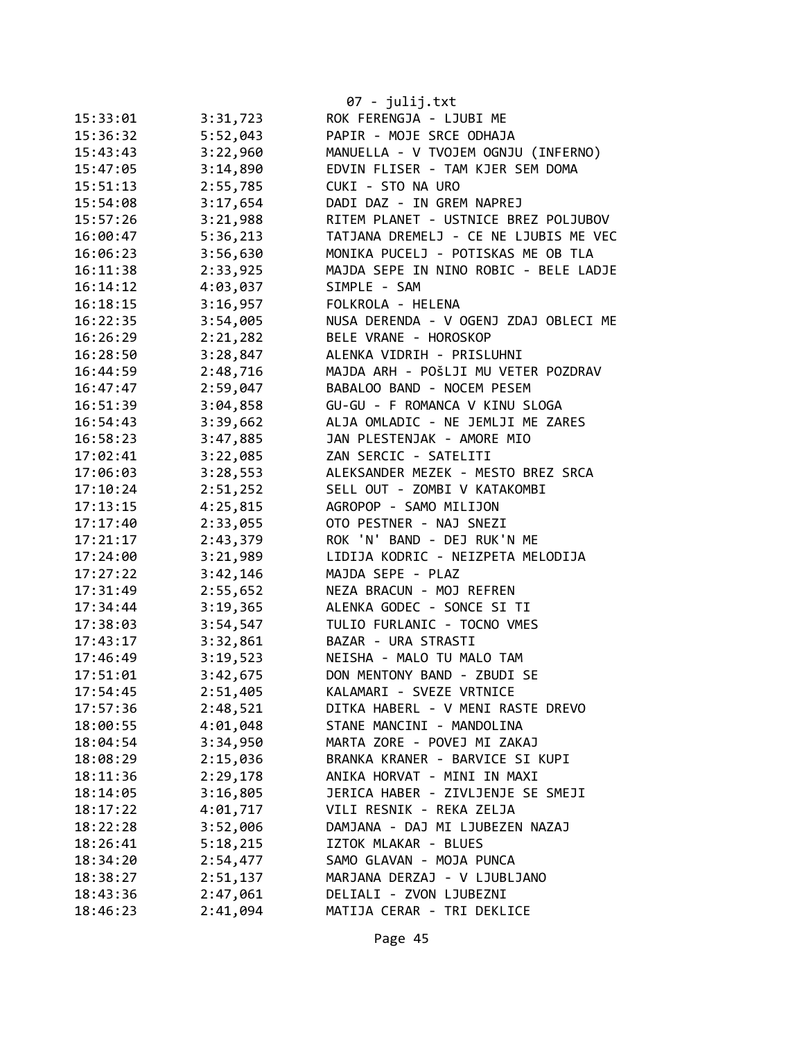07 - julij.txt

| | | |
|---|---|---|
| 15:33:01 | 3:31,723 | ROK FERENGJA - LJUBI ME |
| 15:36:32 | 5:52,043 | PAPIR - MOJE SRCE ODHAJA |
| 15:43:43 | 3:22,960 | MANUELLA - V TVOJEM OGNJU (INFERNO) |
| 15:47:05 | 3:14,890 | EDVIN FLISER - TAM KJER SEM DOMA |
| 15:51:13 | 2:55,785 | CUKI - STO NA URO |
| 15:54:08 | 3:17,654 | DADI DAZ - IN GREM NAPREJ |
| 15:57:26 | 3:21,988 | RITEM PLANET - USTNICE BREZ POLJUBOV |
| 16:00:47 | 5:36,213 | TATJANA DREMELJ - CE NE LJUBIS ME VEC |
| 16:06:23 | 3:56,630 | MONIKA PUCELJ - POTISKAS ME OB TLA |
| 16:11:38 | 2:33,925 | MAJDA SEPE IN NINO ROBIC - BELE LADJE |
| 16:14:12 | 4:03,037 | SIMPLE - SAM |
| 16:18:15 | 3:16,957 | FOLKROLA - HELENA |
| 16:22:35 | 3:54,005 | NUSA DERENDA - V OGENJ ZDAJ OBLECI ME |
| 16:26:29 | 2:21,282 | BELE VRANE - HOROSKOP |
| 16:28:50 | 3:28,847 | ALENKA VIDRIH - PRISLUHNI |
| 16:44:59 | 2:48,716 | MAJDA ARH - POŠLJI MU VETER POZDRAV |
| 16:47:47 | 2:59,047 | BABALOO BAND - NOCEM PESEM |
| 16:51:39 | 3:04,858 | GU-GU - F ROMANCA V KINU SLOGA |
| 16:54:43 | 3:39,662 | ALJA OMLADIC - NE JEMLJI ME ZARES |
| 16:58:23 | 3:47,885 | JAN PLESTENJAK - AMORE MIO |
| 17:02:41 | 3:22,085 | ZAN SERCIC - SATELITI |
| 17:06:03 | 3:28,553 | ALEKSANDER MEZEK - MESTO BREZ SRCA |
| 17:10:24 | 2:51,252 | SELL OUT - ZOMBI V KATAKOMBI |
| 17:13:15 | 4:25,815 | AGROPOP - SAMO MILIJON |
| 17:17:40 | 2:33,055 | OTO PESTNER - NAJ SNEZI |
| 17:21:17 | 2:43,379 | ROK 'N' BAND - DEJ RUK'N ME |
| 17:24:00 | 3:21,989 | LIDIJA KODRIC - NEIZPETA MELODIJA |
| 17:27:22 | 3:42,146 | MAJDA SEPE - PLAZ |
| 17:31:49 | 2:55,652 | NEZA BRACUN - MOJ REFREN |
| 17:34:44 | 3:19,365 | ALENKA GODEC - SONCE SI TI |
| 17:38:03 | 3:54,547 | TULIO FURLANIC - TOCNO VMES |
| 17:43:17 | 3:32,861 | BAZAR - URA STRASTI |
| 17:46:49 | 3:19,523 | NEISHA - MALO TU MALO TAM |
| 17:51:01 | 3:42,675 | DON MENTONY BAND - ZBUDI SE |
| 17:54:45 | 2:51,405 | KALAMARI - SVEZE VRTNICE |
| 17:57:36 | 2:48,521 | DITKA HABERL - V MENI RASTE DREVO |
| 18:00:55 | 4:01,048 | STANE MANCINI - MANDOLINA |
| 18:04:54 | 3:34,950 | MARTA ZORE - POVEJ MI ZAKAJ |
| 18:08:29 | 2:15,036 | BRANKA KRANER - BARVICE SI KUPI |
| 18:11:36 | 2:29,178 | ANIKA HORVAT - MINI IN MAXI |
| 18:14:05 | 3:16,805 | JERICA HABER - ZIVLJENJE SE SMEJI |
| 18:17:22 | 4:01,717 | VILI RESNIK - REKA ZELJA |
| 18:22:28 | 3:52,006 | DAMJANA - DAJ MI LJUBEZEN NAZAJ |
| 18:26:41 | 5:18,215 | IZTOK MLAKAR - BLUES |
| 18:34:20 | 2:54,477 | SAMO GLAVAN - MOJA PUNCA |
| 18:38:27 | 2:51,137 | MARJANA DERZAJ - V LJUBLJANO |
| 18:43:36 | 2:47,061 | DELIALI - ZVON LJUBEZNI |
| 18:46:23 | 2:41,094 | MATIJA CERAR - TRI DEKLICE |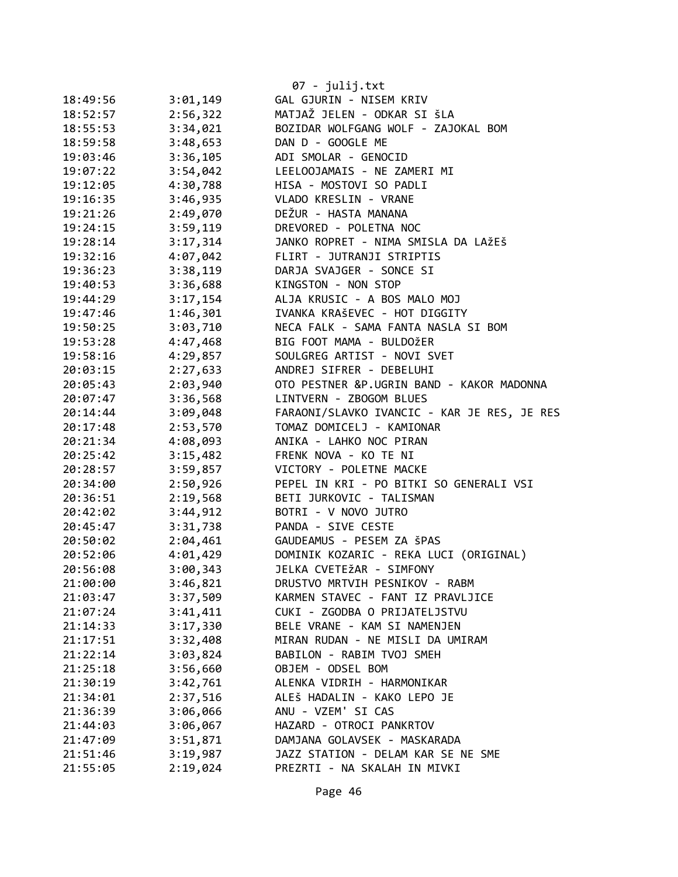07 - julij.txt

```
18:49:56        3:01,149        GAL GJURIN - NISEM KRIV
18:52:57        2:56,322        MATJAŽ JELEN - ODKAR SI šLA
18:55:53        3:34,021        BOZIDAR WOLFGANG WOLF - ZAJOKAL BOM
18:59:58        3:48,653        DAN D - GOOGLE ME
19:03:46        3:36,105        ADI SMOLAR - GENOCID
19:07:22        3:54,042        LEELOOJAMAIS - NE ZAMERI MI
19:12:05        4:30,788        HISA - MOSTOVI SO PADLI
19:16:35        3:46,935        VLADO KRESLIN - VRANE
19:21:26        2:49,070        DEžUR - HASTA MANANA
19:24:15        3:59,119        DREVORED - POLETNA NOC
19:28:14        3:17,314        JANKO ROPRET - NIMA SMISLA DA LAžEŠ
19:32:16        4:07,042        FLIRT - JUTRANJI STRIPTIS
19:36:23        3:38,119        DARJA SVAJGER - SONCE SI
19:40:53        3:36,688        KINGSTON - NON STOP
19:44:29        3:17,154        ALJA KRUSIC - A BOS MALO MOJ
19:47:46        1:46,301        IVANKA KRAŠEVEC - HOT DIGGITY
19:50:25        3:03,710        NECA FALK - SAMA FANTA NASLA SI BOM
19:53:28        4:47,468        BIG FOOT MAMA - BULDOžER
19:58:16        4:29,857        SOULGREG ARTIST - NOVI SVET
20:03:15        2:27,633        ANDREJ SIFRER - DEBELUHI
20:05:43        2:03,940        OTO PESTNER &P.UGRIN BAND - KAKOR MADONNA
20:07:47        3:36,568        LINTVERN - ZBOGOM BLUES
20:14:44        3:09,048        FARAONI/SLAVKO IVANCIC - KAR JE RES, JE RES
20:17:48        2:53,570        TOMAZ DOMICELJ - KAMIONAR
20:21:34        4:08,093        ANIKA - LAHKO NOC PIRAN
20:25:42        3:15,482        FRENK NOVA - KO TE NI
20:28:57        3:59,857        VICTORY - POLETNE MACKE
20:34:00        2:50,926        PEPEL IN KRI - PO BITKI SO GENERALI VSI
20:36:51        2:19,568        BETI JURKOVIC - TALISMAN
20:42:02        3:44,912        BOTRI - V NOVO JUTRO
20:45:47        3:31,738        PANDA - SIVE CESTE
20:50:02        2:04,461        GAUDEAMUS - PESEM ZA šPAS
20:52:06        4:01,429        DOMINIK KOZARIC - REKA LUCI (ORIGINAL)
20:56:08        3:00,343        JELKA CVETEžAR - SIMFONY
21:00:00        3:46,821        DRUSTVO MRTVIH PESNIKOV - RABM
21:03:47        3:37,509        KARMEN STAVEC - FANT IZ PRAVLJICE
21:07:24        3:41,411        CUKI - ZGODBA O PRIJATELJSTVU
21:14:33        3:17,330        BELE VRANE - KAM SI NAMENJEN
21:17:51        3:32,408        MIRAN RUDAN - NE MISLI DA UMIRAM
21:22:14        3:03,824        BABILON - RABIM TVOJ SMEH
21:25:18        3:56,660        OBJEM - ODSEL BOM
21:30:19        3:42,761        ALENKA VIDRIH - HARMONIKAR
21:34:01        2:37,516        ALEš HADALIN - KAKO LEPO JE
21:36:39        3:06,066        ANU - VZEM' SI CAS
21:44:03        3:06,067        HAZARD - OTROCI PANKRTOV
21:47:09        3:51,871        DAMJANA GOLAVSEK - MASKARADA
21:51:46        3:19,987        JAZZ STATION - DELAM KAR SE NE SME
21:55:05        2:19,024        PREZRTI - NA SKALAH IN MIVKI
```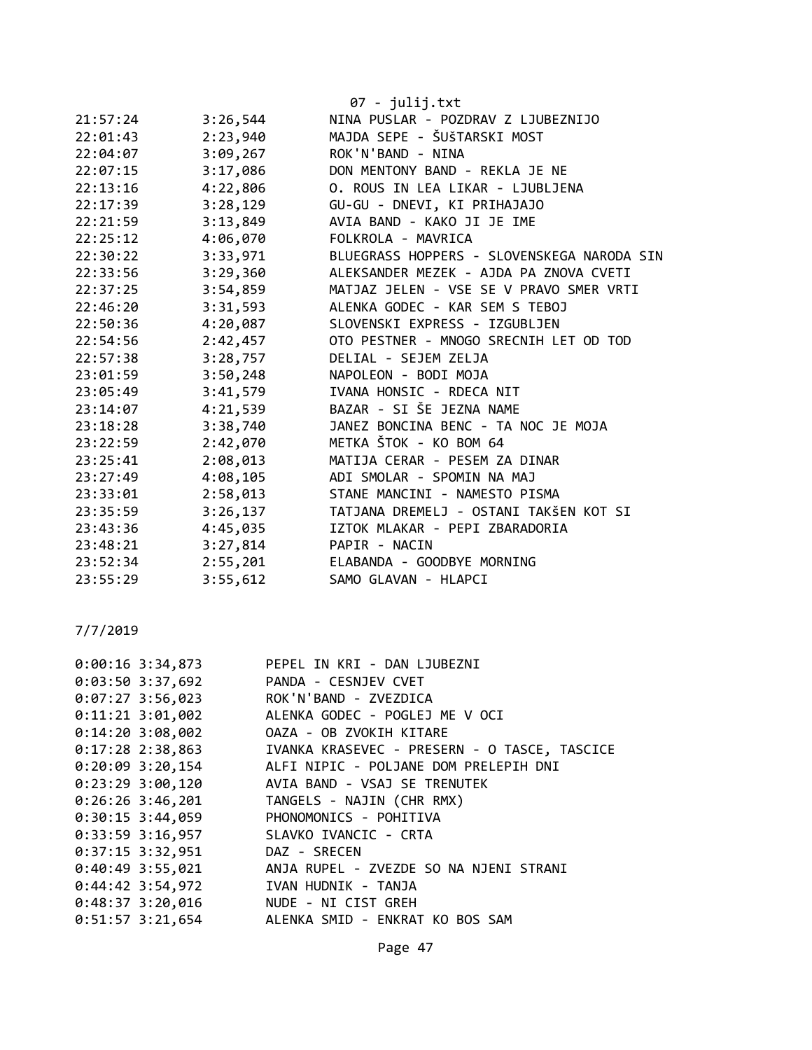| | | |
|---|---|---|
| 21:57:24 | 3:26,544 | NINA PUSLAR - POZDRAV Z LJUBEZNIJO |
| 22:01:43 | 2:23,940 | MAJDA SEPE - ŠUŠTARSKI MOST |
| 22:04:07 | 3:09,267 | ROK'N'BAND - NINA |
| 22:07:15 | 3:17,086 | DON MENTONY BAND - REKLA JE NE |
| 22:13:16 | 4:22,806 | O. ROUS IN LEA LIKAR - LJUBLJENA |
| 22:17:39 | 3:28,129 | GU-GU - DNEVI, KI PRIHAJAJO |
| 22:21:59 | 3:13,849 | AVIA BAND - KAKO JI JE IME |
| 22:25:12 | 4:06,070 | FOLKROLA - MAVRICA |
| 22:30:22 | 3:33,971 | BLUEGRASS HOPPERS - SLOVENSKEGA NARODA SIN |
| 22:33:56 | 3:29,360 | ALEKSANDER MEZEK - AJDA PA ZNOVA CVETI |
| 22:37:25 | 3:54,859 | MATJAZ JELEN - VSE SE V PRAVO SMER VRTI |
| 22:46:20 | 3:31,593 | ALENKA GODEC - KAR SEM S TEBOJ |
| 22:50:36 | 4:20,087 | SLOVENSKI EXPRESS - IZGUBLJEN |
| 22:54:56 | 2:42,457 | OTO PESTNER - MNOGO SRECNIH LET OD TOD |
| 22:57:38 | 3:28,757 | DELIAL - SEJEM ZELJA |
| 23:01:59 | 3:50,248 | NAPOLEON - BODI MOJA |
| 23:05:49 | 3:41,579 | IVANA HONSIC - RDECA NIT |
| 23:14:07 | 4:21,539 | BAZAR - SI ŠE JEZNA NAME |
| 23:18:28 | 3:38,740 | JANEZ BONCINA BENC - TA NOC JE MOJA |
| 23:22:59 | 2:42,070 | METKA ŠTOK - KO BOM 64 |
| 23:25:41 | 2:08,013 | MATIJA CERAR - PESEM ZA DINAR |
| 23:27:49 | 4:08,105 | ADI SMOLAR - SPOMIN NA MAJ |
| 23:33:01 | 2:58,013 | STANE MANCINI - NAMESTO PISMA |
| 23:35:59 | 3:26,137 | TATJANA DREMELJ - OSTANI TAKŠEN KOT SI |
| 23:43:36 | 4:45,035 | IZTOK MLAKAR - PEPI ZBARADORIA |
| 23:48:21 | 3:27,814 | PAPIR - NACIN |
| 23:52:34 | 2:55,201 | ELABANDA - GOODBYE MORNING |
| 23:55:29 | 3:55,612 | SAMO GLAVAN - HLAPCI |

7/7/2019

| | | |
|---|---|---|
| 0:00:16 | 3:34,873 | PEPEL IN KRI - DAN LJUBEZNI |
| 0:03:50 | 3:37,692 | PANDA - CESNJEV CVET |
| 0:07:27 | 3:56,023 | ROK'N'BAND - ZVEZDICA |
| 0:11:21 | 3:01,002 | ALENKA GODEC - POGLEJ ME V OCI |
| 0:14:20 | 3:08,002 | OAZA - OB ZVOKIH KITARE |
| 0:17:28 | 2:38,863 | IVANKA KRASEVEC - PRESERN - O TASCE, TASCICE |
| 0:20:09 | 3:20,154 | ALFI NIPIC - POLJANE DOM PRELEPIH DNI |
| 0:23:29 | 3:00,120 | AVIA BAND - VSAJ SE TRENUTEK |
| 0:26:26 | 3:46,201 | TANGELS - NAJIN (CHR RMX) |
| 0:30:15 | 3:44,059 | PHONOMONICS - POHITIVA |
| 0:33:59 | 3:16,957 | SLAVKO IVANCIC - CRTA |
| 0:37:15 | 3:32,951 | DAZ - SRECEN |
| 0:40:49 | 3:55,021 | ANJA RUPEL - ZVEZDE SO NA NJENI STRANI |
| 0:44:42 | 3:54,972 | IVAN HUDNIK - TANJA |
| 0:48:37 | 3:20,016 | NUDE - NI CIST GREH |
| 0:51:57 | 3:21,654 | ALENKA SMID - ENKRAT KO BOS SAM |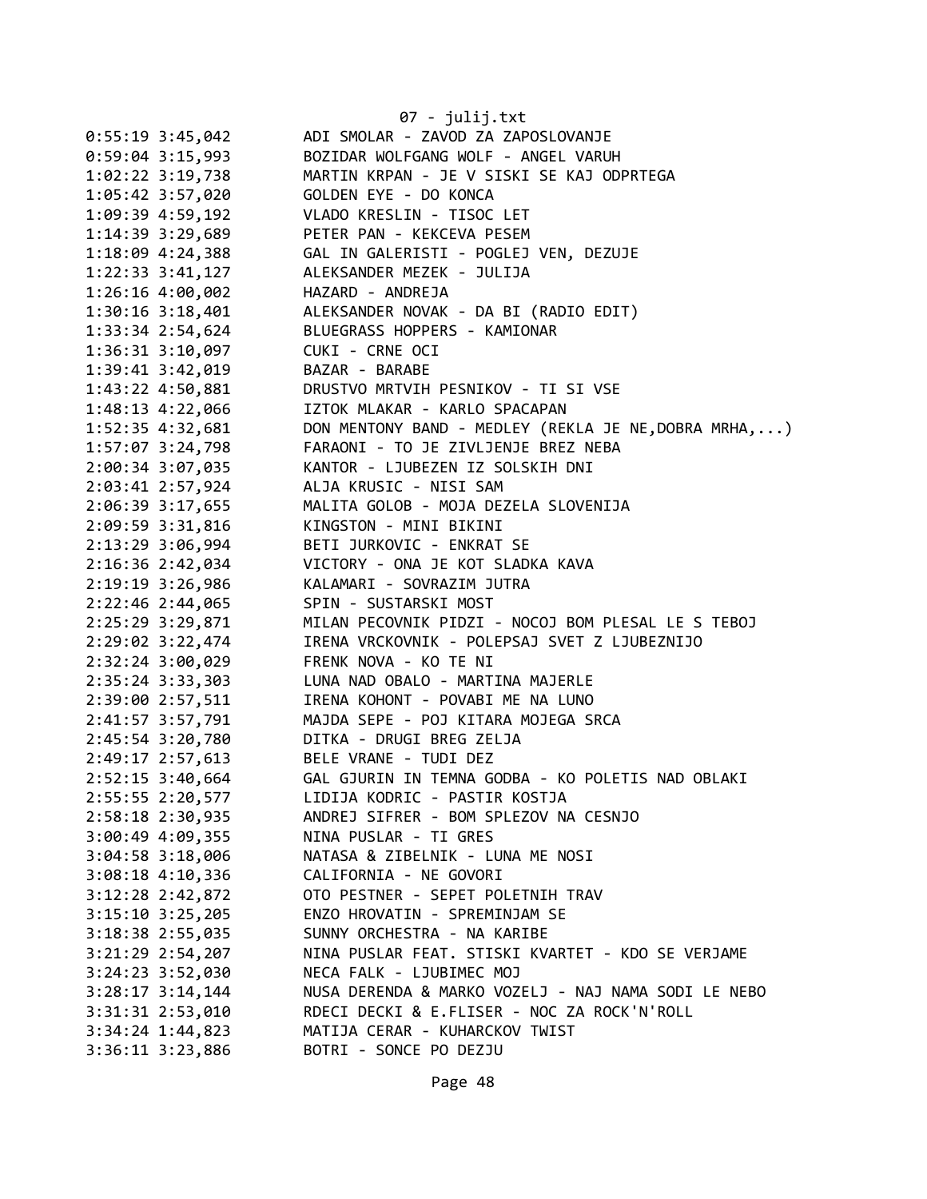```
0:55:19 3:45,042        ADI SMOLAR - ZAVOD ZA ZAPOSLOVANJE
0:59:04 3:15,993        BOZIDAR WOLFGANG WOLF - ANGEL VARUH
1:02:22 3:19,738        MARTIN KRPAN - JE V SISKI SE KAJ ODPRTEGA
1:05:42 3:57,020        GOLDEN EYE - DO KONCA
1:09:39 4:59,192        VLADO KRESLIN - TISOC LET
1:14:39 3:29,689        PETER PAN - KEKCEVA PESEM
1:18:09 4:24,388        GAL IN GALERISTI - POGLEJ VEN, DEZUJE
1:22:33 3:41,127        ALEKSANDER MEZEK - JULIJA
1:26:16 4:00,002        HAZARD - ANDREJA
1:30:16 3:18,401        ALEKSANDER NOVAK - DA BI (RADIO EDIT)
1:33:34 2:54,624        BLUEGRASS HOPPERS - KAMIONAR
1:36:31 3:10,097        CUKI - CRNE OCI
1:39:41 3:42,019        BAZAR - BARABE
1:43:22 4:50,881        DRUSTVO MRTVIH PESNIKOV - TI SI VSE
1:48:13 4:22,066        IZTOK MLAKAR - KARLO SPACAPAN
1:52:35 4:32,681        DON MENTONY BAND - MEDLEY (REKLA JE NE,DOBRA MRHA,...)
1:57:07 3:24,798        FARAONI - TO JE ZIVLJENJE BREZ NEBA
2:00:34 3:07,035        KANTOR - LJUBEZEN IZ SOLSKIH DNI
2:03:41 2:57,924        ALJA KRUSIC - NISI SAM
2:06:39 3:17,655        MALITA GOLOB - MOJA DEZELA SLOVENIJA
2:09:59 3:31,816        KINGSTON - MINI BIKINI
2:13:29 3:06,994        BETI JURKOVIC - ENKRAT SE
2:16:36 2:42,034        VICTORY - ONA JE KOT SLADKA KAVA
2:19:19 3:26,986        KALAMARI - SOVRAZIM JUTRA
2:22:46 2:44,065        SPIN - SUSTARSKI MOST
2:25:29 3:29,871        MILAN PECOVNIK PIDZI - NOCOJ BOM PLESAL LE S TEBOJ
2:29:02 3:22,474        IRENA VRCKOVNIK - POLEPSAJ SVET Z LJUBEZNIJO
2:32:24 3:00,029        FRENK NOVA - KO TE NI
2:35:24 3:33,303        LUNA NAD OBALO - MARTINA MAJERLE
2:39:00 2:57,511        IRENA KOHONT - POVABI ME NA LUNO
2:41:57 3:57,791        MAJDA SEPE - POJ KITARA MOJEGA SRCA
2:45:54 3:20,780        DITKA - DRUGI BREG ZELJA
2:49:17 2:57,613        BELE VRANE - TUDI DEZ
2:52:15 3:40,664        GAL GJURIN IN TEMNA GODBA - KO POLETIS NAD OBLAKI
2:55:55 2:20,577        LIDIJA KODRIC - PASTIR KOSTJA
2:58:18 2:30,935        ANDREJ SIFRER - BOM SPLEZOV NA CESNJO
3:00:49 4:09,355        NINA PUSLAR - TI GRES
3:04:58 3:18,006        NATASA & ZIBELNIK - LUNA ME NOSI
3:08:18 4:10,336        CALIFORNIA - NE GOVORI
3:12:28 2:42,872        OTO PESTNER - SEPET POLETNIH TRAV
3:15:10 3:25,205        ENZO HROVATIN - SPREMINJAM SE
3:18:38 2:55,035        SUNNY ORCHESTRA - NA KARIBE
3:21:29 2:54,207        NINA PUSLAR FEAT. STISKI KVARTET - KDO SE VERJAME
3:24:23 3:52,030        NECA FALK - LJUBIMEC MOJ
3:28:17 3:14,144        NUSA DERENDA & MARKO VOZELJ - NAJ NAMA SODI LE NEBO
3:31:31 2:53,010        RDECI DECKI & E.FLISER - NOC ZA ROCK'N'ROLL
3:34:24 1:44,823        MATIJA CERAR - KUHARCKOV TWIST
3:36:11 3:23,886        BOTRI - SONCE PO DEZJU
```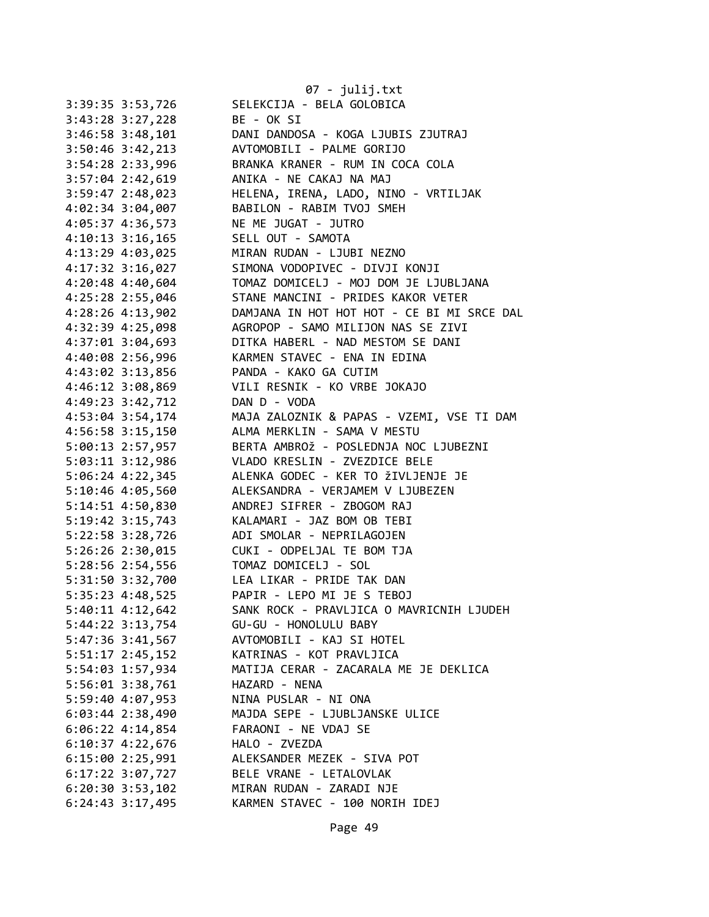```
3:39:35 3:53,726        SELEKCIJA - BELA GOLOBICA
3:43:28 3:27,228        BE - OK SI
3:46:58 3:48,101        DANI DANDOSA - KOGA LJUBIS ZJUTRAJ
3:50:46 3:42,213        AVTOMOBILI - PALME GORIJO
3:54:28 2:33,996        BRANKA KRANER - RUM IN COCA COLA
3:57:04 2:42,619        ANIKA - NE CAKAJ NA MAJ
3:59:47 2:48,023        HELENA, IRENA, LADO, NINO - VRTILJAK
4:02:34 3:04,007        BABILON - RABIM TVOJ SMEH
4:05:37 4:36,573        NE ME JUGAT - JUTRO
4:10:13 3:16,165        SELL OUT - SAMOTA
4:13:29 4:03,025        MIRAN RUDAN - LJUBI NEZNO
4:17:32 3:16,027        SIMONA VODOPIVEC - DIVJI KONJI
4:20:48 4:40,604        TOMAZ DOMICELJ - MOJ DOM JE LJUBLJANA
4:25:28 2:55,046        STANE MANCINI - PRIDES KAKOR VETER
4:28:26 4:13,902        DAMJANA IN HOT HOT HOT - CE BI MI SRCE DAL
4:32:39 4:25,098        AGROPOP - SAMO MILIJON NAS SE ZIVI
4:37:01 3:04,693        DITKA HABERL - NAD MESTOM SE DANI
4:40:08 2:56,996        KARMEN STAVEC - ENA IN EDINA
4:43:02 3:13,856        PANDA - KAKO GA CUTIM
4:46:12 3:08,869        VILI RESNIK - KO VRBE JOKAJO
4:49:23 3:42,712        DAN D - VODA
4:53:04 3:54,174        MAJA ZALOZNIK & PAPAS - VZEMI, VSE TI DAM
4:56:58 3:15,150        ALMA MERKLIN - SAMA V MESTU
5:00:13 2:57,957        BERTA AMBROŽ - POSLEDNJA NOC LJUBEZNI
5:03:11 3:12,986        VLADO KRESLIN - ZVEZDICE BELE
5:06:24 4:22,345        ALENKA GODEC - KER TO žIVLJENJE JE
5:10:46 4:05,560        ALEKSANDRA - VERJAMEM V LJUBEZEN
5:14:51 4:50,830        ANDREJ SIFRER - ZBOGOM RAJ
5:19:42 3:15,743        KALAMARI - JAZ BOM OB TEBI
5:22:58 3:28,726        ADI SMOLAR - NEPRILAGOJEN
5:26:26 2:30,015        CUKI - ODPELJAL TE BOM TJA
5:28:56 2:54,556        TOMAZ DOMICELJ - SOL
5:31:50 3:32,700        LEA LIKAR - PRIDE TAK DAN
5:35:23 4:48,525        PAPIR - LEPO MI JE S TEBOJ
5:40:11 4:12,642        SANK ROCK - PRAVLJICA O MAVRICNIH LJUDEH
5:44:22 3:13,754        GU-GU - HONOLULU BABY
5:47:36 3:41,567        AVTOMOBILI - KAJ SI HOTEL
5:51:17 2:45,152        KATRINAS - KOT PRAVLJICA
5:54:03 1:57,934        MATIJA CERAR - ZACARALA ME JE DEKLICA
5:56:01 3:38,761        HAZARD - NENA
5:59:40 4:07,953        NINA PUSLAR - NI ONA
6:03:44 2:38,490        MAJDA SEPE - LJUBLJANSKE ULICE
6:06:22 4:14,854        FARAONI - NE VDAJ SE
6:10:37 4:22,676        HALO - ZVEZDA
6:15:00 2:25,991        ALEKSANDER MEZEK - SIVA POT
6:17:22 3:07,727        BELE VRANE - LETALOVLAK
6:20:30 3:53,102        MIRAN RUDAN - ZARADI NJE
6:24:43 3:17,495        KARMEN STAVEC - 100 NORIH IDEJ
```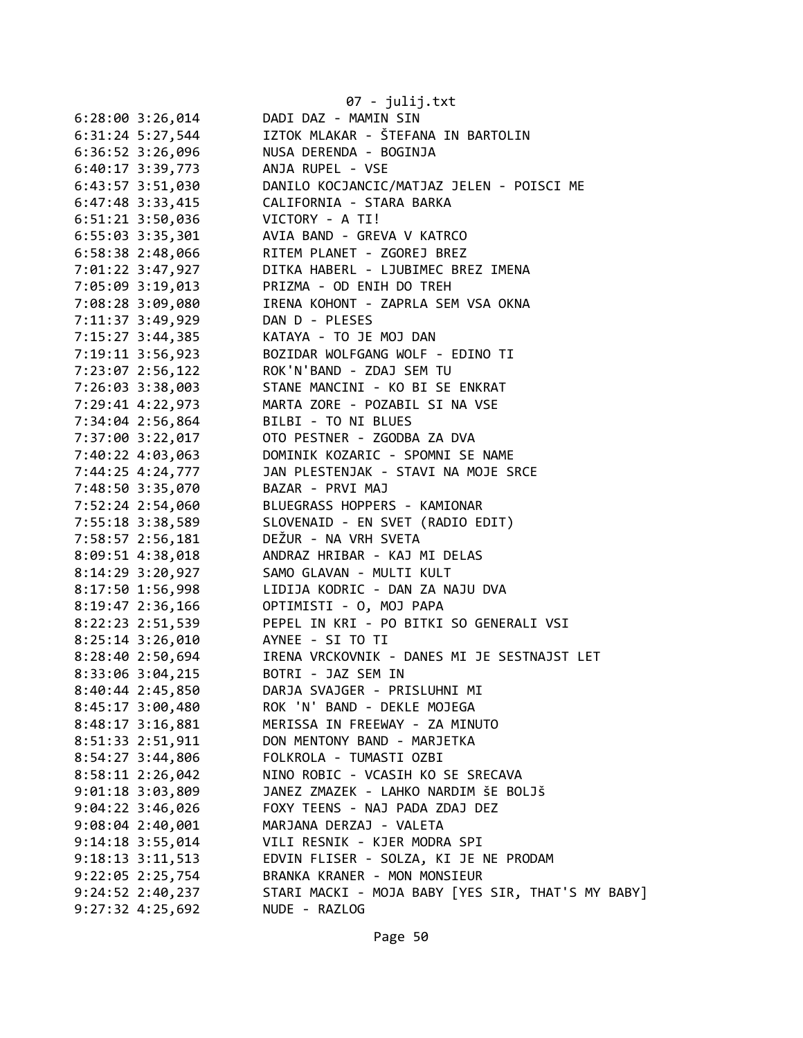```
6:28:00 3:26,014        DADI DAZ - MAMIN SIN
6:31:24 5:27,544        IZTOK MLAKAR - ŠTEFANA IN BARTOLIN
6:36:52 3:26,096        NUSA DERENDA - BOGINJA
6:40:17 3:39,773        ANJA RUPEL - VSE
6:43:57 3:51,030        DANILO KOCJANCIC/MATJAZ JELEN - POISCI ME
6:47:48 3:33,415        CALIFORNIA - STARA BARKA
6:51:21 3:50,036        VICTORY - A TI!
6:55:03 3:35,301        AVIA BAND - GREVA V KATRCO
6:58:38 2:48,066        RITEM PLANET - ZGOREJ BREZ
7:01:22 3:47,927        DITKA HABERL - LJUBIMEC BREZ IMENA
7:05:09 3:19,013        PRIZMA - OD ENIH DO TREH
7:08:28 3:09,080        IRENA KOHONT - ZAPRLA SEM VSA OKNA
7:11:37 3:49,929        DAN D - PLESES
7:15:27 3:44,385        KATAYA - TO JE MOJ DAN
7:19:11 3:56,923        BOZIDAR WOLFGANG WOLF - EDINO TI
7:23:07 2:56,122        ROK'N'BAND - ZDAJ SEM TU
7:26:03 3:38,003        STANE MANCINI - KO BI SE ENKRAT
7:29:41 4:22,973        MARTA ZORE - POZABIL SI NA VSE
7:34:04 2:56,864        BILBI - TO NI BLUES
7:37:00 3:22,017        OTO PESTNER - ZGODBA ZA DVA
7:40:22 4:03,063        DOMINIK KOZARIC - SPOMNI SE NAME
7:44:25 4:24,777        JAN PLESTENJAK - STAVI NA MOJE SRCE
7:48:50 3:35,070        BAZAR - PRVI MAJ
7:52:24 2:54,060        BLUEGRASS HOPPERS - KAMIONAR
7:55:18 3:38,589        SLOVENAID - EN SVET (RADIO EDIT)
7:58:57 2:56,181        DEŽUR - NA VRH SVETA
8:09:51 4:38,018        ANDRAZ HRIBAR - KAJ MI DELAS
8:14:29 3:20,927        SAMO GLAVAN - MULTI KULT
8:17:50 1:56,998        LIDIJA KODRIC - DAN ZA NAJU DVA
8:19:47 2:36,166        OPTIMISTI - O, MOJ PAPA
8:22:23 2:51,539        PEPEL IN KRI - PO BITKI SO GENERALI VSI
8:25:14 3:26,010        AYNEE - SI TO TI
8:28:40 2:50,694        IRENA VRCKOVNIK - DANES MI JE SESTNAJST LET
8:33:06 3:04,215        BOTRI - JAZ SEM IN
8:40:44 2:45,850        DARJA SVAJGER - PRISLUHNI MI
8:45:17 3:00,480        ROK 'N' BAND - DEKLE MOJEGA
8:48:17 3:16,881        MERISSA IN FREEWAY - ZA MINUTO
8:51:33 2:51,911        DON MENTONY BAND - MARJETKA
8:54:27 3:44,806        FOLKROLA - TUMASTI OZBI
8:58:11 2:26,042        NINO ROBIC - VCASIH KO SE SRECAVA
9:01:18 3:03,809        JANEZ ZMAZEK - LAHKO NARDIM šE BOLJš
9:04:22 3:46,026        FOXY TEENS - NAJ PADA ZDAJ DEZ
9:08:04 2:40,001        MARJANA DERZAJ - VALETA
9:14:18 3:55,014        VILI RESNIK - KJER MODRA SPI
9:18:13 3:11,513        EDVIN FLISER - SOLZA, KI JE NE PRODAM
9:22:05 2:25,754        BRANKA KRANER - MON MONSIEUR
9:24:52 2:40,237        STARI MACKI - MOJA BABY [YES SIR, THAT'S MY BABY]
9:27:32 4:25,692        NUDE - RAZLOG
```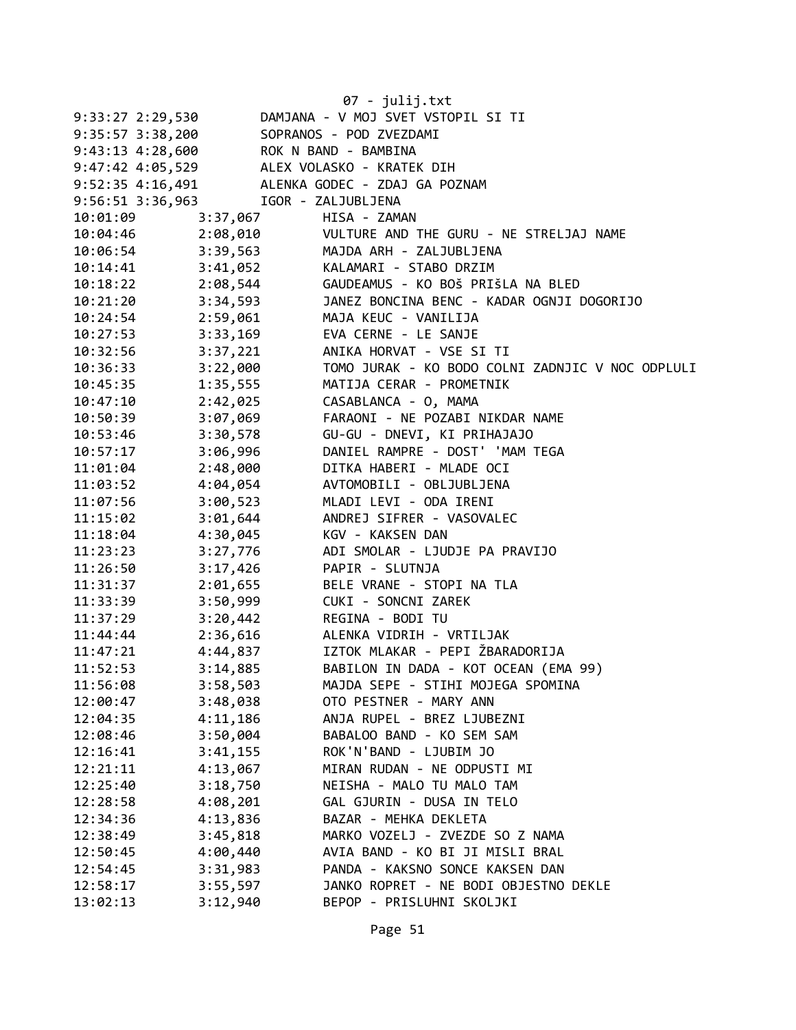07 - julij.txt

```
9:33:27 2:29,530        DAMJANA - V MOJ SVET VSTOPIL SI TI
9:35:57 3:38,200        SOPRANOS - POD ZVEZDAMI
9:43:13 4:28,600        ROK N BAND - BAMBINA
9:47:42 4:05,529        ALEX VOLASKO - KRATEK DIH
9:52:35 4:16,491        ALENKA GODEC - ZDAJ GA POZNAM
9:56:51 3:36,963        IGOR - ZALJUBLJENA
10:01:09        3:37,067        HISA - ZAMAN
10:04:46        2:08,010        VULTURE AND THE GURU - NE STRELJAJ NAME
10:06:54        3:39,563        MAJDA ARH - ZALJUBLJENA
10:14:41        3:41,052        KALAMARI - STABO DRZIM
10:18:22        2:08,544        GAUDEAMUS - KO BOŠ PRIŠLA NA BLED
10:21:20        3:34,593        JANEZ BONCINA BENC - KADAR OGNJI DOGORIJO
10:24:54        2:59,061        MAJA KEUC - VANILIJA
10:27:53        3:33,169        EVA CERNE - LE SANJE
10:32:56        3:37,221        ANIKA HORVAT - VSE SI TI
10:36:33        3:22,000        TOMO JURAK - KO BODO COLNI ZADNJIC V NOC ODPLULI
10:45:35        1:35,555        MATIJA CERAR - PROMETNIK
10:47:10        2:42,025        CASABLANCA - O, MAMA
10:50:39        3:07,069        FARAONI - NE POZABI NIKDAR NAME
10:53:46        3:30,578        GU-GU - DNEVI, KI PRIHAJAJO
10:57:17        3:06,996        DANIEL RAMPRE - DOST' 'MAM TEGA
11:01:04        2:48,000        DITKA HABERI - MLADE OCI
11:03:52        4:04,054        AVTOMOBILI - OBLJUBLJENA
11:07:56        3:00,523        MLADI LEVI - ODA IRENI
11:15:02        3:01,644        ANDREJ SIFRER - VASOVALEC
11:18:04        4:30,045        KGV - KAKSEN DAN
11:23:23        3:27,776        ADI SMOLAR - LJUDJE PA PRAVIJO
11:26:50        3:17,426        PAPIR - SLUTNJA
11:31:37        2:01,655        BELE VRANE - STOPI NA TLA
11:33:39        3:50,999        CUKI - SONCNI ZAREK
11:37:29        3:20,442        REGINA - BODI TU
11:44:44        2:36,616        ALENKA VIDRIH - VRTILJAK
11:47:21        4:44,837        IZTOK MLAKAR - PEPI ŽBARADORIJA
11:52:53        3:14,885        BABILON IN DADA - KOT OCEAN (EMA 99)
11:56:08        3:58,503        MAJDA SEPE - STIHI MOJEGA SPOMINA
12:00:47        3:48,038        OTO PESTNER - MARY ANN
12:04:35        4:11,186        ANJA RUPEL - BREZ LJUBEZNI
12:08:46        3:50,004        BABALOO BAND - KO SEM SAM
12:16:41        3:41,155        ROK'N'BAND - LJUBIM JO
12:21:11        4:13,067        MIRAN RUDAN - NE ODPUSTI MI
12:25:40        3:18,750        NEISHA - MALO TU MALO TAM
12:28:58        4:08,201        GAL GJURIN - DUSA IN TELO
12:34:36        4:13,836        BAZAR - MEHKA DEKLETA
12:38:49        3:45,818        MARKO VOZELJ - ZVEZDE SO Z NAMA
12:50:45        4:00,440        AVIA BAND - KO BI JI MISLI BRAL
12:54:45        3:31,983        PANDA - KAKSNO SONCE KAKSEN DAN
12:58:17        3:55,597        JANKO ROPRET - NE BODI OBJESTNO DEKLE
13:02:13        3:12,940        BEPOP - PRISLUHNI SKOLJKI
```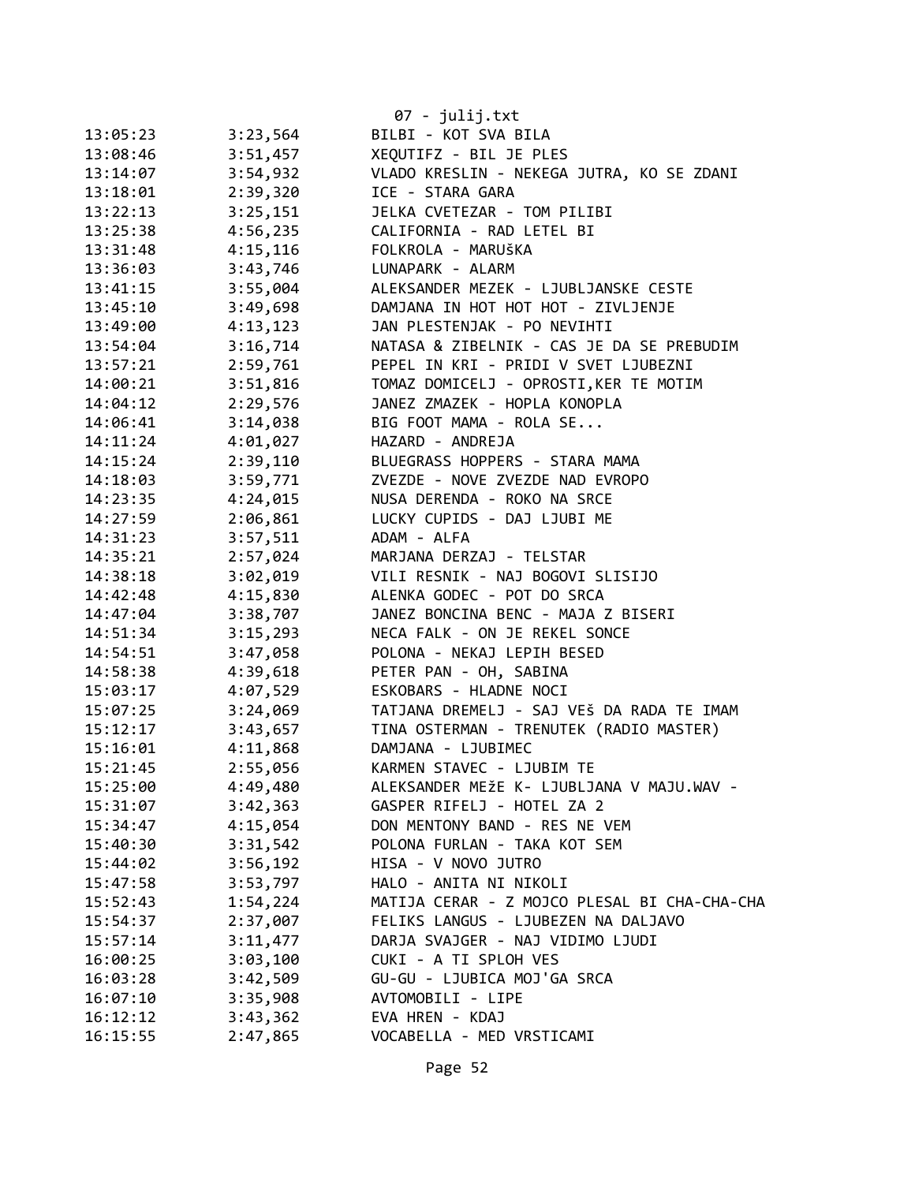07 - julij.txt

| | | |
|---|---|---|
| 13:05:23 | 3:23,564 | BILBI - KOT SVA BILA |
| 13:08:46 | 3:51,457 | XEQUTIFZ - BIL JE PLES |
| 13:14:07 | 3:54,932 | VLADO KRESLIN - NEKEGA JUTRA, KO SE ZDANI |
| 13:18:01 | 2:39,320 | ICE - STARA GARA |
| 13:22:13 | 3:25,151 | JELKA CVETEZAR - TOM PILIBI |
| 13:25:38 | 4:56,235 | CALIFORNIA - RAD LETEL BI |
| 13:31:48 | 4:15,116 | FOLKROLA - MARUŠKA |
| 13:36:03 | 3:43,746 | LUNAPARK - ALARM |
| 13:41:15 | 3:55,004 | ALEKSANDER MEZEK - LJUBLJANSKE CESTE |
| 13:45:10 | 3:49,698 | DAMJANA IN HOT HOT HOT - ZIVLJENJE |
| 13:49:00 | 4:13,123 | JAN PLESTENJAK - PO NEVIHTI |
| 13:54:04 | 3:16,714 | NATASA & ZIBELNIK - CAS JE DA SE PREBUDIM |
| 13:57:21 | 2:59,761 | PEPEL IN KRI - PRIDI V SVET LJUBEZNI |
| 14:00:21 | 3:51,816 | TOMAZ DOMICELJ - OPROSTI,KER TE MOTIM |
| 14:04:12 | 2:29,576 | JANEZ ZMAZEK - HOPLA KONOPLA |
| 14:06:41 | 3:14,038 | BIG FOOT MAMA - ROLA SE... |
| 14:11:24 | 4:01,027 | HAZARD - ANDREJA |
| 14:15:24 | 2:39,110 | BLUEGRASS HOPPERS - STARA MAMA |
| 14:18:03 | 3:59,771 | ZVEZDE - NOVE ZVEZDE NAD EVROPO |
| 14:23:35 | 4:24,015 | NUSA DERENDA - ROKO NA SRCE |
| 14:27:59 | 2:06,861 | LUCKY CUPIDS - DAJ LJUBI ME |
| 14:31:23 | 3:57,511 | ADAM - ALFA |
| 14:35:21 | 2:57,024 | MARJANA DERZAJ - TELSTAR |
| 14:38:18 | 3:02,019 | VILI RESNIK - NAJ BOGOVI SLISIJO |
| 14:42:48 | 4:15,830 | ALENKA GODEC - POT DO SRCA |
| 14:47:04 | 3:38,707 | JANEZ BONCINA BENC - MAJA Z BISERI |
| 14:51:34 | 3:15,293 | NECA FALK - ON JE REKEL SONCE |
| 14:54:51 | 3:47,058 | POLONA - NEKAJ LEPIH BESED |
| 14:58:38 | 4:39,618 | PETER PAN - OH, SABINA |
| 15:03:17 | 4:07,529 | ESKOBARS - HLADNE NOCI |
| 15:07:25 | 3:24,069 | TATJANA DREMELJ - SAJ VEš DA RADA TE IMAM |
| 15:12:17 | 3:43,657 | TINA OSTERMAN - TRENUTEK (RADIO MASTER) |
| 15:16:01 | 4:11,868 | DAMJANA - LJUBIMEC |
| 15:21:45 | 2:55,056 | KARMEN STAVEC - LJUBIM TE |
| 15:25:00 | 4:49,480 | ALEKSANDER MEžE K- LJUBLJANA V MAJU.WAV - |
| 15:31:07 | 3:42,363 | GASPER RIFELJ - HOTEL ZA 2 |
| 15:34:47 | 4:15,054 | DON MENTONY BAND - RES NE VEM |
| 15:40:30 | 3:31,542 | POLONA FURLAN - TAKA KOT SEM |
| 15:44:02 | 3:56,192 | HISA - V NOVO JUTRO |
| 15:47:58 | 3:53,797 | HALO - ANITA NI NIKOLI |
| 15:52:43 | 1:54,224 | MATIJA CERAR - Z MOJCO PLESAL BI CHA-CHA-CHA |
| 15:54:37 | 2:37,007 | FELIKS LANGUS - LJUBEZEN NA DALJAVO |
| 15:57:14 | 3:11,477 | DARJA SVAJGER - NAJ VIDIMO LJUDI |
| 16:00:25 | 3:03,100 | CUKI - A TI SPLOH VES |
| 16:03:28 | 3:42,509 | GU-GU - LJUBICA MOJ'GA SRCA |
| 16:07:10 | 3:35,908 | AVTOMOBILI - LIPE |
| 16:12:12 | 3:43,362 | EVA HREN - KDAJ |
| 16:15:55 | 2:47,865 | VOCABELLA - MED VRSTICAMI |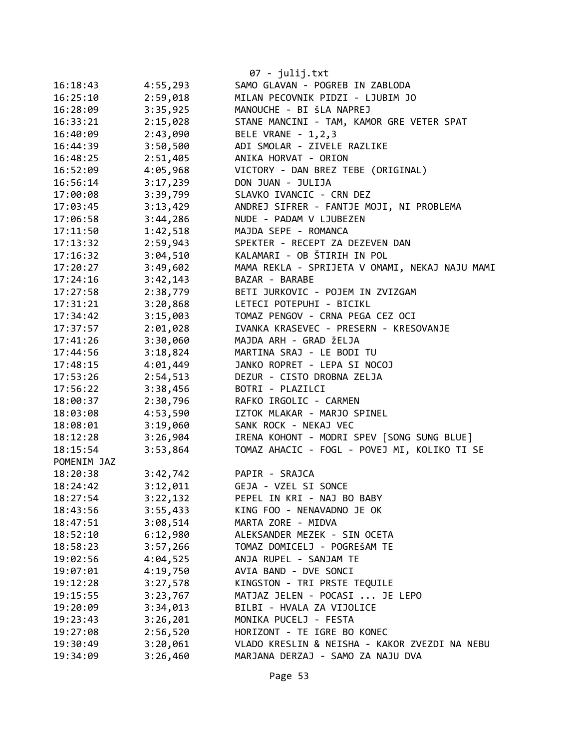07 - julij.txt

```
16:18:43        4:55,293        SAMO GLAVAN - POGREB IN ZABLODA
16:25:10        2:59,018        MILAN PECOVNIK PIDZI - LJUBIM JO
16:28:09        3:35,925        MANOUCHE - BI šLA NAPREJ
16:33:21        2:15,028        STANE MANCINI - TAM, KAMOR GRE VETER SPAT
16:40:09        2:43,090        BELE VRANE - 1,2,3
16:44:39        3:50,500        ADI SMOLAR - ZIVELE RAZLIKE
16:48:25        2:51,405        ANIKA HORVAT - ORION
16:52:09        4:05,968        VICTORY - DAN BREZ TEBE (ORIGINAL)
16:56:14        3:17,239        DON JUAN - JULIJA
17:00:08        3:39,799        SLAVKO IVANCIC - CRN DEZ
17:03:45        3:13,429        ANDREJ SIFRER - FANTJE MOJI, NI PROBLEMA
17:06:58        3:44,286        NUDE - PADAM V LJUBEZEN
17:11:50        1:42,518        MAJDA SEPE - ROMANCA
17:13:32        2:59,943        SPEKTER - RECEPT ZA DEZEVEN DAN
17:16:32        3:04,510        KALAMARI - OB ŠTIRIH IN POL
17:20:27        3:49,602        MAMA REKLA - SPRIJETA V OMAMI, NEKAJ NAJU MAMI
17:24:16        3:42,143        BAZAR - BARABE
17:27:58        2:38,779        BETI JURKOVIC - POJEM IN ZVIZGAM
17:31:21        3:20,868        LETECI POTEPUHI - BICIKL
17:34:42        3:15,003        TOMAZ PENGOV - CRNA PEGA CEZ OCI
17:37:57        2:01,028        IVANKA KRASEVEC - PRESERN - KRESOVANJE
17:41:26        3:30,060        MAJDA ARH - GRAD žELJA
17:44:56        3:18,824        MARTINA SRAJ - LE BODI TU
17:48:15        4:01,449        JANKO ROPRET - LEPA SI NOCOJ
17:53:26        2:54,513        DEZUR - CISTO DROBNA ZELJA
17:56:22        3:38,456        BOTRI - PLAZILCI
18:00:37        2:30,796        RAFKO IRGOLIC - CARMEN
18:03:08        4:53,590        IZTOK MLAKAR - MARJO SPINEL
18:08:01        3:19,060        SANK ROCK - NEKAJ VEC
18:12:28        3:26,904        IRENA KOHONT - MODRI SPEV [SONG SUNG BLUE]
18:15:54        3:53,864        TOMAZ AHACIC - FOGL - POVEJ MI, KOLIKO TI SE
POMENIM JAZ
18:20:38        3:42,742        PAPIR - SRAJCA
18:24:42        3:12,011        GEJA - VZEL SI SONCE
18:27:54        3:22,132        PEPEL IN KRI - NAJ BO BABY
18:43:56        3:55,433        KING FOO - NENAVADNO JE OK
18:47:51        3:08,514        MARTA ZORE - MIDVA
18:52:10        6:12,980        ALEKSANDER MEZEK - SIN OCETA
18:58:23        3:57,266        TOMAZ DOMICELJ - POGREšAM TE
19:02:56        4:04,525        ANJA RUPEL - SANJAM TE
19:07:01        4:19,750        AVIA BAND - DVE SONCI
19:12:28        3:27,578        KINGSTON - TRI PRSTE TEQUILE
19:15:55        3:23,767        MATJAZ JELEN - POCASI ... JE LEPO
19:20:09        3:34,013        BILBI - HVALA ZA VIJOLICE
19:23:43        3:26,201        MONIKA PUCELJ - FESTA
19:27:08        2:56,520        HORIZONT - TE IGRE BO KONEC
19:30:49        3:20,061        VLADO KRESLIN & NEISHA - KAKOR ZVEZDI NA NEBU
19:34:09        3:26,460        MARJANA DERZAJ - SAMO ZA NAJU DVA
```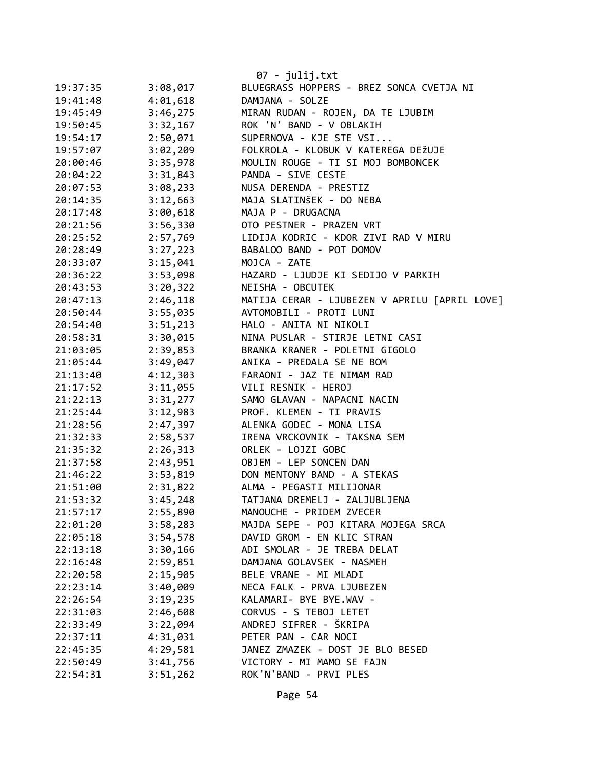07 - julij.txt

```
19:37:35        3:08,017        BLUEGRASS HOPPERS - BREZ SONCA CVETJA NI
19:41:48        4:01,618        DAMJANA - SOLZE
19:45:49        3:46,275        MIRAN RUDAN - ROJEN, DA TE LJUBIM
19:50:45        3:32,167        ROK 'N' BAND - V OBLAKIH
19:54:17        2:50,071        SUPERNOVA - KJE STE VSI...
19:57:07        3:02,209        FOLKROLA - KLOBUK V KATEREGA DEžUJE
20:00:46        3:35,978        MOULIN ROUGE - TI SI MOJ BOMBONCEK
20:04:22        3:31,843        PANDA - SIVE CESTE
20:07:53        3:08,233        NUSA DERENDA - PRESTIZ
20:14:35        3:12,663        MAJA SLATINŠEK - DO NEBA
20:17:48        3:00,618        MAJA P - DRUGACNA
20:21:56        3:56,330        OTO PESTNER - PRAZEN VRT
20:25:52        2:57,769        LIDIJA KODRIC - KDOR ZIVI RAD V MIRU
20:28:49        3:27,223        BABALOO BAND - POT DOMOV
20:33:07        3:15,041        MOJCA - ZATE
20:36:22        3:53,098        HAZARD - LJUDJE KI SEDIJO V PARKIH
20:43:53        3:20,322        NEISHA - OBCUTEK
20:47:13        2:46,118        MATIJA CERAR - LJUBEZEN V APRILU [APRIL LOVE]
20:50:44        3:55,035        AVTOMOBILI - PROTI LUNI
20:54:40        3:51,213        HALO - ANITA NI NIKOLI
20:58:31        3:30,015        NINA PUSLAR - STIRJE LETNI CASI
21:03:05        2:39,853        BRANKA KRANER - POLETNI GIGOLO
21:05:44        3:49,047        ANIKA - PREDALA SE NE BOM
21:13:40        4:12,303        FARAONI - JAZ TE NIMAM RAD
21:17:52        3:11,055        VILI RESNIK - HEROJ
21:22:13        3:31,277        SAMO GLAVAN - NAPACNI NACIN
21:25:44        3:12,983        PROF. KLEMEN - TI PRAVIS
21:28:56        2:47,397        ALENKA GODEC - MONA LISA
21:32:33        2:58,537        IRENA VRCKOVNIK - TAKSNA SEM
21:35:32        2:26,313        ORLEK - LOJZI GOBC
21:37:58        2:43,951        OBJEM - LEP SONCEN DAN
21:46:22        3:53,819        DON MENTONY BAND - A STEKAS
21:51:00        2:31,822        ALMA - PEGASTI MILIJONAR
21:53:32        3:45,248        TATJANA DREMELJ - ZALJUBLJENA
21:57:17        2:55,890        MANOUCHE - PRIDEM ZVECER
22:01:20        3:58,283        MAJDA SEPE - POJ KITARA MOJEGA SRCA
22:05:18        3:54,578        DAVID GROM - EN KLIC STRAN
22:13:18        3:30,166        ADI SMOLAR - JE TREBA DELAT
22:16:48        2:59,851        DAMJANA GOLAVSEK - NASMEH
22:20:58        2:15,905        BELE VRANE - MI MLADI
22:23:14        3:40,009        NECA FALK - PRVA LJUBEZEN
22:26:54        3:19,235        KALAMARI- BYE BYE.WAV -
22:31:03        2:46,608        CORVUS - S TEBOJ LETET
22:33:49        3:22,094        ANDREJ SIFRER - ŠKRIPA
22:37:11        4:31,031        PETER PAN - CAR NOCI
22:45:35        4:29,581        JANEZ ZMAZEK - DOST JE BLO BESED
22:50:49        3:41,756        VICTORY - MI MAMO SE FAJN
22:54:31        3:51,262        ROK'N'BAND - PRVI PLES
```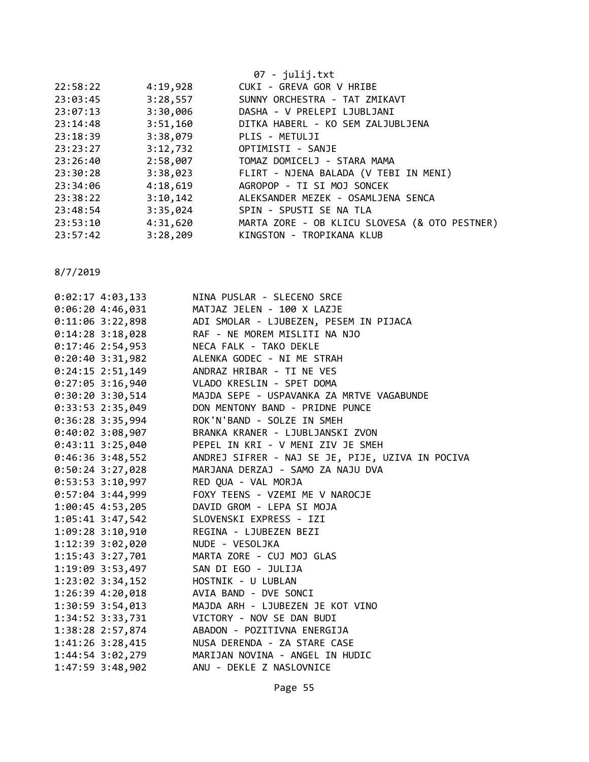| | | |
|---|---|---|
| 22:58:22 | 4:19,928 | CUKI - GREVA GOR V HRIBE |
| 23:03:45 | 3:28,557 | SUNNY ORCHESTRA - TAT ZMIKAVT |
| 23:07:13 | 3:30,006 | DASHA - V PRELEPI LJUBLJANI |
| 23:14:48 | 3:51,160 | DITKA HABERL - KO SEM ZALJUBLJENA |
| 23:18:39 | 3:38,079 | PLIS - METULJI |
| 23:23:27 | 3:12,732 | OPTIMISTI - SANJE |
| 23:26:40 | 2:58,007 | TOMAZ DOMICELJ - STARA MAMA |
| 23:30:28 | 3:38,023 | FLIRT - NJENA BALADA (V TEBI IN MENI) |
| 23:34:06 | 4:18,619 | AGROPOP - TI SI MOJ SONCEK |
| 23:38:22 | 3:10,142 | ALEKSANDER MEZEK - OSAMLJENA SENCA |
| 23:48:54 | 3:35,024 | SPIN - SPUSTI SE NA TLA |
| 23:53:10 | 4:31,620 | MARTA ZORE - OB KLICU SLOVESA (& OTO PESTNER) |
| 23:57:42 | 3:28,209 | KINGSTON - TROPIKANA KLUB |

8/7/2019

| | | |
|---|---|---|
| 0:02:17 | 4:03,133 | NINA PUSLAR - SLECENO SRCE |
| 0:06:20 | 4:46,031 | MATJAZ JELEN - 100 X LAZJE |
| 0:11:06 | 3:22,898 | ADI SMOLAR - LJUBEZEN, PESEM IN PIJACA |
| 0:14:28 | 3:18,028 | RAF - NE MOREM MISLITI NA NJO |
| 0:17:46 | 2:54,953 | NECA FALK - TAKO DEKLE |
| 0:20:40 | 3:31,982 | ALENKA GODEC - NI ME STRAH |
| 0:24:15 | 2:51,149 | ANDRAZ HRIBAR - TI NE VES |
| 0:27:05 | 3:16,940 | VLADO KRESLIN - SPET DOMA |
| 0:30:20 | 3:30,514 | MAJDA SEPE - USPAVANKA ZA MRTVE VAGABUNDE |
| 0:33:53 | 2:35,049 | DON MENTONY BAND - PRIDNE PUNCE |
| 0:36:28 | 3:35,994 | ROK'N'BAND - SOLZE IN SMEH |
| 0:40:02 | 3:08,907 | BRANKA KRANER - LJUBLJANSKI ZVON |
| 0:43:11 | 3:25,040 | PEPEL IN KRI - V MENI ZIV JE SMEH |
| 0:46:36 | 3:48,552 | ANDREJ SIFRER - NAJ SE JE, PIJE, UZIVA IN POCIVA |
| 0:50:24 | 3:27,028 | MARJANA DERZAJ - SAMO ZA NAJU DVA |
| 0:53:53 | 3:10,997 | RED QUA - VAL MORJA |
| 0:57:04 | 3:44,999 | FOXY TEENS - VZEMI ME V NAROCJE |
| 1:00:45 | 4:53,205 | DAVID GROM - LEPA SI MOJA |
| 1:05:41 | 3:47,542 | SLOVENSKI EXPRESS - IZI |
| 1:09:28 | 3:10,910 | REGINA - LJUBEZEN BEZI |
| 1:12:39 | 3:02,020 | NUDE - VESOLJKA |
| 1:15:43 | 3:27,701 | MARTA ZORE - CUJ MOJ GLAS |
| 1:19:09 | 3:53,497 | SAN DI EGO - JULIJA |
| 1:23:02 | 3:34,152 | HOSTNIK - U LUBLAN |
| 1:26:39 | 4:20,018 | AVIA BAND - DVE SONCI |
| 1:30:59 | 3:54,013 | MAJDA ARH - LJUBEZEN JE KOT VINO |
| 1:34:52 | 3:33,731 | VICTORY - NOV SE DAN BUDI |
| 1:38:28 | 2:57,874 | ABADON - POZITIVNA ENERGIJA |
| 1:41:26 | 3:28,415 | NUSA DERENDA - ZA STARE CASE |
| 1:44:54 | 3:02,279 | MARIJAN NOVINA - ANGEL IN HUDIC |
| 1:47:59 | 3:48,902 | ANU - DEKLE Z NASLOVNICE |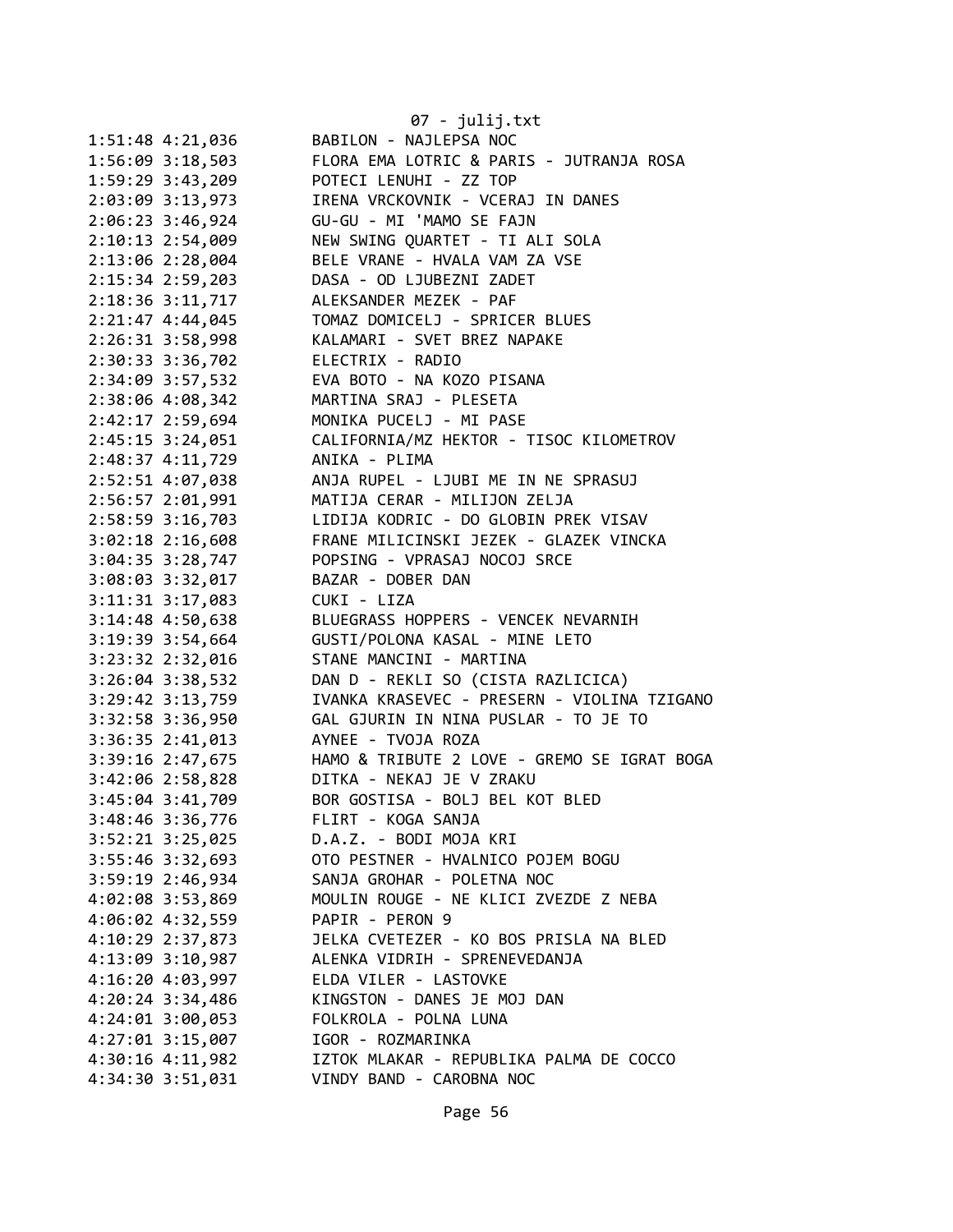07 - julij.txt

```
1:51:48 4:21,036        BABILON - NAJLEPSA NOC
1:56:09 3:18,503        FLORA EMA LOTRIC & PARIS - JUTRANJA ROSA
1:59:29 3:43,209        POTECI LENUHI - ZZ TOP
2:03:09 3:13,973        IRENA VRCKOVNIK - VCERAJ IN DANES
2:06:23 3:46,924        GU-GU - MI 'MAMO SE FAJN
2:10:13 2:54,009        NEW SWING QUARTET - TI ALI SOLA
2:13:06 2:28,004        BELE VRANE - HVALA VAM ZA VSE
2:15:34 2:59,203        DASA - OD LJUBEZNI ZADET
2:18:36 3:11,717        ALEKSANDER MEZEK - PAF
2:21:47 4:44,045        TOMAZ DOMICELJ - SPRICER BLUES
2:26:31 3:58,998        KALAMARI - SVET BREZ NAPAKE
2:30:33 3:36,702        ELECTRIX - RADIO
2:34:09 3:57,532        EVA BOTO - NA KOZO PISANA
2:38:06 4:08,342        MARTINA SRAJ - PLESETA
2:42:17 2:59,694        MONIKA PUCELJ - MI PASE
2:45:15 3:24,051        CALIFORNIA/MZ HEKTOR - TISOC KILOMETROV
2:48:37 4:11,729        ANIKA - PLIMA
2:52:51 4:07,038        ANJA RUPEL - LJUBI ME IN NE SPRASUJ
2:56:57 2:01,991        MATIJA CERAR - MILIJON ZELJA
2:58:59 3:16,703        LIDIJA KODRIC - DO GLOBIN PREK VISAV
3:02:18 2:16,608        FRANE MILICINSKI JEZEK - GLAZEK VINCKA
3:04:35 3:28,747        POPSING - VPRASAJ NOCOJ SRCE
3:08:03 3:32,017        BAZAR - DOBER DAN
3:11:31 3:17,083        CUKI - LIZA
3:14:48 4:50,638        BLUEGRASS HOPPERS - VENCEK NEVARNIH
3:19:39 3:54,664        GUSTI/POLONA KASAL - MINE LETO
3:23:32 2:32,016        STANE MANCINI - MARTINA
3:26:04 3:38,532        DAN D - REKLI SO (CISTA RAZLICICA)
3:29:42 3:13,759        IVANKA KRASEVEC - PRESERN - VIOLINA TZIGANO
3:32:58 3:36,950        GAL GJURIN IN NINA PUSLAR - TO JE TO
3:36:35 2:41,013        AYNEE - TVOJA ROZA
3:39:16 2:47,675        HAMO & TRIBUTE 2 LOVE - GREMO SE IGRAT BOGA
3:42:06 2:58,828        DITKA - NEKAJ JE V ZRAKU
3:45:04 3:41,709        BOR GOSTISA - BOLJ BEL KOT BLED
3:48:46 3:36,776        FLIRT - KOGA SANJA
3:52:21 3:25,025        D.A.Z. - BODI MOJA KRI
3:55:46 3:32,693        OTO PESTNER - HVALNICO POJEM BOGU
3:59:19 2:46,934        SANJA GROHAR - POLETNA NOC
4:02:08 3:53,869        MOULIN ROUGE - NE KLICI ZVEZDE Z NEBA
4:06:02 4:32,559        PAPIR - PERON 9
4:10:29 2:37,873        JELKA CVETEZER - KO BOS PRISLA NA BLED
4:13:09 3:10,987        ALENKA VIDRIH - SPRENEVEDANJA
4:16:20 4:03,997        ELDA VILER - LASTOVKE
4:20:24 3:34,486        KINGSTON - DANES JE MOJ DAN
4:24:01 3:00,053        FOLKROLA - POLNA LUNA
4:27:01 3:15,007        IGOR - ROZMARINKA
4:30:16 4:11,982        IZTOK MLAKAR - REPUBLIKA PALMA DE COCCO
4:34:30 3:51,031        VINDY BAND - CAROBNA NOC
```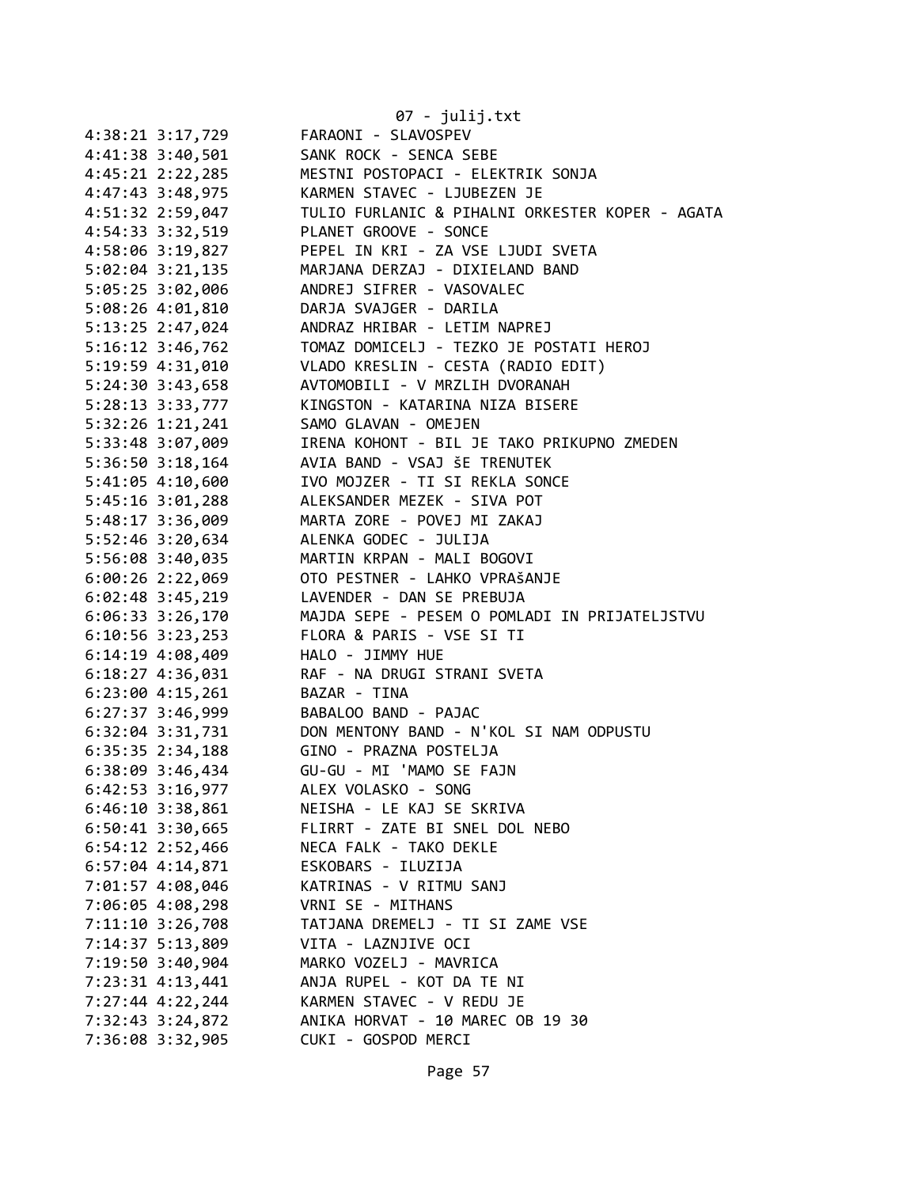07 - julij.txt

```
4:38:21 3:17,729        FARAONI - SLAVOSPEV
4:41:38 3:40,501        SANK ROCK - SENCA SEBE
4:45:21 2:22,285        MESTNI POSTOPACI - ELEKTRIK SONJA
4:47:43 3:48,975        KARMEN STAVEC - LJUBEZEN JE
4:51:32 2:59,047        TULIO FURLANIC & PIHALNI ORKESTER KOPER - AGATA
4:54:33 3:32,519        PLANET GROOVE - SONCE
4:58:06 3:19,827        PEPEL IN KRI - ZA VSE LJUDI SVETA
5:02:04 3:21,135        MARJANA DERZAJ - DIXIELAND BAND
5:05:25 3:02,006        ANDREJ SIFRER - VASOVALEC
5:08:26 4:01,810        DARJA SVAJGER - DARILA
5:13:25 2:47,024        ANDRAZ HRIBAR - LETIM NAPREJ
5:16:12 3:46,762        TOMAZ DOMICELJ - TEZKO JE POSTATI HEROJ
5:19:59 4:31,010        VLADO KRESLIN - CESTA (RADIO EDIT)
5:24:30 3:43,658        AVTOMOBILI - V MRZLIH DVORANAH
5:28:13 3:33,777        KINGSTON - KATARINA NIZA BISERE
5:32:26 1:21,241        SAMO GLAVAN - OMEJEN
5:33:48 3:07,009        IRENA KOHONT - BIL JE TAKO PRIKUPNO ZMEDEN
5:36:50 3:18,164        AVIA BAND - VSAJ ŠE TRENUTEK
5:41:05 4:10,600        IVO MOJZER - TI SI REKLA SONCE
5:45:16 3:01,288        ALEKSANDER MEZEK - SIVA POT
5:48:17 3:36,009        MARTA ZORE - POVEJ MI ZAKAJ
5:52:46 3:20,634        ALENKA GODEC - JULIJA
5:56:08 3:40,035        MARTIN KRPAN - MALI BOGOVI
6:00:26 2:22,069        OTO PESTNER - LAHKO VPRAŠANJE
6:02:48 3:45,219        LAVENDER - DAN SE PREBUJA
6:06:33 3:26,170        MAJDA SEPE - PESEM O POMLADI IN PRIJATELJSTVU
6:10:56 3:23,253        FLORA & PARIS - VSE SI TI
6:14:19 4:08,409        HALO - JIMMY HUE
6:18:27 4:36,031        RAF - NA DRUGI STRANI SVETA
6:23:00 4:15,261        BAZAR - TINA
6:27:37 3:46,999        BABALOO BAND - PAJAC
6:32:04 3:31,731        DON MENTONY BAND - N'KOL SI NAM ODPUSTU
6:35:35 2:34,188        GINO - PRAZNA POSTELJA
6:38:09 3:46,434        GU-GU - MI 'MAMO SE FAJN
6:42:53 3:16,977        ALEX VOLASKO - SONG
6:46:10 3:38,861        NEISHA - LE KAJ SE SKRIVA
6:50:41 3:30,665        FLIRRT - ZATE BI SNEL DOL NEBO
6:54:12 2:52,466        NECA FALK - TAKO DEKLE
6:57:04 4:14,871        ESKOBARS - ILUZIJA
7:01:57 4:08,046        KATRINAS - V RITMU SANJ
7:06:05 4:08,298        VRNI SE - MITHANS
7:11:10 3:26,708        TATJANA DREMELJ - TI SI ZAME VSE
7:14:37 5:13,809        VITA - LAZNJIVE OCI
7:19:50 3:40,904        MARKO VOZELJ - MAVRICA
7:23:31 4:13,441        ANJA RUPEL - KOT DA TE NI
7:27:44 4:22,244        KARMEN STAVEC - V REDU JE
7:32:43 3:24,872        ANIKA HORVAT - 10 MAREC OB 19 30
7:36:08 3:32,905        CUKI - GOSPOD MERCI
```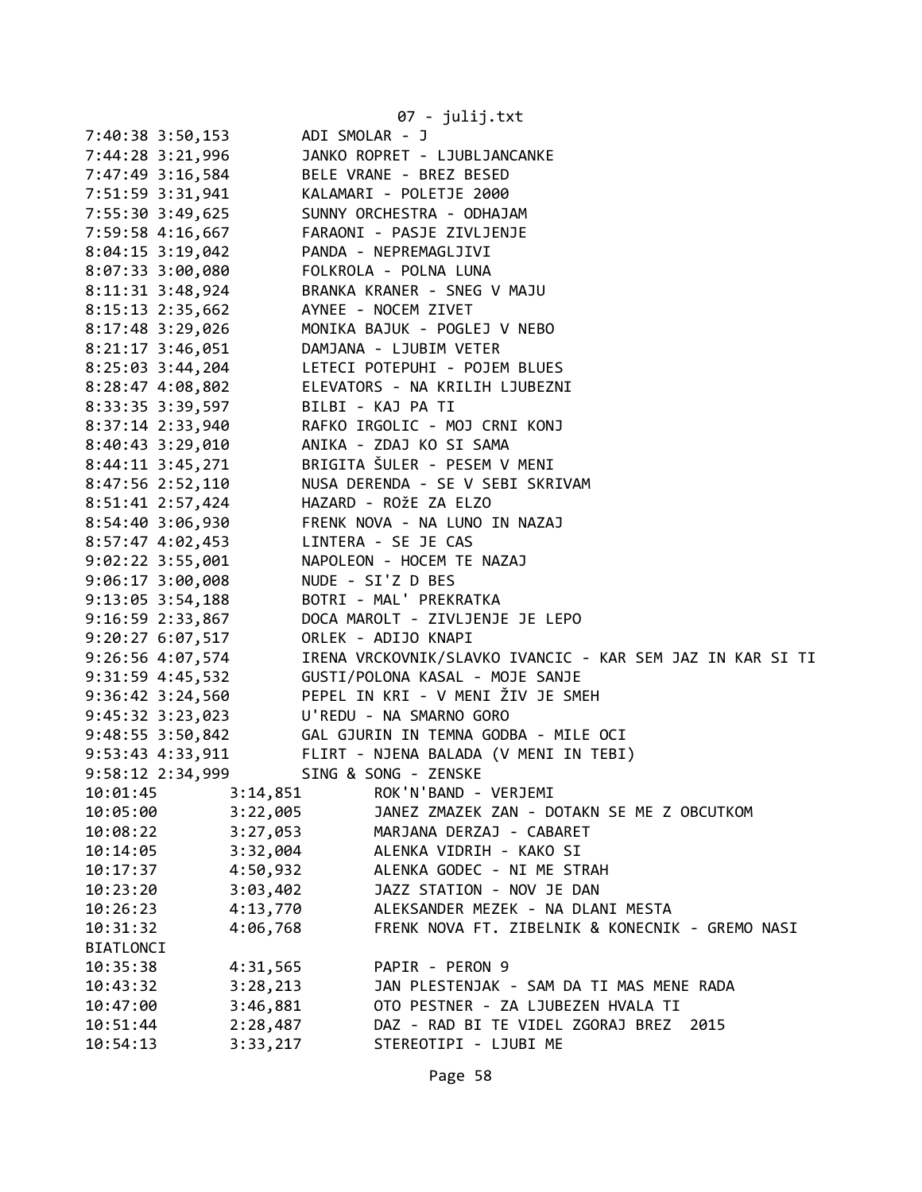```
7:40:38 3:50,153        ADI SMOLAR - J
7:44:28 3:21,996        JANKO ROPRET - LJUBLJANCANKE
7:47:49 3:16,584        BELE VRANE - BREZ BESED
7:51:59 3:31,941        KALAMARI - POLETJE 2000
7:55:30 3:49,625        SUNNY ORCHESTRA - ODHAJAM
7:59:58 4:16,667        FARAONI - PASJE ZIVLJENJE
8:04:15 3:19,042        PANDA - NEPREMAGLJIVI
8:07:33 3:00,080        FOLKROLA - POLNA LUNA
8:11:31 3:48,924        BRANKA KRANER - SNEG V MAJU
8:15:13 2:35,662        AYNEE - NOCEM ZIVET
8:17:48 3:29,026        MONIKA BAJUK - POGLEJ V NEBO
8:21:17 3:46,051        DAMJANA - LJUBIM VETER
8:25:03 3:44,204        LETECI POTEPUHI - POJEM BLUES
8:28:47 4:08,802        ELEVATORS - NA KRILIH LJUBEZNI
8:33:35 3:39,597        BILBI - KAJ PA TI
8:37:14 2:33,940        RAFKO IRGOLIC - MOJ CRNI KONJ
8:40:43 3:29,010        ANIKA - ZDAJ KO SI SAMA
8:44:11 3:45,271        BRIGITA ŠULER - PESEM V MENI
8:47:56 2:52,110        NUSA DERENDA - SE V SEBI SKRIVAM
8:51:41 2:57,424        HAZARD - ROžE ZA ELZO
8:54:40 3:06,930        FRENK NOVA - NA LUNO IN NAZAJ
8:57:47 4:02,453        LINTERA - SE JE CAS
9:02:22 3:55,001        NAPOLEON - HOCEM TE NAZAJ
9:06:17 3:00,008        NUDE - SI'Z D BES
9:13:05 3:54,188        BOTRI - MAL' PREKRATKA
9:16:59 2:33,867        DOCA MAROLT - ZIVLJENJE JE LEPO
9:20:27 6:07,517        ORLEK - ADIJO KNAPI
9:26:56 4:07,574        IRENA VRCKOVNIK/SLAVKO IVANCIC - KAR SEM JAZ IN KAR SI TI
9:31:59 4:45,532        GUSTI/POLONA KASAL - MOJE SANJE
9:36:42 3:24,560        PEPEL IN KRI - V MENI ŽIV JE SMEH
9:45:32 3:23,023        U'REDU - NA SMARNO GORO
9:48:55 3:50,842        GAL GJURIN IN TEMNA GODBA - MILE OCI
9:53:43 4:33,911        FLIRT - NJENA BALADA (V MENI IN TEBI)
9:58:12 2:34,999        SING & SONG - ZENSKE
10:01:45        3:14,851        ROK'N'BAND - VERJEMI
10:05:00        3:22,005        JANEZ ZMAZEK ZAN - DOTAKN SE ME Z OBCUTKOM
10:08:22        3:27,053        MARJANA DERZAJ - CABARET
10:14:05        3:32,004        ALENKA VIDRIH - KAKO SI
10:17:37        4:50,932        ALENKA GODEC - NI ME STRAH
10:23:20        3:03,402        JAZZ STATION - NOV JE DAN
10:26:23        4:13,770        ALEKSANDER MEZEK - NA DLANI MESTA
10:31:32        4:06,768        FRENK NOVA FT. ZIBELNIK & KONECNIK - GREMO NASI
BIATLONCI
10:35:38        4:31,565        PAPIR - PERON 9
10:43:32        3:28,213        JAN PLESTENJAK - SAM DA TI MAS MENE RADA
10:47:00        3:46,881        OTO PESTNER - ZA LJUBEZEN HVALA TI
10:51:44        2:28,487        DAZ - RAD BI TE VIDEL ZGORAJ BREZ  2015
10:54:13        3:33,217        STEREOTIPI - LJUBI ME
```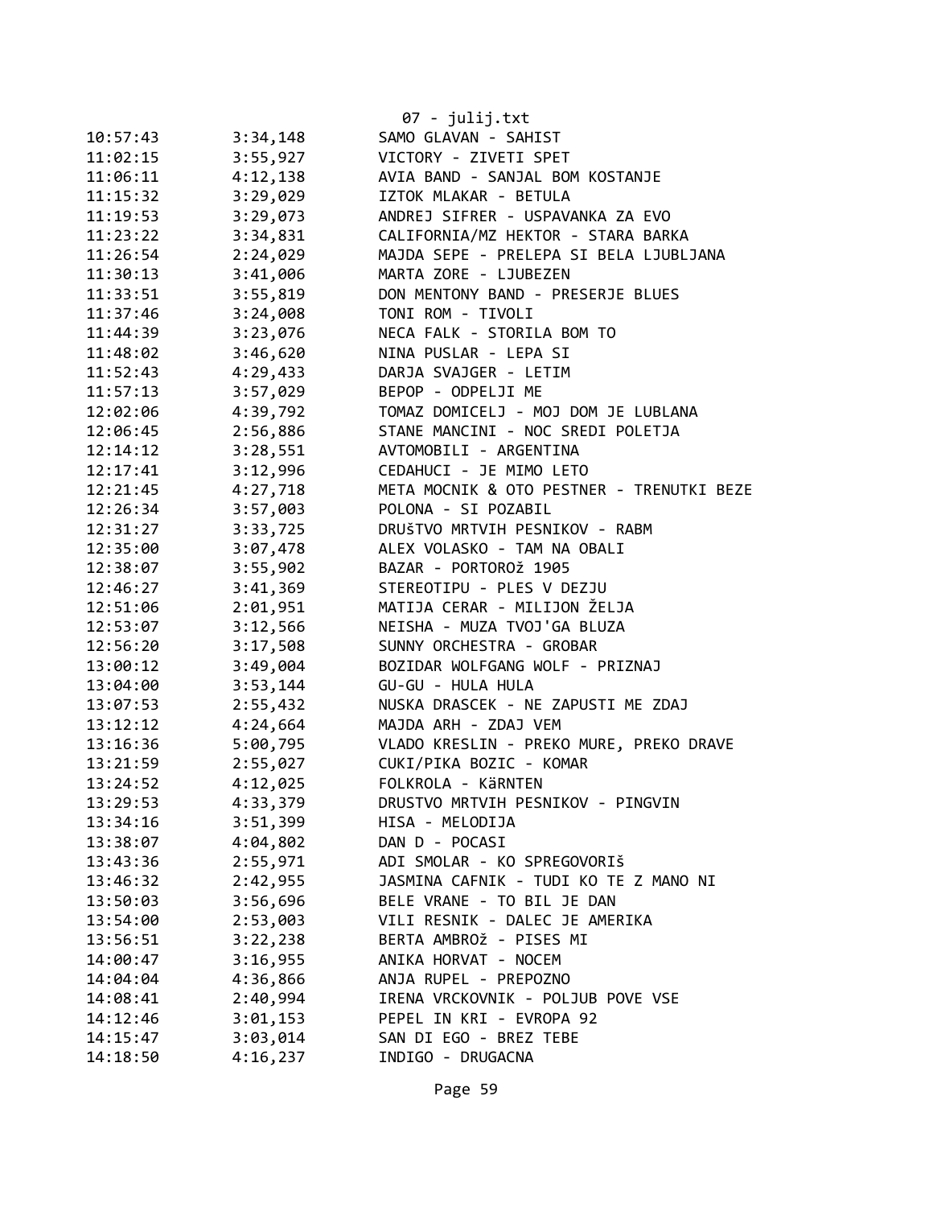07 - julij.txt

```
10:57:43        3:34,148        SAMO GLAVAN - SAHIST
11:02:15        3:55,927        VICTORY - ZIVETI SPET
11:06:11        4:12,138        AVIA BAND - SANJAL BOM KOSTANJE
11:15:32        3:29,029        IZTOK MLAKAR - BETULA
11:19:53        3:29,073        ANDREJ SIFRER - USPAVANKA ZA EVO
11:23:22        3:34,831        CALIFORNIA/MZ HEKTOR - STARA BARKA
11:26:54        2:24,029        MAJDA SEPE - PRELEPA SI BELA LJUBLJANA
11:30:13        3:41,006        MARTA ZORE - LJUBEZEN
11:33:51        3:55,819        DON MENTONY BAND - PRESERJE BLUES
11:37:46        3:24,008        TONI ROM - TIVOLI
11:44:39        3:23,076        NECA FALK - STORILA BOM TO
11:48:02        3:46,620        NINA PUSLAR - LEPA SI
11:52:43        4:29,433        DARJA SVAJGER - LETIM
11:57:13        3:57,029        BEPOP - ODPELJI ME
12:02:06        4:39,792        TOMAZ DOMICELJ - MOJ DOM JE LUBLANA
12:06:45        2:56,886        STANE MANCINI - NOC SREDI POLETJA
12:14:12        3:28,551        AVTOMOBILI - ARGENTINA
12:17:41        3:12,996        CEDAHUCI - JE MIMO LETO
12:21:45        4:27,718        META MOCNIK & OTO PESTNER - TRENUTKI BEZE
12:26:34        3:57,003        POLONA - SI POZABIL
12:31:27        3:33,725        DRUŠTVO MRTVIH PESNIKOV - RABM
12:35:00        3:07,478        ALEX VOLASKO - TAM NA OBALI
12:38:07        3:55,902        BAZAR - PORTOROž 1905
12:46:27        3:41,369        STEREOTIPU - PLES V DEZJU
12:51:06        2:01,951        MATIJA CERAR - MILIJON ŽELJA
12:53:07        3:12,566        NEISHA - MUZA TVOJ'GA BLUZA
12:56:20        3:17,508        SUNNY ORCHESTRA - GROBAR
13:00:12        3:49,004        BOZIDAR WOLFGANG WOLF - PRIZNAJ
13:04:00        3:53,144        GU-GU - HULA HULA
13:07:53        2:55,432        NUSKA DRASCEK - NE ZAPUSTI ME ZDAJ
13:12:12        4:24,664        MAJDA ARH - ZDAJ VEM
13:16:36        5:00,795        VLADO KRESLIN - PREKO MURE, PREKO DRAVE
13:21:59        2:55,027        CUKI/PIKA BOZIC - KOMAR
13:24:52        4:12,025        FOLKROLA - KäRNTEN
13:29:53        4:33,379        DRUSTVO MRTVIH PESNIKOV - PINGVIN
13:34:16        3:51,399        HISA - MELODIJA
13:38:07        4:04,802        DAN D - POCASI
13:43:36        2:55,971        ADI SMOLAR - KO SPREGOVORIŠ
13:46:32        2:42,955        JASMINA CAFNIK - TUDI KO TE Z MANO NI
13:50:03        3:56,696        BELE VRANE - TO BIL JE DAN
13:54:00        2:53,003        VILI RESNIK - DALEC JE AMERIKA
13:56:51        3:22,238        BERTA AMBROž - PISES MI
14:00:47        3:16,955        ANIKA HORVAT - NOCEM
14:04:04        4:36,866        ANJA RUPEL - PREPOZNO
14:08:41        2:40,994        IRENA VRCKOVNIK - POLJUB POVE VSE
14:12:46        3:01,153        PEPEL IN KRI - EVROPA 92
14:15:47        3:03,014        SAN DI EGO - BREZ TEBE
14:18:50        4:16,237        INDIGO - DRUGACNA
```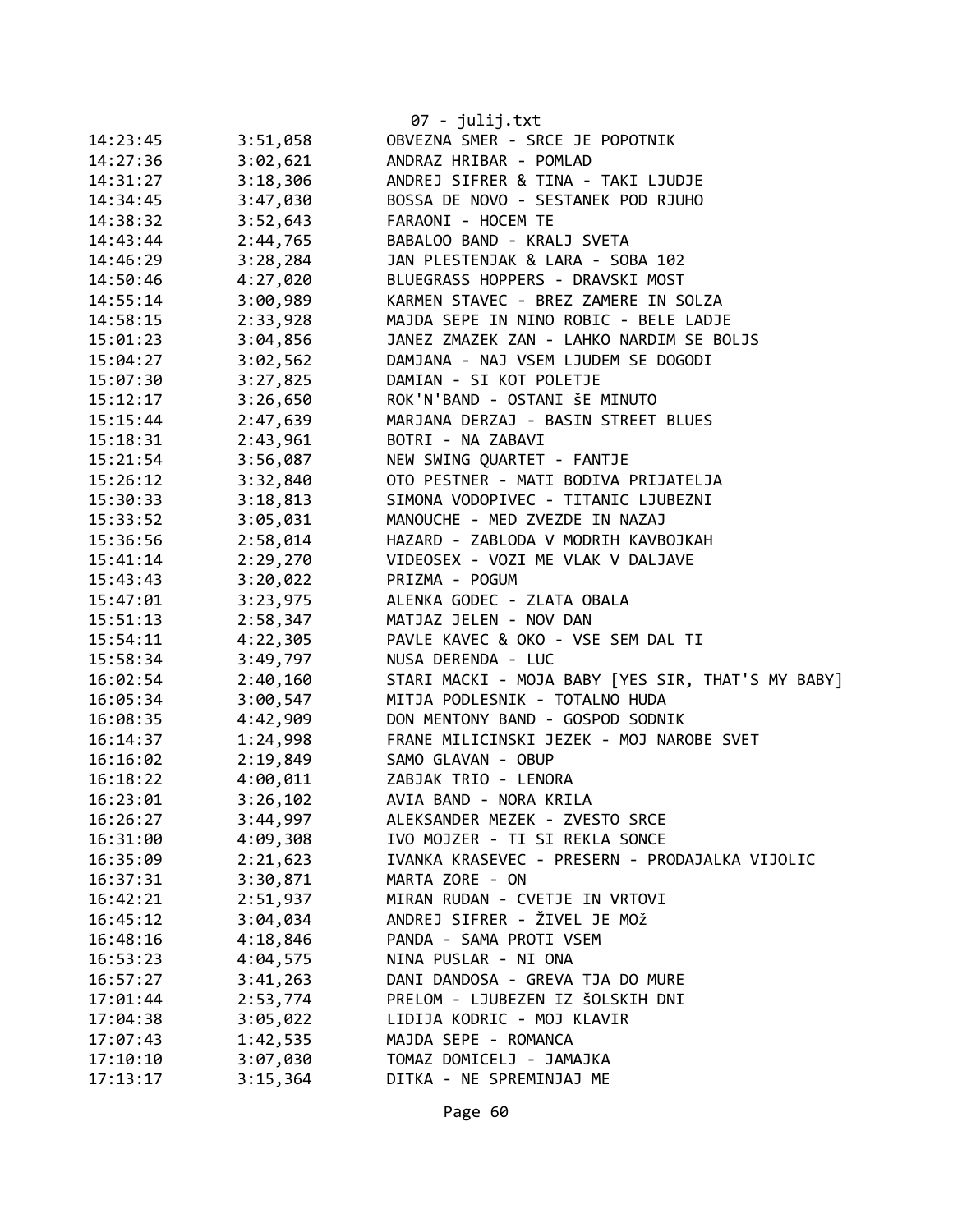07 - julij.txt

```
14:23:45        3:51,058        OBVEZNA SMER - SRCE JE POPOTNIK
14:27:36        3:02,621        ANDRAZ HRIBAR - POMLAD
14:31:27        3:18,306        ANDREJ SIFRER & TINA - TAKI LJUDJE
14:34:45        3:47,030        BOSSA DE NOVO - SESTANEK POD RJUHO
14:38:32        3:52,643        FARAONI - HOCEM TE
14:43:44        2:44,765        BABALOO BAND - KRALJ SVETA
14:46:29        3:28,284        JAN PLESTENJAK & LARA - SOBA 102
14:50:46        4:27,020        BLUEGRASS HOPPERS - DRAVSKI MOST
14:55:14        3:00,989        KARMEN STAVEC - BREZ ZAMERE IN SOLZA
14:58:15        2:33,928        MAJDA SEPE IN NINO ROBIC - BELE LADJE
15:01:23        3:04,856        JANEZ ZMAZEK ZAN - LAHKO NARDIM SE BOLJS
15:04:27        3:02,562        DAMJANA - NAJ VSEM LJUDEM SE DOGODI
15:07:30        3:27,825        DAMIAN - SI KOT POLETJE
15:12:17        3:26,650        ROK'N'BAND - OSTANI ŠE MINUTO
15:15:44        2:47,639        MARJANA DERZAJ - BASIN STREET BLUES
15:18:31        2:43,961        BOTRI - NA ZABAVI
15:21:54        3:56,087        NEW SWING QUARTET - FANTJE
15:26:12        3:32,840        OTO PESTNER - MATI BODIVA PRIJATELJA
15:30:33        3:18,813        SIMONA VODOPIVEC - TITANIC LJUBEZNI
15:33:52        3:05,031        MANOUCHE - MED ZVEZDE IN NAZAJ
15:36:56        2:58,014        HAZARD - ZABLODA V MODRIH KAVBOJKAH
15:41:14        2:29,270        VIDEOSEX - VOZI ME VLAK V DALJAVE
15:43:43        3:20,022        PRIZMA - POGUM
15:47:01        3:23,975        ALENKA GODEC - ZLATA OBALA
15:51:13        2:58,347        MATJAZ JELEN - NOV DAN
15:54:11        4:22,305        PAVLE KAVEC & OKO - VSE SEM DAL TI
15:58:34        3:49,797        NUSA DERENDA - LUC
16:02:54        2:40,160        STARI MACKI - MOJA BABY [YES SIR, THAT'S MY BABY]
16:05:34        3:00,547        MITJA PODLESNIK - TOTALNO HUDA
16:08:35        4:42,909        DON MENTONY BAND - GOSPOD SODNIK
16:14:37        1:24,998        FRANE MILICINSKI JEZEK - MOJ NAROBE SVET
16:16:02        2:19,849        SAMO GLAVAN - OBUP
16:18:22        4:00,011        ZABJAK TRIO - LENORA
16:23:01        3:26,102        AVIA BAND - NORA KRILA
16:26:27        3:44,997        ALEKSANDER MEZEK - ZVESTO SRCE
16:31:00        4:09,308        IVO MOJZER - TI SI REKLA SONCE
16:35:09        2:21,623        IVANKA KRASEVEC - PRESERN - PRODAJALKA VIJOLIC
16:37:31        3:30,871        MARTA ZORE - ON
16:42:21        2:51,937        MIRAN RUDAN - CVETJE IN VRTOVI
16:45:12        3:04,034        ANDREJ SIFRER - ŽIVEL JE MOž
16:48:16        4:18,846        PANDA - SAMA PROTI VSEM
16:53:23        4:04,575        NINA PUSLAR - NI ONA
16:57:27        3:41,263        DANI DANDOSA - GREVA TJA DO MURE
17:01:44        2:53,774        PRELOM - LJUBEZEN IZ šOLSKIH DNI
17:04:38        3:05,022        LIDIJA KODRIC - MOJ KLAVIR
17:07:43        1:42,535        MAJDA SEPE - ROMANCA
17:10:10        3:07,030        TOMAZ DOMICELJ - JAMAJKA
17:13:17        3:15,364        DITKA - NE SPREMINJAJ ME
```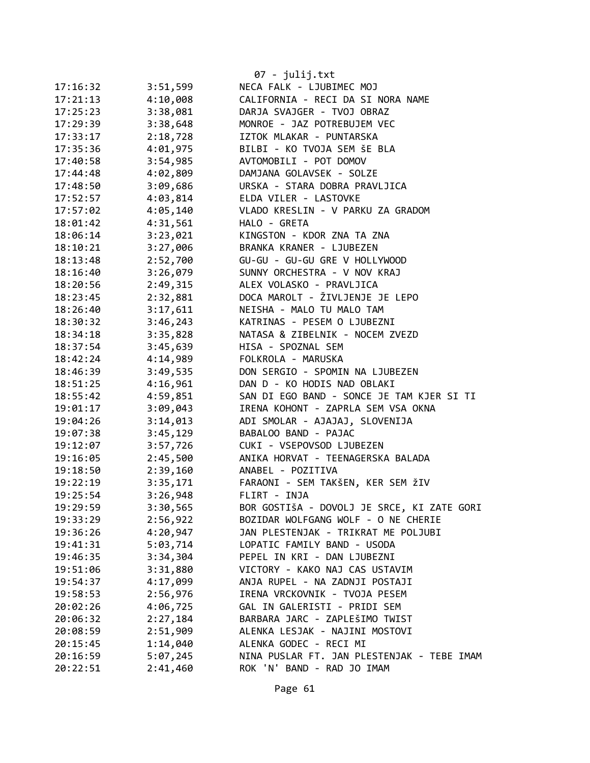07 - julij.txt

```
17:16:32        3:51,599        NECA FALK - LJUBIMEC MOJ
17:21:13        4:10,008        CALIFORNIA - RECI DA SI NORA NAME
17:25:23        3:38,081        DARJA SVAJGER - TVOJ OBRAZ
17:29:39        3:38,648        MONROE - JAZ POTREBUJEM VEC
17:33:17        2:18,728        IZTOK MLAKAR - PUNTARSKA
17:35:36        4:01,975        BILBI - KO TVOJA SEM ŠE BLA
17:40:58        3:54,985        AVTOMOBILI - POT DOMOV
17:44:48        4:02,809        DAMJANA GOLAVSEK - SOLZE
17:48:50        3:09,686        URSKA - STARA DOBRA PRAVLJICA
17:52:57        4:03,814        ELDA VILER - LASTOVKE
17:57:02        4:05,140        VLADO KRESLIN - V PARKU ZA GRADOM
18:01:42        4:31,561        HALO - GRETA
18:06:14        3:23,021        KINGSTON - KDOR ZNA TA ZNA
18:10:21        3:27,006        BRANKA KRANER - LJUBEZEN
18:13:48        2:52,700        GU-GU - GU-GU GRE V HOLLYWOOD
18:16:40        3:26,079        SUNNY ORCHESTRA - V NOV KRAJ
18:20:56        2:49,315        ALEX VOLASKO - PRAVLJICA
18:23:45        2:32,881        DOCA MAROLT - ŽIVLJENJE JE LEPO
18:26:40        3:17,611        NEISHA - MALO TU MALO TAM
18:30:32        3:46,243        KATRINAS - PESEM O LJUBEZNI
18:34:18        3:35,828        NATASA & ZIBELNIK - NOCEM ZVEZD
18:37:54        3:45,639        HISA - SPOZNAL SEM
18:42:24        4:14,989        FOLKROLA - MARUSKA
18:46:39        3:49,535        DON SERGIO - SPOMIN NA LJUBEZEN
18:51:25        4:16,961        DAN D - KO HODIS NAD OBLAKI
18:55:42        4:59,851        SAN DI EGO BAND - SONCE JE TAM KJER SI TI
19:01:17        3:09,043        IRENA KOHONT - ZAPRLA SEM VSA OKNA
19:04:26        3:14,013        ADI SMOLAR - AJAJAJ, SLOVENIJA
19:07:38        3:45,129        BABALOO BAND - PAJAC
19:12:07        3:57,726        CUKI - VSEPOVSOD LJUBEZEN
19:16:05        2:45,500        ANIKA HORVAT - TEENAGERSKA BALADA
19:18:50        2:39,160        ANABEL - POZITIVA
19:22:19        3:35,171        FARAONI - SEM TAKšEN, KER SEM žIV
19:25:54        3:26,948        FLIRT - INJA
19:29:59        3:30,565        BOR GOSTIšA - DOVOLJ JE SRCE, KI ZATE GORI
19:33:29        2:56,922        BOZIDAR WOLFGANG WOLF - O NE CHERIE
19:36:26        4:20,947        JAN PLESTENJAK - TRIKRAT ME POLJUBI
19:41:31        5:03,714        LOPATIC FAMILY BAND - USODA
19:46:35        3:34,304        PEPEL IN KRI - DAN LJUBEZNI
19:51:06        3:31,880        VICTORY - KAKO NAJ CAS USTAVIM
19:54:37        4:17,099        ANJA RUPEL - NA ZADNJI POSTAJI
19:58:53        2:56,976        IRENA VRCKOVNIK - TVOJA PESEM
20:02:26        4:06,725        GAL IN GALERISTI - PRIDI SEM
20:06:32        2:27,184        BARBARA JARC - ZAPLEŠIMO TWIST
20:08:59        2:51,909        ALENKA LESJAK - NAJINI MOSTOVI
20:15:45        1:14,040        ALENKA GODEC - RECI MI
20:16:59        5:07,245        NINA PUSLAR FT. JAN PLESTENJAK - TEBE IMAM
20:22:51        2:41,460        ROK 'N' BAND - RAD JO IMAM
```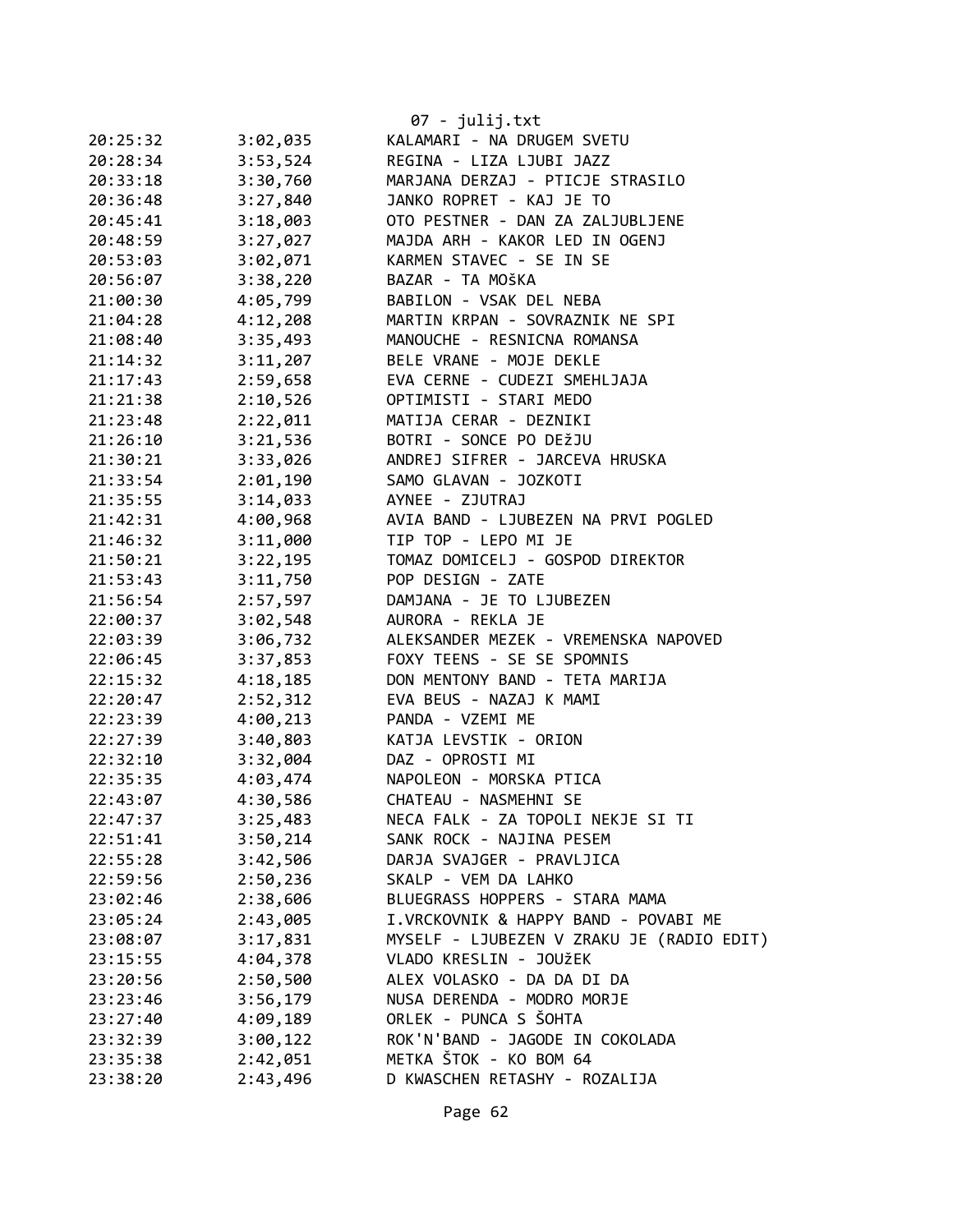07 - julij.txt

| | | |
|---|---|---|
| 20:25:32 | 3:02,035 | KALAMARI - NA DRUGEM SVETU |
| 20:28:34 | 3:53,524 | REGINA - LIZA LJUBI JAZZ |
| 20:33:18 | 3:30,760 | MARJANA DERZAJ - PTICJE STRASILO |
| 20:36:48 | 3:27,840 | JANKO ROPRET - KAJ JE TO |
| 20:45:41 | 3:18,003 | OTO PESTNER - DAN ZA ZALJUBLJENE |
| 20:48:59 | 3:27,027 | MAJDA ARH - KAKOR LED IN OGENJ |
| 20:53:03 | 3:02,071 | KARMEN STAVEC - SE IN SE |
| 20:56:07 | 3:38,220 | BAZAR - TA MOŠKA |
| 21:00:30 | 4:05,799 | BABILON - VSAK DEL NEBA |
| 21:04:28 | 4:12,208 | MARTIN KRPAN - SOVRAZNIK NE SPI |
| 21:08:40 | 3:35,493 | MANOUCHE - RESNICNA ROMANSA |
| 21:14:32 | 3:11,207 | BELE VRANE - MOJE DEKLE |
| 21:17:43 | 2:59,658 | EVA CERNE - CUDEZI SMEHLJAJA |
| 21:21:38 | 2:10,526 | OPTIMISTI - STARI MEDO |
| 21:23:48 | 2:22,011 | MATIJA CERAR - DEZNIKI |
| 21:26:10 | 3:21,536 | BOTRI - SONCE PO DEžJU |
| 21:30:21 | 3:33,026 | ANDREJ SIFRER - JARCEVA HRUSKA |
| 21:33:54 | 2:01,190 | SAMO GLAVAN - JOZKOTI |
| 21:35:55 | 3:14,033 | AYNEE - ZJUTRAJ |
| 21:42:31 | 4:00,968 | AVIA BAND - LJUBEZEN NA PRVI POGLED |
| 21:46:32 | 3:11,000 | TIP TOP - LEPO MI JE |
| 21:50:21 | 3:22,195 | TOMAZ DOMICELJ - GOSPOD DIREKTOR |
| 21:53:43 | 3:11,750 | POP DESIGN - ZATE |
| 21:56:54 | 2:57,597 | DAMJANA - JE TO LJUBEZEN |
| 22:00:37 | 3:02,548 | AURORA - REKLA JE |
| 22:03:39 | 3:06,732 | ALEKSANDER MEZEK - VREMENSKA NAPOVED |
| 22:06:45 | 3:37,853 | FOXY TEENS - SE SE SPOMNIS |
| 22:15:32 | 4:18,185 | DON MENTONY BAND - TETA MARIJA |
| 22:20:47 | 2:52,312 | EVA BEUS - NAZAJ K MAMI |
| 22:23:39 | 4:00,213 | PANDA - VZEMI ME |
| 22:27:39 | 3:40,803 | KATJA LEVSTIK - ORION |
| 22:32:10 | 3:32,004 | DAZ - OPROSTI MI |
| 22:35:35 | 4:03,474 | NAPOLEON - MORSKA PTICA |
| 22:43:07 | 4:30,586 | CHATEAU - NASMEHNI SE |
| 22:47:37 | 3:25,483 | NECA FALK - ZA TOPOLI NEKJE SI TI |
| 22:51:41 | 3:50,214 | SANK ROCK - NAJINA PESEM |
| 22:55:28 | 3:42,506 | DARJA SVAJGER - PRAVLJICA |
| 22:59:56 | 2:50,236 | SKALP - VEM DA LAHKO |
| 23:02:46 | 2:38,606 | BLUEGRASS HOPPERS - STARA MAMA |
| 23:05:24 | 2:43,005 | I.VRCKOVNIK & HAPPY BAND - POVABI ME |
| 23:08:07 | 3:17,831 | MYSELF - LJUBEZEN V ZRAKU JE (RADIO EDIT) |
| 23:15:55 | 4:04,378 | VLADO KRESLIN - JOUžEK |
| 23:20:56 | 2:50,500 | ALEX VOLASKO - DA DA DI DA |
| 23:23:46 | 3:56,179 | NUSA DERENDA - MODRO MORJE |
| 23:27:40 | 4:09,189 | ORLEK - PUNCA S ŠOHTA |
| 23:32:39 | 3:00,122 | ROK'N'BAND - JAGODE IN COKOLADA |
| 23:35:38 | 2:42,051 | METKA ŠTOK - KO BOM 64 |
| 23:38:20 | 2:43,496 | D KWASCHEN RETASHY - ROZALIJA |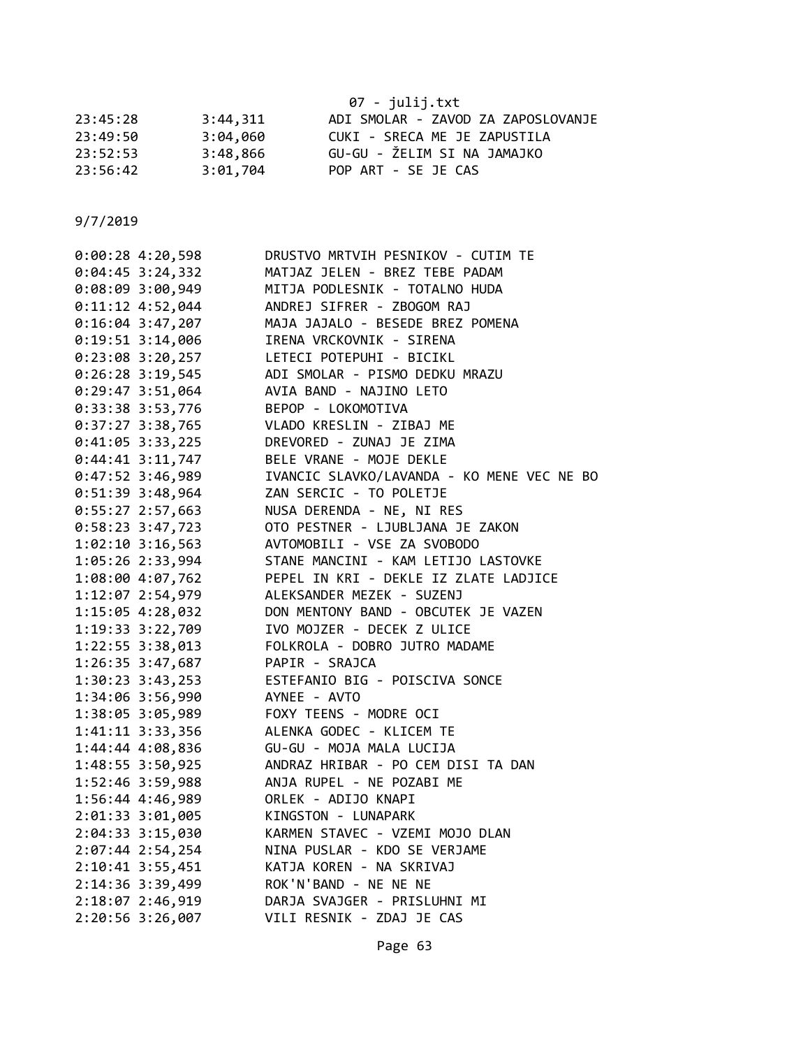| | | |
|---|---|---|
| 23:45:28 | 3:44,311 | ADI SMOLAR - ZAVOD ZA ZAPOSLOVANJE |
| 23:49:50 | 3:04,060 | CUKI - SRECA ME JE ZAPUSTILA |
| 23:52:53 | 3:48,866 | GU-GU - ŽELIM SI NA JAMAJKO |
| 23:56:42 | 3:01,704 | POP ART - SE JE CAS |

9/7/2019

| | | |
|---|---|---|
| 0:00:28 | 4:20,598 | DRUSTVO MRTVIH PESNIKOV - CUTIM TE |
| 0:04:45 | 3:24,332 | MATJAZ JELEN - BREZ TEBE PADAM |
| 0:08:09 | 3:00,949 | MITJA PODLESNIK - TOTALNO HUDA |
| 0:11:12 | 4:52,044 | ANDREJ SIFRER - ZBOGOM RAJ |
| 0:16:04 | 3:47,207 | MAJA JAJALO - BESEDE BREZ POMENA |
| 0:19:51 | 3:14,006 | IRENA VRCKOVNIK - SIRENA |
| 0:23:08 | 3:20,257 | LETECI POTEPUHI - BICIKL |
| 0:26:28 | 3:19,545 | ADI SMOLAR - PISMO DEDKU MRAZU |
| 0:29:47 | 3:51,064 | AVIA BAND - NAJINO LETO |
| 0:33:38 | 3:53,776 | BEPOP - LOKOMOTIVA |
| 0:37:27 | 3:38,765 | VLADO KRESLIN - ZIBAJ ME |
| 0:41:05 | 3:33,225 | DREVORED - ZUNAJ JE ZIMA |
| 0:44:41 | 3:11,747 | BELE VRANE - MOJE DEKLE |
| 0:47:52 | 3:46,989 | IVANCIC SLAVKO/LAVANDA - KO MENE VEC NE BO |
| 0:51:39 | 3:48,964 | ZAN SERCIC - TO POLETJE |
| 0:55:27 | 2:57,663 | NUSA DERENDA - NE, NI RES |
| 0:58:23 | 3:47,723 | OTO PESTNER - LJUBLJANA JE ZAKON |
| 1:02:10 | 3:16,563 | AVTOMOBILI - VSE ZA SVOBODO |
| 1:05:26 | 2:33,994 | STANE MANCINI - KAM LETIJO LASTOVKE |
| 1:08:00 | 4:07,762 | PEPEL IN KRI - DEKLE IZ ZLATE LADJICE |
| 1:12:07 | 2:54,979 | ALEKSANDER MEZEK - SUZENJ |
| 1:15:05 | 4:28,032 | DON MENTONY BAND - OBCUTEK JE VAZEN |
| 1:19:33 | 3:22,709 | IVO MOJZER - DECEK Z ULICE |
| 1:22:55 | 3:38,013 | FOLKROLA - DOBRO JUTRO MADAME |
| 1:26:35 | 3:47,687 | PAPIR - SRAJCA |
| 1:30:23 | 3:43,253 | ESTEFANIO BIG - POISCIVA SONCE |
| 1:34:06 | 3:56,990 | AYNEE - AVTO |
| 1:38:05 | 3:05,989 | FOXY TEENS - MODRE OCI |
| 1:41:11 | 3:33,356 | ALENKA GODEC - KLICEM TE |
| 1:44:44 | 4:08,836 | GU-GU - MOJA MALA LUCIJA |
| 1:48:55 | 3:50,925 | ANDRAZ HRIBAR - PO CEM DISI TA DAN |
| 1:52:46 | 3:59,988 | ANJA RUPEL - NE POZABI ME |
| 1:56:44 | 4:46,989 | ORLEK - ADIJO KNAPI |
| 2:01:33 | 3:01,005 | KINGSTON - LUNAPARK |
| 2:04:33 | 3:15,030 | KARMEN STAVEC - VZEMI MOJO DLAN |
| 2:07:44 | 2:54,254 | NINA PUSLAR - KDO SE VERJAME |
| 2:10:41 | 3:55,451 | KATJA KOREN - NA SKRIVAJ |
| 2:14:36 | 3:39,499 | ROK'N'BAND - NE NE NE |
| 2:18:07 | 2:46,919 | DARJA SVAJGER - PRISLUHNI MI |
| 2:20:56 | 3:26,007 | VILI RESNIK - ZDAJ JE CAS |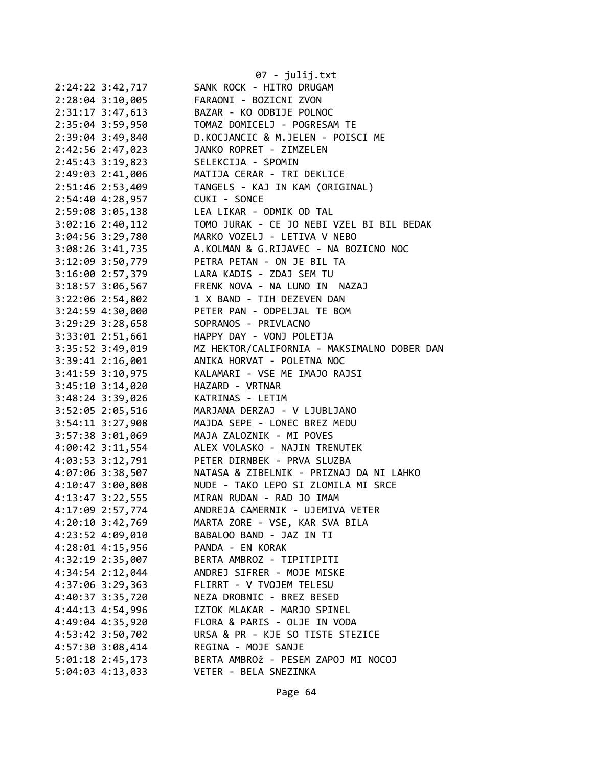```
2:24:22 3:42,717        SANK ROCK - HITRO DRUGAM
2:28:04 3:10,005        FARAONI - BOZICNI ZVON
2:31:17 3:47,613        BAZAR - KO ODBIJE POLNOC
2:35:04 3:59,950        TOMAZ DOMICELJ - POGRESAM TE
2:39:04 3:49,840        D.KOCJANCIC & M.JELEN - POISCI ME
2:42:56 2:47,023        JANKO ROPRET - ZIMZELEN
2:45:43 3:19,823        SELEKCIJA - SPOMIN
2:49:03 2:41,006        MATIJA CERAR - TRI DEKLICE
2:51:46 2:53,409        TANGELS - KAJ IN KAM (ORIGINAL)
2:54:40 4:28,957        CUKI - SONCE
2:59:08 3:05,138        LEA LIKAR - ODMIK OD TAL
3:02:16 2:40,112        TOMO JURAK - CE JO NEBI VZEL BI BIL BEDAK
3:04:56 3:29,780        MARKO VOZELJ - LETIVA V NEBO
3:08:26 3:41,735        A.KOLMAN & G.RIJAVEC - NA BOZICNO NOC
3:12:09 3:50,779        PETRA PETAN - ON JE BIL TA
3:16:00 2:57,379        LARA KADIS - ZDAJ SEM TU
3:18:57 3:06,567        FRENK NOVA - NA LUNO IN  NAZAJ
3:22:06 2:54,802        1 X BAND - TIH DEZEVEN DAN
3:24:59 4:30,000        PETER PAN - ODPELJAL TE BOM
3:29:29 3:28,658        SOPRANOS - PRIVLACNO
3:33:01 2:51,661        HAPPY DAY - VONJ POLETJA
3:35:52 3:49,019        MZ HEKTOR/CALIFORNIA - MAKSIMALNO DOBER DAN
3:39:41 2:16,001        ANIKA HORVAT - POLETNA NOC
3:41:59 3:10,975        KALAMARI - VSE ME IMAJO RAJSI
3:45:10 3:14,020        HAZARD - VRTNAR
3:48:24 3:39,026        KATRINAS - LETIM
3:52:05 2:05,516        MARJANA DERZAJ - V LJUBLJANO
3:54:11 3:27,908        MAJDA SEPE - LONEC BREZ MEDU
3:57:38 3:01,069        MAJA ZALOZNIK - MI POVES
4:00:42 3:11,554        ALEX VOLASKO - NAJIN TRENUTEK
4:03:53 3:12,791        PETER DIRNBEK - PRVA SLUZBA
4:07:06 3:38,507        NATASA & ZIBELNIK - PRIZNAJ DA NI LAHKO
4:10:47 3:00,808        NUDE - TAKO LEPO SI ZLOMILA MI SRCE
4:13:47 3:22,555        MIRAN RUDAN - RAD JO IMAM
4:17:09 2:57,774        ANDREJA CAMERNIK - UJEMIVA VETER
4:20:10 3:42,769        MARTA ZORE - VSE, KAR SVA BILA
4:23:52 4:09,010        BABALOO BAND - JAZ IN TI
4:28:01 4:15,956        PANDA - EN KORAK
4:32:19 2:35,007        BERTA AMBROZ - TIPITIPITI
4:34:54 2:12,044        ANDREJ SIFRER - MOJE MISKE
4:37:06 3:29,363        FLIRRT - V TVOJEM TELESU
4:40:37 3:35,720        NEZA DROBNIC - BREZ BESED
4:44:13 4:54,996        IZTOK MLAKAR - MARJO SPINEL
4:49:04 4:35,920        FLORA & PARIS - OLJE IN VODA
4:53:42 3:50,702        URSA & PR - KJE SO TISTE STEZICE
4:57:30 3:08,414        REGINA - MOJE SANJE
5:01:18 2:45,173        BERTA AMBROž - PESEM ZAPOJ MI NOCOJ
5:04:03 4:13,033        VETER - BELA SNEZINKA
```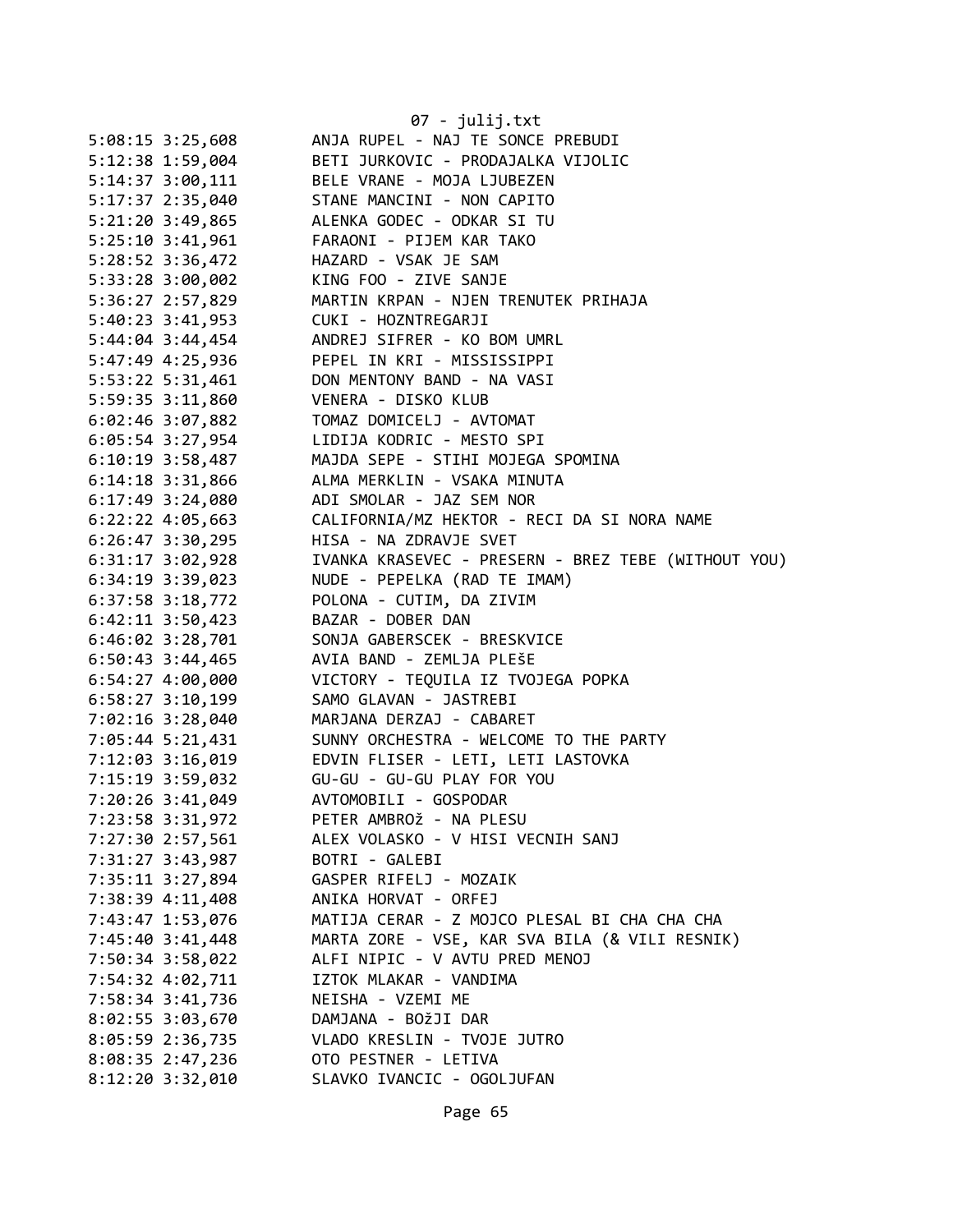```
5:08:15 3:25,608        ANJA RUPEL - NAJ TE SONCE PREBUDI
5:12:38 1:59,004        BETI JURKOVIC - PRODAJALKA VIJOLIC
5:14:37 3:00,111        BELE VRANE - MOJA LJUBEZEN
5:17:37 2:35,040        STANE MANCINI - NON CAPITO
5:21:20 3:49,865        ALENKA GODEC - ODKAR SI TU
5:25:10 3:41,961        FARAONI - PIJEM KAR TAKO
5:28:52 3:36,472        HAZARD - VSAK JE SAM
5:33:28 3:00,002        KING FOO - ZIVE SANJE
5:36:27 2:57,829        MARTIN KRPAN - NJEN TRENUTEK PRIHAJA
5:40:23 3:41,953        CUKI - HOZNTREGARJI
5:44:04 3:44,454        ANDREJ SIFRER - KO BOM UMRL
5:47:49 4:25,936        PEPEL IN KRI - MISSISSIPPI
5:53:22 5:31,461        DON MENTONY BAND - NA VASI
5:59:35 3:11,860        VENERA - DISKO KLUB
6:02:46 3:07,882        TOMAZ DOMICELJ - AVTOMAT
6:05:54 3:27,954        LIDIJA KODRIC - MESTO SPI
6:10:19 3:58,487        MAJDA SEPE - STIHI MOJEGA SPOMINA
6:14:18 3:31,866        ALMA MERKLIN - VSAKA MINUTA
6:17:49 3:24,080        ADI SMOLAR - JAZ SEM NOR
6:22:22 4:05,663        CALIFORNIA/MZ HEKTOR - RECI DA SI NORA NAME
6:26:47 3:30,295        HISA - NA ZDRAVJE SVET
6:31:17 3:02,928        IVANKA KRASEVEC - PRESERN - BREZ TEBE (WITHOUT YOU)
6:34:19 3:39,023        NUDE - PEPELKA (RAD TE IMAM)
6:37:58 3:18,772        POLONA - CUTIM, DA ZIVIM
6:42:11 3:50,423        BAZAR - DOBER DAN
6:46:02 3:28,701        SONJA GABERSCEK - BRESKVICE
6:50:43 3:44,465        AVIA BAND - ZEMLJA PLEŠE
6:54:27 4:00,000        VICTORY - TEQUILA IZ TVOJEGA POPKA
6:58:27 3:10,199        SAMO GLAVAN - JASTREBI
7:02:16 3:28,040        MARJANA DERZAJ - CABARET
7:05:44 5:21,431        SUNNY ORCHESTRA - WELCOME TO THE PARTY
7:12:03 3:16,019        EDVIN FLISER - LETI, LETI LASTOVKA
7:15:19 3:59,032        GU-GU - GU-GU PLAY FOR YOU
7:20:26 3:41,049        AVTOMOBILI - GOSPODAR
7:23:58 3:31,972        PETER AMBROž - NA PLESU
7:27:30 2:57,561        ALEX VOLASKO - V HISI VECNIH SANJ
7:31:27 3:43,987        BOTRI - GALEBI
7:35:11 3:27,894        GASPER RIFELJ - MOZAIK
7:38:39 4:11,408        ANIKA HORVAT - ORFEJ
7:43:47 1:53,076        MATIJA CERAR - Z MOJCO PLESAL BI CHA CHA CHA
7:45:40 3:41,448        MARTA ZORE - VSE, KAR SVA BILA (& VILI RESNIK)
7:50:34 3:58,022        ALFI NIPIC - V AVTU PRED MENOJ
7:54:32 4:02,711        IZTOK MLAKAR - VANDIMA
7:58:34 3:41,736        NEISHA - VZEMI ME
8:02:55 3:03,670        DAMJANA - BOžJI DAR
8:05:59 2:36,735        VLADO KRESLIN - TVOJE JUTRO
8:08:35 2:47,236        OTO PESTNER - LETIVA
8:12:20 3:32,010        SLAVKO IVANCIC - OGOLJUFAN
```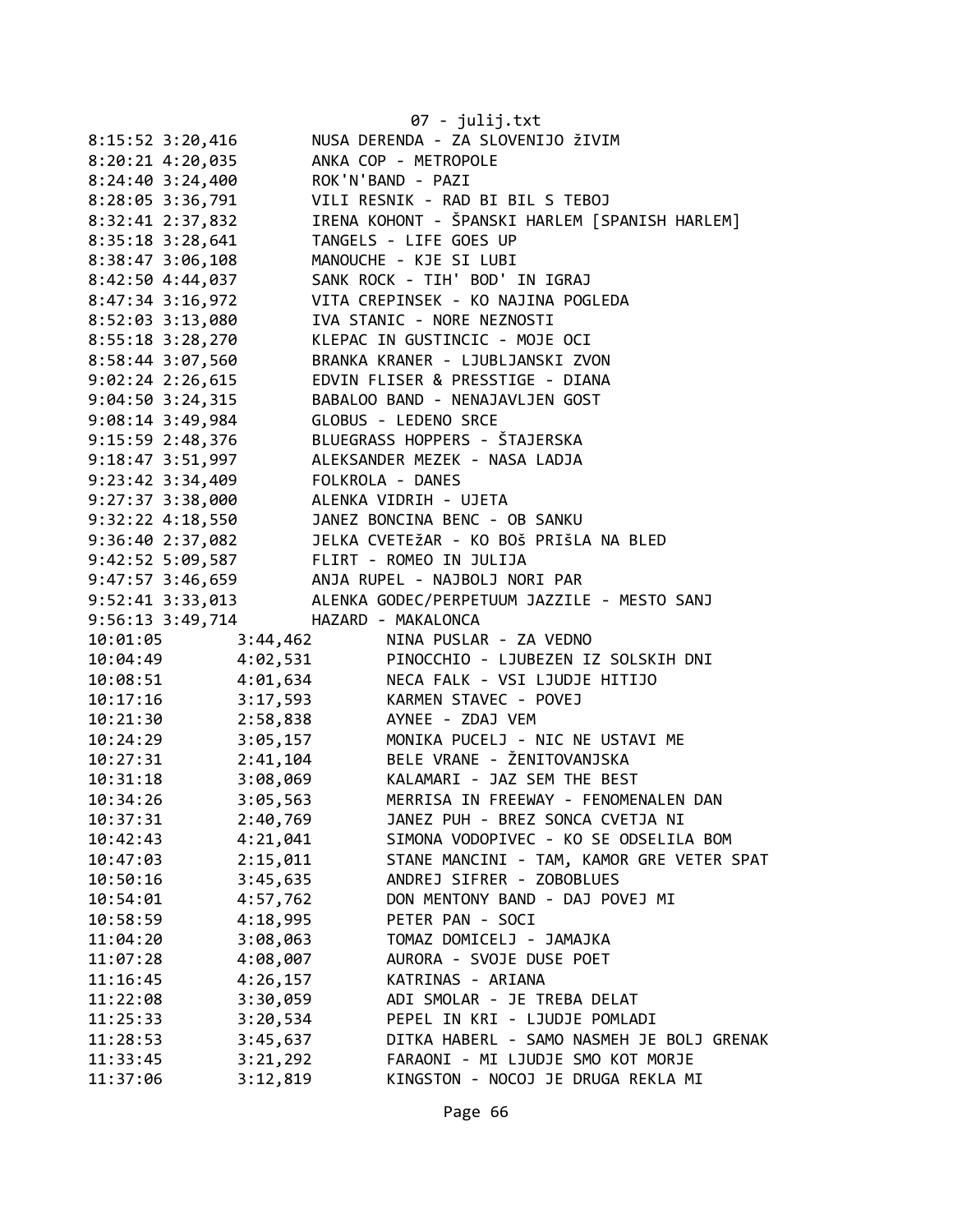07 - julij.txt

```
8:15:52 3:20,416        NUSA DERENDA - ZA SLOVENIJO žIVIM
8:20:21 4:20,035        ANKA COP - METROPOLE
8:24:40 3:24,400        ROK'N'BAND - PAZI
8:28:05 3:36,791        VILI RESNIK - RAD BI BIL S TEBOJ
8:32:41 2:37,832        IRENA KOHONT - ŠPANSKI HARLEM [SPANISH HARLEM]
8:35:18 3:28,641        TANGELS - LIFE GOES UP
8:38:47 3:06,108        MANOUCHE - KJE SI LUBI
8:42:50 4:44,037        SANK ROCK - TIH' BOD' IN IGRAJ
8:47:34 3:16,972        VITA CREPINSEK - KO NAJINA POGLEDA
8:52:03 3:13,080        IVA STANIC - NORE NEZNOSTI
8:55:18 3:28,270        KLEPAC IN GUSTINCIC - MOJE OCI
8:58:44 3:07,560        BRANKA KRANER - LJUBLJANSKI ZVON
9:02:24 2:26,615        EDVIN FLISER & PRESSTIGE - DIANA
9:04:50 3:24,315        BABALOO BAND - NENAJAVLJEN GOST
9:08:14 3:49,984        GLOBUS - LEDENO SRCE
9:15:59 2:48,376        BLUEGRASS HOPPERS - ŠTAJERSKA
9:18:47 3:51,997        ALEKSANDER MEZEK - NASA LADJA
9:23:42 3:34,409        FOLKROLA - DANES
9:27:37 3:38,000        ALENKA VIDRIH - UJETA
9:32:22 4:18,550        JANEZ BONCINA BENC - OB SANKU
9:36:40 2:37,082        JELKA CVETEžAR - KO BOš PRIšLA NA BLED
9:42:52 5:09,587        FLIRT - ROMEO IN JULIJA
9:47:57 3:46,659        ANJA RUPEL - NAJBOLJ NORI PAR
9:52:41 3:33,013        ALENKA GODEC/PERPETUUM JAZZILE - MESTO SANJ
9:56:13 3:49,714        HAZARD - MAKALONCA
10:01:05        3:44,462        NINA PUSLAR - ZA VEDNO
10:04:49        4:02,531        PINOCCHIO - LJUBEZEN IZ SOLSKIH DNI
10:08:51        4:01,634        NECA FALK - VSI LJUDJE HITIJO
10:17:16        3:17,593        KARMEN STAVEC - POVEJ
10:21:30        2:58,838        AYNEE - ZDAJ VEM
10:24:29        3:05,157        MONIKA PUCELJ - NIC NE USTAVI ME
10:27:31        2:41,104        BELE VRANE - ŽENITOVANJSKA
10:31:18        3:08,069        KALAMARI - JAZ SEM THE BEST
10:34:26        3:05,563        MERRISA IN FREEWAY - FENOMENALEN DAN
10:37:31        2:40,769        JANEZ PUH - BREZ SONCA CVETJA NI
10:42:43        4:21,041        SIMONA VODOPIVEC - KO SE ODSELILA BOM
10:47:03        2:15,011        STANE MANCINI - TAM, KAMOR GRE VETER SPAT
10:50:16        3:45,635        ANDREJ SIFRER - ZOBOBLUES
10:54:01        4:57,762        DON MENTONY BAND - DAJ POVEJ MI
10:58:59        4:18,995        PETER PAN - SOCI
11:04:20        3:08,063        TOMAZ DOMICELJ - JAMAJKA
11:07:28        4:08,007        AURORA - SVOJE DUSE POET
11:16:45        4:26,157        KATRINAS - ARIANA
11:22:08        3:30,059        ADI SMOLAR - JE TREBA DELAT
11:25:33        3:20,534        PEPEL IN KRI - LJUDJE POMLADI
11:28:53        3:45,637        DITKA HABERL - SAMO NASMEH JE BOLJ GRENAK
11:33:45        3:21,292        FARAONI - MI LJUDJE SMO KOT MORJE
11:37:06        3:12,819        KINGSTON - NOCOJ JE DRUGA REKLA MI
```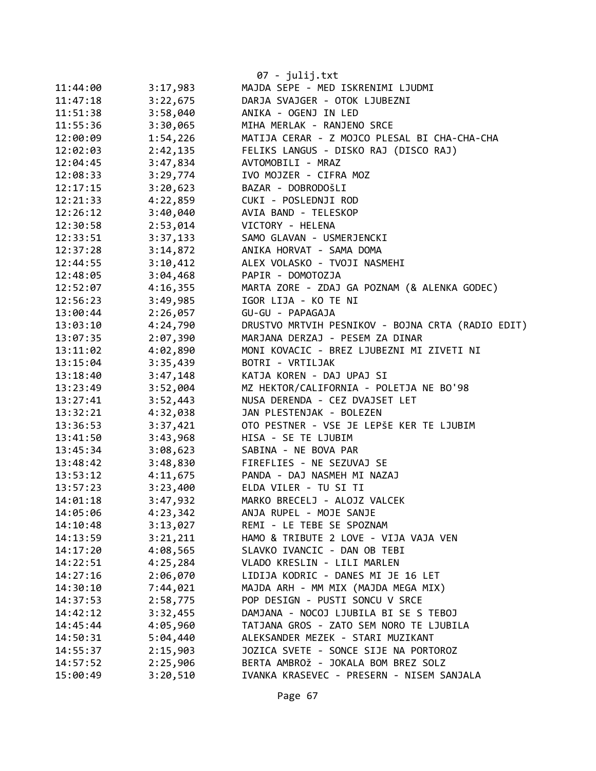07 - julij.txt

```
11:44:00        3:17,983        MAJDA SEPE - MED ISKRENIMI LJUDMI
11:47:18        3:22,675        DARJA SVAJGER - OTOK LJUBEZNI
11:51:38        3:58,040        ANIKA - OGENJ IN LED
11:55:36        3:30,065        MIHA MERLAK - RANJENO SRCE
12:00:09        1:54,226        MATIJA CERAR - Z MOJCO PLESAL BI CHA-CHA-CHA
12:02:03        2:42,135        FELIKS LANGUS - DISKO RAJ (DISCO RAJ)
12:04:45        3:47,834        AVTOMOBILI - MRAZ
12:08:33        3:29,774        IVO MOJZER - CIFRA MOZ
12:17:15        3:20,623        BAZAR - DOBRODOŠLI
12:21:33        4:22,859        CUKI - POSLEDNJI ROD
12:26:12        3:40,040        AVIA BAND - TELESKOP
12:30:58        2:53,014        VICTORY - HELENA
12:33:51        3:37,133        SAMO GLAVAN - USMERJENCKI
12:37:28        3:14,872        ANIKA HORVAT - SAMA DOMA
12:44:55        3:10,412        ALEX VOLASKO - TVOJI NASMEHI
12:48:05        3:04,468        PAPIR - DOMOTOZJA
12:52:07        4:16,355        MARTA ZORE - ZDAJ GA POZNAM (& ALENKA GODEC)
12:56:23        3:49,985        IGOR LIJA - KO TE NI
13:00:44        2:26,057        GU-GU - PAPAGAJA
13:03:10        4:24,790        DRUSTVO MRTVIH PESNIKOV - BOJNA CRTA (RADIO EDIT)
13:07:35        2:07,390        MARJANA DERZAJ - PESEM ZA DINAR
13:11:02        4:02,890        MONI KOVACIC - BREZ LJUBEZNI MI ZIVETI NI
13:15:04        3:35,439        BOTRI - VRTILJAK
13:18:40        3:47,148        KATJA KOREN - DAJ UPAJ SI
13:23:49        3:52,004        MZ HEKTOR/CALIFORNIA - POLETJA NE BO'98
13:27:41        3:52,443        NUSA DERENDA - CEZ DVAJSET LET
13:32:21        4:32,038        JAN PLESTENJAK - BOLEZEN
13:36:53        3:37,421        OTO PESTNER - VSE JE LEPŠE KER TE LJUBIM
13:41:50        3:43,968        HISA - SE TE LJUBIM
13:45:34        3:08,623        SABINA - NE BOVA PAR
13:48:42        3:48,830        FIREFLIES - NE SEZUVAJ SE
13:53:12        4:11,675        PANDA - DAJ NASMEH MI NAZAJ
13:57:23        3:23,400        ELDA VILER - TU SI TI
14:01:18        3:47,932        MARKO BRECELJ - ALOJZ VALCEK
14:05:06        4:23,342        ANJA RUPEL - MOJE SANJE
14:10:48        3:13,027        REMI - LE TEBE SE SPOZNAM
14:13:59        3:21,211        HAMO & TRIBUTE 2 LOVE - VIJA VAJA VEN
14:17:20        4:08,565        SLAVKO IVANCIC - DAN OB TEBI
14:22:51        4:25,284        VLADO KRESLIN - LILI MARLEN
14:27:16        2:06,070        LIDIJA KODRIC - DANES MI JE 16 LET
14:30:10        7:44,021        MAJDA ARH - MM MIX (MAJDA MEGA MIX)
14:37:53        2:58,775        POP DESIGN - PUSTI SONCU V SRCE
14:42:12        3:32,455        DAMJANA - NOCOJ LJUBILA BI SE S TEBOJ
14:45:44        4:05,960        TATJANA GROS - ZATO SEM NORO TE LJUBILA
14:50:31        5:04,440        ALEKSANDER MEZEK - STARI MUZIKANT
14:55:37        2:15,903        JOZICA SVETE - SONCE SIJE NA PORTOROZ
14:57:52        2:25,906        BERTA AMBROŽ - JOKALA BOM BREZ SOLZ
15:00:49        3:20,510        IVANKA KRASEVEC - PRESERN - NISEM SANJALA
```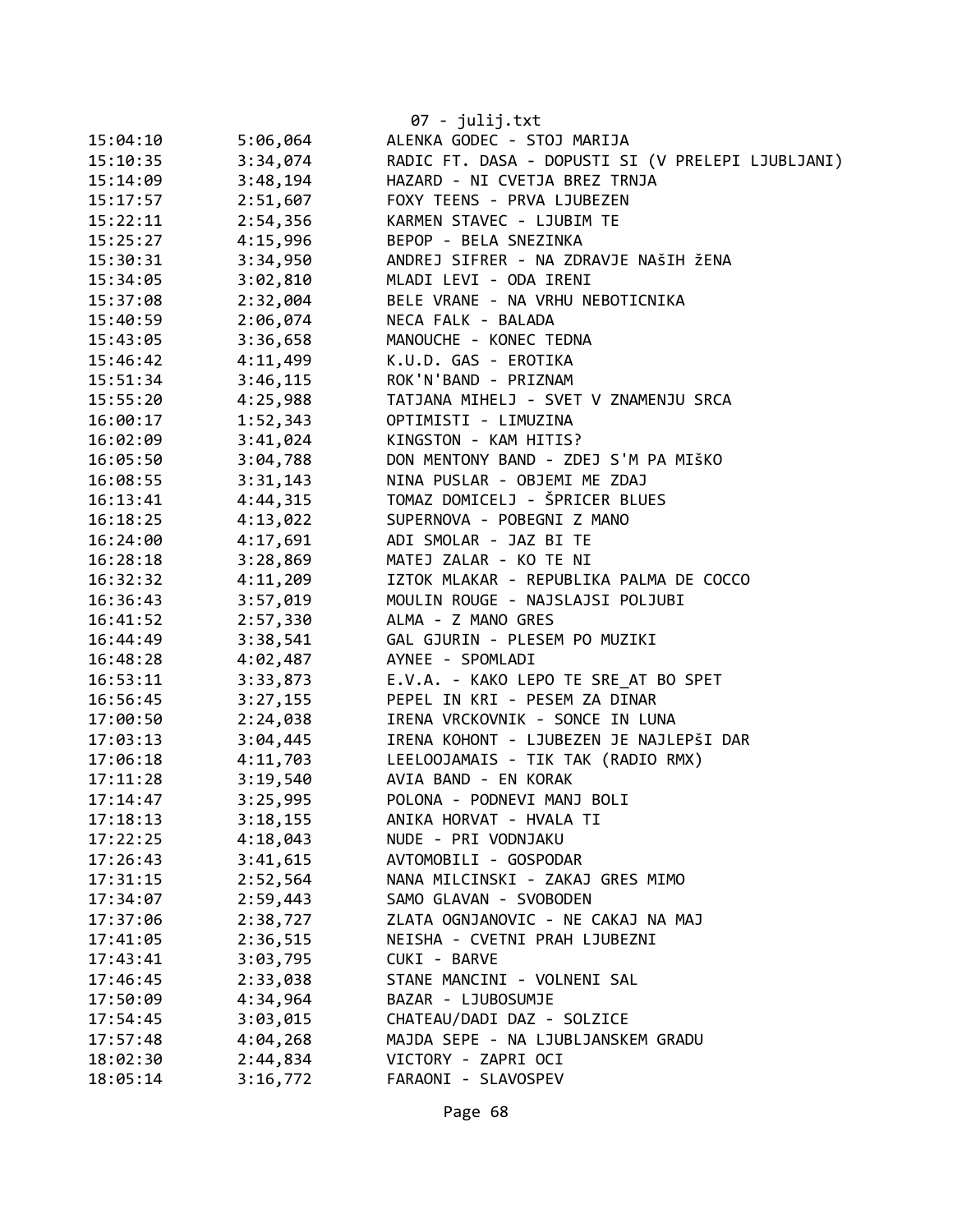07 - julij.txt

| | | |
|---|---|---|
| 15:04:10 | 5:06,064 | ALENKA GODEC - STOJ MARIJA |
| 15:10:35 | 3:34,074 | RADIC FT. DASA - DOPUSTI SI (V PRELEPI LJUBLJANI) |
| 15:14:09 | 3:48,194 | HAZARD - NI CVETJA BREZ TRNJA |
| 15:17:57 | 2:51,607 | FOXY TEENS - PRVA LJUBEZEN |
| 15:22:11 | 2:54,356 | KARMEN STAVEC - LJUBIM TE |
| 15:25:27 | 4:15,996 | BEPOP - BELA SNEZINKA |
| 15:30:31 | 3:34,950 | ANDREJ SIFRER - NA ZDRAVJE NAŠIH ŽENA |
| 15:34:05 | 3:02,810 | MLADI LEVI - ODA IRENI |
| 15:37:08 | 2:32,004 | BELE VRANE - NA VRHU NEBOTICNIKA |
| 15:40:59 | 2:06,074 | NECA FALK - BALADA |
| 15:43:05 | 3:36,658 | MANOUCHE - KONEC TEDNA |
| 15:46:42 | 4:11,499 | K.U.D. GAS - EROTIKA |
| 15:51:34 | 3:46,115 | ROK'N'BAND - PRIZNAM |
| 15:55:20 | 4:25,988 | TATJANA MIHELJ - SVET V ZNAMENJU SRCA |
| 16:00:17 | 1:52,343 | OPTIMISTI - LIMUZINA |
| 16:02:09 | 3:41,024 | KINGSTON - KAM HITIS? |
| 16:05:50 | 3:04,788 | DON MENTONY BAND - ZDEJ S'M PA MIŠKO |
| 16:08:55 | 3:31,143 | NINA PUSLAR - OBJEMI ME ZDAJ |
| 16:13:41 | 4:44,315 | TOMAZ DOMICELJ - ŠPRICER BLUES |
| 16:18:25 | 4:13,022 | SUPERNOVA - POBEGNI Z MANO |
| 16:24:00 | 4:17,691 | ADI SMOLAR - JAZ BI TE |
| 16:28:18 | 3:28,869 | MATEJ ZALAR - KO TE NI |
| 16:32:32 | 4:11,209 | IZTOK MLAKAR - REPUBLIKA PALMA DE COCCO |
| 16:36:43 | 3:57,019 | MOULIN ROUGE - NAJSLAJSI POLJUBI |
| 16:41:52 | 2:57,330 | ALMA - Z MANO GRES |
| 16:44:49 | 3:38,541 | GAL GJURIN - PLESEM PO MUZIKI |
| 16:48:28 | 4:02,487 | AYNEE - SPOMLADI |
| 16:53:11 | 3:33,873 | E.V.A. - KAKO LEPO TE SRE_AT BO SPET |
| 16:56:45 | 3:27,155 | PEPEL IN KRI - PESEM ZA DINAR |
| 17:00:50 | 2:24,038 | IRENA VRCKOVNIK - SONCE IN LUNA |
| 17:03:13 | 3:04,445 | IRENA KOHONT - LJUBEZEN JE NAJLEPŠI DAR |
| 17:06:18 | 4:11,703 | LEELOOJAMAIS - TIK TAK (RADIO RMX) |
| 17:11:28 | 3:19,540 | AVIA BAND - EN KORAK |
| 17:14:47 | 3:25,995 | POLONA - PODNEVI MANJ BOLI |
| 17:18:13 | 3:18,155 | ANIKA HORVAT - HVALA TI |
| 17:22:25 | 4:18,043 | NUDE - PRI VODNJAKU |
| 17:26:43 | 3:41,615 | AVTOMOBILI - GOSPODAR |
| 17:31:15 | 2:52,564 | NANA MILCINSKI - ZAKAJ GRES MIMO |
| 17:34:07 | 2:59,443 | SAMO GLAVAN - SVOBODEN |
| 17:37:06 | 2:38,727 | ZLATA OGNJANOVIC - NE CAKAJ NA MAJ |
| 17:41:05 | 2:36,515 | NEISHA - CVETNI PRAH LJUBEZNI |
| 17:43:41 | 3:03,795 | CUKI - BARVE |
| 17:46:45 | 2:33,038 | STANE MANCINI - VOLNENI SAL |
| 17:50:09 | 4:34,964 | BAZAR - LJUBOSUMJE |
| 17:54:45 | 3:03,015 | CHATEAU/DADI DAZ - SOLZICE |
| 17:57:48 | 4:04,268 | MAJDA SEPE - NA LJUBLJANSKEM GRADU |
| 18:02:30 | 2:44,834 | VICTORY - ZAPRI OCI |
| 18:05:14 | 3:16,772 | FARAONI - SLAVOSPEV |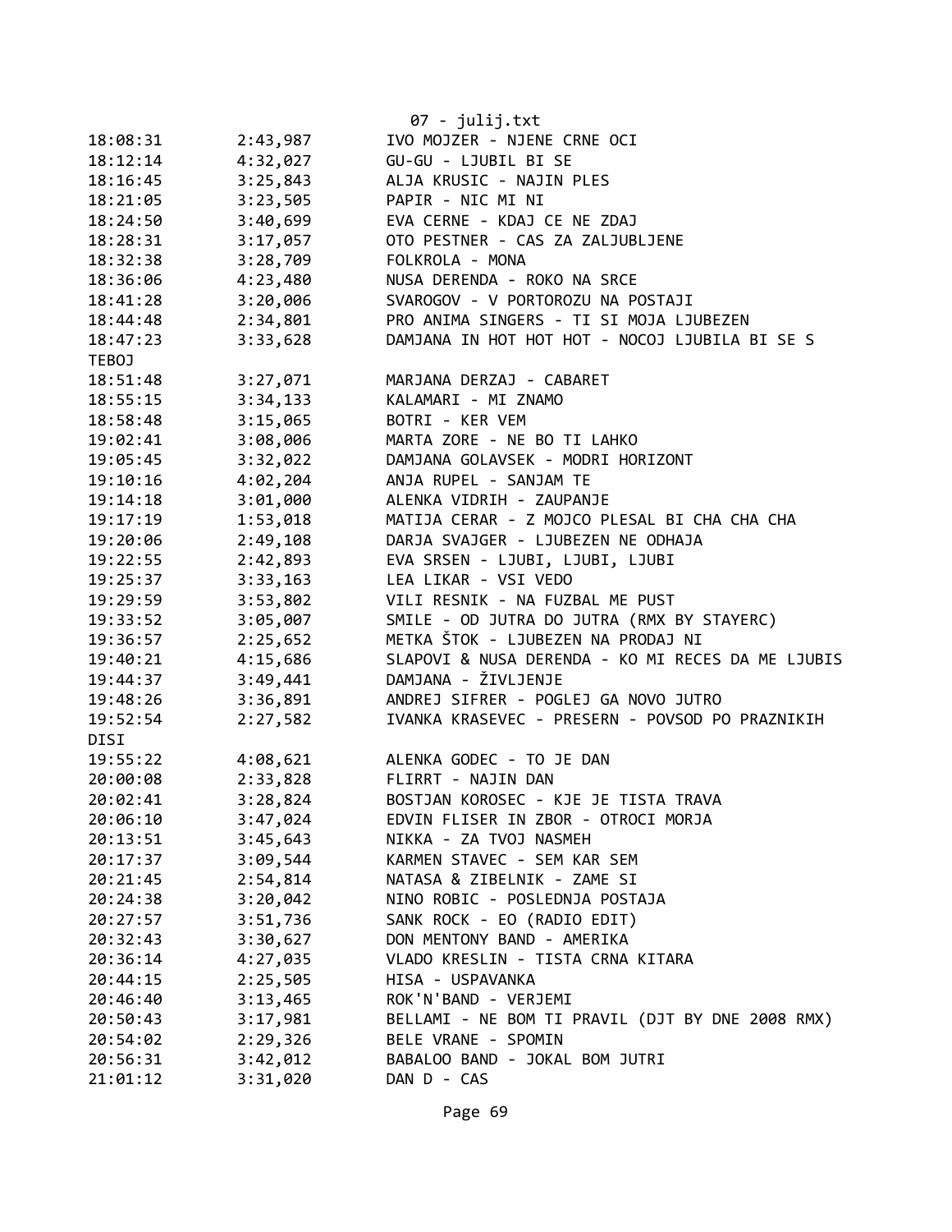07 - julij.txt

```
18:08:31        2:43,987        IVO MOJZER - NJENE CRNE OCI
18:12:14        4:32,027        GU-GU - LJUBIL BI SE
18:16:45        3:25,843        ALJA KRUSIC - NAJIN PLES
18:21:05        3:23,505        PAPIR - NIC MI NI
18:24:50        3:40,699        EVA CERNE - KDAJ CE NE ZDAJ
18:28:31        3:17,057        OTO PESTNER - CAS ZA ZALJUBLJENE
18:32:38        3:28,709        FOLKROLA - MONA
18:36:06        4:23,480        NUSA DERENDA - ROKO NA SRCE
18:41:28        3:20,006        SVAROGOV - V PORTOROZU NA POSTAJI
18:44:48        2:34,801        PRO ANIMA SINGERS - TI SI MOJA LJUBEZEN
18:47:23        3:33,628        DAMJANA IN HOT HOT HOT - NOCOJ LJUBILA BI SE S
TEBOJ
18:51:48        3:27,071        MARJANA DERZAJ - CABARET
18:55:15        3:34,133        KALAMARI - MI ZNAMO
18:58:48        3:15,065        BOTRI - KER VEM
19:02:41        3:08,006        MARTA ZORE - NE BO TI LAHKO
19:05:45        3:32,022        DAMJANA GOLAVSEK - MODRI HORIZONT
19:10:16        4:02,204        ANJA RUPEL - SANJAM TE
19:14:18        3:01,000        ALENKA VIDRIH - ZAUPANJE
19:17:19        1:53,018        MATIJA CERAR - Z MOJCO PLESAL BI CHA CHA CHA
19:20:06        2:49,108        DARJA SVAJGER - LJUBEZEN NE ODHAJA
19:22:55        2:42,893        EVA SRSEN - LJUBI, LJUBI, LJUBI
19:25:37        3:33,163        LEA LIKAR - VSI VEDO
19:29:59        3:53,802        VILI RESNIK - NA FUZBAL ME PUST
19:33:52        3:05,007        SMILE - OD JUTRA DO JUTRA (RMX BY STAYERC)
19:36:57        2:25,652        METKA ŠTOK - LJUBEZEN NA PRODAJ NI
19:40:21        4:15,686        SLAPOVI & NUSA DERENDA - KO MI RECES DA ME LJUBIS
19:44:37        3:49,441        DAMJANA - ŽIVLJENJE
19:48:26        3:36,891        ANDREJ SIFRER - POGLEJ GA NOVO JUTRO
19:52:54        2:27,582        IVANKA KRASEVEC - PRESERN - POVSOD PO PRAZNIKIH
DISI
19:55:22        4:08,621        ALENKA GODEC - TO JE DAN
20:00:08        2:33,828        FLIRRT - NAJIN DAN
20:02:41        3:28,824        BOSTJAN KOROSEC - KJE JE TISTA TRAVA
20:06:10        3:47,024        EDVIN FLISER IN ZBOR - OTROCI MORJA
20:13:51        3:45,643        NIKKA - ZA TVOJ NASMEH
20:17:37        3:09,544        KARMEN STAVEC - SEM KAR SEM
20:21:45        2:54,814        NATASA & ZIBELNIK - ZAME SI
20:24:38        3:20,042        NINO ROBIC - POSLEDNJA POSTAJA
20:27:57        3:51,736        SANK ROCK - EO (RADIO EDIT)
20:32:43        3:30,627        DON MENTONY BAND - AMERIKA
20:36:14        4:27,035        VLADO KRESLIN - TISTA CRNA KITARA
20:44:15        2:25,505        HISA - USPAVANKA
20:46:40        3:13,465        ROK'N'BAND - VERJEMI
20:50:43        3:17,981        BELLAMI - NE BOM TI PRAVIL (DJT BY DNE 2008 RMX)
20:54:02        2:29,326        BELE VRANE - SPOMIN
20:56:31        3:42,012        BABALOO BAND - JOKAL BOM JUTRI
21:01:12        3:31,020        DAN D - CAS
```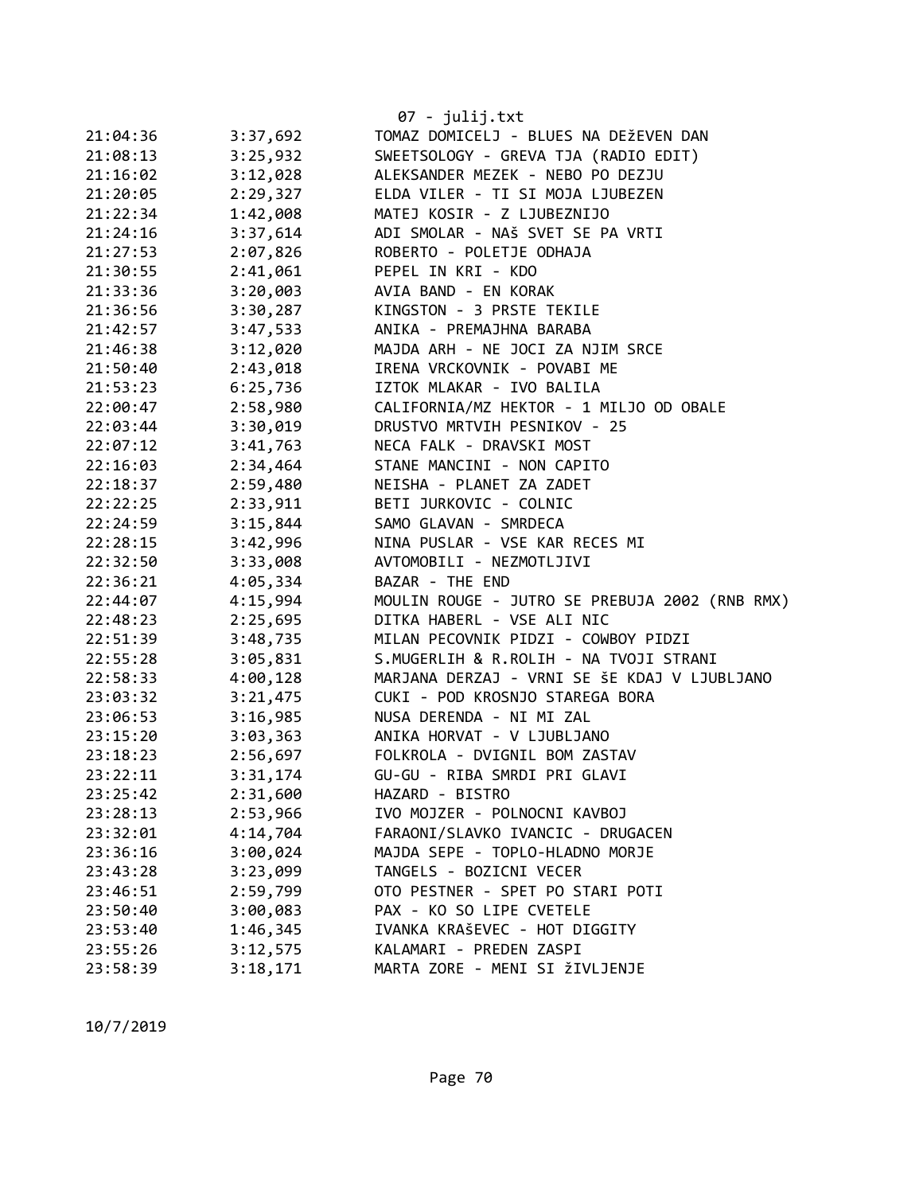| | | |
|---|---|---|
| 21:04:36 | 3:37,692 | TOMAZ DOMICELJ - BLUES NA DEžEVEN DAN |
| 21:08:13 | 3:25,932 | SWEETSOLOGY - GREVA TJA (RADIO EDIT) |
| 21:16:02 | 3:12,028 | ALEKSANDER MEZEK - NEBO PO DEZJU |
| 21:20:05 | 2:29,327 | ELDA VILER - TI SI MOJA LJUBEZEN |
| 21:22:34 | 1:42,008 | MATEJ KOSIR - Z LJUBEZNIJO |
| 21:24:16 | 3:37,614 | ADI SMOLAR - NAš SVET SE PA VRTI |
| 21:27:53 | 2:07,826 | ROBERTO - POLETJE ODHAJA |
| 21:30:55 | 2:41,061 | PEPEL IN KRI - KDO |
| 21:33:36 | 3:20,003 | AVIA BAND - EN KORAK |
| 21:36:56 | 3:30,287 | KINGSTON - 3 PRSTE TEKILE |
| 21:42:57 | 3:47,533 | ANIKA - PREMAJHNA BARABA |
| 21:46:38 | 3:12,020 | MAJDA ARH - NE JOCI ZA NJIM SRCE |
| 21:50:40 | 2:43,018 | IRENA VRCKOVNIK - POVABI ME |
| 21:53:23 | 6:25,736 | IZTOK MLAKAR - IVO BALILA |
| 22:00:47 | 2:58,980 | CALIFORNIA/MZ HEKTOR - 1 MILJO OD OBALE |
| 22:03:44 | 3:30,019 | DRUSTVO MRTVIH PESNIKOV - 25 |
| 22:07:12 | 3:41,763 | NECA FALK - DRAVSKI MOST |
| 22:16:03 | 2:34,464 | STANE MANCINI - NON CAPITO |
| 22:18:37 | 2:59,480 | NEISHA - PLANET ZA ZADET |
| 22:22:25 | 2:33,911 | BETI JURKOVIC - COLNIC |
| 22:24:59 | 3:15,844 | SAMO GLAVAN - SMRDECA |
| 22:28:15 | 3:42,996 | NINA PUSLAR - VSE KAR RECES MI |
| 22:32:50 | 3:33,008 | AVTOMOBILI - NEZMOTLJIVI |
| 22:36:21 | 4:05,334 | BAZAR - THE END |
| 22:44:07 | 4:15,994 | MOULIN ROUGE - JUTRO SE PREBUJA 2002 (RNB RMX) |
| 22:48:23 | 2:25,695 | DITKA HABERL - VSE ALI NIC |
| 22:51:39 | 3:48,735 | MILAN PECOVNIK PIDZI - COWBOY PIDZI |
| 22:55:28 | 3:05,831 | S.MUGERLIH & R.ROLIH - NA TVOJI STRANI |
| 22:58:33 | 4:00,128 | MARJANA DERZAJ - VRNI SE šE KDAJ V LJUBLJANO |
| 23:03:32 | 3:21,475 | CUKI - POD KROSNJO STAREGA BORA |
| 23:06:53 | 3:16,985 | NUSA DERENDA - NI MI ZAL |
| 23:15:20 | 3:03,363 | ANIKA HORVAT - V LJUBLJANO |
| 23:18:23 | 2:56,697 | FOLKROLA - DVIGNIL BOM ZASTAV |
| 23:22:11 | 3:31,174 | GU-GU - RIBA SMRDI PRI GLAVI |
| 23:25:42 | 2:31,600 | HAZARD - BISTRO |
| 23:28:13 | 2:53,966 | IVO MOJZER - POLNOCNI KAVBOJ |
| 23:32:01 | 4:14,704 | FARAONI/SLAVKO IVANCIC - DRUGACEN |
| 23:36:16 | 3:00,024 | MAJDA SEPE - TOPLO-HLADNO MORJE |
| 23:43:28 | 3:23,099 | TANGELS - BOZICNI VECER |
| 23:46:51 | 2:59,799 | OTO PESTNER - SPET PO STARI POTI |
| 23:50:40 | 3:00,083 | PAX - KO SO LIPE CVETELE |
| 23:53:40 | 1:46,345 | IVANKA KRAšEVEC - HOT DIGGITY |
| 23:55:26 | 3:12,575 | KALAMARI - PREDEN ZASPI |
| 23:58:39 | 3:18,171 | MARTA ZORE - MENI SI žIVLJENJE |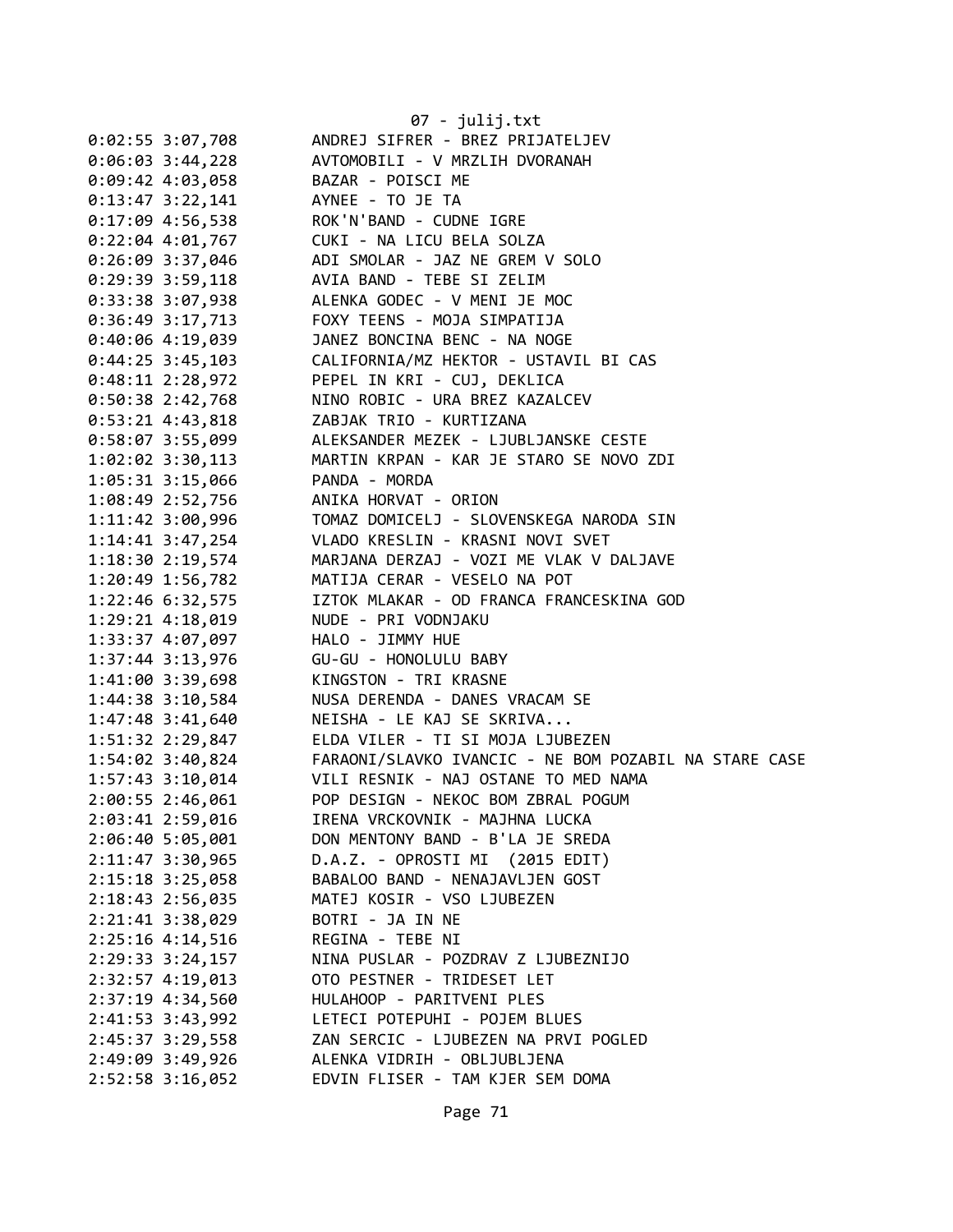07 - julij.txt

```
0:02:55 3:07,708        ANDREJ SIFRER - BREZ PRIJATELJEV
0:06:03 3:44,228        AVTOMOBILI - V MRZLIH DVORANAH
0:09:42 4:03,058        BAZAR - POISCI ME
0:13:47 3:22,141        AYNEE - TO JE TA
0:17:09 4:56,538        ROK'N'BAND - CUDNE IGRE
0:22:04 4:01,767        CUKI - NA LICU BELA SOLZA
0:26:09 3:37,046        ADI SMOLAR - JAZ NE GREM V SOLO
0:29:39 3:59,118        AVIA BAND - TEBE SI ZELIM
0:33:38 3:07,938        ALENKA GODEC - V MENI JE MOC
0:36:49 3:17,713        FOXY TEENS - MOJA SIMPATIJA
0:40:06 4:19,039        JANEZ BONCINA BENC - NA NOGE
0:44:25 3:45,103        CALIFORNIA/MZ HEKTOR - USTAVIL BI CAS
0:48:11 2:28,972        PEPEL IN KRI - CUJ, DEKLICA
0:50:38 2:42,768        NINO ROBIC - URA BREZ KAZALCEV
0:53:21 4:43,818        ZABJAK TRIO - KURTIZANA
0:58:07 3:55,099        ALEKSANDER MEZEK - LJUBLJANSKE CESTE
1:02:02 3:30,113        MARTIN KRPAN - KAR JE STARO SE NOVO ZDI
1:05:31 3:15,066        PANDA - MORDA
1:08:49 2:52,756        ANIKA HORVAT - ORION
1:11:42 3:00,996        TOMAZ DOMICELJ - SLOVENSKEGA NARODA SIN
1:14:41 3:47,254        VLADO KRESLIN - KRASNI NOVI SVET
1:18:30 2:19,574        MARJANA DERZAJ - VOZI ME VLAK V DALJAVE
1:20:49 1:56,782        MATIJA CERAR - VESELO NA POT
1:22:46 6:32,575        IZTOK MLAKAR - OD FRANCA FRANCESKINA GOD
1:29:21 4:18,019        NUDE - PRI VODNJAKU
1:33:37 4:07,097        HALO - JIMMY HUE
1:37:44 3:13,976        GU-GU - HONOLULU BABY
1:41:00 3:39,698        KINGSTON - TRI KRASNE
1:44:38 3:10,584        NUSA DERENDA - DANES VRACAM SE
1:47:48 3:41,640        NEISHA - LE KAJ SE SKRIVA...
1:51:32 2:29,847        ELDA VILER - TI SI MOJA LJUBEZEN
1:54:02 3:40,824        FARAONI/SLAVKO IVANCIC - NE BOM POZABIL NA STARE CASE
1:57:43 3:10,014        VILI RESNIK - NAJ OSTANE TO MED NAMA
2:00:55 2:46,061        POP DESIGN - NEKOC BOM ZBRAL POGUM
2:03:41 2:59,016        IRENA VRCKOVNIK - MAJHNA LUCKA
2:06:40 5:05,001        DON MENTONY BAND - B'LA JE SREDA
2:11:47 3:30,965        D.A.Z. - OPROSTI MI  (2015 EDIT)
2:15:18 3:25,058        BABALOO BAND - NENAJAVLJEN GOST
2:18:43 2:56,035        MATEJ KOSIR - VSO LJUBEZEN
2:21:41 3:38,029        BOTRI - JA IN NE
2:25:16 4:14,516        REGINA - TEBE NI
2:29:33 3:24,157        NINA PUSLAR - POZDRAV Z LJUBEZNIJO
2:32:57 4:19,013        OTO PESTNER - TRIDESET LET
2:37:19 4:34,560        HULAHOOP - PARITVENI PLES
2:41:53 3:43,992        LETECI POTEPUHI - POJEM BLUES
2:45:37 3:29,558        ZAN SERCIC - LJUBEZEN NA PRVI POGLED
2:49:09 3:49,926        ALENKA VIDRIH - OBLJUBLJENA
2:52:58 3:16,052        EDVIN FLISER - TAM KJER SEM DOMA
```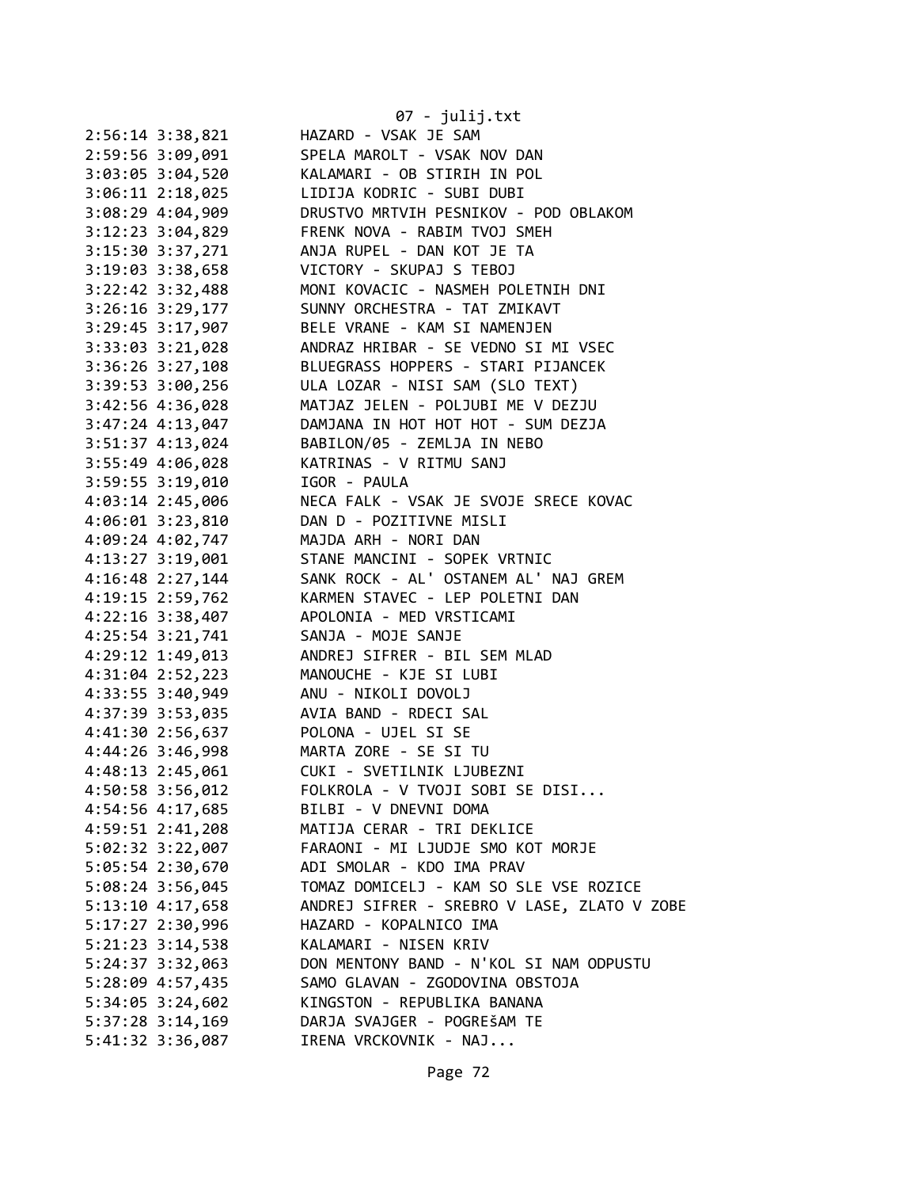07 - julij.txt

```
2:56:14 3:38,821        HAZARD - VSAK JE SAM
2:59:56 3:09,091        SPELA MAROLT - VSAK NOV DAN
3:03:05 3:04,520        KALAMARI - OB STIRIH IN POL
3:06:11 2:18,025        LIDIJA KODRIC - SUBI DUBI
3:08:29 4:04,909        DRUSTVO MRTVIH PESNIKOV - POD OBLAKOM
3:12:23 3:04,829        FRENK NOVA - RABIM TVOJ SMEH
3:15:30 3:37,271        ANJA RUPEL - DAN KOT JE TA
3:19:03 3:38,658        VICTORY - SKUPAJ S TEBOJ
3:22:42 3:32,488        MONI KOVACIC - NASMEH POLETNIH DNI
3:26:16 3:29,177        SUNNY ORCHESTRA - TAT ZMIKAVT
3:29:45 3:17,907        BELE VRANE - KAM SI NAMENJEN
3:33:03 3:21,028        ANDRAZ HRIBAR - SE VEDNO SI MI VSEC
3:36:26 3:27,108        BLUEGRASS HOPPERS - STARI PIJANCEK
3:39:53 3:00,256        ULA LOZAR - NISI SAM (SLO TEXT)
3:42:56 4:36,028        MATJAZ JELEN - POLJUBI ME V DEZJU
3:47:24 4:13,047        DAMJANA IN HOT HOT HOT - SUM DEZJA
3:51:37 4:13,024        BABILON/05 - ZEMLJA IN NEBO
3:55:49 4:06,028        KATRINAS - V RITMU SANJ
3:59:55 3:19,010        IGOR - PAULA
4:03:14 2:45,006        NECA FALK - VSAK JE SVOJE SRECE KOVAC
4:06:01 3:23,810        DAN D - POZITIVNE MISLI
4:09:24 4:02,747        MAJDA ARH - NORI DAN
4:13:27 3:19,001        STANE MANCINI - SOPEK VRTNIC
4:16:48 2:27,144        SANK ROCK - AL' OSTANEM AL' NAJ GREM
4:19:15 2:59,762        KARMEN STAVEC - LEP POLETNI DAN
4:22:16 3:38,407        APOLONIA - MED VRSTICAMI
4:25:54 3:21,741        SANJA - MOJE SANJE
4:29:12 1:49,013        ANDREJ SIFRER - BIL SEM MLAD
4:31:04 2:52,223        MANOUCHE - KJE SI LUBI
4:33:55 3:40,949        ANU - NIKOLI DOVOLJ
4:37:39 3:53,035        AVIA BAND - RDECI SAL
4:41:30 2:56,637        POLONA - UJEL SI SE
4:44:26 3:46,998        MARTA ZORE - SE SI TU
4:48:13 2:45,061        CUKI - SVETILNIK LJUBEZNI
4:50:58 3:56,012        FOLKROLA - V TVOJI SOBI SE DISI...
4:54:56 4:17,685        BILBI - V DNEVNI DOMA
4:59:51 2:41,208        MATIJA CERAR - TRI DEKLICE
5:02:32 3:22,007        FARAONI - MI LJUDJE SMO KOT MORJE
5:05:54 2:30,670        ADI SMOLAR - KDO IMA PRAV
5:08:24 3:56,045        TOMAZ DOMICELJ - KAM SO SLE VSE ROZICE
5:13:10 4:17,658        ANDREJ SIFRER - SREBRO V LASE, ZLATO V ZOBE
5:17:27 2:30,996        HAZARD - KOPALNICO IMA
5:21:23 3:14,538        KALAMARI - NISEN KRIV
5:24:37 3:32,063        DON MENTONY BAND - N'KOL SI NAM ODPUSTU
5:28:09 4:57,435        SAMO GLAVAN - ZGODOVINA OBSTOJA
5:34:05 3:24,602        KINGSTON - REPUBLIKA BANANA
5:37:28 3:14,169        DARJA SVAJGER - POGREŠAM TE
5:41:32 3:36,087        IRENA VRCKOVNIK - NAJ...
```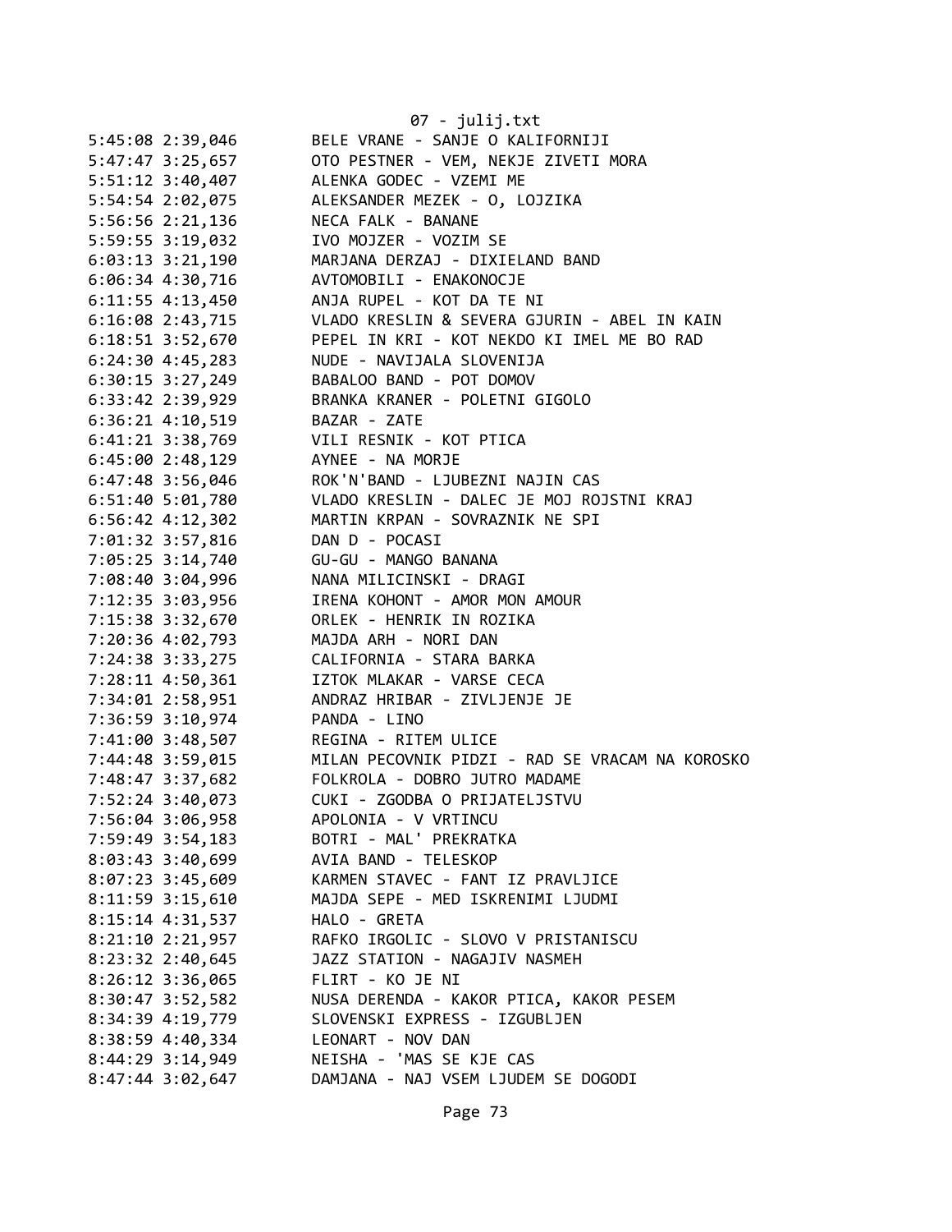```
5:45:08 2:39,046        BELE VRANE - SANJE O KALIFORNIJI
5:47:47 3:25,657        OTO PESTNER - VEM, NEKJE ZIVETI MORA
5:51:12 3:40,407        ALENKA GODEC - VZEMI ME
5:54:54 2:02,075        ALEKSANDER MEZEK - O, LOJZIKA
5:56:56 2:21,136        NECA FALK - BANANE
5:59:55 3:19,032        IVO MOJZER - VOZIM SE
6:03:13 3:21,190        MARJANA DERZAJ - DIXIELAND BAND
6:06:34 4:30,716        AVTOMOBILI - ENAKONOCJE
6:11:55 4:13,450        ANJA RUPEL - KOT DA TE NI
6:16:08 2:43,715        VLADO KRESLIN & SEVERA GJURIN - ABEL IN KAIN
6:18:51 3:52,670        PEPEL IN KRI - KOT NEKDO KI IMEL ME BO RAD
6:24:30 4:45,283        NUDE - NAVIJALA SLOVENIJA
6:30:15 3:27,249        BABALOO BAND - POT DOMOV
6:33:42 2:39,929        BRANKA KRANER - POLETNI GIGOLO
6:36:21 4:10,519        BAZAR - ZATE
6:41:21 3:38,769        VILI RESNIK - KOT PTICA
6:45:00 2:48,129        AYNEE - NA MORJE
6:47:48 3:56,046        ROK'N'BAND - LJUBEZNI NAJIN CAS
6:51:40 5:01,780        VLADO KRESLIN - DALEC JE MOJ ROJSTNI KRAJ
6:56:42 4:12,302        MARTIN KRPAN - SOVRAZNIK NE SPI
7:01:32 3:57,816        DAN D - POCASI
7:05:25 3:14,740        GU-GU - MANGO BANANA
7:08:40 3:04,996        NANA MILICINSKI - DRAGI
7:12:35 3:03,956        IRENA KOHONT - AMOR MON AMOUR
7:15:38 3:32,670        ORLEK - HENRIK IN ROZIKA
7:20:36 4:02,793        MAJDA ARH - NORI DAN
7:24:38 3:33,275        CALIFORNIA - STARA BARKA
7:28:11 4:50,361        IZTOK MLAKAR - VARSE CECA
7:34:01 2:58,951        ANDRAZ HRIBAR - ZIVLJENJE JE
7:36:59 3:10,974        PANDA - LINO
7:41:00 3:48,507        REGINA - RITEM ULICE
7:44:48 3:59,015        MILAN PECOVNIK PIDZI - RAD SE VRACAM NA KOROSKO
7:48:47 3:37,682        FOLKROLA - DOBRO JUTRO MADAME
7:52:24 3:40,073        CUKI - ZGODBA O PRIJATELJSTVU
7:56:04 3:06,958        APOLONIA - V VRTINCU
7:59:49 3:54,183        BOTRI - MAL' PREKRATKA
8:03:43 3:40,699        AVIA BAND - TELESKOP
8:07:23 3:45,609        KARMEN STAVEC - FANT IZ PRAVLJICE
8:11:59 3:15,610        MAJDA SEPE - MED ISKRENIMI LJUDMI
8:15:14 4:31,537        HALO - GRETA
8:21:10 2:21,957        RAFKO IRGOLIC - SLOVO V PRISTANISCU
8:23:32 2:40,645        JAZZ STATION - NAGAJIV NASMEH
8:26:12 3:36,065        FLIRT - KO JE NI
8:30:47 3:52,582        NUSA DERENDA - KAKOR PTICA, KAKOR PESEM
8:34:39 4:19,779        SLOVENSKI EXPRESS - IZGUBLJEN
8:38:59 4:40,334        LEONART - NOV DAN
8:44:29 3:14,949        NEISHA - 'MAS SE KJE CAS
8:47:44 3:02,647        DAMJANA - NAJ VSEM LJUDEM SE DOGODI
```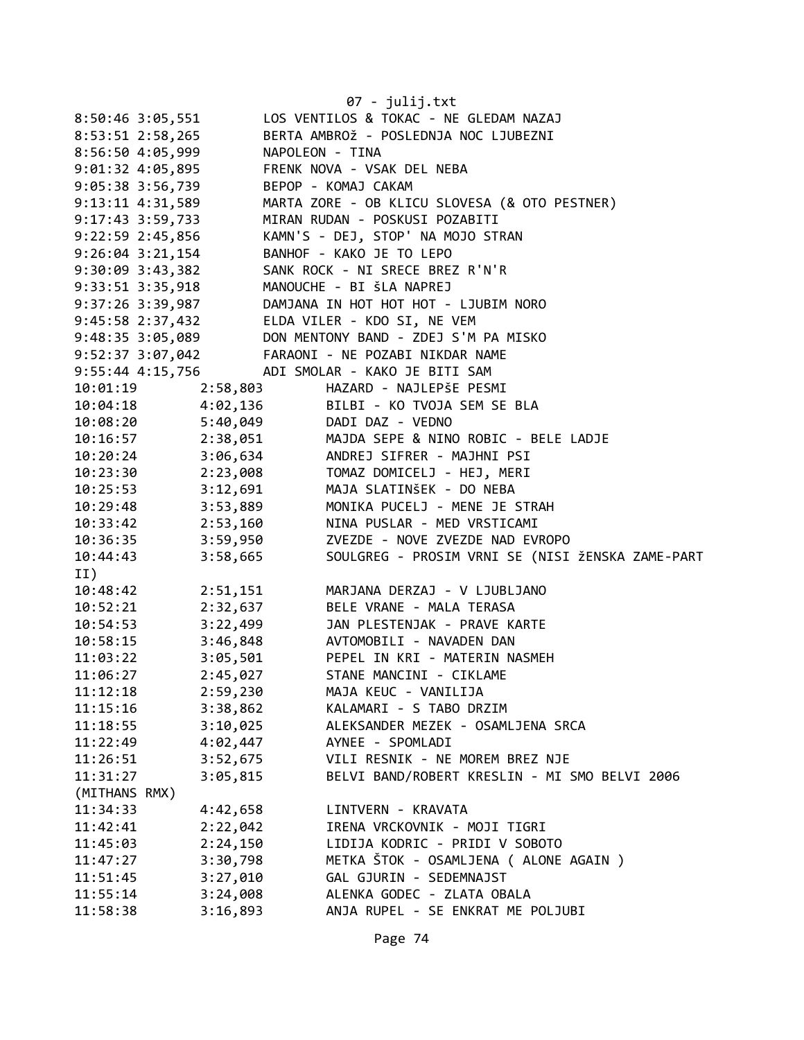```
8:50:46 3:05,551        LOS VENTILOS & TOKAC - NE GLEDAM NAZAJ
8:53:51 2:58,265        BERTA AMBROž - POSLEDNJA NOC LJUBEZNI
8:56:50 4:05,999        NAPOLEON - TINA
9:01:32 4:05,895        FRENK NOVA - VSAK DEL NEBA
9:05:38 3:56,739        BEPOP - KOMAJ CAKAM
9:13:11 4:31,589        MARTA ZORE - OB KLICU SLOVESA (& OTO PESTNER)
9:17:43 3:59,733        MIRAN RUDAN - POSKUSI POZABITI
9:22:59 2:45,856        KAMN'S - DEJ, STOP' NA MOJO STRAN
9:26:04 3:21,154        BANHOF - KAKO JE TO LEPO
9:30:09 3:43,382        SANK ROCK - NI SRECE BREZ R'N'R
9:33:51 3:35,918        MANOUCHE - BI šLA NAPREJ
9:37:26 3:39,987        DAMJANA IN HOT HOT HOT - LJUBIM NORO
9:45:58 2:37,432        ELDA VILER - KDO SI, NE VEM
9:48:35 3:05,089        DON MENTONY BAND - ZDEJ S'M PA MISKO
9:52:37 3:07,042        FARAONI - NE POZABI NIKDAR NAME
9:55:44 4:15,756        ADI SMOLAR - KAKO JE BITI SAM
10:01:19        2:58,803        HAZARD - NAJLEPŠE PESMI
10:04:18        4:02,136        BILBI - KO TVOJA SEM SE BLA
10:08:20        5:40,049        DADI DAZ - VEDNO
10:16:57        2:38,051        MAJDA SEPE & NINO ROBIC - BELE LADJE
10:20:24        3:06,634        ANDREJ SIFRER - MAJHNI PSI
10:23:30        2:23,008        TOMAZ DOMICELJ - HEJ, MERI
10:25:53        3:12,691        MAJA SLATINšEK - DO NEBA
10:29:48        3:53,889        MONIKA PUCELJ - MENE JE STRAH
10:33:42        2:53,160        NINA PUSLAR - MED VRSTICAMI
10:36:35        3:59,950        ZVEZDE - NOVE ZVEZDE NAD EVROPO
10:44:43        3:58,665        SOULGREG - PROSIM VRNI SE (NISI žENSKA ZAME-PART
II)
10:48:42        2:51,151        MARJANA DERZAJ - V LJUBLJANO
10:52:21        2:32,637        BELE VRANE - MALA TERASA
10:54:53        3:22,499        JAN PLESTENJAK - PRAVE KARTE
10:58:15        3:46,848        AVTOMOBILI - NAVADEN DAN
11:03:22        3:05,501        PEPEL IN KRI - MATERIN NASMEH
11:06:27        2:45,027        STANE MANCINI - CIKLAME
11:12:18        2:59,230        MAJA KEUC - VANILIJA
11:15:16        3:38,862        KALAMARI - S TABO DRZIM
11:18:55        3:10,025        ALEKSANDER MEZEK - OSAMLJENA SRCA
11:22:49        4:02,447        AYNEE - SPOMLADI
11:26:51        3:52,675        VILI RESNIK - NE MOREM BREZ NJE
11:31:27        3:05,815        BELVI BAND/ROBERT KRESLIN - MI SMO BELVI 2006
(MITHANS RMX)
11:34:33        4:42,658        LINTVERN - KRAVATA
11:42:41        2:22,042        IRENA VRCKOVNIK - MOJI TIGRI
11:45:03        2:24,150        LIDIJA KODRIC - PRIDI V SOBOTO
11:47:27        3:30,798        METKA ŠTOK - OSAMLJENA ( ALONE AGAIN )
11:51:45        3:27,010        GAL GJURIN - SEDEMNAJST
11:55:14        3:24,008        ALENKA GODEC - ZLATA OBALA
11:58:38        3:16,893        ANJA RUPEL - SE ENKRAT ME POLJUBI
```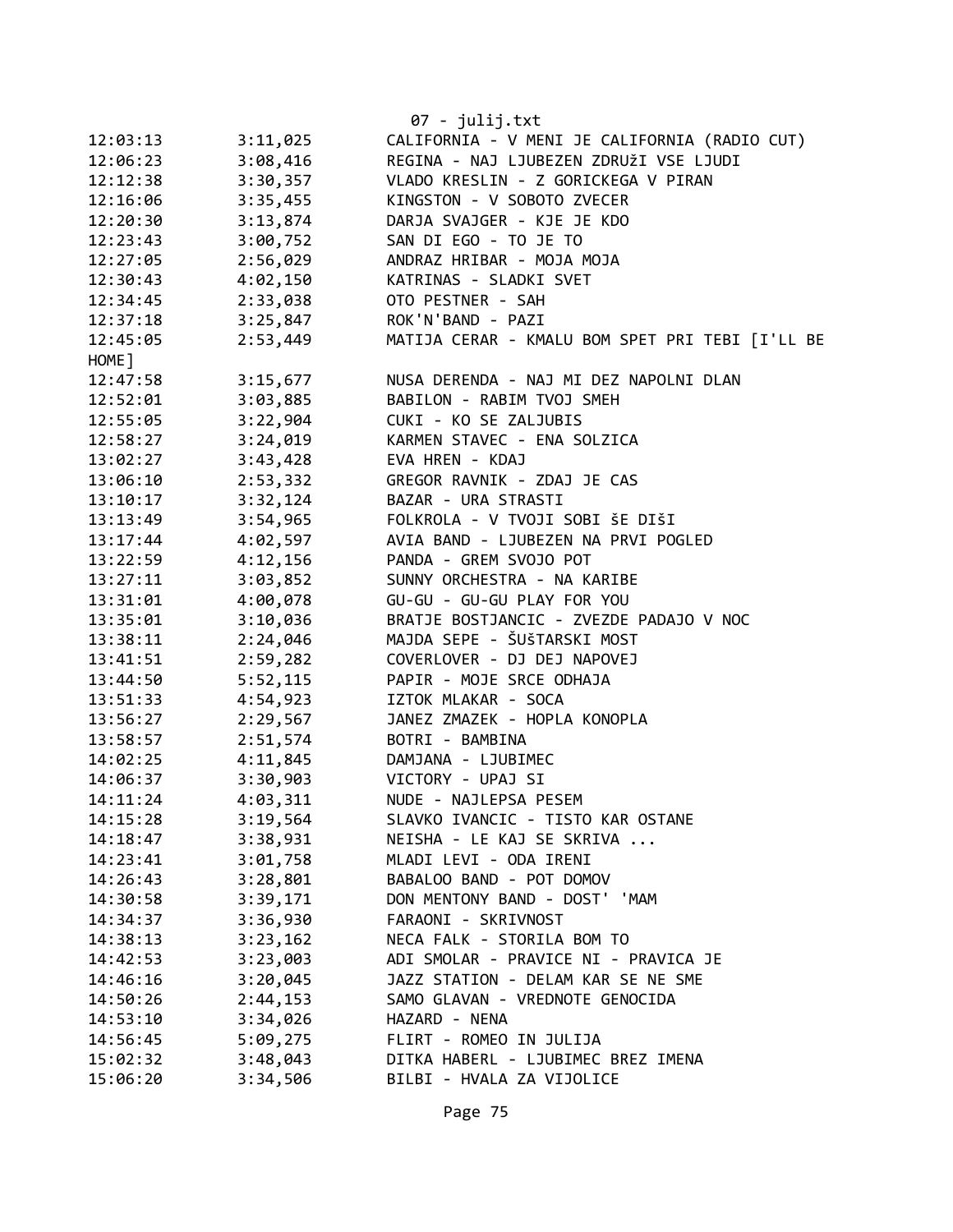07 - julij.txt

```
12:03:13        3:11,025        CALIFORNIA - V MENI JE CALIFORNIA (RADIO CUT)
12:06:23        3:08,416        REGINA - NAJ LJUBEZEN ZDRUžI VSE LJUDI
12:12:38        3:30,357        VLADO KRESLIN - Z GORICKEGA V PIRAN
12:16:06        3:35,455        KINGSTON - V SOBOTO ZVECER
12:20:30        3:13,874        DARJA SVAJGER - KJE JE KDO
12:23:43        3:00,752        SAN DI EGO - TO JE TO
12:27:05        2:56,029        ANDRAZ HRIBAR - MOJA MOJA
12:30:43        4:02,150        KATRINAS - SLADKI SVET
12:34:45        2:33,038        OTO PESTNER - SAH
12:37:18        3:25,847        ROK'N'BAND - PAZI
12:45:05        2:53,449        MATIJA CERAR - KMALU BOM SPET PRI TEBI [I'LL BE
HOME]
12:47:58        3:15,677        NUSA DERENDA - NAJ MI DEZ NAPOLNI DLAN
12:52:01        3:03,885        BABILON - RABIM TVOJ SMEH
12:55:05        3:22,904        CUKI - KO SE ZALJUBIS
12:58:27        3:24,019        KARMEN STAVEC - ENA SOLZICA
13:02:27        3:43,428        EVA HREN - KDAJ
13:06:10        2:53,332        GREGOR RAVNIK - ZDAJ JE CAS
13:10:17        3:32,124        BAZAR - URA STRASTI
13:13:49        3:54,965        FOLKROLA - V TVOJI SOBI šE DIšI
13:17:44        4:02,597        AVIA BAND - LJUBEZEN NA PRVI POGLED
13:22:59        4:12,156        PANDA - GREM SVOJO POT
13:27:11        3:03,852        SUNNY ORCHESTRA - NA KARIBE
13:31:01        4:00,078        GU-GU - GU-GU PLAY FOR YOU
13:35:01        3:10,036        BRATJE BOSTJANCIC - ZVEZDE PADAJO V NOC
13:38:11        2:24,046        MAJDA SEPE - ŠUšTARSKI MOST
13:41:51        2:59,282        COVERLOVER - DJ DEJ NAPOVEJ
13:44:50        5:52,115        PAPIR - MOJE SRCE ODHAJA
13:51:33        4:54,923        IZTOK MLAKAR - SOCA
13:56:27        2:29,567        JANEZ ZMAZEK - HOPLA KONOPLA
13:58:57        2:51,574        BOTRI - BAMBINA
14:02:25        4:11,845        DAMJANA - LJUBIMEC
14:06:37        3:30,903        VICTORY - UPAJ SI
14:11:24        4:03,311        NUDE - NAJLEPSA PESEM
14:15:28        3:19,564        SLAVKO IVANCIC - TISTO KAR OSTANE
14:18:47        3:38,931        NEISHA - LE KAJ SE SKRIVA ...
14:23:41        3:01,758        MLADI LEVI - ODA IRENI
14:26:43        3:28,801        BABALOO BAND - POT DOMOV
14:30:58        3:39,171        DON MENTONY BAND - DOST' 'MAM
14:34:37        3:36,930        FARAONI - SKRIVNOST
14:38:13        3:23,162        NECA FALK - STORILA BOM TO
14:42:53        3:23,003        ADI SMOLAR - PRAVICE NI - PRAVICA JE
14:46:16        3:20,045        JAZZ STATION - DELAM KAR SE NE SME
14:50:26        2:44,153        SAMO GLAVAN - VREDNOTE GENOCIDA
14:53:10        3:34,026        HAZARD - NENA
14:56:45        5:09,275        FLIRT - ROMEO IN JULIJA
15:02:32        3:48,043        DITKA HABERL - LJUBIMEC BREZ IMENA
15:06:20        3:34,506        BILBI - HVALA ZA VIJOLICE
```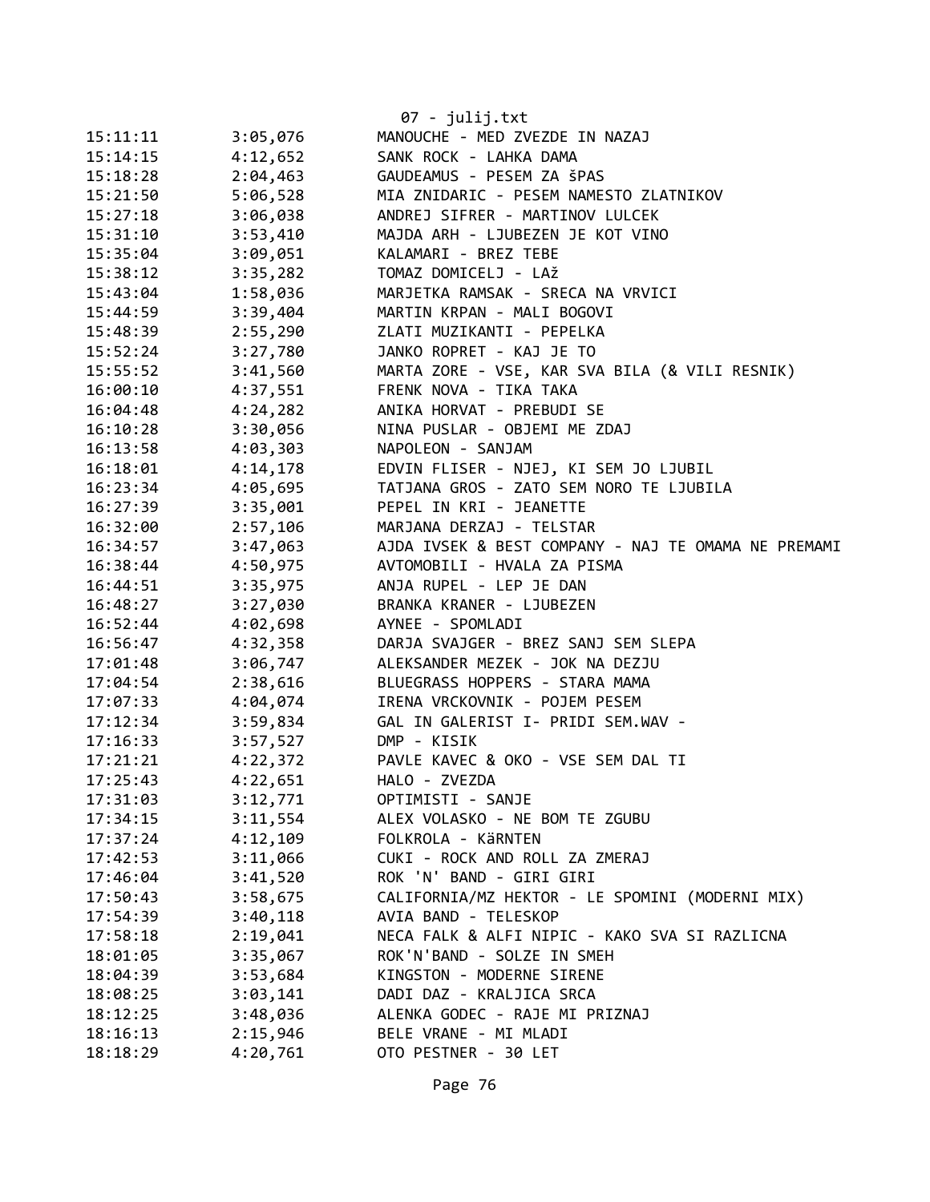07 - julij.txt

| | | |
|---|---|---|
| 15:11:11 | 3:05,076 | MANOUCHE - MED ZVEZDE IN NAZAJ |
| 15:14:15 | 4:12,652 | SANK ROCK - LAHKA DAMA |
| 15:18:28 | 2:04,463 | GAUDEAMUS - PESEM ZA šPAS |
| 15:21:50 | 5:06,528 | MIA ZNIDARIC - PESEM NAMESTO ZLATNIKOV |
| 15:27:18 | 3:06,038 | ANDREJ SIFRER - MARTINOV LULCEK |
| 15:31:10 | 3:53,410 | MAJDA ARH - LJUBEZEN JE KOT VINO |
| 15:35:04 | 3:09,051 | KALAMARI - BREZ TEBE |
| 15:38:12 | 3:35,282 | TOMAZ DOMICELJ - LAž |
| 15:43:04 | 1:58,036 | MARJETKA RAMSAK - SRECA NA VRVICI |
| 15:44:59 | 3:39,404 | MARTIN KRPAN - MALI BOGOVI |
| 15:48:39 | 2:55,290 | ZLATI MUZIKANTI - PEPELKA |
| 15:52:24 | 3:27,780 | JANKO ROPRET - KAJ JE TO |
| 15:55:52 | 3:41,560 | MARTA ZORE - VSE, KAR SVA BILA (& VILI RESNIK) |
| 16:00:10 | 4:37,551 | FRENK NOVA - TIKA TAKA |
| 16:04:48 | 4:24,282 | ANIKA HORVAT - PREBUDI SE |
| 16:10:28 | 3:30,056 | NINA PUSLAR - OBJEMI ME ZDAJ |
| 16:13:58 | 4:03,303 | NAPOLEON - SANJAM |
| 16:18:01 | 4:14,178 | EDVIN FLISER - NJEJ, KI SEM JO LJUBIL |
| 16:23:34 | 4:05,695 | TATJANA GROS - ZATO SEM NORO TE LJUBILA |
| 16:27:39 | 3:35,001 | PEPEL IN KRI - JEANETTE |
| 16:32:00 | 2:57,106 | MARJANA DERZAJ - TELSTAR |
| 16:34:57 | 3:47,063 | AJDA IVSEK & BEST COMPANY - NAJ TE OMAMA NE PREMAMI |
| 16:38:44 | 4:50,975 | AVTOMOBILI - HVALA ZA PISMA |
| 16:44:51 | 3:35,975 | ANJA RUPEL - LEP JE DAN |
| 16:48:27 | 3:27,030 | BRANKA KRANER - LJUBEZEN |
| 16:52:44 | 4:02,698 | AYNEE - SPOMLADI |
| 16:56:47 | 4:32,358 | DARJA SVAJGER - BREZ SANJ SEM SLEPA |
| 17:01:48 | 3:06,747 | ALEKSANDER MEZEK - JOK NA DEZJU |
| 17:04:54 | 2:38,616 | BLUEGRASS HOPPERS - STARA MAMA |
| 17:07:33 | 4:04,074 | IRENA VRCKOVNIK - POJEM PESEM |
| 17:12:34 | 3:59,834 | GAL IN GALERIST I- PRIDI SEM.WAV - |
| 17:16:33 | 3:57,527 | DMP - KISIK |
| 17:21:21 | 4:22,372 | PAVLE KAVEC & OKO - VSE SEM DAL TI |
| 17:25:43 | 4:22,651 | HALO - ZVEZDA |
| 17:31:03 | 3:12,771 | OPTIMISTI - SANJE |
| 17:34:15 | 3:11,554 | ALEX VOLASKO - NE BOM TE ZGUBU |
| 17:37:24 | 4:12,109 | FOLKROLA - KäRNTEN |
| 17:42:53 | 3:11,066 | CUKI - ROCK AND ROLL ZA ZMERAJ |
| 17:46:04 | 3:41,520 | ROK 'N' BAND - GIRI GIRI |
| 17:50:43 | 3:58,675 | CALIFORNIA/MZ HEKTOR - LE SPOMINI (MODERNI MIX) |
| 17:54:39 | 3:40,118 | AVIA BAND - TELESKOP |
| 17:58:18 | 2:19,041 | NECA FALK & ALFI NIPIC - KAKO SVA SI RAZLICNA |
| 18:01:05 | 3:35,067 | ROK'N'BAND - SOLZE IN SMEH |
| 18:04:39 | 3:53,684 | KINGSTON - MODERNE SIRENE |
| 18:08:25 | 3:03,141 | DADI DAZ - KRALJICA SRCA |
| 18:12:25 | 3:48,036 | ALENKA GODEC - RAJE MI PRIZNAJ |
| 18:16:13 | 2:15,946 | BELE VRANE - MI MLADI |
| 18:18:29 | 4:20,761 | OTO PESTNER - 30 LET |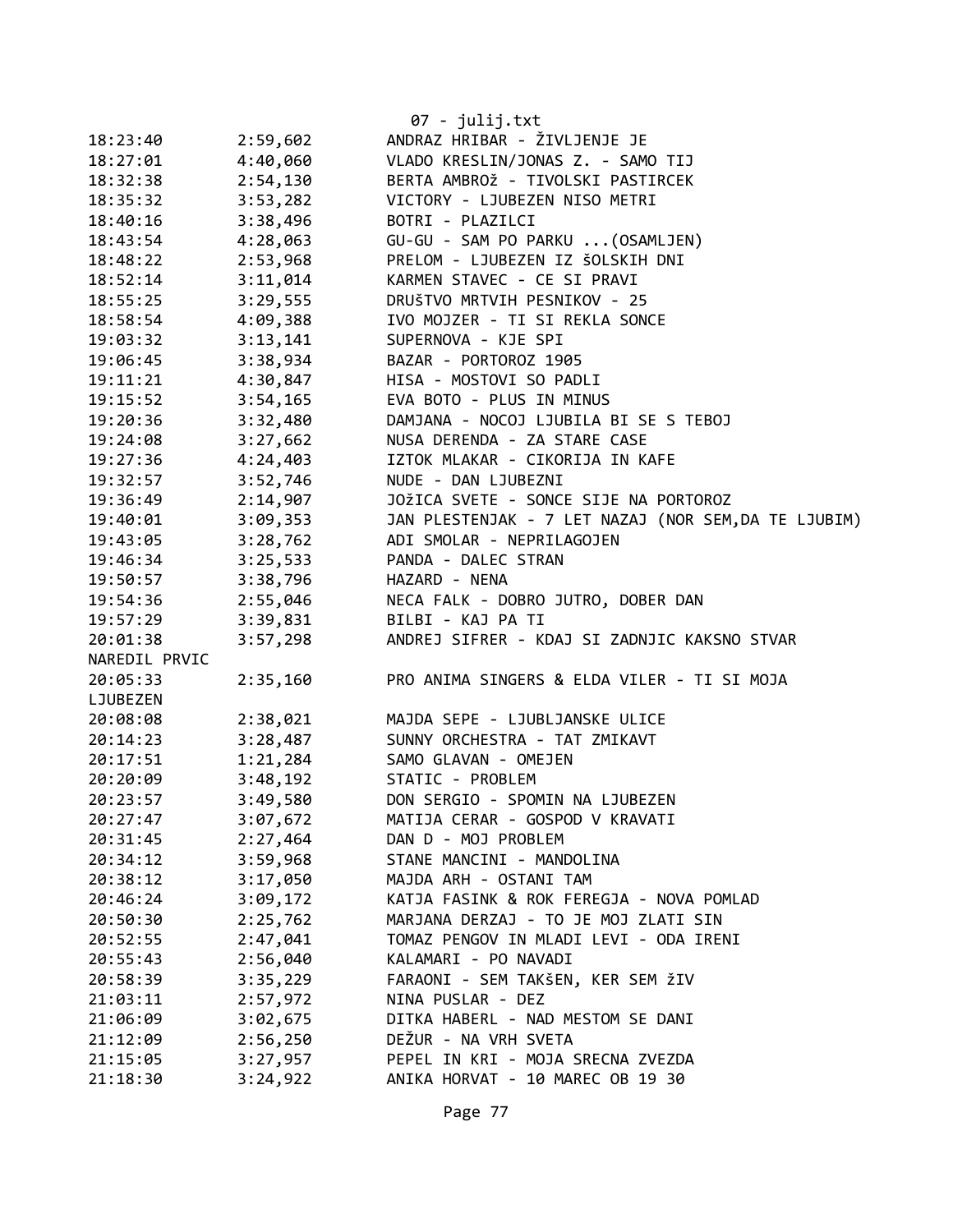07 - julij.txt

| | | |
|---|---|---|
| 18:23:40 | 2:59,602 | ANDRAZ HRIBAR - ŽIVLJENJE JE |
| 18:27:01 | 4:40,060 | VLADO KRESLIN/JONAS Z. - SAMO TIJ |
| 18:32:38 | 2:54,130 | BERTA AMBROž - TIVOLSKI PASTIRCEK |
| 18:35:32 | 3:53,282 | VICTORY - LJUBEZEN NISO METRI |
| 18:40:16 | 3:38,496 | BOTRI - PLAZILCI |
| 18:43:54 | 4:28,063 | GU-GU - SAM PO PARKU ...(OSAMLJEN) |
| 18:48:22 | 2:53,968 | PRELOM - LJUBEZEN IZ šOLSKIH DNI |
| 18:52:14 | 3:11,014 | KARMEN STAVEC - CE SI PRAVI |
| 18:55:25 | 3:29,555 | DRUšTVO MRTVIH PESNIKOV - 25 |
| 18:58:54 | 4:09,388 | IVO MOJZER - TI SI REKLA SONCE |
| 19:03:32 | 3:13,141 | SUPERNOVA - KJE SPI |
| 19:06:45 | 3:38,934 | BAZAR - PORTOROZ 1905 |
| 19:11:21 | 4:30,847 | HISA - MOSTOVI SO PADLI |
| 19:15:52 | 3:54,165 | EVA BOTO - PLUS IN MINUS |
| 19:20:36 | 3:32,480 | DAMJANA - NOCOJ LJUBILA BI SE S TEBOJ |
| 19:24:08 | 3:27,662 | NUSA DERENDA - ZA STARE CASE |
| 19:27:36 | 4:24,403 | IZTOK MLAKAR - CIKORIJA IN KAFE |
| 19:32:57 | 3:52,746 | NUDE - DAN LJUBEZNI |
| 19:36:49 | 2:14,907 | JOžICA SVETE - SONCE SIJE NA PORTOROZ |
| 19:40:01 | 3:09,353 | JAN PLESTENJAK - 7 LET NAZAJ (NOR SEM,DA TE LJUBIM) |
| 19:43:05 | 3:28,762 | ADI SMOLAR - NEPRILAGOJEN |
| 19:46:34 | 3:25,533 | PANDA - DALEC STRAN |
| 19:50:57 | 3:38,796 | HAZARD - NENA |
| 19:54:36 | 2:55,046 | NECA FALK - DOBRO JUTRO, DOBER DAN |
| 19:57:29 | 3:39,831 | BILBI - KAJ PA TI |
| 20:01:38 | 3:57,298 | ANDREJ SIFRER - KDAJ SI ZADNJIC KAKSNO STVAR NAREDIL PRVIC |
| 20:05:33 | 2:35,160 | PRO ANIMA SINGERS & ELDA VILER - TI SI MOJA LJUBEZEN |
| 20:08:08 | 2:38,021 | MAJDA SEPE - LJUBLJANSKE ULICE |
| 20:14:23 | 3:28,487 | SUNNY ORCHESTRA - TAT ZMIKAVT |
| 20:17:51 | 1:21,284 | SAMO GLAVAN - OMEJEN |
| 20:20:09 | 3:48,192 | STATIC - PROBLEM |
| 20:23:57 | 3:49,580 | DON SERGIO - SPOMIN NA LJUBEZEN |
| 20:27:47 | 3:07,672 | MATIJA CERAR - GOSPOD V KRAVATI |
| 20:31:45 | 2:27,464 | DAN D - MOJ PROBLEM |
| 20:34:12 | 3:59,968 | STANE MANCINI - MANDOLINA |
| 20:38:12 | 3:17,050 | MAJDA ARH - OSTANI TAM |
| 20:46:24 | 3:09,172 | KATJA FASINK & ROK FEREGJA - NOVA POMLAD |
| 20:50:30 | 2:25,762 | MARJANA DERZAJ - TO JE MOJ ZLATI SIN |
| 20:52:55 | 2:47,041 | TOMAZ PENGOV IN MLADI LEVI - ODA IRENI |
| 20:55:43 | 2:56,040 | KALAMARI - PO NAVADI |
| 20:58:39 | 3:35,229 | FARAONI - SEM TAKšEN, KER SEM žIV |
| 21:03:11 | 2:57,972 | NINA PUSLAR - DEZ |
| 21:06:09 | 3:02,675 | DITKA HABERL - NAD MESTOM SE DANI |
| 21:12:09 | 2:56,250 | DEŽUR - NA VRH SVETA |
| 21:15:05 | 3:27,957 | PEPEL IN KRI - MOJA SRECNA ZVEZDA |
| 21:18:30 | 3:24,922 | ANIKA HORVAT - 10 MAREC OB 19 30 |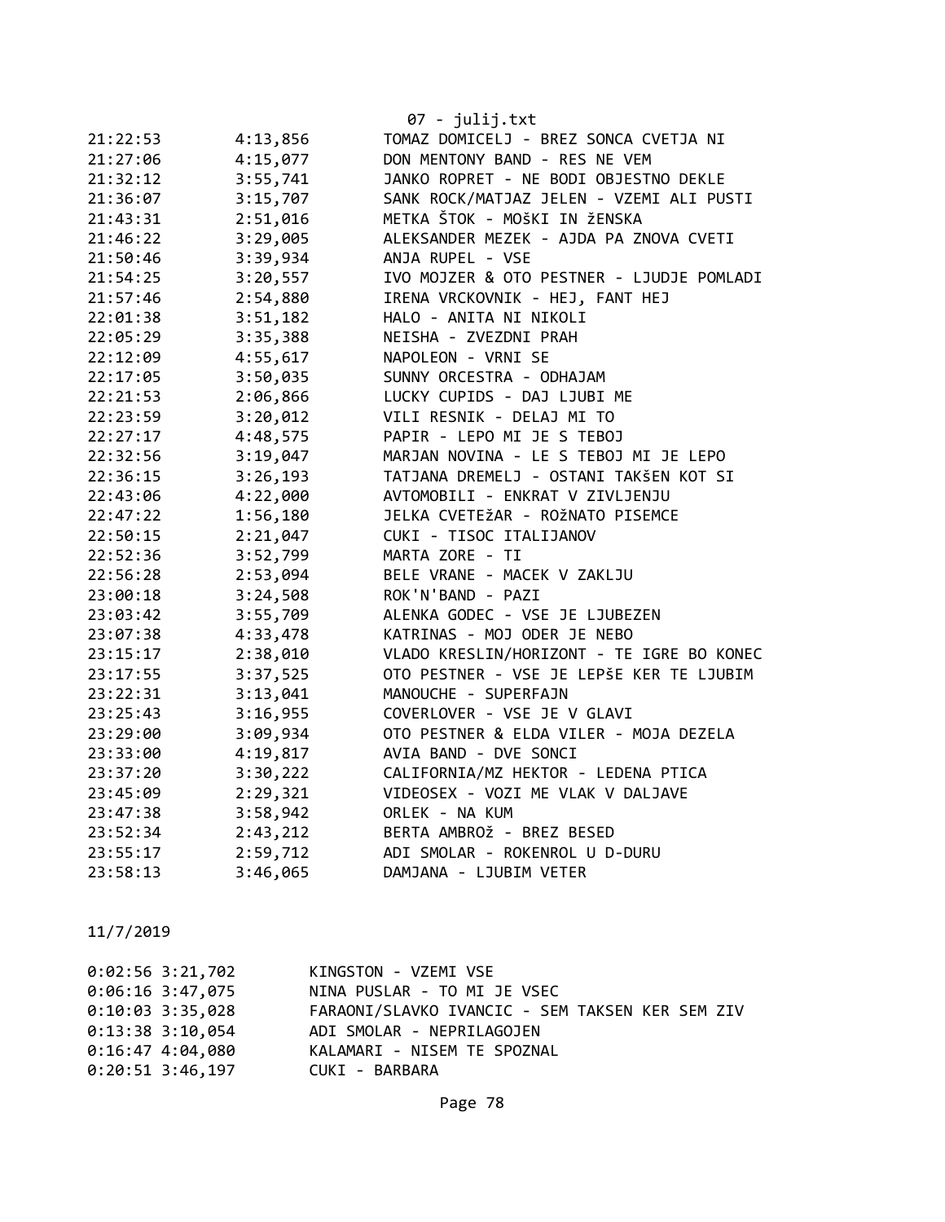| | | |
|---|---|---|
| 21:22:53 | 4:13,856 | TOMAZ DOMICELJ - BREZ SONCA CVETJA NI |
| 21:27:06 | 4:15,077 | DON MENTONY BAND - RES NE VEM |
| 21:32:12 | 3:55,741 | JANKO ROPRET - NE BODI OBJESTNO DEKLE |
| 21:36:07 | 3:15,707 | SANK ROCK/MATJAZ JELEN - VZEMI ALI PUSTI |
| 21:43:31 | 2:51,016 | METKA ŠTOK - MOŠKI IN ŽENSKA |
| 21:46:22 | 3:29,005 | ALEKSANDER MEZEK - AJDA PA ZNOVA CVETI |
| 21:50:46 | 3:39,934 | ANJA RUPEL - VSE |
| 21:54:25 | 3:20,557 | IVO MOJZER & OTO PESTNER - LJUDJE POMLADI |
| 21:57:46 | 2:54,880 | IRENA VRCKOVNIK - HEJ, FANT HEJ |
| 22:01:38 | 3:51,182 | HALO - ANITA NI NIKOLI |
| 22:05:29 | 3:35,388 | NEISHA - ZVEZDNI PRAH |
| 22:12:09 | 4:55,617 | NAPOLEON - VRNI SE |
| 22:17:05 | 3:50,035 | SUNNY ORCESTRA - ODHAJAM |
| 22:21:53 | 2:06,866 | LUCKY CUPIDS - DAJ LJUBI ME |
| 22:23:59 | 3:20,012 | VILI RESNIK - DELAJ MI TO |
| 22:27:17 | 4:48,575 | PAPIR - LEPO MI JE S TEBOJ |
| 22:32:56 | 3:19,047 | MARJAN NOVINA - LE S TEBOJ MI JE LEPO |
| 22:36:15 | 3:26,193 | TATJANA DREMELJ - OSTANI TAKŠEN KOT SI |
| 22:43:06 | 4:22,000 | AVTOMOBILI - ENKRAT V ZIVLJENJU |
| 22:47:22 | 1:56,180 | JELKA CVETEŽAR - ROŽNATO PISEMCE |
| 22:50:15 | 2:21,047 | CUKI - TISOC ITALIJANOV |
| 22:52:36 | 3:52,799 | MARTA ZORE - TI |
| 22:56:28 | 2:53,094 | BELE VRANE - MACEK V ZAKLJU |
| 23:00:18 | 3:24,508 | ROK'N'BAND - PAZI |
| 23:03:42 | 3:55,709 | ALENKA GODEC - VSE JE LJUBEZEN |
| 23:07:38 | 4:33,478 | KATRINAS - MOJ ODER JE NEBO |
| 23:15:17 | 2:38,010 | VLADO KRESLIN/HORIZONT - TE IGRE BO KONEC |
| 23:17:55 | 3:37,525 | OTO PESTNER - VSE JE LEPŠE KER TE LJUBIM |
| 23:22:31 | 3:13,041 | MANOUCHE - SUPERFAJN |
| 23:25:43 | 3:16,955 | COVERLOVER - VSE JE V GLAVI |
| 23:29:00 | 3:09,934 | OTO PESTNER & ELDA VILER - MOJA DEZELA |
| 23:33:00 | 4:19,817 | AVIA BAND - DVE SONCI |
| 23:37:20 | 3:30,222 | CALIFORNIA/MZ HEKTOR - LEDENA PTICA |
| 23:45:09 | 2:29,321 | VIDEOSEX - VOZI ME VLAK V DALJAVE |
| 23:47:38 | 3:58,942 | ORLEK - NA KUM |
| 23:52:34 | 2:43,212 | BERTA AMBROŽ - BREZ BESED |
| 23:55:17 | 2:59,712 | ADI SMOLAR - ROKENROL U D-DURU |
| 23:58:13 | 3:46,065 | DAMJANA - LJUBIM VETER |

11/7/2019

| | | |
|---|---|---|
| 0:02:56 | 3:21,702 | KINGSTON - VZEMI VSE |
| 0:06:16 | 3:47,075 | NINA PUSLAR - TO MI JE VSEC |
| 0:10:03 | 3:35,028 | FARAONI/SLAVKO IVANCIC - SEM TAKSEN KER SEM ZIV |
| 0:13:38 | 3:10,054 | ADI SMOLAR - NEPRILAGOJEN |
| 0:16:47 | 4:04,080 | KALAMARI - NISEM TE SPOZNAL |
| 0:20:51 | 3:46,197 | CUKI - BARBARA |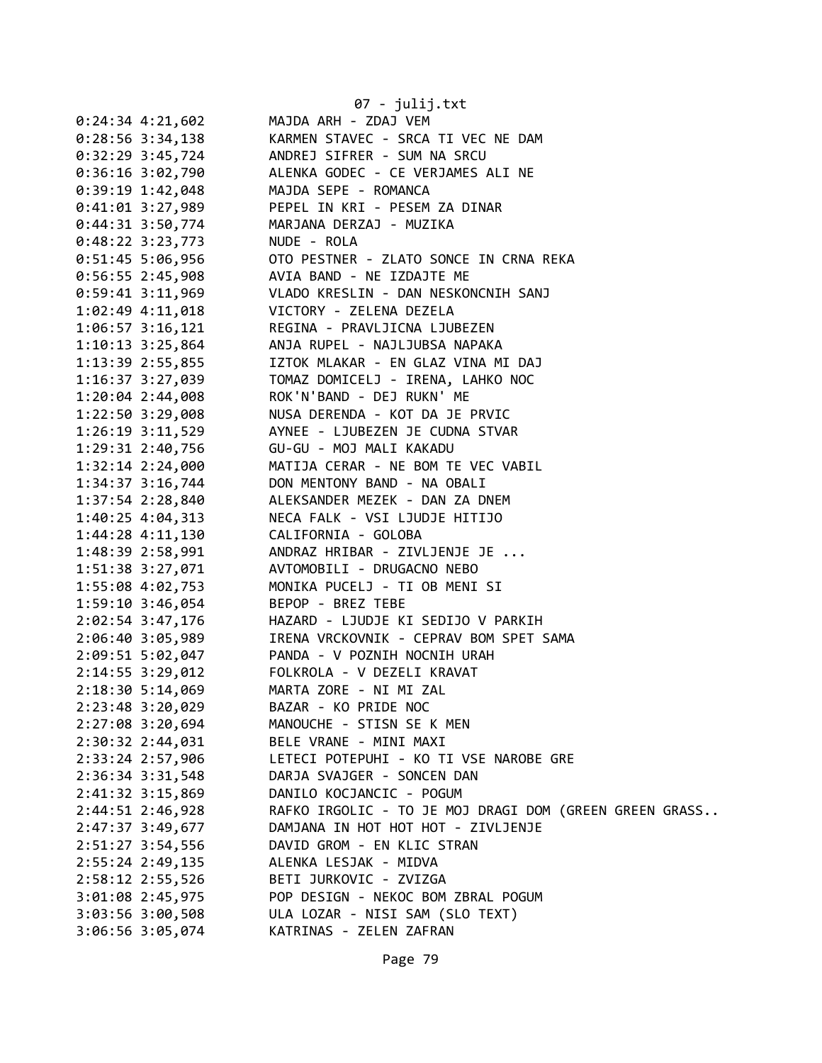```
0:24:34 4:21,602        MAJDA ARH - ZDAJ VEM
0:28:56 3:34,138        KARMEN STAVEC - SRCA TI VEC NE DAM
0:32:29 3:45,724        ANDREJ SIFRER - SUM NA SRCU
0:36:16 3:02,790        ALENKA GODEC - CE VERJAMES ALI NE
0:39:19 1:42,048        MAJDA SEPE - ROMANCA
0:41:01 3:27,989        PEPEL IN KRI - PESEM ZA DINAR
0:44:31 3:50,774        MARJANA DERZAJ - MUZIKA
0:48:22 3:23,773        NUDE - ROLA
0:51:45 5:06,956        OTO PESTNER - ZLATO SONCE IN CRNA REKA
0:56:55 2:45,908        AVIA BAND - NE IZDAJTE ME
0:59:41 3:11,969        VLADO KRESLIN - DAN NESKONCNIH SANJ
1:02:49 4:11,018        VICTORY - ZELENA DEZELA
1:06:57 3:16,121        REGINA - PRAVLJICNA LJUBEZEN
1:10:13 3:25,864        ANJA RUPEL - NAJLJUBSA NAPAKA
1:13:39 2:55,855        IZTOK MLAKAR - EN GLAZ VINA MI DAJ
1:16:37 3:27,039        TOMAZ DOMICELJ - IRENA, LAHKO NOC
1:20:04 2:44,008        ROK'N'BAND - DEJ RUKN' ME
1:22:50 3:29,008        NUSA DERENDA - KOT DA JE PRVIC
1:26:19 3:11,529        AYNEE - LJUBEZEN JE CUDNA STVAR
1:29:31 2:40,756        GU-GU - MOJ MALI KAKADU
1:32:14 2:24,000        MATIJA CERAR - NE BOM TE VEC VABIL
1:34:37 3:16,744        DON MENTONY BAND - NA OBALI
1:37:54 2:28,840        ALEKSANDER MEZEK - DAN ZA DNEM
1:40:25 4:04,313        NECA FALK - VSI LJUDJE HITIJO
1:44:28 4:11,130        CALIFORNIA - GOLOBA
1:48:39 2:58,991        ANDRAZ HRIBAR - ZIVLJENJE JE ...
1:51:38 3:27,071        AVTOMOBILI - DRUGACNO NEBO
1:55:08 4:02,753        MONIKA PUCELJ - TI OB MENI SI
1:59:10 3:46,054        BEPOP - BREZ TEBE
2:02:54 3:47,176        HAZARD - LJUDJE KI SEDIJO V PARKIH
2:06:40 3:05,989        IRENA VRCKOVNIK - CEPRAV BOM SPET SAMA
2:09:51 5:02,047        PANDA - V POZNIH NOCNIH URAH
2:14:55 3:29,012        FOLKROLA - V DEZELI KRAVAT
2:18:30 5:14,069        MARTA ZORE - NI MI ZAL
2:23:48 3:20,029        BAZAR - KO PRIDE NOC
2:27:08 3:20,694        MANOUCHE - STISN SE K MEN
2:30:32 2:44,031        BELE VRANE - MINI MAXI
2:33:24 2:57,906        LETECI POTEPUHI - KO TI VSE NAROBE GRE
2:36:34 3:31,548        DARJA SVAJGER - SONCEN DAN
2:41:32 3:15,869        DANILO KOCJANCIC - POGUM
2:44:51 2:46,928        RAFKO IRGOLIC - TO JE MOJ DRAGI DOM (GREEN GREEN GRASS..
2:47:37 3:49,677        DAMJANA IN HOT HOT HOT - ZIVLJENJE
2:51:27 3:54,556        DAVID GROM - EN KLIC STRAN
2:55:24 2:49,135        ALENKA LESJAK - MIDVA
2:58:12 2:55,526        BETI JURKOVIC - ZVIZGA
3:01:08 2:45,975        POP DESIGN - NEKOC BOM ZBRAL POGUM
3:03:56 3:00,508        ULA LOZAR - NISI SAM (SLO TEXT)
3:06:56 3:05,074        KATRINAS - ZELEN ZAFRAN
```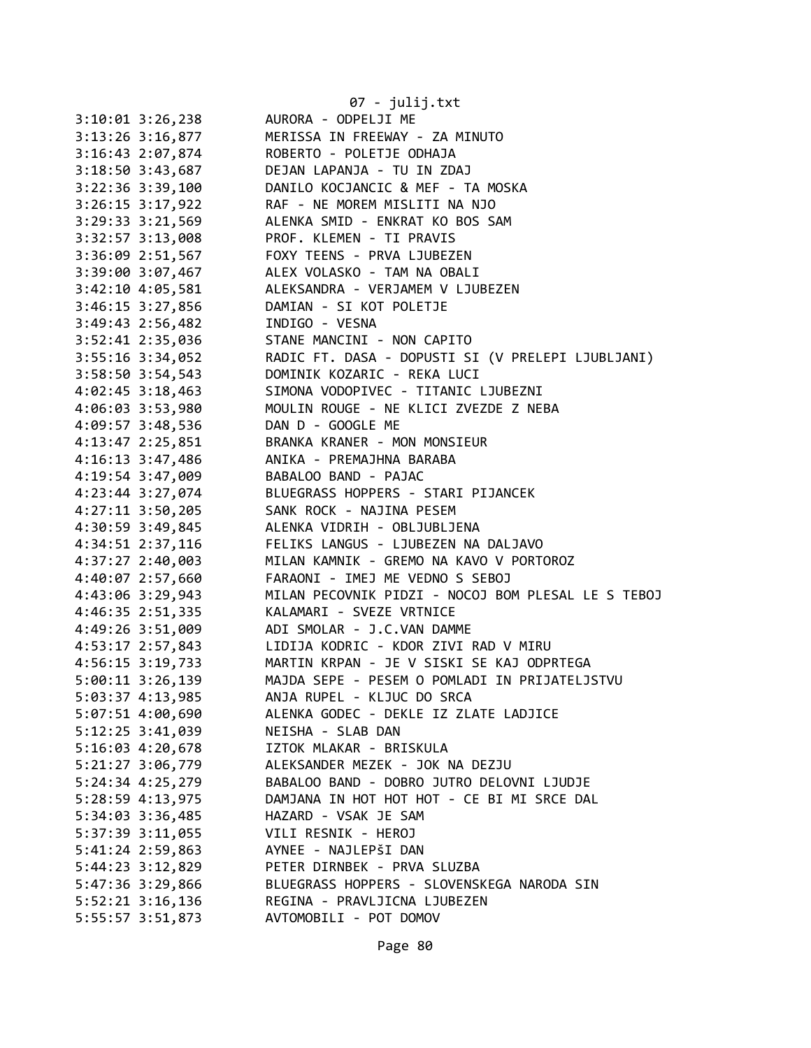```
3:10:01 3:26,238        AURORA - ODPELJI ME
3:13:26 3:16,877        MERISSA IN FREEWAY - ZA MINUTO
3:16:43 2:07,874        ROBERTO - POLETJE ODHAJA
3:18:50 3:43,687        DEJAN LAPANJA - TU IN ZDAJ
3:22:36 3:39,100        DANILO KOCJANCIC & MEF - TA MOSKA
3:26:15 3:17,922        RAF - NE MOREM MISLITI NA NJO
3:29:33 3:21,569        ALENKA SMID - ENKRAT KO BOS SAM
3:32:57 3:13,008        PROF. KLEMEN - TI PRAVIS
3:36:09 2:51,567        FOXY TEENS - PRVA LJUBEZEN
3:39:00 3:07,467        ALEX VOLASKO - TAM NA OBALI
3:42:10 4:05,581        ALEKSANDRA - VERJAMEM V LJUBEZEN
3:46:15 3:27,856        DAMIAN - SI KOT POLETJE
3:49:43 2:56,482        INDIGO - VESNA
3:52:41 2:35,036        STANE MANCINI - NON CAPITO
3:55:16 3:34,052        RADIC FT. DASA - DOPUSTI SI (V PRELEPI LJUBLJANI)
3:58:50 3:54,543        DOMINIK KOZARIC - REKA LUCI
4:02:45 3:18,463        SIMONA VODOPIVEC - TITANIC LJUBEZNI
4:06:03 3:53,980        MOULIN ROUGE - NE KLICI ZVEZDE Z NEBA
4:09:57 3:48,536        DAN D - GOOGLE ME
4:13:47 2:25,851        BRANKA KRANER - MON MONSIEUR
4:16:13 3:47,486        ANIKA - PREMAJHNA BARABA
4:19:54 3:47,009        BABALOO BAND - PAJAC
4:23:44 3:27,074        BLUEGRASS HOPPERS - STARI PIJANCEK
4:27:11 3:50,205        SANK ROCK - NAJINA PESEM
4:30:59 3:49,845        ALENKA VIDRIH - OBLJUBLJENA
4:34:51 2:37,116        FELIKS LANGUS - LJUBEZEN NA DALJAVO
4:37:27 2:40,003        MILAN KAMNIK - GREMO NA KAVO V PORTOROZ
4:40:07 2:57,660        FARAONI - IMEJ ME VEDNO S SEBOJ
4:43:06 3:29,943        MILAN PECOVNIK PIDZI - NOCOJ BOM PLESAL LE S TEBOJ
4:46:35 2:51,335        KALAMARI - SVEZE VRTNICE
4:49:26 3:51,009        ADI SMOLAR - J.C.VAN DAMME
4:53:17 2:57,843        LIDIJA KODRIC - KDOR ZIVI RAD V MIRU
4:56:15 3:19,733        MARTIN KRPAN - JE V SISKI SE KAJ ODPRTEGA
5:00:11 3:26,139        MAJDA SEPE - PESEM O POMLADI IN PRIJATELJSTVU
5:03:37 4:13,985        ANJA RUPEL - KLJUC DO SRCA
5:07:51 4:00,690        ALENKA GODEC - DEKLE IZ ZLATE LADJICE
5:12:25 3:41,039        NEISHA - SLAB DAN
5:16:03 4:20,678        IZTOK MLAKAR - BRISKULA
5:21:27 3:06,779        ALEKSANDER MEZEK - JOK NA DEZJU
5:24:34 4:25,279        BABALOO BAND - DOBRO JUTRO DELOVNI LJUDJE
5:28:59 4:13,975        DAMJANA IN HOT HOT HOT - CE BI MI SRCE DAL
5:34:03 3:36,485        HAZARD - VSAK JE SAM
5:37:39 3:11,055        VILI RESNIK - HEROJ
5:41:24 2:59,863        AYNEE - NAJLEPšI DAN
5:44:23 3:12,829        PETER DIRNBEK - PRVA SLUZBA
5:47:36 3:29,866        BLUEGRASS HOPPERS - SLOVENSKEGA NARODA SIN
5:52:21 3:16,136        REGINA - PRAVLJICNA LJUBEZEN
5:55:57 3:51,873        AVTOMOBILI - POT DOMOV
```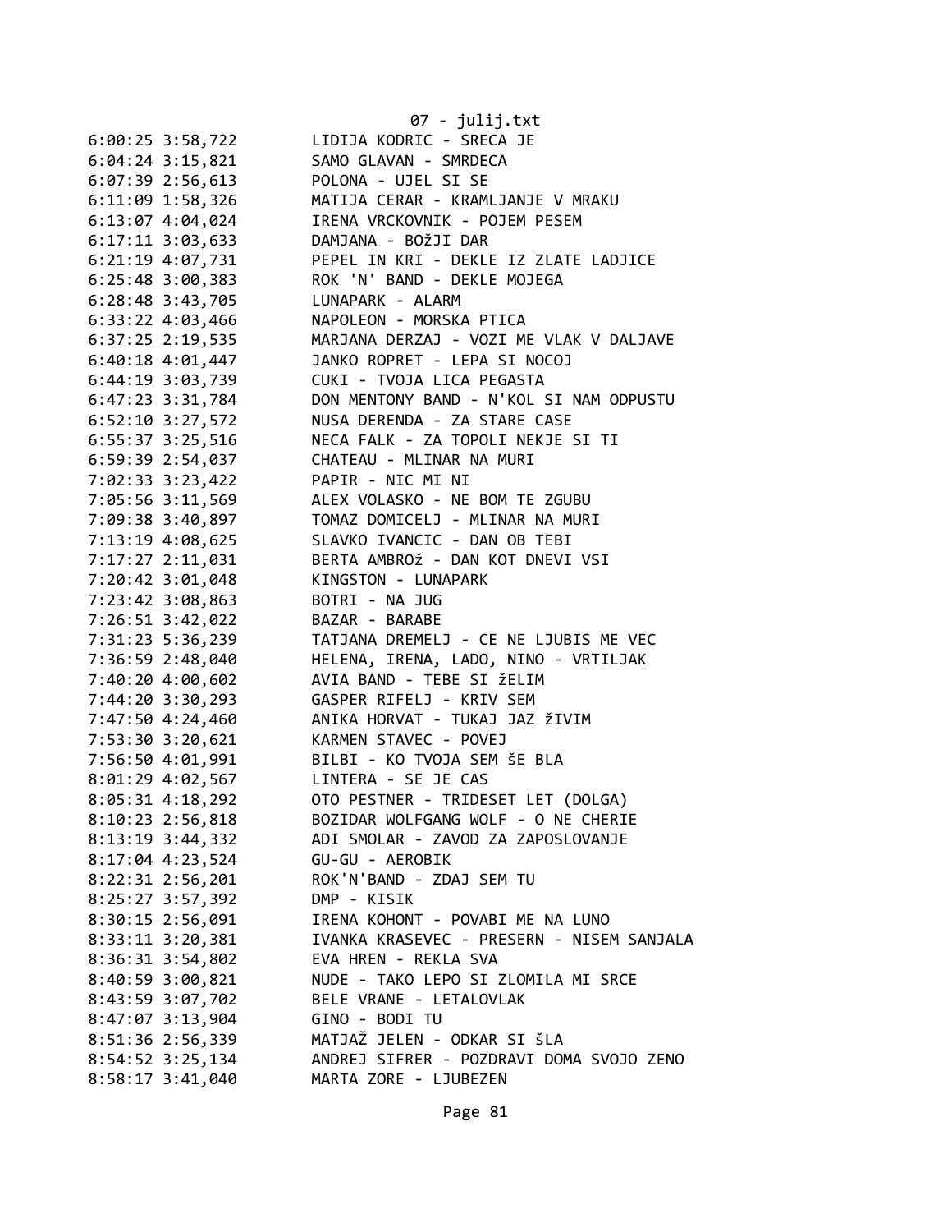07 - julij.txt

```
6:00:25 3:58,722        LIDIJA KODRIC - SRECA JE
6:04:24 3:15,821        SAMO GLAVAN - SMRDECA
6:07:39 2:56,613        POLONA - UJEL SI SE
6:11:09 1:58,326        MATIJA CERAR - KRAMLJANJE V MRAKU
6:13:07 4:04,024        IRENA VRCKOVNIK - POJEM PESEM
6:17:11 3:03,633        DAMJANA - BOžJI DAR
6:21:19 4:07,731        PEPEL IN KRI - DEKLE IZ ZLATE LADJICE
6:25:48 3:00,383        ROK 'N' BAND - DEKLE MOJEGA
6:28:48 3:43,705        LUNAPARK - ALARM
6:33:22 4:03,466        NAPOLEON - MORSKA PTICA
6:37:25 2:19,535        MARJANA DERZAJ - VOZI ME VLAK V DALJAVE
6:40:18 4:01,447        JANKO ROPRET - LEPA SI NOCOJ
6:44:19 3:03,739        CUKI - TVOJA LICA PEGASTA
6:47:23 3:31,784        DON MENTONY BAND - N'KOL SI NAM ODPUSTU
6:52:10 3:27,572        NUSA DERENDA - ZA STARE CASE
6:55:37 3:25,516        NECA FALK - ZA TOPOLI NEKJE SI TI
6:59:39 2:54,037        CHATEAU - MLINAR NA MURI
7:02:33 3:23,422        PAPIR - NIC MI NI
7:05:56 3:11,569        ALEX VOLASKO - NE BOM TE ZGUBU
7:09:38 3:40,897        TOMAZ DOMICELJ - MLINAR NA MURI
7:13:19 4:08,625        SLAVKO IVANCIC - DAN OB TEBI
7:17:27 2:11,031        BERTA AMBROž - DAN KOT DNEVI VSI
7:20:42 3:01,048        KINGSTON - LUNAPARK
7:23:42 3:08,863        BOTRI - NA JUG
7:26:51 3:42,022        BAZAR - BARABE
7:31:23 5:36,239        TATJANA DREMELJ - CE NE LJUBIS ME VEC
7:36:59 2:48,040        HELENA, IRENA, LADO, NINO - VRTILJAK
7:40:20 4:00,602        AVIA BAND - TEBE SI žELIM
7:44:20 3:30,293        GASPER RIFELJ - KRIV SEM
7:47:50 4:24,460        ANIKA HORVAT - TUKAJ JAZ žIVIM
7:53:30 3:20,621        KARMEN STAVEC - POVEJ
7:56:50 4:01,991        BILBI - KO TVOJA SEM šE BLA
8:01:29 4:02,567        LINTERA - SE JE CAS
8:05:31 4:18,292        OTO PESTNER - TRIDESET LET (DOLGA)
8:10:23 2:56,818        BOZIDAR WOLFGANG WOLF - O NE CHERIE
8:13:19 3:44,332        ADI SMOLAR - ZAVOD ZA ZAPOSLOVANJE
8:17:04 4:23,524        GU-GU - AEROBIK
8:22:31 2:56,201        ROK'N'BAND - ZDAJ SEM TU
8:25:27 3:57,392        DMP - KISIK
8:30:15 2:56,091        IRENA KOHONT - POVABI ME NA LUNO
8:33:11 3:20,381        IVANKA KRASEVEC - PRESERN - NISEM SANJALA
8:36:31 3:54,802        EVA HREN - REKLA SVA
8:40:59 3:00,821        NUDE - TAKO LEPO SI ZLOMILA MI SRCE
8:43:59 3:07,702        BELE VRANE - LETALOVLAK
8:47:07 3:13,904        GINO - BODI TU
8:51:36 2:56,339        MATJAž JELEN - ODKAR SI šLA
8:54:52 3:25,134        ANDREJ SIFRER - POZDRAVI DOMA SVOJO ZENO
8:58:17 3:41,040        MARTA ZORE - LJUBEZEN
```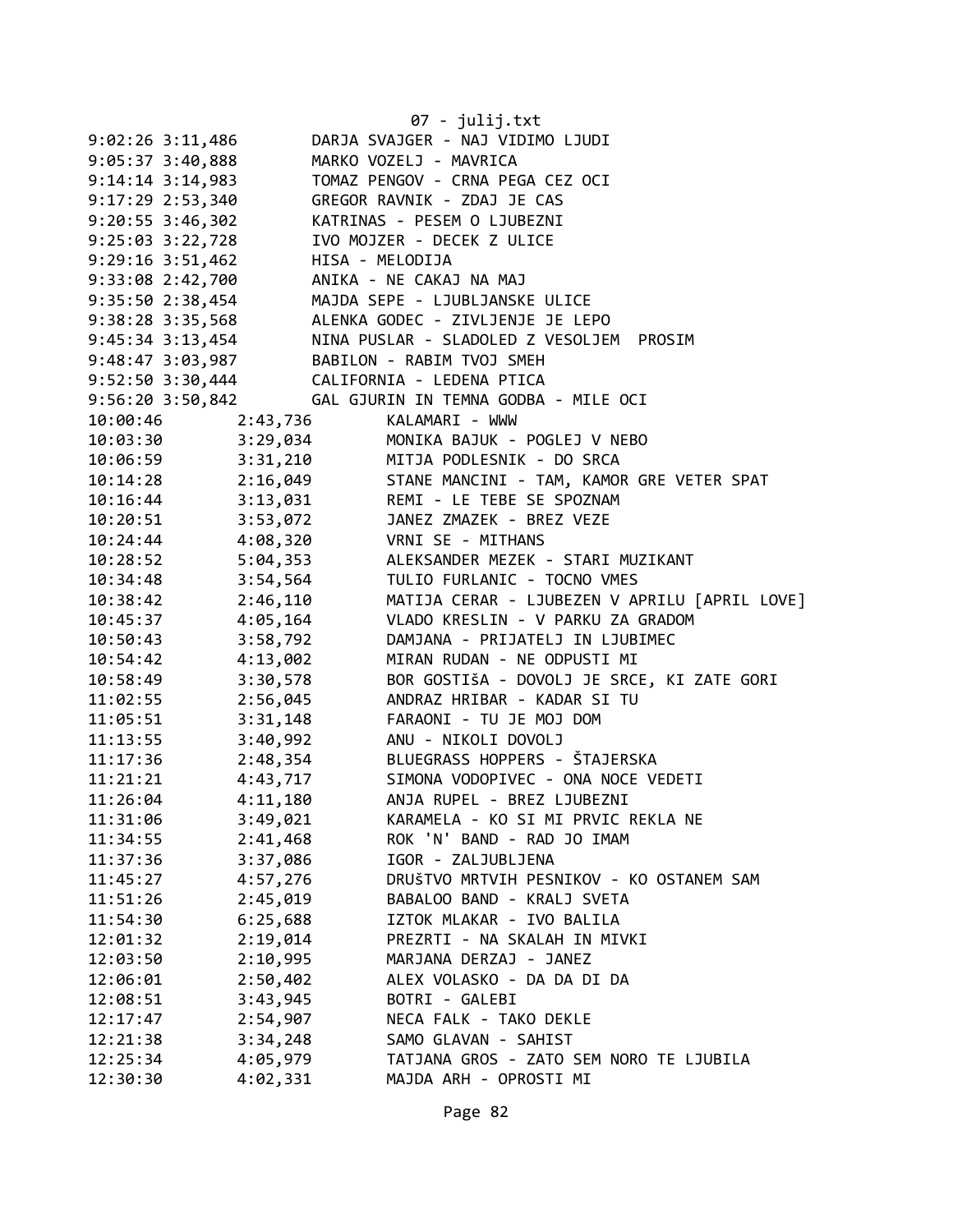07 - julij.txt

```
9:02:26 3:11,486        DARJA SVAJGER - NAJ VIDIMO LJUDI
9:05:37 3:40,888        MARKO VOZELJ - MAVRICA
9:14:14 3:14,983        TOMAZ PENGOV - CRNA PEGA CEZ OCI
9:17:29 2:53,340        GREGOR RAVNIK - ZDAJ JE CAS
9:20:55 3:46,302        KATRINAS - PESEM O LJUBEZNI
9:25:03 3:22,728        IVO MOJZER - DECEK Z ULICE
9:29:16 3:51,462        HISA - MELODIJA
9:33:08 2:42,700        ANIKA - NE CAKAJ NA MAJ
9:35:50 2:38,454        MAJDA SEPE - LJUBLJANSKE ULICE
9:38:28 3:35,568        ALENKA GODEC - ZIVLJENJE JE LEPO
9:45:34 3:13,454        NINA PUSLAR - SLADOLED Z VESOLJEM  PROSIM
9:48:47 3:03,987        BABILON - RABIM TVOJ SMEH
9:52:50 3:30,444        CALIFORNIA - LEDENA PTICA
9:56:20 3:50,842        GAL GJURIN IN TEMNA GODBA - MILE OCI
10:00:46        2:43,736        KALAMARI - WWW
10:03:30        3:29,034        MONIKA BAJUK - POGLEJ V NEBO
10:06:59        3:31,210        MITJA PODLESNIK - DO SRCA
10:14:28        2:16,049        STANE MANCINI - TAM, KAMOR GRE VETER SPAT
10:16:44        3:13,031        REMI - LE TEBE SE SPOZNAM
10:20:51        3:53,072        JANEZ ZMAZEK - BREZ VEZE
10:24:44        4:08,320        VRNI SE - MITHANS
10:28:52        5:04,353        ALEKSANDER MEZEK - STARI MUZIKANT
10:34:48        3:54,564        TULIO FURLANIC - TOCNO VMES
10:38:42        2:46,110        MATIJA CERAR - LJUBEZEN V APRILU [APRIL LOVE]
10:45:37        4:05,164        VLADO KRESLIN - V PARKU ZA GRADOM
10:50:43        3:58,792        DAMJANA - PRIJATELJ IN LJUBIMEC
10:54:42        4:13,002        MIRAN RUDAN - NE ODPUSTI MI
10:58:49        3:30,578        BOR GOSTIŠA - DOVOLJ JE SRCE, KI ZATE GORI
11:02:55        2:56,045        ANDRAZ HRIBAR - KADAR SI TU
11:05:51        3:31,148        FARAONI - TU JE MOJ DOM
11:13:55        3:40,992        ANU - NIKOLI DOVOLJ
11:17:36        2:48,354        BLUEGRASS HOPPERS - ŠTAJERSKA
11:21:21        4:43,717        SIMONA VODOPIVEC - ONA NOCE VEDETI
11:26:04        4:11,180        ANJA RUPEL - BREZ LJUBEZNI
11:31:06        3:49,021        KARAMELA - KO SI MI PRVIC REKLA NE
11:34:55        2:41,468        ROK 'N' BAND - RAD JO IMAM
11:37:36        3:37,086        IGOR - ZALJUBLJENA
11:45:27        4:57,276        DRUŠTVO MRTVIH PESNIKOV - KO OSTANEM SAM
11:51:26        2:45,019        BABALOO BAND - KRALJ SVETA
11:54:30        6:25,688        IZTOK MLAKAR - IVO BALILA
12:01:32        2:19,014        PREZRTI - NA SKALAH IN MIVKI
12:03:50        2:10,995        MARJANA DERZAJ - JANEZ
12:06:01        2:50,402        ALEX VOLASKO - DA DA DI DA
12:08:51        3:43,945        BOTRI - GALEBI
12:17:47        2:54,907        NECA FALK - TAKO DEKLE
12:21:38        3:34,248        SAMO GLAVAN - SAHIST
12:25:34        4:05,979        TATJANA GROS - ZATO SEM NORO TE LJUBILA
12:30:30        4:02,331        MAJDA ARH - OPROSTI MI
```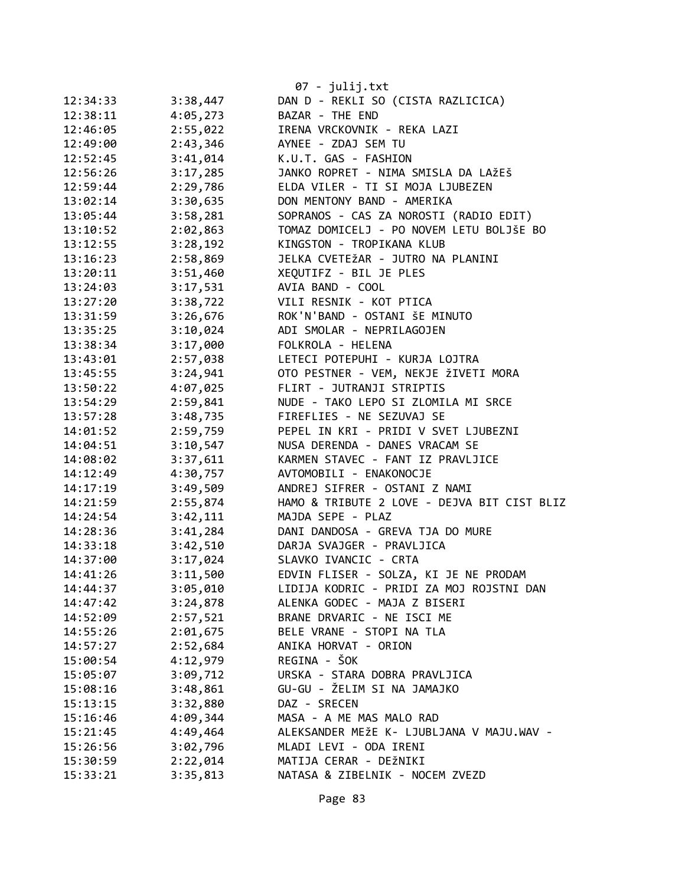07 - julij.txt

```
12:34:33        3:38,447        DAN D - REKLI SO (CISTA RAZLICICA)
12:38:11        4:05,273        BAZAR - THE END
12:46:05        2:55,022        IRENA VRCKOVNIK - REKA LAZI
12:49:00        2:43,346        AYNEE - ZDAJ SEM TU
12:52:45        3:41,014        K.U.T. GAS - FASHION
12:56:26        3:17,285        JANKO ROPRET - NIMA SMISLA DA LAžEŠ
12:59:44        2:29,786        ELDA VILER - TI SI MOJA LJUBEZEN
13:02:14        3:30,635        DON MENTONY BAND - AMERIKA
13:05:44        3:58,281        SOPRANOS - CAS ZA NOROSTI (RADIO EDIT)
13:10:52        2:02,863        TOMAZ DOMICELJ - PO NOVEM LETU BOLJŠE BO
13:12:55        3:28,192        KINGSTON - TROPIKANA KLUB
13:16:23        2:58,869        JELKA CVETEžAR - JUTRO NA PLANINI
13:20:11        3:51,460        XEQUTIFZ - BIL JE PLES
13:24:03        3:17,531        AVIA BAND - COOL
13:27:20        3:38,722        VILI RESNIK - KOT PTICA
13:31:59        3:26,676        ROK'N'BAND - OSTANI ŠE MINUTO
13:35:25        3:10,024        ADI SMOLAR - NEPRILAGOJEN
13:38:34        3:17,000        FOLKROLA - HELENA
13:43:01        2:57,038        LETECI POTEPUHI - KURJA LOJTRA
13:45:55        3:24,941        OTO PESTNER - VEM, NEKJE žIVETI MORA
13:50:22        4:07,025        FLIRT - JUTRANJI STRIPTIS
13:54:29        2:59,841        NUDE - TAKO LEPO SI ZLOMILA MI SRCE
13:57:28        3:48,735        FIREFLIES - NE SEZUVAJ SE
14:01:52        2:59,759        PEPEL IN KRI - PRIDI V SVET LJUBEZNI
14:04:51        3:10,547        NUSA DERENDA - DANES VRACAM SE
14:08:02        3:37,611        KARMEN STAVEC - FANT IZ PRAVLJICE
14:12:49        4:30,757        AVTOMOBILI - ENAKONOCJE
14:17:19        3:49,509        ANDREJ SIFRER - OSTANI Z NAMI
14:21:59        2:55,874        HAMO & TRIBUTE 2 LOVE - DEJVA BIT CIST BLIZ
14:24:54        3:42,111        MAJDA SEPE - PLAZ
14:28:36        3:41,284        DANI DANDOSA - GREVA TJA DO MURE
14:33:18        3:42,510        DARJA SVAJGER - PRAVLJICA
14:37:00        3:17,024        SLAVKO IVANCIC - CRTA
14:41:26        3:11,500        EDVIN FLISER - SOLZA, KI JE NE PRODAM
14:44:37        3:05,010        LIDIJA KODRIC - PRIDI ZA MOJ ROJSTNI DAN
14:47:42        3:24,878        ALENKA GODEC - MAJA Z BISERI
14:52:09        2:57,521        BRANE DRVARIC - NE ISCI ME
14:55:26        2:01,675        BELE VRANE - STOPI NA TLA
14:57:27        2:52,684        ANIKA HORVAT - ORION
15:00:54        4:12,979        REGINA - ŠOK
15:05:07        3:09,712        URSKA - STARA DOBRA PRAVLJICA
15:08:16        3:48,861        GU-GU - ŽELIM SI NA JAMAJKO
15:13:15        3:32,880        DAZ - SRECEN
15:16:46        4:09,344        MASA - A ME MAS MALO RAD
15:21:45        4:49,464        ALEKSANDER MEžE K- LJUBLJANA V MAJU.WAV -
15:26:56        3:02,796        MLADI LEVI - ODA IRENI
15:30:59        2:22,014        MATIJA CERAR - DEžNIKI
15:33:21        3:35,813        NATASA & ZIBELNIK - NOCEM ZVEZD
```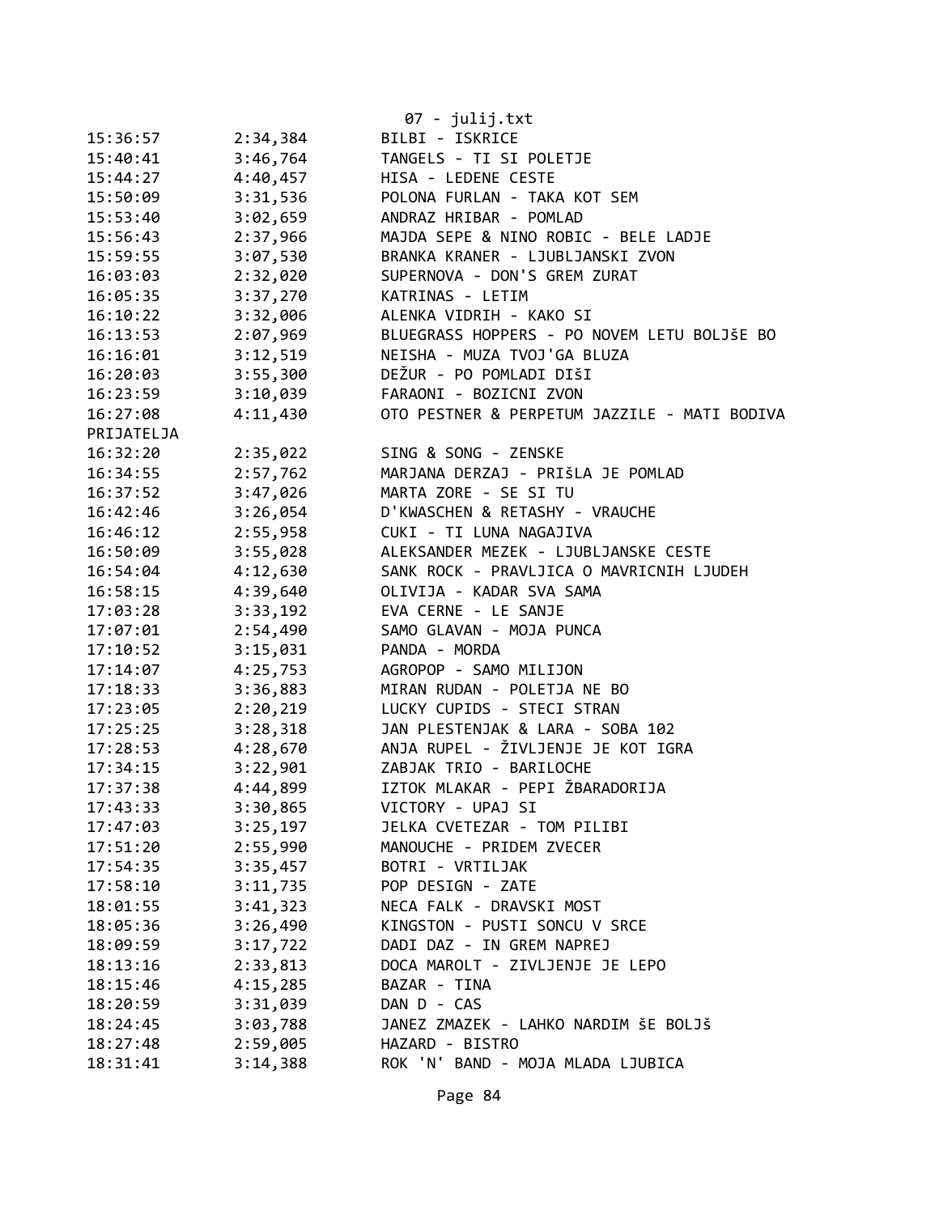07 - julij.txt

```
15:36:57        2:34,384        BILBI - ISKRICE
15:40:41        3:46,764        TANGELS - TI SI POLETJE
15:44:27        4:40,457        HISA - LEDENE CESTE
15:50:09        3:31,536        POLONA FURLAN - TAKA KOT SEM
15:53:40        3:02,659        ANDRAZ HRIBAR - POMLAD
15:56:43        2:37,966        MAJDA SEPE & NINO ROBIC - BELE LADJE
15:59:55        3:07,530        BRANKA KRANER - LJUBLJANSKI ZVON
16:03:03        2:32,020        SUPERNOVA - DON'S GREM ZURAT
16:05:35        3:37,270        KATRINAS - LETIM
16:10:22        3:32,006        ALENKA VIDRIH - KAKO SI
16:13:53        2:07,969        BLUEGRASS HOPPERS - PO NOVEM LETU BOLJŠE BO
16:16:01        3:12,519        NEISHA - MUZA TVOJ'GA BLUZA
16:20:03        3:55,300        DEŽUR - PO POMLADI DIŠI
16:23:59        3:10,039        FARAONI - BOZICNI ZVON
16:27:08        4:11,430        OTO PESTNER & PERPETUM JAZZILE - MATI BODIVA
PRIJATELJA
16:32:20        2:35,022        SING & SONG - ZENSKE
16:34:55        2:57,762        MARJANA DERZAJ - PRIŠLA JE POMLAD
16:37:52        3:47,026        MARTA ZORE - SE SI TU
16:42:46        3:26,054        D'KWASCHEN & RETASHY - VRAUCHE
16:46:12        2:55,958        CUKI - TI LUNA NAGAJIVA
16:50:09        3:55,028        ALEKSANDER MEZEK - LJUBLJANSKE CESTE
16:54:04        4:12,630        SANK ROCK - PRAVLJICA O MAVRICNIH LJUDEH
16:58:15        4:39,640        OLIVIJA - KADAR SVA SAMA
17:03:28        3:33,192        EVA CERNE - LE SANJE
17:07:01        2:54,490        SAMO GLAVAN - MOJA PUNCA
17:10:52        3:15,031        PANDA - MORDA
17:14:07        4:25,753        AGROPOP - SAMO MILIJON
17:18:33        3:36,883        MIRAN RUDAN - POLETJA NE BO
17:23:05        2:20,219        LUCKY CUPIDS - STECI STRAN
17:25:25        3:28,318        JAN PLESTENJAK & LARA - SOBA 102
17:28:53        4:28,670        ANJA RUPEL - ŽIVLJENJE JE KOT IGRA
17:34:15        3:22,901        ZABJAK TRIO - BARILOCHE
17:37:38        4:44,899        IZTOK MLAKAR - PEPI ŽBARADORIJA
17:43:33        3:30,865        VICTORY - UPAJ SI
17:47:03        3:25,197        JELKA CVETEZAR - TOM PILIBI
17:51:20        2:55,990        MANOUCHE - PRIDEM ZVECER
17:54:35        3:35,457        BOTRI - VRTILJAK
17:58:10        3:11,735        POP DESIGN - ZATE
18:01:55        3:41,323        NECA FALK - DRAVSKI MOST
18:05:36        3:26,490        KINGSTON - PUSTI SONCU V SRCE
18:09:59        3:17,722        DADI DAZ - IN GREM NAPREJ
18:13:16        2:33,813        DOCA MAROLT - ZIVLJENJE JE LEPO
18:15:46        4:15,285        BAZAR - TINA
18:20:59        3:31,039        DAN D - CAS
18:24:45        3:03,788        JANEZ ZMAZEK - LAHKO NARDIM ŠE BOLJŠ
18:27:48        2:59,005        HAZARD - BISTRO
18:31:41        3:14,388        ROK 'N' BAND - MOJA MLADA LJUBICA
```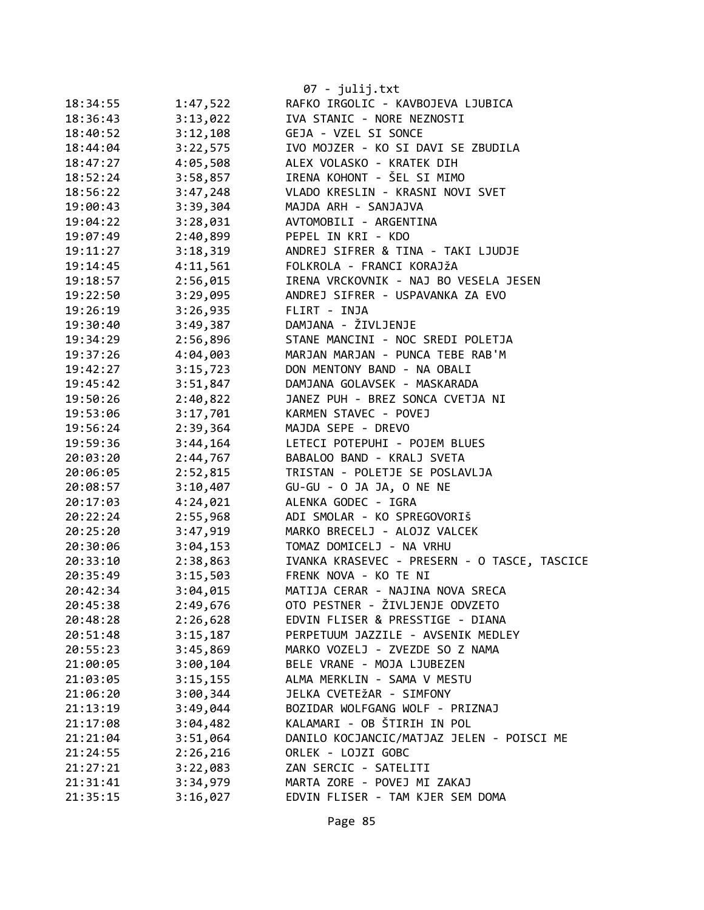07 - julij.txt

| | | |
|---|---|---|
| 18:34:55 | 1:47,522 | RAFKO IRGOLIC - KAVBOJEVA LJUBICA |
| 18:36:43 | 3:13,022 | IVA STANIC - NORE NEZNOSTI |
| 18:40:52 | 3:12,108 | GEJA - VZEL SI SONCE |
| 18:44:04 | 3:22,575 | IVO MOJZER - KO SI DAVI SE ZBUDILA |
| 18:47:27 | 4:05,508 | ALEX VOLASKO - KRATEK DIH |
| 18:52:24 | 3:58,857 | IRENA KOHONT - ŠEL SI MIMO |
| 18:56:22 | 3:47,248 | VLADO KRESLIN - KRASNI NOVI SVET |
| 19:00:43 | 3:39,304 | MAJDA ARH - SANJAJVA |
| 19:04:22 | 3:28,031 | AVTOMOBILI - ARGENTINA |
| 19:07:49 | 2:40,899 | PEPEL IN KRI - KDO |
| 19:11:27 | 3:18,319 | ANDREJ SIFRER & TINA - TAKI LJUDJE |
| 19:14:45 | 4:11,561 | FOLKROLA - FRANCI KORAJžA |
| 19:18:57 | 2:56,015 | IRENA VRCKOVNIK - NAJ BO VESELA JESEN |
| 19:22:50 | 3:29,095 | ANDREJ SIFRER - USPAVANKA ZA EVO |
| 19:26:19 | 3:26,935 | FLIRT - INJA |
| 19:30:40 | 3:49,387 | DAMJANA - ŽIVLJENJE |
| 19:34:29 | 2:56,896 | STANE MANCINI - NOC SREDI POLETJA |
| 19:37:26 | 4:04,003 | MARJAN MARJAN - PUNCA TEBE RAB'M |
| 19:42:27 | 3:15,723 | DON MENTONY BAND - NA OBALI |
| 19:45:42 | 3:51,847 | DAMJANA GOLAVSEK - MASKARADA |
| 19:50:26 | 2:40,822 | JANEZ PUH - BREZ SONCA CVETJA NI |
| 19:53:06 | 3:17,701 | KARMEN STAVEC - POVEJ |
| 19:56:24 | 2:39,364 | MAJDA SEPE - DREVO |
| 19:59:36 | 3:44,164 | LETECI POTEPUHI - POJEM BLUES |
| 20:03:20 | 2:44,767 | BABALOO BAND - KRALJ SVETA |
| 20:06:05 | 2:52,815 | TRISTAN - POLETJE SE POSLAVLJA |
| 20:08:57 | 3:10,407 | GU-GU - O JA JA, O NE NE |
| 20:17:03 | 4:24,021 | ALENKA GODEC - IGRA |
| 20:22:24 | 2:55,968 | ADI SMOLAR - KO SPREGOVORIš |
| 20:25:20 | 3:47,919 | MARKO BRECELJ - ALOJZ VALCEK |
| 20:30:06 | 3:04,153 | TOMAZ DOMICELJ - NA VRHU |
| 20:33:10 | 2:38,863 | IVANKA KRASEVEC - PRESERN - O TASCE, TASCICE |
| 20:35:49 | 3:15,503 | FRENK NOVA - KO TE NI |
| 20:42:34 | 3:04,015 | MATIJA CERAR - NAJINA NOVA SRECA |
| 20:45:38 | 2:49,676 | OTO PESTNER - ŽIVLJENJE ODVZETO |
| 20:48:28 | 2:26,628 | EDVIN FLISER & PRESSTIGE - DIANA |
| 20:51:48 | 3:15,187 | PERPETUUM JAZZILE - AVSENIK MEDLEY |
| 20:55:23 | 3:45,869 | MARKO VOZELJ - ZVEZDE SO Z NAMA |
| 21:00:05 | 3:00,104 | BELE VRANE - MOJA LJUBEZEN |
| 21:03:05 | 3:15,155 | ALMA MERKLIN - SAMA V MESTU |
| 21:06:20 | 3:00,344 | JELKA CVETEžAR - SIMFONY |
| 21:13:19 | 3:49,044 | BOZIDAR WOLFGANG WOLF - PRIZNAJ |
| 21:17:08 | 3:04,482 | KALAMARI - OB ŠTIRIH IN POL |
| 21:21:04 | 3:51,064 | DANILO KOCJANCIC/MATJAZ JELEN - POISCI ME |
| 21:24:55 | 2:26,216 | ORLEK - LOJZI GOBC |
| 21:27:21 | 3:22,083 | ZAN SERCIC - SATELITI |
| 21:31:41 | 3:34,979 | MARTA ZORE - POVEJ MI ZAKAJ |
| 21:35:15 | 3:16,027 | EDVIN FLISER - TAM KJER SEM DOMA |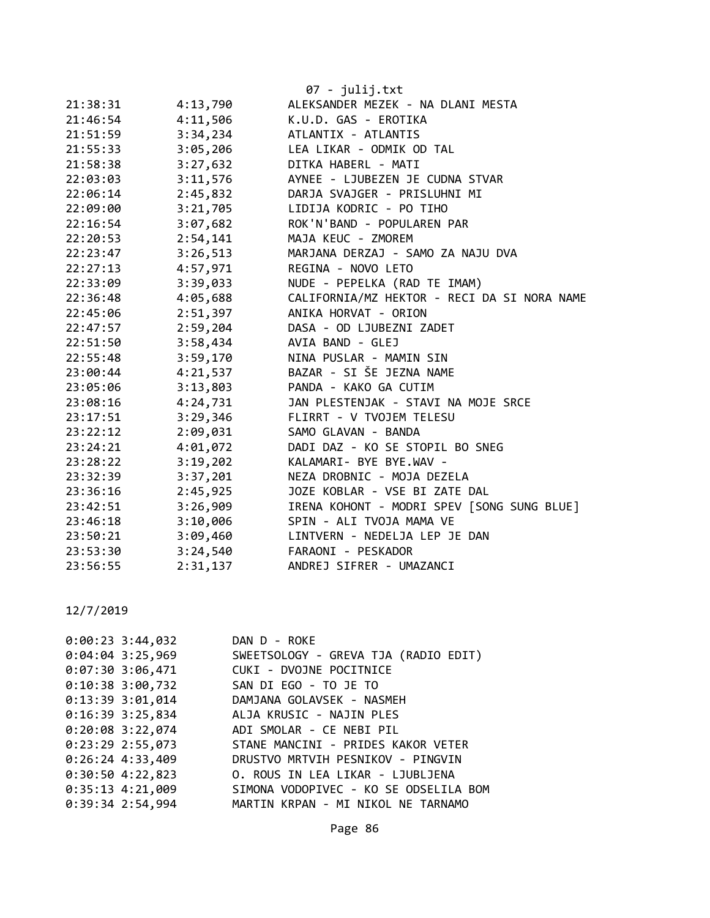07 - julij.txt

```
21:38:31        4:13,790        ALEKSANDER MEZEK - NA DLANI MESTA
21:46:54        4:11,506        K.U.D. GAS - EROTIKA
21:51:59        3:34,234        ATLANTIX - ATLANTIS
21:55:33        3:05,206        LEA LIKAR - ODMIK OD TAL
21:58:38        3:27,632        DITKA HABERL - MATI
22:03:03        3:11,576        AYNEE - LJUBEZEN JE CUDNA STVAR
22:06:14        2:45,832        DARJA SVAJGER - PRISLUHNI MI
22:09:00        3:21,705        LIDIJA KODRIC - PO TIHO
22:16:54        3:07,682        ROK'N'BAND - POPULAREN PAR
22:20:53        2:54,141        MAJA KEUC - ZMOREM
22:23:47        3:26,513        MARJANA DERZAJ - SAMO ZA NAJU DVA
22:27:13        4:57,971        REGINA - NOVO LETO
22:33:09        3:39,033        NUDE - PEPELKA (RAD TE IMAM)
22:36:48        4:05,688        CALIFORNIA/MZ HEKTOR - RECI DA SI NORA NAME
22:45:06        2:51,397        ANIKA HORVAT - ORION
22:47:57        2:59,204        DASA - OD LJUBEZNI ZADET
22:51:50        3:58,434        AVIA BAND - GLEJ
22:55:48        3:59,170        NINA PUSLAR - MAMIN SIN
23:00:44        4:21,537        BAZAR - SI ŠE JEZNA NAME
23:05:06        3:13,803        PANDA - KAKO GA CUTIM
23:08:16        4:24,731        JAN PLESTENJAK - STAVI NA MOJE SRCE
23:17:51        3:29,346        FLIRRT - V TVOJEM TELESU
23:22:12        2:09,031        SAMO GLAVAN - BANDA
23:24:21        4:01,072        DADI DAZ - KO SE STOPIL BO SNEG
23:28:22        3:19,202        KALAMARI- BYE BYE.WAV -
23:32:39        3:37,201        NEZA DROBNIC - MOJA DEZELA
23:36:16        2:45,925        JOZE KOBLAR - VSE BI ZATE DAL
23:42:51        3:26,909        IRENA KOHONT - MODRI SPEV [SONG SUNG BLUE]
23:46:18        3:10,006        SPIN - ALI TVOJA MAMA VE
23:50:21        3:09,460        LINTVERN - NEDELJA LEP JE DAN
23:53:30        3:24,540        FARAONI - PESKADOR
23:56:55        2:31,137        ANDREJ SIFRER - UMAZANCI
```

12/7/2019

```
0:00:23 3:44,032        DAN D - ROKE
0:04:04 3:25,969        SWEETSOLOGY - GREVA TJA (RADIO EDIT)
0:07:30 3:06,471        CUKI - DVOJNE POCITNICE
0:10:38 3:00,732        SAN DI EGO - TO JE TO
0:13:39 3:01,014        DAMJANA GOLAVSEK - NASMEH
0:16:39 3:25,834        ALJA KRUSIC - NAJIN PLES
0:20:08 3:22,074        ADI SMOLAR - CE NEBI PIL
0:23:29 2:55,073        STANE MANCINI - PRIDES KAKOR VETER
0:26:24 4:33,409        DRUSTVO MRTVIH PESNIKOV - PINGVIN
0:30:50 4:22,823        O. ROUS IN LEA LIKAR - LJUBLJENA
0:35:13 4:21,009        SIMONA VODOPIVEC - KO SE ODSELILA BOM
0:39:34 2:54,994        MARTIN KRPAN - MI NIKOL NE TARNAMO
```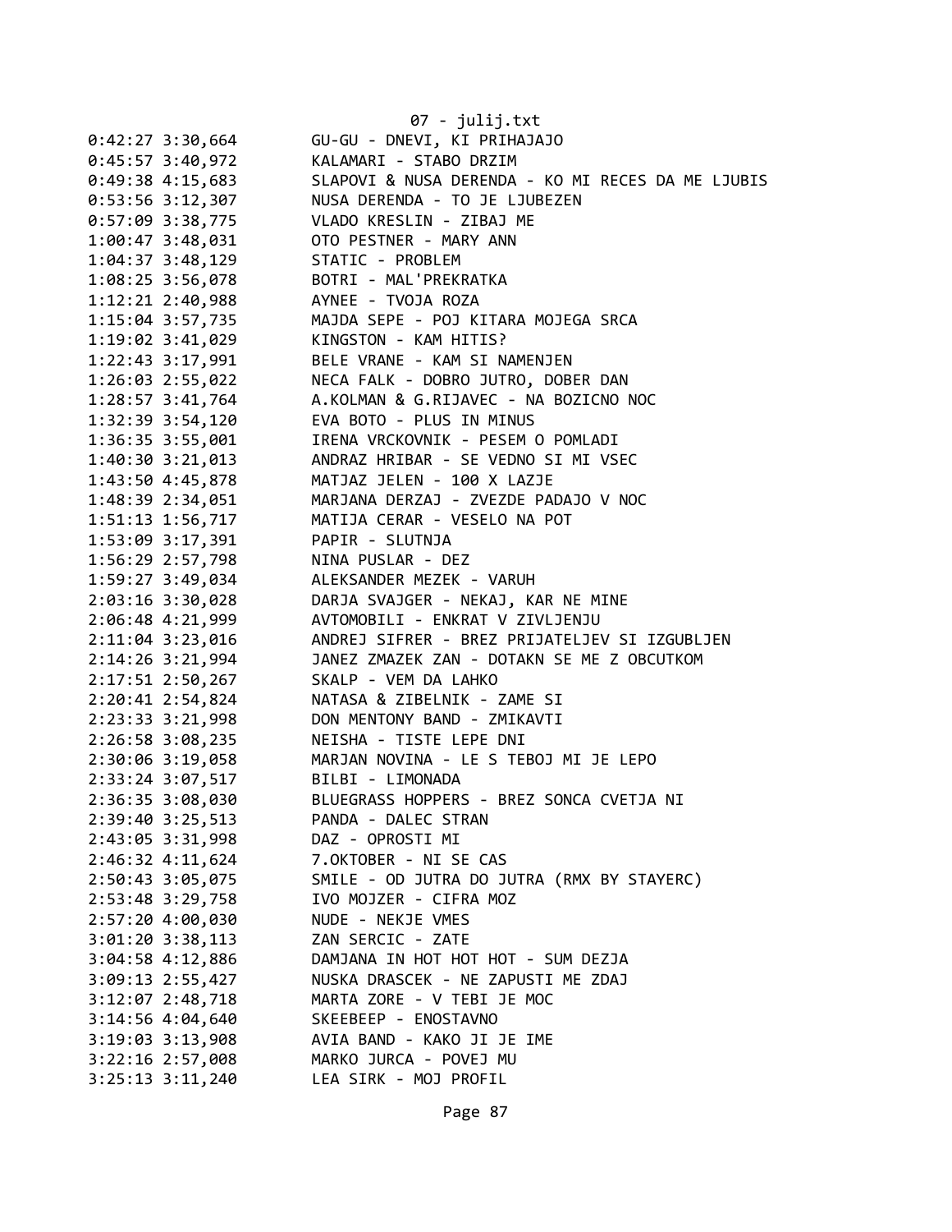0:42:27 3:30,664 GU-GU - DNEVI, KI PRIHAJAJO
0:45:57 3:40,972 KALAMARI - STABO DRZIM
0:49:38 4:15,683 SLAPOVI & NUSA DERENDA - KO MI RECES DA ME LJUBIS
0:53:56 3:12,307 NUSA DERENDA - TO JE LJUBEZEN
0:57:09 3:38,775 VLADO KRESLIN - ZIBAJ ME
1:00:47 3:48,031 OTO PESTNER - MARY ANN
1:04:37 3:48,129 STATIC - PROBLEM
1:08:25 3:56,078 BOTRI - MAL'PREKRATKA
1:12:21 2:40,988 AYNEE - TVOJA ROZA
1:15:04 3:57,735 MAJDA SEPE - POJ KITARA MOJEGA SRCA
1:19:02 3:41,029 KINGSTON - KAM HITIS?
1:22:43 3:17,991 BELE VRANE - KAM SI NAMENJEN
1:26:03 2:55,022 NECA FALK - DOBRO JUTRO, DOBER DAN
1:28:57 3:41,764 A.KOLMAN & G.RIJAVEC - NA BOZICNO NOC
1:32:39 3:54,120 EVA BOTO - PLUS IN MINUS
1:36:35 3:55,001 IRENA VRCKOVNIK - PESEM O POMLADI
1:40:30 3:21,013 ANDRAZ HRIBAR - SE VEDNO SI MI VSEC
1:43:50 4:45,878 MATJAZ JELEN - 100 X LAZJE
1:48:39 2:34,051 MARJANA DERZAJ - ZVEZDE PADAJO V NOC
1:51:13 1:56,717 MATIJA CERAR - VESELO NA POT
1:53:09 3:17,391 PAPIR - SLUTNJA
1:56:29 2:57,798 NINA PUSLAR - DEZ
1:59:27 3:49,034 ALEKSANDER MEZEK - VARUH
2:03:16 3:30,028 DARJA SVAJGER - NEKAJ, KAR NE MINE
2:06:48 4:21,999 AVTOMOBILI - ENKRAT V ZIVLJENJU
2:11:04 3:23,016 ANDREJ SIFRER - BREZ PRIJATELJEV SI IZGUBLJEN
2:14:26 3:21,994 JANEZ ZMAZEK ZAN - DOTAKN SE ME Z OBCUTKOM
2:17:51 2:50,267 SKALP - VEM DA LAHKO
2:20:41 2:54,824 NATASA & ZIBELNIK - ZAME SI
2:23:33 3:21,998 DON MENTONY BAND - ZMIKAVTI
2:26:58 3:08,235 NEISHA - TISTE LEPE DNI
2:30:06 3:19,058 MARJAN NOVINA - LE S TEBOJ MI JE LEPO
2:33:24 3:07,517 BILBI - LIMONADA
2:36:35 3:08,030 BLUEGRASS HOPPERS - BREZ SONCA CVETJA NI
2:39:40 3:25,513 PANDA - DALEC STRAN
2:43:05 3:31,998 DAZ - OPROSTI MI
2:46:32 4:11,624 7.OKTOBER - NI SE CAS
2:50:43 3:05,075 SMILE - OD JUTRA DO JUTRA (RMX BY STAYERC)
2:53:48 3:29,758 IVO MOJZER - CIFRA MOZ
2:57:20 4:00,030 NUDE - NEKJE VMES
3:01:20 3:38,113 ZAN SERCIC - ZATE
3:04:58 4:12,886 DAMJANA IN HOT HOT HOT - SUM DEZJA
3:09:13 2:55,427 NUSKA DRASCEK - NE ZAPUSTI ME ZDAJ
3:12:07 2:48,718 MARTA ZORE - V TEBI JE MOC
3:14:56 4:04,640 SKEEBEEP - ENOSTAVNO
3:19:03 3:13,908 AVIA BAND - KAKO JI JE IME
3:22:16 2:57,008 MARKO JURCA - POVEJ MU
3:25:13 3:11,240 LEA SIRK - MOJ PROFIL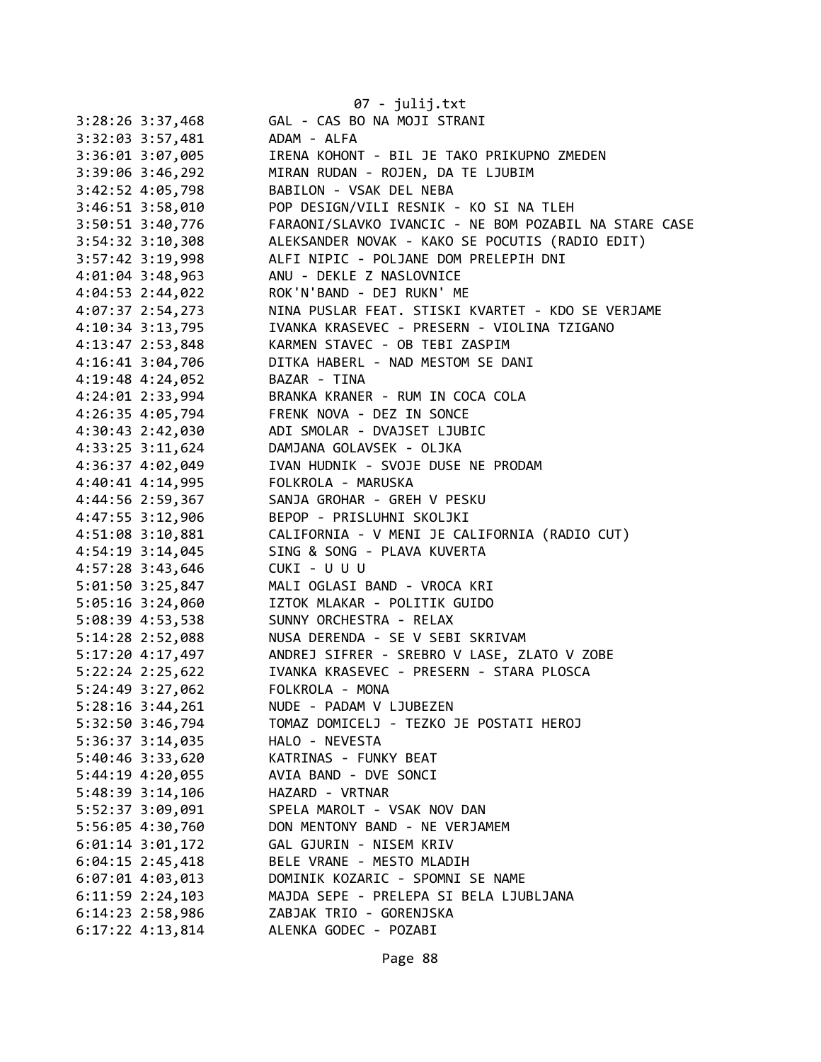```
3:28:26 3:37,468        GAL - CAS BO NA MOJI STRANI
3:32:03 3:57,481        ADAM - ALFA
3:36:01 3:07,005        IRENA KOHONT - BIL JE TAKO PRIKUPNO ZMEDEN
3:39:06 3:46,292        MIRAN RUDAN - ROJEN, DA TE LJUBIM
3:42:52 4:05,798        BABILON - VSAK DEL NEBA
3:46:51 3:58,010        POP DESIGN/VILI RESNIK - KO SI NA TLEH
3:50:51 3:40,776        FARAONI/SLAVKO IVANCIC - NE BOM POZABIL NA STARE CASE
3:54:32 3:10,308        ALEKSANDER NOVAK - KAKO SE POCUTIS (RADIO EDIT)
3:57:42 3:19,998        ALFI NIPIC - POLJANE DOM PRELEPIH DNI
4:01:04 3:48,963        ANU - DEKLE Z NASLOVNICE
4:04:53 2:44,022        ROK'N'BAND - DEJ RUKN' ME
4:07:37 2:54,273        NINA PUSLAR FEAT. STISKI KVARTET - KDO SE VERJAME
4:10:34 3:13,795        IVANKA KRASEVEC - PRESERN - VIOLINA TZIGANO
4:13:47 2:53,848        KARMEN STAVEC - OB TEBI ZASPIM
4:16:41 3:04,706        DITKA HABERL - NAD MESTOM SE DANI
4:19:48 4:24,052        BAZAR - TINA
4:24:01 2:33,994        BRANKA KRANER - RUM IN COCA COLA
4:26:35 4:05,794        FRENK NOVA - DEZ IN SONCE
4:30:43 2:42,030        ADI SMOLAR - DVAJSET LJUBIC
4:33:25 3:11,624        DAMJANA GOLAVSEK - OLJKA
4:36:37 4:02,049        IVAN HUDNIK - SVOJE DUSE NE PRODAM
4:40:41 4:14,995        FOLKROLA - MARUSKA
4:44:56 2:59,367        SANJA GROHAR - GREH V PESKU
4:47:55 3:12,906        BEPOP - PRISLUHNI SKOLJKI
4:51:08 3:10,881        CALIFORNIA - V MENI JE CALIFORNIA (RADIO CUT)
4:54:19 3:14,045        SING & SONG - PLAVA KUVERTA
4:57:28 3:43,646        CUKI - U U U
5:01:50 3:25,847        MALI OGLASI BAND - VROCA KRI
5:05:16 3:24,060        IZTOK MLAKAR - POLITIK GUIDO
5:08:39 4:53,538        SUNNY ORCHESTRA - RELAX
5:14:28 2:52,088        NUSA DERENDA - SE V SEBI SKRIVAM
5:17:20 4:17,497        ANDREJ SIFRER - SREBRO V LASE, ZLATO V ZOBE
5:22:24 2:25,622        IVANKA KRASEVEC - PRESERN - STARA PLOSCA
5:24:49 3:27,062        FOLKROLA - MONA
5:28:16 3:44,261        NUDE - PADAM V LJUBEZEN
5:32:50 3:46,794        TOMAZ DOMICELJ - TEZKO JE POSTATI HEROJ
5:36:37 3:14,035        HALO - NEVESTA
5:40:46 3:33,620        KATRINAS - FUNKY BEAT
5:44:19 4:20,055        AVIA BAND - DVE SONCI
5:48:39 3:14,106        HAZARD - VRTNAR
5:52:37 3:09,091        SPELA MAROLT - VSAK NOV DAN
5:56:05 4:30,760        DON MENTONY BAND - NE VERJAMEM
6:01:14 3:01,172        GAL GJURIN - NISEM KRIV
6:04:15 2:45,418        BELE VRANE - MESTO MLADIH
6:07:01 4:03,013        DOMINIK KOZARIC - SPOMNI SE NAME
6:11:59 2:24,103        MAJDA SEPE - PRELEPA SI BELA LJUBLJANA
6:14:23 2:58,986        ZABJAK TRIO - GORENJSKA
6:17:22 4:13,814        ALENKA GODEC - POZABI
```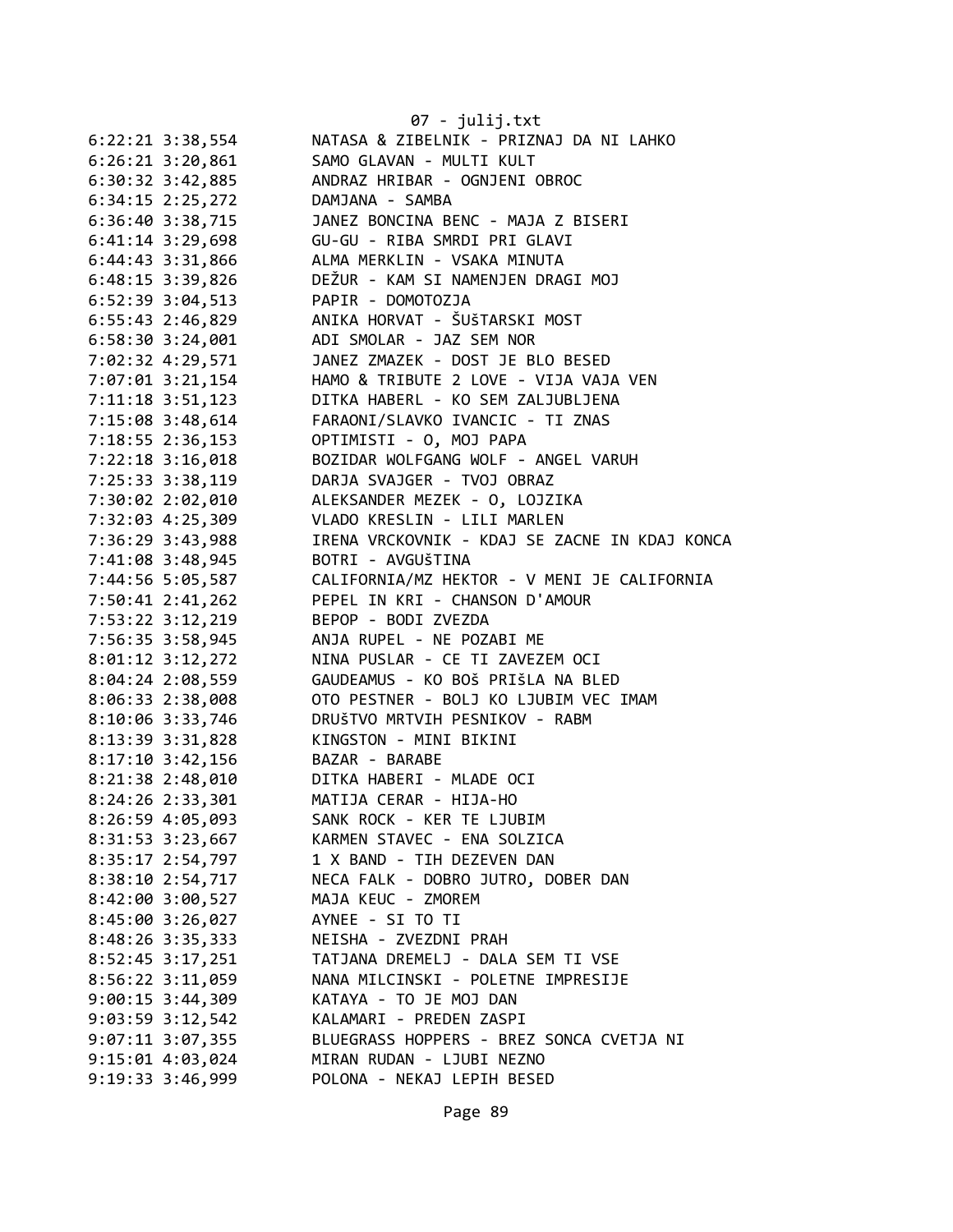07 - julij.txt

```
6:22:21 3:38,554        NATASA & ZIBELNIK - PRIZNAJ DA NI LAHKO
6:26:21 3:20,861        SAMO GLAVAN - MULTI KULT
6:30:32 3:42,885        ANDRAZ HRIBAR - OGNJENI OBROC
6:34:15 2:25,272        DAMJANA - SAMBA
6:36:40 3:38,715        JANEZ BONCINA BENC - MAJA Z BISERI
6:41:14 3:29,698        GU-GU - RIBA SMRDI PRI GLAVI
6:44:43 3:31,866        ALMA MERKLIN - VSAKA MINUTA
6:48:15 3:39,826        DEŽUR - KAM SI NAMENJEN DRAGI MOJ
6:52:39 3:04,513        PAPIR - DOMOTOZJA
6:55:43 2:46,829        ANIKA HORVAT - ŠUŠTARSKI MOST
6:58:30 3:24,001        ADI SMOLAR - JAZ SEM NOR
7:02:32 4:29,571        JANEZ ZMAZEK - DOST JE BLO BESED
7:07:01 3:21,154        HAMO & TRIBUTE 2 LOVE - VIJA VAJA VEN
7:11:18 3:51,123        DITKA HABERL - KO SEM ZALJUBLJENA
7:15:08 3:48,614        FARAONI/SLAVKO IVANCIC - TI ZNAS
7:18:55 2:36,153        OPTIMISTI - O, MOJ PAPA
7:22:18 3:16,018        BOZIDAR WOLFGANG WOLF - ANGEL VARUH
7:25:33 3:38,119        DARJA SVAJGER - TVOJ OBRAZ
7:30:02 2:02,010        ALEKSANDER MEZEK - O, LOJZIKA
7:32:03 4:25,309        VLADO KRESLIN - LILI MARLEN
7:36:29 3:43,988        IRENA VRCKOVNIK - KDAJ SE ZACNE IN KDAJ KONCA
7:41:08 3:48,945        BOTRI - AVGUŠTINA
7:44:56 5:05,587        CALIFORNIA/MZ HEKTOR - V MENI JE CALIFORNIA
7:50:41 2:41,262        PEPEL IN KRI - CHANSON D'AMOUR
7:53:22 3:12,219        BEPOP - BODI ZVEZDA
7:56:35 3:58,945        ANJA RUPEL - NE POZABI ME
8:01:12 3:12,272        NINA PUSLAR - CE TI ZAVEZEM OCI
8:04:24 2:08,559        GAUDEAMUS - KO BOŠ PRIŠLA NA BLED
8:06:33 2:38,008        OTO PESTNER - BOLJ KO LJUBIM VEC IMAM
8:10:06 3:33,746        DRUŠTVO MRTVIH PESNIKOV - RABM
8:13:39 3:31,828        KINGSTON - MINI BIKINI
8:17:10 3:42,156        BAZAR - BARABE
8:21:38 2:48,010        DITKA HABERI - MLADE OCI
8:24:26 2:33,301        MATIJA CERAR - HIJA-HO
8:26:59 4:05,093        SANK ROCK - KER TE LJUBIM
8:31:53 3:23,667        KARMEN STAVEC - ENA SOLZICA
8:35:17 2:54,797        1 X BAND - TIH DEZEVEN DAN
8:38:10 2:54,717        NECA FALK - DOBRO JUTRO, DOBER DAN
8:42:00 3:00,527        MAJA KEUC - ZMOREM
8:45:00 3:26,027        AYNEE - SI TO TI
8:48:26 3:35,333        NEISHA - ZVEZDNI PRAH
8:52:45 3:17,251        TATJANA DREMELJ - DALA SEM TI VSE
8:56:22 3:11,059        NANA MILCINSKI - POLETNE IMPRESIJE
9:00:15 3:44,309        KATAYA - TO JE MOJ DAN
9:03:59 3:12,542        KALAMARI - PREDEN ZASPI
9:07:11 3:07,355        BLUEGRASS HOPPERS - BREZ SONCA CVETJA NI
9:15:01 4:03,024        MIRAN RUDAN - LJUBI NEZNO
9:19:33 3:46,999        POLONA - NEKAJ LEPIH BESED
```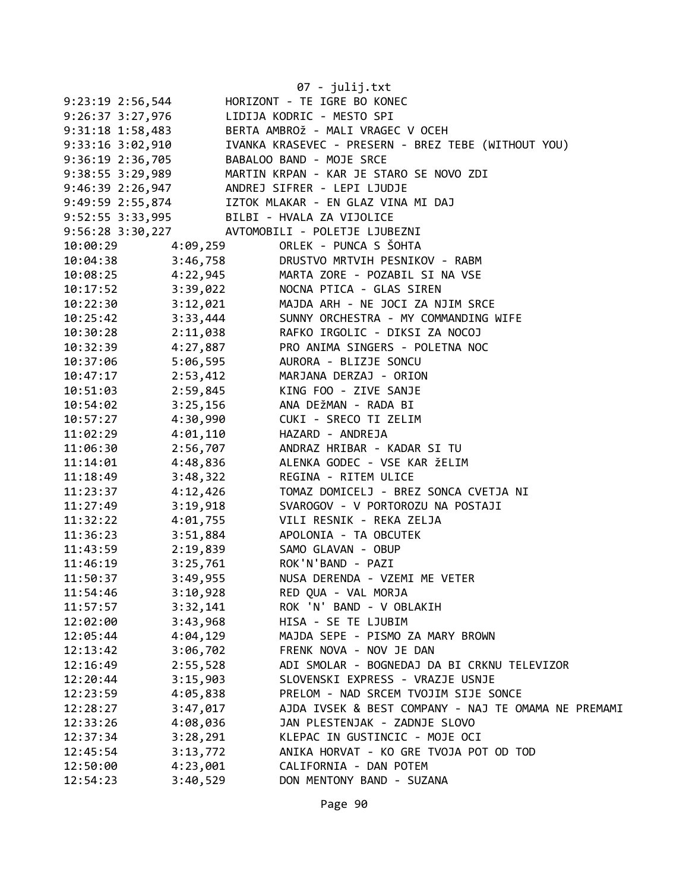```
9:23:19 2:56,544        HORIZONT - TE IGRE BO KONEC
9:26:37 3:27,976        LIDIJA KODRIC - MESTO SPI
9:31:18 1:58,483        BERTA AMBROž - MALI VRAGEC V OCEH
9:33:16 3:02,910        IVANKA KRASEVEC - PRESERN - BREZ TEBE (WITHOUT YOU)
9:36:19 2:36,705        BABALOO BAND - MOJE SRCE
9:38:55 3:29,989        MARTIN KRPAN - KAR JE STARO SE NOVO ZDI
9:46:39 2:26,947        ANDREJ SIFRER - LEPI LJUDJE
9:49:59 2:55,874        IZTOK MLAKAR - EN GLAZ VINA MI DAJ
9:52:55 3:33,995        BILBI - HVALA ZA VIJOLICE
9:56:28 3:30,227        AVTOMOBILI - POLETJE LJUBEZNI
10:00:29        4:09,259        ORLEK - PUNCA S ŠOHTA
10:04:38        3:46,758        DRUSTVO MRTVIH PESNIKOV - RABM
10:08:25        4:22,945        MARTA ZORE - POZABIL SI NA VSE
10:17:52        3:39,022        NOCNA PTICA - GLAS SIREN
10:22:30        3:12,021        MAJDA ARH - NE JOCI ZA NJIM SRCE
10:25:42        3:33,444        SUNNY ORCHESTRA - MY COMMANDING WIFE
10:30:28        2:11,038        RAFKO IRGOLIC - DIKSI ZA NOCOJ
10:32:39        4:27,887        PRO ANIMA SINGERS - POLETNA NOC
10:37:06        5:06,595        AURORA - BLIZJE SONCU
10:47:17        2:53,412        MARJANA DERZAJ - ORION
10:51:03        2:59,845        KING FOO - ZIVE SANJE
10:54:02        3:25,156        ANA DEžMAN - RADA BI
10:57:27        4:30,990        CUKI - SRECO TI ZELIM
11:02:29        4:01,110        HAZARD - ANDREJA
11:06:30        2:56,707        ANDRAZ HRIBAR - KADAR SI TU
11:14:01        4:48,836        ALENKA GODEC - VSE KAR žELIM
11:18:49        3:48,322        REGINA - RITEM ULICE
11:23:37        4:12,426        TOMAZ DOMICELJ - BREZ SONCA CVETJA NI
11:27:49        3:19,918        SVAROGOV - V PORTOROZU NA POSTAJI
11:32:22        4:01,755        VILI RESNIK - REKA ZELJA
11:36:23        3:51,884        APOLONIA - TA OBCUTEK
11:43:59        2:19,839        SAMO GLAVAN - OBUP
11:46:19        3:25,761        ROK'N'BAND - PAZI
11:50:37        3:49,955        NUSA DERENDA - VZEMI ME VETER
11:54:46        3:10,928        RED QUA - VAL MORJA
11:57:57        3:32,141        ROK 'N' BAND - V OBLAKIH
12:02:00        3:43,968        HISA - SE TE LJUBIM
12:05:44        4:04,129        MAJDA SEPE - PISMO ZA MARY BROWN
12:13:42        3:06,702        FRENK NOVA - NOV JE DAN
12:16:49        2:55,528        ADI SMOLAR - BOGNEDAJ DA BI CRKNU TELEVIZOR
12:20:44        3:15,903        SLOVENSKI EXPRESS - VRAZJE USNJE
12:23:59        4:05,838        PRELOM - NAD SRCEM TVOJIM SIJE SONCE
12:28:27        3:47,017        AJDA IVSEK & BEST COMPANY - NAJ TE OMAMA NE PREMAMI
12:33:26        4:08,036        JAN PLESTENJAK - ZADNJE SLOVO
12:37:34        3:28,291        KLEPAC IN GUSTINCIC - MOJE OCI
12:45:54        3:13,772        ANIKA HORVAT - KO GRE TVOJA POT OD TOD
12:50:00        4:23,001        CALIFORNIA - DAN POTEM
12:54:23        3:40,529        DON MENTONY BAND - SUZANA
```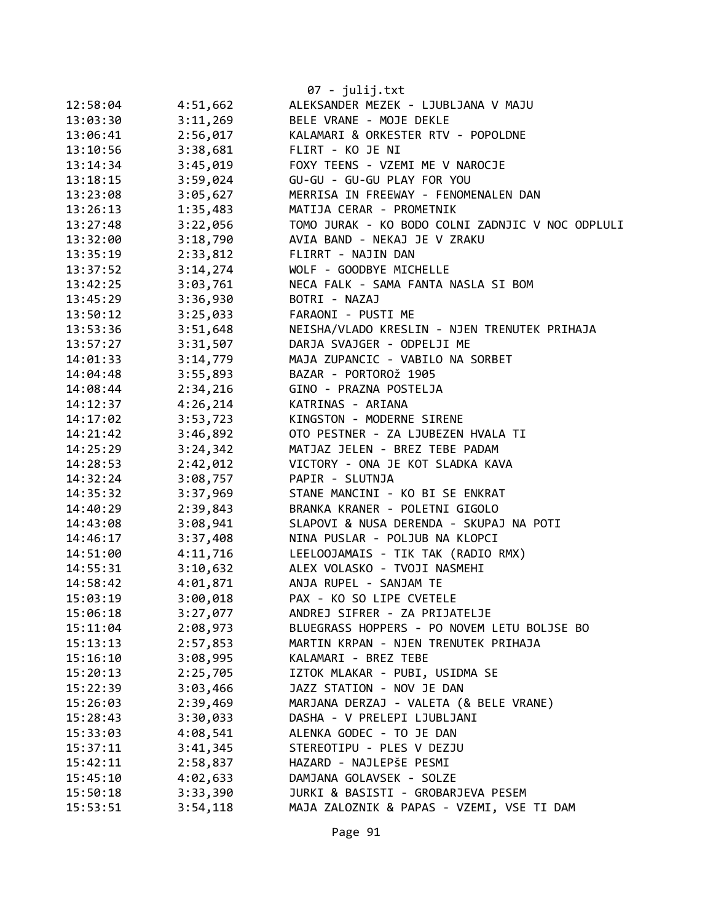07 - julij.txt

```
12:58:04        4:51,662        ALEKSANDER MEZEK - LJUBLJANA V MAJU
13:03:30        3:11,269        BELE VRANE - MOJE DEKLE
13:06:41        2:56,017        KALAMARI & ORKESTER RTV - POPOLDNE
13:10:56        3:38,681        FLIRT - KO JE NI
13:14:34        3:45,019        FOXY TEENS - VZEMI ME V NAROCJE
13:18:15        3:59,024        GU-GU - GU-GU PLAY FOR YOU
13:23:08        3:05,627        MERRISA IN FREEWAY - FENOMENALEN DAN
13:26:13        1:35,483        MATIJA CERAR - PROMETNIK
13:27:48        3:22,056        TOMO JURAK - KO BODO COLNI ZADNJIC V NOC ODPLULI
13:32:00        3:18,790        AVIA BAND - NEKAJ JE V ZRAKU
13:35:19        2:33,812        FLIRRT - NAJIN DAN
13:37:52        3:14,274        WOLF - GOODBYE MICHELLE
13:42:25        3:03,761        NECA FALK - SAMA FANTA NASLA SI BOM
13:45:29        3:36,930        BOTRI - NAZAJ
13:50:12        3:25,033        FARAONI - PUSTI ME
13:53:36        3:51,648        NEISHA/VLADO KRESLIN - NJEN TRENUTEK PRIHAJA
13:57:27        3:31,507        DARJA SVAJGER - ODPELJI ME
14:01:33        3:14,779        MAJA ZUPANCIC - VABILO NA SORBET
14:04:48        3:55,893        BAZAR - PORTOROž 1905
14:08:44        2:34,216        GINO - PRAZNA POSTELJA
14:12:37        4:26,214        KATRINAS - ARIANA
14:17:02        3:53,723        KINGSTON - MODERNE SIRENE
14:21:42        3:46,892        OTO PESTNER - ZA LJUBEZEN HVALA TI
14:25:29        3:24,342        MATJAZ JELEN - BREZ TEBE PADAM
14:28:53        2:42,012        VICTORY - ONA JE KOT SLADKA KAVA
14:32:24        3:08,757        PAPIR - SLUTNJA
14:35:32        3:37,969        STANE MANCINI - KO BI SE ENKRAT
14:40:29        2:39,843        BRANKA KRANER - POLETNI GIGOLO
14:43:08        3:08,941        SLAPOVI & NUSA DERENDA - SKUPAJ NA POTI
14:46:17        3:37,408        NINA PUSLAR - POLJUB NA KLOPCI
14:51:00        4:11,716        LEELOOJAMAIS - TIK TAK (RADIO RMX)
14:55:31        3:10,632        ALEX VOLASKO - TVOJI NASMEHI
14:58:42        4:01,871        ANJA RUPEL - SANJAM TE
15:03:19        3:00,018        PAX - KO SO LIPE CVETELE
15:06:18        3:27,077        ANDREJ SIFRER - ZA PRIJATELJE
15:11:04        2:08,973        BLUEGRASS HOPPERS - PO NOVEM LETU BOLJSE BO
15:13:13        2:57,853        MARTIN KRPAN - NJEN TRENUTEK PRIHAJA
15:16:10        3:08,995        KALAMARI - BREZ TEBE
15:20:13        2:25,705        IZTOK MLAKAR - PUBI, USIDMA SE
15:22:39        3:03,466        JAZZ STATION - NOV JE DAN
15:26:03        2:39,469        MARJANA DERZAJ - VALETA (& BELE VRANE)
15:28:43        3:30,033        DASHA - V PRELEPI LJUBLJANI
15:33:03        4:08,541        ALENKA GODEC - TO JE DAN
15:37:11        3:41,345        STEREOTIPU - PLES V DEZJU
15:42:11        2:58,837        HAZARD - NAJLEPšE PESMI
15:45:10        4:02,633        DAMJANA GOLAVSEK - SOLZE
15:50:18        3:33,390        JURKI & BASISTI - GROBARJEVA PESEM
15:53:51        3:54,118        MAJA ZALOZNIK & PAPAS - VZEMI, VSE TI DAM
```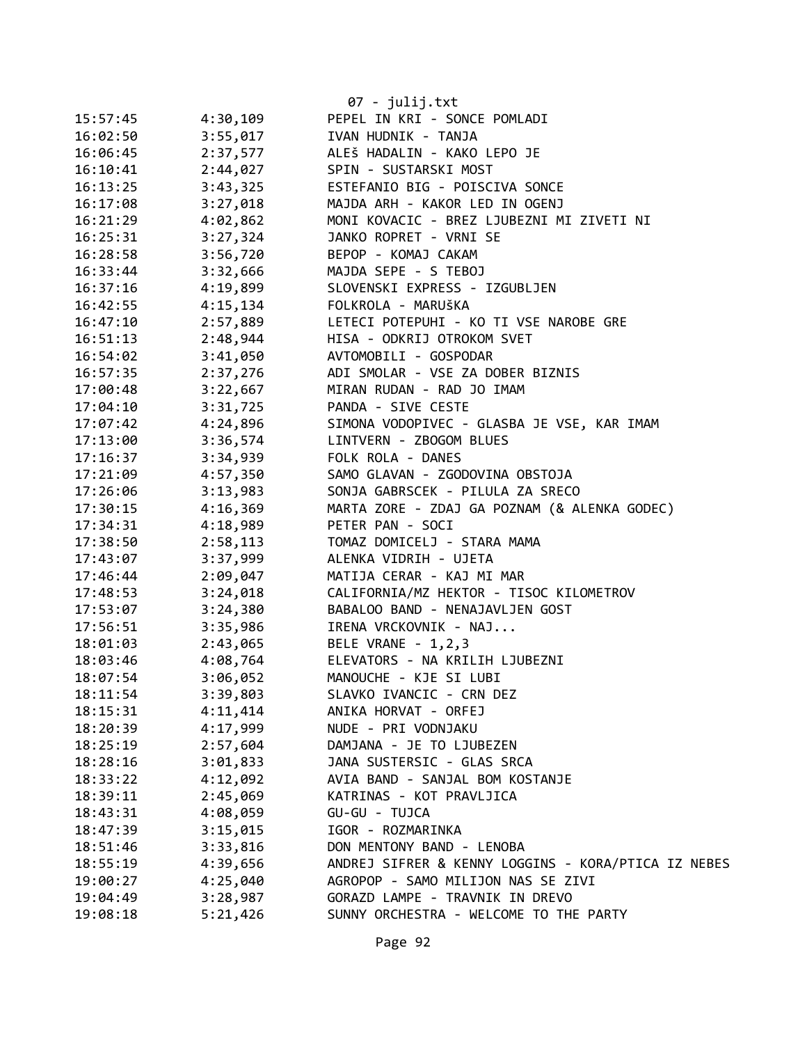07 - julij.txt

```
15:57:45        4:30,109        PEPEL IN KRI - SONCE POMLADI
16:02:50        3:55,017        IVAN HUDNIK - TANJA
16:06:45        2:37,577        ALEŠ HADALIN - KAKO LEPO JE
16:10:41        2:44,027        SPIN - SUSTARSKI MOST
16:13:25        3:43,325        ESTEFANIO BIG - POISCIVA SONCE
16:17:08        3:27,018        MAJDA ARH - KAKOR LED IN OGENJ
16:21:29        4:02,862        MONI KOVACIC - BREZ LJUBEZNI MI ZIVETI NI
16:25:31        3:27,324        JANKO ROPRET - VRNI SE
16:28:58        3:56,720        BEPOP - KOMAJ CAKAM
16:33:44        3:32,666        MAJDA SEPE - S TEBOJ
16:37:16        4:19,899        SLOVENSKI EXPRESS - IZGUBLJEN
16:42:55        4:15,134        FOLKROLA - MARUŠKA
16:47:10        2:57,889        LETECI POTEPUHI - KO TI VSE NAROBE GRE
16:51:13        2:48,944        HISA - ODKRIJ OTROKOM SVET
16:54:02        3:41,050        AVTOMOBILI - GOSPODAR
16:57:35        2:37,276        ADI SMOLAR - VSE ZA DOBER BIZNIS
17:00:48        3:22,667        MIRAN RUDAN - RAD JO IMAM
17:04:10        3:31,725        PANDA - SIVE CESTE
17:07:42        4:24,896        SIMONA VODOPIVEC - GLASBA JE VSE, KAR IMAM
17:13:00        3:36,574        LINTVERN - ZBOGOM BLUES
17:16:37        3:34,939        FOLK ROLA - DANES
17:21:09        4:57,350        SAMO GLAVAN - ZGODOVINA OBSTOJA
17:26:06        3:13,983        SONJA GABRSCEK - PILULA ZA SRECO
17:30:15        4:16,369        MARTA ZORE - ZDAJ GA POZNAM (& ALENKA GODEC)
17:34:31        4:18,989        PETER PAN - SOCI
17:38:50        2:58,113        TOMAZ DOMICELJ - STARA MAMA
17:43:07        3:37,999        ALENKA VIDRIH - UJETA
17:46:44        2:09,047        MATIJA CERAR - KAJ MI MAR
17:48:53        3:24,018        CALIFORNIA/MZ HEKTOR - TISOC KILOMETROV
17:53:07        3:24,380        BABALOO BAND - NENAJAVLJEN GOST
17:56:51        3:35,986        IRENA VRCKOVNIK - NAJ...
18:01:03        2:43,065        BELE VRANE - 1,2,3
18:03:46        4:08,764        ELEVATORS - NA KRILIH LJUBEZNI
18:07:54        3:06,052        MANOUCHE - KJE SI LUBI
18:11:54        3:39,803        SLAVKO IVANCIC - CRN DEZ
18:15:31        4:11,414        ANIKA HORVAT - ORFEJ
18:20:39        4:17,999        NUDE - PRI VODNJAKU
18:25:19        2:57,604        DAMJANA - JE TO LJUBEZEN
18:28:16        3:01,833        JANA SUSTERSIC - GLAS SRCA
18:33:22        4:12,092        AVIA BAND - SANJAL BOM KOSTANJE
18:39:11        2:45,069        KATRINAS - KOT PRAVLJICA
18:43:31        4:08,059        GU-GU - TUJCA
18:47:39        3:15,015        IGOR - ROZMARINKA
18:51:46        3:33,816        DON MENTONY BAND - LENOBA
18:55:19        4:39,656        ANDREJ SIFRER & KENNY LOGGINS - KORA/PTICA IZ NEBES
19:00:27        4:25,040        AGROPOP - SAMO MILIJON NAS SE ZIVI
19:04:49        3:28,987        GORAZD LAMPE - TRAVNIK IN DREVO
19:08:18        5:21,426        SUNNY ORCHESTRA - WELCOME TO THE PARTY
```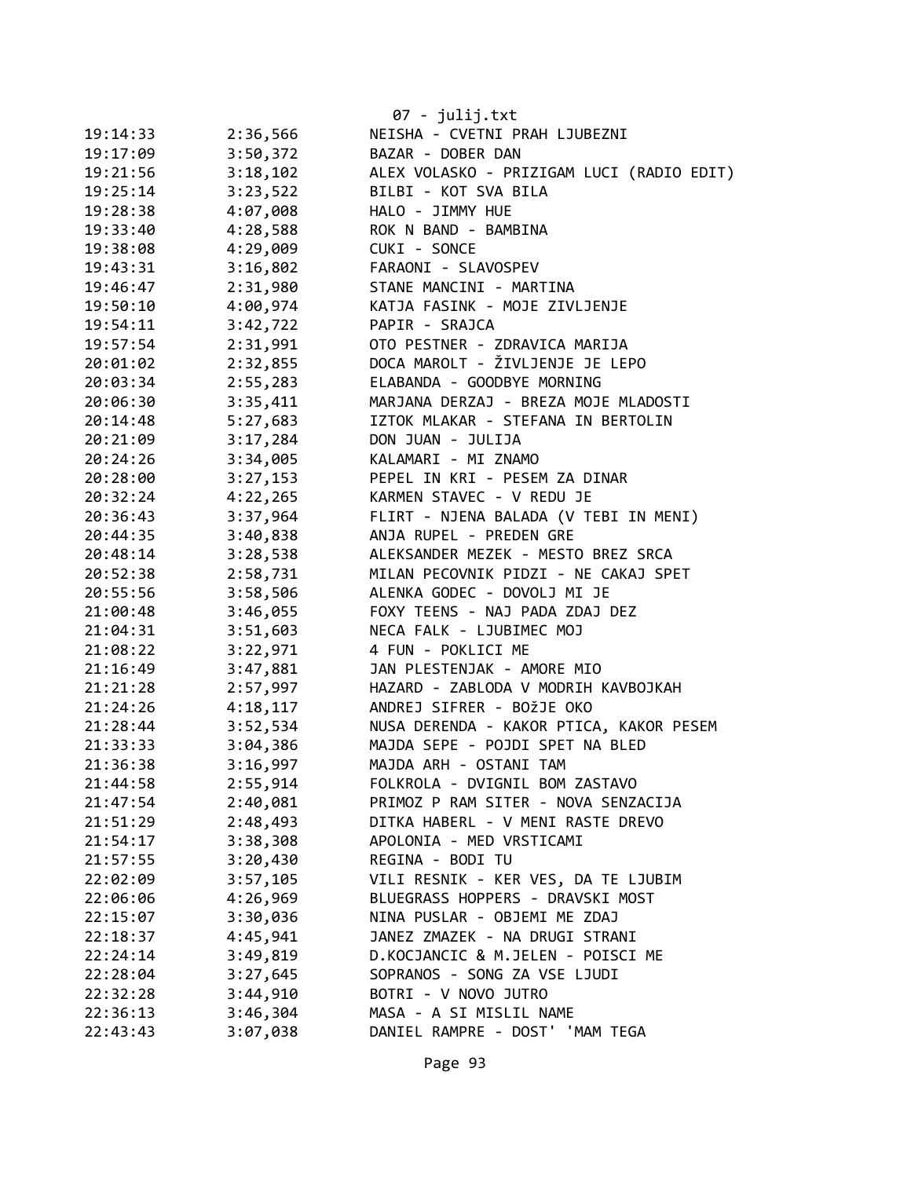07 - julij.txt

| | | |
|---|---|---|
| 19:14:33 | 2:36,566 | NEISHA - CVETNI PRAH LJUBEZNI |
| 19:17:09 | 3:50,372 | BAZAR - DOBER DAN |
| 19:21:56 | 3:18,102 | ALEX VOLASKO - PRIZIGAM LUCI (RADIO EDIT) |
| 19:25:14 | 3:23,522 | BILBI - KOT SVA BILA |
| 19:28:38 | 4:07,008 | HALO - JIMMY HUE |
| 19:33:40 | 4:28,588 | ROK N BAND - BAMBINA |
| 19:38:08 | 4:29,009 | CUKI - SONCE |
| 19:43:31 | 3:16,802 | FARAONI - SLAVOSPEV |
| 19:46:47 | 2:31,980 | STANE MANCINI - MARTINA |
| 19:50:10 | 4:00,974 | KATJA FASINK - MOJE ZIVLJENJE |
| 19:54:11 | 3:42,722 | PAPIR - SRAJCA |
| 19:57:54 | 2:31,991 | OTO PESTNER - ZDRAVICA MARIJA |
| 20:01:02 | 2:32,855 | DOCA MAROLT - ŽIVLJENJE JE LEPO |
| 20:03:34 | 2:55,283 | ELABANDA - GOODBYE MORNING |
| 20:06:30 | 3:35,411 | MARJANA DERZAJ - BREZA MOJE MLADOSTI |
| 20:14:48 | 5:27,683 | IZTOK MLAKAR - STEFANA IN BERTOLIN |
| 20:21:09 | 3:17,284 | DON JUAN - JULIJA |
| 20:24:26 | 3:34,005 | KALAMARI - MI ZNAMO |
| 20:28:00 | 3:27,153 | PEPEL IN KRI - PESEM ZA DINAR |
| 20:32:24 | 4:22,265 | KARMEN STAVEC - V REDU JE |
| 20:36:43 | 3:37,964 | FLIRT - NJENA BALADA (V TEBI IN MENI) |
| 20:44:35 | 3:40,838 | ANJA RUPEL - PREDEN GRE |
| 20:48:14 | 3:28,538 | ALEKSANDER MEZEK - MESTO BREZ SRCA |
| 20:52:38 | 2:58,731 | MILAN PECOVNIK PIDZI - NE CAKAJ SPET |
| 20:55:56 | 3:58,506 | ALENKA GODEC - DOVOLJ MI JE |
| 21:00:48 | 3:46,055 | FOXY TEENS - NAJ PADA ZDAJ DEZ |
| 21:04:31 | 3:51,603 | NECA FALK - LJUBIMEC MOJ |
| 21:08:22 | 3:22,971 | 4 FUN - POKLICI ME |
| 21:16:49 | 3:47,881 | JAN PLESTENJAK - AMORE MIO |
| 21:21:28 | 2:57,997 | HAZARD - ZABLODA V MODRIH KAVBOJKAH |
| 21:24:26 | 4:18,117 | ANDREJ SIFRER - BOžJE OKO |
| 21:28:44 | 3:52,534 | NUSA DERENDA - KAKOR PTICA, KAKOR PESEM |
| 21:33:33 | 3:04,386 | MAJDA SEPE - POJDI SPET NA BLED |
| 21:36:38 | 3:16,997 | MAJDA ARH - OSTANI TAM |
| 21:44:58 | 2:55,914 | FOLKROLA - DVIGNIL BOM ZASTAVO |
| 21:47:54 | 2:40,081 | PRIMOZ P RAM SITER - NOVA SENZACIJA |
| 21:51:29 | 2:48,493 | DITKA HABERL - V MENI RASTE DREVO |
| 21:54:17 | 3:38,308 | APOLONIA - MED VRSTICAMI |
| 21:57:55 | 3:20,430 | REGINA - BODI TU |
| 22:02:09 | 3:57,105 | VILI RESNIK - KER VES, DA TE LJUBIM |
| 22:06:06 | 4:26,969 | BLUEGRASS HOPPERS - DRAVSKI MOST |
| 22:15:07 | 3:30,036 | NINA PUSLAR - OBJEMI ME ZDAJ |
| 22:18:37 | 4:45,941 | JANEZ ZMAZEK - NA DRUGI STRANI |
| 22:24:14 | 3:49,819 | D.KOCJANCIC & M.JELEN - POISCI ME |
| 22:28:04 | 3:27,645 | SOPRANOS - SONG ZA VSE LJUDI |
| 22:32:28 | 3:44,910 | BOTRI - V NOVO JUTRO |
| 22:36:13 | 3:46,304 | MASA - A SI MISLIL NAME |
| 22:43:43 | 3:07,038 | DANIEL RAMPRE - DOST' 'MAM TEGA |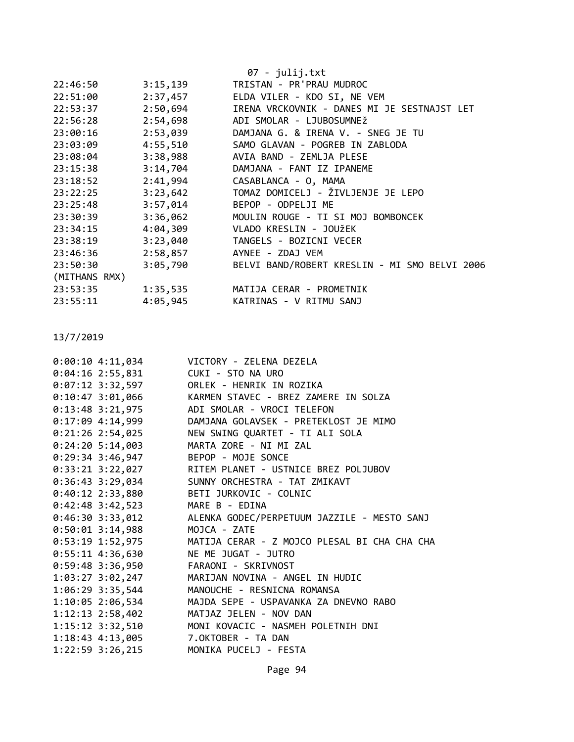| | | |
|---|---|---|
| 22:46:50 | 3:15,139 | TRISTAN - PR'PRAU MUDROC |
| 22:51:00 | 2:37,457 | ELDA VILER - KDO SI, NE VEM |
| 22:53:37 | 2:50,694 | IRENA VRCKOVNIK - DANES MI JE SESTNAJST LET |
| 22:56:28 | 2:54,698 | ADI SMOLAR - LJUBOSUMNEž |
| 23:00:16 | 2:53,039 | DAMJANA G. & IRENA V. - SNEG JE TU |
| 23:03:09 | 4:55,510 | SAMO GLAVAN - POGREB IN ZABLODA |
| 23:08:04 | 3:38,988 | AVIA BAND - ZEMLJA PLESE |
| 23:15:38 | 3:14,704 | DAMJANA - FANT IZ IPANEME |
| 23:18:52 | 2:41,994 | CASABLANCA - O, MAMA |
| 23:22:25 | 3:23,642 | TOMAZ DOMICELJ - ŽIVLJENJE JE LEPO |
| 23:25:48 | 3:57,014 | BEPOP - ODPELJI ME |
| 23:30:39 | 3:36,062 | MOULIN ROUGE - TI SI MOJ BOMBONCEK |
| 23:34:15 | 4:04,309 | VLADO KRESLIN - JOUžEK |
| 23:38:19 | 3:23,040 | TANGELS - BOZICNI VECER |
| 23:46:36 | 2:58,857 | AYNEE - ZDAJ VEM |
| 23:50:30 | 3:05,790 | BELVI BAND/ROBERT KRESLIN - MI SMO BELVI 2006 (MITHANS RMX) |
| 23:53:35 | 1:35,535 | MATIJA CERAR - PROMETNIK |
| 23:55:11 | 4:05,945 | KATRINAS - V RITMU SANJ |

13/7/2019

| | | |
|---|---|---|
| 0:00:10 | 4:11,034 | VICTORY - ZELENA DEZELA |
| 0:04:16 | 2:55,831 | CUKI - STO NA URO |
| 0:07:12 | 3:32,597 | ORLEK - HENRIK IN ROZIKA |
| 0:10:47 | 3:01,066 | KARMEN STAVEC - BREZ ZAMERE IN SOLZA |
| 0:13:48 | 3:21,975 | ADI SMOLAR - VROCI TELEFON |
| 0:17:09 | 4:14,999 | DAMJANA GOLAVSEK - PRETEKLOST JE MIMO |
| 0:21:26 | 2:54,025 | NEW SWING QUARTET - TI ALI SOLA |
| 0:24:20 | 5:14,003 | MARTA ZORE - NI MI ZAL |
| 0:29:34 | 3:46,947 | BEPOP - MOJE SONCE |
| 0:33:21 | 3:22,027 | RITEM PLANET - USTNICE BREZ POLJUBOV |
| 0:36:43 | 3:29,034 | SUNNY ORCHESTRA - TAT ZMIKAVT |
| 0:40:12 | 2:33,880 | BETI JURKOVIC - COLNIC |
| 0:42:48 | 3:42,523 | MARE B - EDINA |
| 0:46:30 | 3:33,012 | ALENKA GODEC/PERPETUUM JAZZILE - MESTO SANJ |
| 0:50:01 | 3:14,988 | MOJCA - ZATE |
| 0:53:19 | 1:52,975 | MATIJA CERAR - Z MOJCO PLESAL BI CHA CHA CHA |
| 0:55:11 | 4:36,630 | NE ME JUGAT - JUTRO |
| 0:59:48 | 3:36,950 | FARAONI - SKRIVNOST |
| 1:03:27 | 3:02,247 | MARIJAN NOVINA - ANGEL IN HUDIC |
| 1:06:29 | 3:35,544 | MANOUCHE - RESNICNA ROMANSA |
| 1:10:05 | 2:06,534 | MAJDA SEPE - USPAVANKA ZA DNEVNO RABO |
| 1:12:13 | 2:58,402 | MATJAZ JELEN - NOV DAN |
| 1:15:12 | 3:32,510 | MONI KOVACIC - NASMEH POLETNIH DNI |
| 1:18:43 | 4:13,005 | 7.OKTOBER - TA DAN |
| 1:22:59 | 3:26,215 | MONIKA PUCELJ - FESTA |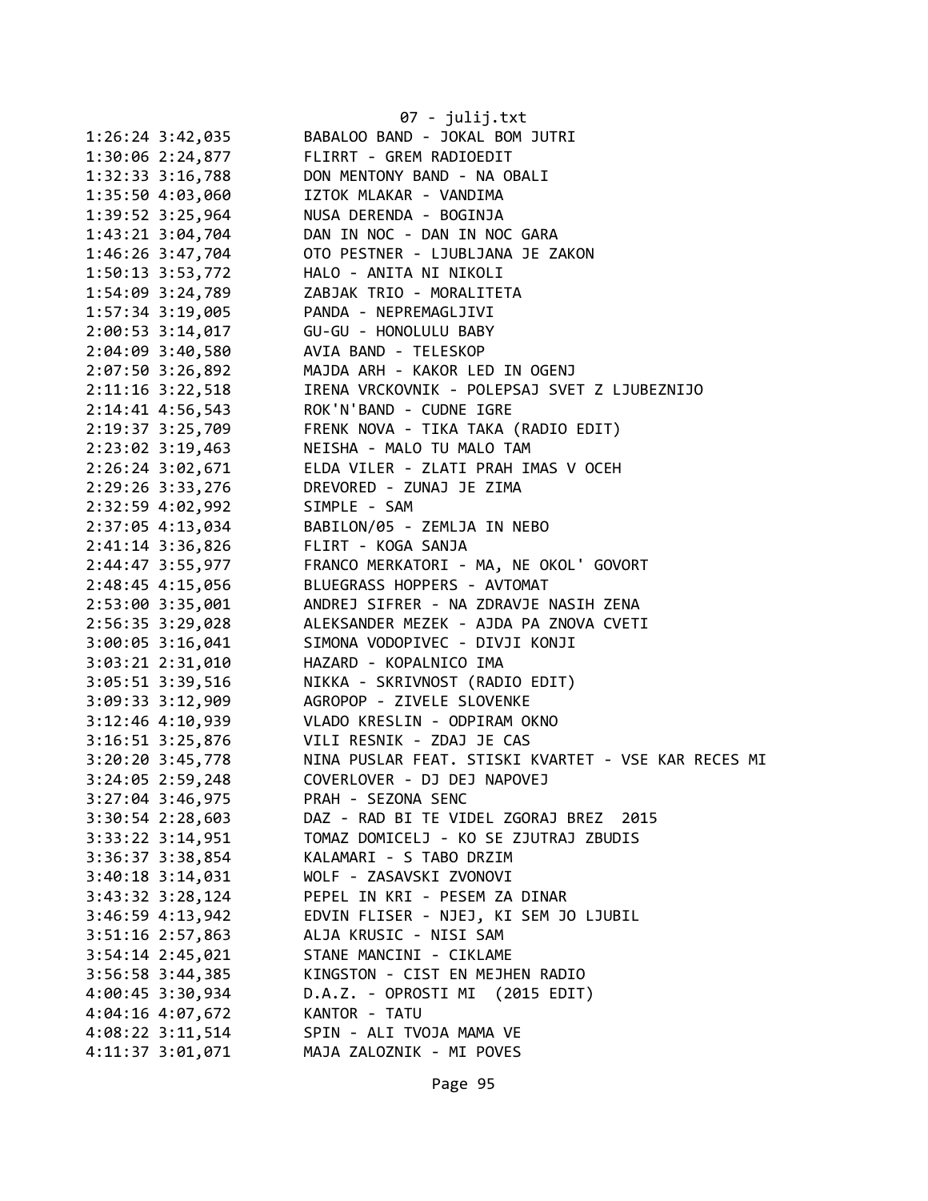07 - julij.txt

```
1:26:24 3:42,035        BABALOO BAND - JOKAL BOM JUTRI
1:30:06 2:24,877        FLIRRT - GREM RADIOEDIT
1:32:33 3:16,788        DON MENTONY BAND - NA OBALI
1:35:50 4:03,060        IZTOK MLAKAR - VANDIMA
1:39:52 3:25,964        NUSA DERENDA - BOGINJA
1:43:21 3:04,704        DAN IN NOC - DAN IN NOC GARA
1:46:26 3:47,704        OTO PESTNER - LJUBLJANA JE ZAKON
1:50:13 3:53,772        HALO - ANITA NI NIKOLI
1:54:09 3:24,789        ZABJAK TRIO - MORALITETA
1:57:34 3:19,005        PANDA - NEPREMAGLJIVI
2:00:53 3:14,017        GU-GU - HONOLULU BABY
2:04:09 3:40,580        AVIA BAND - TELESKOP
2:07:50 3:26,892        MAJDA ARH - KAKOR LED IN OGENJ
2:11:16 3:22,518        IRENA VRCKOVNIK - POLEPSAJ SVET Z LJUBEZNIJO
2:14:41 4:56,543        ROK'N'BAND - CUDNE IGRE
2:19:37 3:25,709        FRENK NOVA - TIKA TAKA (RADIO EDIT)
2:23:02 3:19,463        NEISHA - MALO TU MALO TAM
2:26:24 3:02,671        ELDA VILER - ZLATI PRAH IMAS V OCEH
2:29:26 3:33,276        DREVORED - ZUNAJ JE ZIMA
2:32:59 4:02,992        SIMPLE - SAM
2:37:05 4:13,034        BABILON/05 - ZEMLJA IN NEBO
2:41:14 3:36,826        FLIRT - KOGA SANJA
2:44:47 3:55,977        FRANCO MERKATORI - MA, NE OKOL' GOVORT
2:48:45 4:15,056        BLUEGRASS HOPPERS - AVTOMAT
2:53:00 3:35,001        ANDREJ SIFRER - NA ZDRAVJE NASIH ZENA
2:56:35 3:29,028        ALEKSANDER MEZEK - AJDA PA ZNOVA CVETI
3:00:05 3:16,041        SIMONA VODOPIVEC - DIVJI KONJI
3:03:21 2:31,010        HAZARD - KOPALNICO IMA
3:05:51 3:39,516        NIKKA - SKRIVNOST (RADIO EDIT)
3:09:33 3:12,909        AGROPOP - ZIVELE SLOVENKE
3:12:46 4:10,939        VLADO KRESLIN - ODPIRAM OKNO
3:16:51 3:25,876        VILI RESNIK - ZDAJ JE CAS
3:20:20 3:45,778        NINA PUSLAR FEAT. STISKI KVARTET - VSE KAR RECES MI
3:24:05 2:59,248        COVERLOVER - DJ DEJ NAPOVEJ
3:27:04 3:46,975        PRAH - SEZONA SENC
3:30:54 2:28,603        DAZ - RAD BI TE VIDEL ZGORAJ BREZ  2015
3:33:22 3:14,951        TOMAZ DOMICELJ - KO SE ZJUTRAJ ZBUDIS
3:36:37 3:38,854        KALAMARI - S TABO DRZIM
3:40:18 3:14,031        WOLF - ZASAVSKI ZVONOVI
3:43:32 3:28,124        PEPEL IN KRI - PESEM ZA DINAR
3:46:59 4:13,942        EDVIN FLISER - NJEJ, KI SEM JO LJUBIL
3:51:16 2:57,863        ALJA KRUSIC - NISI SAM
3:54:14 2:45,021        STANE MANCINI - CIKLAME
3:56:58 3:44,385        KINGSTON - CIST EN MEJHEN RADIO
4:00:45 3:30,934        D.A.Z. - OPROSTI MI  (2015 EDIT)
4:04:16 4:07,672        KANTOR - TATU
4:08:22 3:11,514        SPIN - ALI TVOJA MAMA VE
4:11:37 3:01,071        MAJA ZALOZNIK - MI POVES
```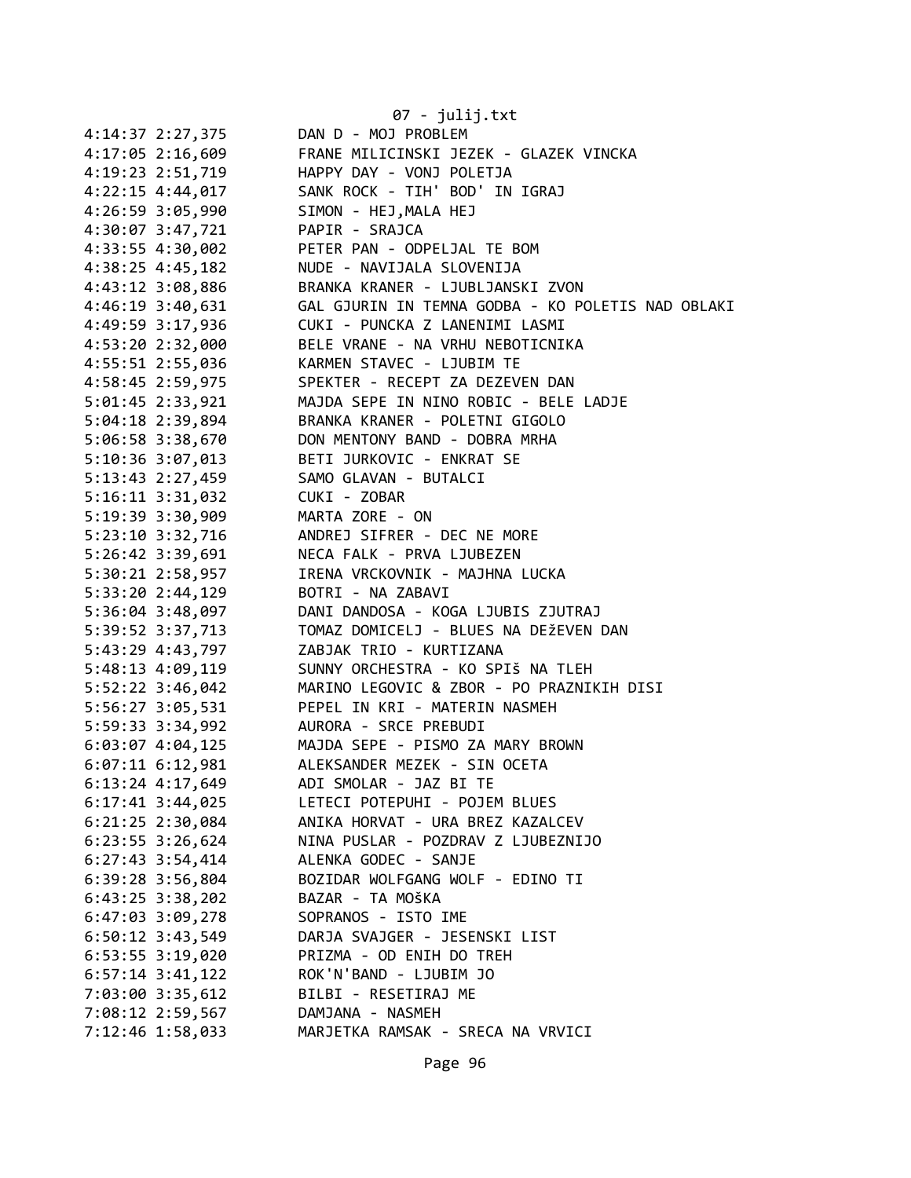07 - julij.txt

```
4:14:37 2:27,375        DAN D - MOJ PROBLEM
4:17:05 2:16,609        FRANE MILICINSKI JEZEK - GLAZEK VINCKA
4:19:23 2:51,719        HAPPY DAY - VONJ POLETJA
4:22:15 4:44,017        SANK ROCK - TIH' BOD' IN IGRAJ
4:26:59 3:05,990        SIMON - HEJ,MALA HEJ
4:30:07 3:47,721        PAPIR - SRAJCA
4:33:55 4:30,002        PETER PAN - ODPELJAL TE BOM
4:38:25 4:45,182        NUDE - NAVIJALA SLOVENIJA
4:43:12 3:08,886        BRANKA KRANER - LJUBLJANSKI ZVON
4:46:19 3:40,631        GAL GJURIN IN TEMNA GODBA - KO POLETIS NAD OBLAKI
4:49:59 3:17,936        CUKI - PUNCKA Z LANENIMI LASMI
4:53:20 2:32,000        BELE VRANE - NA VRHU NEBOTICNIKA
4:55:51 2:55,036        KARMEN STAVEC - LJUBIM TE
4:58:45 2:59,975        SPEKTER - RECEPT ZA DEZEVEN DAN
5:01:45 2:33,921        MAJDA SEPE IN NINO ROBIC - BELE LADJE
5:04:18 2:39,894        BRANKA KRANER - POLETNI GIGOLO
5:06:58 3:38,670        DON MENTONY BAND - DOBRA MRHA
5:10:36 3:07,013        BETI JURKOVIC - ENKRAT SE
5:13:43 2:27,459        SAMO GLAVAN - BUTALCI
5:16:11 3:31,032        CUKI - ZOBAR
5:19:39 3:30,909        MARTA ZORE - ON
5:23:10 3:32,716        ANDREJ SIFRER - DEC NE MORE
5:26:42 3:39,691        NECA FALK - PRVA LJUBEZEN
5:30:21 2:58,957        IRENA VRCKOVNIK - MAJHNA LUCKA
5:33:20 2:44,129        BOTRI - NA ZABAVI
5:36:04 3:48,097        DANI DANDOSA - KOGA LJUBIS ZJUTRAJ
5:39:52 3:37,713        TOMAZ DOMICELJ - BLUES NA DEŽEVEN DAN
5:43:29 4:43,797        ZABJAK TRIO - KURTIZANA
5:48:13 4:09,119        SUNNY ORCHESTRA - KO SPIš NA TLEH
5:52:22 3:46,042        MARINO LEGOVIC & ZBOR - PO PRAZNIKIH DISI
5:56:27 3:05,531        PEPEL IN KRI - MATERIN NASMEH
5:59:33 3:34,992        AURORA - SRCE PREBUDI
6:03:07 4:04,125        MAJDA SEPE - PISMO ZA MARY BROWN
6:07:11 6:12,981        ALEKSANDER MEZEK - SIN OCETA
6:13:24 4:17,649        ADI SMOLAR - JAZ BI TE
6:17:41 3:44,025        LETECI POTEPUHI - POJEM BLUES
6:21:25 2:30,084        ANIKA HORVAT - URA BREZ KAZALCEV
6:23:55 3:26,624        NINA PUSLAR - POZDRAV Z LJUBEZNIJO
6:27:43 3:54,414        ALENKA GODEC - SANJE
6:39:28 3:56,804        BOZIDAR WOLFGANG WOLF - EDINO TI
6:43:25 3:38,202        BAZAR - TA MOšKA
6:47:03 3:09,278        SOPRANOS - ISTO IME
6:50:12 3:43,549        DARJA SVAJGER - JESENSKI LIST
6:53:55 3:19,020        PRIZMA - OD ENIH DO TREH
6:57:14 3:41,122        ROK'N'BAND - LJUBIM JO
7:03:00 3:35,612        BILBI - RESETIRAJ ME
7:08:12 2:59,567        DAMJANA - NASMEH
7:12:46 1:58,033        MARJETKA RAMSAK - SRECA NA VRVICI
```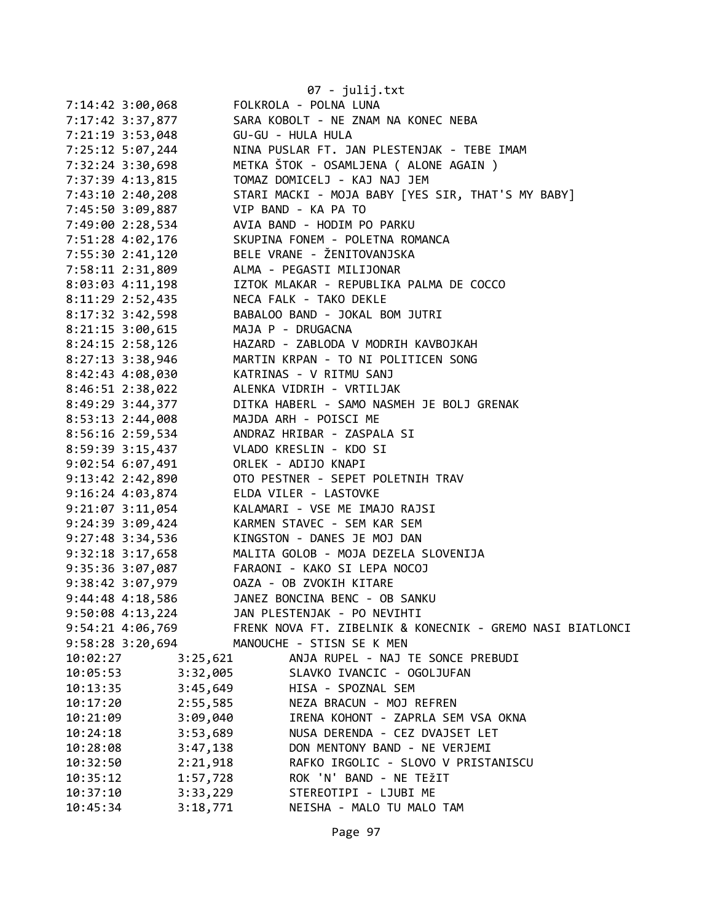```
7:14:42 3:00,068        FOLKROLA - POLNA LUNA
7:17:42 3:37,877        SARA KOBOLT - NE ZNAM NA KONEC NEBA
7:21:19 3:53,048        GU-GU - HULA HULA
7:25:12 5:07,244        NINA PUSLAR FT. JAN PLESTENJAK - TEBE IMAM
7:32:24 3:30,698        METKA ŠTOK - OSAMLJENA ( ALONE AGAIN )
7:37:39 4:13,815        TOMAZ DOMICELJ - KAJ NAJ JEM
7:43:10 2:40,208        STARI MACKI - MOJA BABY [YES SIR, THAT'S MY BABY]
7:45:50 3:09,887        VIP BAND - KA PA TO
7:49:00 2:28,534        AVIA BAND - HODIM PO PARKU
7:51:28 4:02,176        SKUPINA FONEM - POLETNA ROMANCA
7:55:30 2:41,120        BELE VRANE - ŽENITOVANJSKA
7:58:11 2:31,809        ALMA - PEGASTI MILIJONAR
8:03:03 4:11,198        IZTOK MLAKAR - REPUBLIKA PALMA DE COCCO
8:11:29 2:52,435        NECA FALK - TAKO DEKLE
8:17:32 3:42,598        BABALOO BAND - JOKAL BOM JUTRI
8:21:15 3:00,615        MAJA P - DRUGACNA
8:24:15 2:58,126        HAZARD - ZABLODA V MODRIH KAVBOJKAH
8:27:13 3:38,946        MARTIN KRPAN - TO NI POLITICEN SONG
8:42:43 4:08,030        KATRINAS - V RITMU SANJ
8:46:51 2:38,022        ALENKA VIDRIH - VRTILJAK
8:49:29 3:44,377        DITKA HABERL - SAMO NASMEH JE BOLJ GRENAK
8:53:13 2:44,008        MAJDA ARH - POISCI ME
8:56:16 2:59,534        ANDRAZ HRIBAR - ZASPALA SI
8:59:39 3:15,437        VLADO KRESLIN - KDO SI
9:02:54 6:07,491        ORLEK - ADIJO KNAPI
9:13:42 2:42,890        OTO PESTNER - SEPET POLETNIH TRAV
9:16:24 4:03,874        ELDA VILER - LASTOVKE
9:21:07 3:11,054        KALAMARI - VSE ME IMAJO RAJSI
9:24:39 3:09,424        KARMEN STAVEC - SEM KAR SEM
9:27:48 3:34,536        KINGSTON - DANES JE MOJ DAN
9:32:18 3:17,658        MALITA GOLOB - MOJA DEZELA SLOVENIJA
9:35:36 3:07,087        FARAONI - KAKO SI LEPA NOCOJ
9:38:42 3:07,979        OAZA - OB ZVOKIH KITARE
9:44:48 4:18,586        JANEZ BONCINA BENC - OB SANKU
9:50:08 4:13,224        JAN PLESTENJAK - PO NEVIHTI
9:54:21 4:06,769        FRENK NOVA FT. ZIBELNIK & KONECNIK - GREMO NASI BIATLONCI
9:58:28 3:20,694        MANOUCHE - STISN SE K MEN
10:02:27        3:25,621        ANJA RUPEL - NAJ TE SONCE PREBUDI
10:05:53        3:32,005        SLAVKO IVANCIC - OGOLJUFAN
10:13:35        3:45,649        HISA - SPOZNAL SEM
10:17:20        2:55,585        NEZA BRACUN - MOJ REFREN
10:21:09        3:09,040        IRENA KOHONT - ZAPRLA SEM VSA OKNA
10:24:18        3:53,689        NUSA DERENDA - CEZ DVAJSET LET
10:28:08        3:47,138        DON MENTONY BAND - NE VERJEMI
10:32:50        2:21,918        RAFKO IRGOLIC - SLOVO V PRISTANISCU
10:35:12        1:57,728        ROK 'N' BAND - NE TEžIT
10:37:10        3:33,229        STEREOTIPI - LJUBI ME
10:45:34        3:18,771        NEISHA - MALO TU MALO TAM
```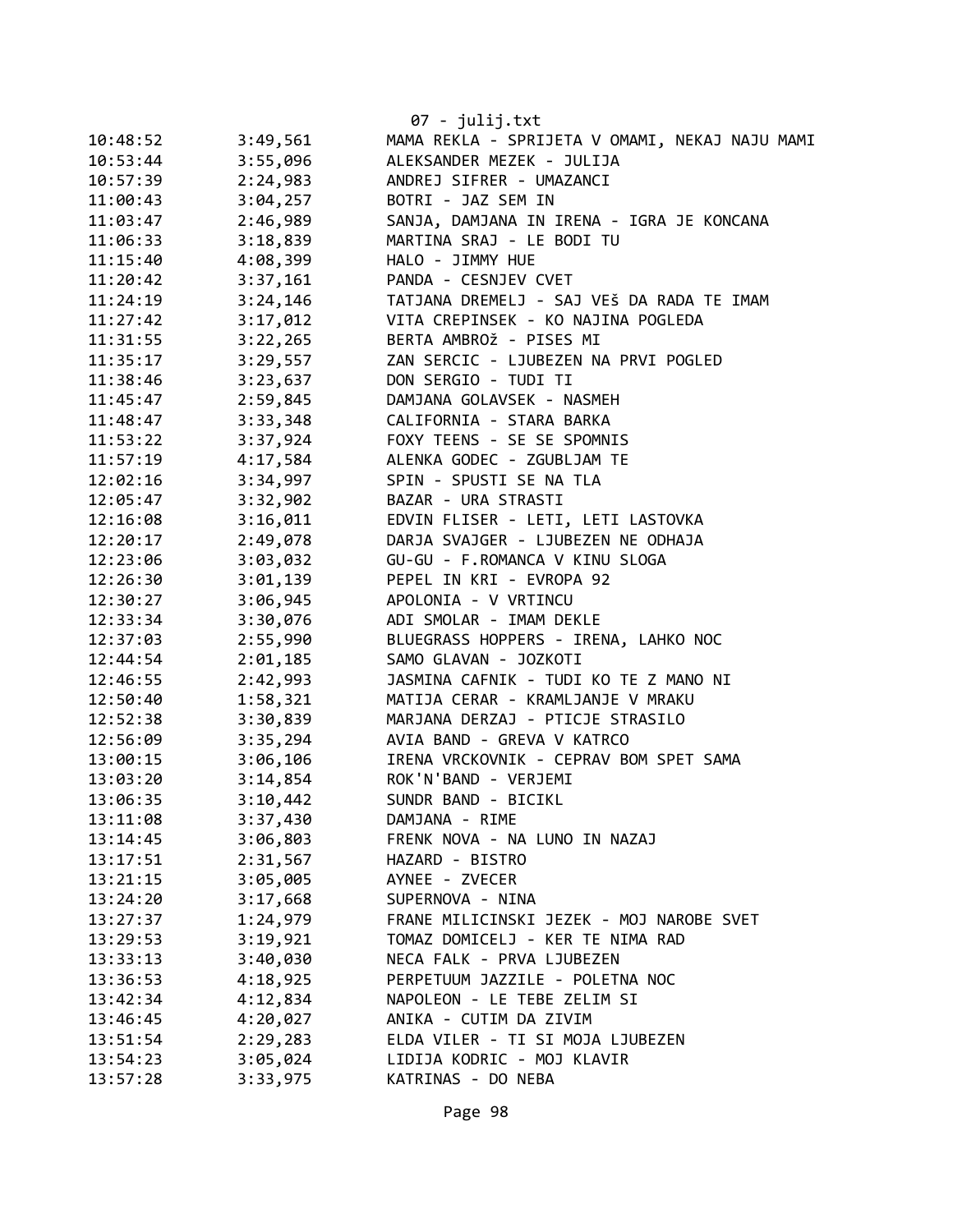10:48:52 3:49,561 MAMA REKLA - SPRIJETA V OMAMI, NEKAJ NAJU MAMI
10:53:44 3:55,096 ALEKSANDER MEZEK - JULIJA
10:57:39 2:24,983 ANDREJ SIFRER - UMAZANCI
11:00:43 3:04,257 BOTRI - JAZ SEM IN
11:03:47 2:46,989 SANJA, DAMJANA IN IRENA - IGRA JE KONCANA
11:06:33 3:18,839 MARTINA SRAJ - LE BODI TU
11:15:40 4:08,399 HALO - JIMMY HUE
11:20:42 3:37,161 PANDA - CESNJEV CVET
11:24:19 3:24,146 TATJANA DREMELJ - SAJ VEš DA RADA TE IMAM
11:27:42 3:17,012 VITA CREPINSEK - KO NAJINA POGLEDA
11:31:55 3:22,265 BERTA AMBROž - PISES MI
11:35:17 3:29,557 ZAN SERCIC - LJUBEZEN NA PRVI POGLED
11:38:46 3:23,637 DON SERGIO - TUDI TI
11:45:47 2:59,845 DAMJANA GOLAVSEK - NASMEH
11:48:47 3:33,348 CALIFORNIA - STARA BARKA
11:53:22 3:37,924 FOXY TEENS - SE SE SPOMNIS
11:57:19 4:17,584 ALENKA GODEC - ZGUBLJAM TE
12:02:16 3:34,997 SPIN - SPUSTI SE NA TLA
12:05:47 3:32,902 BAZAR - URA STRASTI
12:16:08 3:16,011 EDVIN FLISER - LETI, LETI LASTOVKA
12:20:17 2:49,078 DARJA SVAJGER - LJUBEZEN NE ODHAJA
12:23:06 3:03,032 GU-GU - F.ROMANCA V KINU SLOGA
12:26:30 3:01,139 PEPEL IN KRI - EVROPA 92
12:30:27 3:06,945 APOLONIA - V VRTINCU
12:33:34 3:30,076 ADI SMOLAR - IMAM DEKLE
12:37:03 2:55,990 BLUEGRASS HOPPERS - IRENA, LAHKO NOC
12:44:54 2:01,185 SAMO GLAVAN - JOZKOTI
12:46:55 2:42,993 JASMINA CAFNIK - TUDI KO TE Z MANO NI
12:50:40 1:58,321 MATIJA CERAR - KRAMLJANJE V MRAKU
12:52:38 3:30,839 MARJANA DERZAJ - PTICJE STRASILO
12:56:09 3:35,294 AVIA BAND - GREVA V KATRCO
13:00:15 3:06,106 IRENA VRCKOVNIK - CEPRAV BOM SPET SAMA
13:03:20 3:14,854 ROK'N'BAND - VERJEMI
13:06:35 3:10,442 SUNDR BAND - BICIKL
13:11:08 3:37,430 DAMJANA - RIME
13:14:45 3:06,803 FRENK NOVA - NA LUNO IN NAZAJ
13:17:51 2:31,567 HAZARD - BISTRO
13:21:15 3:05,005 AYNEE - ZVECER
13:24:20 3:17,668 SUPERNOVA - NINA
13:27:37 1:24,979 FRANE MILICINSKI JEZEK - MOJ NAROBE SVET
13:29:53 3:19,921 TOMAZ DOMICELJ - KER TE NIMA RAD
13:33:13 3:40,030 NECA FALK - PRVA LJUBEZEN
13:36:53 4:18,925 PERPETUUM JAZZILE - POLETNA NOC
13:42:34 4:12,834 NAPOLEON - LE TEBE ZELIM SI
13:46:45 4:20,027 ANIKA - CUTIM DA ZIVIM
13:51:54 2:29,283 ELDA VILER - TI SI MOJA LJUBEZEN
13:54:23 3:05,024 LIDIJA KODRIC - MOJ KLAVIR
13:57:28 3:33,975 KATRINAS - DO NEBA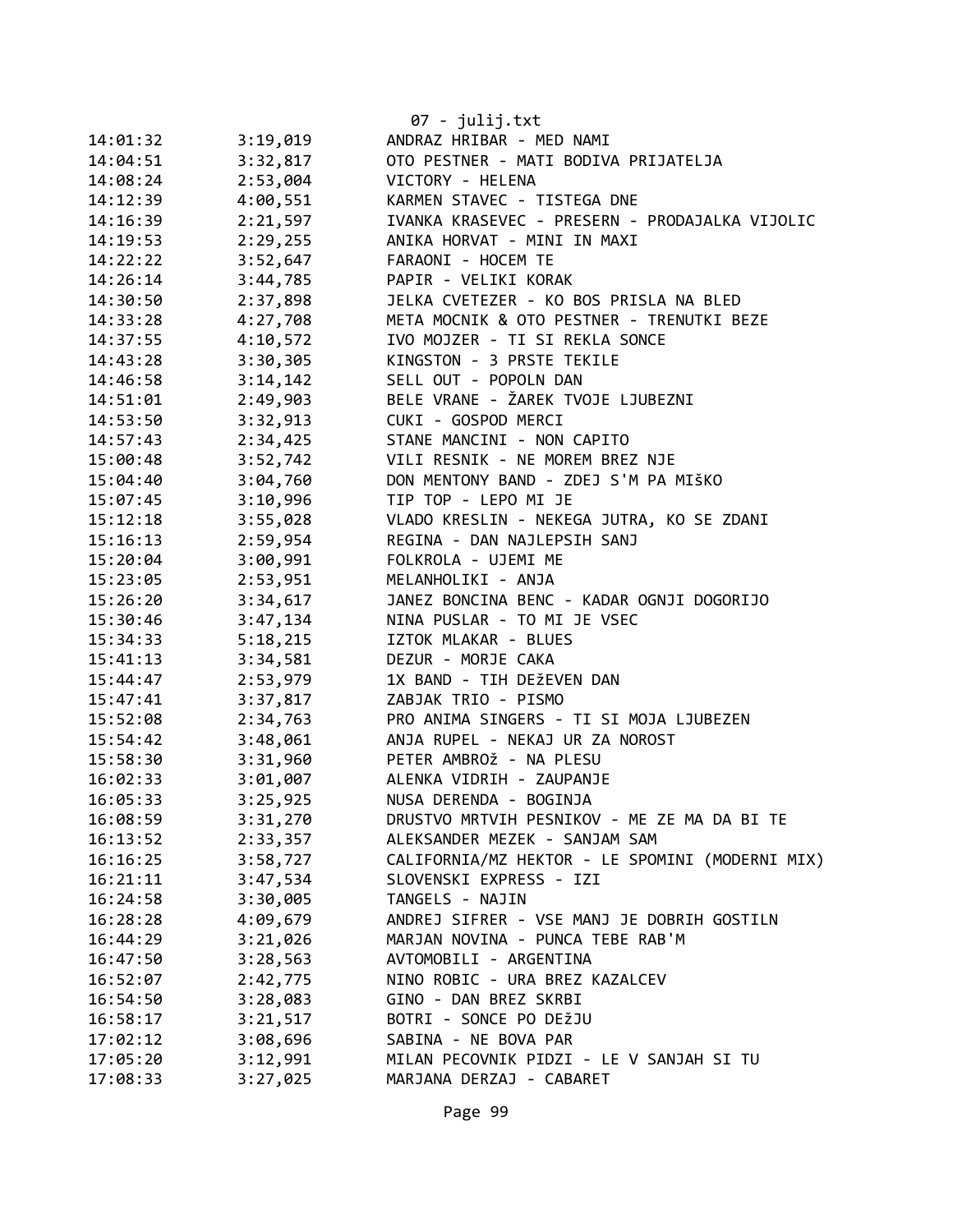07 - julij.txt

```
14:01:32        3:19,019        ANDRAZ HRIBAR - MED NAMI
14:04:51        3:32,817        OTO PESTNER - MATI BODIVA PRIJATELJA
14:08:24        2:53,004        VICTORY - HELENA
14:12:39        4:00,551        KARMEN STAVEC - TISTEGA DNE
14:16:39        2:21,597        IVANKA KRASEVEC - PRESERN - PRODAJALKA VIJOLIC
14:19:53        2:29,255        ANIKA HORVAT - MINI IN MAXI
14:22:22        3:52,647        FARAONI - HOCEM TE
14:26:14        3:44,785        PAPIR - VELIKI KORAK
14:30:50        2:37,898        JELKA CVETEZER - KO BOS PRISLA NA BLED
14:33:28        4:27,708        META MOCNIK & OTO PESTNER - TRENUTKI BEZE
14:37:55        4:10,572        IVO MOJZER - TI SI REKLA SONCE
14:43:28        3:30,305        KINGSTON - 3 PRSTE TEKILE
14:46:58        3:14,142        SELL OUT - POPOLN DAN
14:51:01        2:49,903        BELE VRANE - ŽAREK TVOJE LJUBEZNI
14:53:50        3:32,913        CUKI - GOSPOD MERCI
14:57:43        2:34,425        STANE MANCINI - NON CAPITO
15:00:48        3:52,742        VILI RESNIK - NE MOREM BREZ NJE
15:04:40        3:04,760        DON MENTONY BAND - ZDEJ S'M PA MIŠKO
15:07:45        3:10,996        TIP TOP - LEPO MI JE
15:12:18        3:55,028        VLADO KRESLIN - NEKEGA JUTRA, KO SE ZDANI
15:16:13        2:59,954        REGINA - DAN NAJLEPSIH SANJ
15:20:04        3:00,991        FOLKROLA - UJEMI ME
15:23:05        2:53,951        MELANHOLIKI - ANJA
15:26:20        3:34,617        JANEZ BONCINA BENC - KADAR OGNJI DOGORIJO
15:30:46        3:47,134        NINA PUSLAR - TO MI JE VSEC
15:34:33        5:18,215        IZTOK MLAKAR - BLUES
15:41:13        3:34,581        DEZUR - MORJE CAKA
15:44:47        2:53,979        1X BAND - TIH DEŽEVEN DAN
15:47:41        3:37,817        ZABJAK TRIO - PISMO
15:52:08        2:34,763        PRO ANIMA SINGERS - TI SI MOJA LJUBEZEN
15:54:42        3:48,061        ANJA RUPEL - NEKAJ UR ZA NOROST
15:58:30        3:31,960        PETER AMBROž - NA PLESU
16:02:33        3:01,007        ALENKA VIDRIH - ZAUPANJE
16:05:33        3:25,925        NUSA DERENDA - BOGINJA
16:08:59        3:31,270        DRUSTVO MRTVIH PESNIKOV - ME ZE MA DA BI TE
16:13:52        2:33,357        ALEKSANDER MEZEK - SANJAM SAM
16:16:25        3:58,727        CALIFORNIA/MZ HEKTOR - LE SPOMINI (MODERNI MIX)
16:21:11        3:47,534        SLOVENSKI EXPRESS - IZI
16:24:58        3:30,005        TANGELS - NAJIN
16:28:28        4:09,679        ANDREJ SIFRER - VSE MANJ JE DOBRIH GOSTILN
16:44:29        3:21,026        MARJAN NOVINA - PUNCA TEBE RAB'M
16:47:50        3:28,563        AVTOMOBILI - ARGENTINA
16:52:07        2:42,775        NINO ROBIC - URA BREZ KAZALCEV
16:54:50        3:28,083        GINO - DAN BREZ SKRBI
16:58:17        3:21,517        BOTRI - SONCE PO DEžJU
17:02:12        3:08,696        SABINA - NE BOVA PAR
17:05:20        3:12,991        MILAN PECOVNIK PIDZI - LE V SANJAH SI TU
17:08:33        3:27,025        MARJANA DERZAJ - CABARET
```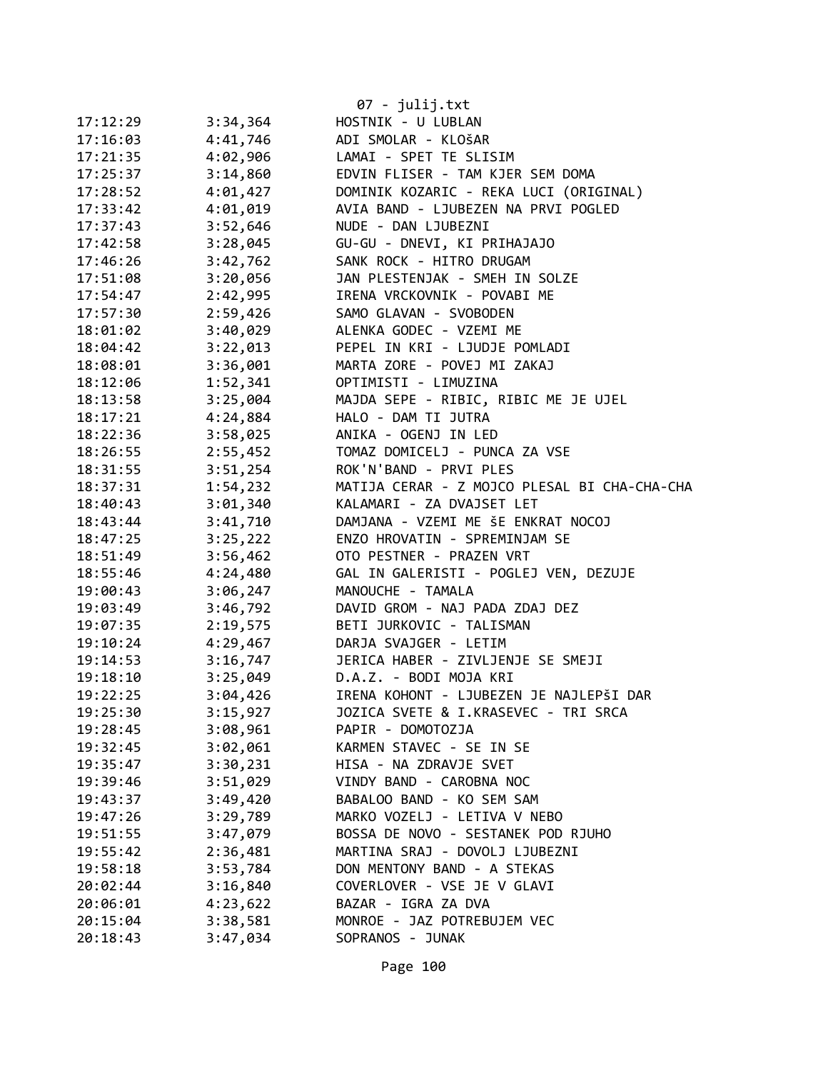07 - julij.txt

```
17:12:29        3:34,364        HOSTNIK - U LUBLAN
17:16:03        4:41,746        ADI SMOLAR - KLOšAR
17:21:35        4:02,906        LAMAI - SPET TE SLISIM
17:25:37        3:14,860        EDVIN FLISER - TAM KJER SEM DOMA
17:28:52        4:01,427        DOMINIK KOZARIC - REKA LUCI (ORIGINAL)
17:33:42        4:01,019        AVIA BAND - LJUBEZEN NA PRVI POGLED
17:37:43        3:52,646        NUDE - DAN LJUBEZNI
17:42:58        3:28,045        GU-GU - DNEVI, KI PRIHAJAJO
17:46:26        3:42,762        SANK ROCK - HITRO DRUGAM
17:51:08        3:20,056        JAN PLESTENJAK - SMEH IN SOLZE
17:54:47        2:42,995        IRENA VRCKOVNIK - POVABI ME
17:57:30        2:59,426        SAMO GLAVAN - SVOBODEN
18:01:02        3:40,029        ALENKA GODEC - VZEMI ME
18:04:42        3:22,013        PEPEL IN KRI - LJUDJE POMLADI
18:08:01        3:36,001        MARTA ZORE - POVEJ MI ZAKAJ
18:12:06        1:52,341        OPTIMISTI - LIMUZINA
18:13:58        3:25,004        MAJDA SEPE - RIBIC, RIBIC ME JE UJEL
18:17:21        4:24,884        HALO - DAM TI JUTRA
18:22:36        3:58,025        ANIKA - OGENJ IN LED
18:26:55        2:55,452        TOMAZ DOMICELJ - PUNCA ZA VSE
18:31:55        3:51,254        ROK'N'BAND - PRVI PLES
18:37:31        1:54,232        MATIJA CERAR - Z MOJCO PLESAL BI CHA-CHA-CHA
18:40:43        3:01,340        KALAMARI - ZA DVAJSET LET
18:43:44        3:41,710        DAMJANA - VZEMI ME šE ENKRAT NOCOJ
18:47:25        3:25,222        ENZO HROVATIN - SPREMINJAM SE
18:51:49        3:56,462        OTO PESTNER - PRAZEN VRT
18:55:46        4:24,480        GAL IN GALERISTI - POGLEJ VEN, DEZUJE
19:00:43        3:06,247        MANOUCHE - TAMALA
19:03:49        3:46,792        DAVID GROM - NAJ PADA ZDAJ DEZ
19:07:35        2:19,575        BETI JURKOVIC - TALISMAN
19:10:24        4:29,467        DARJA SVAJGER - LETIM
19:14:53        3:16,747        JERICA HABER - ZIVLJENJE SE SMEJI
19:18:10        3:25,049        D.A.Z. - BODI MOJA KRI
19:22:25        3:04,426        IRENA KOHONT - LJUBEZEN JE NAJLEPšI DAR
19:25:30        3:15,927        JOZICA SVETE & I.KRASEVEC - TRI SRCA
19:28:45        3:08,961        PAPIR - DOMOTOZJA
19:32:45        3:02,061        KARMEN STAVEC - SE IN SE
19:35:47        3:30,231        HISA - NA ZDRAVJE SVET
19:39:46        3:51,029        VINDY BAND - CAROBNA NOC
19:43:37        3:49,420        BABALOO BAND - KO SEM SAM
19:47:26        3:29,789        MARKO VOZELJ - LETIVA V NEBO
19:51:55        3:47,079        BOSSA DE NOVO - SESTANEK POD RJUHO
19:55:42        2:36,481        MARTINA SRAJ - DOVOLJ LJUBEZNI
19:58:18        3:53,784        DON MENTONY BAND - A STEKAS
20:02:44        3:16,840        COVERLOVER - VSE JE V GLAVI
20:06:01        4:23,622        BAZAR - IGRA ZA DVA
20:15:04        3:38,581        MONROE - JAZ POTREBUJEM VEC
20:18:43        3:47,034        SOPRANOS - JUNAK
```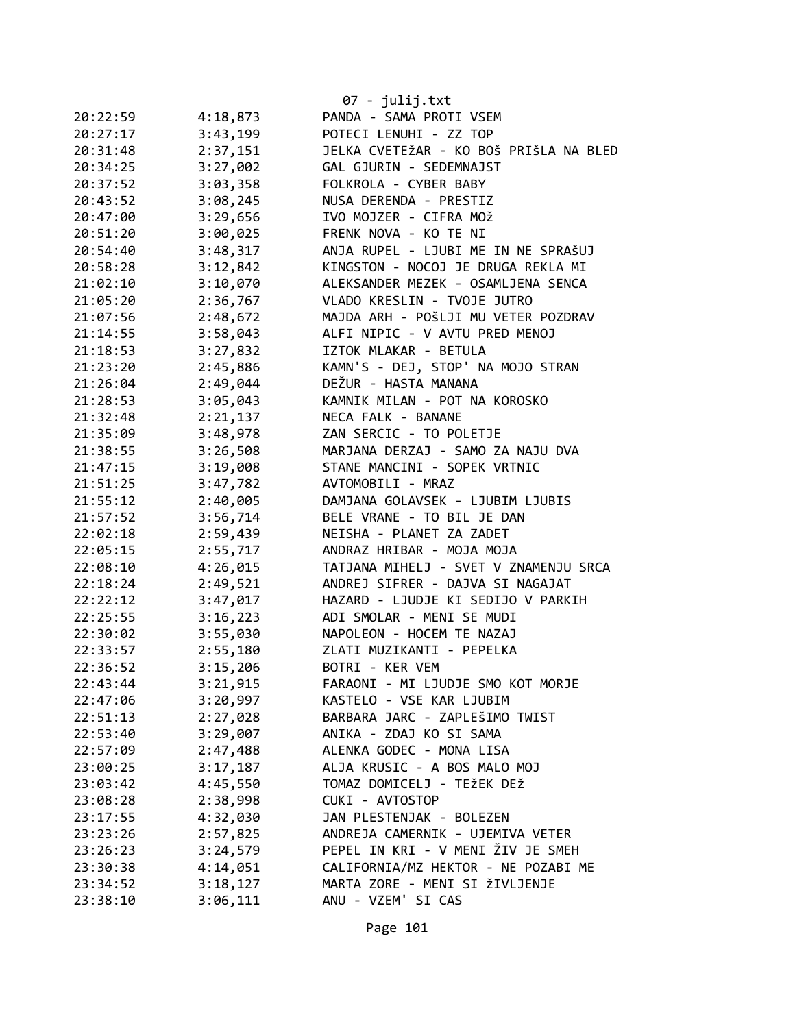| | | |
|---|---|---|
| 20:22:59 | 4:18,873 | PANDA - SAMA PROTI VSEM |
| 20:27:17 | 3:43,199 | POTECI LENUHI - ZZ TOP |
| 20:31:48 | 2:37,151 | JELKA CVETEžAR - KO BOš PRIšLA NA BLED |
| 20:34:25 | 3:27,002 | GAL GJURIN - SEDEMNAJST |
| 20:37:52 | 3:03,358 | FOLKROLA - CYBER BABY |
| 20:43:52 | 3:08,245 | NUSA DERENDA - PRESTIZ |
| 20:47:00 | 3:29,656 | IVO MOJZER - CIFRA MOž |
| 20:51:20 | 3:00,025 | FRENK NOVA - KO TE NI |
| 20:54:40 | 3:48,317 | ANJA RUPEL - LJUBI ME IN NE SPRAšUJ |
| 20:58:28 | 3:12,842 | KINGSTON - NOCOJ JE DRUGA REKLA MI |
| 21:02:10 | 3:10,070 | ALEKSANDER MEZEK - OSAMLJENA SENCA |
| 21:05:20 | 2:36,767 | VLADO KRESLIN - TVOJE JUTRO |
| 21:07:56 | 2:48,672 | MAJDA ARH - POšLJI MU VETER POZDRAV |
| 21:14:55 | 3:58,043 | ALFI NIPIC - V AVTU PRED MENOJ |
| 21:18:53 | 3:27,832 | IZTOK MLAKAR - BETULA |
| 21:23:20 | 2:45,886 | KAMN'S - DEJ, STOP' NA MOJO STRAN |
| 21:26:04 | 2:49,044 | DEŽUR - HASTA MANANA |
| 21:28:53 | 3:05,043 | KAMNIK MILAN - POT NA KOROSKO |
| 21:32:48 | 2:21,137 | NECA FALK - BANANE |
| 21:35:09 | 3:48,978 | ZAN SERCIC - TO POLETJE |
| 21:38:55 | 3:26,508 | MARJANA DERZAJ - SAMO ZA NAJU DVA |
| 21:47:15 | 3:19,008 | STANE MANCINI - SOPEK VRTNIC |
| 21:51:25 | 3:47,782 | AVTOMOBILI - MRAZ |
| 21:55:12 | 2:40,005 | DAMJANA GOLAVSEK - LJUBIM LJUBIS |
| 21:57:52 | 3:56,714 | BELE VRANE - TO BIL JE DAN |
| 22:02:18 | 2:59,439 | NEISHA - PLANET ZA ZADET |
| 22:05:15 | 2:55,717 | ANDRAZ HRIBAR - MOJA MOJA |
| 22:08:10 | 4:26,015 | TATJANA MIHELJ - SVET V ZNAMENJU SRCA |
| 22:18:24 | 2:49,521 | ANDREJ SIFRER - DAJVA SI NAGAJAT |
| 22:22:12 | 3:47,017 | HAZARD - LJUDJE KI SEDIJO V PARKIH |
| 22:25:55 | 3:16,223 | ADI SMOLAR - MENI SE MUDI |
| 22:30:02 | 3:55,030 | NAPOLEON - HOCEM TE NAZAJ |
| 22:33:57 | 2:55,180 | ZLATI MUZIKANTI - PEPELKA |
| 22:36:52 | 3:15,206 | BOTRI - KER VEM |
| 22:43:44 | 3:21,915 | FARAONI - MI LJUDJE SMO KOT MORJE |
| 22:47:06 | 3:20,997 | KASTELO - VSE KAR LJUBIM |
| 22:51:13 | 2:27,028 | BARBARA JARC - ZAPLEšIMO TWIST |
| 22:53:40 | 3:29,007 | ANIKA - ZDAJ KO SI SAMA |
| 22:57:09 | 2:47,488 | ALENKA GODEC - MONA LISA |
| 23:00:25 | 3:17,187 | ALJA KRUSIC - A BOS MALO MOJ |
| 23:03:42 | 4:45,550 | TOMAZ DOMICELJ - TEžEK DEž |
| 23:08:28 | 2:38,998 | CUKI - AVTOSTOP |
| 23:17:55 | 4:32,030 | JAN PLESTENJAK - BOLEZEN |
| 23:23:26 | 2:57,825 | ANDREJA CAMERNIK - UJEMIVA VETER |
| 23:26:23 | 3:24,579 | PEPEL IN KRI - V MENI ŽIV JE SMEH |
| 23:30:38 | 4:14,051 | CALIFORNIA/MZ HEKTOR - NE POZABI ME |
| 23:34:52 | 3:18,127 | MARTA ZORE - MENI SI žIVLJENJE |
| 23:38:10 | 3:06,111 | ANU - VZEM' SI CAS |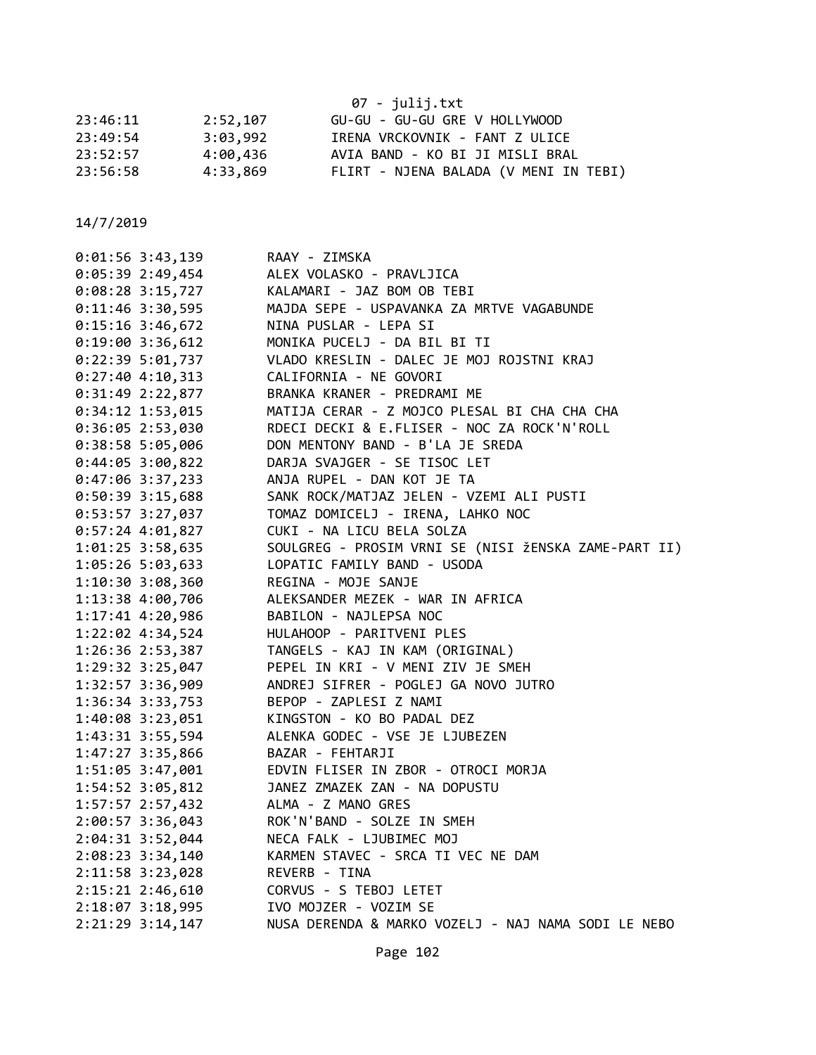| | | |
|---|---|---|
| 23:46:11 | 2:52,107 | GU-GU - GU-GU GRE V HOLLYWOOD |
| 23:49:54 | 3:03,992 | IRENA VRCKOVNIK - FANT Z ULICE |
| 23:52:57 | 4:00,436 | AVIA BAND - KO BI JI MISLI BRAL |
| 23:56:58 | 4:33,869 | FLIRT - NJENA BALADA (V MENI IN TEBI) |

14/7/2019

| | | |
|---|---|---|
| 0:01:56 | 3:43,139 | RAAY - ZIMSKA |
| 0:05:39 | 2:49,454 | ALEX VOLASKO - PRAVLJICA |
| 0:08:28 | 3:15,727 | KALAMARI - JAZ BOM OB TEBI |
| 0:11:46 | 3:30,595 | MAJDA SEPE - USPAVANKA ZA MRTVE VAGABUNDE |
| 0:15:16 | 3:46,672 | NINA PUSLAR - LEPA SI |
| 0:19:00 | 3:36,612 | MONIKA PUCELJ - DA BIL BI TI |
| 0:22:39 | 5:01,737 | VLADO KRESLIN - DALEC JE MOJ ROJSTNI KRAJ |
| 0:27:40 | 4:10,313 | CALIFORNIA - NE GOVORI |
| 0:31:49 | 2:22,877 | BRANKA KRANER - PREDRAMI ME |
| 0:34:12 | 1:53,015 | MATIJA CERAR - Z MOJCO PLESAL BI CHA CHA CHA |
| 0:36:05 | 2:53,030 | RDECI DECKI & E.FLISER - NOC ZA ROCK'N'ROLL |
| 0:38:58 | 5:05,006 | DON MENTONY BAND - B'LA JE SREDA |
| 0:44:05 | 3:00,822 | DARJA SVAJGER - SE TISOC LET |
| 0:47:06 | 3:37,233 | ANJA RUPEL - DAN KOT JE TA |
| 0:50:39 | 3:15,688 | SANK ROCK/MATJAZ JELEN - VZEMI ALI PUSTI |
| 0:53:57 | 3:27,037 | TOMAZ DOMICELJ - IRENA, LAHKO NOC |
| 0:57:24 | 4:01,827 | CUKI - NA LICU BELA SOLZA |
| 1:01:25 | 3:58,635 | SOULGREG - PROSIM VRNI SE (NISI žENSKA ZAME-PART II) |
| 1:05:26 | 5:03,633 | LOPATIC FAMILY BAND - USODA |
| 1:10:30 | 3:08,360 | REGINA - MOJE SANJE |
| 1:13:38 | 4:00,706 | ALEKSANDER MEZEK - WAR IN AFRICA |
| 1:17:41 | 4:20,986 | BABILON - NAJLEPSA NOC |
| 1:22:02 | 4:34,524 | HULAHOOP - PARITVENI PLES |
| 1:26:36 | 2:53,387 | TANGELS - KAJ IN KAM (ORIGINAL) |
| 1:29:32 | 3:25,047 | PEPEL IN KRI - V MENI ZIV JE SMEH |
| 1:32:57 | 3:36,909 | ANDREJ SIFRER - POGLEJ GA NOVO JUTRO |
| 1:36:34 | 3:33,753 | BEPOP - ZAPLESI Z NAMI |
| 1:40:08 | 3:23,051 | KINGSTON - KO BO PADAL DEZ |
| 1:43:31 | 3:55,594 | ALENKA GODEC - VSE JE LJUBEZEN |
| 1:47:27 | 3:35,866 | BAZAR - FEHTARJI |
| 1:51:05 | 3:47,001 | EDVIN FLISER IN ZBOR - OTROCI MORJA |
| 1:54:52 | 3:05,812 | JANEZ ZMAZEK ZAN - NA DOPUSTU |
| 1:57:57 | 2:57,432 | ALMA - Z MANO GRES |
| 2:00:57 | 3:36,043 | ROK'N'BAND - SOLZE IN SMEH |
| 2:04:31 | 3:52,044 | NECA FALK - LJUBIMEC MOJ |
| 2:08:23 | 3:34,140 | KARMEN STAVEC - SRCA TI VEC NE DAM |
| 2:11:58 | 3:23,028 | REVERB - TINA |
| 2:15:21 | 2:46,610 | CORVUS - S TEBOJ LETET |
| 2:18:07 | 3:18,995 | IVO MOJZER - VOZIM SE |
| 2:21:29 | 3:14,147 | NUSA DERENDA & MARKO VOZELJ - NAJ NAMA SODI LE NEBO |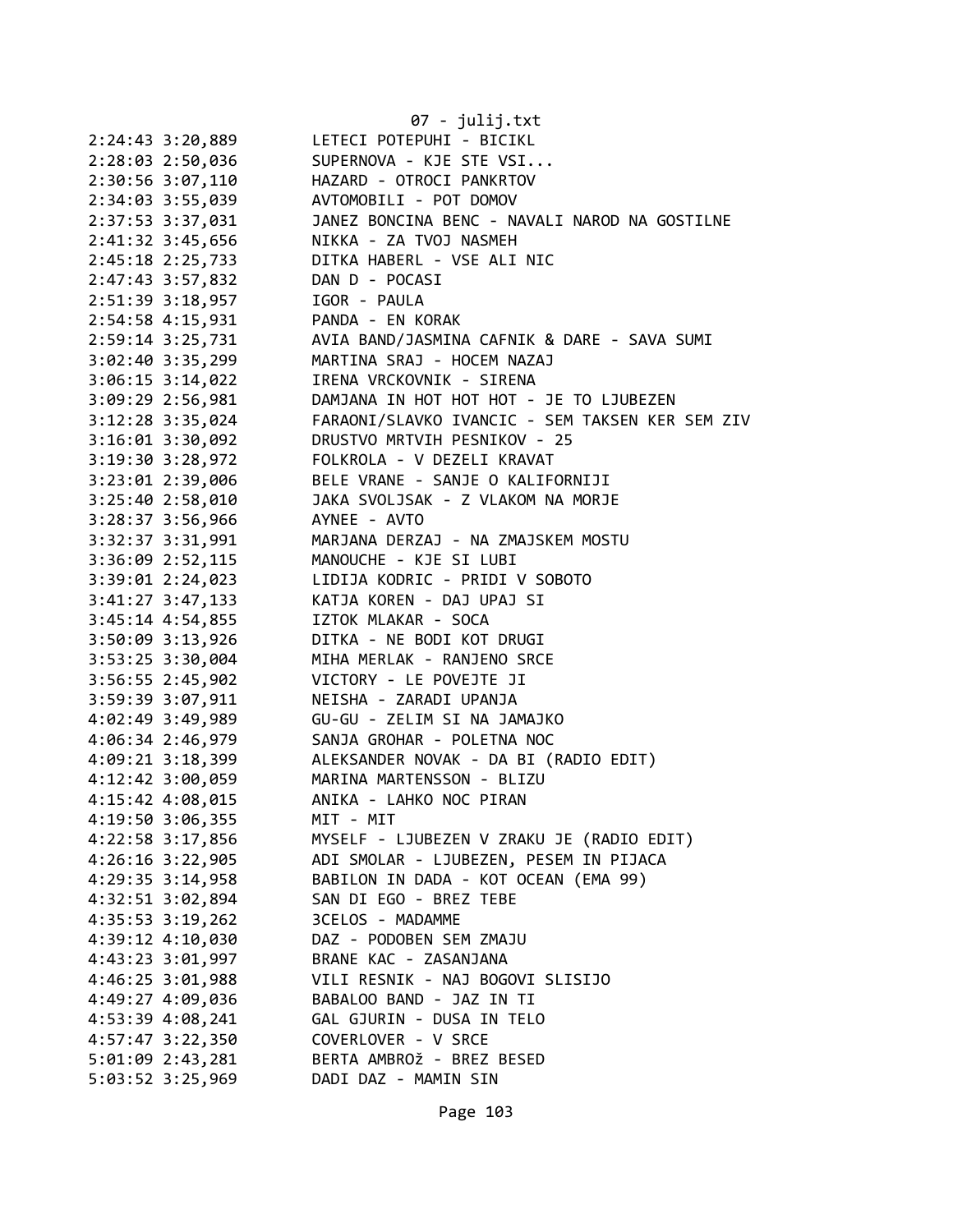07 - julij.txt

```
2:24:43 3:20,889        LETECI POTEPUHI - BICIKL
2:28:03 2:50,036        SUPERNOVA - KJE STE VSI...
2:30:56 3:07,110        HAZARD - OTROCI PANKRTOV
2:34:03 3:55,039        AVTOMOBILI - POT DOMOV
2:37:53 3:37,031        JANEZ BONCINA BENC - NAVALI NAROD NA GOSTILNE
2:41:32 3:45,656        NIKKA - ZA TVOJ NASMEH
2:45:18 2:25,733        DITKA HABERL - VSE ALI NIC
2:47:43 3:57,832        DAN D - POCASI
2:51:39 3:18,957        IGOR - PAULA
2:54:58 4:15,931        PANDA - EN KORAK
2:59:14 3:25,731        AVIA BAND/JASMINA CAFNIK & DARE - SAVA SUMI
3:02:40 3:35,299        MARTINA SRAJ - HOCEM NAZAJ
3:06:15 3:14,022        IRENA VRCKOVNIK - SIRENA
3:09:29 2:56,981        DAMJANA IN HOT HOT HOT - JE TO LJUBEZEN
3:12:28 3:35,024        FARAONI/SLAVKO IVANCIC - SEM TAKSEN KER SEM ZIV
3:16:01 3:30,092        DRUSTVO MRTVIH PESNIKOV - 25
3:19:30 3:28,972        FOLKROLA - V DEZELI KRAVAT
3:23:01 2:39,006        BELE VRANE - SANJE O KALIFORNIJI
3:25:40 2:58,010        JAKA SVOLJSAK - Z VLAKOM NA MORJE
3:28:37 3:56,966        AYNEE - AVTO
3:32:37 3:31,991        MARJANA DERZAJ - NA ZMAJSKEM MOSTU
3:36:09 2:52,115        MANOUCHE - KJE SI LUBI
3:39:01 2:24,023        LIDIJA KODRIC - PRIDI V SOBOTO
3:41:27 3:47,133        KATJA KOREN - DAJ UPAJ SI
3:45:14 4:54,855        IZTOK MLAKAR - SOCA
3:50:09 3:13,926        DITKA - NE BODI KOT DRUGI
3:53:25 3:30,004        MIHA MERLAK - RANJENO SRCE
3:56:55 2:45,902        VICTORY - LE POVEJTE JI
3:59:39 3:07,911        NEISHA - ZARADI UPANJA
4:02:49 3:49,989        GU-GU - ZELIM SI NA JAMAJKO
4:06:34 2:46,979        SANJA GROHAR - POLETNA NOC
4:09:21 3:18,399        ALEKSANDER NOVAK - DA BI (RADIO EDIT)
4:12:42 3:00,059        MARINA MARTENSSON - BLIZU
4:15:42 4:08,015        ANIKA - LAHKO NOC PIRAN
4:19:50 3:06,355        MIT - MIT
4:22:58 3:17,856        MYSELF - LJUBEZEN V ZRAKU JE (RADIO EDIT)
4:26:16 3:22,905        ADI SMOLAR - LJUBEZEN, PESEM IN PIJACA
4:29:35 3:14,958        BABILON IN DADA - KOT OCEAN (EMA 99)
4:32:51 3:02,894        SAN DI EGO - BREZ TEBE
4:35:53 3:19,262        3CELOS - MADAMME
4:39:12 4:10,030        DAZ - PODOBEN SEM ZMAJU
4:43:23 3:01,997        BRANE KAC - ZASANJANA
4:46:25 3:01,988        VILI RESNIK - NAJ BOGOVI SLISIJO
4:49:27 4:09,036        BABALOO BAND - JAZ IN TI
4:53:39 4:08,241        GAL GJURIN - DUSA IN TELO
4:57:47 3:22,350        COVERLOVER - V SRCE
5:01:09 2:43,281        BERTA AMBROž - BREZ BESED
5:03:52 3:25,969        DADI DAZ - MAMIN SIN
```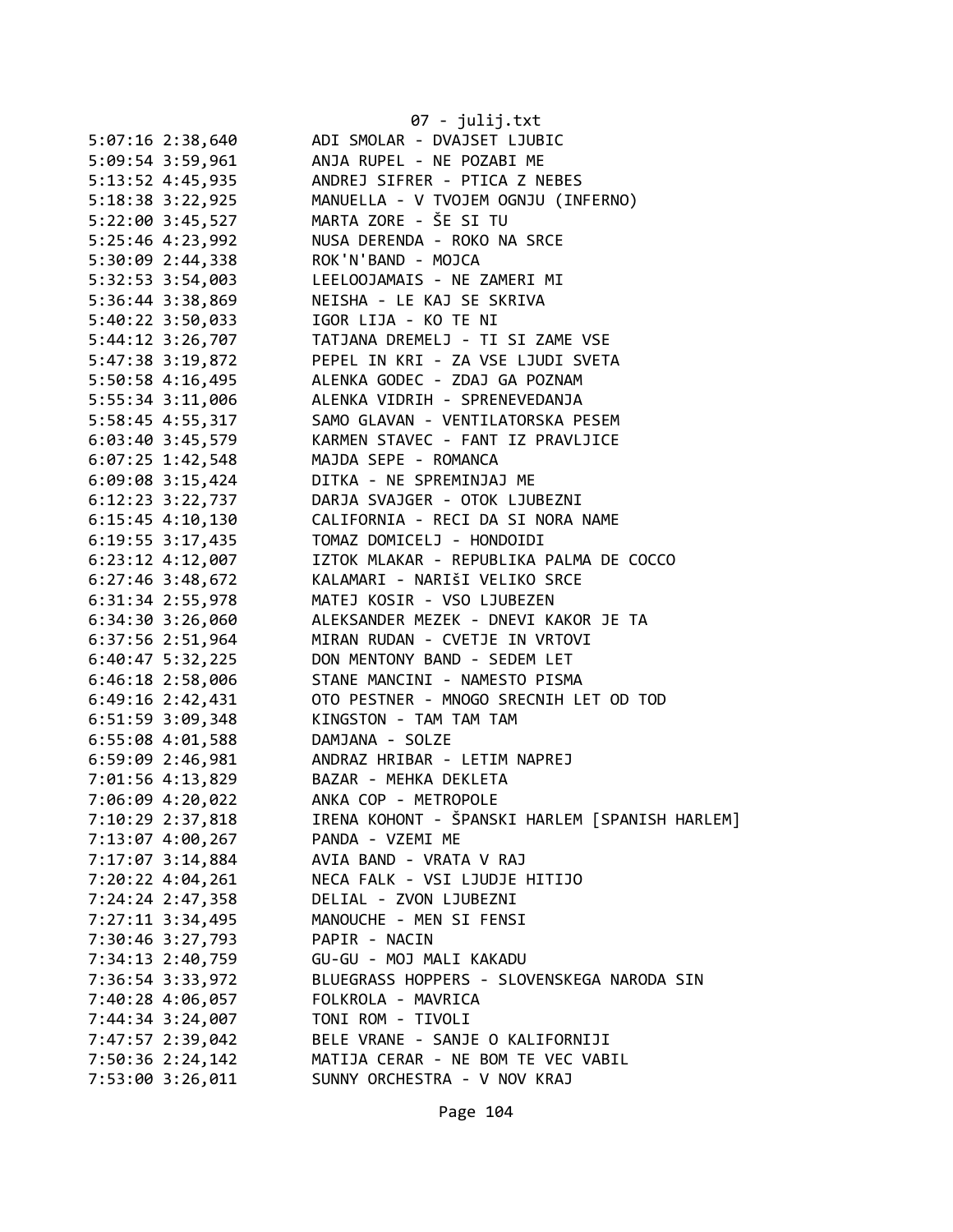07 - julij.txt

```
5:07:16 2:38,640        ADI SMOLAR - DVAJSET LJUBIC
5:09:54 3:59,961        ANJA RUPEL - NE POZABI ME
5:13:52 4:45,935        ANDREJ SIFRER - PTICA Z NEBES
5:18:38 3:22,925        MANUELLA - V TVOJEM OGNJU (INFERNO)
5:22:00 3:45,527        MARTA ZORE - ŠE SI TU
5:25:46 4:23,992        NUSA DERENDA - ROKO NA SRCE
5:30:09 2:44,338        ROK'N'BAND - MOJCA
5:32:53 3:54,003        LEELOOJAMAIS - NE ZAMERI MI
5:36:44 3:38,869        NEISHA - LE KAJ SE SKRIVA
5:40:22 3:50,033        IGOR LIJA - KO TE NI
5:44:12 3:26,707        TATJANA DREMELJ - TI SI ZAME VSE
5:47:38 3:19,872        PEPEL IN KRI - ZA VSE LJUDI SVETA
5:50:58 4:16,495        ALENKA GODEC - ZDAJ GA POZNAM
5:55:34 3:11,006        ALENKA VIDRIH - SPRENEVEDANJA
5:58:45 4:55,317        SAMO GLAVAN - VENTILATORSKA PESEM
6:03:40 3:45,579        KARMEN STAVEC - FANT IZ PRAVLJICE
6:07:25 1:42,548        MAJDA SEPE - ROMANCA
6:09:08 3:15,424        DITKA - NE SPREMINJAJ ME
6:12:23 3:22,737        DARJA SVAJGER - OTOK LJUBEZNI
6:15:45 4:10,130        CALIFORNIA - RECI DA SI NORA NAME
6:19:55 3:17,435        TOMAZ DOMICELJ - HONDOIDI
6:23:12 4:12,007        IZTOK MLAKAR - REPUBLIKA PALMA DE COCCO
6:27:46 3:48,672        KALAMARI - NARIŠI VELIKO SRCE
6:31:34 2:55,978        MATEJ KOSIR - VSO LJUBEZEN
6:34:30 3:26,060        ALEKSANDER MEZEK - DNEVI KAKOR JE TA
6:37:56 2:51,964        MIRAN RUDAN - CVETJE IN VRTOVI
6:40:47 5:32,225        DON MENTONY BAND - SEDEM LET
6:46:18 2:58,006        STANE MANCINI - NAMESTO PISMA
6:49:16 2:42,431        OTO PESTNER - MNOGO SRECNIH LET OD TOD
6:51:59 3:09,348        KINGSTON - TAM TAM TAM
6:55:08 4:01,588        DAMJANA - SOLZE
6:59:09 2:46,981        ANDRAZ HRIBAR - LETIM NAPREJ
7:01:56 4:13,829        BAZAR - MEHKA DEKLETA
7:06:09 4:20,022        ANKA COP - METROPOLE
7:10:29 2:37,818        IRENA KOHONT - ŠPANSKI HARLEM [SPANISH HARLEM]
7:13:07 4:00,267        PANDA - VZEMI ME
7:17:07 3:14,884        AVIA BAND - VRATA V RAJ
7:20:22 4:04,261        NECA FALK - VSI LJUDJE HITIJO
7:24:24 2:47,358        DELIAL - ZVON LJUBEZNI
7:27:11 3:34,495        MANOUCHE - MEN SI FENSI
7:30:46 3:27,793        PAPIR - NACIN
7:34:13 2:40,759        GU-GU - MOJ MALI KAKADU
7:36:54 3:33,972        BLUEGRASS HOPPERS - SLOVENSKEGA NARODA SIN
7:40:28 4:06,057        FOLKROLA - MAVRICA
7:44:34 3:24,007        TONI ROM - TIVOLI
7:47:57 2:39,042        BELE VRANE - SANJE O KALIFORNIJI
7:50:36 2:24,142        MATIJA CERAR - NE BOM TE VEC VABIL
7:53:00 3:26,011        SUNNY ORCHESTRA - V NOV KRAJ
```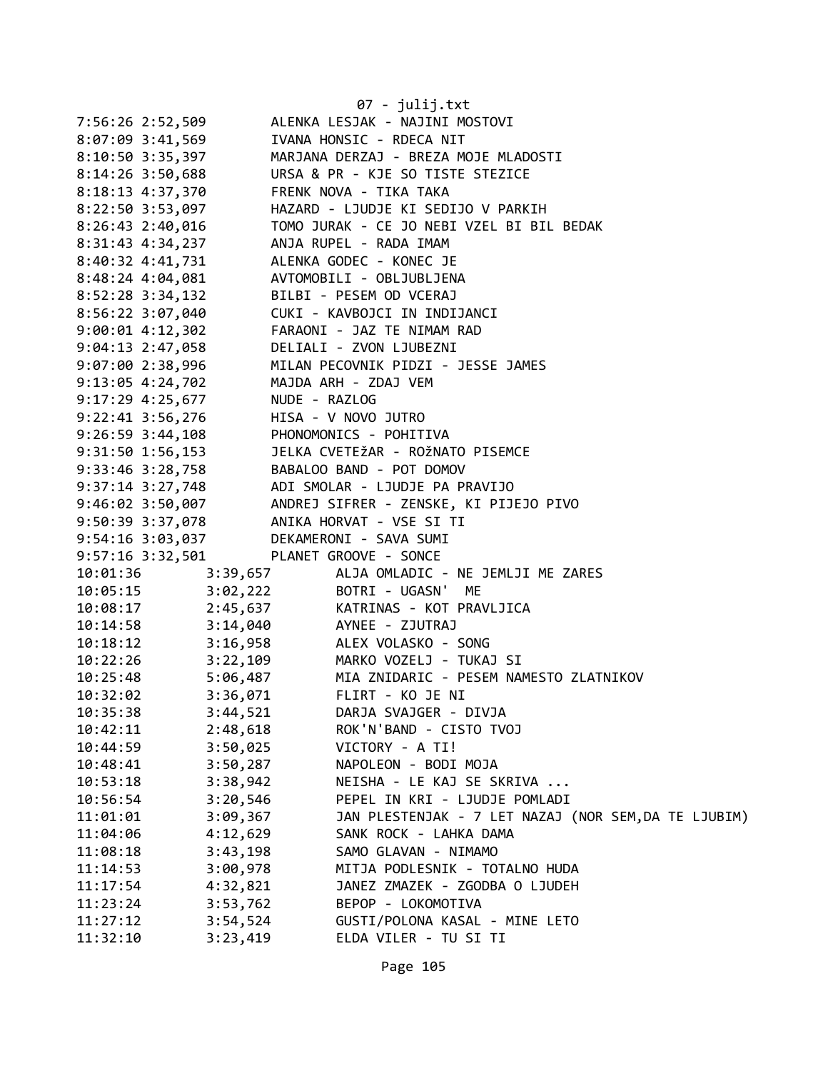07 - julij.txt

```
7:56:26 2:52,509        ALENKA LESJAK - NAJINI MOSTOVI
8:07:09 3:41,569        IVANA HONSIC - RDECA NIT
8:10:50 3:35,397        MARJANA DERZAJ - BREZA MOJE MLADOSTI
8:14:26 3:50,688        URSA & PR - KJE SO TISTE STEZICE
8:18:13 4:37,370        FRENK NOVA - TIKA TAKA
8:22:50 3:53,097        HAZARD - LJUDJE KI SEDIJO V PARKIH
8:26:43 2:40,016        TOMO JURAK - CE JO NEBI VZEL BI BIL BEDAK
8:31:43 4:34,237        ANJA RUPEL - RADA IMAM
8:40:32 4:41,731        ALENKA GODEC - KONEC JE
8:48:24 4:04,081        AVTOMOBILI - OBLJUBLJENA
8:52:28 3:34,132        BILBI - PESEM OD VCERAJ
8:56:22 3:07,040        CUKI - KAVBOJCI IN INDIJANCI
9:00:01 4:12,302        FARAONI - JAZ TE NIMAM RAD
9:04:13 2:47,058        DELIALI - ZVON LJUBEZNI
9:07:00 2:38,996        MILAN PECOVNIK PIDZI - JESSE JAMES
9:13:05 4:24,702        MAJDA ARH - ZDAJ VEM
9:17:29 4:25,677        NUDE - RAZLOG
9:22:41 3:56,276        HISA - V NOVO JUTRO
9:26:59 3:44,108        PHONOMONICS - POHITIVA
9:31:50 1:56,153        JELKA CVETEžAR - ROžNATO PISEMCE
9:33:46 3:28,758        BABALOO BAND - POT DOMOV
9:37:14 3:27,748        ADI SMOLAR - LJUDJE PA PRAVIJO
9:46:02 3:50,007        ANDREJ SIFRER - ZENSKE, KI PIJEJO PIVO
9:50:39 3:37,078        ANIKA HORVAT - VSE SI TI
9:54:16 3:03,037        DEKAMERONI - SAVA SUMI
9:57:16 3:32,501        PLANET GROOVE - SONCE
10:01:36        3:39,657        ALJA OMLADIC - NE JEMLJI ME ZARES
10:05:15        3:02,222        BOTRI - UGASN'  ME
10:08:17        2:45,637        KATRINAS - KOT PRAVLJICA
10:14:58        3:14,040        AYNEE - ZJUTRAJ
10:18:12        3:16,958        ALEX VOLASKO - SONG
10:22:26        3:22,109        MARKO VOZELJ - TUKAJ SI
10:25:48        5:06,487        MIA ZNIDARIC - PESEM NAMESTO ZLATNIKOV
10:32:02        3:36,071        FLIRT - KO JE NI
10:35:38        3:44,521        DARJA SVAJGER - DIVJA
10:42:11        2:48,618        ROK'N'BAND - CISTO TVOJ
10:44:59        3:50,025        VICTORY - A TI!
10:48:41        3:50,287        NAPOLEON - BODI MOJA
10:53:18        3:38,942        NEISHA - LE KAJ SE SKRIVA ...
10:56:54        3:20,546        PEPEL IN KRI - LJUDJE POMLADI
11:01:01        3:09,367        JAN PLESTENJAK - 7 LET NAZAJ (NOR SEM,DA TE LJUBIM)
11:04:06        4:12,629        SANK ROCK - LAHKA DAMA
11:08:18        3:43,198        SAMO GLAVAN - NIMAMO
11:14:53        3:00,978        MITJA PODLESNIK - TOTALNO HUDA
11:17:54        4:32,821        JANEZ ZMAZEK - ZGODBA O LJUDEH
11:23:24        3:53,762        BEPOP - LOKOMOTIVA
11:27:12        3:54,524        GUSTI/POLONA KASAL - MINE LETO
11:32:10        3:23,419        ELDA VILER - TU SI TI
```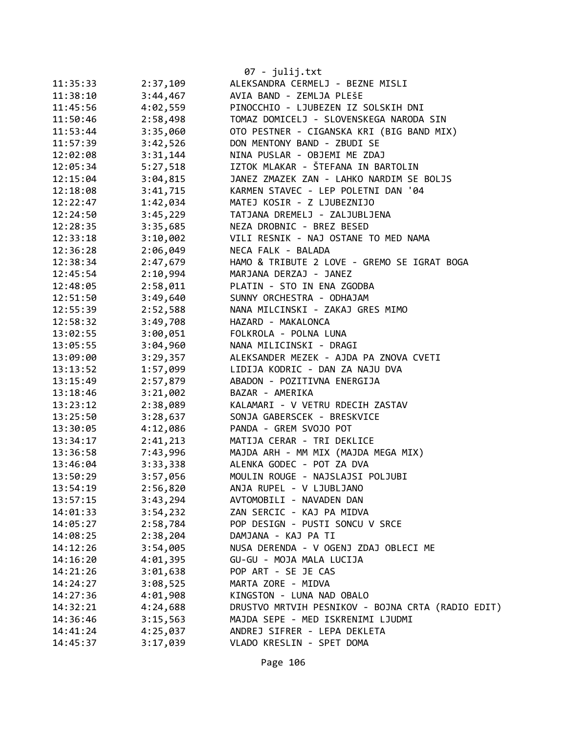07 - julij.txt

| | | |
|---|---|---|
| 11:35:33 | 2:37,109 | ALEKSANDRA CERMELJ - BEZNE MISLI |
| 11:38:10 | 3:44,467 | AVIA BAND - ZEMLJA PLEŠE |
| 11:45:56 | 4:02,559 | PINOCCHIO - LJUBEZEN IZ SOLSKIH DNI |
| 11:50:46 | 2:58,498 | TOMAZ DOMICELJ - SLOVENSKEGA NARODA SIN |
| 11:53:44 | 3:35,060 | OTO PESTNER - CIGANSKA KRI (BIG BAND MIX) |
| 11:57:39 | 3:42,526 | DON MENTONY BAND - ZBUDI SE |
| 12:02:08 | 3:31,144 | NINA PUSLAR - OBJEMI ME ZDAJ |
| 12:05:34 | 5:27,518 | IZTOK MLAKAR - ŠTEFANA IN BARTOLIN |
| 12:15:04 | 3:04,815 | JANEZ ZMAZEK ZAN - LAHKO NARDIM SE BOLJS |
| 12:18:08 | 3:41,715 | KARMEN STAVEC - LEP POLETNI DAN '04 |
| 12:22:47 | 1:42,034 | MATEJ KOSIR - Z LJUBEZNIJO |
| 12:24:50 | 3:45,229 | TATJANA DREMELJ - ZALJUBLJENA |
| 12:28:35 | 3:35,685 | NEZA DROBNIC - BREZ BESED |
| 12:33:18 | 3:10,002 | VILI RESNIK - NAJ OSTANE TO MED NAMA |
| 12:36:28 | 2:06,049 | NECA FALK - BALADA |
| 12:38:34 | 2:47,679 | HAMO & TRIBUTE 2 LOVE - GREMO SE IGRAT BOGA |
| 12:45:54 | 2:10,994 | MARJANA DERZAJ - JANEZ |
| 12:48:05 | 2:58,011 | PLATIN - STO IN ENA ZGODBA |
| 12:51:50 | 3:49,640 | SUNNY ORCHESTRA - ODHAJAM |
| 12:55:39 | 2:52,588 | NANA MILCINSKI - ZAKAJ GRES MIMO |
| 12:58:32 | 3:49,708 | HAZARD - MAKALONCA |
| 13:02:55 | 3:00,051 | FOLKROLA - POLNA LUNA |
| 13:05:55 | 3:04,960 | NANA MILICINSKI - DRAGI |
| 13:09:00 | 3:29,357 | ALEKSANDER MEZEK - AJDA PA ZNOVA CVETI |
| 13:13:52 | 1:57,099 | LIDIJA KODRIC - DAN ZA NAJU DVA |
| 13:15:49 | 2:57,879 | ABADON - POZITIVNA ENERGIJA |
| 13:18:46 | 3:21,002 | BAZAR - AMERIKA |
| 13:23:12 | 2:38,089 | KALAMARI - V VETRU RDECIH ZASTAV |
| 13:25:50 | 3:28,637 | SONJA GABERSCEK - BRESKVICE |
| 13:30:05 | 4:12,086 | PANDA - GREM SVOJO POT |
| 13:34:17 | 2:41,213 | MATIJA CERAR - TRI DEKLICE |
| 13:36:58 | 7:43,996 | MAJDA ARH - MM MIX (MAJDA MEGA MIX) |
| 13:46:04 | 3:33,338 | ALENKA GODEC - POT ZA DVA |
| 13:50:29 | 3:57,056 | MOULIN ROUGE - NAJSLAJSI POLJUBI |
| 13:54:19 | 2:56,820 | ANJA RUPEL - V LJUBLJANO |
| 13:57:15 | 3:43,294 | AVTOMOBILI - NAVADEN DAN |
| 14:01:33 | 3:54,232 | ZAN SERCIC - KAJ PA MIDVA |
| 14:05:27 | 2:58,784 | POP DESIGN - PUSTI SONCU V SRCE |
| 14:08:25 | 2:38,204 | DAMJANA - KAJ PA TI |
| 14:12:26 | 3:54,005 | NUSA DERENDA - V OGENJ ZDAJ OBLECI ME |
| 14:16:20 | 4:01,395 | GU-GU - MOJA MALA LUCIJA |
| 14:21:26 | 3:01,638 | POP ART - SE JE CAS |
| 14:24:27 | 3:08,525 | MARTA ZORE - MIDVA |
| 14:27:36 | 4:01,908 | KINGSTON - LUNA NAD OBALO |
| 14:32:21 | 4:24,688 | DRUSTVO MRTVIH PESNIKOV - BOJNA CRTA (RADIO EDIT) |
| 14:36:46 | 3:15,563 | MAJDA SEPE - MED ISKRENIMI LJUDMI |
| 14:41:24 | 4:25,037 | ANDREJ SIFRER - LEPA DEKLETA |
| 14:45:37 | 3:17,039 | VLADO KRESLIN - SPET DOMA |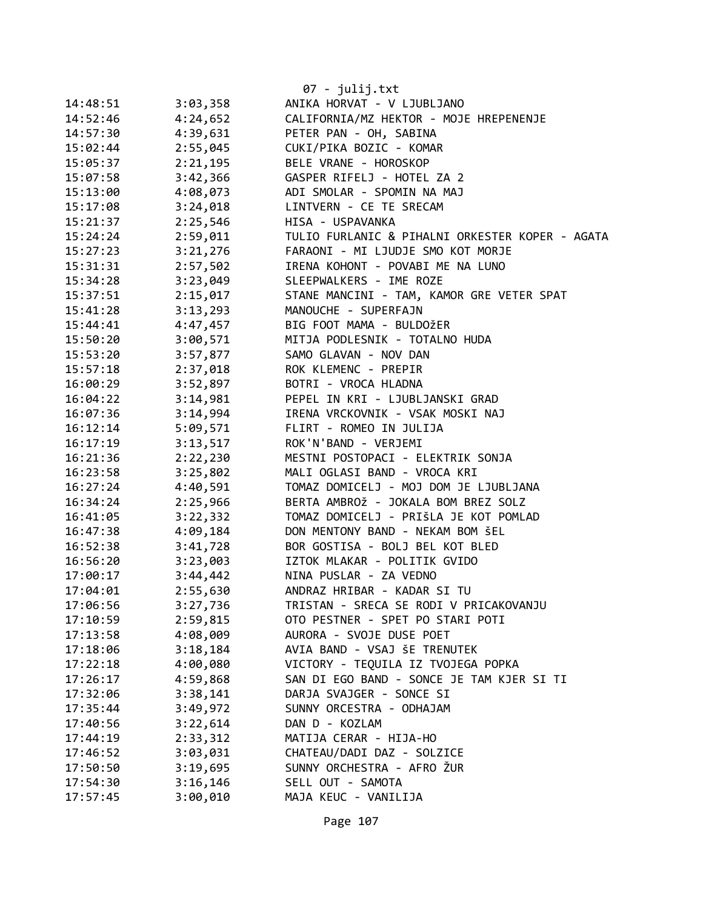07 - julij.txt

| | | |
|---|---|---|
| 14:48:51 | 3:03,358 | ANIKA HORVAT - V LJUBLJANO |
| 14:52:46 | 4:24,652 | CALIFORNIA/MZ HEKTOR - MOJE HREPENENJE |
| 14:57:30 | 4:39,631 | PETER PAN - OH, SABINA |
| 15:02:44 | 2:55,045 | CUKI/PIKA BOZIC - KOMAR |
| 15:05:37 | 2:21,195 | BELE VRANE - HOROSKOP |
| 15:07:58 | 3:42,366 | GASPER RIFELJ - HOTEL ZA 2 |
| 15:13:00 | 4:08,073 | ADI SMOLAR - SPOMIN NA MAJ |
| 15:17:08 | 3:24,018 | LINTVERN - CE TE SRECAM |
| 15:21:37 | 2:25,546 | HISA - USPAVANKA |
| 15:24:24 | 2:59,011 | TULIO FURLANIC & PIHALNI ORKESTER KOPER - AGATA |
| 15:27:23 | 3:21,276 | FARAONI - MI LJUDJE SMO KOT MORJE |
| 15:31:31 | 2:57,502 | IRENA KOHONT - POVABI ME NA LUNO |
| 15:34:28 | 3:23,049 | SLEEPWALKERS - IME ROZE |
| 15:37:51 | 2:15,017 | STANE MANCINI - TAM, KAMOR GRE VETER SPAT |
| 15:41:28 | 3:13,293 | MANOUCHE - SUPERFAJN |
| 15:44:41 | 4:47,457 | BIG FOOT MAMA - BULDOžER |
| 15:50:20 | 3:00,571 | MITJA PODLESNIK - TOTALNO HUDA |
| 15:53:20 | 3:57,877 | SAMO GLAVAN - NOV DAN |
| 15:57:18 | 2:37,018 | ROK KLEMENC - PREPIR |
| 16:00:29 | 3:52,897 | BOTRI - VROCA HLADNA |
| 16:04:22 | 3:14,981 | PEPEL IN KRI - LJUBLJANSKI GRAD |
| 16:07:36 | 3:14,994 | IRENA VRCKOVNIK - VSAK MOSKI NAJ |
| 16:12:14 | 5:09,571 | FLIRT - ROMEO IN JULIJA |
| 16:17:19 | 3:13,517 | ROK'N'BAND - VERJEMI |
| 16:21:36 | 2:22,230 | MESTNI POSTOPACI - ELEKTRIK SONJA |
| 16:23:58 | 3:25,802 | MALI OGLASI BAND - VROCA KRI |
| 16:27:24 | 4:40,591 | TOMAZ DOMICELJ - MOJ DOM JE LJUBLJANA |
| 16:34:24 | 2:25,966 | BERTA AMBROž - JOKALA BOM BREZ SOLZ |
| 16:41:05 | 3:22,332 | TOMAZ DOMICELJ - PRIŠLA JE KOT POMLAD |
| 16:47:38 | 4:09,184 | DON MENTONY BAND - NEKAM BOM ŠEL |
| 16:52:38 | 3:41,728 | BOR GOSTISA - BOLJ BEL KOT BLED |
| 16:56:20 | 3:23,003 | IZTOK MLAKAR - POLITIK GVIDO |
| 17:00:17 | 3:44,442 | NINA PUSLAR - ZA VEDNO |
| 17:04:01 | 2:55,630 | ANDRAZ HRIBAR - KADAR SI TU |
| 17:06:56 | 3:27,736 | TRISTAN - SRECA SE RODI V PRICAKOVANJU |
| 17:10:59 | 2:59,815 | OTO PESTNER - SPET PO STARI POTI |
| 17:13:58 | 4:08,009 | AURORA - SVOJE DUSE POET |
| 17:18:06 | 3:18,184 | AVIA BAND - VSAJ ŠE TRENUTEK |
| 17:22:18 | 4:00,080 | VICTORY - TEQUILA IZ TVOJEGA POPKA |
| 17:26:17 | 4:59,868 | SAN DI EGO BAND - SONCE JE TAM KJER SI TI |
| 17:32:06 | 3:38,141 | DARJA SVAJGER - SONCE SI |
| 17:35:44 | 3:49,972 | SUNNY ORCESTRA - ODHAJAM |
| 17:40:56 | 3:22,614 | DAN D - KOZLAM |
| 17:44:19 | 2:33,312 | MATIJA CERAR - HIJA-HO |
| 17:46:52 | 3:03,031 | CHATEAU/DADI DAZ - SOLZICE |
| 17:50:50 | 3:19,695 | SUNNY ORCHESTRA - AFRO ŽUR |
| 17:54:30 | 3:16,146 | SELL OUT - SAMOTA |
| 17:57:45 | 3:00,010 | MAJA KEUC - VANILIJA |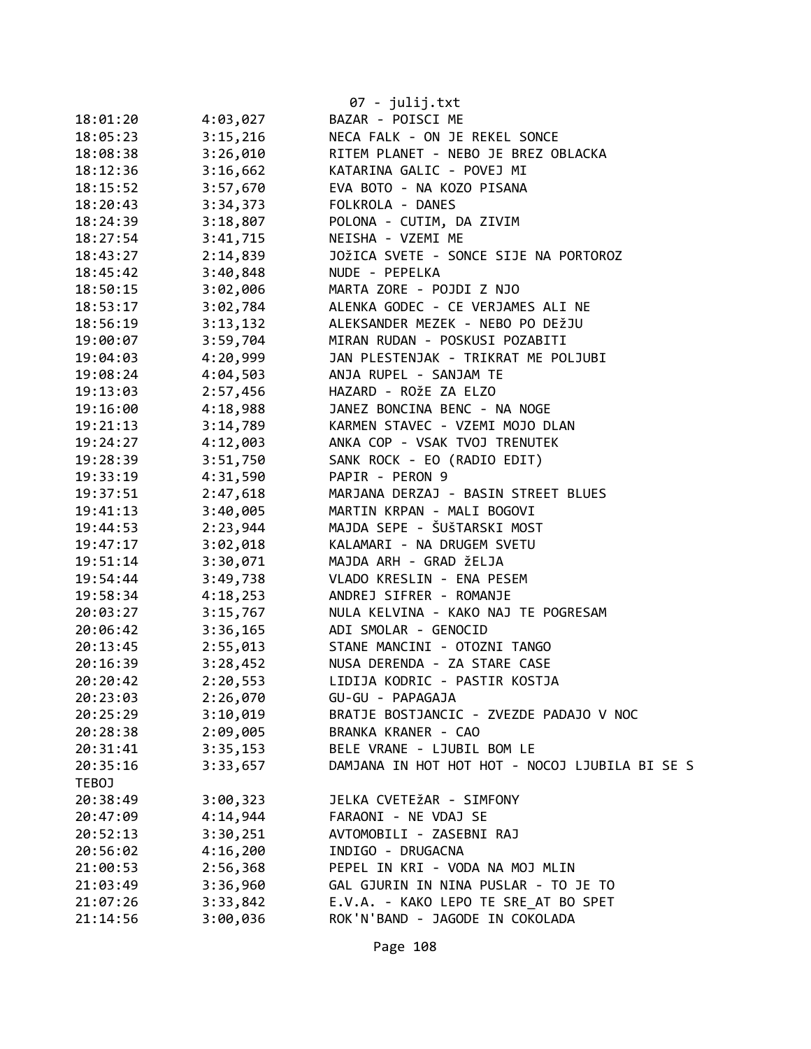07 - julij.txt

```
18:01:20        4:03,027        BAZAR - POISCI ME
18:05:23        3:15,216        NECA FALK - ON JE REKEL SONCE
18:08:38        3:26,010        RITEM PLANET - NEBO JE BREZ OBLACKA
18:12:36        3:16,662        KATARINA GALIC - POVEJ MI
18:15:52        3:57,670        EVA BOTO - NA KOZO PISANA
18:20:43        3:34,373        FOLKROLA - DANES
18:24:39        3:18,807        POLONA - CUTIM, DA ZIVIM
18:27:54        3:41,715        NEISHA - VZEMI ME
18:43:27        2:14,839        JOžICA SVETE - SONCE SIJE NA PORTOROZ
18:45:42        3:40,848        NUDE - PEPELKA
18:50:15        3:02,006        MARTA ZORE - POJDI Z NJO
18:53:17        3:02,784        ALENKA GODEC - CE VERJAMES ALI NE
18:56:19        3:13,132        ALEKSANDER MEZEK - NEBO PO DEžJU
19:00:07        3:59,704        MIRAN RUDAN - POSKUSI POZABITI
19:04:03        4:20,999        JAN PLESTENJAK - TRIKRAT ME POLJUBI
19:08:24        4:04,503        ANJA RUPEL - SANJAM TE
19:13:03        2:57,456        HAZARD - ROžE ZA ELZO
19:16:00        4:18,988        JANEZ BONCINA BENC - NA NOGE
19:21:13        3:14,789        KARMEN STAVEC - VZEMI MOJO DLAN
19:24:27        4:12,003        ANKA COP - VSAK TVOJ TRENUTEK
19:28:39        3:51,750        SANK ROCK - EO (RADIO EDIT)
19:33:19        4:31,590        PAPIR - PERON 9
19:37:51        2:47,618        MARJANA DERZAJ - BASIN STREET BLUES
19:41:13        3:40,005        MARTIN KRPAN - MALI BOGOVI
19:44:53        2:23,944        MAJDA SEPE - ŠUŠTARSKI MOST
19:47:17        3:02,018        KALAMARI - NA DRUGEM SVETU
19:51:14        3:30,071        MAJDA ARH - GRAD žELJA
19:54:44        3:49,738        VLADO KRESLIN - ENA PESEM
19:58:34        4:18,253        ANDREJ SIFRER - ROMANJE
20:03:27        3:15,767        NULA KELVINA - KAKO NAJ TE POGRESAM
20:06:42        3:36,165        ADI SMOLAR - GENOCID
20:13:45        2:55,013        STANE MANCINI - OTOZNI TANGO
20:16:39        3:28,452        NUSA DERENDA - ZA STARE CASE
20:20:42        2:20,553        LIDIJA KODRIC - PASTIR KOSTJA
20:23:03        2:26,070        GU-GU - PAPAGAJA
20:25:29        3:10,019        BRATJE BOSTJANCIC - ZVEZDE PADAJO V NOC
20:28:38        2:09,005        BRANKA KRANER - CAO
20:31:41        3:35,153        BELE VRANE - LJUBIL BOM LE
20:35:16        3:33,657        DAMJANA IN HOT HOT HOT - NOCOJ LJUBILA BI SE S
TEBOJ
20:38:49        3:00,323        JELKA CVETEžAR - SIMFONY
20:47:09        4:14,944        FARAONI - NE VDAJ SE
20:52:13        3:30,251        AVTOMOBILI - ZASEBNI RAJ
20:56:02        4:16,200        INDIGO - DRUGACNA
21:00:53        2:56,368        PEPEL IN KRI - VODA NA MOJ MLIN
21:03:49        3:36,960        GAL GJURIN IN NINA PUSLAR - TO JE TO
21:07:26        3:33,842        E.V.A. - KAKO LEPO TE SRE_AT BO SPET
21:14:56        3:00,036        ROK'N'BAND - JAGODE IN COKOLADA
```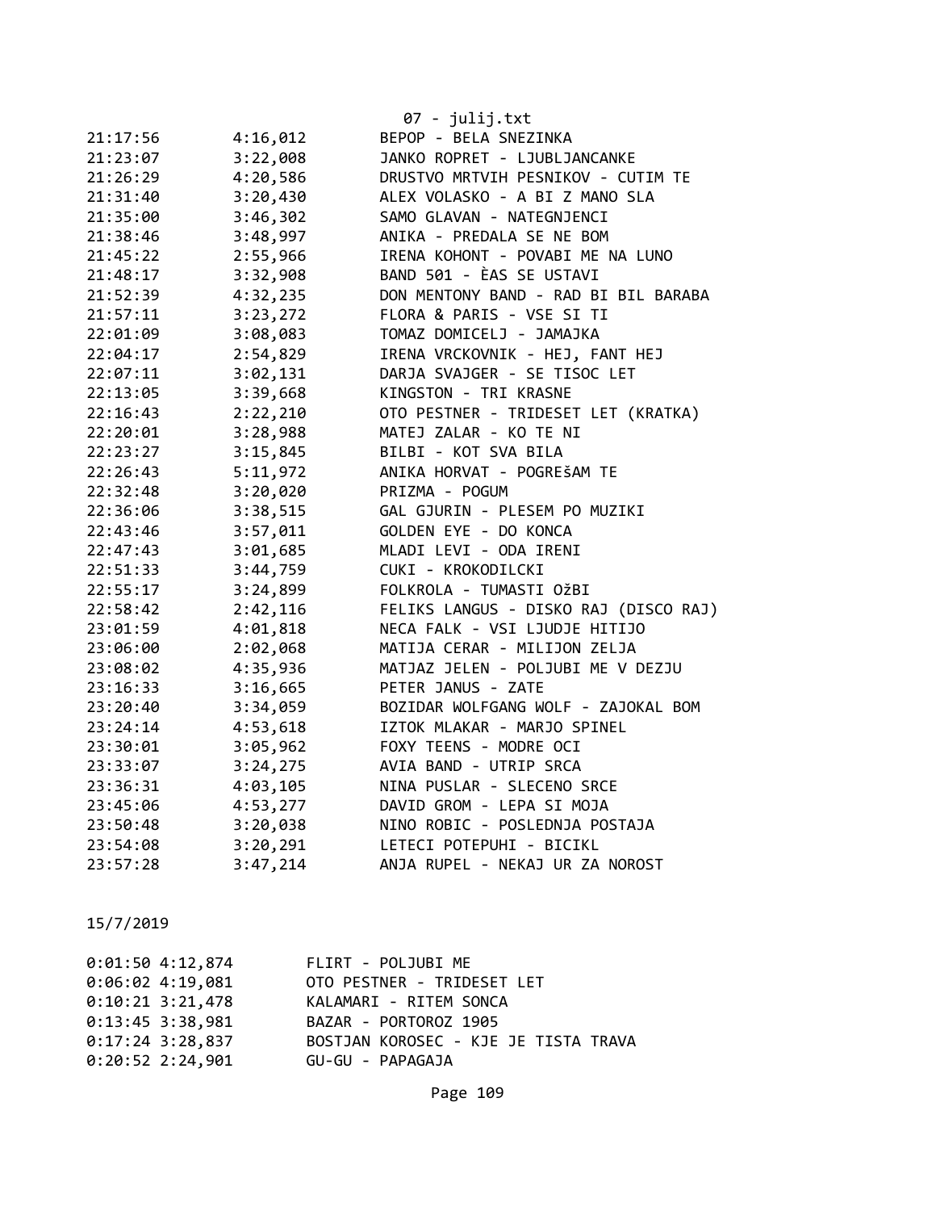| | | |
|---|---|---|
| 21:17:56 | 4:16,012 | BEPOP - BELA SNEZINKA |
| 21:23:07 | 3:22,008 | JANKO ROPRET - LJUBLJANCANKE |
| 21:26:29 | 4:20,586 | DRUSTVO MRTVIH PESNIKOV - CUTIM TE |
| 21:31:40 | 3:20,430 | ALEX VOLASKO - A BI Z MANO SLA |
| 21:35:00 | 3:46,302 | SAMO GLAVAN - NATEGNJENCI |
| 21:38:46 | 3:48,997 | ANIKA - PREDALA SE NE BOM |
| 21:45:22 | 2:55,966 | IRENA KOHONT - POVABI ME NA LUNO |
| 21:48:17 | 3:32,908 | BAND 501 - ÈAS SE USTAVI |
| 21:52:39 | 4:32,235 | DON MENTONY BAND - RAD BI BIL BARABA |
| 21:57:11 | 3:23,272 | FLORA & PARIS - VSE SI TI |
| 22:01:09 | 3:08,083 | TOMAZ DOMICELJ - JAMAJKA |
| 22:04:17 | 2:54,829 | IRENA VRCKOVNIK - HEJ, FANT HEJ |
| 22:07:11 | 3:02,131 | DARJA SVAJGER - SE TISOC LET |
| 22:13:05 | 3:39,668 | KINGSTON - TRI KRASNE |
| 22:16:43 | 2:22,210 | OTO PESTNER - TRIDESET LET (KRATKA) |
| 22:20:01 | 3:28,988 | MATEJ ZALAR - KO TE NI |
| 22:23:27 | 3:15,845 | BILBI - KOT SVA BILA |
| 22:26:43 | 5:11,972 | ANIKA HORVAT - POGREŠAM TE |
| 22:32:48 | 3:20,020 | PRIZMA - POGUM |
| 22:36:06 | 3:38,515 | GAL GJURIN - PLESEM PO MUZIKI |
| 22:43:46 | 3:57,011 | GOLDEN EYE - DO KONCA |
| 22:47:43 | 3:01,685 | MLADI LEVI - ODA IRENI |
| 22:51:33 | 3:44,759 | CUKI - KROKODILCKI |
| 22:55:17 | 3:24,899 | FOLKROLA - TUMASTI OžBI |
| 22:58:42 | 2:42,116 | FELIKS LANGUS - DISKO RAJ (DISCO RAJ) |
| 23:01:59 | 4:01,818 | NECA FALK - VSI LJUDJE HITIJO |
| 23:06:00 | 2:02,068 | MATIJA CERAR - MILIJON ZELJA |
| 23:08:02 | 4:35,936 | MATJAZ JELEN - POLJUBI ME V DEZJU |
| 23:16:33 | 3:16,665 | PETER JANUS - ZATE |
| 23:20:40 | 3:34,059 | BOZIDAR WOLFGANG WOLF - ZAJOKAL BOM |
| 23:24:14 | 4:53,618 | IZTOK MLAKAR - MARJO SPINEL |
| 23:30:01 | 3:05,962 | FOXY TEENS - MODRE OCI |
| 23:33:07 | 3:24,275 | AVIA BAND - UTRIP SRCA |
| 23:36:31 | 4:03,105 | NINA PUSLAR - SLECENO SRCE |
| 23:45:06 | 4:53,277 | DAVID GROM - LEPA SI MOJA |
| 23:50:48 | 3:20,038 | NINO ROBIC - POSLEDNJA POSTAJA |
| 23:54:08 | 3:20,291 | LETECI POTEPUHI - BICIKL |
| 23:57:28 | 3:47,214 | ANJA RUPEL - NEKAJ UR ZA NOROST |

15/7/2019

| | | |
|---|---|---|
| 0:01:50 | 4:12,874 | FLIRT - POLJUBI ME |
| 0:06:02 | 4:19,081 | OTO PESTNER - TRIDESET LET |
| 0:10:21 | 3:21,478 | KALAMARI - RITEM SONCA |
| 0:13:45 | 3:38,981 | BAZAR - PORTOROZ 1905 |
| 0:17:24 | 3:28,837 | BOSTJAN KOROSEC - KJE JE TISTA TRAVA |
| 0:20:52 | 2:24,901 | GU-GU - PAPAGAJA |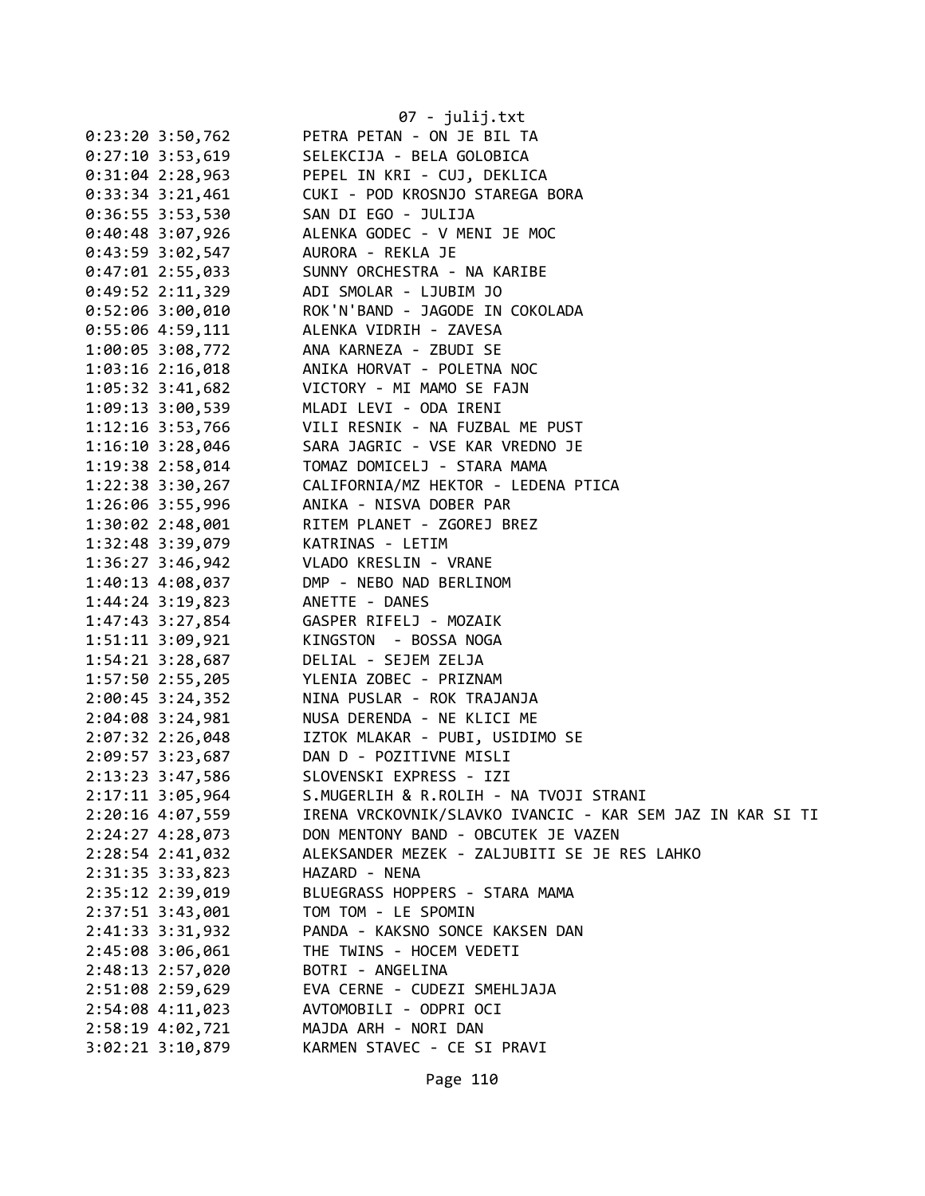```
0:23:20 3:50,762        PETRA PETAN - ON JE BIL TA
0:27:10 3:53,619        SELEKCIJA - BELA GOLOBICA
0:31:04 2:28,963        PEPEL IN KRI - CUJ, DEKLICA
0:33:34 3:21,461        CUKI - POD KROSNJO STAREGA BORA
0:36:55 3:53,530        SAN DI EGO - JULIJA
0:40:48 3:07,926        ALENKA GODEC - V MENI JE MOC
0:43:59 3:02,547        AURORA - REKLA JE
0:47:01 2:55,033        SUNNY ORCHESTRA - NA KARIBE
0:49:52 2:11,329        ADI SMOLAR - LJUBIM JO
0:52:06 3:00,010        ROK'N'BAND - JAGODE IN COKOLADA
0:55:06 4:59,111        ALENKA VIDRIH - ZAVESA
1:00:05 3:08,772        ANA KARNEZA - ZBUDI SE
1:03:16 2:16,018        ANIKA HORVAT - POLETNA NOC
1:05:32 3:41,682        VICTORY - MI MAMO SE FAJN
1:09:13 3:00,539        MLADI LEVI - ODA IRENI
1:12:16 3:53,766        VILI RESNIK - NA FUZBAL ME PUST
1:16:10 3:28,046        SARA JAGRIC - VSE KAR VREDNO JE
1:19:38 2:58,014        TOMAZ DOMICELJ - STARA MAMA
1:22:38 3:30,267        CALIFORNIA/MZ HEKTOR - LEDENA PTICA
1:26:06 3:55,996        ANIKA - NISVA DOBER PAR
1:30:02 2:48,001        RITEM PLANET - ZGOREJ BREZ
1:32:48 3:39,079        KATRINAS - LETIM
1:36:27 3:46,942        VLADO KRESLIN - VRANE
1:40:13 4:08,037        DMP - NEBO NAD BERLINOM
1:44:24 3:19,823        ANETTE - DANES
1:47:43 3:27,854        GASPER RIFELJ - MOZAIK
1:51:11 3:09,921        KINGSTON  - BOSSA NOGA
1:54:21 3:28,687        DELIAL - SEJEM ZELJA
1:57:50 2:55,205        YLENIA ZOBEC - PRIZNAM
2:00:45 3:24,352        NINA PUSLAR - ROK TRAJANJA
2:04:08 3:24,981        NUSA DERENDA - NE KLICI ME
2:07:32 2:26,048        IZTOK MLAKAR - PUBI, USIDIMO SE
2:09:57 3:23,687        DAN D - POZITIVNE MISLI
2:13:23 3:47,586        SLOVENSKI EXPRESS - IZI
2:17:11 3:05,964        S.MUGERLIH & R.ROLIH - NA TVOJI STRANI
2:20:16 4:07,559        IRENA VRCKOVNIK/SLAVKO IVANCIC - KAR SEM JAZ IN KAR SI TI
2:24:27 4:28,073        DON MENTONY BAND - OBCUTEK JE VAZEN
2:28:54 2:41,032        ALEKSANDER MEZEK - ZALJUBITI SE JE RES LAHKO
2:31:35 3:33,823        HAZARD - NENA
2:35:12 2:39,019        BLUEGRASS HOPPERS - STARA MAMA
2:37:51 3:43,001        TOM TOM - LE SPOMIN
2:41:33 3:31,932        PANDA - KAKSNO SONCE KAKSEN DAN
2:45:08 3:06,061        THE TWINS - HOCEM VEDETI
2:48:13 2:57,020        BOTRI - ANGELINA
2:51:08 2:59,629        EVA CERNE - CUDEZI SMEHLJAJA
2:54:08 4:11,023        AVTOMOBILI - ODPRI OCI
2:58:19 4:02,721        MAJDA ARH - NORI DAN
3:02:21 3:10,879        KARMEN STAVEC - CE SI PRAVI
```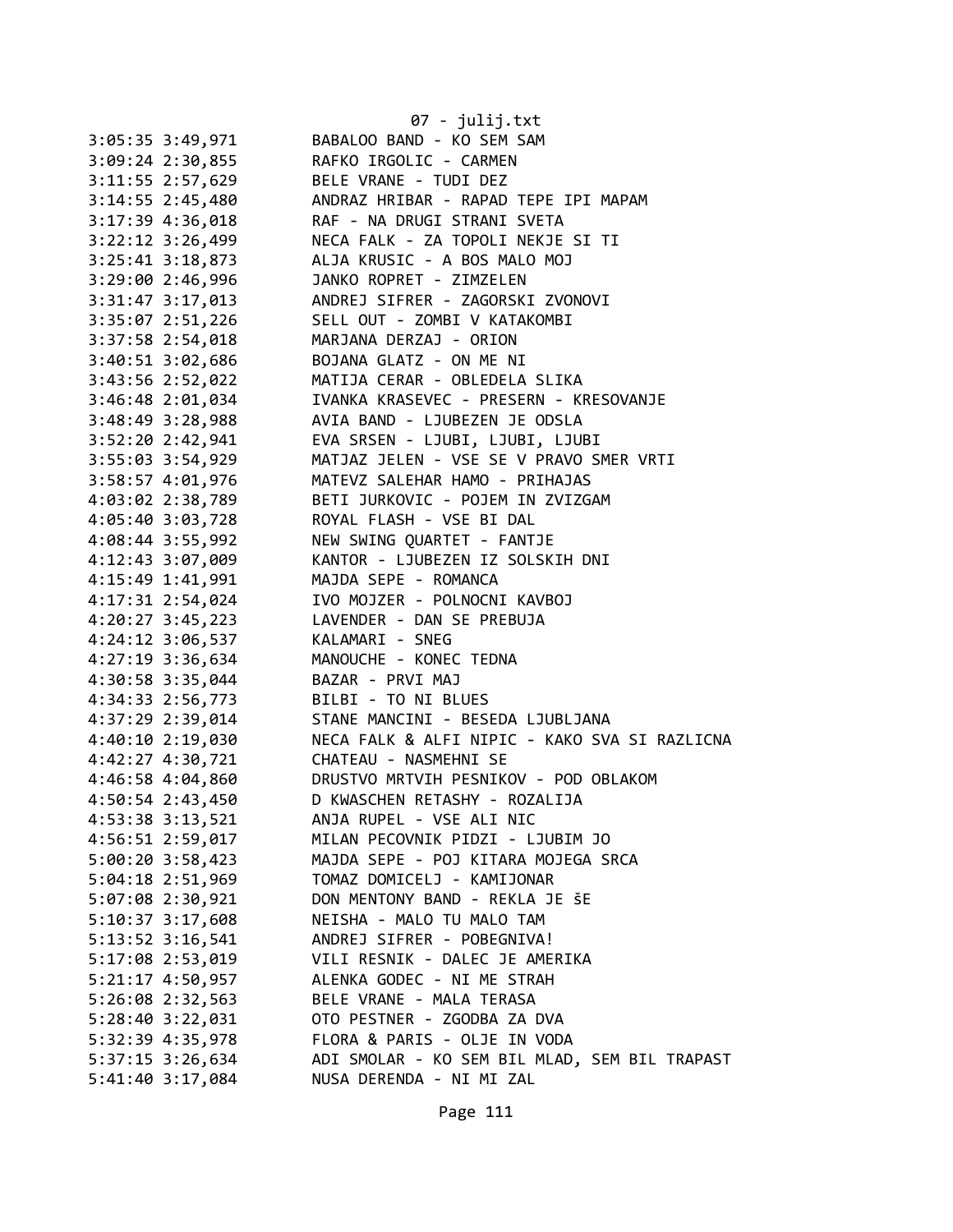07 - julij.txt

```
3:05:35 3:49,971        BABALOO BAND - KO SEM SAM
3:09:24 2:30,855        RAFKO IRGOLIC - CARMEN
3:11:55 2:57,629        BELE VRANE - TUDI DEZ
3:14:55 2:45,480        ANDRAZ HRIBAR - RAPAD TEPE IPI MAPAM
3:17:39 4:36,018        RAF - NA DRUGI STRANI SVETA
3:22:12 3:26,499        NECA FALK - ZA TOPOLI NEKJE SI TI
3:25:41 3:18,873        ALJA KRUSIC - A BOS MALO MOJ
3:29:00 2:46,996        JANKO ROPRET - ZIMZELEN
3:31:47 3:17,013        ANDREJ SIFRER - ZAGORSKI ZVONOVI
3:35:07 2:51,226        SELL OUT - ZOMBI V KATAKOMBI
3:37:58 2:54,018        MARJANA DERZAJ - ORION
3:40:51 3:02,686        BOJANA GLATZ - ON ME NI
3:43:56 2:52,022        MATIJA CERAR - OBLEDELA SLIKA
3:46:48 2:01,034        IVANKA KRASEVEC - PRESERN - KRESOVANJE
3:48:49 3:28,988        AVIA BAND - LJUBEZEN JE ODSLA
3:52:20 2:42,941        EVA SRSEN - LJUBI, LJUBI, LJUBI
3:55:03 3:54,929        MATJAZ JELEN - VSE SE V PRAVO SMER VRTI
3:58:57 4:01,976        MATEVZ SALEHAR HAMO - PRIHAJAS
4:03:02 2:38,789        BETI JURKOVIC - POJEM IN ZVIZGAM
4:05:40 3:03,728        ROYAL FLASH - VSE BI DAL
4:08:44 3:55,992        NEW SWING QUARTET - FANTJE
4:12:43 3:07,009        KANTOR - LJUBEZEN IZ SOLSKIH DNI
4:15:49 1:41,991        MAJDA SEPE - ROMANCA
4:17:31 2:54,024        IVO MOJZER - POLNOCNI KAVBOJ
4:20:27 3:45,223        LAVENDER - DAN SE PREBUJA
4:24:12 3:06,537        KALAMARI - SNEG
4:27:19 3:36,634        MANOUCHE - KONEC TEDNA
4:30:58 3:35,044        BAZAR - PRVI MAJ
4:34:33 2:56,773        BILBI - TO NI BLUES
4:37:29 2:39,014        STANE MANCINI - BESEDA LJUBLJANA
4:40:10 2:19,030        NECA FALK & ALFI NIPIC - KAKO SVA SI RAZLICNA
4:42:27 4:30,721        CHATEAU - NASMEHNI SE
4:46:58 4:04,860        DRUSTVO MRTVIH PESNIKOV - POD OBLAKOM
4:50:54 2:43,450        D KWASCHEN RETASHY - ROZALIJA
4:53:38 3:13,521        ANJA RUPEL - VSE ALI NIC
4:56:51 2:59,017        MILAN PECOVNIK PIDZI - LJUBIM JO
5:00:20 3:58,423        MAJDA SEPE - POJ KITARA MOJEGA SRCA
5:04:18 2:51,969        TOMAZ DOMICELJ - KAMIJONAR
5:07:08 2:30,921        DON MENTONY BAND - REKLA JE ŠE
5:10:37 3:17,608        NEISHA - MALO TU MALO TAM
5:13:52 3:16,541        ANDREJ SIFRER - POBEGNIVA!
5:17:08 2:53,019        VILI RESNIK - DALEC JE AMERIKA
5:21:17 4:50,957        ALENKA GODEC - NI ME STRAH
5:26:08 2:32,563        BELE VRANE - MALA TERASA
5:28:40 3:22,031        OTO PESTNER - ZGODBA ZA DVA
5:32:39 4:35,978        FLORA & PARIS - OLJE IN VODA
5:37:15 3:26,634        ADI SMOLAR - KO SEM BIL MLAD, SEM BIL TRAPAST
5:41:40 3:17,084        NUSA DERENDA - NI MI ZAL
```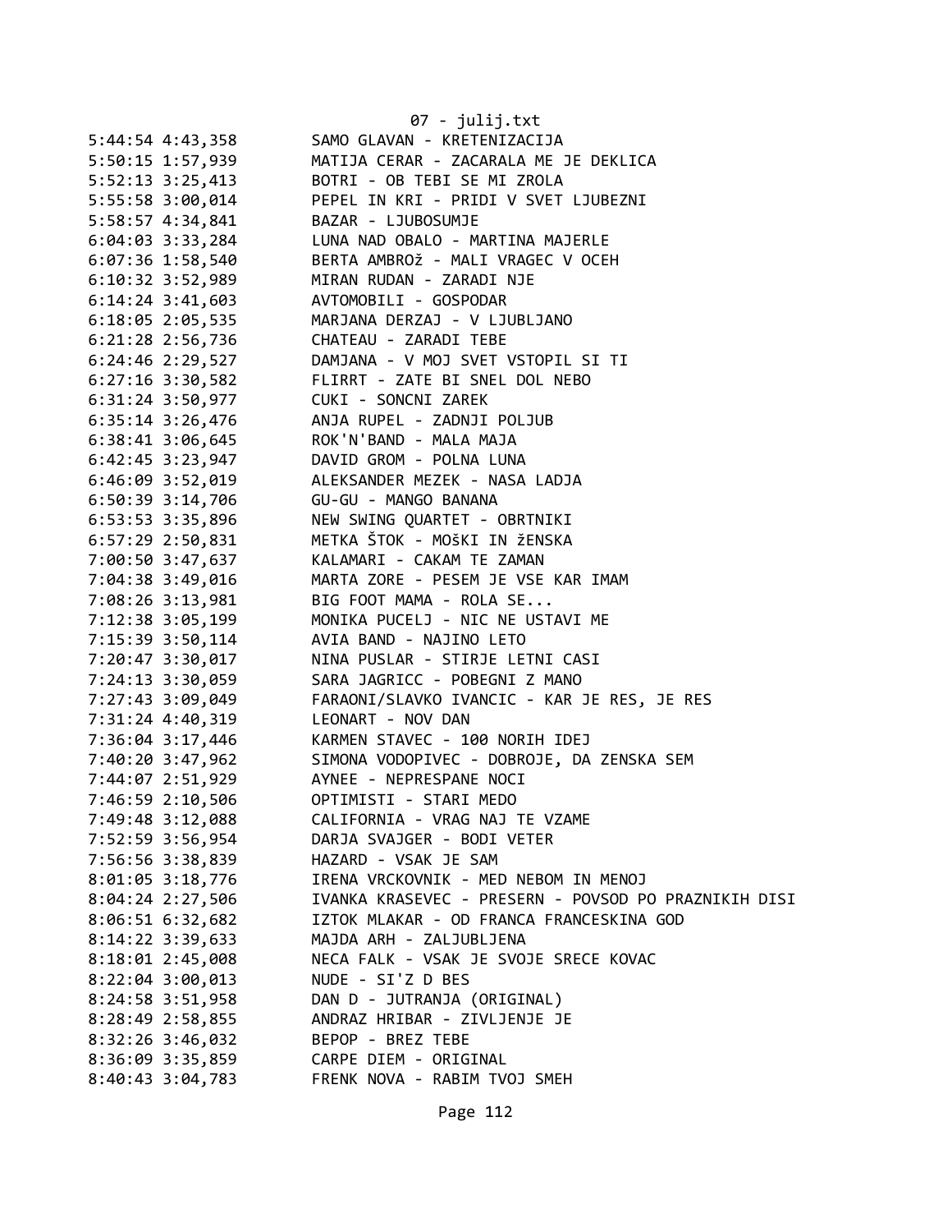07 - julij.txt

```
5:44:54 4:43,358        SAMO GLAVAN - KRETENIZACIJA
5:50:15 1:57,939        MATIJA CERAR - ZACARALA ME JE DEKLICA
5:52:13 3:25,413        BOTRI - OB TEBI SE MI ZROLA
5:55:58 3:00,014        PEPEL IN KRI - PRIDI V SVET LJUBEZNI
5:58:57 4:34,841        BAZAR - LJUBOSUMJE
6:04:03 3:33,284        LUNA NAD OBALO - MARTINA MAJERLE
6:07:36 1:58,540        BERTA AMBROž - MALI VRAGEC V OCEH
6:10:32 3:52,989        MIRAN RUDAN - ZARADI NJE
6:14:24 3:41,603        AVTOMOBILI - GOSPODAR
6:18:05 2:05,535        MARJANA DERZAJ - V LJUBLJANO
6:21:28 2:56,736        CHATEAU - ZARADI TEBE
6:24:46 2:29,527        DAMJANA - V MOJ SVET VSTOPIL SI TI
6:27:16 3:30,582        FLIRRT - ZATE BI SNEL DOL NEBO
6:31:24 3:50,977        CUKI - SONCNI ZAREK
6:35:14 3:26,476        ANJA RUPEL - ZADNJI POLJUB
6:38:41 3:06,645        ROK'N'BAND - MALA MAJA
6:42:45 3:23,947        DAVID GROM - POLNA LUNA
6:46:09 3:52,019        ALEKSANDER MEZEK - NASA LADJA
6:50:39 3:14,706        GU-GU - MANGO BANANA
6:53:53 3:35,896        NEW SWING QUARTET - OBRTNIKI
6:57:29 2:50,831        METKA ŠTOK - MOŠKI IN žENSKA
7:00:50 3:47,637        KALAMARI - CAKAM TE ZAMAN
7:04:38 3:49,016        MARTA ZORE - PESEM JE VSE KAR IMAM
7:08:26 3:13,981        BIG FOOT MAMA - ROLA SE...
7:12:38 3:05,199        MONIKA PUCELJ - NIC NE USTAVI ME
7:15:39 3:50,114        AVIA BAND - NAJINO LETO
7:20:47 3:30,017        NINA PUSLAR - STIRJE LETNI CASI
7:24:13 3:30,059        SARA JAGRICC - POBEGNI Z MANO
7:27:43 3:09,049        FARAONI/SLAVKO IVANCIC - KAR JE RES, JE RES
7:31:24 4:40,319        LEONART - NOV DAN
7:36:04 3:17,446        KARMEN STAVEC - 100 NORIH IDEJ
7:40:20 3:47,962        SIMONA VODOPIVEC - DOBROJE, DA ZENSKA SEM
7:44:07 2:51,929        AYNEE - NEPRESPANE NOCI
7:46:59 2:10,506        OPTIMISTI - STARI MEDO
7:49:48 3:12,088        CALIFORNIA - VRAG NAJ TE VZAME
7:52:59 3:56,954        DARJA SVAJGER - BODI VETER
7:56:56 3:38,839        HAZARD - VSAK JE SAM
8:01:05 3:18,776        IRENA VRCKOVNIK - MED NEBOM IN MENOJ
8:04:24 2:27,506        IVANKA KRASEVEC - PRESERN - POVSOD PO PRAZNIKIH DISI
8:06:51 6:32,682        IZTOK MLAKAR - OD FRANCA FRANCESKINA GOD
8:14:22 3:39,633        MAJDA ARH - ZALJUBLJENA
8:18:01 2:45,008        NECA FALK - VSAK JE SVOJE SRECE KOVAC
8:22:04 3:00,013        NUDE - SI'Z D BES
8:24:58 3:51,958        DAN D - JUTRANJA (ORIGINAL)
8:28:49 2:58,855        ANDRAZ HRIBAR - ZIVLJENJE JE
8:32:26 3:46,032        BEPOP - BREZ TEBE
8:36:09 3:35,859        CARPE DIEM - ORIGINAL
8:40:43 3:04,783        FRENK NOVA - RABIM TVOJ SMEH
```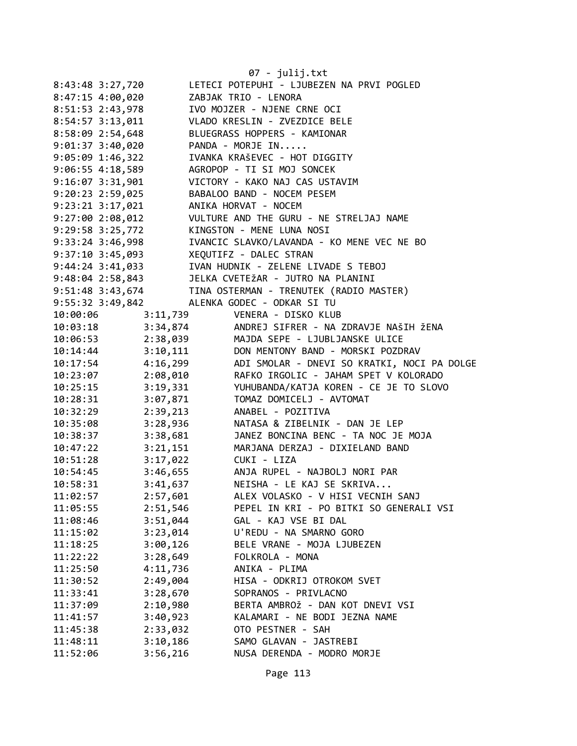```
8:43:48 3:27,720        LETECI POTEPUHI - LJUBEZEN NA PRVI POGLED
8:47:15 4:00,020        ZABJAK TRIO - LENORA
8:51:53 2:43,978        IVO MOJZER - NJENE CRNE OCI
8:54:57 3:13,011        VLADO KRESLIN - ZVEZDICE BELE
8:58:09 2:54,648        BLUEGRASS HOPPERS - KAMIONAR
9:01:37 3:40,020        PANDA - MORJE IN.....
9:05:09 1:46,322        IVANKA KRAšEVEC - HOT DIGGITY
9:06:55 4:18,589        AGROPOP - TI SI MOJ SONCEK
9:16:07 3:31,901        VICTORY - KAKO NAJ CAS USTAVIM
9:20:23 2:59,025        BABALOO BAND - NOCEM PESEM
9:23:21 3:17,021        ANIKA HORVAT - NOCEM
9:27:00 2:08,012        VULTURE AND THE GURU - NE STRELJAJ NAME
9:29:58 3:25,772        KINGSTON - MENE LUNA NOSI
9:33:24 3:46,998        IVANCIC SLAVKO/LAVANDA - KO MENE VEC NE BO
9:37:10 3:45,093        XEQUTIFZ - DALEC STRAN
9:44:24 3:41,033        IVAN HUDNIK - ZELENE LIVADE S TEBOJ
9:48:04 2:58,843        JELKA CVETEžAR - JUTRO NA PLANINI
9:51:48 3:43,674        TINA OSTERMAN - TRENUTEK (RADIO MASTER)
9:55:32 3:49,842        ALENKA GODEC - ODKAR SI TU
10:00:06        3:11,739        VENERA - DISKO KLUB
10:03:18        3:34,874        ANDREJ SIFRER - NA ZDRAVJE NAšIH žENA
10:06:53        2:38,039        MAJDA SEPE - LJUBLJANSKE ULICE
10:14:44        3:10,111        DON MENTONY BAND - MORSKI POZDRAV
10:17:54        4:16,299        ADI SMOLAR - DNEVI SO KRATKI, NOCI PA DOLGE
10:23:07        2:08,010        RAFKO IRGOLIC - JAHAM SPET V KOLORADO
10:25:15        3:19,331        YUHUBANDA/KATJA KOREN - CE JE TO SLOVO
10:28:31        3:07,871        TOMAZ DOMICELJ - AVTOMAT
10:32:29        2:39,213        ANABEL - POZITIVA
10:35:08        3:28,936        NATASA & ZIBELNIK - DAN JE LEP
10:38:37        3:38,681        JANEZ BONCINA BENC - TA NOC JE MOJA
10:47:22        3:21,151        MARJANA DERZAJ - DIXIELAND BAND
10:51:28        3:17,022        CUKI - LIZA
10:54:45        3:46,655        ANJA RUPEL - NAJBOLJ NORI PAR
10:58:31        3:41,637        NEISHA - LE KAJ SE SKRIVA...
11:02:57        2:57,601        ALEX VOLASKO - V HISI VECNIH SANJ
11:05:55        2:51,546        PEPEL IN KRI - PO BITKI SO GENERALI VSI
11:08:46        3:51,044        GAL - KAJ VSE BI DAL
11:15:02        3:23,014        U'REDU - NA SMARNO GORO
11:18:25        3:00,126        BELE VRANE - MOJA LJUBEZEN
11:22:22        3:28,649        FOLKROLA - MONA
11:25:50        4:11,736        ANIKA - PLIMA
11:30:52        2:49,004        HISA - ODKRIJ OTROKOM SVET
11:33:41        3:28,670        SOPRANOS - PRIVLACNO
11:37:09        2:10,980        BERTA AMBROž - DAN KOT DNEVI VSI
11:41:57        3:40,923        KALAMARI - NE BODI JEZNA NAME
11:45:38        2:33,032        OTO PESTNER - SAH
11:48:11        3:10,186        SAMO GLAVAN - JASTREBI
11:52:06        3:56,216        NUSA DERENDA - MODRO MORJE
```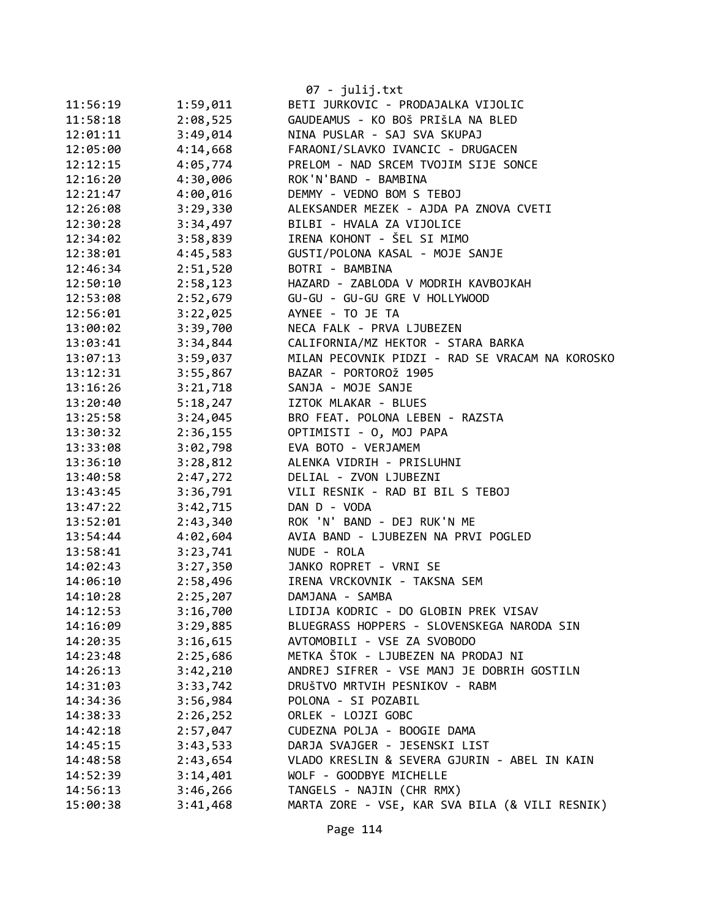07 - julij.txt

```
11:56:19        1:59,011        BETI JURKOVIC - PRODAJALKA VIJOLIC
11:58:18        2:08,525        GAUDEAMUS - KO BOš PRIšLA NA BLED
12:01:11        3:49,014        NINA PUSLAR - SAJ SVA SKUPAJ
12:05:00        4:14,668        FARAONI/SLAVKO IVANCIC - DRUGACEN
12:12:15        4:05,774        PRELOM - NAD SRCEM TVOJIM SIJE SONCE
12:16:20        4:30,006        ROK'N'BAND - BAMBINA
12:21:47        4:00,016        DEMMY - VEDNO BOM S TEBOJ
12:26:08        3:29,330        ALEKSANDER MEZEK - AJDA PA ZNOVA CVETI
12:30:28        3:34,497        BILBI - HVALA ZA VIJOLICE
12:34:02        3:58,839        IRENA KOHONT - ŠEL SI MIMO
12:38:01        4:45,583        GUSTI/POLONA KASAL - MOJE SANJE
12:46:34        2:51,520        BOTRI - BAMBINA
12:50:10        2:58,123        HAZARD - ZABLODA V MODRIH KAVBOJKAH
12:53:08        2:52,679        GU-GU - GU-GU GRE V HOLLYWOOD
12:56:01        3:22,025        AYNEE - TO JE TA
13:00:02        3:39,700        NECA FALK - PRVA LJUBEZEN
13:03:41        3:34,844        CALIFORNIA/MZ HEKTOR - STARA BARKA
13:07:13        3:59,037        MILAN PECOVNIK PIDZI - RAD SE VRACAM NA KOROSKO
13:12:31        3:55,867        BAZAR - PORTOROž 1905
13:16:26        3:21,718        SANJA - MOJE SANJE
13:20:40        5:18,247        IZTOK MLAKAR - BLUES
13:25:58        3:24,045        BRO FEAT. POLONA LEBEN - RAZSTA
13:30:32        2:36,155        OPTIMISTI - O, MOJ PAPA
13:33:08        3:02,798        EVA BOTO - VERJAMEM
13:36:10        3:28,812        ALENKA VIDRIH - PRISLUHNI
13:40:58        2:47,272        DELIAL - ZVON LJUBEZNI
13:43:45        3:36,791        VILI RESNIK - RAD BI BIL S TEBOJ
13:47:22        3:42,715        DAN D - VODA
13:52:01        2:43,340        ROK 'N' BAND - DEJ RUK'N ME
13:54:44        4:02,604        AVIA BAND - LJUBEZEN NA PRVI POGLED
13:58:41        3:23,741        NUDE - ROLA
14:02:43        3:27,350        JANKO ROPRET - VRNI SE
14:06:10        2:58,496        IRENA VRCKOVNIK - TAKSNA SEM
14:10:28        2:25,207        DAMJANA - SAMBA
14:12:53        3:16,700        LIDIJA KODRIC - DO GLOBIN PREK VISAV
14:16:09        3:29,885        BLUEGRASS HOPPERS - SLOVENSKEGA NARODA SIN
14:20:35        3:16,615        AVTOMOBILI - VSE ZA SVOBODO
14:23:48        2:25,686        METKA ŠTOK - LJUBEZEN NA PRODAJ NI
14:26:13        3:42,210        ANDREJ SIFRER - VSE MANJ JE DOBRIH GOSTILN
14:31:03        3:33,742        DRUšTVO MRTVIH PESNIKOV - RABM
14:34:36        3:56,984        POLONA - SI POZABIL
14:38:33        2:26,252        ORLEK - LOJZI GOBC
14:42:18        2:57,047        CUDEZNA POLJA - BOOGIE DAMA
14:45:15        3:43,533        DARJA SVAJGER - JESENSKI LIST
14:48:58        2:43,654        VLADO KRESLIN & SEVERA GJURIN - ABEL IN KAIN
14:52:39        3:14,401        WOLF - GOODBYE MICHELLE
14:56:13        3:46,266        TANGELS - NAJIN (CHR RMX)
15:00:38        3:41,468        MARTA ZORE - VSE, KAR SVA BILA (& VILI RESNIK)
```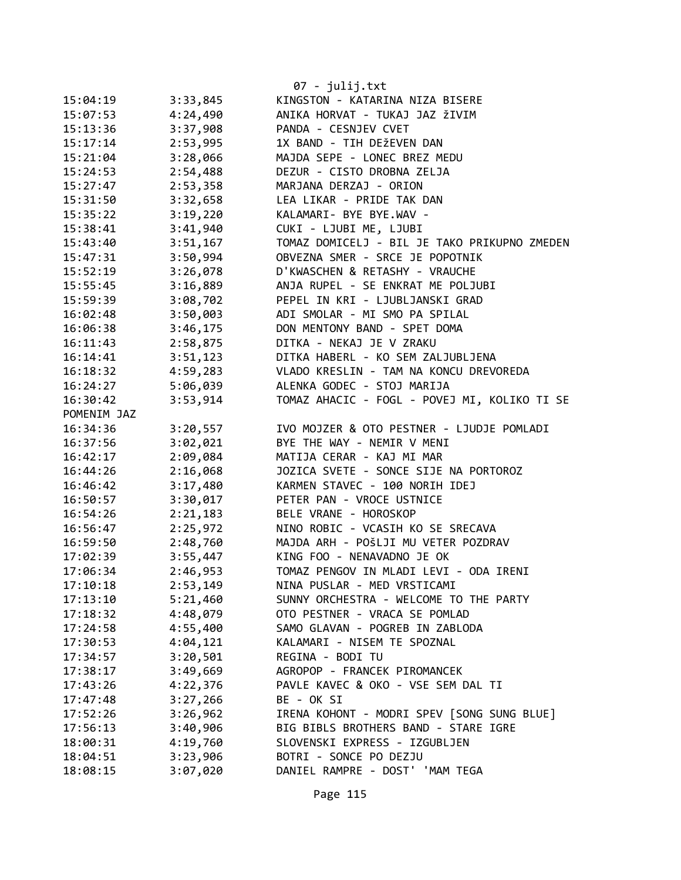07 - julij.txt

```
15:04:19        3:33,845        KINGSTON - KATARINA NIZA BISERE
15:07:53        4:24,490        ANIKA HORVAT - TUKAJ JAZ žIVIM
15:13:36        3:37,908        PANDA - CESNJEV CVET
15:17:14        2:53,995        1X BAND - TIH DEžEVEN DAN
15:21:04        3:28,066        MAJDA SEPE - LONEC BREZ MEDU
15:24:53        2:54,488        DEZUR - CISTO DROBNA ZELJA
15:27:47        2:53,358        MARJANA DERZAJ - ORION
15:31:50        3:32,658        LEA LIKAR - PRIDE TAK DAN
15:35:22        3:19,220        KALAMARI- BYE BYE.WAV -
15:38:41        3:41,940        CUKI - LJUBI ME, LJUBI
15:43:40        3:51,167        TOMAZ DOMICELJ - BIL JE TAKO PRIKUPNO ZMEDEN
15:47:31        3:50,994        OBVEZNA SMER - SRCE JE POPOTNIK
15:52:19        3:26,078        D'KWASCHEN & RETASHY - VRAUCHE
15:55:45        3:16,889        ANJA RUPEL - SE ENKRAT ME POLJUBI
15:59:39        3:08,702        PEPEL IN KRI - LJUBLJANSKI GRAD
16:02:48        3:50,003        ADI SMOLAR - MI SMO PA SPILAL
16:06:38        3:46,175        DON MENTONY BAND - SPET DOMA
16:11:43        2:58,875        DITKA - NEKAJ JE V ZRAKU
16:14:41        3:51,123        DITKA HABERL - KO SEM ZALJUBLJENA
16:18:32        4:59,283        VLADO KRESLIN - TAM NA KONCU DREVOREDA
16:24:27        5:06,039        ALENKA GODEC - STOJ MARIJA
16:30:42        3:53,914        TOMAZ AHACIC - FOGL - POVEJ MI, KOLIKO TI SE
POMENIM JAZ
16:34:36        3:20,557        IVO MOJZER & OTO PESTNER - LJUDJE POMLADI
16:37:56        3:02,021        BYE THE WAY - NEMIR V MENI
16:42:17        2:09,084        MATIJA CERAR - KAJ MI MAR
16:44:26        2:16,068        JOZICA SVETE - SONCE SIJE NA PORTOROZ
16:46:42        3:17,480        KARMEN STAVEC - 100 NORIH IDEJ
16:50:57        3:30,017        PETER PAN - VROCE USTNICE
16:54:26        2:21,183        BELE VRANE - HOROSKOP
16:56:47        2:25,972        NINO ROBIC - VCASIH KO SE SRECAVA
16:59:50        2:48,760        MAJDA ARH - POšLJI MU VETER POZDRAV
17:02:39        3:55,447        KING FOO - NENAVADNO JE OK
17:06:34        2:46,953        TOMAZ PENGOV IN MLADI LEVI - ODA IRENI
17:10:18        2:53,149        NINA PUSLAR - MED VRSTICAMI
17:13:10        5:21,460        SUNNY ORCHESTRA - WELCOME TO THE PARTY
17:18:32        4:48,079        OTO PESTNER - VRACA SE POMLAD
17:24:58        4:55,400        SAMO GLAVAN - POGREB IN ZABLODA
17:30:53        4:04,121        KALAMARI - NISEM TE SPOZNAL
17:34:57        3:20,501        REGINA - BODI TU
17:38:17        3:49,669        AGROPOP - FRANCEK PIROMANCEK
17:43:26        4:22,376        PAVLE KAVEC & OKO - VSE SEM DAL TI
17:47:48        3:27,266        BE - OK SI
17:52:26        3:26,962        IRENA KOHONT - MODRI SPEV [SONG SUNG BLUE]
17:56:13        3:40,906        BIG BIBLS BROTHERS BAND - STARE IGRE
18:00:31        4:19,760        SLOVENSKI EXPRESS - IZGUBLJEN
18:04:51        3:23,906        BOTRI - SONCE PO DEZJU
18:08:15        3:07,020        DANIEL RAMPRE - DOST' 'MAM TEGA
```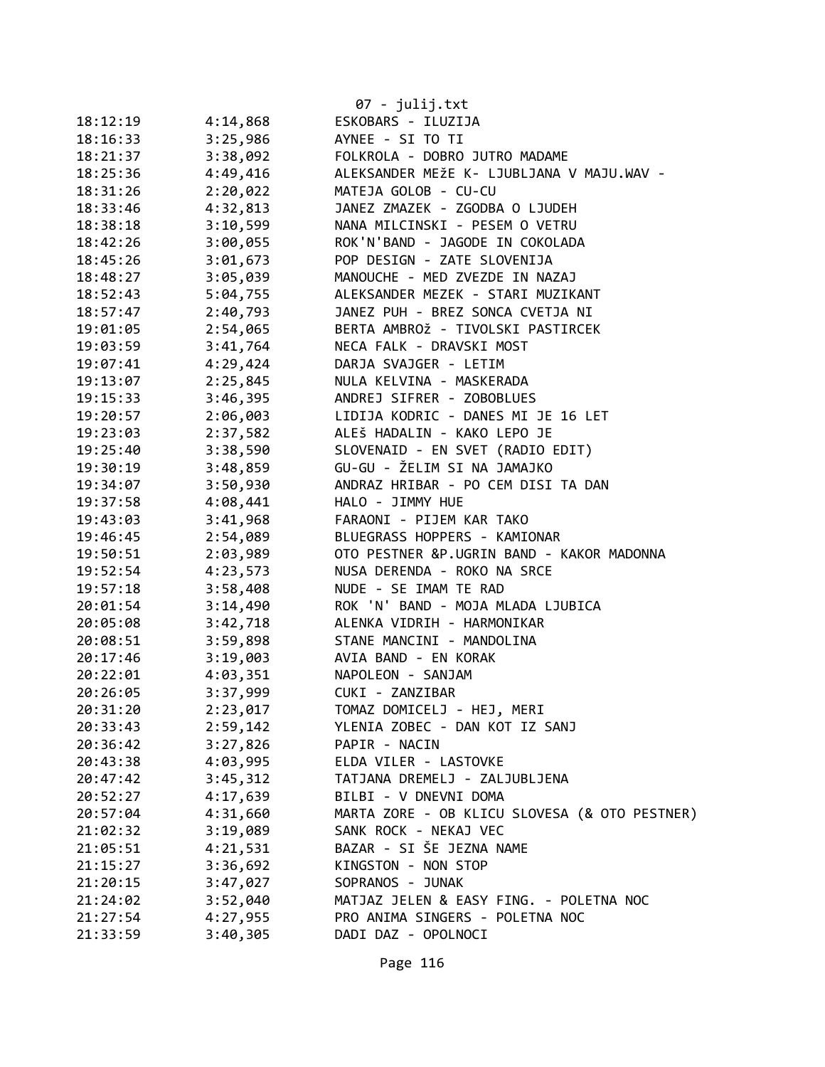| | | |
|---|---|---|
| 18:12:19 | 4:14,868 | ESKOBARS - ILUZIJA |
| 18:16:33 | 3:25,986 | AYNEE - SI TO TI |
| 18:21:37 | 3:38,092 | FOLKROLA - DOBRO JUTRO MADAME |
| 18:25:36 | 4:49,416 | ALEKSANDER MEžE K- LJUBLJANA V MAJU.WAV - |
| 18:31:26 | 2:20,022 | MATEJA GOLOB - CU-CU |
| 18:33:46 | 4:32,813 | JANEZ ZMAZEK - ZGODBA O LJUDEH |
| 18:38:18 | 3:10,599 | NANA MILCINSKI - PESEM O VETRU |
| 18:42:26 | 3:00,055 | ROK'N'BAND - JAGODE IN COKOLADA |
| 18:45:26 | 3:01,673 | POP DESIGN - ZATE SLOVENIJA |
| 18:48:27 | 3:05,039 | MANOUCHE - MED ZVEZDE IN NAZAJ |
| 18:52:43 | 5:04,755 | ALEKSANDER MEZEK - STARI MUZIKANT |
| 18:57:47 | 2:40,793 | JANEZ PUH - BREZ SONCA CVETJA NI |
| 19:01:05 | 2:54,065 | BERTA AMBROž - TIVOLSKI PASTIRCEK |
| 19:03:59 | 3:41,764 | NECA FALK - DRAVSKI MOST |
| 19:07:41 | 4:29,424 | DARJA SVAJGER - LETIM |
| 19:13:07 | 2:25,845 | NULA KELVINA - MASKERADA |
| 19:15:33 | 3:46,395 | ANDREJ SIFRER - ZOBOBLUES |
| 19:20:57 | 2:06,003 | LIDIJA KODRIC - DANES MI JE 16 LET |
| 19:23:03 | 2:37,582 | ALEŠ HADALIN - KAKO LEPO JE |
| 19:25:40 | 3:38,590 | SLOVENAID - EN SVET (RADIO EDIT) |
| 19:30:19 | 3:48,859 | GU-GU - ŽELIM SI NA JAMAJKO |
| 19:34:07 | 3:50,930 | ANDRAZ HRIBAR - PO CEM DISI TA DAN |
| 19:37:58 | 4:08,441 | HALO - JIMMY HUE |
| 19:43:03 | 3:41,968 | FARAONI - PIJEM KAR TAKO |
| 19:46:45 | 2:54,089 | BLUEGRASS HOPPERS - KAMIONAR |
| 19:50:51 | 2:03,989 | OTO PESTNER &P.UGRIN BAND - KAKOR MADONNA |
| 19:52:54 | 4:23,573 | NUSA DERENDA - ROKO NA SRCE |
| 19:57:18 | 3:58,408 | NUDE - SE IMAM TE RAD |
| 20:01:54 | 3:14,490 | ROK 'N' BAND - MOJA MLADA LJUBICA |
| 20:05:08 | 3:42,718 | ALENKA VIDRIH - HARMONIKAR |
| 20:08:51 | 3:59,898 | STANE MANCINI - MANDOLINA |
| 20:17:46 | 3:19,003 | AVIA BAND - EN KORAK |
| 20:22:01 | 4:03,351 | NAPOLEON - SANJAM |
| 20:26:05 | 3:37,999 | CUKI - ZANZIBAR |
| 20:31:20 | 2:23,017 | TOMAZ DOMICELJ - HEJ, MERI |
| 20:33:43 | 2:59,142 | YLENIA ZOBEC - DAN KOT IZ SANJ |
| 20:36:42 | 3:27,826 | PAPIR - NACIN |
| 20:43:38 | 4:03,995 | ELDA VILER - LASTOVKE |
| 20:47:42 | 3:45,312 | TATJANA DREMELJ - ZALJUBLJENA |
| 20:52:27 | 4:17,639 | BILBI - V DNEVNI DOMA |
| 20:57:04 | 4:31,660 | MARTA ZORE - OB KLICU SLOVESA (& OTO PESTNER) |
| 21:02:32 | 3:19,089 | SANK ROCK - NEKAJ VEC |
| 21:05:51 | 4:21,531 | BAZAR - SI ŠE JEZNA NAME |
| 21:15:27 | 3:36,692 | KINGSTON - NON STOP |
| 21:20:15 | 3:47,027 | SOPRANOS - JUNAK |
| 21:24:02 | 3:52,040 | MATJAZ JELEN & EASY FING. - POLETNA NOC |
| 21:27:54 | 4:27,955 | PRO ANIMA SINGERS - POLETNA NOC |
| 21:33:59 | 3:40,305 | DADI DAZ - OPOLNOCI |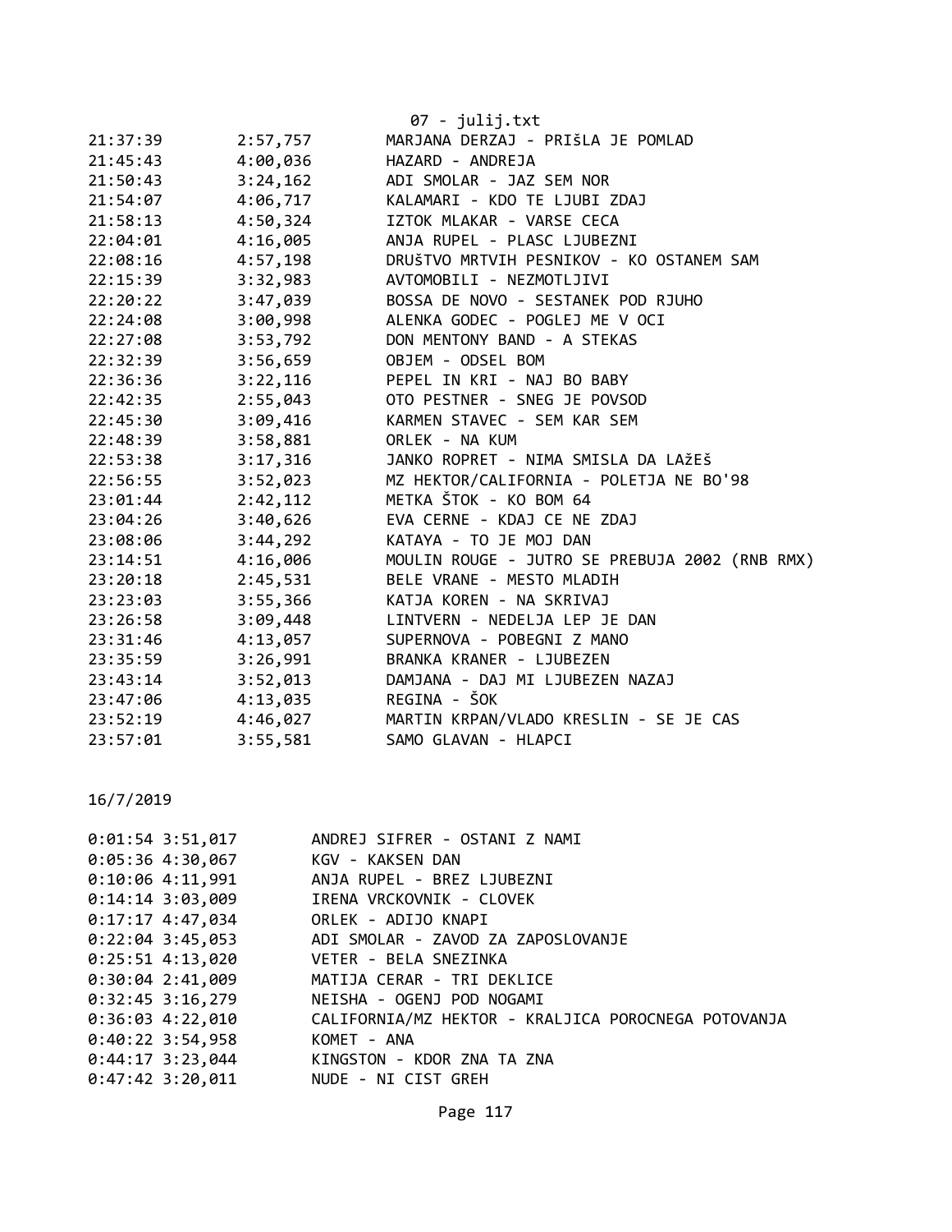| | | |
|---|---|---|
| 21:37:39 | 2:57,757 | MARJANA DERZAJ - PRIŠLA JE POMLAD |
| 21:45:43 | 4:00,036 | HAZARD - ANDREJA |
| 21:50:43 | 3:24,162 | ADI SMOLAR - JAZ SEM NOR |
| 21:54:07 | 4:06,717 | KALAMARI - KDO TE LJUBI ZDAJ |
| 21:58:13 | 4:50,324 | IZTOK MLAKAR - VARSE CECA |
| 22:04:01 | 4:16,005 | ANJA RUPEL - PLASC LJUBEZNI |
| 22:08:16 | 4:57,198 | DRUŠTVO MRTVIH PESNIKOV - KO OSTANEM SAM |
| 22:15:39 | 3:32,983 | AVTOMOBILI - NEZMOTLJIVI |
| 22:20:22 | 3:47,039 | BOSSA DE NOVO - SESTANEK POD RJUHO |
| 22:24:08 | 3:00,998 | ALENKA GODEC - POGLEJ ME V OCI |
| 22:27:08 | 3:53,792 | DON MENTONY BAND - A STEKAS |
| 22:32:39 | 3:56,659 | OBJEM - ODSEL BOM |
| 22:36:36 | 3:22,116 | PEPEL IN KRI - NAJ BO BABY |
| 22:42:35 | 2:55,043 | OTO PESTNER - SNEG JE POVSOD |
| 22:45:30 | 3:09,416 | KARMEN STAVEC - SEM KAR SEM |
| 22:48:39 | 3:58,881 | ORLEK - NA KUM |
| 22:53:38 | 3:17,316 | JANKO ROPRET - NIMA SMISLA DA LAžEš |
| 22:56:55 | 3:52,023 | MZ HEKTOR/CALIFORNIA - POLETJA NE BO'98 |
| 23:01:44 | 2:42,112 | METKA ŠTOK - KO BOM 64 |
| 23:04:26 | 3:40,626 | EVA CERNE - KDAJ CE NE ZDAJ |
| 23:08:06 | 3:44,292 | KATAYA - TO JE MOJ DAN |
| 23:14:51 | 4:16,006 | MOULIN ROUGE - JUTRO SE PREBUJA 2002 (RNB RMX) |
| 23:20:18 | 2:45,531 | BELE VRANE - MESTO MLADIH |
| 23:23:03 | 3:55,366 | KATJA KOREN - NA SKRIVAJ |
| 23:26:58 | 3:09,448 | LINTVERN - NEDELJA LEP JE DAN |
| 23:31:46 | 4:13,057 | SUPERNOVA - POBEGNI Z MANO |
| 23:35:59 | 3:26,991 | BRANKA KRANER - LJUBEZEN |
| 23:43:14 | 3:52,013 | DAMJANA - DAJ MI LJUBEZEN NAZAJ |
| 23:47:06 | 4:13,035 | REGINA - ŠOK |
| 23:52:19 | 4:46,027 | MARTIN KRPAN/VLADO KRESLIN - SE JE CAS |
| 23:57:01 | 3:55,581 | SAMO GLAVAN - HLAPCI |

16/7/2019

| | | |
|---|---|---|
| 0:01:54 | 3:51,017 | ANDREJ SIFRER - OSTANI Z NAMI |
| 0:05:36 | 4:30,067 | KGV - KAKSEN DAN |
| 0:10:06 | 4:11,991 | ANJA RUPEL - BREZ LJUBEZNI |
| 0:14:14 | 3:03,009 | IRENA VRCKOVNIK - CLOVEK |
| 0:17:17 | 4:47,034 | ORLEK - ADIJO KNAPI |
| 0:22:04 | 3:45,053 | ADI SMOLAR - ZAVOD ZA ZAPOSLOVANJE |
| 0:25:51 | 4:13,020 | VETER - BELA SNEZINKA |
| 0:30:04 | 2:41,009 | MATIJA CERAR - TRI DEKLICE |
| 0:32:45 | 3:16,279 | NEISHA - OGENJ POD NOGAMI |
| 0:36:03 | 4:22,010 | CALIFORNIA/MZ HEKTOR - KRALJICA POROCNEGA POTOVANJA |
| 0:40:22 | 3:54,958 | KOMET - ANA |
| 0:44:17 | 3:23,044 | KINGSTON - KDOR ZNA TA ZNA |
| 0:47:42 | 3:20,011 | NUDE - NI CIST GREH |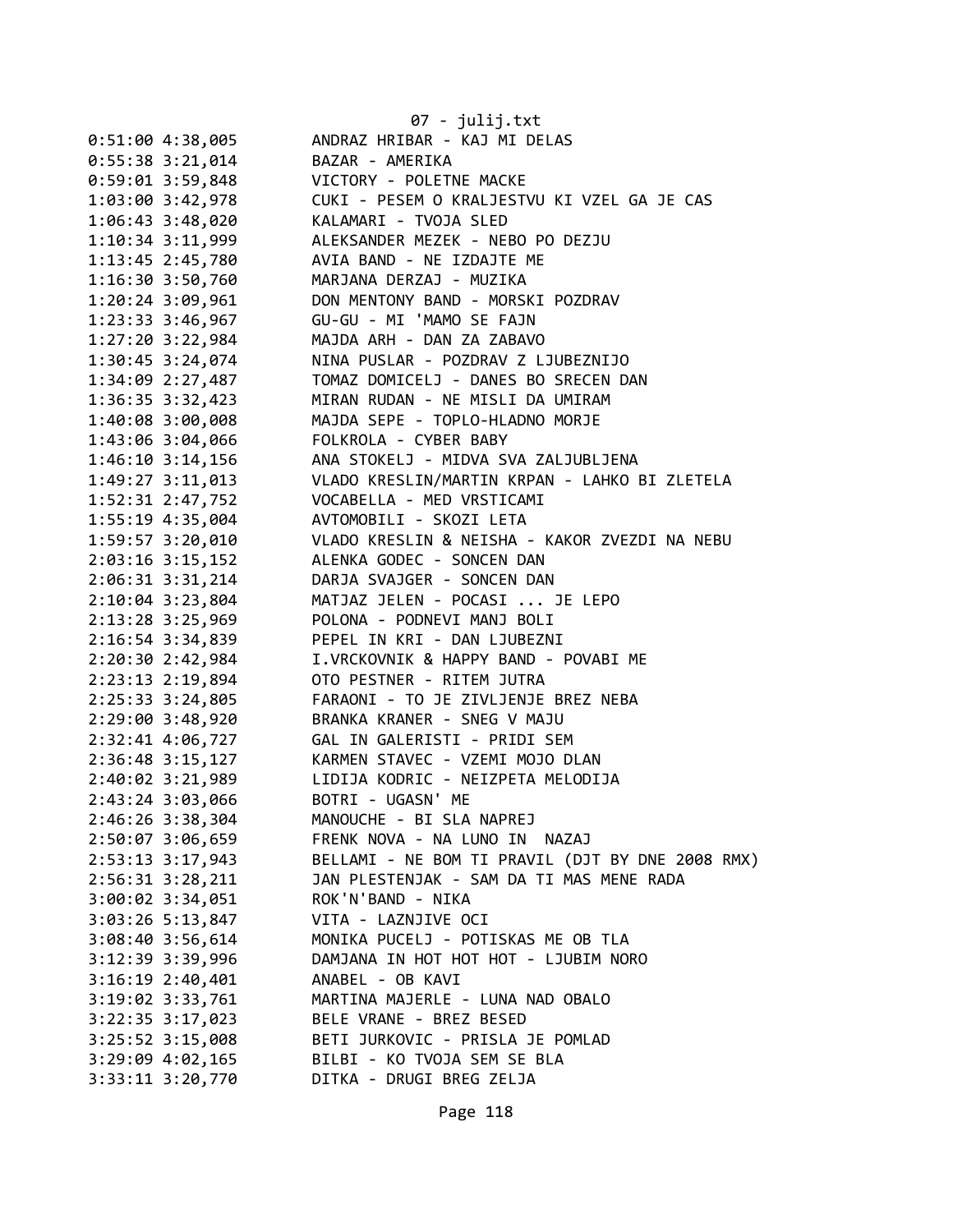07 - julij.txt

```
0:51:00 4:38,005        ANDRAZ HRIBAR - KAJ MI DELAS
0:55:38 3:21,014        BAZAR - AMERIKA
0:59:01 3:59,848        VICTORY - POLETNE MACKE
1:03:00 3:42,978        CUKI - PESEM O KRALJESTVU KI VZEL GA JE CAS
1:06:43 3:48,020        KALAMARI - TVOJA SLED
1:10:34 3:11,999        ALEKSANDER MEZEK - NEBO PO DEZJU
1:13:45 2:45,780        AVIA BAND - NE IZDAJTE ME
1:16:30 3:50,760        MARJANA DERZAJ - MUZIKA
1:20:24 3:09,961        DON MENTONY BAND - MORSKI POZDRAV
1:23:33 3:46,967        GU-GU - MI 'MAMO SE FAJN
1:27:20 3:22,984        MAJDA ARH - DAN ZA ZABAVO
1:30:45 3:24,074        NINA PUSLAR - POZDRAV Z LJUBEZNIJO
1:34:09 2:27,487        TOMAZ DOMICELJ - DANES BO SRECEN DAN
1:36:35 3:32,423        MIRAN RUDAN - NE MISLI DA UMIRAM
1:40:08 3:00,008        MAJDA SEPE - TOPLO-HLADNO MORJE
1:43:06 3:04,066        FOLKROLA - CYBER BABY
1:46:10 3:14,156        ANA STOKELJ - MIDVA SVA ZALJUBLJENA
1:49:27 3:11,013        VLADO KRESLIN/MARTIN KRPAN - LAHKO BI ZLETELA
1:52:31 2:47,752        VOCABELLA - MED VRSTICAMI
1:55:19 4:35,004        AVTOMOBILI - SKOZI LETA
1:59:57 3:20,010        VLADO KRESLIN & NEISHA - KAKOR ZVEZDI NA NEBU
2:03:16 3:15,152        ALENKA GODEC - SONCEN DAN
2:06:31 3:31,214        DARJA SVAJGER - SONCEN DAN
2:10:04 3:23,804        MATJAZ JELEN - POCASI ... JE LEPO
2:13:28 3:25,969        POLONA - PODNEVI MANJ BOLI
2:16:54 3:34,839        PEPEL IN KRI - DAN LJUBEZNI
2:20:30 2:42,984        I.VRCKOVNIK & HAPPY BAND - POVABI ME
2:23:13 2:19,894        OTO PESTNER - RITEM JUTRA
2:25:33 3:24,805        FARAONI - TO JE ZIVLJENJE BREZ NEBA
2:29:00 3:48,920        BRANKA KRANER - SNEG V MAJU
2:32:41 4:06,727        GAL IN GALERISTI - PRIDI SEM
2:36:48 3:15,127        KARMEN STAVEC - VZEMI MOJO DLAN
2:40:02 3:21,989        LIDIJA KODRIC - NEIZPETA MELODIJA
2:43:24 3:03,066        BOTRI - UGASN' ME
2:46:26 3:38,304        MANOUCHE - BI SLA NAPREJ
2:50:07 3:06,659        FRENK NOVA - NA LUNO IN  NAZAJ
2:53:13 3:17,943        BELLAMI - NE BOM TI PRAVIL (DJT BY DNE 2008 RMX)
2:56:31 3:28,211        JAN PLESTENJAK - SAM DA TI MAS MENE RADA
3:00:02 3:34,051        ROK'N'BAND - NIKA
3:03:26 5:13,847        VITA - LAZNJIVE OCI
3:08:40 3:56,614        MONIKA PUCELJ - POTISKAS ME OB TLA
3:12:39 3:39,996        DAMJANA IN HOT HOT HOT - LJUBIM NORO
3:16:19 2:40,401        ANABEL - OB KAVI
3:19:02 3:33,761        MARTINA MAJERLE - LUNA NAD OBALO
3:22:35 3:17,023        BELE VRANE - BREZ BESED
3:25:52 3:15,008        BETI JURKOVIC - PRISLA JE POMLAD
3:29:09 4:02,165        BILBI - KO TVOJA SEM SE BLA
3:33:11 3:20,770        DITKA - DRUGI BREG ZELJA
```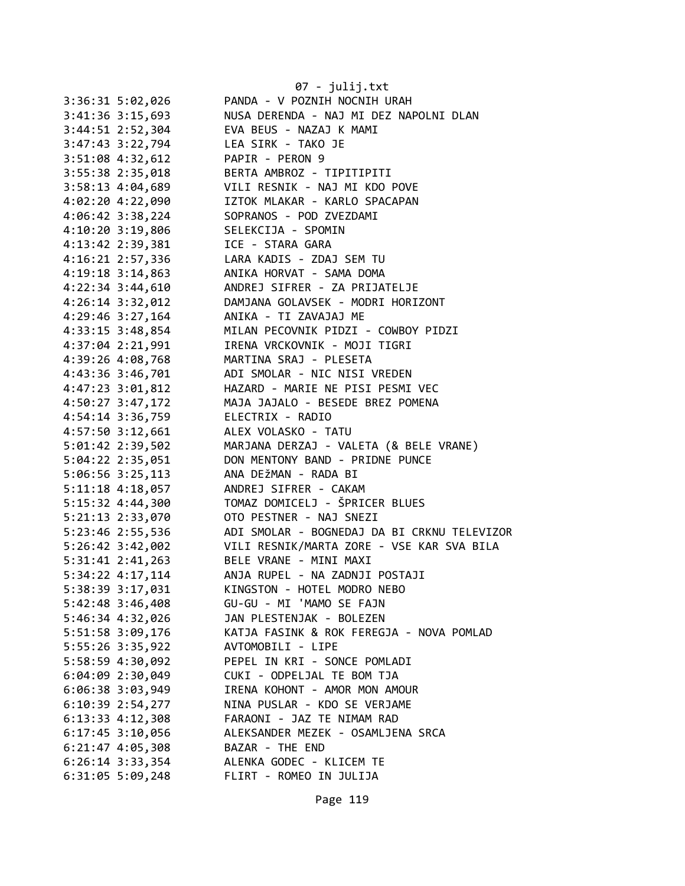```
3:36:31 5:02,026        PANDA - V POZNIH NOCNIH URAH
3:41:36 3:15,693        NUSA DERENDA - NAJ MI DEZ NAPOLNI DLAN
3:44:51 2:52,304        EVA BEUS - NAZAJ K MAMI
3:47:43 3:22,794        LEA SIRK - TAKO JE
3:51:08 4:32,612        PAPIR - PERON 9
3:55:38 2:35,018        BERTA AMBROZ - TIPITIPITI
3:58:13 4:04,689        VILI RESNIK - NAJ MI KDO POVE
4:02:20 4:22,090        IZTOK MLAKAR - KARLO SPACAPAN
4:06:42 3:38,224        SOPRANOS - POD ZVEZDAMI
4:10:20 3:19,806        SELEKCIJA - SPOMIN
4:13:42 2:39,381        ICE - STARA GARA
4:16:21 2:57,336        LARA KADIS - ZDAJ SEM TU
4:19:18 3:14,863        ANIKA HORVAT - SAMA DOMA
4:22:34 3:44,610        ANDREJ SIFRER - ZA PRIJATELJE
4:26:14 3:32,012        DAMJANA GOLAVSEK - MODRI HORIZONT
4:29:46 3:27,164        ANIKA - TI ZAVAJAJ ME
4:33:15 3:48,854        MILAN PECOVNIK PIDZI - COWBOY PIDZI
4:37:04 2:21,991        IRENA VRCKOVNIK - MOJI TIGRI
4:39:26 4:08,768        MARTINA SRAJ - PLESETA
4:43:36 3:46,701        ADI SMOLAR - NIC NISI VREDEN
4:47:23 3:01,812        HAZARD - MARIE NE PISI PESMI VEC
4:50:27 3:47,172        MAJA JAJALO - BESEDE BREZ POMENA
4:54:14 3:36,759        ELECTRIX - RADIO
4:57:50 3:12,661        ALEX VOLASKO - TATU
5:01:42 2:39,502        MARJANA DERZAJ - VALETA (& BELE VRANE)
5:04:22 2:35,051        DON MENTONY BAND - PRIDNE PUNCE
5:06:56 3:25,113        ANA DEžMAN - RADA BI
5:11:18 4:18,057        ANDREJ SIFRER - CAKAM
5:15:32 4:44,300        TOMAZ DOMICELJ - ŠPRICER BLUES
5:21:13 2:33,070        OTO PESTNER - NAJ SNEZI
5:23:46 2:55,536        ADI SMOLAR - BOGNEDAJ DA BI CRKNU TELEVIZOR
5:26:42 3:42,002        VILI RESNIK/MARTA ZORE - VSE KAR SVA BILA
5:31:41 2:41,263        BELE VRANE - MINI MAXI
5:34:22 4:17,114        ANJA RUPEL - NA ZADNJI POSTAJI
5:38:39 3:17,031        KINGSTON - HOTEL MODRO NEBO
5:42:48 3:46,408        GU-GU - MI 'MAMO SE FAJN
5:46:34 4:32,026        JAN PLESTENJAK - BOLEZEN
5:51:58 3:09,176        KATJA FASINK & ROK FEREGJA - NOVA POMLAD
5:55:26 3:35,922        AVTOMOBILI - LIPE
5:58:59 4:30,092        PEPEL IN KRI - SONCE POMLADI
6:04:09 2:30,049        CUKI - ODPELJAL TE BOM TJA
6:06:38 3:03,949        IRENA KOHONT - AMOR MON AMOUR
6:10:39 2:54,277        NINA PUSLAR - KDO SE VERJAME
6:13:33 4:12,308        FARAONI - JAZ TE NIMAM RAD
6:17:45 3:10,056        ALEKSANDER MEZEK - OSAMLJENA SRCA
6:21:47 4:05,308        BAZAR - THE END
6:26:14 3:33,354        ALENKA GODEC - KLICEM TE
6:31:05 5:09,248        FLIRT - ROMEO IN JULIJA
```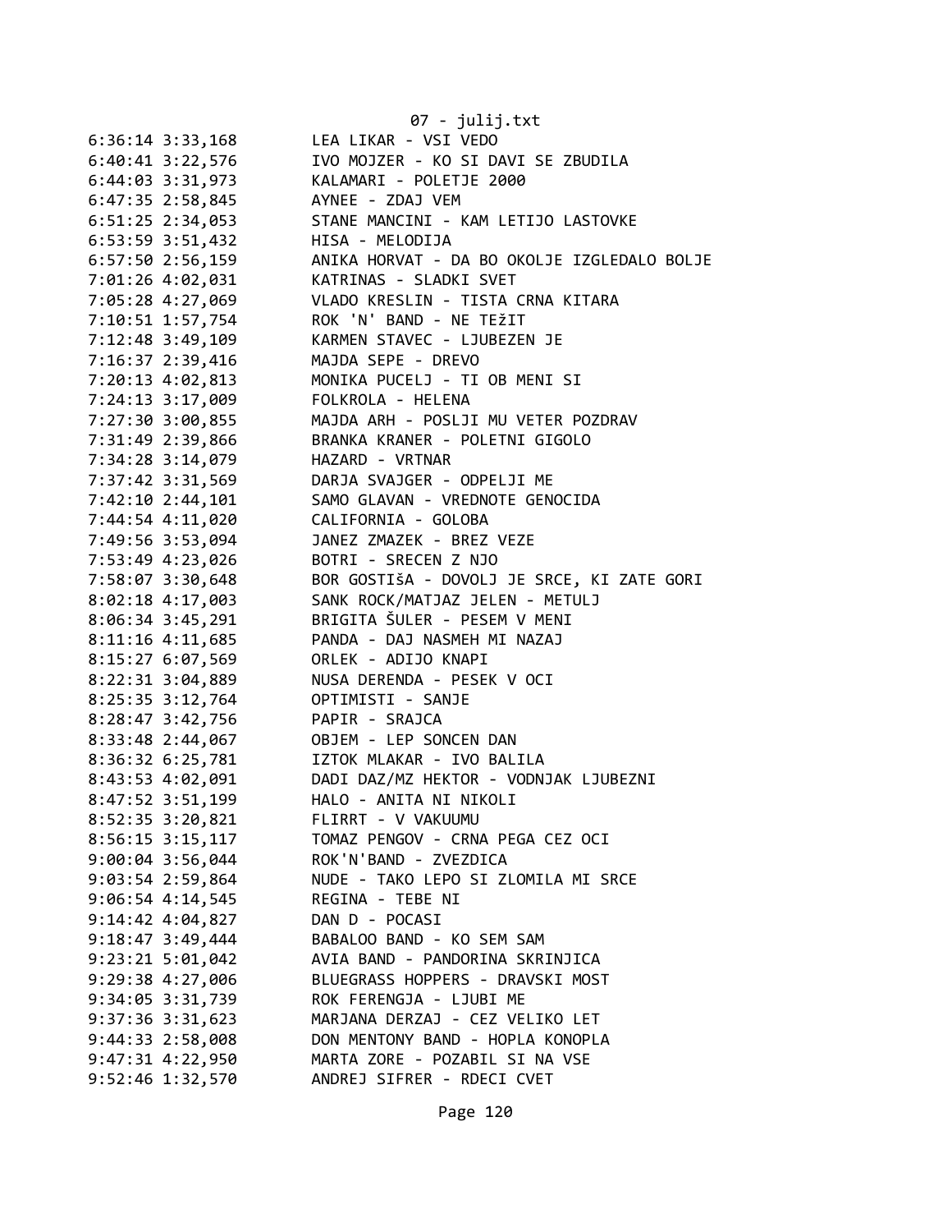```
6:36:14 3:33,168        LEA LIKAR - VSI VEDO
6:40:41 3:22,576        IVO MOJZER - KO SI DAVI SE ZBUDILA
6:44:03 3:31,973        KALAMARI - POLETJE 2000
6:47:35 2:58,845        AYNEE - ZDAJ VEM
6:51:25 2:34,053        STANE MANCINI - KAM LETIJO LASTOVKE
6:53:59 3:51,432        HISA - MELODIJA
6:57:50 2:56,159        ANIKA HORVAT - DA BO OKOLJE IZGLEDALO BOLJE
7:01:26 4:02,031        KATRINAS - SLADKI SVET
7:05:28 4:27,069        VLADO KRESLIN - TISTA CRNA KITARA
7:10:51 1:57,754        ROK 'N' BAND - NE TEžIT
7:12:48 3:49,109        KARMEN STAVEC - LJUBEZEN JE
7:16:37 2:39,416        MAJDA SEPE - DREVO
7:20:13 4:02,813        MONIKA PUCELJ - TI OB MENI SI
7:24:13 3:17,009        FOLKROLA - HELENA
7:27:30 3:00,855        MAJDA ARH - POSLJI MU VETER POZDRAV
7:31:49 2:39,866        BRANKA KRANER - POLETNI GIGOLO
7:34:28 3:14,079        HAZARD - VRTNAR
7:37:42 3:31,569        DARJA SVAJGER - ODPELJI ME
7:42:10 2:44,101        SAMO GLAVAN - VREDNOTE GENOCIDA
7:44:54 4:11,020        CALIFORNIA - GOLOBA
7:49:56 3:53,094        JANEZ ZMAZEK - BREZ VEZE
7:53:49 4:23,026        BOTRI - SRECEN Z NJO
7:58:07 3:30,648        BOR GOSTIŠA - DOVOLJ JE SRCE, KI ZATE GORI
8:02:18 4:17,003        SANK ROCK/MATJAZ JELEN - METULJ
8:06:34 3:45,291        BRIGITA ŠULER - PESEM V MENI
8:11:16 4:11,685        PANDA - DAJ NASMEH MI NAZAJ
8:15:27 6:07,569        ORLEK - ADIJO KNAPI
8:22:31 3:04,889        NUSA DERENDA - PESEK V OCI
8:25:35 3:12,764        OPTIMISTI - SANJE
8:28:47 3:42,756        PAPIR - SRAJCA
8:33:48 2:44,067        OBJEM - LEP SONCEN DAN
8:36:32 6:25,781        IZTOK MLAKAR - IVO BALILA
8:43:53 4:02,091        DADI DAZ/MZ HEKTOR - VODNJAK LJUBEZNI
8:47:52 3:51,199        HALO - ANITA NI NIKOLI
8:52:35 3:20,821        FLIRRT - V VAKUUMU
8:56:15 3:15,117        TOMAZ PENGOV - CRNA PEGA CEZ OCI
9:00:04 3:56,044        ROK'N'BAND - ZVEZDICA
9:03:54 2:59,864        NUDE - TAKO LEPO SI ZLOMILA MI SRCE
9:06:54 4:14,545        REGINA - TEBE NI
9:14:42 4:04,827        DAN D - POCASI
9:18:47 3:49,444        BABALOO BAND - KO SEM SAM
9:23:21 5:01,042        AVIA BAND - PANDORINA SKRINJICA
9:29:38 4:27,006        BLUEGRASS HOPPERS - DRAVSKI MOST
9:34:05 3:31,739        ROK FERENGJA - LJUBI ME
9:37:36 3:31,623        MARJANA DERZAJ - CEZ VELIKO LET
9:44:33 2:58,008        DON MENTONY BAND - HOPLA KONOPLA
9:47:31 4:22,950        MARTA ZORE - POZABIL SI NA VSE
9:52:46 1:32,570        ANDREJ SIFRER - RDECI CVET
```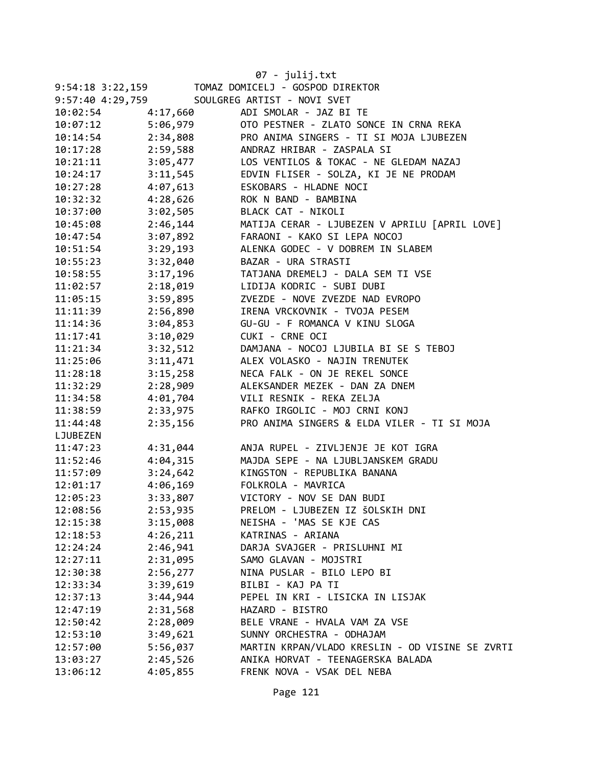```
                                    07 - julij.txt
9:54:18 3:22,159        TOMAZ DOMICELJ - GOSPOD DIREKTOR
9:57:40 4:29,759        SOULGREG ARTIST - NOVI SVET
10:02:54        4:17,660        ADI SMOLAR - JAZ BI TE
10:07:12        5:06,979        OTO PESTNER - ZLATO SONCE IN CRNA REKA
10:14:54        2:34,808        PRO ANIMA SINGERS - TI SI MOJA LJUBEZEN
10:17:28        2:59,588        ANDRAZ HRIBAR - ZASPALA SI
10:21:11        3:05,477        LOS VENTILOS & TOKAC - NE GLEDAM NAZAJ
10:24:17        3:11,545        EDVIN FLISER - SOLZA, KI JE NE PRODAM
10:27:28        4:07,613        ESKOBARS - HLADNE NOCI
10:32:32        4:28,626        ROK N BAND - BAMBINA
10:37:00        3:02,505        BLACK CAT - NIKOLI
10:45:08        2:46,144        MATIJA CERAR - LJUBEZEN V APRILU [APRIL LOVE]
10:47:54        3:07,892        FARAONI - KAKO SI LEPA NOCOJ
10:51:54        3:29,193        ALENKA GODEC - V DOBREM IN SLABEM
10:55:23        3:32,040        BAZAR - URA STRASTI
10:58:55        3:17,196        TATJANA DREMELJ - DALA SEM TI VSE
11:02:57        2:18,019        LIDIJA KODRIC - SUBI DUBI
11:05:15        3:59,895        ZVEZDE - NOVE ZVEZDE NAD EVROPO
11:11:39        2:56,890        IRENA VRCKOVNIK - TVOJA PESEM
11:14:36        3:04,853        GU-GU - F ROMANCA V KINU SLOGA
11:17:41        3:10,029        CUKI - CRNE OCI
11:21:34        3:32,512        DAMJANA - NOCOJ LJUBILA BI SE S TEBOJ
11:25:06        3:11,471        ALEX VOLASKO - NAJIN TRENUTEK
11:28:18        3:15,258        NECA FALK - ON JE REKEL SONCE
11:32:29        2:28,909        ALEKSANDER MEZEK - DAN ZA DNEM
11:34:58        4:01,704        VILI RESNIK - REKA ZELJA
11:38:59        2:33,975        RAFKO IRGOLIC - MOJ CRNI KONJ
11:44:48        2:35,156        PRO ANIMA SINGERS & ELDA VILER - TI SI MOJA
LJUBEZEN
11:47:23        4:31,044        ANJA RUPEL - ZIVLJENJE JE KOT IGRA
11:52:46        4:04,315        MAJDA SEPE - NA LJUBLJANSKEM GRADU
11:57:09        3:24,642        KINGSTON - REPUBLIKA BANANA
12:01:17        4:06,169        FOLKROLA - MAVRICA
12:05:23        3:33,807        VICTORY - NOV SE DAN BUDI
12:08:56        2:53,935        PRELOM - LJUBEZEN IZ šOLSKIH DNI
12:15:38        3:15,008        NEISHA - 'MAS SE KJE CAS
12:18:53        4:26,211        KATRINAS - ARIANA
12:24:24        2:46,941        DARJA SVAJGER - PRISLUHNI MI
12:27:11        2:31,095        SAMO GLAVAN - MOJSTRI
12:30:38        2:56,277        NINA PUSLAR - BILO LEPO BI
12:33:34        3:39,619        BILBI - KAJ PA TI
12:37:13        3:44,944        PEPEL IN KRI - LISICKA IN LISJAK
12:47:19        2:31,568        HAZARD - BISTRO
12:50:42        2:28,009        BELE VRANE - HVALA VAM ZA VSE
12:53:10        3:49,621        SUNNY ORCHESTRA - ODHAJAM
12:57:00        5:56,037        MARTIN KRPAN/VLADO KRESLIN - OD VISINE SE ZVRTI
13:03:27        2:45,526        ANIKA HORVAT - TEENAGERSKA BALADA
13:06:12        4:05,855        FRENK NOVA - VSAK DEL NEBA
```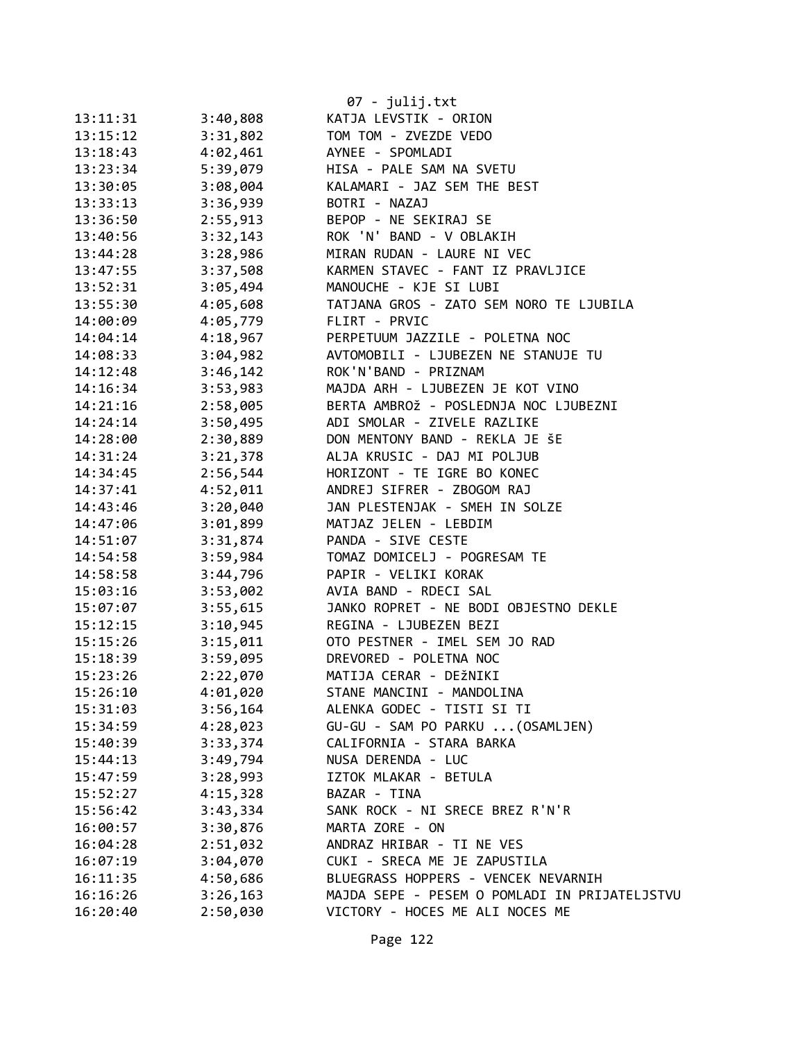07 - julij.txt

| | | |
|---|---|---|
| 13:11:31 | 3:40,808 | KATJA LEVSTIK - ORION |
| 13:15:12 | 3:31,802 | TOM TOM - ZVEZDE VEDO |
| 13:18:43 | 4:02,461 | AYNEE - SPOMLADI |
| 13:23:34 | 5:39,079 | HISA - PALE SAM NA SVETU |
| 13:30:05 | 3:08,004 | KALAMARI - JAZ SEM THE BEST |
| 13:33:13 | 3:36,939 | BOTRI - NAZAJ |
| 13:36:50 | 2:55,913 | BEPOP - NE SEKIRAJ SE |
| 13:40:56 | 3:32,143 | ROK 'N' BAND - V OBLAKIH |
| 13:44:28 | 3:28,986 | MIRAN RUDAN - LAURE NI VEC |
| 13:47:55 | 3:37,508 | KARMEN STAVEC - FANT IZ PRAVLJICE |
| 13:52:31 | 3:05,494 | MANOUCHE - KJE SI LUBI |
| 13:55:30 | 4:05,608 | TATJANA GROS - ZATO SEM NORO TE LJUBILA |
| 14:00:09 | 4:05,779 | FLIRT - PRVIC |
| 14:04:14 | 4:18,967 | PERPETUUM JAZZILE - POLETNA NOC |
| 14:08:33 | 3:04,982 | AVTOMOBILI - LJUBEZEN NE STANUJE TU |
| 14:12:48 | 3:46,142 | ROK'N'BAND - PRIZNAM |
| 14:16:34 | 3:53,983 | MAJDA ARH - LJUBEZEN JE KOT VINO |
| 14:21:16 | 2:58,005 | BERTA AMBROž - POSLEDNJA NOC LJUBEZNI |
| 14:24:14 | 3:50,495 | ADI SMOLAR - ZIVELE RAZLIKE |
| 14:28:00 | 2:30,889 | DON MENTONY BAND - REKLA JE šE |
| 14:31:24 | 3:21,378 | ALJA KRUSIC - DAJ MI POLJUB |
| 14:34:45 | 2:56,544 | HORIZONT - TE IGRE BO KONEC |
| 14:37:41 | 4:52,011 | ANDREJ SIFRER - ZBOGOM RAJ |
| 14:43:46 | 3:20,040 | JAN PLESTENJAK - SMEH IN SOLZE |
| 14:47:06 | 3:01,899 | MATJAZ JELEN - LEBDIM |
| 14:51:07 | 3:31,874 | PANDA - SIVE CESTE |
| 14:54:58 | 3:59,984 | TOMAZ DOMICELJ - POGRESAM TE |
| 14:58:58 | 3:44,796 | PAPIR - VELIKI KORAK |
| 15:03:16 | 3:53,002 | AVIA BAND - RDECI SAL |
| 15:07:07 | 3:55,615 | JANKO ROPRET - NE BODI OBJESTNO DEKLE |
| 15:12:15 | 3:10,945 | REGINA - LJUBEZEN BEZI |
| 15:15:26 | 3:15,011 | OTO PESTNER - IMEL SEM JO RAD |
| 15:18:39 | 3:59,095 | DREVORED - POLETNA NOC |
| 15:23:26 | 2:22,070 | MATIJA CERAR - DEžNIKI |
| 15:26:10 | 4:01,020 | STANE MANCINI - MANDOLINA |
| 15:31:03 | 3:56,164 | ALENKA GODEC - TISTI SI TI |
| 15:34:59 | 4:28,023 | GU-GU - SAM PO PARKU ...(OSAMLJEN) |
| 15:40:39 | 3:33,374 | CALIFORNIA - STARA BARKA |
| 15:44:13 | 3:49,794 | NUSA DERENDA - LUC |
| 15:47:59 | 3:28,993 | IZTOK MLAKAR - BETULA |
| 15:52:27 | 4:15,328 | BAZAR - TINA |
| 15:56:42 | 3:43,334 | SANK ROCK - NI SRECE BREZ R'N'R |
| 16:00:57 | 3:30,876 | MARTA ZORE - ON |
| 16:04:28 | 2:51,032 | ANDRAZ HRIBAR - TI NE VES |
| 16:07:19 | 3:04,070 | CUKI - SRECA ME JE ZAPUSTILA |
| 16:11:35 | 4:50,686 | BLUEGRASS HOPPERS - VENCEK NEVARNIH |
| 16:16:26 | 3:26,163 | MAJDA SEPE - PESEM O POMLADI IN PRIJATELJSTVU |
| 16:20:40 | 2:50,030 | VICTORY - HOCES ME ALI NOCES ME |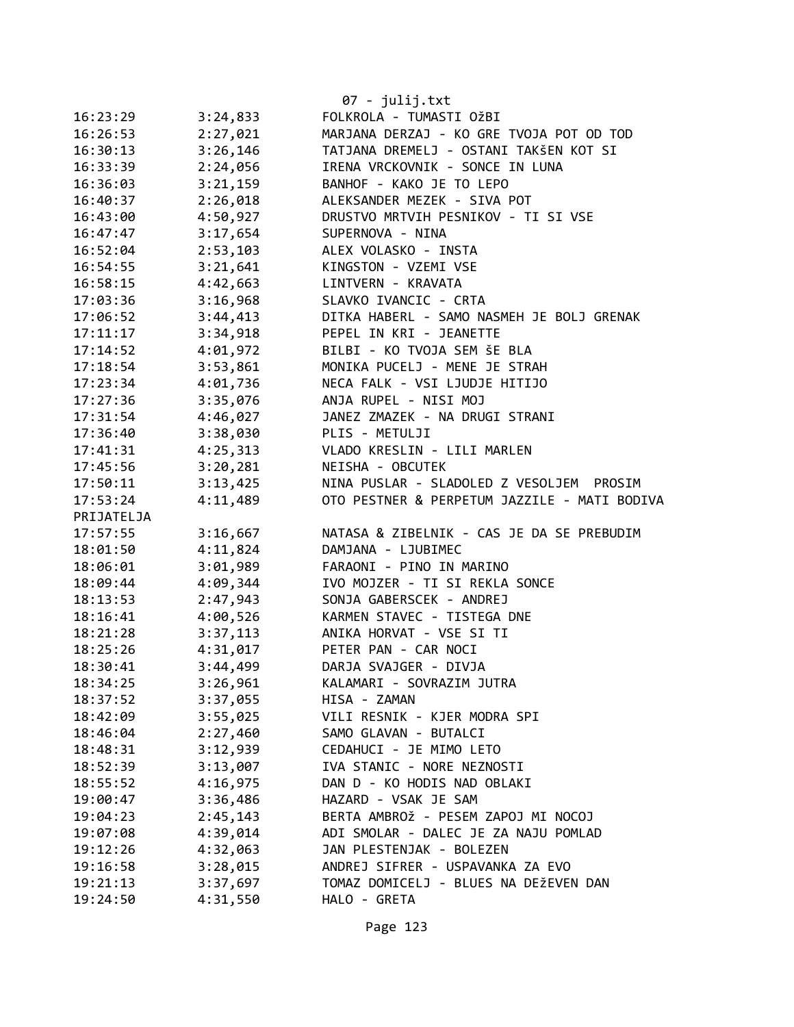07 - julij.txt

```
16:23:29        3:24,833        FOLKROLA - TUMASTI OžBI
16:26:53        2:27,021        MARJANA DERZAJ - KO GRE TVOJA POT OD TOD
16:30:13        3:26,146        TATJANA DREMELJ - OSTANI TAKšEN KOT SI
16:33:39        2:24,056        IRENA VRCKOVNIK - SONCE IN LUNA
16:36:03        3:21,159        BANHOF - KAKO JE TO LEPO
16:40:37        2:26,018        ALEKSANDER MEZEK - SIVA POT
16:43:00        4:50,927        DRUSTVO MRTVIH PESNIKOV - TI SI VSE
16:47:47        3:17,654        SUPERNOVA - NINA
16:52:04        2:53,103        ALEX VOLASKO - INSTA
16:54:55        3:21,641        KINGSTON - VZEMI VSE
16:58:15        4:42,663        LINTVERN - KRAVATA
17:03:36        3:16,968        SLAVKO IVANCIC - CRTA
17:06:52        3:44,413        DITKA HABERL - SAMO NASMEH JE BOLJ GRENAK
17:11:17        3:34,918        PEPEL IN KRI - JEANETTE
17:14:52        4:01,972        BILBI - KO TVOJA SEM šE BLA
17:18:54        3:53,861        MONIKA PUCELJ - MENE JE STRAH
17:23:34        4:01,736        NECA FALK - VSI LJUDJE HITIJO
17:27:36        3:35,076        ANJA RUPEL - NISI MOJ
17:31:54        4:46,027        JANEZ ZMAZEK - NA DRUGI STRANI
17:36:40        3:38,030        PLIS - METULJI
17:41:31        4:25,313        VLADO KRESLIN - LILI MARLEN
17:45:56        3:20,281        NEISHA - OBCUTEK
17:50:11        3:13,425        NINA PUSLAR - SLADOLED Z VESOLJEM  PROSIM
17:53:24        4:11,489        OTO PESTNER & PERPETUM JAZZILE - MATI BODIVA
PRIJATELJA
17:57:55        3:16,667        NATASA & ZIBELNIK - CAS JE DA SE PREBUDIM
18:01:50        4:11,824        DAMJANA - LJUBIMEC
18:06:01        3:01,989        FARAONI - PINO IN MARINO
18:09:44        4:09,344        IVO MOJZER - TI SI REKLA SONCE
18:13:53        2:47,943        SONJA GABERSCEK - ANDREJ
18:16:41        4:00,526        KARMEN STAVEC - TISTEGA DNE
18:21:28        3:37,113        ANIKA HORVAT - VSE SI TI
18:25:26        4:31,017        PETER PAN - CAR NOCI
18:30:41        3:44,499        DARJA SVAJGER - DIVJA
18:34:25        3:26,961        KALAMARI - SOVRAZIM JUTRA
18:37:52        3:37,055        HISA - ZAMAN
18:42:09        3:55,025        VILI RESNIK - KJER MODRA SPI
18:46:04        2:27,460        SAMO GLAVAN - BUTALCI
18:48:31        3:12,939        CEDAHUCI - JE MIMO LETO
18:52:39        3:13,007        IVA STANIC - NORE NEZNOSTI
18:55:52        4:16,975        DAN D - KO HODIS NAD OBLAKI
19:00:47        3:36,486        HAZARD - VSAK JE SAM
19:04:23        2:45,143        BERTA AMBROž - PESEM ZAPOJ MI NOCOJ
19:07:08        4:39,014        ADI SMOLAR - DALEC JE ZA NAJU POMLAD
19:12:26        4:32,063        JAN PLESTENJAK - BOLEZEN
19:16:58        3:28,015        ANDREJ SIFRER - USPAVANKA ZA EVO
19:21:13        3:37,697        TOMAZ DOMICELJ - BLUES NA DEžEVEN DAN
19:24:50        4:31,550        HALO - GRETA
```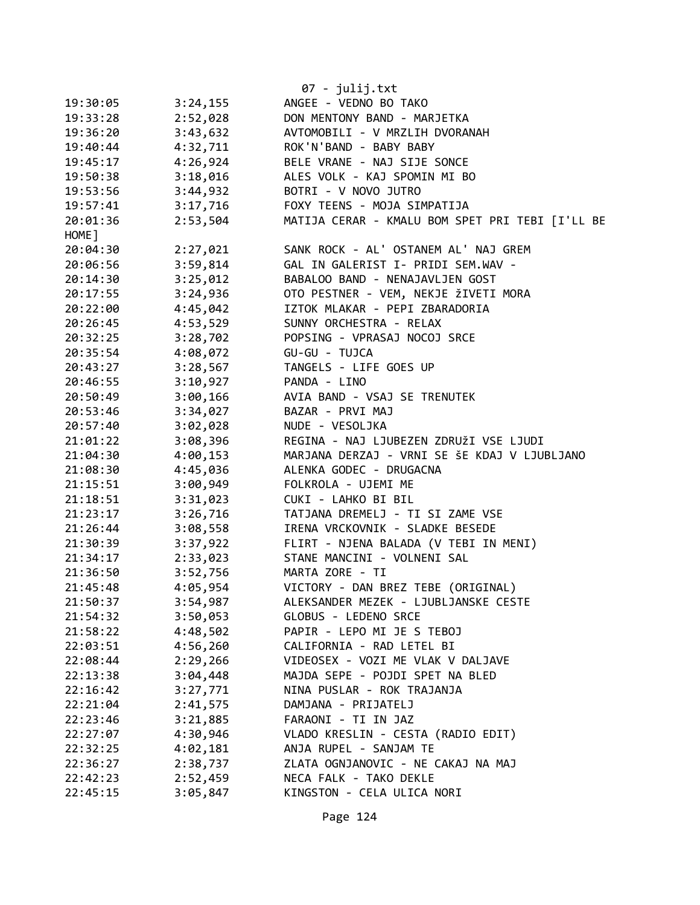07 - julij.txt

```
19:30:05        3:24,155        ANGEE - VEDNO BO TAKO
19:33:28        2:52,028        DON MENTONY BAND - MARJETKA
19:36:20        3:43,632        AVTOMOBILI - V MRZLIH DVORANAH
19:40:44        4:32,711        ROK'N'BAND - BABY BABY
19:45:17        4:26,924        BELE VRANE - NAJ SIJE SONCE
19:50:38        3:18,016        ALES VOLK - KAJ SPOMIN MI BO
19:53:56        3:44,932        BOTRI - V NOVO JUTRO
19:57:41        3:17,716        FOXY TEENS - MOJA SIMPATIJA
20:01:36        2:53,504        MATIJA CERAR - KMALU BOM SPET PRI TEBI [I'LL BE
HOME]
20:04:30        2:27,021        SANK ROCK - AL' OSTANEM AL' NAJ GREM
20:06:56        3:59,814        GAL IN GALERIST I- PRIDI SEM.WAV -
20:14:30        3:25,012        BABALOO BAND - NENAJAVLJEN GOST
20:17:55        3:24,936        OTO PESTNER - VEM, NEKJE ŽIVETI MORA
20:22:00        4:45,042        IZTOK MLAKAR - PEPI ZBARADORIA
20:26:45        4:53,529        SUNNY ORCHESTRA - RELAX
20:32:25        3:28,702        POPSING - VPRASAJ NOCOJ SRCE
20:35:54        4:08,072        GU-GU - TUJCA
20:43:27        3:28,567        TANGELS - LIFE GOES UP
20:46:55        3:10,927        PANDA - LINO
20:50:49        3:00,166        AVIA BAND - VSAJ SE TRENUTEK
20:53:46        3:34,027        BAZAR - PRVI MAJ
20:57:40        3:02,028        NUDE - VESOLJKA
21:01:22        3:08,396        REGINA - NAJ LJUBEZEN ZDRUŽI VSE LJUDI
21:04:30        4:00,153        MARJANA DERZAJ - VRNI SE ŠE KDAJ V LJUBLJANO
21:08:30        4:45,036        ALENKA GODEC - DRUGACNA
21:15:51        3:00,949        FOLKROLA - UJEMI ME
21:18:51        3:31,023        CUKI - LAHKO BI BIL
21:23:17        3:26,716        TATJANA DREMELJ - TI SI ZAME VSE
21:26:44        3:08,558        IRENA VRCKOVNIK - SLADKE BESEDE
21:30:39        3:37,922        FLIRT - NJENA BALADA (V TEBI IN MENI)
21:34:17        2:33,023        STANE MANCINI - VOLNENI SAL
21:36:50        3:52,756        MARTA ZORE - TI
21:45:48        4:05,954        VICTORY - DAN BREZ TEBE (ORIGINAL)
21:50:37        3:54,987        ALEKSANDER MEZEK - LJUBLJANSKE CESTE
21:54:32        3:50,053        GLOBUS - LEDENO SRCE
21:58:22        4:48,502        PAPIR - LEPO MI JE S TEBOJ
22:03:51        4:56,260        CALIFORNIA - RAD LETEL BI
22:08:44        2:29,266        VIDEOSEX - VOZI ME VLAK V DALJAVE
22:13:38        3:04,448        MAJDA SEPE - POJDI SPET NA BLED
22:16:42        3:27,771        NINA PUSLAR - ROK TRAJANJA
22:21:04        2:41,575        DAMJANA - PRIJATELJ
22:23:46        3:21,885        FARAONI - TI IN JAZ
22:27:07        4:30,946        VLADO KRESLIN - CESTA (RADIO EDIT)
22:32:25        4:02,181        ANJA RUPEL - SANJAM TE
22:36:27        2:38,737        ZLATA OGNJANOVIC - NE CAKAJ NA MAJ
22:42:23        2:52,459        NECA FALK - TAKO DEKLE
22:45:15        3:05,847        KINGSTON - CELA ULICA NORI
```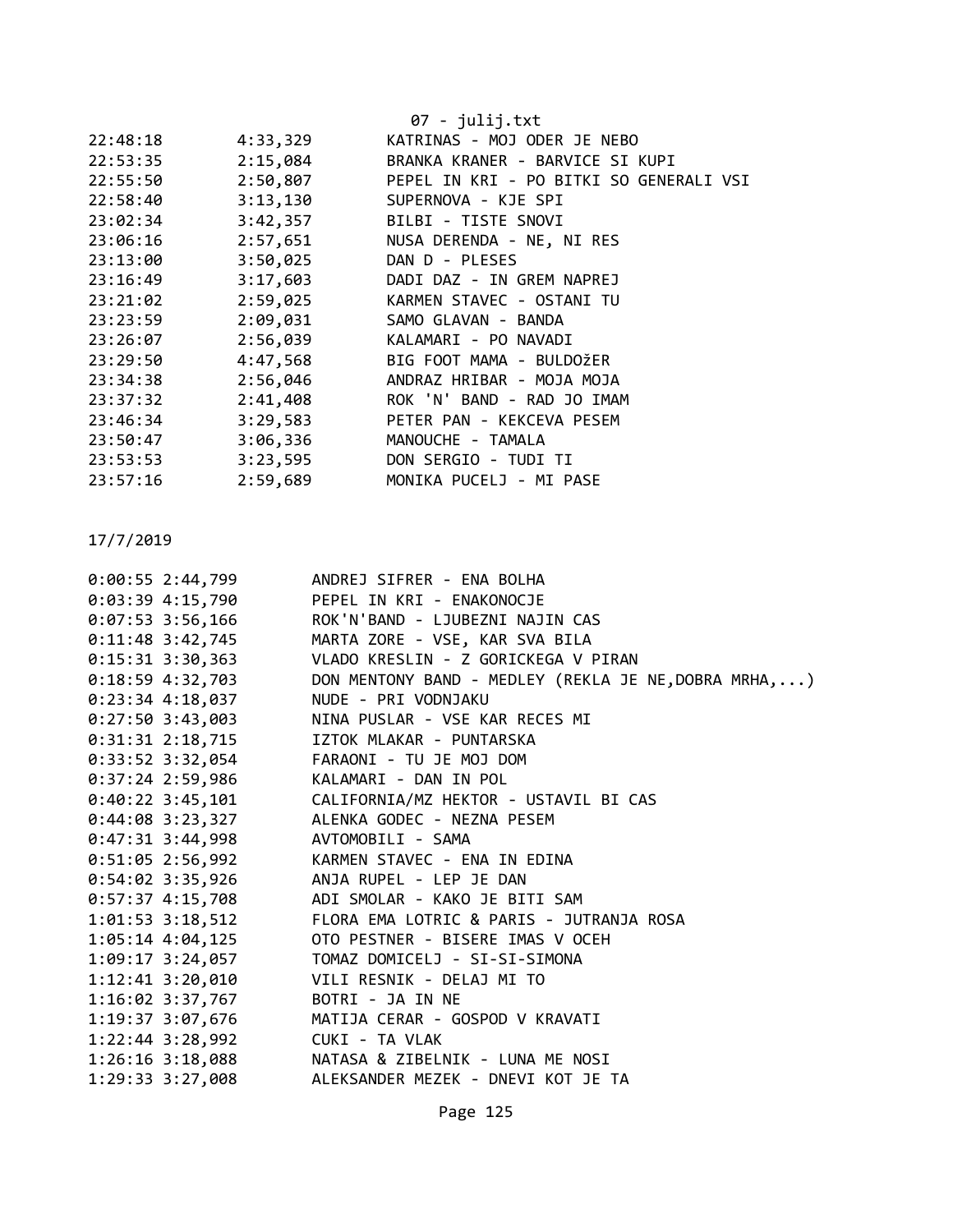| | | |
|---|---|---|
| 22:48:18 | 4:33,329 | KATRINAS - MOJ ODER JE NEBO |
| 22:53:35 | 2:15,084 | BRANKA KRANER - BARVICE SI KUPI |
| 22:55:50 | 2:50,807 | PEPEL IN KRI - PO BITKI SO GENERALI VSI |
| 22:58:40 | 3:13,130 | SUPERNOVA - KJE SPI |
| 23:02:34 | 3:42,357 | BILBI - TISTE SNOVI |
| 23:06:16 | 2:57,651 | NUSA DERENDA - NE, NI RES |
| 23:13:00 | 3:50,025 | DAN D - PLESES |
| 23:16:49 | 3:17,603 | DADI DAZ - IN GREM NAPREJ |
| 23:21:02 | 2:59,025 | KARMEN STAVEC - OSTANI TU |
| 23:23:59 | 2:09,031 | SAMO GLAVAN - BANDA |
| 23:26:07 | 2:56,039 | KALAMARI - PO NAVADI |
| 23:29:50 | 4:47,568 | BIG FOOT MAMA - BULDOžER |
| 23:34:38 | 2:56,046 | ANDRAZ HRIBAR - MOJA MOJA |
| 23:37:32 | 2:41,408 | ROK 'N' BAND - RAD JO IMAM |
| 23:46:34 | 3:29,583 | PETER PAN - KEKCEVA PESEM |
| 23:50:47 | 3:06,336 | MANOUCHE - TAMALA |
| 23:53:53 | 3:23,595 | DON SERGIO - TUDI TI |
| 23:57:16 | 2:59,689 | MONIKA PUCELJ - MI PASE |

17/7/2019

| | | |
|---|---|---|
| 0:00:55 | 2:44,799 | ANDREJ SIFRER - ENA BOLHA |
| 0:03:39 | 4:15,790 | PEPEL IN KRI - ENAKONOCJE |
| 0:07:53 | 3:56,166 | ROK'N'BAND - LJUBEZNI NAJIN CAS |
| 0:11:48 | 3:42,745 | MARTA ZORE - VSE, KAR SVA BILA |
| 0:15:31 | 3:30,363 | VLADO KRESLIN - Z GORICKEGA V PIRAN |
| 0:18:59 | 4:32,703 | DON MENTONY BAND - MEDLEY (REKLA JE NE,DOBRA MRHA,...) |
| 0:23:34 | 4:18,037 | NUDE - PRI VODNJAKU |
| 0:27:50 | 3:43,003 | NINA PUSLAR - VSE KAR RECES MI |
| 0:31:31 | 2:18,715 | IZTOK MLAKAR - PUNTARSKA |
| 0:33:52 | 3:32,054 | FARAONI - TU JE MOJ DOM |
| 0:37:24 | 2:59,986 | KALAMARI - DAN IN POL |
| 0:40:22 | 3:45,101 | CALIFORNIA/MZ HEKTOR - USTAVIL BI CAS |
| 0:44:08 | 3:23,327 | ALENKA GODEC - NEZNA PESEM |
| 0:47:31 | 3:44,998 | AVTOMOBILI - SAMA |
| 0:51:05 | 2:56,992 | KARMEN STAVEC - ENA IN EDINA |
| 0:54:02 | 3:35,926 | ANJA RUPEL - LEP JE DAN |
| 0:57:37 | 4:15,708 | ADI SMOLAR - KAKO JE BITI SAM |
| 1:01:53 | 3:18,512 | FLORA EMA LOTRIC & PARIS - JUTRANJA ROSA |
| 1:05:14 | 4:04,125 | OTO PESTNER - BISERE IMAS V OCEH |
| 1:09:17 | 3:24,057 | TOMAZ DOMICELJ - SI-SI-SIMONA |
| 1:12:41 | 3:20,010 | VILI RESNIK - DELAJ MI TO |
| 1:16:02 | 3:37,767 | BOTRI - JA IN NE |
| 1:19:37 | 3:07,676 | MATIJA CERAR - GOSPOD V KRAVATI |
| 1:22:44 | 3:28,992 | CUKI - TA VLAK |
| 1:26:16 | 3:18,088 | NATASA & ZIBELNIK - LUNA ME NOSI |
| 1:29:33 | 3:27,008 | ALEKSANDER MEZEK - DNEVI KOT JE TA |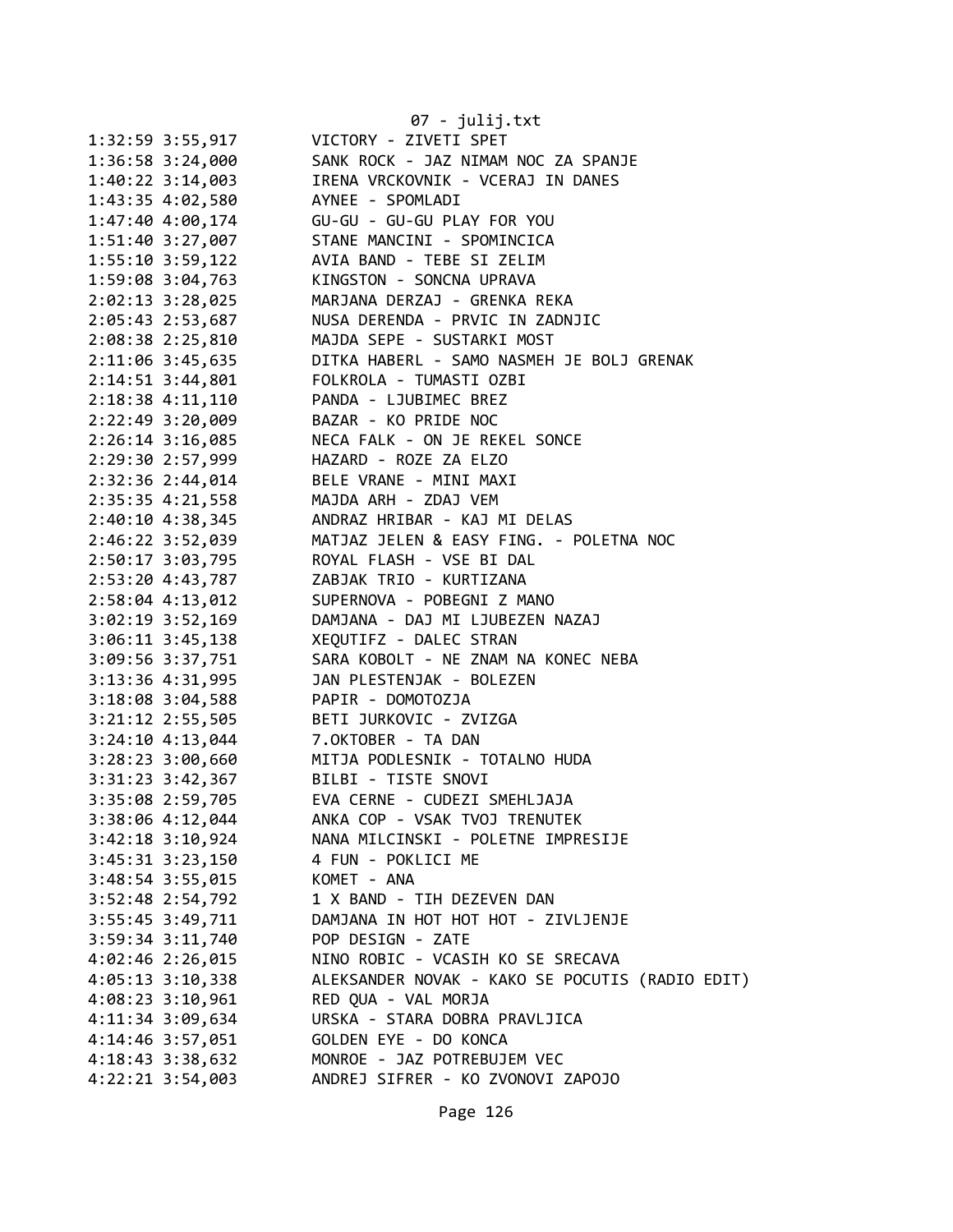```
1:32:59 3:55,917        VICTORY - ZIVETI SPET
1:36:58 3:24,000        SANK ROCK - JAZ NIMAM NOC ZA SPANJE
1:40:22 3:14,003        IRENA VRCKOVNIK - VCERAJ IN DANES
1:43:35 4:02,580        AYNEE - SPOMLADI
1:47:40 4:00,174        GU-GU - GU-GU PLAY FOR YOU
1:51:40 3:27,007        STANE MANCINI - SPOMINCICA
1:55:10 3:59,122        AVIA BAND - TEBE SI ZELIM
1:59:08 3:04,763        KINGSTON - SONCNA UPRAVA
2:02:13 3:28,025        MARJANA DERZAJ - GRENKA REKA
2:05:43 2:53,687        NUSA DERENDA - PRVIC IN ZADNJIC
2:08:38 2:25,810        MAJDA SEPE - SUSTARKI MOST
2:11:06 3:45,635        DITKA HABERL - SAMO NASMEH JE BOLJ GRENAK
2:14:51 3:44,801        FOLKROLA - TUMASTI OZBI
2:18:38 4:11,110        PANDA - LJUBIMEC BREZ
2:22:49 3:20,009        BAZAR - KO PRIDE NOC
2:26:14 3:16,085        NECA FALK - ON JE REKEL SONCE
2:29:30 2:57,999        HAZARD - ROZE ZA ELZO
2:32:36 2:44,014        BELE VRANE - MINI MAXI
2:35:35 4:21,558        MAJDA ARH - ZDAJ VEM
2:40:10 4:38,345        ANDRAZ HRIBAR - KAJ MI DELAS
2:46:22 3:52,039        MATJAZ JELEN & EASY FING. - POLETNA NOC
2:50:17 3:03,795        ROYAL FLASH - VSE BI DAL
2:53:20 4:43,787        ZABJAK TRIO - KURTIZANA
2:58:04 4:13,012        SUPERNOVA - POBEGNI Z MANO
3:02:19 3:52,169        DAMJANA - DAJ MI LJUBEZEN NAZAJ
3:06:11 3:45,138        XEQUTIFZ - DALEC STRAN
3:09:56 3:37,751        SARA KOBOLT - NE ZNAM NA KONEC NEBA
3:13:36 4:31,995        JAN PLESTENJAK - BOLEZEN
3:18:08 3:04,588        PAPIR - DOMOTOZJA
3:21:12 2:55,505        BETI JURKOVIC - ZVIZGA
3:24:10 4:13,044        7.OKTOBER - TA DAN
3:28:23 3:00,660        MITJA PODLESNIK - TOTALNO HUDA
3:31:23 3:42,367        BILBI - TISTE SNOVI
3:35:08 2:59,705        EVA CERNE - CUDEZI SMEHLJAJA
3:38:06 4:12,044        ANKA COP - VSAK TVOJ TRENUTEK
3:42:18 3:10,924        NANA MILCINSKI - POLETNE IMPRESIJE
3:45:31 3:23,150        4 FUN - POKLICI ME
3:48:54 3:55,015        KOMET - ANA
3:52:48 2:54,792        1 X BAND - TIH DEZEVEN DAN
3:55:45 3:49,711        DAMJANA IN HOT HOT HOT - ZIVLJENJE
3:59:34 3:11,740        POP DESIGN - ZATE
4:02:46 2:26,015        NINO ROBIC - VCASIH KO SE SRECAVA
4:05:13 3:10,338        ALEKSANDER NOVAK - KAKO SE POCUTIS (RADIO EDIT)
4:08:23 3:10,961        RED QUA - VAL MORJA
4:11:34 3:09,634        URSKA - STARA DOBRA PRAVLJICA
4:14:46 3:57,051        GOLDEN EYE - DO KONCA
4:18:43 3:38,632        MONROE - JAZ POTREBUJEM VEC
4:22:21 3:54,003        ANDREJ SIFRER - KO ZVONOVI ZAPOJO
```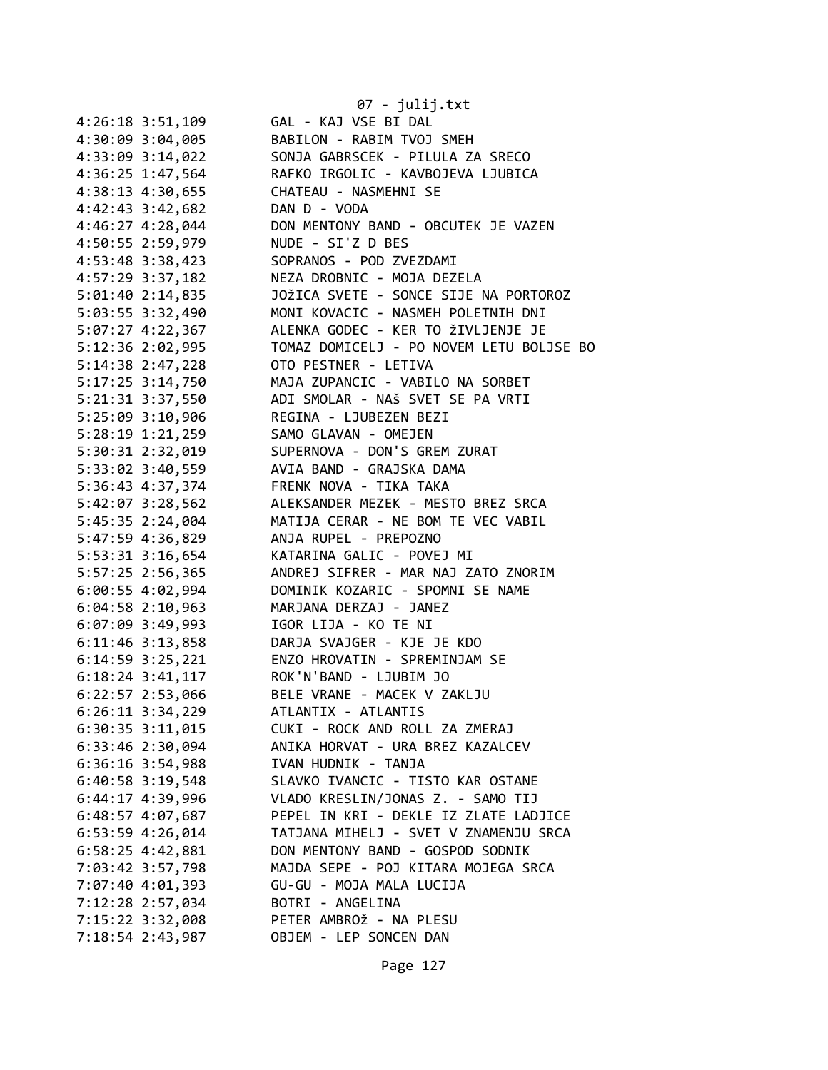07 - julij.txt

```
4:26:18 3:51,109        GAL - KAJ VSE BI DAL
4:30:09 3:04,005        BABILON - RABIM TVOJ SMEH
4:33:09 3:14,022        SONJA GABRSCEK - PILULA ZA SRECO
4:36:25 1:47,564        RAFKO IRGOLIC - KAVBOJEVA LJUBICA
4:38:13 4:30,655        CHATEAU - NASMEHNI SE
4:42:43 3:42,682        DAN D - VODA
4:46:27 4:28,044        DON MENTONY BAND - OBCUTEK JE VAZEN
4:50:55 2:59,979        NUDE - SI'Z D BES
4:53:48 3:38,423        SOPRANOS - POD ZVEZDAMI
4:57:29 3:37,182        NEZA DROBNIC - MOJA DEZELA
5:01:40 2:14,835        JOžICA SVETE - SONCE SIJE NA PORTOROZ
5:03:55 3:32,490        MONI KOVACIC - NASMEH POLETNIH DNI
5:07:27 4:22,367        ALENKA GODEC - KER TO žIVLJENJE JE
5:12:36 2:02,995        TOMAZ DOMICELJ - PO NOVEM LETU BOLJSE BO
5:14:38 2:47,228        OTO PESTNER - LETIVA
5:17:25 3:14,750        MAJA ZUPANCIC - VABILO NA SORBET
5:21:31 3:37,550        ADI SMOLAR - NAš SVET SE PA VRTI
5:25:09 3:10,906        REGINA - LJUBEZEN BEZI
5:28:19 1:21,259        SAMO GLAVAN - OMEJEN
5:30:31 2:32,019        SUPERNOVA - DON'S GREM ZURAT
5:33:02 3:40,559        AVIA BAND - GRAJSKA DAMA
5:36:43 4:37,374        FRENK NOVA - TIKA TAKA
5:42:07 3:28,562        ALEKSANDER MEZEK - MESTO BREZ SRCA
5:45:35 2:24,004        MATIJA CERAR - NE BOM TE VEC VABIL
5:47:59 4:36,829        ANJA RUPEL - PREPOZNO
5:53:31 3:16,654        KATARINA GALIC - POVEJ MI
5:57:25 2:56,365        ANDREJ SIFRER - MAR NAJ ZATO ZNORIM
6:00:55 4:02,994        DOMINIK KOZARIC - SPOMNI SE NAME
6:04:58 2:10,963        MARJANA DERZAJ - JANEZ
6:07:09 3:49,993        IGOR LIJA - KO TE NI
6:11:46 3:13,858        DARJA SVAJGER - KJE JE KDO
6:14:59 3:25,221        ENZO HROVATIN - SPREMINJAM SE
6:18:24 3:41,117        ROK'N'BAND - LJUBIM JO
6:22:57 2:53,066        BELE VRANE - MACEK V ZAKLJU
6:26:11 3:34,229        ATLANTIX - ATLANTIS
6:30:35 3:11,015        CUKI - ROCK AND ROLL ZA ZMERAJ
6:33:46 2:30,094        ANIKA HORVAT - URA BREZ KAZALCEV
6:36:16 3:54,988        IVAN HUDNIK - TANJA
6:40:58 3:19,548        SLAVKO IVANCIC - TISTO KAR OSTANE
6:44:17 4:39,996        VLADO KRESLIN/JONAS Z. - SAMO TIJ
6:48:57 4:07,687        PEPEL IN KRI - DEKLE IZ ZLATE LADJICE
6:53:59 4:26,014        TATJANA MIHELJ - SVET V ZNAMENJU SRCA
6:58:25 4:42,881        DON MENTONY BAND - GOSPOD SODNIK
7:03:42 3:57,798        MAJDA SEPE - POJ KITARA MOJEGA SRCA
7:07:40 4:01,393        GU-GU - MOJA MALA LUCIJA
7:12:28 2:57,034        BOTRI - ANGELINA
7:15:22 3:32,008        PETER AMBROž - NA PLESU
7:18:54 2:43,987        OBJEM - LEP SONCEN DAN
```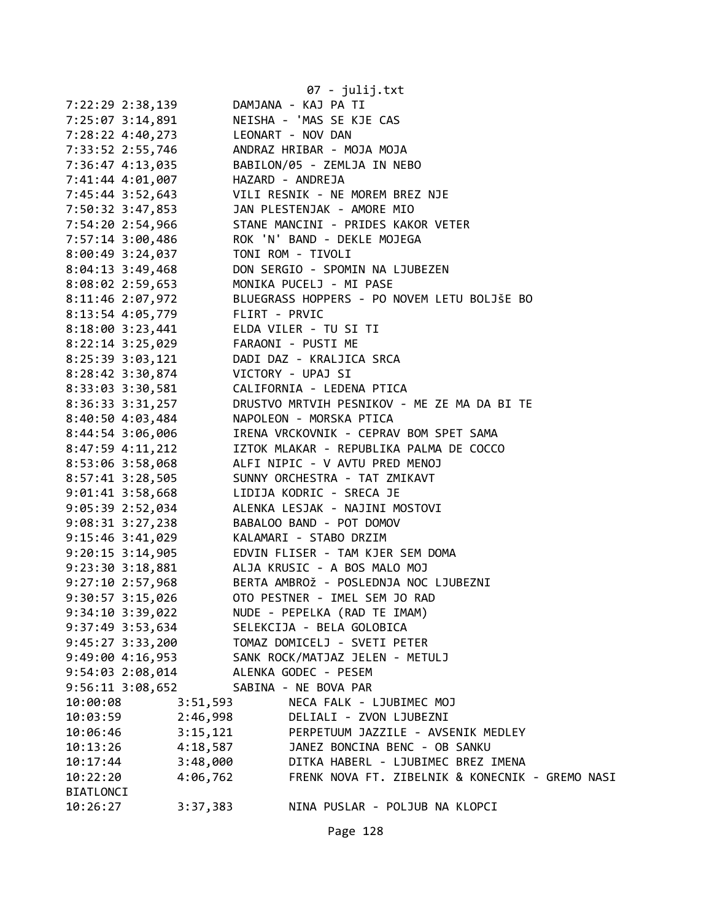```
7:22:29 2:38,139        DAMJANA - KAJ PA TI
7:25:07 3:14,891        NEISHA - 'MAS SE KJE CAS
7:28:22 4:40,273        LEONART - NOV DAN
7:33:52 2:55,746        ANDRAZ HRIBAR - MOJA MOJA
7:36:47 4:13,035        BABILON/05 - ZEMLJA IN NEBO
7:41:44 4:01,007        HAZARD - ANDREJA
7:45:44 3:52,643        VILI RESNIK - NE MOREM BREZ NJE
7:50:32 3:47,853        JAN PLESTENJAK - AMORE MIO
7:54:20 2:54,966        STANE MANCINI - PRIDES KAKOR VETER
7:57:14 3:00,486        ROK 'N' BAND - DEKLE MOJEGA
8:00:49 3:24,037        TONI ROM - TIVOLI
8:04:13 3:49,468        DON SERGIO - SPOMIN NA LJUBEZEN
8:08:02 2:59,653        MONIKA PUCELJ - MI PASE
8:11:46 2:07,972        BLUEGRASS HOPPERS - PO NOVEM LETU BOLJšE BO
8:13:54 4:05,779        FLIRT - PRVIC
8:18:00 3:23,441        ELDA VILER - TU SI TI
8:22:14 3:25,029        FARAONI - PUSTI ME
8:25:39 3:03,121        DADI DAZ - KRALJICA SRCA
8:28:42 3:30,874        VICTORY - UPAJ SI
8:33:03 3:30,581        CALIFORNIA - LEDENA PTICA
8:36:33 3:31,257        DRUSTVO MRTVIH PESNIKOV - ME ZE MA DA BI TE
8:40:50 4:03,484        NAPOLEON - MORSKA PTICA
8:44:54 3:06,006        IRENA VRCKOVNIK - CEPRAV BOM SPET SAMA
8:47:59 4:11,212        IZTOK MLAKAR - REPUBLIKA PALMA DE COCCO
8:53:06 3:58,068        ALFI NIPIC - V AVTU PRED MENOJ
8:57:41 3:28,505        SUNNY ORCHESTRA - TAT ZMIKAVT
9:01:41 3:58,668        LIDIJA KODRIC - SRECA JE
9:05:39 2:52,034        ALENKA LESJAK - NAJINI MOSTOVI
9:08:31 3:27,238        BABALOO BAND - POT DOMOV
9:15:46 3:41,029        KALAMARI - STABO DRZIM
9:20:15 3:14,905        EDVIN FLISER - TAM KJER SEM DOMA
9:23:30 3:18,881        ALJA KRUSIC - A BOS MALO MOJ
9:27:10 2:57,968        BERTA AMBROž - POSLEDNJA NOC LJUBEZNI
9:30:57 3:15,026        OTO PESTNER - IMEL SEM JO RAD
9:34:10 3:39,022        NUDE - PEPELKA (RAD TE IMAM)
9:37:49 3:53,634        SELEKCIJA - BELA GOLOBICA
9:45:27 3:33,200        TOMAZ DOMICELJ - SVETI PETER
9:49:00 4:16,953        SANK ROCK/MATJAZ JELEN - METULJ
9:54:03 2:08,014        ALENKA GODEC - PESEM
9:56:11 3:08,652        SABINA - NE BOVA PAR
10:00:08        3:51,593        NECA FALK - LJUBIMEC MOJ
10:03:59        2:46,998        DELIALI - ZVON LJUBEZNI
10:06:46        3:15,121        PERPETUUM JAZZILE - AVSENIK MEDLEY
10:13:26        4:18,587        JANEZ BONCINA BENC - OB SANKU
10:17:44        3:48,000        DITKA HABERL - LJUBIMEC BREZ IMENA
10:22:20        4:06,762        FRENK NOVA FT. ZIBELNIK & KONECNIK - GREMO NASI
BIATLONCI
10:26:27        3:37,383        NINA PUSLAR - POLJUB NA KLOPCI
```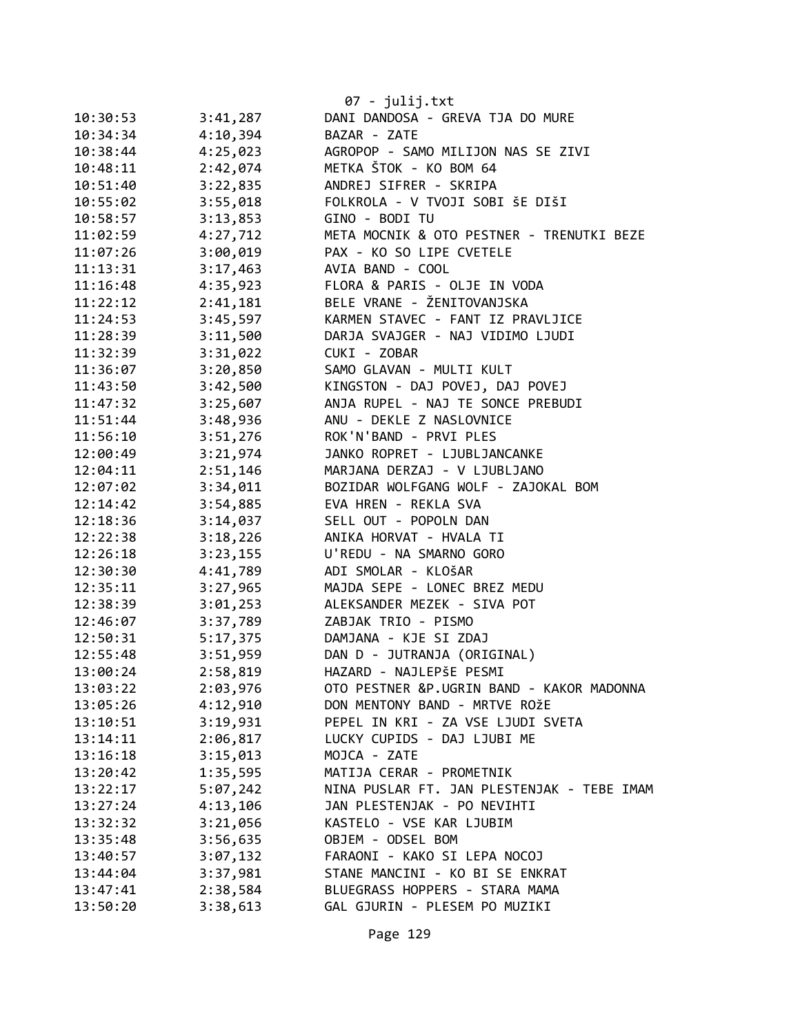07 - julij.txt

```
10:30:53        3:41,287        DANI DANDOSA - GREVA TJA DO MURE
10:34:34        4:10,394        BAZAR - ZATE
10:38:44        4:25,023        AGROPOP - SAMO MILIJON NAS SE ZIVI
10:48:11        2:42,074        METKA ŠTOK - KO BOM 64
10:51:40        3:22,835        ANDREJ SIFRER - SKRIPA
10:55:02        3:55,018        FOLKROLA - V TVOJI SOBI ŠE DIŠI
10:58:57        3:13,853        GINO - BODI TU
11:02:59        4:27,712        META MOCNIK & OTO PESTNER - TRENUTKI BEZE
11:07:26        3:00,019        PAX - KO SO LIPE CVETELE
11:13:31        3:17,463        AVIA BAND - COOL
11:16:48        4:35,923        FLORA & PARIS - OLJE IN VODA
11:22:12        2:41,181        BELE VRANE - ŽENITOVANJSKA
11:24:53        3:45,597        KARMEN STAVEC - FANT IZ PRAVLJICE
11:28:39        3:11,500        DARJA SVAJGER - NAJ VIDIMO LJUDI
11:32:39        3:31,022        CUKI - ZOBAR
11:36:07        3:20,850        SAMO GLAVAN - MULTI KULT
11:43:50        3:42,500        KINGSTON - DAJ POVEJ, DAJ POVEJ
11:47:32        3:25,607        ANJA RUPEL - NAJ TE SONCE PREBUDI
11:51:44        3:48,936        ANU - DEKLE Z NASLOVNICE
11:56:10        3:51,276        ROK'N'BAND - PRVI PLES
12:00:49        3:21,974        JANKO ROPRET - LJUBLJANCANKE
12:04:11        2:51,146        MARJANA DERZAJ - V LJUBLJANO
12:07:02        3:34,011        BOZIDAR WOLFGANG WOLF - ZAJOKAL BOM
12:14:42        3:54,885        EVA HREN - REKLA SVA
12:18:36        3:14,037        SELL OUT - POPOLN DAN
12:22:38        3:18,226        ANIKA HORVAT - HVALA TI
12:26:18        3:23,155        U'REDU - NA SMARNO GORO
12:30:30        4:41,789        ADI SMOLAR - KLOŠAR
12:35:11        3:27,965        MAJDA SEPE - LONEC BREZ MEDU
12:38:39        3:01,253        ALEKSANDER MEZEK - SIVA POT
12:46:07        3:37,789        ZABJAK TRIO - PISMO
12:50:31        5:17,375        DAMJANA - KJE SI ZDAJ
12:55:48        3:51,959        DAN D - JUTRANJA (ORIGINAL)
13:00:24        2:58,819        HAZARD - NAJLEPŠE PESMI
13:03:22        2:03,976        OTO PESTNER &P.UGRIN BAND - KAKOR MADONNA
13:05:26        4:12,910        DON MENTONY BAND - MRTVE ROŽE
13:10:51        3:19,931        PEPEL IN KRI - ZA VSE LJUDI SVETA
13:14:11        2:06,817        LUCKY CUPIDS - DAJ LJUBI ME
13:16:18        3:15,013        MOJCA - ZATE
13:20:42        1:35,595        MATIJA CERAR - PROMETNIK
13:22:17        5:07,242        NINA PUSLAR FT. JAN PLESTENJAK - TEBE IMAM
13:27:24        4:13,106        JAN PLESTENJAK - PO NEVIHTI
13:32:32        3:21,056        KASTELO - VSE KAR LJUBIM
13:35:48        3:56,635        OBJEM - ODSEL BOM
13:40:57        3:07,132        FARAONI - KAKO SI LEPA NOCOJ
13:44:04        3:37,981        STANE MANCINI - KO BI SE ENKRAT
13:47:41        2:38,584        BLUEGRASS HOPPERS - STARA MAMA
13:50:20        3:38,613        GAL GJURIN - PLESEM PO MUZIKI
```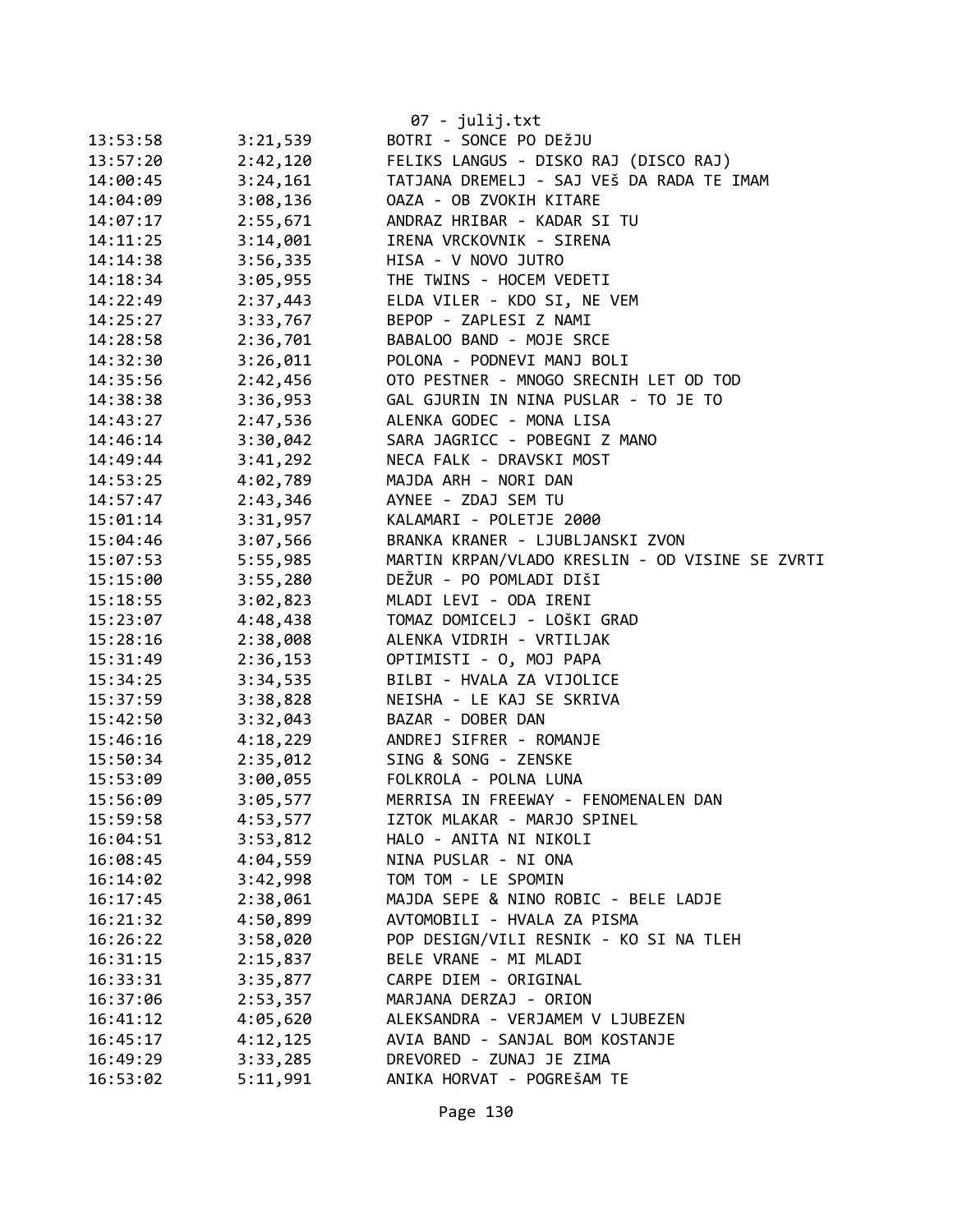07 - julij.txt

```
13:53:58        3:21,539        BOTRI - SONCE PO DEžJU
13:57:20        2:42,120        FELIKS LANGUS - DISKO RAJ (DISCO RAJ)
14:00:45        3:24,161        TATJANA DREMELJ - SAJ VEš DA RADA TE IMAM
14:04:09        3:08,136        OAZA - OB ZVOKIH KITARE
14:07:17        2:55,671        ANDRAZ HRIBAR - KADAR SI TU
14:11:25        3:14,001        IRENA VRCKOVNIK - SIRENA
14:14:38        3:56,335        HISA - V NOVO JUTRO
14:18:34        3:05,955        THE TWINS - HOCEM VEDETI
14:22:49        2:37,443        ELDA VILER - KDO SI, NE VEM
14:25:27        3:33,767        BEPOP - ZAPLESI Z NAMI
14:28:58        2:36,701        BABALOO BAND - MOJE SRCE
14:32:30        3:26,011        POLONA - PODNEVI MANJ BOLI
14:35:56        2:42,456        OTO PESTNER - MNOGO SRECNIH LET OD TOD
14:38:38        3:36,953        GAL GJURIN IN NINA PUSLAR - TO JE TO
14:43:27        2:47,536        ALENKA GODEC - MONA LISA
14:46:14        3:30,042        SARA JAGRICC - POBEGNI Z MANO
14:49:44        3:41,292        NECA FALK - DRAVSKI MOST
14:53:25        4:02,789        MAJDA ARH - NORI DAN
14:57:47        2:43,346        AYNEE - ZDAJ SEM TU
15:01:14        3:31,957        KALAMARI - POLETJE 2000
15:04:46        3:07,566        BRANKA KRANER - LJUBLJANSKI ZVON
15:07:53        5:55,985        MARTIN KRPAN/VLADO KRESLIN - OD VISINE SE ZVRTI
15:15:00        3:55,280        DEŽUR - PO POMLADI DIŠI
15:18:55        3:02,823        MLADI LEVI - ODA IRENI
15:23:07        4:48,438        TOMAZ DOMICELJ - LOŠKI GRAD
15:28:16        2:38,008        ALENKA VIDRIH - VRTILJAK
15:31:49        2:36,153        OPTIMISTI - O, MOJ PAPA
15:34:25        3:34,535        BILBI - HVALA ZA VIJOLICE
15:37:59        3:38,828        NEISHA - LE KAJ SE SKRIVA
15:42:50        3:32,043        BAZAR - DOBER DAN
15:46:16        4:18,229        ANDREJ SIFRER - ROMANJE
15:50:34        2:35,012        SING & SONG - ZENSKE
15:53:09        3:00,055        FOLKROLA - POLNA LUNA
15:56:09        3:05,577        MERRISA IN FREEWAY - FENOMENALEN DAN
15:59:58        4:53,577        IZTOK MLAKAR - MARJO SPINEL
16:04:51        3:53,812        HALO - ANITA NI NIKOLI
16:08:45        4:04,559        NINA PUSLAR - NI ONA
16:14:02        3:42,998        TOM TOM - LE SPOMIN
16:17:45        2:38,061        MAJDA SEPE & NINO ROBIC - BELE LADJE
16:21:32        4:50,899        AVTOMOBILI - HVALA ZA PISMA
16:26:22        3:58,020        POP DESIGN/VILI RESNIK - KO SI NA TLEH
16:31:15        2:15,837        BELE VRANE - MI MLADI
16:33:31        3:35,877        CARPE DIEM - ORIGINAL
16:37:06        2:53,357        MARJANA DERZAJ - ORION
16:41:12        4:05,620        ALEKSANDRA - VERJAMEM V LJUBEZEN
16:45:17        4:12,125        AVIA BAND - SANJAL BOM KOSTANJE
16:49:29        3:33,285        DREVORED - ZUNAJ JE ZIMA
16:53:02        5:11,991        ANIKA HORVAT - POGREŠAM TE
```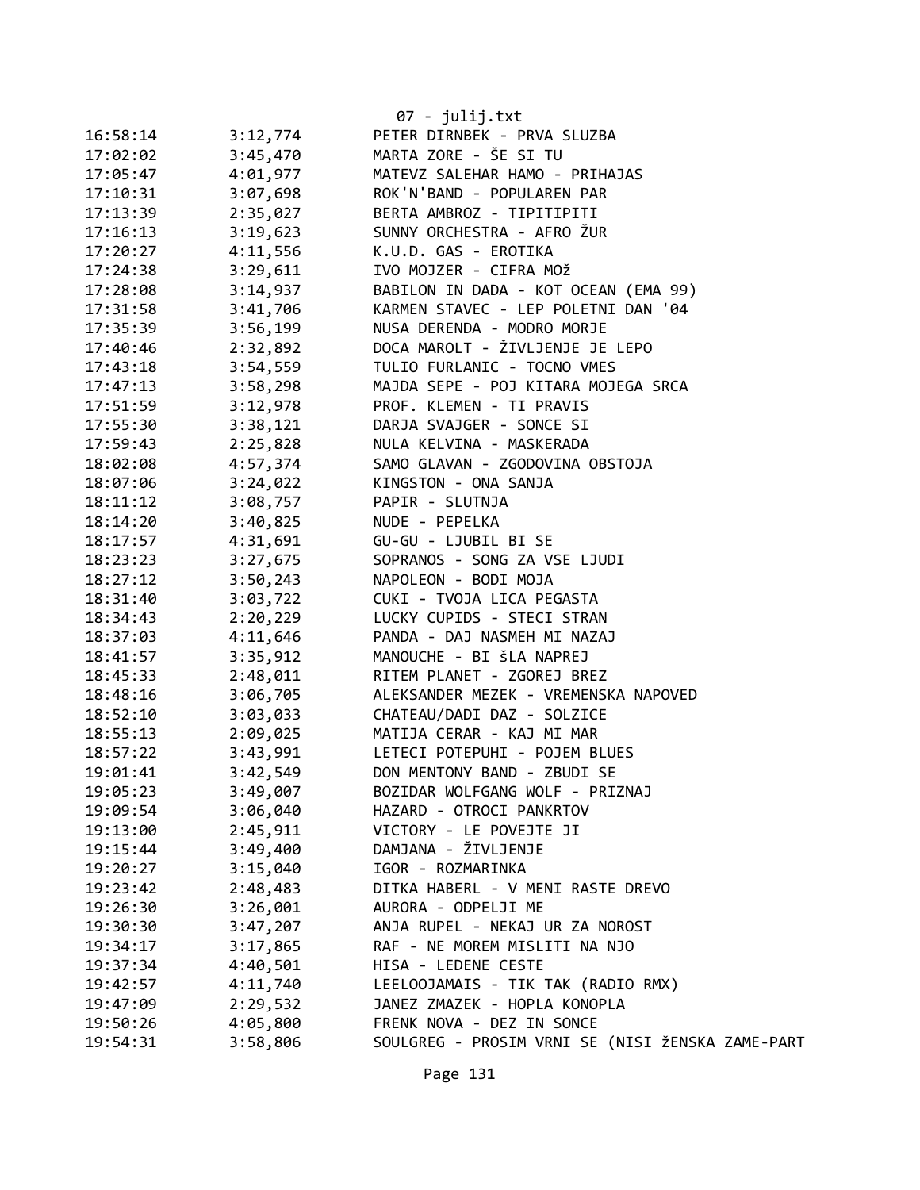07 - julij.txt

```
16:58:14        3:12,774        PETER DIRNBEK - PRVA SLUZBA
17:02:02        3:45,470        MARTA ZORE - ŠE SI TU
17:05:47        4:01,977        MATEVZ SALEHAR HAMO - PRIHAJAS
17:10:31        3:07,698        ROK'N'BAND - POPULAREN PAR
17:13:39        2:35,027        BERTA AMBROZ - TIPITIPITI
17:16:13        3:19,623        SUNNY ORCHESTRA - AFRO ŽUR
17:20:27        4:11,556        K.U.D. GAS - EROTIKA
17:24:38        3:29,611        IVO MOJZER - CIFRA MOž
17:28:08        3:14,937        BABILON IN DADA - KOT OCEAN (EMA 99)
17:31:58        3:41,706        KARMEN STAVEC - LEP POLETNI DAN '04
17:35:39        3:56,199        NUSA DERENDA - MODRO MORJE
17:40:46        2:32,892        DOCA MAROLT - ŽIVLJENJE JE LEPO
17:43:18        3:54,559        TULIO FURLANIC - TOCNO VMES
17:47:13        3:58,298        MAJDA SEPE - POJ KITARA MOJEGA SRCA
17:51:59        3:12,978        PROF. KLEMEN - TI PRAVIS
17:55:30        3:38,121        DARJA SVAJGER - SONCE SI
17:59:43        2:25,828        NULA KELVINA - MASKERADA
18:02:08        4:57,374        SAMO GLAVAN - ZGODOVINA OBSTOJA
18:07:06        3:24,022        KINGSTON - ONA SANJA
18:11:12        3:08,757        PAPIR - SLUTNJA
18:14:20        3:40,825        NUDE - PEPELKA
18:17:57        4:31,691        GU-GU - LJUBIL BI SE
18:23:23        3:27,675        SOPRANOS - SONG ZA VSE LJUDI
18:27:12        3:50,243        NAPOLEON - BODI MOJA
18:31:40        3:03,722        CUKI - TVOJA LICA PEGASTA
18:34:43        2:20,229        LUCKY CUPIDS - STECI STRAN
18:37:03        4:11,646        PANDA - DAJ NASMEH MI NAZAJ
18:41:57        3:35,912        MANOUCHE - BI šLA NAPREJ
18:45:33        2:48,011        RITEM PLANET - ZGOREJ BREZ
18:48:16        3:06,705        ALEKSANDER MEZEK - VREMENSKA NAPOVED
18:52:10        3:03,033        CHATEAU/DADI DAZ - SOLZICE
18:55:13        2:09,025        MATIJA CERAR - KAJ MI MAR
18:57:22        3:43,991        LETECI POTEPUHI - POJEM BLUES
19:01:41        3:42,549        DON MENTONY BAND - ZBUDI SE
19:05:23        3:49,007        BOZIDAR WOLFGANG WOLF - PRIZNAJ
19:09:54        3:06,040        HAZARD - OTROCI PANKRTOV
19:13:00        2:45,911        VICTORY - LE POVEJTE JI
19:15:44        3:49,400        DAMJANA - ŽIVLJENJE
19:20:27        3:15,040        IGOR - ROZMARINKA
19:23:42        2:48,483        DITKA HABERL - V MENI RASTE DREVO
19:26:30        3:26,001        AURORA - ODPELJI ME
19:30:30        3:47,207        ANJA RUPEL - NEKAJ UR ZA NOROST
19:34:17        3:17,865        RAF - NE MOREM MISLITI NA NJO
19:37:34        4:40,501        HISA - LEDENE CESTE
19:42:57        4:11,740        LEELOOJAMAIS - TIK TAK (RADIO RMX)
19:47:09        2:29,532        JANEZ ZMAZEK - HOPLA KONOPLA
19:50:26        4:05,800        FRENK NOVA - DEZ IN SONCE
19:54:31        3:58,806        SOULGREG - PROSIM VRNI SE (NISI žENSKA ZAME-PART
```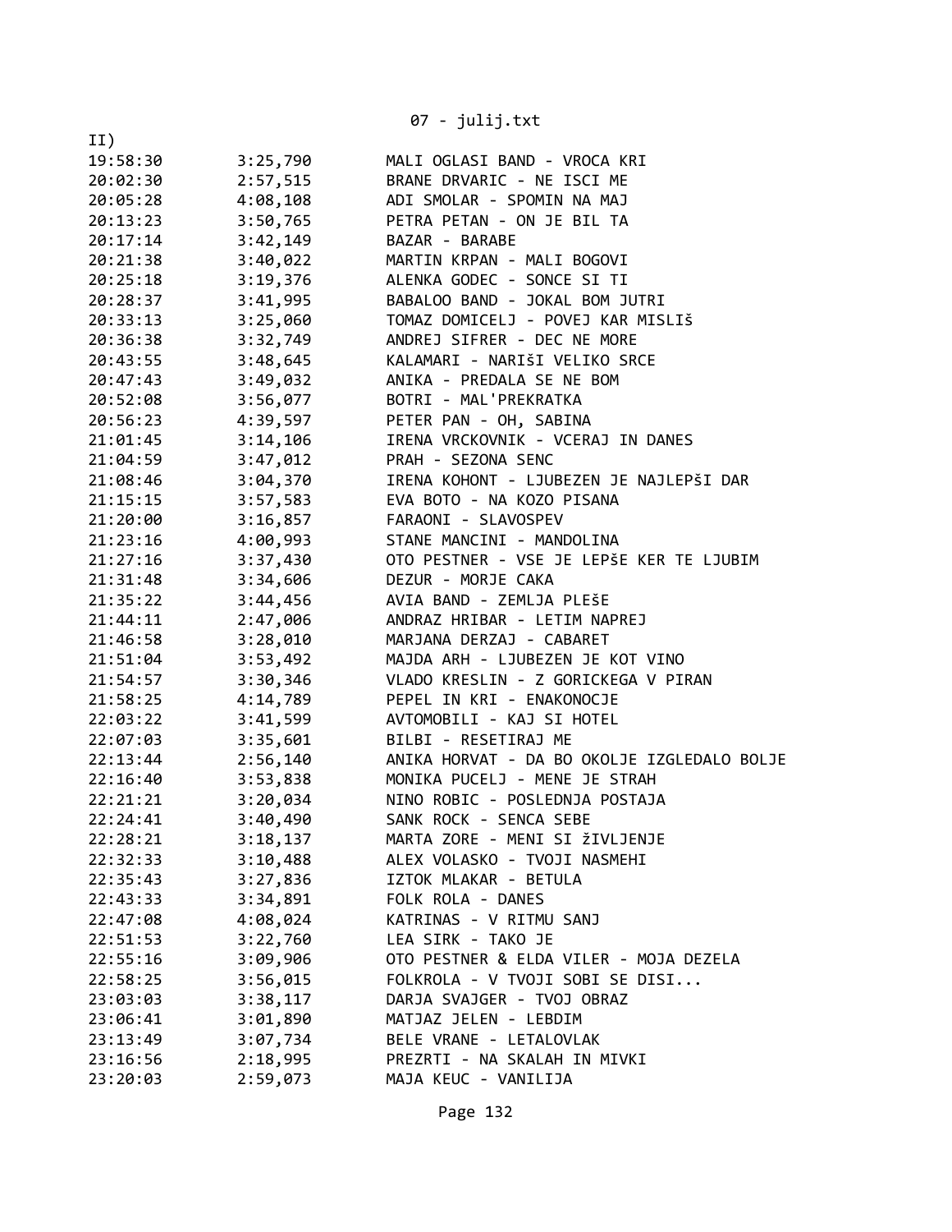II)

```
19:58:30        3:25,790        MALI OGLASI BAND - VROCA KRI
20:02:30        2:57,515        BRANE DRVARIC - NE ISCI ME
20:05:28        4:08,108        ADI SMOLAR - SPOMIN NA MAJ
20:13:23        3:50,765        PETRA PETAN - ON JE BIL TA
20:17:14        3:42,149        BAZAR - BARABE
20:21:38        3:40,022        MARTIN KRPAN - MALI BOGOVI
20:25:18        3:19,376        ALENKA GODEC - SONCE SI TI
20:28:37        3:41,995        BABALOO BAND - JOKAL BOM JUTRI
20:33:13        3:25,060        TOMAZ DOMICELJ - POVEJ KAR MISLIš
20:36:38        3:32,749        ANDREJ SIFRER - DEC NE MORE
20:43:55        3:48,645        KALAMARI - NARIšI VELIKO SRCE
20:47:43        3:49,032        ANIKA - PREDALA SE NE BOM
20:52:08        3:56,077        BOTRI - MAL'PREKRATKA
20:56:23        4:39,597        PETER PAN - OH, SABINA
21:01:45        3:14,106        IRENA VRCKOVNIK - VCERAJ IN DANES
21:04:59        3:47,012        PRAH - SEZONA SENC
21:08:46        3:04,370        IRENA KOHONT - LJUBEZEN JE NAJLEPšI DAR
21:15:15        3:57,583        EVA BOTO - NA KOZO PISANA
21:20:00        3:16,857        FARAONI - SLAVOSPEV
21:23:16        4:00,993        STANE MANCINI - MANDOLINA
21:27:16        3:37,430        OTO PESTNER - VSE JE LEPšE KER TE LJUBIM
21:31:48        3:34,606        DEZUR - MORJE CAKA
21:35:22        3:44,456        AVIA BAND - ZEMLJA PLEšE
21:44:11        2:47,006        ANDRAZ HRIBAR - LETIM NAPREJ
21:46:58        3:28,010        MARJANA DERZAJ - CABARET
21:51:04        3:53,492        MAJDA ARH - LJUBEZEN JE KOT VINO
21:54:57        3:30,346        VLADO KRESLIN - Z GORICKEGA V PIRAN
21:58:25        4:14,789        PEPEL IN KRI - ENAKONOCJE
22:03:22        3:41,599        AVTOMOBILI - KAJ SI HOTEL
22:07:03        3:35,601        BILBI - RESETIRAJ ME
22:13:44        2:56,140        ANIKA HORVAT - DA BO OKOLJE IZGLEDALO BOLJE
22:16:40        3:53,838        MONIKA PUCELJ - MENE JE STRAH
22:21:21        3:20,034        NINO ROBIC - POSLEDNJA POSTAJA
22:24:41        3:40,490        SANK ROCK - SENCA SEBE
22:28:21        3:18,137        MARTA ZORE - MENI SI žIVLJENJE
22:32:33        3:10,488        ALEX VOLASKO - TVOJI NASMEHI
22:35:43        3:27,836        IZTOK MLAKAR - BETULA
22:43:33        3:34,891        FOLK ROLA - DANES
22:47:08        4:08,024        KATRINAS - V RITMU SANJ
22:51:53        3:22,760        LEA SIRK - TAKO JE
22:55:16        3:09,906        OTO PESTNER & ELDA VILER - MOJA DEZELA
22:58:25        3:56,015        FOLKROLA - V TVOJI SOBI SE DISI...
23:03:03        3:38,117        DARJA SVAJGER - TVOJ OBRAZ
23:06:41        3:01,890        MATJAZ JELEN - LEBDIM
23:13:49        3:07,734        BELE VRANE - LETALOVLAK
23:16:56        2:18,995        PREZRTI - NA SKALAH IN MIVKI
23:20:03        2:59,073        MAJA KEUC - VANILIJA
```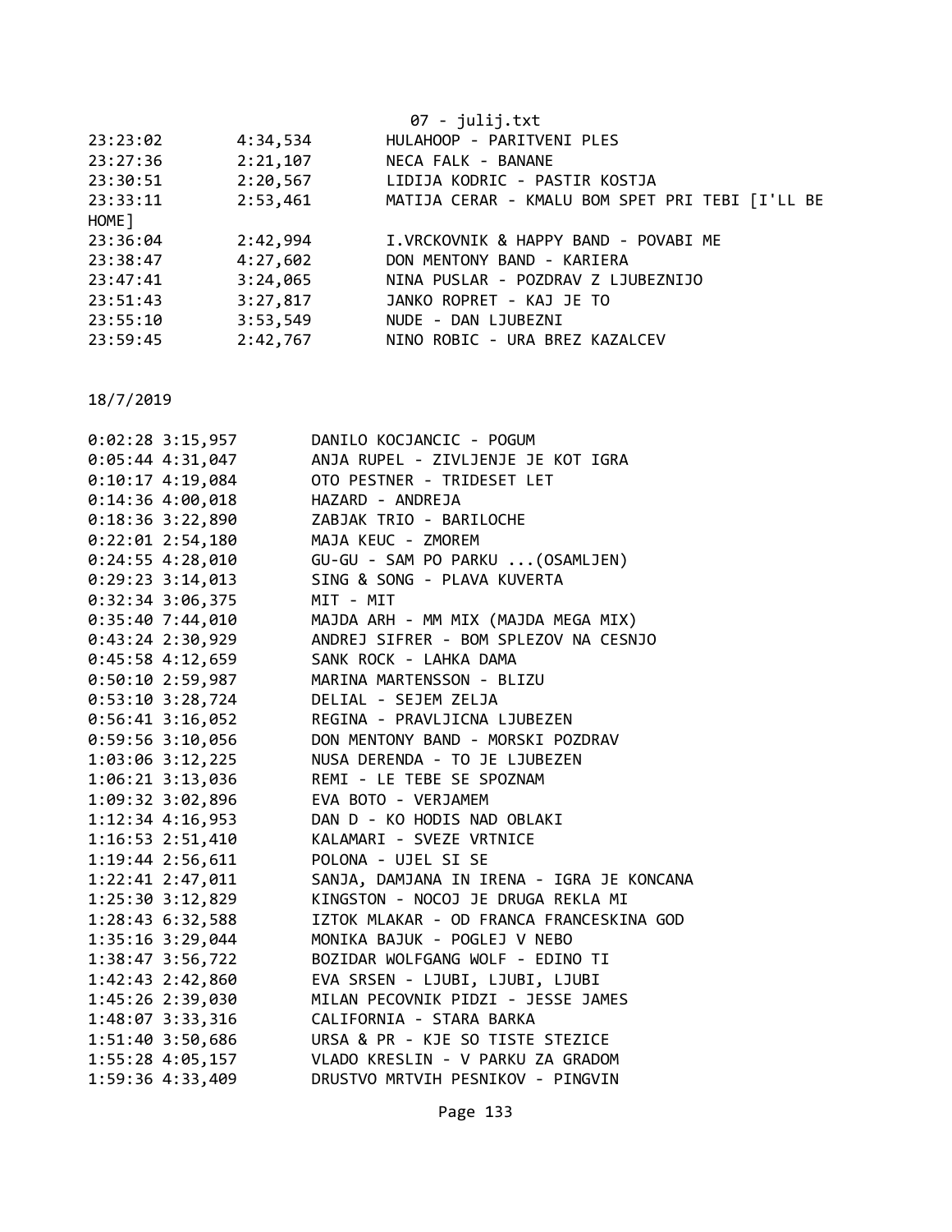```
23:23:02        4:34,534        HULAHOOP - PARITVENI PLES
23:27:36        2:21,107        NECA FALK - BANANE
23:30:51        2:20,567        LIDIJA KODRIC - PASTIR KOSTJA
23:33:11        2:53,461        MATIJA CERAR - KMALU BOM SPET PRI TEBI [I'LL BE
HOME]
23:36:04        2:42,994        I.VRCKOVNIK & HAPPY BAND - POVABI ME
23:38:47        4:27,602        DON MENTONY BAND - KARIERA
23:47:41        3:24,065        NINA PUSLAR - POZDRAV Z LJUBEZNIJO
23:51:43        3:27,817        JANKO ROPRET - KAJ JE TO
23:55:10        3:53,549        NUDE - DAN LJUBEZNI
23:59:45        2:42,767        NINO ROBIC - URA BREZ KAZALCEV
```

18/7/2019

```
0:02:28 3:15,957        DANILO KOCJANCIC - POGUM
0:05:44 4:31,047        ANJA RUPEL - ZIVLJENJE JE KOT IGRA
0:10:17 4:19,084        OTO PESTNER - TRIDESET LET
0:14:36 4:00,018        HAZARD - ANDREJA
0:18:36 3:22,890        ZABJAK TRIO - BARILOCHE
0:22:01 2:54,180        MAJA KEUC - ZMOREM
0:24:55 4:28,010        GU-GU - SAM PO PARKU ...(OSAMLJEN)
0:29:23 3:14,013        SING & SONG - PLAVA KUVERTA
0:32:34 3:06,375        MIT - MIT
0:35:40 7:44,010        MAJDA ARH - MM MIX (MAJDA MEGA MIX)
0:43:24 2:30,929        ANDREJ SIFRER - BOM SPLEZOV NA CESNJO
0:45:58 4:12,659        SANK ROCK - LAHKA DAMA
0:50:10 2:59,987        MARINA MARTENSSON - BLIZU
0:53:10 3:28,724        DELIAL - SEJEM ZELJA
0:56:41 3:16,052        REGINA - PRAVLJICNA LJUBEZEN
0:59:56 3:10,056        DON MENTONY BAND - MORSKI POZDRAV
1:03:06 3:12,225        NUSA DERENDA - TO JE LJUBEZEN
1:06:21 3:13,036        REMI - LE TEBE SE SPOZNAM
1:09:32 3:02,896        EVA BOTO - VERJAMEM
1:12:34 4:16,953        DAN D - KO HODIS NAD OBLAKI
1:16:53 2:51,410        KALAMARI - SVEZE VRTNICE
1:19:44 2:56,611        POLONA - UJEL SI SE
1:22:41 2:47,011        SANJA, DAMJANA IN IRENA - IGRA JE KONCANA
1:25:30 3:12,829        KINGSTON - NOCOJ JE DRUGA REKLA MI
1:28:43 6:32,588        IZTOK MLAKAR - OD FRANCA FRANCESKINA GOD
1:35:16 3:29,044        MONIKA BAJUK - POGLEJ V NEBO
1:38:47 3:56,722        BOZIDAR WOLFGANG WOLF - EDINO TI
1:42:43 2:42,860        EVA SRSEN - LJUBI, LJUBI, LJUBI
1:45:26 2:39,030        MILAN PECOVNIK PIDZI - JESSE JAMES
1:48:07 3:33,316        CALIFORNIA - STARA BARKA
1:51:40 3:50,686        URSA & PR - KJE SO TISTE STEZICE
1:55:28 4:05,157        VLADO KRESLIN - V PARKU ZA GRADOM
1:59:36 4:33,409        DRUSTVO MRTVIH PESNIKOV - PINGVIN
```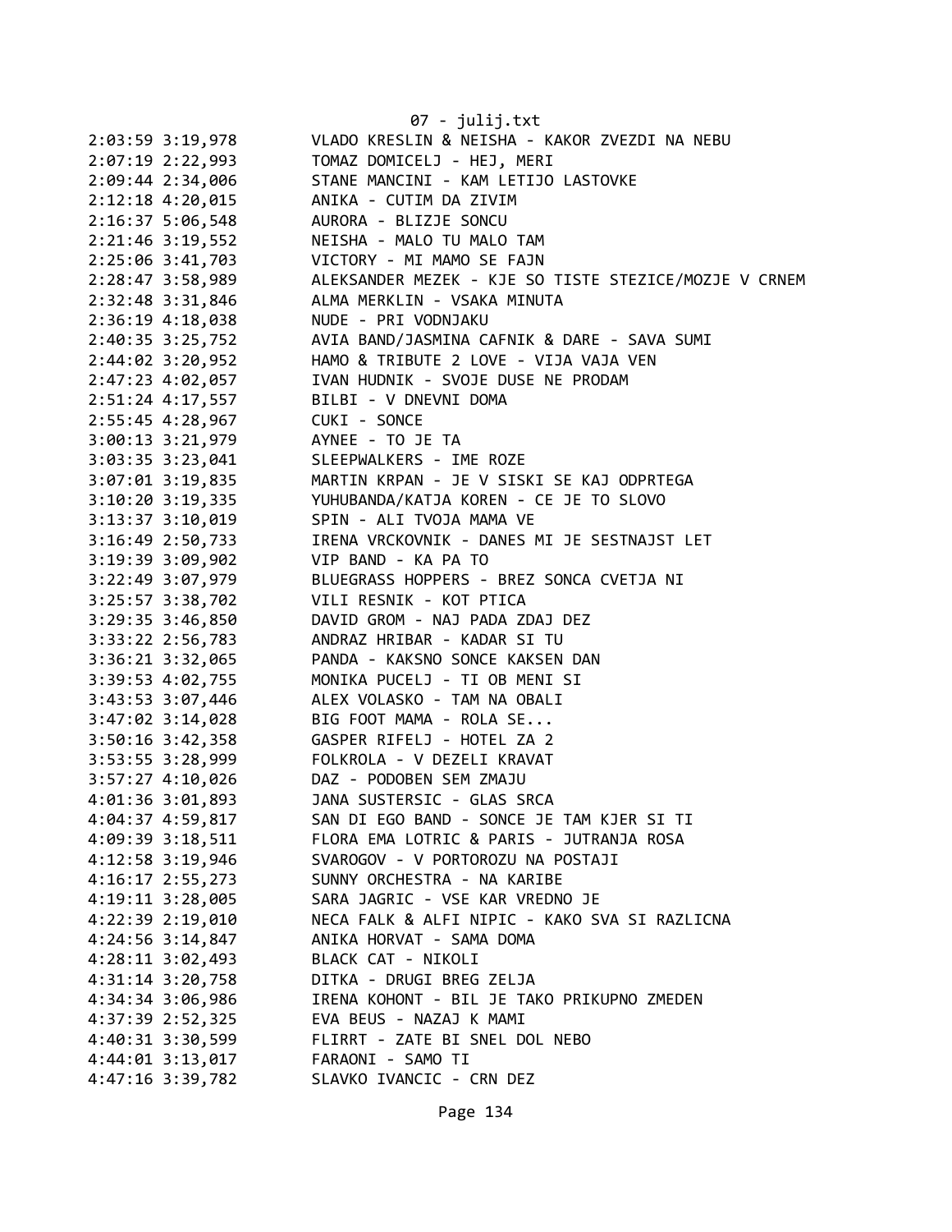07 - julij.txt

```
2:03:59 3:19,978        VLADO KRESLIN & NEISHA - KAKOR ZVEZDI NA NEBU
2:07:19 2:22,993        TOMAZ DOMICELJ - HEJ, MERI
2:09:44 2:34,006        STANE MANCINI - KAM LETIJO LASTOVKE
2:12:18 4:20,015        ANIKA - CUTIM DA ZIVIM
2:16:37 5:06,548        AURORA - BLIZJE SONCU
2:21:46 3:19,552        NEISHA - MALO TU MALO TAM
2:25:06 3:41,703        VICTORY - MI MAMO SE FAJN
2:28:47 3:58,989        ALEKSANDER MEZEK - KJE SO TISTE STEZICE/MOZJE V CRNEM
2:32:48 3:31,846        ALMA MERKLIN - VSAKA MINUTA
2:36:19 4:18,038        NUDE - PRI VODNJAKU
2:40:35 3:25,752        AVIA BAND/JASMINA CAFNIK & DARE - SAVA SUMI
2:44:02 3:20,952        HAMO & TRIBUTE 2 LOVE - VIJA VAJA VEN
2:47:23 4:02,057        IVAN HUDNIK - SVOJE DUSE NE PRODAM
2:51:24 4:17,557        BILBI - V DNEVNI DOMA
2:55:45 4:28,967        CUKI - SONCE
3:00:13 3:21,979        AYNEE - TO JE TA
3:03:35 3:23,041        SLEEPWALKERS - IME ROZE
3:07:01 3:19,835        MARTIN KRPAN - JE V SISKI SE KAJ ODPRTEGA
3:10:20 3:19,335        YUHUBANDA/KATJA KOREN - CE JE TO SLOVO
3:13:37 3:10,019        SPIN - ALI TVOJA MAMA VE
3:16:49 2:50,733        IRENA VRCKOVNIK - DANES MI JE SESTNAJST LET
3:19:39 3:09,902        VIP BAND - KA PA TO
3:22:49 3:07,979        BLUEGRASS HOPPERS - BREZ SONCA CVETJA NI
3:25:57 3:38,702        VILI RESNIK - KOT PTICA
3:29:35 3:46,850        DAVID GROM - NAJ PADA ZDAJ DEZ
3:33:22 2:56,783        ANDRAZ HRIBAR - KADAR SI TU
3:36:21 3:32,065        PANDA - KAKSNO SONCE KAKSEN DAN
3:39:53 4:02,755        MONIKA PUCELJ - TI OB MENI SI
3:43:53 3:07,446        ALEX VOLASKO - TAM NA OBALI
3:47:02 3:14,028        BIG FOOT MAMA - ROLA SE...
3:50:16 3:42,358        GASPER RIFELJ - HOTEL ZA 2
3:53:55 3:28,999        FOLKROLA - V DEZELI KRAVAT
3:57:27 4:10,026        DAZ - PODOBEN SEM ZMAJU
4:01:36 3:01,893        JANA SUSTERSIC - GLAS SRCA
4:04:37 4:59,817        SAN DI EGO BAND - SONCE JE TAM KJER SI TI
4:09:39 3:18,511        FLORA EMA LOTRIC & PARIS - JUTRANJA ROSA
4:12:58 3:19,946        SVAROGOV - V PORTOROZU NA POSTAJI
4:16:17 2:55,273        SUNNY ORCHESTRA - NA KARIBE
4:19:11 3:28,005        SARA JAGRIC - VSE KAR VREDNO JE
4:22:39 2:19,010        NECA FALK & ALFI NIPIC - KAKO SVA SI RAZLICNA
4:24:56 3:14,847        ANIKA HORVAT - SAMA DOMA
4:28:11 3:02,493        BLACK CAT - NIKOLI
4:31:14 3:20,758        DITKA - DRUGI BREG ZELJA
4:34:34 3:06,986        IRENA KOHONT - BIL JE TAKO PRIKUPNO ZMEDEN
4:37:39 2:52,325        EVA BEUS - NAZAJ K MAMI
4:40:31 3:30,599        FLIRRT - ZATE BI SNEL DOL NEBO
4:44:01 3:13,017        FARAONI - SAMO TI
4:47:16 3:39,782        SLAVKO IVANCIC - CRN DEZ
```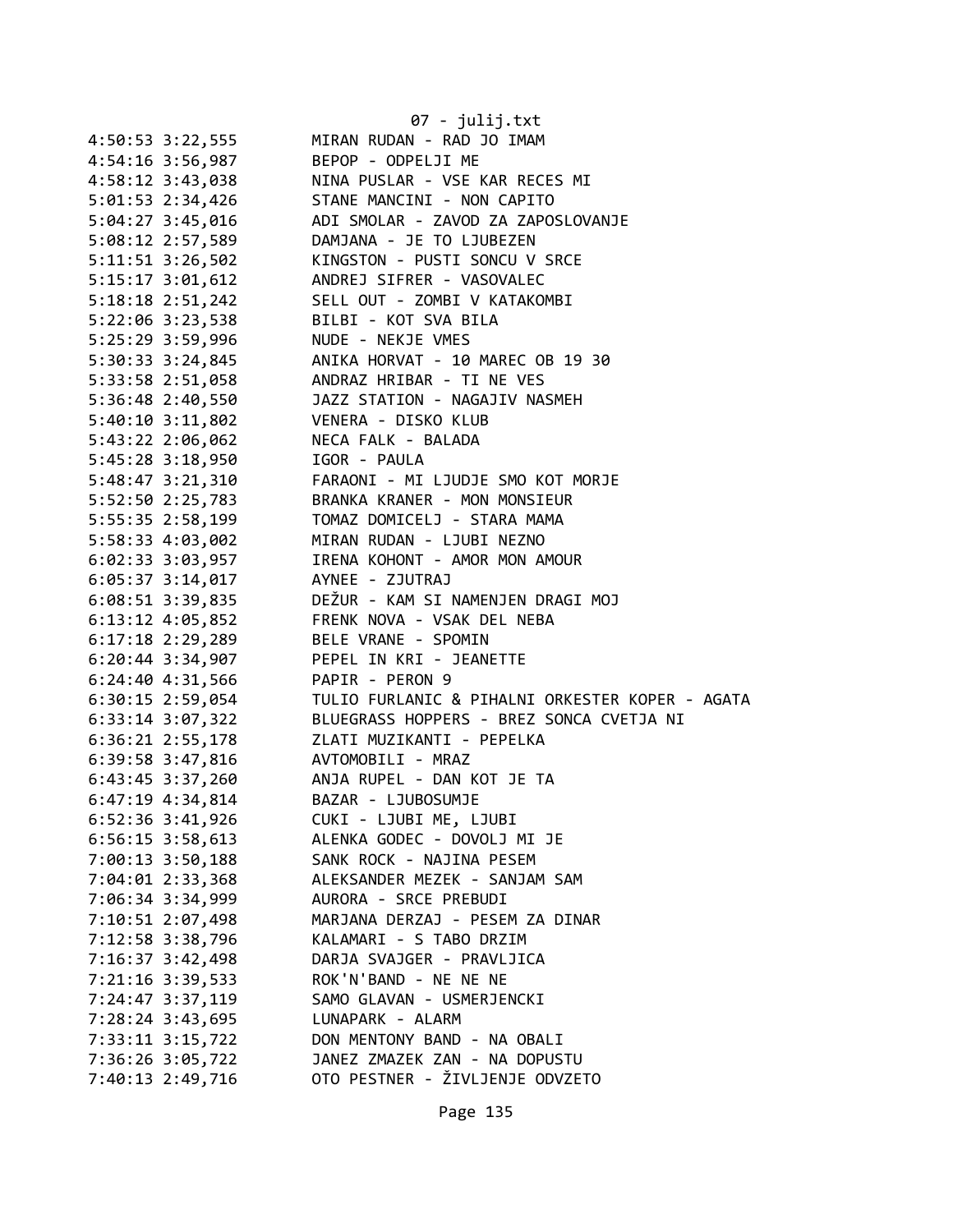07 - julij.txt

```
4:50:53 3:22,555        MIRAN RUDAN - RAD JO IMAM
4:54:16 3:56,987        BEPOP - ODPELJI ME
4:58:12 3:43,038        NINA PUSLAR - VSE KAR RECES MI
5:01:53 2:34,426        STANE MANCINI - NON CAPITO
5:04:27 3:45,016        ADI SMOLAR - ZAVOD ZA ZAPOSLOVANJE
5:08:12 2:57,589        DAMJANA - JE TO LJUBEZEN
5:11:51 3:26,502        KINGSTON - PUSTI SONCU V SRCE
5:15:17 3:01,612        ANDREJ SIFRER - VASOVALEC
5:18:18 2:51,242        SELL OUT - ZOMBI V KATAKOMBI
5:22:06 3:23,538        BILBI - KOT SVA BILA
5:25:29 3:59,996        NUDE - NEKJE VMES
5:30:33 3:24,845        ANIKA HORVAT - 10 MAREC OB 19 30
5:33:58 2:51,058        ANDRAZ HRIBAR - TI NE VES
5:36:48 2:40,550        JAZZ STATION - NAGAJIV NASMEH
5:40:10 3:11,802        VENERA - DISKO KLUB
5:43:22 2:06,062        NECA FALK - BALADA
5:45:28 3:18,950        IGOR - PAULA
5:48:47 3:21,310        FARAONI - MI LJUDJE SMO KOT MORJE
5:52:50 2:25,783        BRANKA KRANER - MON MONSIEUR
5:55:35 2:58,199        TOMAZ DOMICELJ - STARA MAMA
5:58:33 4:03,002        MIRAN RUDAN - LJUBI NEZNO
6:02:33 3:03,957        IRENA KOHONT - AMOR MON AMOUR
6:05:37 3:14,017        AYNEE - ZJUTRAJ
6:08:51 3:39,835        DEŽUR - KAM SI NAMENJEN DRAGI MOJ
6:13:12 4:05,852        FRENK NOVA - VSAK DEL NEBA
6:17:18 2:29,289        BELE VRANE - SPOMIN
6:20:44 3:34,907        PEPEL IN KRI - JEANETTE
6:24:40 4:31,566        PAPIR - PERON 9
6:30:15 2:59,054        TULIO FURLANIC & PIHALNI ORKESTER KOPER - AGATA
6:33:14 3:07,322        BLUEGRASS HOPPERS - BREZ SONCA CVETJA NI
6:36:21 2:55,178        ZLATI MUZIKANTI - PEPELKA
6:39:58 3:47,816        AVTOMOBILI - MRAZ
6:43:45 3:37,260        ANJA RUPEL - DAN KOT JE TA
6:47:19 4:34,814        BAZAR - LJUBOSUMJE
6:52:36 3:41,926        CUKI - LJUBI ME, LJUBI
6:56:15 3:58,613        ALENKA GODEC - DOVOLJ MI JE
7:00:13 3:50,188        SANK ROCK - NAJINA PESEM
7:04:01 2:33,368        ALEKSANDER MEZEK - SANJAM SAM
7:06:34 3:34,999        AURORA - SRCE PREBUDI
7:10:51 2:07,498        MARJANA DERZAJ - PESEM ZA DINAR
7:12:58 3:38,796        KALAMARI - S TABO DRZIM
7:16:37 3:42,498        DARJA SVAJGER - PRAVLJICA
7:21:16 3:39,533        ROK'N'BAND - NE NE NE
7:24:47 3:37,119        SAMO GLAVAN - USMERJENCKI
7:28:24 3:43,695        LUNAPARK - ALARM
7:33:11 3:15,722        DON MENTONY BAND - NA OBALI
7:36:26 3:05,722        JANEZ ZMAZEK ZAN - NA DOPUSTU
7:40:13 2:49,716        OTO PESTNER - ŽIVLJENJE ODVZETO
```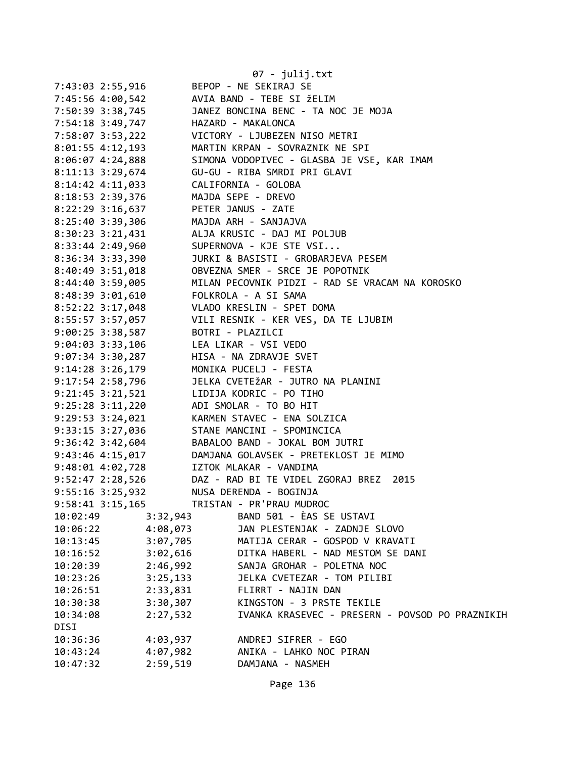07 - julij.txt

```
7:43:03 2:55,916        BEPOP - NE SEKIRAJ SE
7:45:56 4:00,542        AVIA BAND - TEBE SI žELIM
7:50:39 3:38,745        JANEZ BONCINA BENC - TA NOC JE MOJA
7:54:18 3:49,747        HAZARD - MAKALONCA
7:58:07 3:53,222        VICTORY - LJUBEZEN NISO METRI
8:01:55 4:12,193        MARTIN KRPAN - SOVRAZNIK NE SPI
8:06:07 4:24,888        SIMONA VODOPIVEC - GLASBA JE VSE, KAR IMAM
8:11:13 3:29,674        GU-GU - RIBA SMRDI PRI GLAVI
8:14:42 4:11,033        CALIFORNIA - GOLOBA
8:18:53 2:39,376        MAJDA SEPE - DREVO
8:22:29 3:16,637        PETER JANUS - ZATE
8:25:40 3:39,306        MAJDA ARH - SANJAJVA
8:30:23 3:21,431        ALJA KRUSIC - DAJ MI POLJUB
8:33:44 2:49,960        SUPERNOVA - KJE STE VSI...
8:36:34 3:33,390        JURKI & BASISTI - GROBARJEVA PESEM
8:40:49 3:51,018        OBVEZNA SMER - SRCE JE POPOTNIK
8:44:40 3:59,005        MILAN PECOVNIK PIDZI - RAD SE VRACAM NA KOROSKO
8:48:39 3:01,610        FOLKROLA - A SI SAMA
8:52:22 3:17,048        VLADO KRESLIN - SPET DOMA
8:55:57 3:57,057        VILI RESNIK - KER VES, DA TE LJUBIM
9:00:25 3:38,587        BOTRI - PLAZILCI
9:04:03 3:33,106        LEA LIKAR - VSI VEDO
9:07:34 3:30,287        HISA - NA ZDRAVJE SVET
9:14:28 3:26,179        MONIKA PUCELJ - FESTA
9:17:54 2:58,796        JELKA CVETEžAR - JUTRO NA PLANINI
9:21:45 3:21,521        LIDIJA KODRIC - PO TIHO
9:25:28 3:11,220        ADI SMOLAR - TO BO HIT
9:29:53 3:24,021        KARMEN STAVEC - ENA SOLZICA
9:33:15 3:27,036        STANE MANCINI - SPOMINCICA
9:36:42 3:42,604        BABALOO BAND - JOKAL BOM JUTRI
9:43:46 4:15,017        DAMJANA GOLAVSEK - PRETEKLOST JE MIMO
9:48:01 4:02,728        IZTOK MLAKAR - VANDIMA
9:52:47 2:28,526        DAZ - RAD BI TE VIDEL ZGORAJ BREZ  2015
9:55:16 3:25,932        NUSA DERENDA - BOGINJA
9:58:41 3:15,165        TRISTAN - PR'PRAU MUDROC
10:02:49        3:32,943        BAND 501 - ÈAS SE USTAVI
10:06:22        4:08,073        JAN PLESTENJAK - ZADNJE SLOVO
10:13:45        3:07,705        MATIJA CERAR - GOSPOD V KRAVATI
10:16:52        3:02,616        DITKA HABERL - NAD MESTOM SE DANI
10:20:39        2:46,992        SANJA GROHAR - POLETNA NOC
10:23:26        3:25,133        JELKA CVETEZAR - TOM PILIBI
10:26:51        2:33,831        FLIRRT - NAJIN DAN
10:30:38        3:30,307        KINGSTON - 3 PRSTE TEKILE
10:34:08        2:27,532        IVANKA KRASEVEC - PRESERN - POVSOD PO PRAZNIKIH
DISI
10:36:36        4:03,937        ANDREJ SIFRER - EGO
10:43:24        4:07,982        ANIKA - LAHKO NOC PIRAN
10:47:32        2:59,519        DAMJANA - NASMEH
```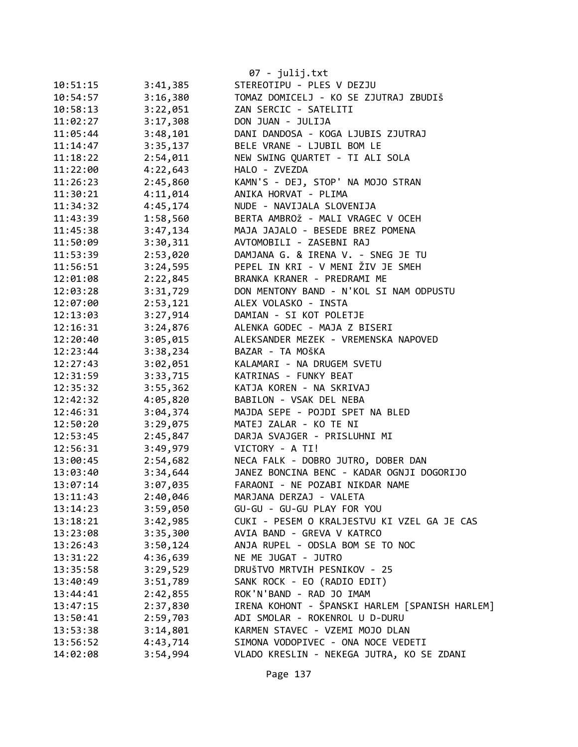| | | |
|---|---|---|
| 10:51:15 | 3:41,385 | STEREOTIPU - PLES V DEZJU |
| 10:54:57 | 3:16,380 | TOMAZ DOMICELJ - KO SE ZJUTRAJ ZBUDIŠ |
| 10:58:13 | 3:22,051 | ZAN SERCIC - SATELITI |
| 11:02:27 | 3:17,308 | DON JUAN - JULIJA |
| 11:05:44 | 3:48,101 | DANI DANDOSA - KOGA LJUBIS ZJUTRAJ |
| 11:14:47 | 3:35,137 | BELE VRANE - LJUBIL BOM LE |
| 11:18:22 | 2:54,011 | NEW SWING QUARTET - TI ALI SOLA |
| 11:22:00 | 4:22,643 | HALO - ZVEZDA |
| 11:26:23 | 2:45,860 | KAMN'S - DEJ, STOP' NA MOJO STRAN |
| 11:30:21 | 4:11,014 | ANIKA HORVAT - PLIMA |
| 11:34:32 | 4:45,174 | NUDE - NAVIJALA SLOVENIJA |
| 11:43:39 | 1:58,560 | BERTA AMBROž - MALI VRAGEC V OCEH |
| 11:45:38 | 3:47,134 | MAJA JAJALO - BESEDE BREZ POMENA |
| 11:50:09 | 3:30,311 | AVTOMOBILI - ZASEBNI RAJ |
| 11:53:39 | 2:53,020 | DAMJANA G. & IRENA V. - SNEG JE TU |
| 11:56:51 | 3:24,595 | PEPEL IN KRI - V MENI ŽIV JE SMEH |
| 12:01:08 | 2:22,845 | BRANKA KRANER - PREDRAMI ME |
| 12:03:28 | 3:31,729 | DON MENTONY BAND - N'KOL SI NAM ODPUSTU |
| 12:07:00 | 2:53,121 | ALEX VOLASKO - INSTA |
| 12:13:03 | 3:27,914 | DAMIAN - SI KOT POLETJE |
| 12:16:31 | 3:24,876 | ALENKA GODEC - MAJA Z BISERI |
| 12:20:40 | 3:05,015 | ALEKSANDER MEZEK - VREMENSKA NAPOVED |
| 12:23:44 | 3:38,234 | BAZAR - TA MOŠKA |
| 12:27:43 | 3:02,051 | KALAMARI - NA DRUGEM SVETU |
| 12:31:59 | 3:33,715 | KATRINAS - FUNKY BEAT |
| 12:35:32 | 3:55,362 | KATJA KOREN - NA SKRIVAJ |
| 12:42:32 | 4:05,820 | BABILON - VSAK DEL NEBA |
| 12:46:31 | 3:04,374 | MAJDA SEPE - POJDI SPET NA BLED |
| 12:50:20 | 3:29,075 | MATEJ ZALAR - KO TE NI |
| 12:53:45 | 2:45,847 | DARJA SVAJGER - PRISLUHNI MI |
| 12:56:31 | 3:49,979 | VICTORY - A TI! |
| 13:00:45 | 2:54,682 | NECA FALK - DOBRO JUTRO, DOBER DAN |
| 13:03:40 | 3:34,644 | JANEZ BONCINA BENC - KADAR OGNJI DOGORIJO |
| 13:07:14 | 3:07,035 | FARAONI - NE POZABI NIKDAR NAME |
| 13:11:43 | 2:40,046 | MARJANA DERZAJ - VALETA |
| 13:14:23 | 3:59,050 | GU-GU - GU-GU PLAY FOR YOU |
| 13:18:21 | 3:42,985 | CUKI - PESEM O KRALJESTVU KI VZEL GA JE CAS |
| 13:23:08 | 3:35,300 | AVIA BAND - GREVA V KATRCO |
| 13:26:43 | 3:50,124 | ANJA RUPEL - ODSLA BOM SE TO NOC |
| 13:31:22 | 4:36,639 | NE ME JUGAT - JUTRO |
| 13:35:58 | 3:29,529 | DRUŠTVO MRTVIH PESNIKOV - 25 |
| 13:40:49 | 3:51,789 | SANK ROCK - EO (RADIO EDIT) |
| 13:44:41 | 2:42,855 | ROK'N'BAND - RAD JO IMAM |
| 13:47:15 | 2:37,830 | IRENA KOHONT - ŠPANSKI HARLEM [SPANISH HARLEM] |
| 13:50:41 | 2:59,703 | ADI SMOLAR - ROKENROL U D-DURU |
| 13:53:38 | 3:14,801 | KARMEN STAVEC - VZEMI MOJO DLAN |
| 13:56:52 | 4:43,714 | SIMONA VODOPIVEC - ONA NOCE VEDETI |
| 14:02:08 | 3:54,994 | VLADO KRESLIN - NEKEGA JUTRA, KO SE ZDANI |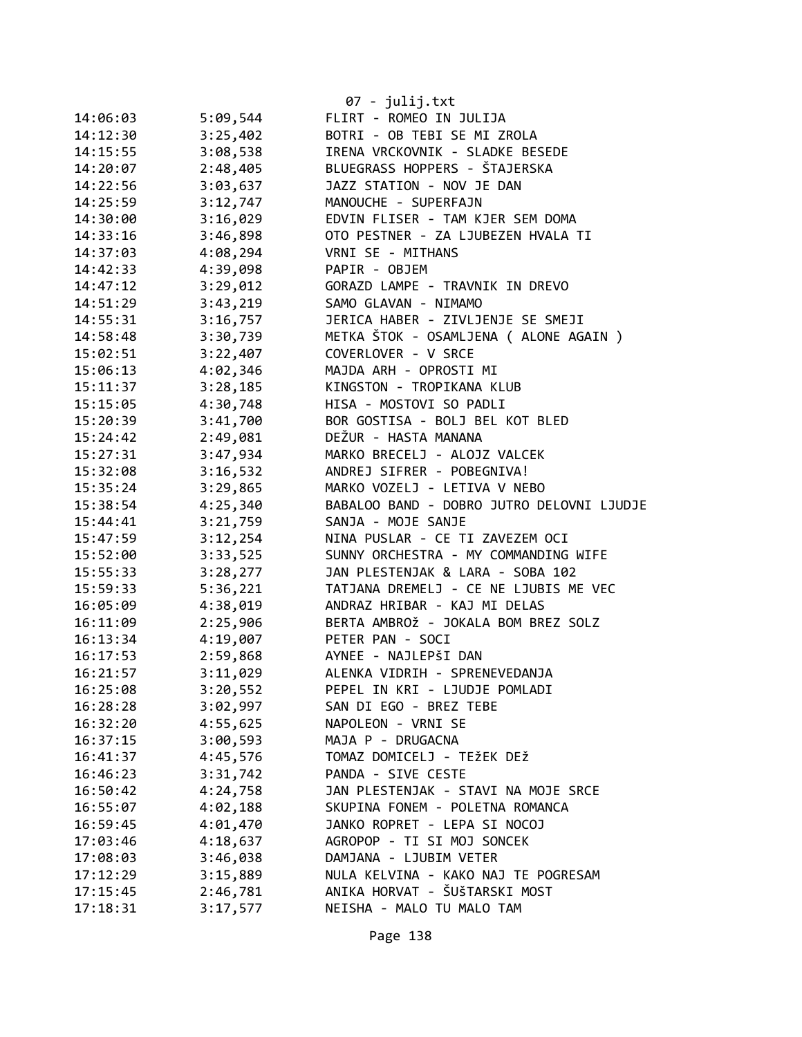07 - julij.txt

| | | |
|---|---|---|
| 14:06:03 | 5:09,544 | FLIRT - ROMEO IN JULIJA |
| 14:12:30 | 3:25,402 | BOTRI - OB TEBI SE MI ZROLA |
| 14:15:55 | 3:08,538 | IRENA VRCKOVNIK - SLADKE BESEDE |
| 14:20:07 | 2:48,405 | BLUEGRASS HOPPERS - ŠTAJERSKA |
| 14:22:56 | 3:03,637 | JAZZ STATION - NOV JE DAN |
| 14:25:59 | 3:12,747 | MANOUCHE - SUPERFAJN |
| 14:30:00 | 3:16,029 | EDVIN FLISER - TAM KJER SEM DOMA |
| 14:33:16 | 3:46,898 | OTO PESTNER - ZA LJUBEZEN HVALA TI |
| 14:37:03 | 4:08,294 | VRNI SE - MITHANS |
| 14:42:33 | 4:39,098 | PAPIR - OBJEM |
| 14:47:12 | 3:29,012 | GORAZD LAMPE - TRAVNIK IN DREVO |
| 14:51:29 | 3:43,219 | SAMO GLAVAN - NIMAMO |
| 14:55:31 | 3:16,757 | JERICA HABER - ZIVLJENJE SE SMEJI |
| 14:58:48 | 3:30,739 | METKA ŠTOK - OSAMLJENA ( ALONE AGAIN ) |
| 15:02:51 | 3:22,407 | COVERLOVER - V SRCE |
| 15:06:13 | 4:02,346 | MAJDA ARH - OPROSTI MI |
| 15:11:37 | 3:28,185 | KINGSTON - TROPIKANA KLUB |
| 15:15:05 | 4:30,748 | HISA - MOSTOVI SO PADLI |
| 15:20:39 | 3:41,700 | BOR GOSTISA - BOLJ BEL KOT BLED |
| 15:24:42 | 2:49,081 | DEŽUR - HASTA MANANA |
| 15:27:31 | 3:47,934 | MARKO BRECELJ - ALOJZ VALCEK |
| 15:32:08 | 3:16,532 | ANDREJ SIFRER - POBEGNIVA! |
| 15:35:24 | 3:29,865 | MARKO VOZELJ - LETIVA V NEBO |
| 15:38:54 | 4:25,340 | BABALOO BAND - DOBRO JUTRO DELOVNI LJUDJE |
| 15:44:41 | 3:21,759 | SANJA - MOJE SANJE |
| 15:47:59 | 3:12,254 | NINA PUSLAR - CE TI ZAVEZEM OCI |
| 15:52:00 | 3:33,525 | SUNNY ORCHESTRA - MY COMMANDING WIFE |
| 15:55:33 | 3:28,277 | JAN PLESTENJAK & LARA - SOBA 102 |
| 15:59:33 | 5:36,221 | TATJANA DREMELJ - CE NE LJUBIS ME VEC |
| 16:05:09 | 4:38,019 | ANDRAZ HRIBAR - KAJ MI DELAS |
| 16:11:09 | 2:25,906 | BERTA AMBROž - JOKALA BOM BREZ SOLZ |
| 16:13:34 | 4:19,007 | PETER PAN - SOCI |
| 16:17:53 | 2:59,868 | AYNEE - NAJLEPšI DAN |
| 16:21:57 | 3:11,029 | ALENKA VIDRIH - SPRENEVEDANJA |
| 16:25:08 | 3:20,552 | PEPEL IN KRI - LJUDJE POMLADI |
| 16:28:28 | 3:02,997 | SAN DI EGO - BREZ TEBE |
| 16:32:20 | 4:55,625 | NAPOLEON - VRNI SE |
| 16:37:15 | 3:00,593 | MAJA P - DRUGACNA |
| 16:41:37 | 4:45,576 | TOMAZ DOMICELJ - TEžEK DEž |
| 16:46:23 | 3:31,742 | PANDA - SIVE CESTE |
| 16:50:42 | 4:24,758 | JAN PLESTENJAK - STAVI NA MOJE SRCE |
| 16:55:07 | 4:02,188 | SKUPINA FONEM - POLETNA ROMANCA |
| 16:59:45 | 4:01,470 | JANKO ROPRET - LEPA SI NOCOJ |
| 17:03:46 | 4:18,637 | AGROPOP - TI SI MOJ SONCEK |
| 17:08:03 | 3:46,038 | DAMJANA - LJUBIM VETER |
| 17:12:29 | 3:15,889 | NULA KELVINA - KAKO NAJ TE POGRESAM |
| 17:15:45 | 2:46,781 | ANIKA HORVAT - ŠUšTARSKI MOST |
| 17:18:31 | 3:17,577 | NEISHA - MALO TU MALO TAM |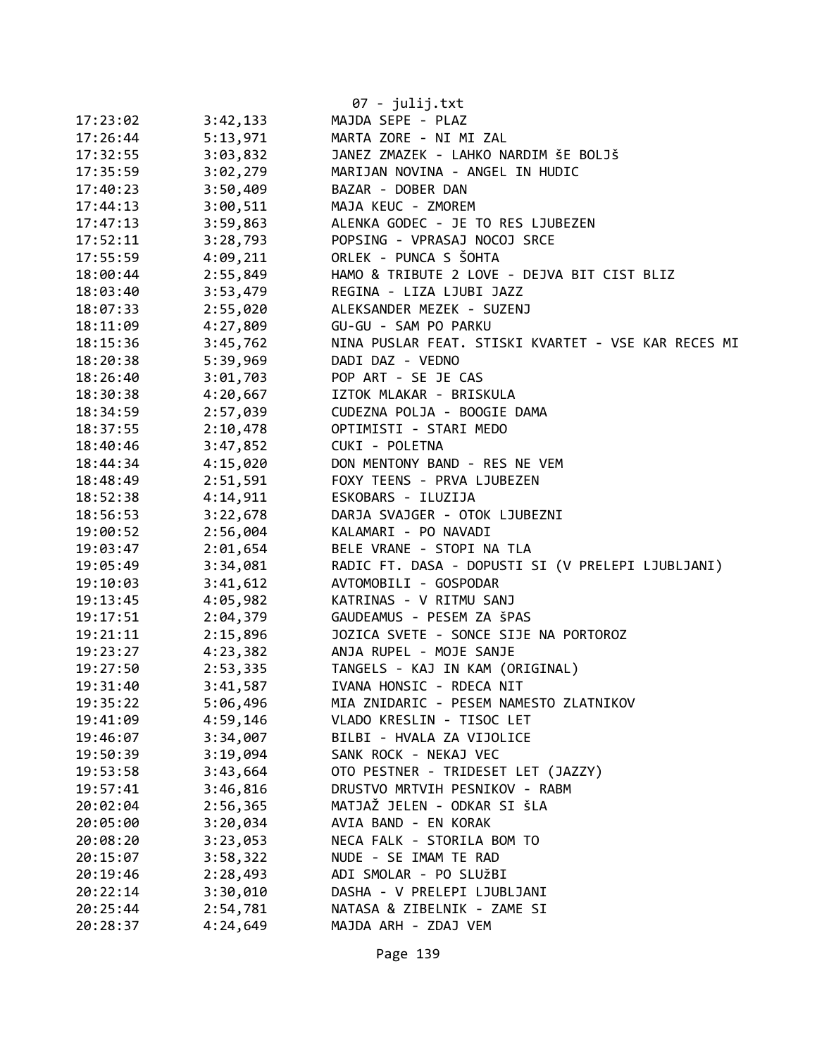07 - julij.txt

```
17:23:02        3:42,133        MAJDA SEPE - PLAZ
17:26:44        5:13,971        MARTA ZORE - NI MI ZAL
17:32:55        3:03,832        JANEZ ZMAZEK - LAHKO NARDIM še BOLJš
17:35:59        3:02,279        MARIJAN NOVINA - ANGEL IN HUDIC
17:40:23        3:50,409        BAZAR - DOBER DAN
17:44:13        3:00,511        MAJA KEUC - ZMOREM
17:47:13        3:59,863        ALENKA GODEC - JE TO RES LJUBEZEN
17:52:11        3:28,793        POPSING - VPRASAJ NOCOJ SRCE
17:55:59        4:09,211        ORLEK - PUNCA S ŠOHTA
18:00:44        2:55,849        HAMO & TRIBUTE 2 LOVE - DEJVA BIT CIST BLIZ
18:03:40        3:53,479        REGINA - LIZA LJUBI JAZZ
18:07:33        2:55,020        ALEKSANDER MEZEK - SUZENJ
18:11:09        4:27,809        GU-GU - SAM PO PARKU
18:15:36        3:45,762        NINA PUSLAR FEAT. STISKI KVARTET - VSE KAR RECES MI
18:20:38        5:39,969        DADI DAZ - VEDNO
18:26:40        3:01,703        POP ART - SE JE CAS
18:30:38        4:20,667        IZTOK MLAKAR - BRISKULA
18:34:59        2:57,039        CUDEZNA POLJA - BOOGIE DAMA
18:37:55        2:10,478        OPTIMISTI - STARI MEDO
18:40:46        3:47,852        CUKI - POLETNA
18:44:34        4:15,020        DON MENTONY BAND - RES NE VEM
18:48:49        2:51,591        FOXY TEENS - PRVA LJUBEZEN
18:52:38        4:14,911        ESKOBARS - ILUZIJA
18:56:53        3:22,678        DARJA SVAJGER - OTOK LJUBEZNI
19:00:52        2:56,004        KALAMARI - PO NAVADI
19:03:47        2:01,654        BELE VRANE - STOPI NA TLA
19:05:49        3:34,081        RADIC FT. DASA - DOPUSTI SI (V PRELEPI LJUBLJANI)
19:10:03        3:41,612        AVTOMOBILI - GOSPODAR
19:13:45        4:05,982        KATRINAS - V RITMU SANJ
19:17:51        2:04,379        GAUDEAMUS - PESEM ZA šPAS
19:21:11        2:15,896        JOZICA SVETE - SONCE SIJE NA PORTOROZ
19:23:27        4:23,382        ANJA RUPEL - MOJE SANJE
19:27:50        2:53,335        TANGELS - KAJ IN KAM (ORIGINAL)
19:31:40        3:41,587        IVANA HONSIC - RDECA NIT
19:35:22        5:06,496        MIA ZNIDARIC - PESEM NAMESTO ZLATNIKOV
19:41:09        4:59,146        VLADO KRESLIN - TISOC LET
19:46:07        3:34,007        BILBI - HVALA ZA VIJOLICE
19:50:39        3:19,094        SANK ROCK - NEKAJ VEC
19:53:58        3:43,664        OTO PESTNER - TRIDESET LET (JAZZY)
19:57:41        3:46,816        DRUSTVO MRTVIH PESNIKOV - RABM
20:02:04        2:56,365        MATJAŽ JELEN - ODKAR SI šLA
20:05:00        3:20,034        AVIA BAND - EN KORAK
20:08:20        3:23,053        NECA FALK - STORILA BOM TO
20:15:07        3:58,322        NUDE - SE IMAM TE RAD
20:19:46        2:28,493        ADI SMOLAR - PO SLUžBI
20:22:14        3:30,010        DASHA - V PRELEPI LJUBLJANI
20:25:44        2:54,781        NATASA & ZIBELNIK - ZAME SI
20:28:37        4:24,649        MAJDA ARH - ZDAJ VEM
```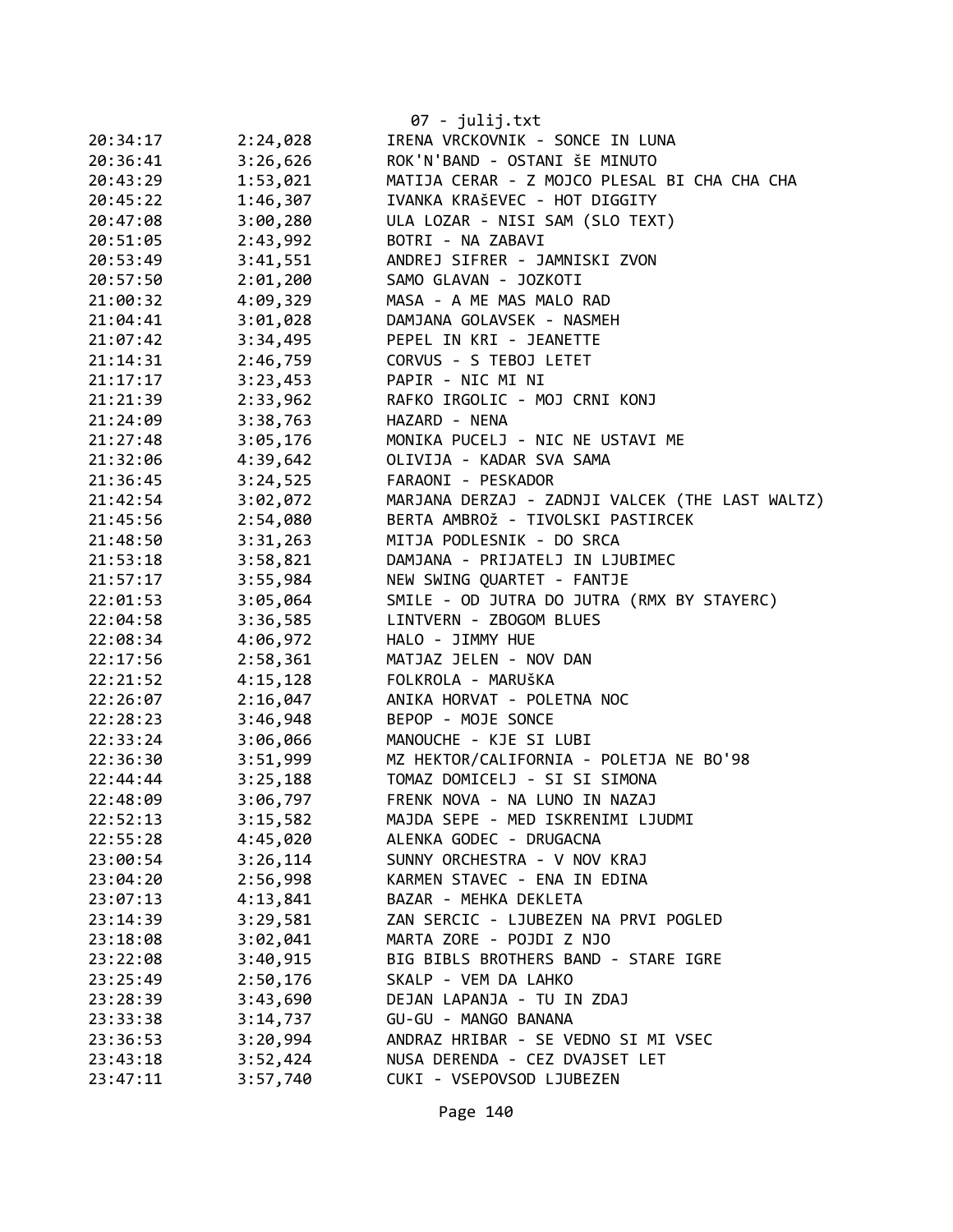| | | |
|---|---|---|
| 20:34:17 | 2:24,028 | IRENA VRCKOVNIK - SONCE IN LUNA |
| 20:36:41 | 3:26,626 | ROK'N'BAND - OSTANI ŠE MINUTO |
| 20:43:29 | 1:53,021 | MATIJA CERAR - Z MOJCO PLESAL BI CHA CHA CHA |
| 20:45:22 | 1:46,307 | IVANKA KRAŠEVEC - HOT DIGGITY |
| 20:47:08 | 3:00,280 | ULA LOZAR - NISI SAM (SLO TEXT) |
| 20:51:05 | 2:43,992 | BOTRI - NA ZABAVI |
| 20:53:49 | 3:41,551 | ANDREJ SIFRER - JAMNISKI ZVON |
| 20:57:50 | 2:01,200 | SAMO GLAVAN - JOZKOTI |
| 21:00:32 | 4:09,329 | MASA - A ME MAS MALO RAD |
| 21:04:41 | 3:01,028 | DAMJANA GOLAVSEK - NASMEH |
| 21:07:42 | 3:34,495 | PEPEL IN KRI - JEANETTE |
| 21:14:31 | 2:46,759 | CORVUS - S TEBOJ LETET |
| 21:17:17 | 3:23,453 | PAPIR - NIC MI NI |
| 21:21:39 | 2:33,962 | RAFKO IRGOLIC - MOJ CRNI KONJ |
| 21:24:09 | 3:38,763 | HAZARD - NENA |
| 21:27:48 | 3:05,176 | MONIKA PUCELJ - NIC NE USTAVI ME |
| 21:32:06 | 4:39,642 | OLIVIJA - KADAR SVA SAMA |
| 21:36:45 | 3:24,525 | FARAONI - PESKADOR |
| 21:42:54 | 3:02,072 | MARJANA DERZAJ - ZADNJI VALCEK (THE LAST WALTZ) |
| 21:45:56 | 2:54,080 | BERTA AMBROŽ - TIVOLSKI PASTIRCEK |
| 21:48:50 | 3:31,263 | MITJA PODLESNIK - DO SRCA |
| 21:53:18 | 3:58,821 | DAMJANA - PRIJATELJ IN LJUBIMEC |
| 21:57:17 | 3:55,984 | NEW SWING QUARTET - FANTJE |
| 22:01:53 | 3:05,064 | SMILE - OD JUTRA DO JUTRA (RMX BY STAYERC) |
| 22:04:58 | 3:36,585 | LINTVERN - ZBOGOM BLUES |
| 22:08:34 | 4:06,972 | HALO - JIMMY HUE |
| 22:17:56 | 2:58,361 | MATJAZ JELEN - NOV DAN |
| 22:21:52 | 4:15,128 | FOLKROLA - MARUŠKA |
| 22:26:07 | 2:16,047 | ANIKA HORVAT - POLETNA NOC |
| 22:28:23 | 3:46,948 | BEPOP - MOJE SONCE |
| 22:33:24 | 3:06,066 | MANOUCHE - KJE SI LUBI |
| 22:36:30 | 3:51,999 | MZ HEKTOR/CALIFORNIA - POLETJA NE BO'98 |
| 22:44:44 | 3:25,188 | TOMAZ DOMICELJ - SI SI SIMONA |
| 22:48:09 | 3:06,797 | FRENK NOVA - NA LUNO IN NAZAJ |
| 22:52:13 | 3:15,582 | MAJDA SEPE - MED ISKRENIMI LJUDMI |
| 22:55:28 | 4:45,020 | ALENKA GODEC - DRUGACNA |
| 23:00:54 | 3:26,114 | SUNNY ORCHESTRA - V NOV KRAJ |
| 23:04:20 | 2:56,998 | KARMEN STAVEC - ENA IN EDINA |
| 23:07:13 | 4:13,841 | BAZAR - MEHKA DEKLETA |
| 23:14:39 | 3:29,581 | ZAN SERCIC - LJUBEZEN NA PRVI POGLED |
| 23:18:08 | 3:02,041 | MARTA ZORE - POJDI Z NJO |
| 23:22:08 | 3:40,915 | BIG BIBLS BROTHERS BAND - STARE IGRE |
| 23:25:49 | 2:50,176 | SKALP - VEM DA LAHKO |
| 23:28:39 | 3:43,690 | DEJAN LAPANJA - TU IN ZDAJ |
| 23:33:38 | 3:14,737 | GU-GU - MANGO BANANA |
| 23:36:53 | 3:20,994 | ANDRAZ HRIBAR - SE VEDNO SI MI VSEC |
| 23:43:18 | 3:52,424 | NUSA DERENDA - CEZ DVAJSET LET |
| 23:47:11 | 3:57,740 | CUKI - VSEPOVSOD LJUBEZEN |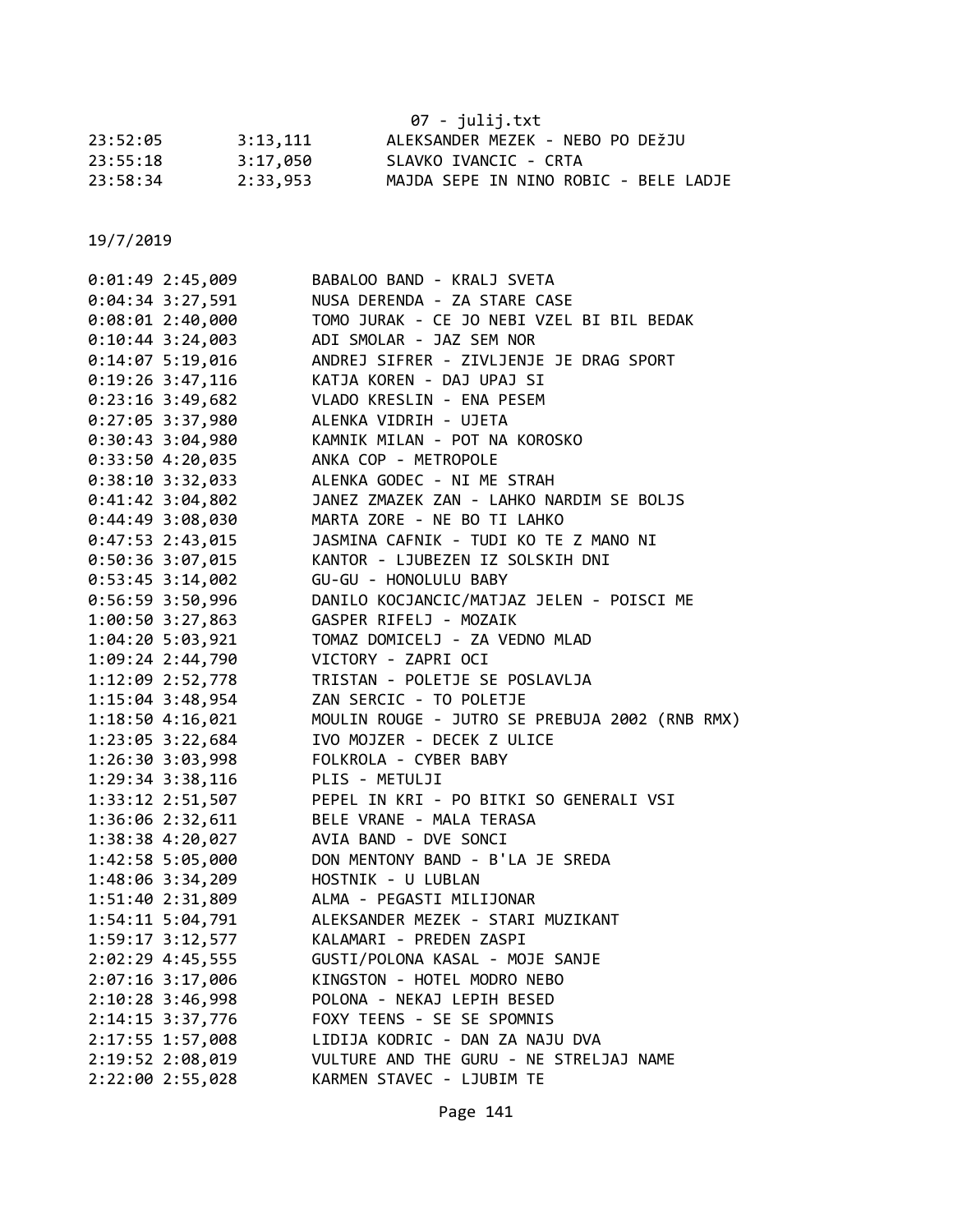23:52:05	3:13,111	ALEKSANDER MEZEK - NEBO PO DEžJU
23:55:18	3:17,050	SLAVKO IVANCIC - CRTA
23:58:34	2:33,953	MAJDA SEPE IN NINO ROBIC - BELE LADJE

19/7/2019

0:01:49 2:45,009	BABALOO BAND - KRALJ SVETA
0:04:34 3:27,591	NUSA DERENDA - ZA STARE CASE
0:08:01 2:40,000	TOMO JURAK - CE JO NEBI VZEL BI BIL BEDAK
0:10:44 3:24,003	ADI SMOLAR - JAZ SEM NOR
0:14:07 5:19,016	ANDREJ SIFRER - ZIVLJENJE JE DRAG SPORT
0:19:26 3:47,116	KATJA KOREN - DAJ UPAJ SI
0:23:16 3:49,682	VLADO KRESLIN - ENA PESEM
0:27:05 3:37,980	ALENKA VIDRIH - UJETA
0:30:43 3:04,980	KAMNIK MILAN - POT NA KOROSKO
0:33:50 4:20,035	ANKA COP - METROPOLE
0:38:10 3:32,033	ALENKA GODEC - NI ME STRAH
0:41:42 3:04,802	JANEZ ZMAZEK ZAN - LAHKO NARDIM SE BOLJS
0:44:49 3:08,030	MARTA ZORE - NE BO TI LAHKO
0:47:53 2:43,015	JASMINA CAFNIK - TUDI KO TE Z MANO NI
0:50:36 3:07,015	KANTOR - LJUBEZEN IZ SOLSKIH DNI
0:53:45 3:14,002	GU-GU - HONOLULU BABY
0:56:59 3:50,996	DANILO KOCJANCIC/MATJAZ JELEN - POISCI ME
1:00:50 3:27,863	GASPER RIFELJ - MOZAIK
1:04:20 5:03,921	TOMAZ DOMICELJ - ZA VEDNO MLAD
1:09:24 2:44,790	VICTORY - ZAPRI OCI
1:12:09 2:52,778	TRISTAN - POLETJE SE POSLAVLJA
1:15:04 3:48,954	ZAN SERCIC - TO POLETJE
1:18:50 4:16,021	MOULIN ROUGE - JUTRO SE PREBUJA 2002 (RNB RMX)
1:23:05 3:22,684	IVO MOJZER - DECEK Z ULICE
1:26:30 3:03,998	FOLKROLA - CYBER BABY
1:29:34 3:38,116	PLIS - METULJI
1:33:12 2:51,507	PEPEL IN KRI - PO BITKI SO GENERALI VSI
1:36:06 2:32,611	BELE VRANE - MALA TERASA
1:38:38 4:20,027	AVIA BAND - DVE SONCI
1:42:58 5:05,000	DON MENTONY BAND - B'LA JE SREDA
1:48:06 3:34,209	HOSTNIK - U LUBLAN
1:51:40 2:31,809	ALMA - PEGASTI MILIJONAR
1:54:11 5:04,791	ALEKSANDER MEZEK - STARI MUZIKANT
1:59:17 3:12,577	KALAMARI - PREDEN ZASPI
2:02:29 4:45,555	GUSTI/POLONA KASAL - MOJE SANJE
2:07:16 3:17,006	KINGSTON - HOTEL MODRO NEBO
2:10:28 3:46,998	POLONA - NEKAJ LEPIH BESED
2:14:15 3:37,776	FOXY TEENS - SE SE SPOMNIS
2:17:55 1:57,008	LIDIJA KODRIC - DAN ZA NAJU DVA
2:19:52 2:08,019	VULTURE AND THE GURU - NE STRELJAJ NAME
2:22:00 2:55,028	KARMEN STAVEC - LJUBIM TE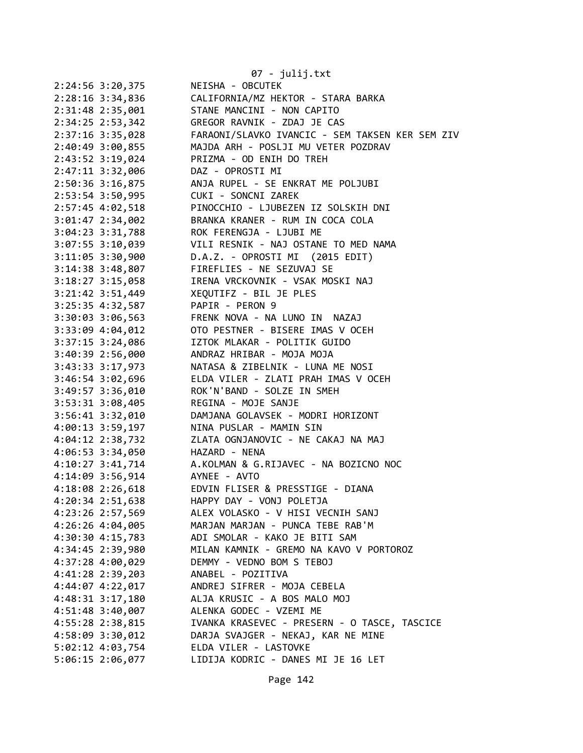```
2:24:56 3:20,375        NEISHA - OBCUTEK
2:28:16 3:34,836        CALIFORNIA/MZ HEKTOR - STARA BARKA
2:31:48 2:35,001        STANE MANCINI - NON CAPITO
2:34:25 2:53,342        GREGOR RAVNIK - ZDAJ JE CAS
2:37:16 3:35,028        FARAONI/SLAVKO IVANCIC - SEM TAKSEN KER SEM ZIV
2:40:49 3:00,855        MAJDA ARH - POSLJI MU VETER POZDRAV
2:43:52 3:19,024        PRIZMA - OD ENIH DO TREH
2:47:11 3:32,006        DAZ - OPROSTI MI
2:50:36 3:16,875        ANJA RUPEL - SE ENKRAT ME POLJUBI
2:53:54 3:50,995        CUKI - SONCNI ZAREK
2:57:45 4:02,518        PINOCCHIO - LJUBEZEN IZ SOLSKIH DNI
3:01:47 2:34,002        BRANKA KRANER - RUM IN COCA COLA
3:04:23 3:31,788        ROK FERENGJA - LJUBI ME
3:07:55 3:10,039        VILI RESNIK - NAJ OSTANE TO MED NAMA
3:11:05 3:30,900        D.A.Z. - OPROSTI MI  (2015 EDIT)
3:14:38 3:48,807        FIREFLIES - NE SEZUVAJ SE
3:18:27 3:15,058        IRENA VRCKOVNIK - VSAK MOSKI NAJ
3:21:42 3:51,449        XEQUTIFZ - BIL JE PLES
3:25:35 4:32,587        PAPIR - PERON 9
3:30:03 3:06,563        FRENK NOVA - NA LUNO IN  NAZAJ
3:33:09 4:04,012        OTO PESTNER - BISERE IMAS V OCEH
3:37:15 3:24,086        IZTOK MLAKAR - POLITIK GUIDO
3:40:39 2:56,000        ANDRAZ HRIBAR - MOJA MOJA
3:43:33 3:17,973        NATASA & ZIBELNIK - LUNA ME NOSI
3:46:54 3:02,696        ELDA VILER - ZLATI PRAH IMAS V OCEH
3:49:57 3:36,010        ROK'N'BAND - SOLZE IN SMEH
3:53:31 3:08,405        REGINA - MOJE SANJE
3:56:41 3:32,010        DAMJANA GOLAVSEK - MODRI HORIZONT
4:00:13 3:59,197        NINA PUSLAR - MAMIN SIN
4:04:12 2:38,732        ZLATA OGNJANOVIC - NE CAKAJ NA MAJ
4:06:53 3:34,050        HAZARD - NENA
4:10:27 3:41,714        A.KOLMAN & G.RIJAVEC - NA BOZICNO NOC
4:14:09 3:56,914        AYNEE - AVTO
4:18:08 2:26,618        EDVIN FLISER & PRESSTIGE - DIANA
4:20:34 2:51,638        HAPPY DAY - VONJ POLETJA
4:23:26 2:57,569        ALEX VOLASKO - V HISI VECNIH SANJ
4:26:26 4:04,005        MARJAN MARJAN - PUNCA TEBE RAB'M
4:30:30 4:15,783        ADI SMOLAR - KAKO JE BITI SAM
4:34:45 2:39,980        MILAN KAMNIK - GREMO NA KAVO V PORTOROZ
4:37:28 4:00,029        DEMMY - VEDNO BOM S TEBOJ
4:41:28 2:39,203        ANABEL - POZITIVA
4:44:07 4:22,017        ANDREJ SIFRER - MOJA CEBELA
4:48:31 3:17,180        ALJA KRUSIC - A BOS MALO MOJ
4:51:48 3:40,007        ALENKA GODEC - VZEMI ME
4:55:28 2:38,815        IVANKA KRASEVEC - PRESERN - O TASCE, TASCICE
4:58:09 3:30,012        DARJA SVAJGER - NEKAJ, KAR NE MINE
5:02:12 4:03,754        ELDA VILER - LASTOVKE
5:06:15 2:06,077        LIDIJA KODRIC - DANES MI JE 16 LET
```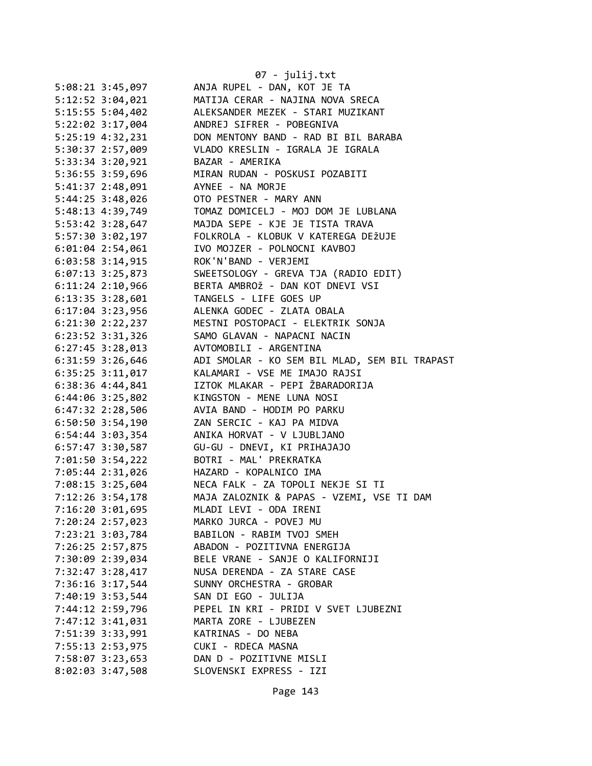```
5:08:21 3:45,097        ANJA RUPEL - DAN, KOT JE TA
5:12:52 3:04,021        MATIJA CERAR - NAJINA NOVA SRECA
5:15:55 5:04,402        ALEKSANDER MEZEK - STARI MUZIKANT
5:22:02 3:17,004        ANDREJ SIFRER - POBEGNIVA
5:25:19 4:32,231        DON MENTONY BAND - RAD BI BIL BARABA
5:30:37 2:57,009        VLADO KRESLIN - IGRALA JE IGRALA
5:33:34 3:20,921        BAZAR - AMERIKA
5:36:55 3:59,696        MIRAN RUDAN - POSKUSI POZABITI
5:41:37 2:48,091        AYNEE - NA MORJE
5:44:25 3:48,026        OTO PESTNER - MARY ANN
5:48:13 4:39,749        TOMAZ DOMICELJ - MOJ DOM JE LUBLANA
5:53:42 3:28,647        MAJDA SEPE - KJE JE TISTA TRAVA
5:57:30 3:02,197        FOLKROLA - KLOBUK V KATEREGA DEžUJE
6:01:04 2:54,061        IVO MOJZER - POLNOCNI KAVBOJ
6:03:58 3:14,915        ROK'N'BAND - VERJEMI
6:07:13 3:25,873        SWEETSOLOGY - GREVA TJA (RADIO EDIT)
6:11:24 2:10,966        BERTA AMBROž - DAN KOT DNEVI VSI
6:13:35 3:28,601        TANGELS - LIFE GOES UP
6:17:04 3:23,956        ALENKA GODEC - ZLATA OBALA
6:21:30 2:22,237        MESTNI POSTOPACI - ELEKTRIK SONJA
6:23:52 3:31,326        SAMO GLAVAN - NAPACNI NACIN
6:27:45 3:28,013        AVTOMOBILI - ARGENTINA
6:31:59 3:26,646        ADI SMOLAR - KO SEM BIL MLAD, SEM BIL TRAPAST
6:35:25 3:11,017        KALAMARI - VSE ME IMAJO RAJSI
6:38:36 4:44,841        IZTOK MLAKAR - PEPI ŽBARADORIJA
6:44:06 3:25,802        KINGSTON - MENE LUNA NOSI
6:47:32 2:28,506        AVIA BAND - HODIM PO PARKU
6:50:50 3:54,190        ZAN SERCIC - KAJ PA MIDVA
6:54:44 3:03,354        ANIKA HORVAT - V LJUBLJANO
6:57:47 3:30,587        GU-GU - DNEVI, KI PRIHAJAJO
7:01:50 3:54,222        BOTRI - MAL' PREKRATKA
7:05:44 2:31,026        HAZARD - KOPALNICO IMA
7:08:15 3:25,604        NECA FALK - ZA TOPOLI NEKJE SI TI
7:12:26 3:54,178        MAJA ZALOZNIK & PAPAS - VZEMI, VSE TI DAM
7:16:20 3:01,695        MLADI LEVI - ODA IRENI
7:20:24 2:57,023        MARKO JURCA - POVEJ MU
7:23:21 3:03,784        BABILON - RABIM TVOJ SMEH
7:26:25 2:57,875        ABADON - POZITIVNA ENERGIJA
7:30:09 2:39,034        BELE VRANE - SANJE O KALIFORNIJI
7:32:47 3:28,417        NUSA DERENDA - ZA STARE CASE
7:36:16 3:17,544        SUNNY ORCHESTRA - GROBAR
7:40:19 3:53,544        SAN DI EGO - JULIJA
7:44:12 2:59,796        PEPEL IN KRI - PRIDI V SVET LJUBEZNI
7:47:12 3:41,031        MARTA ZORE - LJUBEZEN
7:51:39 3:33,991        KATRINAS - DO NEBA
7:55:13 2:53,975        CUKI - RDECA MASNA
7:58:07 3:23,653        DAN D - POZITIVNE MISLI
8:02:03 3:47,508        SLOVENSKI EXPRESS - IZI
```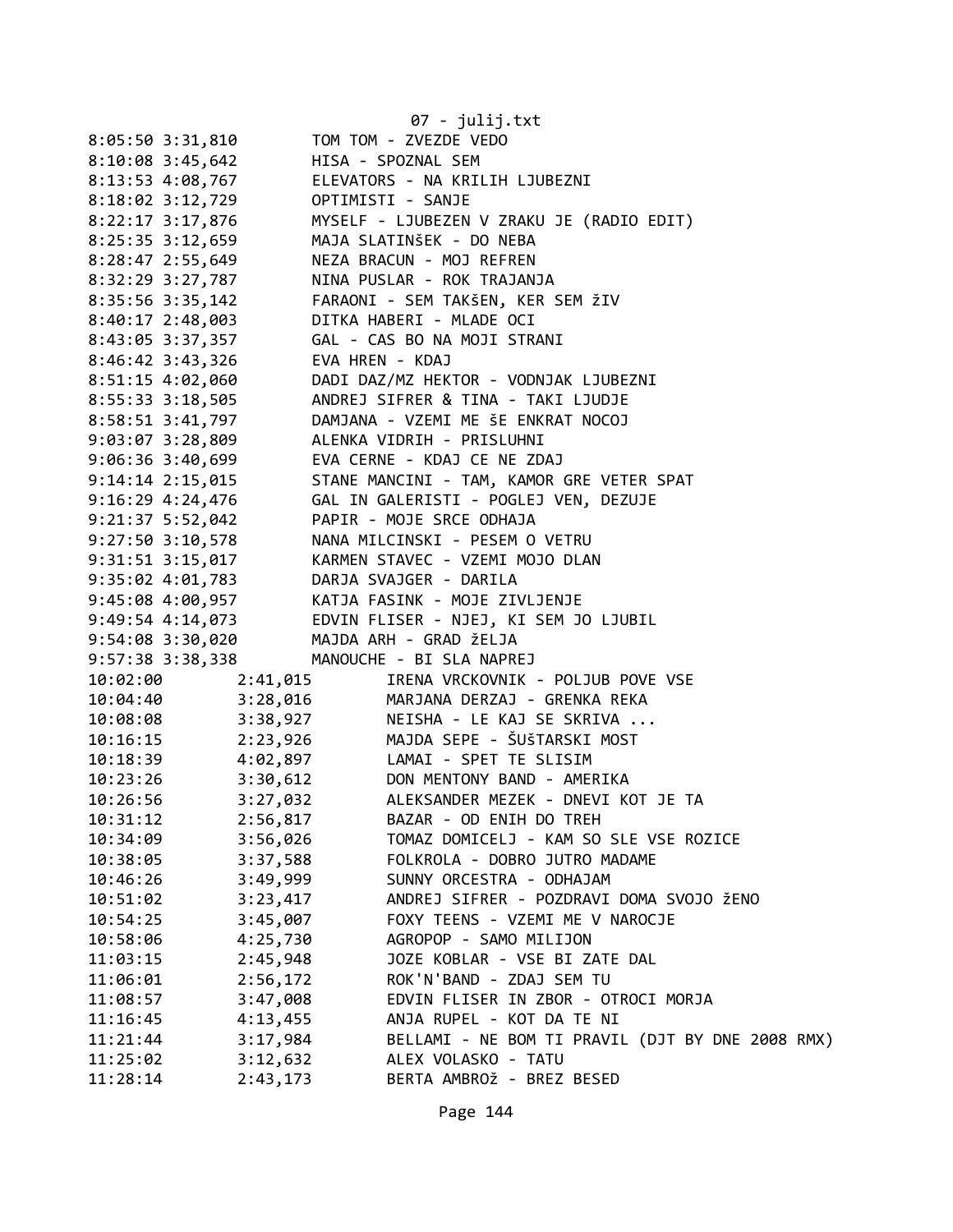```
8:05:50 3:31,810        TOM TOM - ZVEZDE VEDO
8:10:08 3:45,642        HISA - SPOZNAL SEM
8:13:53 4:08,767        ELEVATORS - NA KRILIH LJUBEZNI
8:18:02 3:12,729        OPTIMISTI - SANJE
8:22:17 3:17,876        MYSELF - LJUBEZEN V ZRAKU JE (RADIO EDIT)
8:25:35 3:12,659        MAJA SLATINšEK - DO NEBA
8:28:47 2:55,649        NEZA BRACUN - MOJ REFREN
8:32:29 3:27,787        NINA PUSLAR - ROK TRAJANJA
8:35:56 3:35,142        FARAONI - SEM TAKšEN, KER SEM žIV
8:40:17 2:48,003        DITKA HABERI - MLADE OCI
8:43:05 3:37,357        GAL - CAS BO NA MOJI STRANI
8:46:42 3:43,326        EVA HREN - KDAJ
8:51:15 4:02,060        DADI DAZ/MZ HEKTOR - VODNJAK LJUBEZNI
8:55:33 3:18,505        ANDREJ SIFRER & TINA - TAKI LJUDJE
8:58:51 3:41,797        DAMJANA - VZEMI ME šE ENKRAT NOCOJ
9:03:07 3:28,809        ALENKA VIDRIH - PRISLUHNI
9:06:36 3:40,699        EVA CERNE - KDAJ CE NE ZDAJ
9:14:14 2:15,015        STANE MANCINI - TAM, KAMOR GRE VETER SPAT
9:16:29 4:24,476        GAL IN GALERISTI - POGLEJ VEN, DEZUJE
9:21:37 5:52,042        PAPIR - MOJE SRCE ODHAJA
9:27:50 3:10,578        NANA MILCINSKI - PESEM O VETRU
9:31:51 3:15,017        KARMEN STAVEC - VZEMI MOJO DLAN
9:35:02 4:01,783        DARJA SVAJGER - DARILA
9:45:08 4:00,957        KATJA FASINK - MOJE ZIVLJENJE
9:49:54 4:14,073        EDVIN FLISER - NJEJ, KI SEM JO LJUBIL
9:54:08 3:30,020        MAJDA ARH - GRAD žELJA
9:57:38 3:38,338        MANOUCHE - BI SLA NAPREJ
10:02:00        2:41,015        IRENA VRCKOVNIK - POLJUB POVE VSE
10:04:40        3:28,016        MARJANA DERZAJ - GRENKA REKA
10:08:08        3:38,927        NEISHA - LE KAJ SE SKRIVA ...
10:16:15        2:23,926        MAJDA SEPE - ŠUšTARSKI MOST
10:18:39        4:02,897        LAMAI - SPET TE SLISIM
10:23:26        3:30,612        DON MENTONY BAND - AMERIKA
10:26:56        3:27,032        ALEKSANDER MEZEK - DNEVI KOT JE TA
10:31:12        2:56,817        BAZAR - OD ENIH DO TREH
10:34:09        3:56,026        TOMAZ DOMICELJ - KAM SO SLE VSE ROZICE
10:38:05        3:37,588        FOLKROLA - DOBRO JUTRO MADAME
10:46:26        3:49,999        SUNNY ORCESTRA - ODHAJAM
10:51:02        3:23,417        ANDREJ SIFRER - POZDRAVI DOMA SVOJO žENO
10:54:25        3:45,007        FOXY TEENS - VZEMI ME V NAROCJE
10:58:06        4:25,730        AGROPOP - SAMO MILIJON
11:03:15        2:45,948        JOZE KOBLAR - VSE BI ZATE DAL
11:06:01        2:56,172        ROK'N'BAND - ZDAJ SEM TU
11:08:57        3:47,008        EDVIN FLISER IN ZBOR - OTROCI MORJA
11:16:45        4:13,455        ANJA RUPEL - KOT DA TE NI
11:21:44        3:17,984        BELLAMI - NE BOM TI PRAVIL (DJT BY DNE 2008 RMX)
11:25:02        3:12,632        ALEX VOLASKO - TATU
11:28:14        2:43,173        BERTA AMBROž - BREZ BESED
```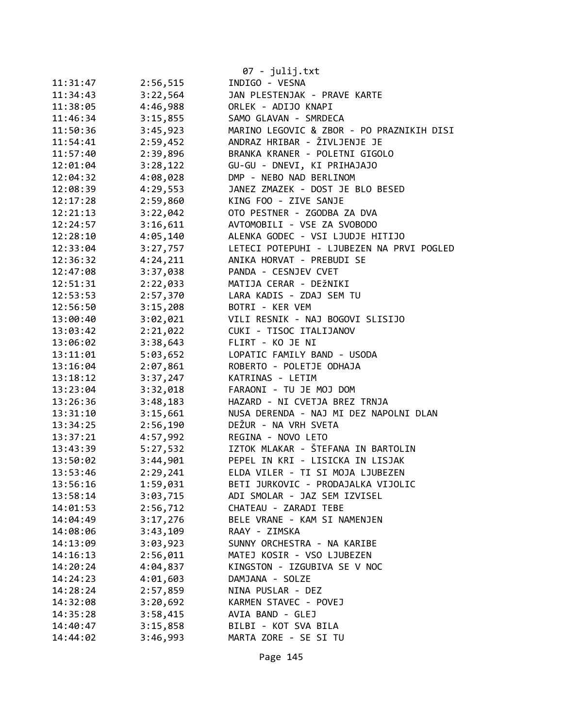| | | |
|---|---|---|
| 11:31:47 | 2:56,515 | INDIGO - VESNA |
| 11:34:43 | 3:22,564 | JAN PLESTENJAK - PRAVE KARTE |
| 11:38:05 | 4:46,988 | ORLEK - ADIJO KNAPI |
| 11:46:34 | 3:15,855 | SAMO GLAVAN - SMRDECA |
| 11:50:36 | 3:45,923 | MARINO LEGOVIC & ZBOR - PO PRAZNIKIH DISI |
| 11:54:41 | 2:59,452 | ANDRAZ HRIBAR - ŽIVLJENJE JE |
| 11:57:40 | 2:39,896 | BRANKA KRANER - POLETNI GIGOLO |
| 12:01:04 | 3:28,122 | GU-GU - DNEVI, KI PRIHAJAJO |
| 12:04:32 | 4:08,028 | DMP - NEBO NAD BERLINOM |
| 12:08:39 | 4:29,553 | JANEZ ZMAZEK - DOST JE BLO BESED |
| 12:17:28 | 2:59,860 | KING FOO - ZIVE SANJE |
| 12:21:13 | 3:22,042 | OTO PESTNER - ZGODBA ZA DVA |
| 12:24:57 | 3:16,611 | AVTOMOBILI - VSE ZA SVOBODO |
| 12:28:10 | 4:05,140 | ALENKA GODEC - VSI LJUDJE HITIJO |
| 12:33:04 | 3:27,757 | LETECI POTEPUHI - LJUBEZEN NA PRVI POGLED |
| 12:36:32 | 4:24,211 | ANIKA HORVAT - PREBUDI SE |
| 12:47:08 | 3:37,038 | PANDA - CESNJEV CVET |
| 12:51:31 | 2:22,033 | MATIJA CERAR - DEžNIKI |
| 12:53:53 | 2:57,370 | LARA KADIS - ZDAJ SEM TU |
| 12:56:50 | 3:15,208 | BOTRI - KER VEM |
| 13:00:40 | 3:02,021 | VILI RESNIK - NAJ BOGOVI SLISIJO |
| 13:03:42 | 2:21,022 | CUKI - TISOC ITALIJANOV |
| 13:06:02 | 3:38,643 | FLIRT - KO JE NI |
| 13:11:01 | 5:03,652 | LOPATIC FAMILY BAND - USODA |
| 13:16:04 | 2:07,861 | ROBERTO - POLETJE ODHAJA |
| 13:18:12 | 3:37,247 | KATRINAS - LETIM |
| 13:23:04 | 3:32,018 | FARAONI - TU JE MOJ DOM |
| 13:26:36 | 3:48,183 | HAZARD - NI CVETJA BREZ TRNJA |
| 13:31:10 | 3:15,661 | NUSA DERENDA - NAJ MI DEZ NAPOLNI DLAN |
| 13:34:25 | 2:56,190 | DEŽUR - NA VRH SVETA |
| 13:37:21 | 4:57,992 | REGINA - NOVO LETO |
| 13:43:39 | 5:27,532 | IZTOK MLAKAR - ŠTEFANA IN BARTOLIN |
| 13:50:02 | 3:44,901 | PEPEL IN KRI - LISICKA IN LISJAK |
| 13:53:46 | 2:29,241 | ELDA VILER - TI SI MOJA LJUBEZEN |
| 13:56:16 | 1:59,031 | BETI JURKOVIC - PRODAJALKA VIJOLIC |
| 13:58:14 | 3:03,715 | ADI SMOLAR - JAZ SEM IZVISEL |
| 14:01:53 | 2:56,712 | CHATEAU - ZARADI TEBE |
| 14:04:49 | 3:17,276 | BELE VRANE - KAM SI NAMENJEN |
| 14:08:06 | 3:43,109 | RAAY - ZIMSKA |
| 14:13:09 | 3:03,923 | SUNNY ORCHESTRA - NA KARIBE |
| 14:16:13 | 2:56,011 | MATEJ KOSIR - VSO LJUBEZEN |
| 14:20:24 | 4:04,837 | KINGSTON - IZGUBIVA SE V NOC |
| 14:24:23 | 4:01,603 | DAMJANA - SOLZE |
| 14:28:24 | 2:57,859 | NINA PUSLAR - DEZ |
| 14:32:08 | 3:20,692 | KARMEN STAVEC - POVEJ |
| 14:35:28 | 3:58,415 | AVIA BAND - GLEJ |
| 14:40:47 | 3:15,858 | BILBI - KOT SVA BILA |
| 14:44:02 | 3:46,993 | MARTA ZORE - SE SI TU |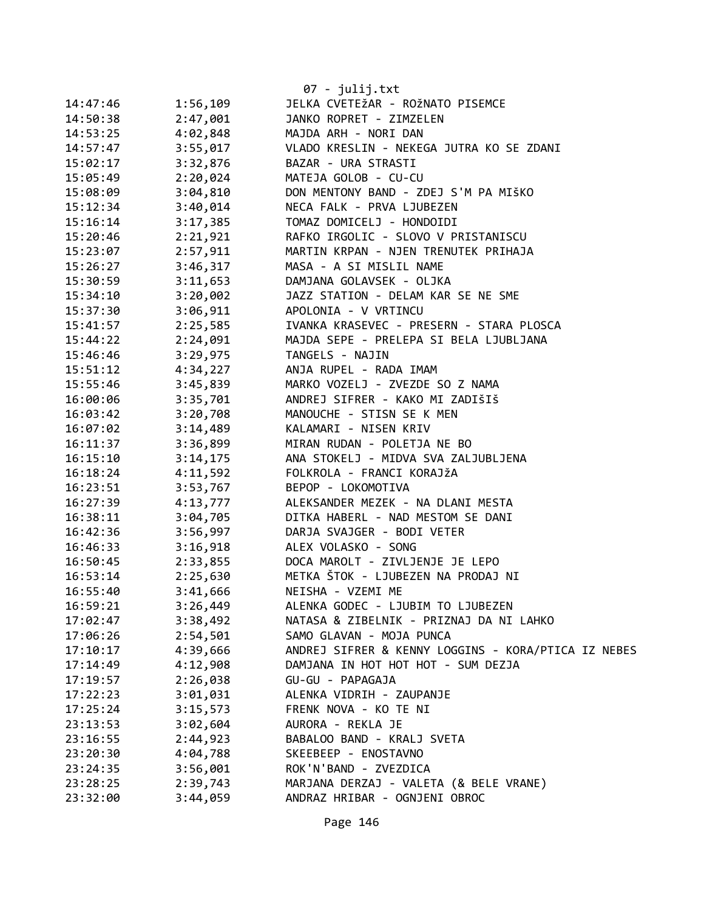07 - julij.txt

```
14:47:46        1:56,109        JELKA CVETEžAR - ROžNATO PISEMCE
14:50:38        2:47,001        JANKO ROPRET - ZIMZELEN
14:53:25        4:02,848        MAJDA ARH - NORI DAN
14:57:47        3:55,017        VLADO KRESLIN - NEKEGA JUTRA KO SE ZDANI
15:02:17        3:32,876        BAZAR - URA STRASTI
15:05:49        2:20,024        MATEJA GOLOB - CU-CU
15:08:09        3:04,810        DON MENTONY BAND - ZDEJ S'M PA MIŠKO
15:12:34        3:40,014        NECA FALK - PRVA LJUBEZEN
15:16:14        3:17,385        TOMAZ DOMICELJ - HONDOIDI
15:20:46        2:21,921        RAFKO IRGOLIC - SLOVO V PRISTANISCU
15:23:07        2:57,911        MARTIN KRPAN - NJEN TRENUTEK PRIHAJA
15:26:27        3:46,317        MASA - A SI MISLIL NAME
15:30:59        3:11,653        DAMJANA GOLAVSEK - OLJKA
15:34:10        3:20,002        JAZZ STATION - DELAM KAR SE NE SME
15:37:30        3:06,911        APOLONIA - V VRTINCU
15:41:57        2:25,585        IVANKA KRASEVEC - PRESERN - STARA PLOSCA
15:44:22        2:24,091        MAJDA SEPE - PRELEPA SI BELA LJUBLJANA
15:46:46        3:29,975        TANGELS - NAJIN
15:51:12        4:34,227        ANJA RUPEL - RADA IMAM
15:55:46        3:45,839        MARKO VOZELJ - ZVEZDE SO Z NAMA
16:00:06        3:35,701        ANDREJ SIFRER - KAKO MI ZADIŠIŠ
16:03:42        3:20,708        MANOUCHE - STISN SE K MEN
16:07:02        3:14,489        KALAMARI - NISEN KRIV
16:11:37        3:36,899        MIRAN RUDAN - POLETJA NE BO
16:15:10        3:14,175        ANA STOKELJ - MIDVA SVA ZALJUBLJENA
16:18:24        4:11,592        FOLKROLA - FRANCI KORAJžA
16:23:51        3:53,767        BEPOP - LOKOMOTIVA
16:27:39        4:13,777        ALEKSANDER MEZEK - NA DLANI MESTA
16:38:11        3:04,705        DITKA HABERL - NAD MESTOM SE DANI
16:42:36        3:56,997        DARJA SVAJGER - BODI VETER
16:46:33        3:16,918        ALEX VOLASKO - SONG
16:50:45        2:33,855        DOCA MAROLT - ZIVLJENJE JE LEPO
16:53:14        2:25,630        METKA ŠTOK - LJUBEZEN NA PRODAJ NI
16:55:40        3:41,666        NEISHA - VZEMI ME
16:59:21        3:26,449        ALENKA GODEC - LJUBIM TO LJUBEZEN
17:02:47        3:38,492        NATASA & ZIBELNIK - PRIZNAJ DA NI LAHKO
17:06:26        2:54,501        SAMO GLAVAN - MOJA PUNCA
17:10:17        4:39,666        ANDREJ SIFRER & KENNY LOGGINS - KORA/PTICA IZ NEBES
17:14:49        4:12,908        DAMJANA IN HOT HOT HOT - SUM DEZJA
17:19:57        2:26,038        GU-GU - PAPAGAJA
17:22:23        3:01,031        ALENKA VIDRIH - ZAUPANJE
17:25:24        3:15,573        FRENK NOVA - KO TE NI
23:13:53        3:02,604        AURORA - REKLA JE
23:16:55        2:44,923        BABALOO BAND - KRALJ SVETA
23:20:30        4:04,788        SKEEBEEP - ENOSTAVNO
23:24:35        3:56,001        ROK'N'BAND - ZVEZDICA
23:28:25        2:39,743        MARJANA DERZAJ - VALETA (& BELE VRANE)
23:32:00        3:44,059        ANDRAZ HRIBAR - OGNJENI OBROC
```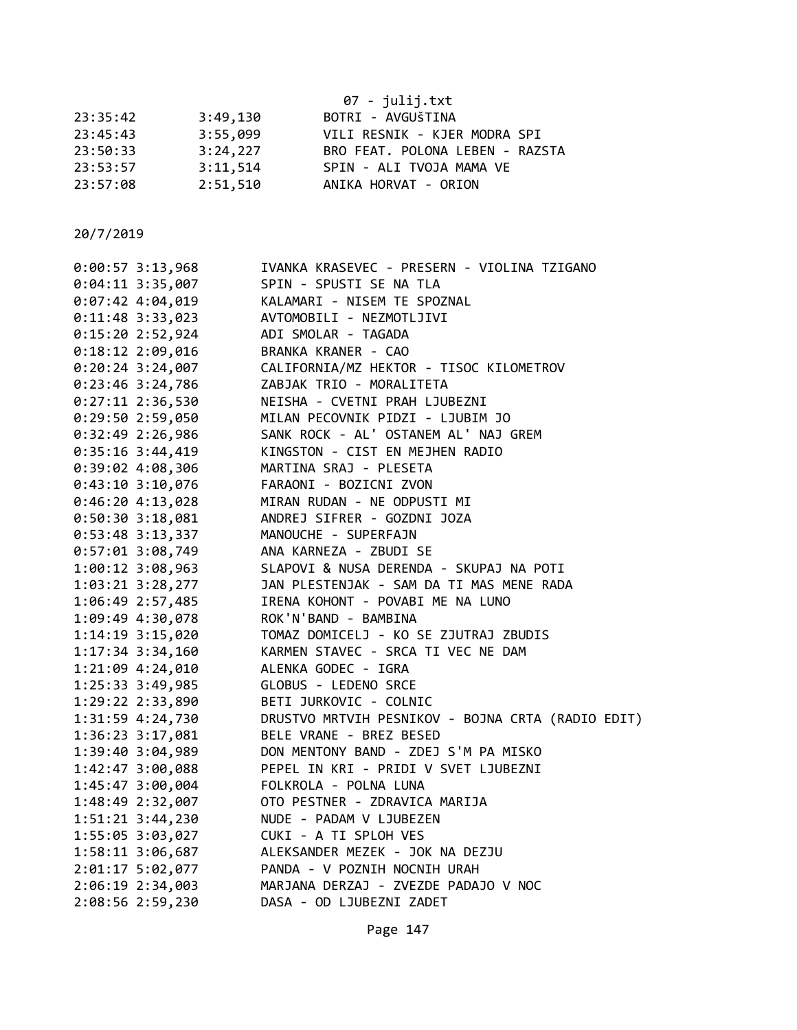| | | |
|---|---|---|
| 23:35:42 | 3:49,130 | BOTRI - AVGUŠTINA |
| 23:45:43 | 3:55,099 | VILI RESNIK - KJER MODRA SPI |
| 23:50:33 | 3:24,227 | BRO FEAT. POLONA LEBEN - RAZSTA |
| 23:53:57 | 3:11,514 | SPIN - ALI TVOJA MAMA VE |
| 23:57:08 | 2:51,510 | ANIKA HORVAT - ORION |

20/7/2019

| | | |
|---|---|---|
| 0:00:57 | 3:13,968 | IVANKA KRASEVEC - PRESERN - VIOLINA TZIGANO |
| 0:04:11 | 3:35,007 | SPIN - SPUSTI SE NA TLA |
| 0:07:42 | 4:04,019 | KALAMARI - NISEM TE SPOZNAL |
| 0:11:48 | 3:33,023 | AVTOMOBILI - NEZMOTLJIVI |
| 0:15:20 | 2:52,924 | ADI SMOLAR - TAGADA |
| 0:18:12 | 2:09,016 | BRANKA KRANER - CAO |
| 0:20:24 | 3:24,007 | CALIFORNIA/MZ HEKTOR - TISOC KILOMETROV |
| 0:23:46 | 3:24,786 | ZABJAK TRIO - MORALITETA |
| 0:27:11 | 2:36,530 | NEISHA - CVETNI PRAH LJUBEZNI |
| 0:29:50 | 2:59,050 | MILAN PECOVNIK PIDZI - LJUBIM JO |
| 0:32:49 | 2:26,986 | SANK ROCK - AL' OSTANEM AL' NAJ GREM |
| 0:35:16 | 3:44,419 | KINGSTON - CIST EN MEJHEN RADIO |
| 0:39:02 | 4:08,306 | MARTINA SRAJ - PLESETA |
| 0:43:10 | 3:10,076 | FARAONI - BOZICNI ZVON |
| 0:46:20 | 4:13,028 | MIRAN RUDAN - NE ODPUSTI MI |
| 0:50:30 | 3:18,081 | ANDREJ SIFRER - GOZDNI JOZA |
| 0:53:48 | 3:13,337 | MANOUCHE - SUPERFAJN |
| 0:57:01 | 3:08,749 | ANA KARNEZA - ZBUDI SE |
| 1:00:12 | 3:08,963 | SLAPOVI & NUSA DERENDA - SKUPAJ NA POTI |
| 1:03:21 | 3:28,277 | JAN PLESTENJAK - SAM DA TI MAS MENE RADA |
| 1:06:49 | 2:57,485 | IRENA KOHONT - POVABI ME NA LUNO |
| 1:09:49 | 4:30,078 | ROK'N'BAND - BAMBINA |
| 1:14:19 | 3:15,020 | TOMAZ DOMICELJ - KO SE ZJUTRAJ ZBUDIS |
| 1:17:34 | 3:34,160 | KARMEN STAVEC - SRCA TI VEC NE DAM |
| 1:21:09 | 4:24,010 | ALENKA GODEC - IGRA |
| 1:25:33 | 3:49,985 | GLOBUS - LEDENO SRCE |
| 1:29:22 | 2:33,890 | BETI JURKOVIC - COLNIC |
| 1:31:59 | 4:24,730 | DRUSTVO MRTVIH PESNIKOV - BOJNA CRTA (RADIO EDIT) |
| 1:36:23 | 3:17,081 | BELE VRANE - BREZ BESED |
| 1:39:40 | 3:04,989 | DON MENTONY BAND - ZDEJ S'M PA MISKO |
| 1:42:47 | 3:00,088 | PEPEL IN KRI - PRIDI V SVET LJUBEZNI |
| 1:45:47 | 3:00,004 | FOLKROLA - POLNA LUNA |
| 1:48:49 | 2:32,007 | OTO PESTNER - ZDRAVICA MARIJA |
| 1:51:21 | 3:44,230 | NUDE - PADAM V LJUBEZEN |
| 1:55:05 | 3:03,027 | CUKI - A TI SPLOH VES |
| 1:58:11 | 3:06,687 | ALEKSANDER MEZEK - JOK NA DEZJU |
| 2:01:17 | 5:02,077 | PANDA - V POZNIH NOCNIH URAH |
| 2:06:19 | 2:34,003 | MARJANA DERZAJ - ZVEZDE PADAJO V NOC |
| 2:08:56 | 2:59,230 | DASA - OD LJUBEZNI ZADET |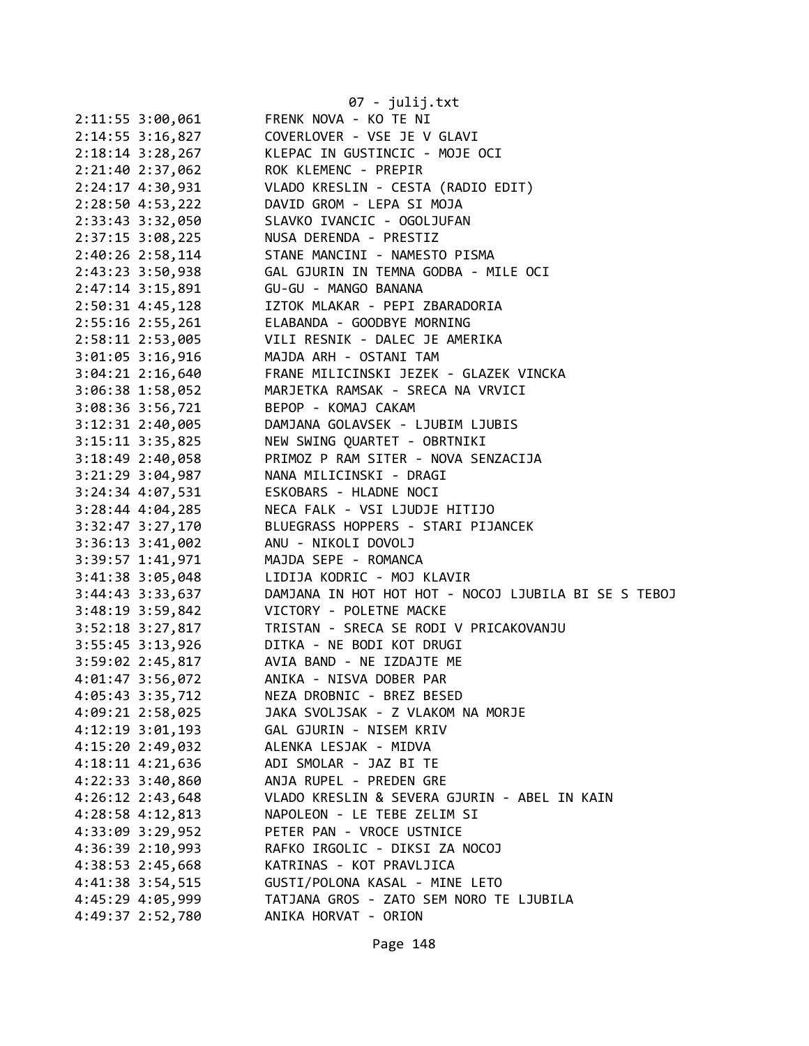```
2:11:55 3:00,061        FRENK NOVA - KO TE NI
2:14:55 3:16,827        COVERLOVER - VSE JE V GLAVI
2:18:14 3:28,267        KLEPAC IN GUSTINCIC - MOJE OCI
2:21:40 2:37,062        ROK KLEMENC - PREPIR
2:24:17 4:30,931        VLADO KRESLIN - CESTA (RADIO EDIT)
2:28:50 4:53,222        DAVID GROM - LEPA SI MOJA
2:33:43 3:32,050        SLAVKO IVANCIC - OGOLJUFAN
2:37:15 3:08,225        NUSA DERENDA - PRESTIZ
2:40:26 2:58,114        STANE MANCINI - NAMESTO PISMA
2:43:23 3:50,938        GAL GJURIN IN TEMNA GODBA - MILE OCI
2:47:14 3:15,891        GU-GU - MANGO BANANA
2:50:31 4:45,128        IZTOK MLAKAR - PEPI ZBARADORIA
2:55:16 2:55,261        ELABANDA - GOODBYE MORNING
2:58:11 2:53,005        VILI RESNIK - DALEC JE AMERIKA
3:01:05 3:16,916        MAJDA ARH - OSTANI TAM
3:04:21 2:16,640        FRANE MILICINSKI JEZEK - GLAZEK VINCKA
3:06:38 1:58,052        MARJETKA RAMSAK - SRECA NA VRVICI
3:08:36 3:56,721        BEPOP - KOMAJ CAKAM
3:12:31 2:40,005        DAMJANA GOLAVSEK - LJUBIM LJUBIS
3:15:11 3:35,825        NEW SWING QUARTET - OBRTNIKI
3:18:49 2:40,058        PRIMOZ P RAM SITER - NOVA SENZACIJA
3:21:29 3:04,987        NANA MILICINSKI - DRAGI
3:24:34 4:07,531        ESKOBARS - HLADNE NOCI
3:28:44 4:04,285        NECA FALK - VSI LJUDJE HITIJO
3:32:47 3:27,170        BLUEGRASS HOPPERS - STARI PIJANCEK
3:36:13 3:41,002        ANU - NIKOLI DOVOLJ
3:39:57 1:41,971        MAJDA SEPE - ROMANCA
3:41:38 3:05,048        LIDIJA KODRIC - MOJ KLAVIR
3:44:43 3:33,637        DAMJANA IN HOT HOT HOT - NOCOJ LJUBILA BI SE S TEBOJ
3:48:19 3:59,842        VICTORY - POLETNE MACKE
3:52:18 3:27,817        TRISTAN - SRECA SE RODI V PRICAKOVANJU
3:55:45 3:13,926        DITKA - NE BODI KOT DRUGI
3:59:02 2:45,817        AVIA BAND - NE IZDAJTE ME
4:01:47 3:56,072        ANIKA - NISVA DOBER PAR
4:05:43 3:35,712        NEZA DROBNIC - BREZ BESED
4:09:21 2:58,025        JAKA SVOLJSAK - Z VLAKOM NA MORJE
4:12:19 3:01,193        GAL GJURIN - NISEM KRIV
4:15:20 2:49,032        ALENKA LESJAK - MIDVA
4:18:11 4:21,636        ADI SMOLAR - JAZ BI TE
4:22:33 3:40,860        ANJA RUPEL - PREDEN GRE
4:26:12 2:43,648        VLADO KRESLIN & SEVERA GJURIN - ABEL IN KAIN
4:28:58 4:12,813        NAPOLEON - LE TEBE ZELIM SI
4:33:09 3:29,952        PETER PAN - VROCE USTNICE
4:36:39 2:10,993        RAFKO IRGOLIC - DIKSI ZA NOCOJ
4:38:53 2:45,668        KATRINAS - KOT PRAVLJICA
4:41:38 3:54,515        GUSTI/POLONA KASAL - MINE LETO
4:45:29 4:05,999        TATJANA GROS - ZATO SEM NORO TE LJUBILA
4:49:37 2:52,780        ANIKA HORVAT - ORION
```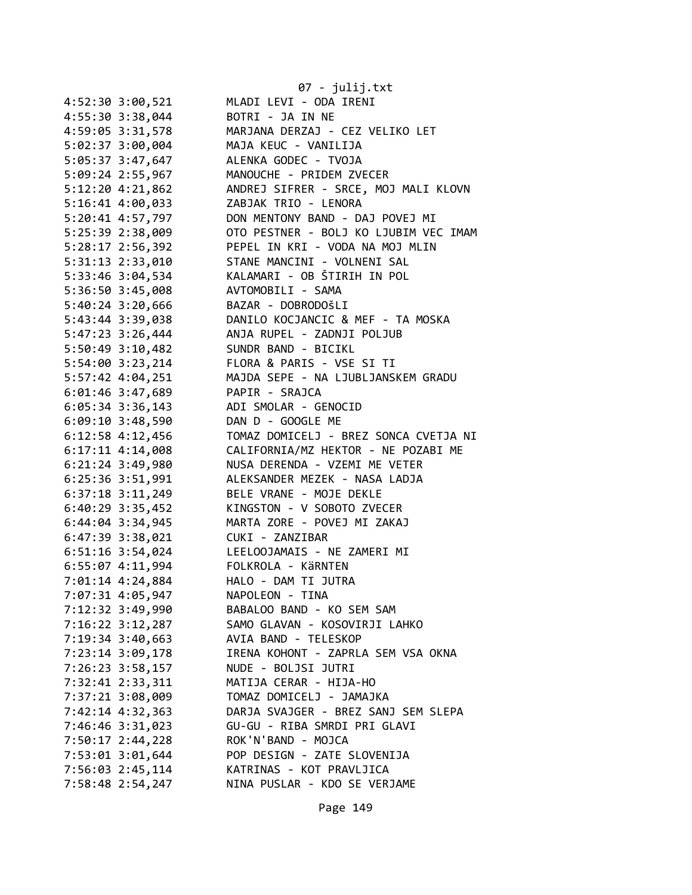```
4:52:30 3:00,521        MLADI LEVI - ODA IRENI
4:55:30 3:38,044        BOTRI - JA IN NE
4:59:05 3:31,578        MARJANA DERZAJ - CEZ VELIKO LET
5:02:37 3:00,004        MAJA KEUC - VANILIJA
5:05:37 3:47,647        ALENKA GODEC - TVOJA
5:09:24 2:55,967        MANOUCHE - PRIDEM ZVECER
5:12:20 4:21,862        ANDREJ SIFRER - SRCE, MOJ MALI KLOVN
5:16:41 4:00,033        ZABJAK TRIO - LENORA
5:20:41 4:57,797        DON MENTONY BAND - DAJ POVEJ MI
5:25:39 2:38,009        OTO PESTNER - BOLJ KO LJUBIM VEC IMAM
5:28:17 2:56,392        PEPEL IN KRI - VODA NA MOJ MLIN
5:31:13 2:33,010        STANE MANCINI - VOLNENI SAL
5:33:46 3:04,534        KALAMARI - OB ŠTIRIH IN POL
5:36:50 3:45,008        AVTOMOBILI - SAMA
5:40:24 3:20,666        BAZAR - DOBRODOŠLI
5:43:44 3:39,038        DANILO KOCJANCIC & MEF - TA MOSKA
5:47:23 3:26,444        ANJA RUPEL - ZADNJI POLJUB
5:50:49 3:10,482        SUNDR BAND - BICIKL
5:54:00 3:23,214        FLORA & PARIS - VSE SI TI
5:57:42 4:04,251        MAJDA SEPE - NA LJUBLJANSKEM GRADU
6:01:46 3:47,689        PAPIR - SRAJCA
6:05:34 3:36,143        ADI SMOLAR - GENOCID
6:09:10 3:48,590        DAN D - GOOGLE ME
6:12:58 4:12,456        TOMAZ DOMICELJ - BREZ SONCA CVETJA NI
6:17:11 4:14,008        CALIFORNIA/MZ HEKTOR - NE POZABI ME
6:21:24 3:49,980        NUSA DERENDA - VZEMI ME VETER
6:25:36 3:51,991        ALEKSANDER MEZEK - NASA LADJA
6:37:18 3:11,249        BELE VRANE - MOJE DEKLE
6:40:29 3:35,452        KINGSTON - V SOBOTO ZVECER
6:44:04 3:34,945        MARTA ZORE - POVEJ MI ZAKAJ
6:47:39 3:38,021        CUKI - ZANZIBAR
6:51:16 3:54,024        LEELOOJAMAIS - NE ZAMERI MI
6:55:07 4:11,994        FOLKROLA - KäRNTEN
7:01:14 4:24,884        HALO - DAM TI JUTRA
7:07:31 4:05,947        NAPOLEON - TINA
7:12:32 3:49,990        BABALOO BAND - KO SEM SAM
7:16:22 3:12,287        SAMO GLAVAN - KOSOVIRJI LAHKO
7:19:34 3:40,663        AVIA BAND - TELESKOP
7:23:14 3:09,178        IRENA KOHONT - ZAPRLA SEM VSA OKNA
7:26:23 3:58,157        NUDE - BOLJSI JUTRI
7:32:41 2:33,311        MATIJA CERAR - HIJA-HO
7:37:21 3:08,009        TOMAZ DOMICELJ - JAMAJKA
7:42:14 4:32,363        DARJA SVAJGER - BREZ SANJ SEM SLEPA
7:46:46 3:31,023        GU-GU - RIBA SMRDI PRI GLAVI
7:50:17 2:44,228        ROK'N'BAND - MOJCA
7:53:01 3:01,644        POP DESIGN - ZATE SLOVENIJA
7:56:03 2:45,114        KATRINAS - KOT PRAVLJICA
7:58:48 2:54,247        NINA PUSLAR - KDO SE VERJAME
```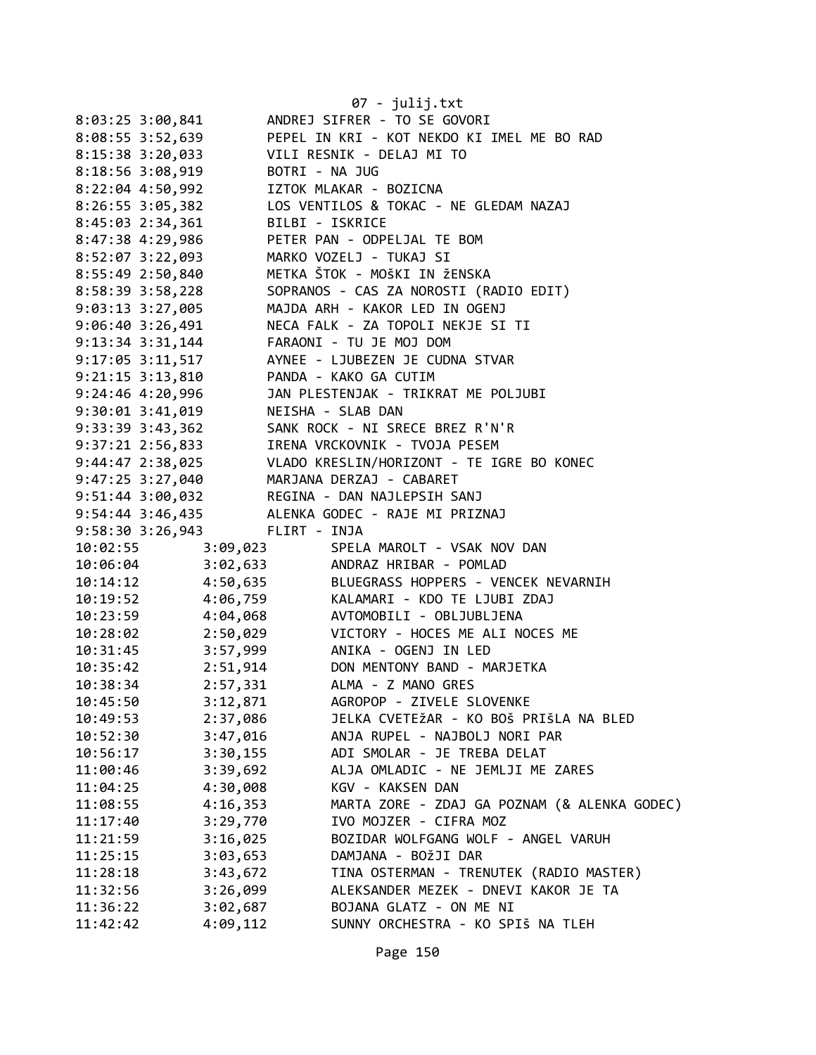```
8:03:25 3:00,841        ANDREJ SIFRER - TO SE GOVORI
8:08:55 3:52,639        PEPEL IN KRI - KOT NEKDO KI IMEL ME BO RAD
8:15:38 3:20,033        VILI RESNIK - DELAJ MI TO
8:18:56 3:08,919        BOTRI - NA JUG
8:22:04 4:50,992        IZTOK MLAKAR - BOZICNA
8:26:55 3:05,382        LOS VENTILOS & TOKAC - NE GLEDAM NAZAJ
8:45:03 2:34,361        BILBI - ISKRICE
8:47:38 4:29,986        PETER PAN - ODPELJAL TE BOM
8:52:07 3:22,093        MARKO VOZELJ - TUKAJ SI
8:55:49 2:50,840        METKA ŠTOK - MOŠKI IN žENSKA
8:58:39 3:58,228        SOPRANOS - CAS ZA NOROSTI (RADIO EDIT)
9:03:13 3:27,005        MAJDA ARH - KAKOR LED IN OGENJ
9:06:40 3:26,491        NECA FALK - ZA TOPOLI NEKJE SI TI
9:13:34 3:31,144        FARAONI - TU JE MOJ DOM
9:17:05 3:11,517        AYNEE - LJUBEZEN JE CUDNA STVAR
9:21:15 3:13,810        PANDA - KAKO GA CUTIM
9:24:46 4:20,996        JAN PLESTENJAK - TRIKRAT ME POLJUBI
9:30:01 3:41,019        NEISHA - SLAB DAN
9:33:39 3:43,362        SANK ROCK - NI SRECE BREZ R'N'R
9:37:21 2:56,833        IRENA VRCKOVNIK - TVOJA PESEM
9:44:47 2:38,025        VLADO KRESLIN/HORIZONT - TE IGRE BO KONEC
9:47:25 3:27,040        MARJANA DERZAJ - CABARET
9:51:44 3:00,032        REGINA - DAN NAJLEPSIH SANJ
9:54:44 3:46,435        ALENKA GODEC - RAJE MI PRIZNAJ
9:58:30 3:26,943        FLIRT - INJA
10:02:55        3:09,023        SPELA MAROLT - VSAK NOV DAN
10:06:04        3:02,633        ANDRAZ HRIBAR - POMLAD
10:14:12        4:50,635        BLUEGRASS HOPPERS - VENCEK NEVARNIH
10:19:52        4:06,759        KALAMARI - KDO TE LJUBI ZDAJ
10:23:59        4:04,068        AVTOMOBILI - OBLJUBLJENA
10:28:02        2:50,029        VICTORY - HOCES ME ALI NOCES ME
10:31:45        3:57,999        ANIKA - OGENJ IN LED
10:35:42        2:51,914        DON MENTONY BAND - MARJETKA
10:38:34        2:57,331        ALMA - Z MANO GRES
10:45:50        3:12,871        AGROPOP - ZIVELE SLOVENKE
10:49:53        2:37,086        JELKA CVETEžAR - KO BOŠ PRIŠLA NA BLED
10:52:30        3:47,016        ANJA RUPEL - NAJBOLJ NORI PAR
10:56:17        3:30,155        ADI SMOLAR - JE TREBA DELAT
11:00:46        3:39,692        ALJA OMLADIC - NE JEMLJI ME ZARES
11:04:25        4:30,008        KGV - KAKSEN DAN
11:08:55        4:16,353        MARTA ZORE - ZDAJ GA POZNAM (& ALENKA GODEC)
11:17:40        3:29,770        IVO MOJZER - CIFRA MOZ
11:21:59        3:16,025        BOZIDAR WOLFGANG WOLF - ANGEL VARUH
11:25:15        3:03,653        DAMJANA - BOžJI DAR
11:28:18        3:43,672        TINA OSTERMAN - TRENUTEK (RADIO MASTER)
11:32:56        3:26,099        ALEKSANDER MEZEK - DNEVI KAKOR JE TA
11:36:22        3:02,687        BOJANA GLATZ - ON ME NI
11:42:42        4:09,112        SUNNY ORCHESTRA - KO SPIš NA TLEH
```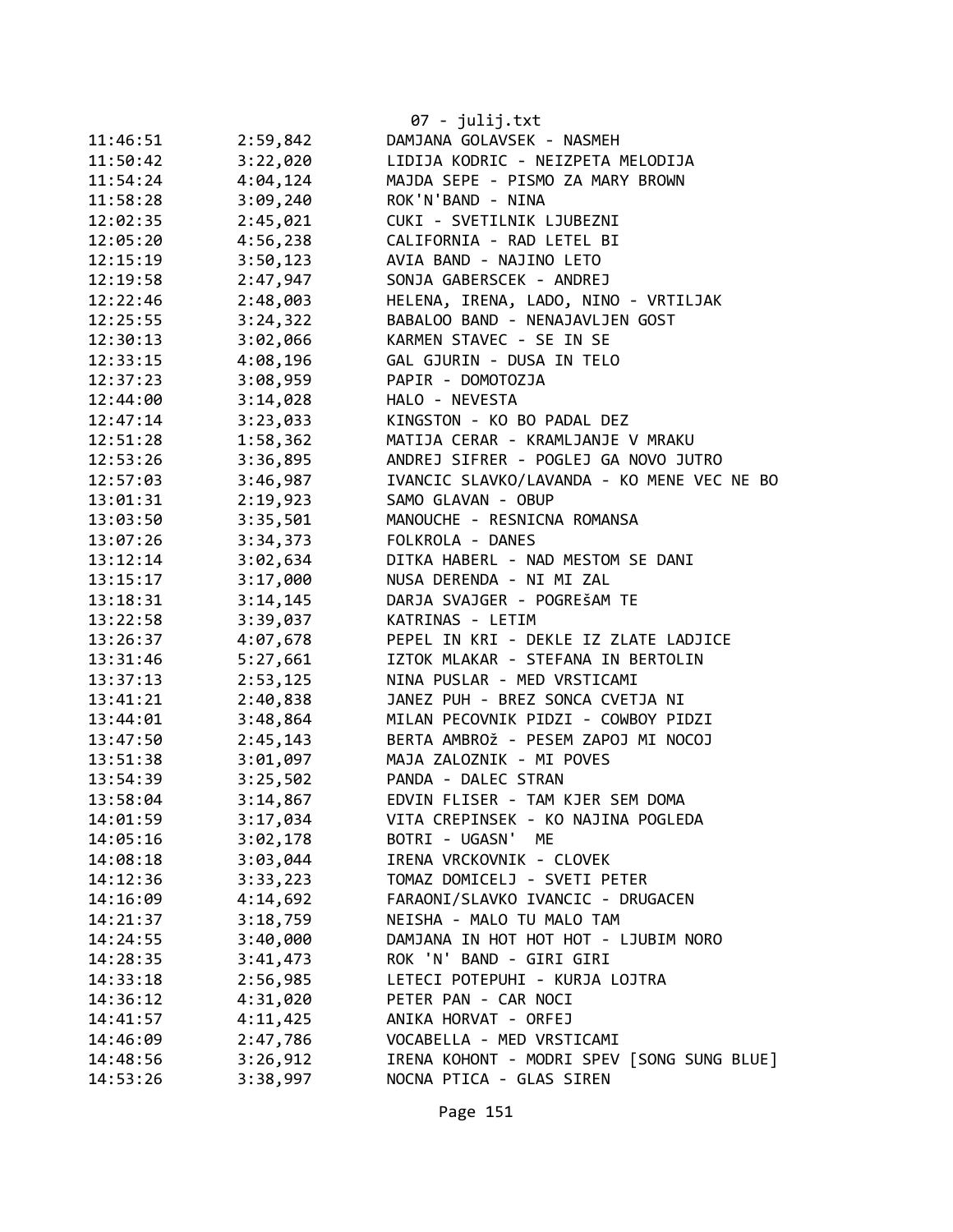07 - julij.txt

| | | |
|---|---|---|
| 11:46:51 | 2:59,842 | DAMJANA GOLAVSEK - NASMEH |
| 11:50:42 | 3:22,020 | LIDIJA KODRIC - NEIZPETA MELODIJA |
| 11:54:24 | 4:04,124 | MAJDA SEPE - PISMO ZA MARY BROWN |
| 11:58:28 | 3:09,240 | ROK'N'BAND - NINA |
| 12:02:35 | 2:45,021 | CUKI - SVETILNIK LJUBEZNI |
| 12:05:20 | 4:56,238 | CALIFORNIA - RAD LETEL BI |
| 12:15:19 | 3:50,123 | AVIA BAND - NAJINO LETO |
| 12:19:58 | 2:47,947 | SONJA GABERSCEK - ANDREJ |
| 12:22:46 | 2:48,003 | HELENA, IRENA, LADO, NINO - VRTILJAK |
| 12:25:55 | 3:24,322 | BABALOO BAND - NENAJAVLJEN GOST |
| 12:30:13 | 3:02,066 | KARMEN STAVEC - SE IN SE |
| 12:33:15 | 4:08,196 | GAL GJURIN - DUSA IN TELO |
| 12:37:23 | 3:08,959 | PAPIR - DOMOTOZJA |
| 12:44:00 | 3:14,028 | HALO - NEVESTA |
| 12:47:14 | 3:23,033 | KINGSTON - KO BO PADAL DEZ |
| 12:51:28 | 1:58,362 | MATIJA CERAR - KRAMLJANJE V MRAKU |
| 12:53:26 | 3:36,895 | ANDREJ SIFRER - POGLEJ GA NOVO JUTRO |
| 12:57:03 | 3:46,987 | IVANCIC SLAVKO/LAVANDA - KO MENE VEC NE BO |
| 13:01:31 | 2:19,923 | SAMO GLAVAN - OBUP |
| 13:03:50 | 3:35,501 | MANOUCHE - RESNICNA ROMANSA |
| 13:07:26 | 3:34,373 | FOLKROLA - DANES |
| 13:12:14 | 3:02,634 | DITKA HABERL - NAD MESTOM SE DANI |
| 13:15:17 | 3:17,000 | NUSA DERENDA - NI MI ZAL |
| 13:18:31 | 3:14,145 | DARJA SVAJGER - POGREŠAM TE |
| 13:22:58 | 3:39,037 | KATRINAS - LETIM |
| 13:26:37 | 4:07,678 | PEPEL IN KRI - DEKLE IZ ZLATE LADJICE |
| 13:31:46 | 5:27,661 | IZTOK MLAKAR - STEFANA IN BERTOLIN |
| 13:37:13 | 2:53,125 | NINA PUSLAR - MED VRSTICAMI |
| 13:41:21 | 2:40,838 | JANEZ PUH - BREZ SONCA CVETJA NI |
| 13:44:01 | 3:48,864 | MILAN PECOVNIK PIDZI - COWBOY PIDZI |
| 13:47:50 | 2:45,143 | BERTA AMBROŽ - PESEM ZAPOJ MI NOCOJ |
| 13:51:38 | 3:01,097 | MAJA ZALOZNIK - MI POVES |
| 13:54:39 | 3:25,502 | PANDA - DALEC STRAN |
| 13:58:04 | 3:14,867 | EDVIN FLISER - TAM KJER SEM DOMA |
| 14:01:59 | 3:17,034 | VITA CREPINSEK - KO NAJINA POGLEDA |
| 14:05:16 | 3:02,178 | BOTRI - UGASN'  ME |
| 14:08:18 | 3:03,044 | IRENA VRCKOVNIK - CLOVEK |
| 14:12:36 | 3:33,223 | TOMAZ DOMICELJ - SVETI PETER |
| 14:16:09 | 4:14,692 | FARAONI/SLAVKO IVANCIC - DRUGACEN |
| 14:21:37 | 3:18,759 | NEISHA - MALO TU MALO TAM |
| 14:24:55 | 3:40,000 | DAMJANA IN HOT HOT HOT - LJUBIM NORO |
| 14:28:35 | 3:41,473 | ROK 'N' BAND - GIRI GIRI |
| 14:33:18 | 2:56,985 | LETECI POTEPUHI - KURJA LOJTRA |
| 14:36:12 | 4:31,020 | PETER PAN - CAR NOCI |
| 14:41:57 | 4:11,425 | ANIKA HORVAT - ORFEJ |
| 14:46:09 | 2:47,786 | VOCABELLA - MED VRSTICAMI |
| 14:48:56 | 3:26,912 | IRENA KOHONT - MODRI SPEV [SONG SUNG BLUE] |
| 14:53:26 | 3:38,997 | NOCNA PTICA - GLAS SIREN |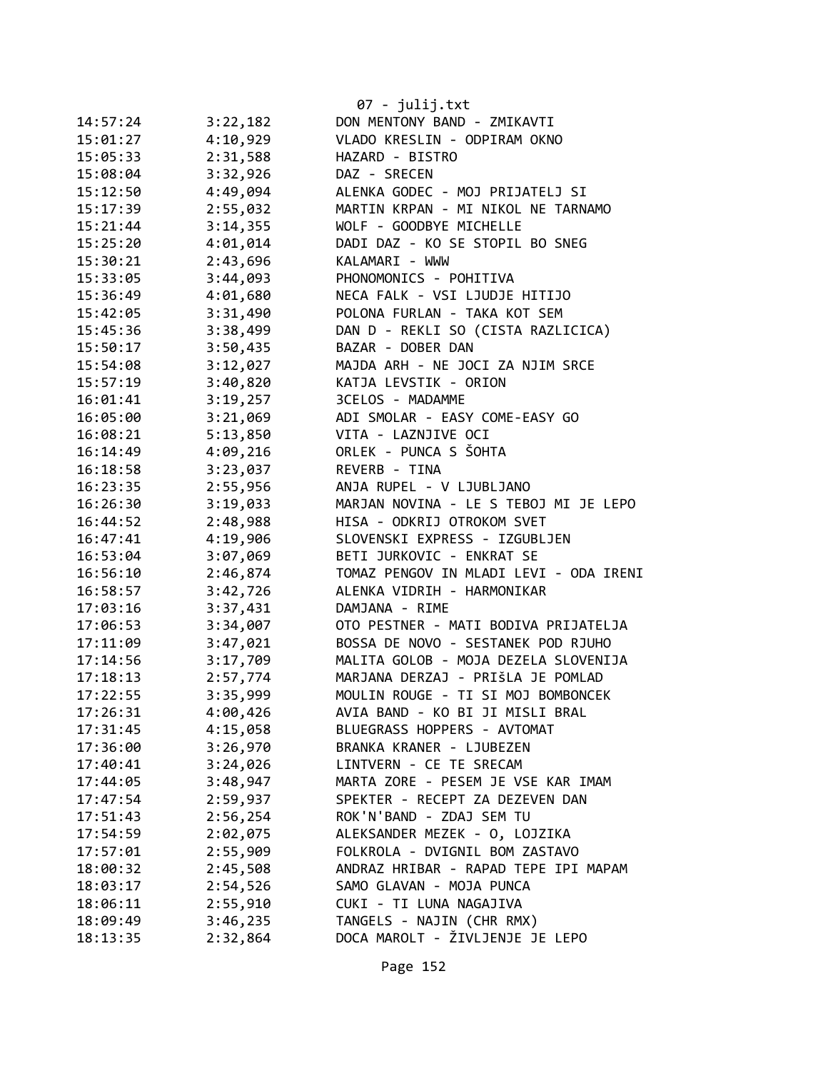| | | |
|---|---|---|
| 14:57:24 | 3:22,182 | DON MENTONY BAND - ZMIKAVTI |
| 15:01:27 | 4:10,929 | VLADO KRESLIN - ODPIRAM OKNO |
| 15:05:33 | 2:31,588 | HAZARD - BISTRO |
| 15:08:04 | 3:32,926 | DAZ - SRECEN |
| 15:12:50 | 4:49,094 | ALENKA GODEC - MOJ PRIJATELJ SI |
| 15:17:39 | 2:55,032 | MARTIN KRPAN - MI NIKOL NE TARNAMO |
| 15:21:44 | 3:14,355 | WOLF - GOODBYE MICHELLE |
| 15:25:20 | 4:01,014 | DADI DAZ - KO SE STOPIL BO SNEG |
| 15:30:21 | 2:43,696 | KALAMARI - WWW |
| 15:33:05 | 3:44,093 | PHONOMONICS - POHITIVA |
| 15:36:49 | 4:01,680 | NECA FALK - VSI LJUDJE HITIJO |
| 15:42:05 | 3:31,490 | POLONA FURLAN - TAKA KOT SEM |
| 15:45:36 | 3:38,499 | DAN D - REKLI SO (CISTA RAZLICICA) |
| 15:50:17 | 3:50,435 | BAZAR - DOBER DAN |
| 15:54:08 | 3:12,027 | MAJDA ARH - NE JOCI ZA NJIM SRCE |
| 15:57:19 | 3:40,820 | KATJA LEVSTIK - ORION |
| 16:01:41 | 3:19,257 | 3CELOS - MADAMME |
| 16:05:00 | 3:21,069 | ADI SMOLAR - EASY COME-EASY GO |
| 16:08:21 | 5:13,850 | VITA - LAZNJIVE OCI |
| 16:14:49 | 4:09,216 | ORLEK - PUNCA S ŠOHTA |
| 16:18:58 | 3:23,037 | REVERB - TINA |
| 16:23:35 | 2:55,956 | ANJA RUPEL - V LJUBLJANO |
| 16:26:30 | 3:19,033 | MARJAN NOVINA - LE S TEBOJ MI JE LEPO |
| 16:44:52 | 2:48,988 | HISA - ODKRIJ OTROKOM SVET |
| 16:47:41 | 4:19,906 | SLOVENSKI EXPRESS - IZGUBLJEN |
| 16:53:04 | 3:07,069 | BETI JURKOVIC - ENKRAT SE |
| 16:56:10 | 2:46,874 | TOMAZ PENGOV IN MLADI LEVI - ODA IRENI |
| 16:58:57 | 3:42,726 | ALENKA VIDRIH - HARMONIKAR |
| 17:03:16 | 3:37,431 | DAMJANA - RIME |
| 17:06:53 | 3:34,007 | OTO PESTNER - MATI BODIVA PRIJATELJA |
| 17:11:09 | 3:47,021 | BOSSA DE NOVO - SESTANEK POD RJUHO |
| 17:14:56 | 3:17,709 | MALITA GOLOB - MOJA DEZELA SLOVENIJA |
| 17:18:13 | 2:57,774 | MARJANA DERZAJ - PRIŠLA JE POMLAD |
| 17:22:55 | 3:35,999 | MOULIN ROUGE - TI SI MOJ BOMBONCEK |
| 17:26:31 | 4:00,426 | AVIA BAND - KO BI JI MISLI BRAL |
| 17:31:45 | 4:15,058 | BLUEGRASS HOPPERS - AVTOMAT |
| 17:36:00 | 3:26,970 | BRANKA KRANER - LJUBEZEN |
| 17:40:41 | 3:24,026 | LINTVERN - CE TE SRECAM |
| 17:44:05 | 3:48,947 | MARTA ZORE - PESEM JE VSE KAR IMAM |
| 17:47:54 | 2:59,937 | SPEKTER - RECEPT ZA DEZEVEN DAN |
| 17:51:43 | 2:56,254 | ROK'N'BAND - ZDAJ SEM TU |
| 17:54:59 | 2:02,075 | ALEKSANDER MEZEK - O, LOJZIKA |
| 17:57:01 | 2:55,909 | FOLKROLA - DVIGNIL BOM ZASTAVO |
| 18:00:32 | 2:45,508 | ANDRAZ HRIBAR - RAPAD TEPE IPI MAPAM |
| 18:03:17 | 2:54,526 | SAMO GLAVAN - MOJA PUNCA |
| 18:06:11 | 2:55,910 | CUKI - TI LUNA NAGAJIVA |
| 18:09:49 | 3:46,235 | TANGELS - NAJIN (CHR RMX) |
| 18:13:35 | 2:32,864 | DOCA MAROLT - ŽIVLJENJE JE LEPO |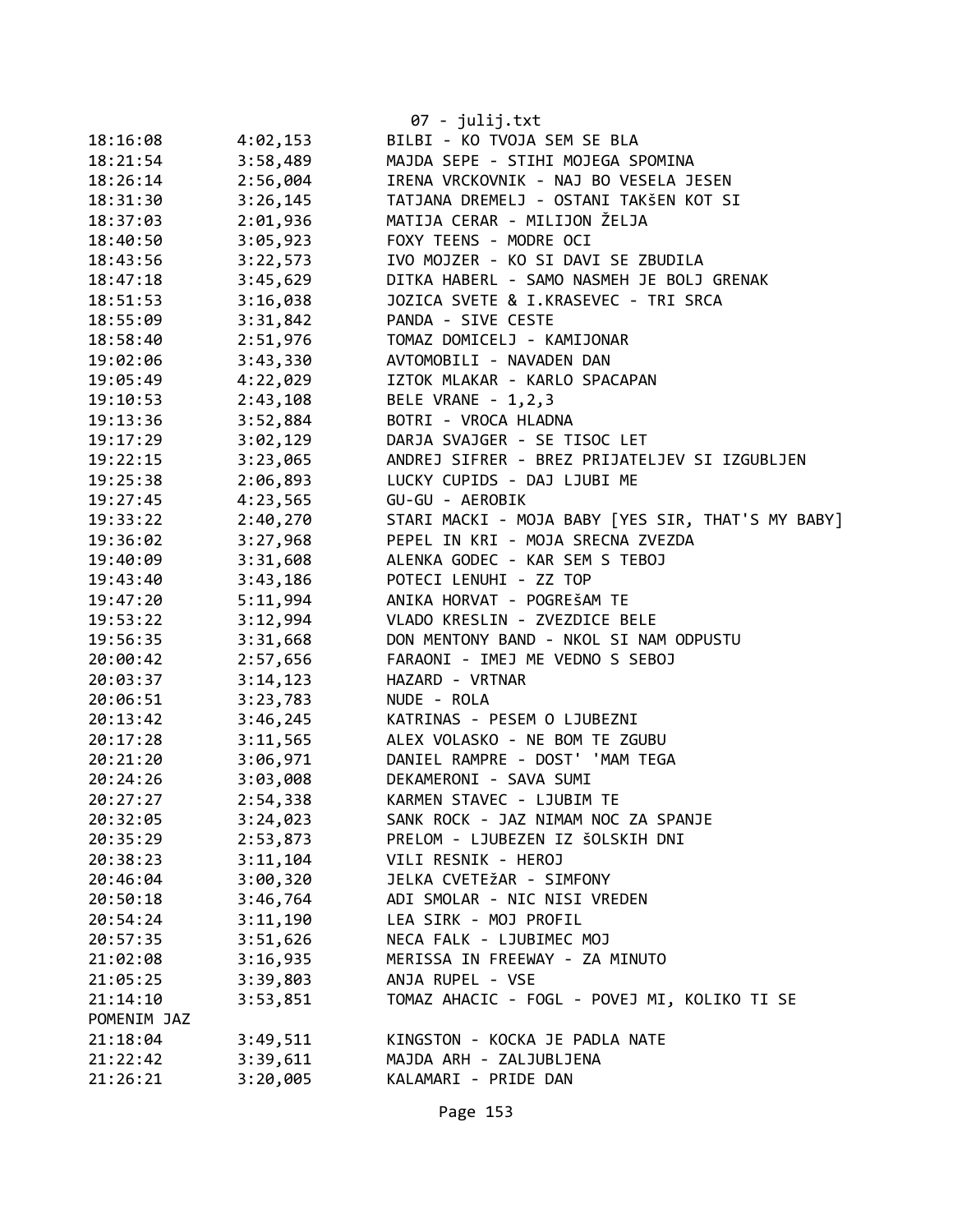07 - julij.txt

| | | |
|---|---|---|
| 18:16:08 | 4:02,153 | BILBI - KO TVOJA SEM SE BLA |
| 18:21:54 | 3:58,489 | MAJDA SEPE - STIHI MOJEGA SPOMINA |
| 18:26:14 | 2:56,004 | IRENA VRCKOVNIK - NAJ BO VESELA JESEN |
| 18:31:30 | 3:26,145 | TATJANA DREMELJ - OSTANI TAKšEN KOT SI |
| 18:37:03 | 2:01,936 | MATIJA CERAR - MILIJON ŽELJA |
| 18:40:50 | 3:05,923 | FOXY TEENS - MODRE OCI |
| 18:43:56 | 3:22,573 | IVO MOJZER - KO SI DAVI SE ZBUDILA |
| 18:47:18 | 3:45,629 | DITKA HABERL - SAMO NASMEH JE BOLJ GRENAK |
| 18:51:53 | 3:16,038 | JOZICA SVETE & I.KRASEVEC - TRI SRCA |
| 18:55:09 | 3:31,842 | PANDA - SIVE CESTE |
| 18:58:40 | 2:51,976 | TOMAZ DOMICELJ - KAMIJONAR |
| 19:02:06 | 3:43,330 | AVTOMOBILI - NAVADEN DAN |
| 19:05:49 | 4:22,029 | IZTOK MLAKAR - KARLO SPACAPAN |
| 19:10:53 | 2:43,108 | BELE VRANE - 1,2,3 |
| 19:13:36 | 3:52,884 | BOTRI - VROCA HLADNA |
| 19:17:29 | 3:02,129 | DARJA SVAJGER - SE TISOC LET |
| 19:22:15 | 3:23,065 | ANDREJ SIFRER - BREZ PRIJATELJEV SI IZGUBLJEN |
| 19:25:38 | 2:06,893 | LUCKY CUPIDS - DAJ LJUBI ME |
| 19:27:45 | 4:23,565 | GU-GU - AEROBIK |
| 19:33:22 | 2:40,270 | STARI MACKI - MOJA BABY [YES SIR, THAT'S MY BABY] |
| 19:36:02 | 3:27,968 | PEPEL IN KRI - MOJA SRECNA ZVEZDA |
| 19:40:09 | 3:31,608 | ALENKA GODEC - KAR SEM S TEBOJ |
| 19:43:40 | 3:43,186 | POTECI LENUHI - ZZ TOP |
| 19:47:20 | 5:11,994 | ANIKA HORVAT - POGREŠAM TE |
| 19:53:22 | 3:12,994 | VLADO KRESLIN - ZVEZDICE BELE |
| 19:56:35 | 3:31,668 | DON MENTONY BAND - NKOL SI NAM ODPUSTU |
| 20:00:42 | 2:57,656 | FARAONI - IMEJ ME VEDNO S SEBOJ |
| 20:03:37 | 3:14,123 | HAZARD - VRTNAR |
| 20:06:51 | 3:23,783 | NUDE - ROLA |
| 20:13:42 | 3:46,245 | KATRINAS - PESEM O LJUBEZNI |
| 20:17:28 | 3:11,565 | ALEX VOLASKO - NE BOM TE ZGUBU |
| 20:21:20 | 3:06,971 | DANIEL RAMPRE - DOST' 'MAM TEGA |
| 20:24:26 | 3:03,008 | DEKAMERONI - SAVA SUMI |
| 20:27:27 | 2:54,338 | KARMEN STAVEC - LJUBIM TE |
| 20:32:05 | 3:24,023 | SANK ROCK - JAZ NIMAM NOC ZA SPANJE |
| 20:35:29 | 2:53,873 | PRELOM - LJUBEZEN IZ šOLSKIH DNI |
| 20:38:23 | 3:11,104 | VILI RESNIK - HEROJ |
| 20:46:04 | 3:00,320 | JELKA CVETEŽAR - SIMFONY |
| 20:50:18 | 3:46,764 | ADI SMOLAR - NIC NISI VREDEN |
| 20:54:24 | 3:11,190 | LEA SIRK - MOJ PROFIL |
| 20:57:35 | 3:51,626 | NECA FALK - LJUBIMEC MOJ |
| 21:02:08 | 3:16,935 | MERISSA IN FREEWAY - ZA MINUTO |
| 21:05:25 | 3:39,803 | ANJA RUPEL - VSE |
| 21:14:10 | 3:53,851 | TOMAZ AHACIC - FOGL - POVEJ MI, KOLIKO TI SE POMENIM JAZ |
| 21:18:04 | 3:49,511 | KINGSTON - KOCKA JE PADLA NATE |
| 21:22:42 | 3:39,611 | MAJDA ARH - ZALJUBLJENA |
| 21:26:21 | 3:20,005 | KALAMARI - PRIDE DAN |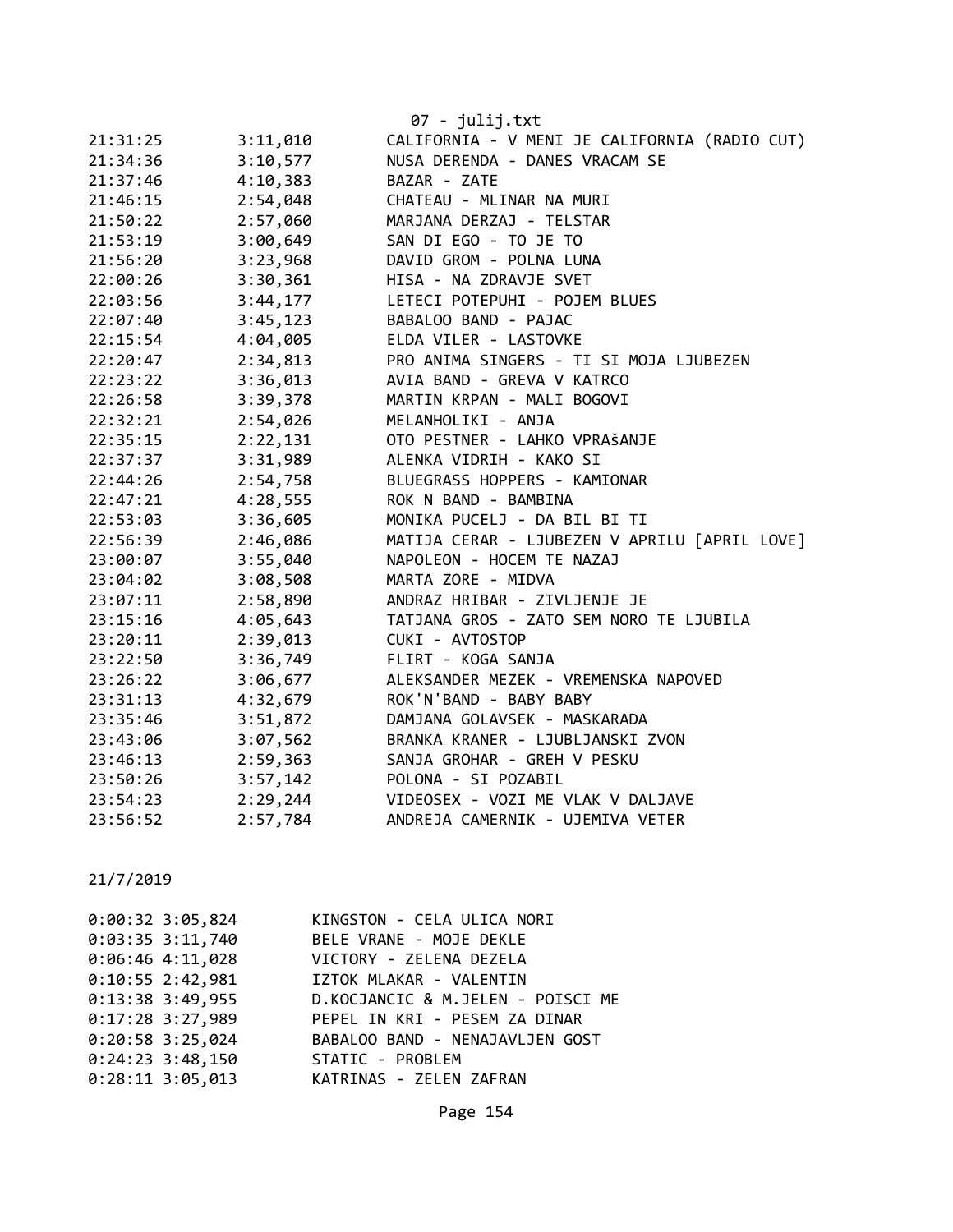| | | |
|---|---|---|
| 21:31:25 | 3:11,010 | CALIFORNIA - V MENI JE CALIFORNIA (RADIO CUT) |
| 21:34:36 | 3:10,577 | NUSA DERENDA - DANES VRACAM SE |
| 21:37:46 | 4:10,383 | BAZAR - ZATE |
| 21:46:15 | 2:54,048 | CHATEAU - MLINAR NA MURI |
| 21:50:22 | 2:57,060 | MARJANA DERZAJ - TELSTAR |
| 21:53:19 | 3:00,649 | SAN DI EGO - TO JE TO |
| 21:56:20 | 3:23,968 | DAVID GROM - POLNA LUNA |
| 22:00:26 | 3:30,361 | HISA - NA ZDRAVJE SVET |
| 22:03:56 | 3:44,177 | LETECI POTEPUHI - POJEM BLUES |
| 22:07:40 | 3:45,123 | BABALOO BAND - PAJAC |
| 22:15:54 | 4:04,005 | ELDA VILER - LASTOVKE |
| 22:20:47 | 2:34,813 | PRO ANIMA SINGERS - TI SI MOJA LJUBEZEN |
| 22:23:22 | 3:36,013 | AVIA BAND - GREVA V KATRCO |
| 22:26:58 | 3:39,378 | MARTIN KRPAN - MALI BOGOVI |
| 22:32:21 | 2:54,026 | MELANHOLIKI - ANJA |
| 22:35:15 | 2:22,131 | OTO PESTNER - LAHKO VPRAšANJE |
| 22:37:37 | 3:31,989 | ALENKA VIDRIH - KAKO SI |
| 22:44:26 | 2:54,758 | BLUEGRASS HOPPERS - KAMIONAR |
| 22:47:21 | 4:28,555 | ROK N BAND - BAMBINA |
| 22:53:03 | 3:36,605 | MONIKA PUCELJ - DA BIL BI TI |
| 22:56:39 | 2:46,086 | MATIJA CERAR - LJUBEZEN V APRILU [APRIL LOVE] |
| 23:00:07 | 3:55,040 | NAPOLEON - HOCEM TE NAZAJ |
| 23:04:02 | 3:08,508 | MARTA ZORE - MIDVA |
| 23:07:11 | 2:58,890 | ANDRAZ HRIBAR - ZIVLJENJE JE |
| 23:15:16 | 4:05,643 | TATJANA GROS - ZATO SEM NORO TE LJUBILA |
| 23:20:11 | 2:39,013 | CUKI - AVTOSTOP |
| 23:22:50 | 3:36,749 | FLIRT - KOGA SANJA |
| 23:26:22 | 3:06,677 | ALEKSANDER MEZEK - VREMENSKA NAPOVED |
| 23:31:13 | 4:32,679 | ROK'N'BAND - BABY BABY |
| 23:35:46 | 3:51,872 | DAMJANA GOLAVSEK - MASKARADA |
| 23:43:06 | 3:07,562 | BRANKA KRANER - LJUBLJANSKI ZVON |
| 23:46:13 | 2:59,363 | SANJA GROHAR - GREH V PESKU |
| 23:50:26 | 3:57,142 | POLONA - SI POZABIL |
| 23:54:23 | 2:29,244 | VIDEOSEX - VOZI ME VLAK V DALJAVE |
| 23:56:52 | 2:57,784 | ANDREJA CAMERNIK - UJEMIVA VETER |

21/7/2019

| | | |
|---|---|---|
| 0:00:32 | 3:05,824 | KINGSTON - CELA ULICA NORI |
| 0:03:35 | 3:11,740 | BELE VRANE - MOJE DEKLE |
| 0:06:46 | 4:11,028 | VICTORY - ZELENA DEZELA |
| 0:10:55 | 2:42,981 | IZTOK MLAKAR - VALENTIN |
| 0:13:38 | 3:49,955 | D.KOCJANCIC & M.JELEN - POISCI ME |
| 0:17:28 | 3:27,989 | PEPEL IN KRI - PESEM ZA DINAR |
| 0:20:58 | 3:25,024 | BABALOO BAND - NENAJAVLJEN GOST |
| 0:24:23 | 3:48,150 | STATIC - PROBLEM |
| 0:28:11 | 3:05,013 | KATRINAS - ZELEN ZAFRAN |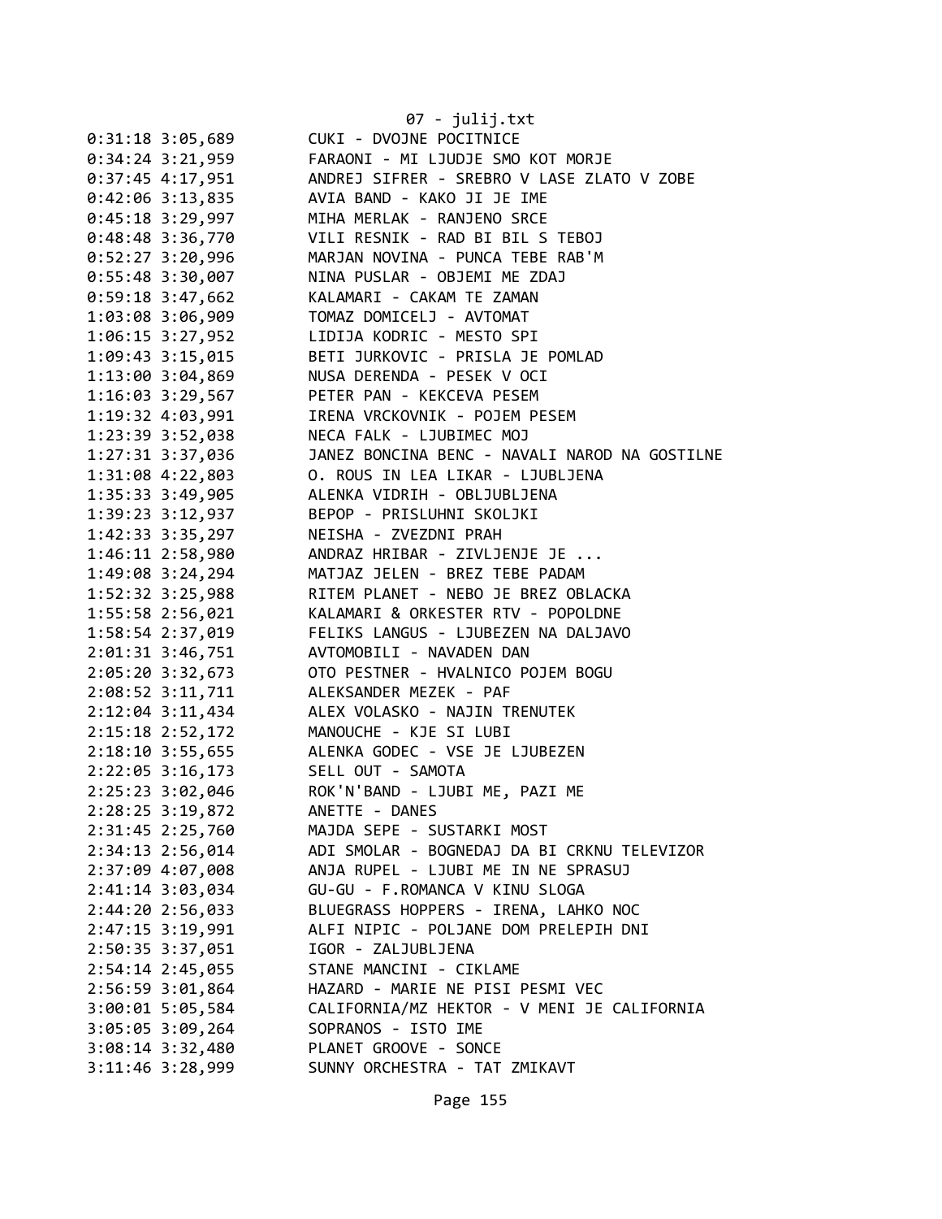```
0:31:18 3:05,689        CUKI - DVOJNE POCITNICE
0:34:24 3:21,959        FARAONI - MI LJUDJE SMO KOT MORJE
0:37:45 4:17,951        ANDREJ SIFRER - SREBRO V LASE ZLATO V ZOBE
0:42:06 3:13,835        AVIA BAND - KAKO JI JE IME
0:45:18 3:29,997        MIHA MERLAK - RANJENO SRCE
0:48:48 3:36,770        VILI RESNIK - RAD BI BIL S TEBOJ
0:52:27 3:20,996        MARJAN NOVINA - PUNCA TEBE RAB'M
0:55:48 3:30,007        NINA PUSLAR - OBJEMI ME ZDAJ
0:59:18 3:47,662        KALAMARI - CAKAM TE ZAMAN
1:03:08 3:06,909        TOMAZ DOMICELJ - AVTOMAT
1:06:15 3:27,952        LIDIJA KODRIC - MESTO SPI
1:09:43 3:15,015        BETI JURKOVIC - PRISLA JE POMLAD
1:13:00 3:04,869        NUSA DERENDA - PESEK V OCI
1:16:03 3:29,567        PETER PAN - KEKCEVA PESEM
1:19:32 4:03,991        IRENA VRCKOVNIK - POJEM PESEM
1:23:39 3:52,038        NECA FALK - LJUBIMEC MOJ
1:27:31 3:37,036        JANEZ BONCINA BENC - NAVALI NAROD NA GOSTILNE
1:31:08 4:22,803        O. ROUS IN LEA LIKAR - LJUBLJENA
1:35:33 3:49,905        ALENKA VIDRIH - OBLJUBLJENA
1:39:23 3:12,937        BEPOP - PRISLUHNI SKOLJKI
1:42:33 3:35,297        NEISHA - ZVEZDNI PRAH
1:46:11 2:58,980        ANDRAZ HRIBAR - ZIVLJENJE JE ...
1:49:08 3:24,294        MATJAZ JELEN - BREZ TEBE PADAM
1:52:32 3:25,988        RITEM PLANET - NEBO JE BREZ OBLACKA
1:55:58 2:56,021        KALAMARI & ORKESTER RTV - POPOLDNE
1:58:54 2:37,019        FELIKS LANGUS - LJUBEZEN NA DALJAVO
2:01:31 3:46,751        AVTOMOBILI - NAVADEN DAN
2:05:20 3:32,673        OTO PESTNER - HVALNICO POJEM BOGU
2:08:52 3:11,711        ALEKSANDER MEZEK - PAF
2:12:04 3:11,434        ALEX VOLASKO - NAJIN TRENUTEK
2:15:18 2:52,172        MANOUCHE - KJE SI LUBI
2:18:10 3:55,655        ALENKA GODEC - VSE JE LJUBEZEN
2:22:05 3:16,173        SELL OUT - SAMOTA
2:25:23 3:02,046        ROK'N'BAND - LJUBI ME, PAZI ME
2:28:25 3:19,872        ANETTE - DANES
2:31:45 2:25,760        MAJDA SEPE - SUSTARKI MOST
2:34:13 2:56,014        ADI SMOLAR - BOGNEDAJ DA BI CRKNU TELEVIZOR
2:37:09 4:07,008        ANJA RUPEL - LJUBI ME IN NE SPRASUJ
2:41:14 3:03,034        GU-GU - F.ROMANCA V KINU SLOGA
2:44:20 2:56,033        BLUEGRASS HOPPERS - IRENA, LAHKO NOC
2:47:15 3:19,991        ALFI NIPIC - POLJANE DOM PRELEPIH DNI
2:50:35 3:37,051        IGOR - ZALJUBLJENA
2:54:14 2:45,055        STANE MANCINI - CIKLAME
2:56:59 3:01,864        HAZARD - MARIE NE PISI PESMI VEC
3:00:01 5:05,584        CALIFORNIA/MZ HEKTOR - V MENI JE CALIFORNIA
3:05:05 3:09,264        SOPRANOS - ISTO IME
3:08:14 3:32,480        PLANET GROOVE - SONCE
3:11:46 3:28,999        SUNNY ORCHESTRA - TAT ZMIKAVT
```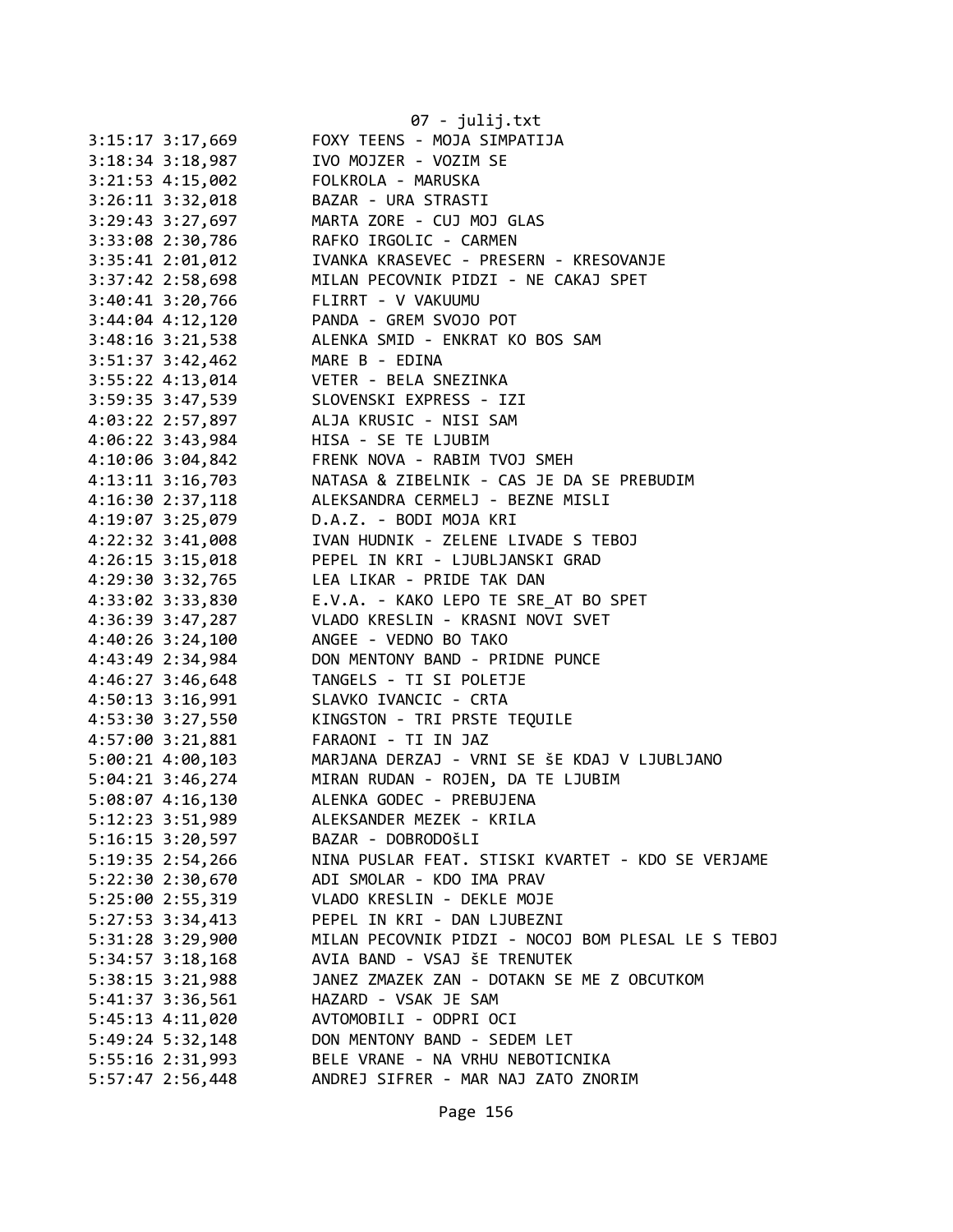```
3:15:17 3:17,669        FOXY TEENS - MOJA SIMPATIJA
3:18:34 3:18,987        IVO MOJZER - VOZIM SE
3:21:53 4:15,002        FOLKROLA - MARUSKA
3:26:11 3:32,018        BAZAR - URA STRASTI
3:29:43 3:27,697        MARTA ZORE - CUJ MOJ GLAS
3:33:08 2:30,786        RAFKO IRGOLIC - CARMEN
3:35:41 2:01,012        IVANKA KRASEVEC - PRESERN - KRESOVANJE
3:37:42 2:58,698        MILAN PECOVNIK PIDZI - NE CAKAJ SPET
3:40:41 3:20,766        FLIRRT - V VAKUUMU
3:44:04 4:12,120        PANDA - GREM SVOJO POT
3:48:16 3:21,538        ALENKA SMID - ENKRAT KO BOS SAM
3:51:37 3:42,462        MARE B - EDINA
3:55:22 4:13,014        VETER - BELA SNEZINKA
3:59:35 3:47,539        SLOVENSKI EXPRESS - IZI
4:03:22 2:57,897        ALJA KRUSIC - NISI SAM
4:06:22 3:43,984        HISA - SE TE LJUBIM
4:10:06 3:04,842        FRENK NOVA - RABIM TVOJ SMEH
4:13:11 3:16,703        NATASA & ZIBELNIK - CAS JE DA SE PREBUDIM
4:16:30 2:37,118        ALEKSANDRA CERMELJ - BEZNE MISLI
4:19:07 3:25,079        D.A.Z. - BODI MOJA KRI
4:22:32 3:41,008        IVAN HUDNIK - ZELENE LIVADE S TEBOJ
4:26:15 3:15,018        PEPEL IN KRI - LJUBLJANSKI GRAD
4:29:30 3:32,765        LEA LIKAR - PRIDE TAK DAN
4:33:02 3:33,830        E.V.A. - KAKO LEPO TE SRE_AT BO SPET
4:36:39 3:47,287        VLADO KRESLIN - KRASNI NOVI SVET
4:40:26 3:24,100        ANGEE - VEDNO BO TAKO
4:43:49 2:34,984        DON MENTONY BAND - PRIDNE PUNCE
4:46:27 3:46,648        TANGELS - TI SI POLETJE
4:50:13 3:16,991        SLAVKO IVANCIC - CRTA
4:53:30 3:27,550        KINGSTON - TRI PRSTE TEQUILE
4:57:00 3:21,881        FARAONI - TI IN JAZ
5:00:21 4:00,103        MARJANA DERZAJ - VRNI SE ŠE KDAJ V LJUBLJANO
5:04:21 3:46,274        MIRAN RUDAN - ROJEN, DA TE LJUBIM
5:08:07 4:16,130        ALENKA GODEC - PREBUJENA
5:12:23 3:51,989        ALEKSANDER MEZEK - KRILA
5:16:15 3:20,597        BAZAR - DOBRODOŠLI
5:19:35 2:54,266        NINA PUSLAR FEAT. STISKI KVARTET - KDO SE VERJAME
5:22:30 2:30,670        ADI SMOLAR - KDO IMA PRAV
5:25:00 2:55,319        VLADO KRESLIN - DEKLE MOJE
5:27:53 3:34,413        PEPEL IN KRI - DAN LJUBEZNI
5:31:28 3:29,900        MILAN PECOVNIK PIDZI - NOCOJ BOM PLESAL LE S TEBOJ
5:34:57 3:18,168        AVIA BAND - VSAJ ŠE TRENUTEK
5:38:15 3:21,988        JANEZ ZMAZEK ZAN - DOTAKN SE ME Z OBCUTKOM
5:41:37 3:36,561        HAZARD - VSAK JE SAM
5:45:13 4:11,020        AVTOMOBILI - ODPRI OCI
5:49:24 5:32,148        DON MENTONY BAND - SEDEM LET
5:55:16 2:31,993        BELE VRANE - NA VRHU NEBOTICNIKA
5:57:47 2:56,448        ANDREJ SIFRER - MAR NAJ ZATO ZNORIM
```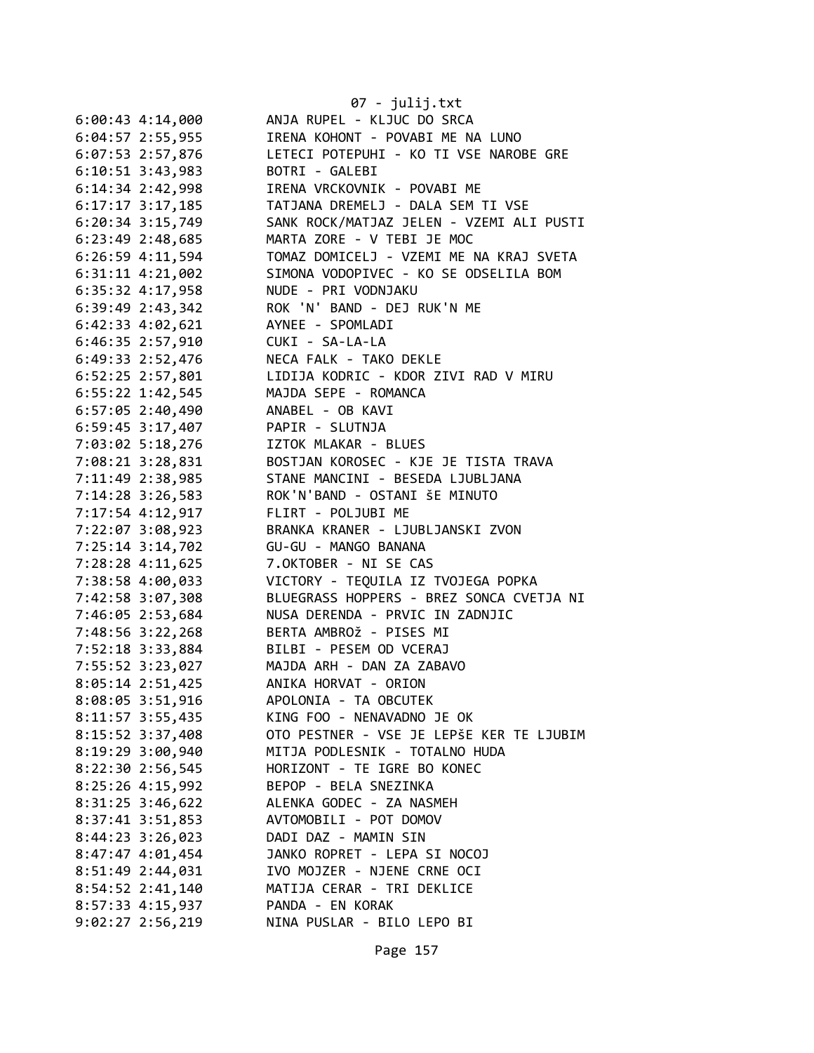07 - julij.txt

```
6:00:43 4:14,000        ANJA RUPEL - KLJUC DO SRCA
6:04:57 2:55,955        IRENA KOHONT - POVABI ME NA LUNO
6:07:53 2:57,876        LETECI POTEPUHI - KO TI VSE NAROBE GRE
6:10:51 3:43,983        BOTRI - GALEBI
6:14:34 2:42,998        IRENA VRCKOVNIK - POVABI ME
6:17:17 3:17,185        TATJANA DREMELJ - DALA SEM TI VSE
6:20:34 3:15,749        SANK ROCK/MATJAZ JELEN - VZEMI ALI PUSTI
6:23:49 2:48,685        MARTA ZORE - V TEBI JE MOC
6:26:59 4:11,594        TOMAZ DOMICELJ - VZEMI ME NA KRAJ SVETA
6:31:11 4:21,002        SIMONA VODOPIVEC - KO SE ODSELILA BOM
6:35:32 4:17,958        NUDE - PRI VODNJAKU
6:39:49 2:43,342        ROK 'N' BAND - DEJ RUK'N ME
6:42:33 4:02,621        AYNEE - SPOMLADI
6:46:35 2:57,910        CUKI - SA-LA-LA
6:49:33 2:52,476        NECA FALK - TAKO DEKLE
6:52:25 2:57,801        LIDIJA KODRIC - KDOR ZIVI RAD V MIRU
6:55:22 1:42,545        MAJDA SEPE - ROMANCA
6:57:05 2:40,490        ANABEL - OB KAVI
6:59:45 3:17,407        PAPIR - SLUTNJA
7:03:02 5:18,276        IZTOK MLAKAR - BLUES
7:08:21 3:28,831        BOSTJAN KOROSEC - KJE JE TISTA TRAVA
7:11:49 2:38,985        STANE MANCINI - BESEDA LJUBLJANA
7:14:28 3:26,583        ROK'N'BAND - OSTANI še MINUTO
7:17:54 4:12,917        FLIRT - POLJUBI ME
7:22:07 3:08,923        BRANKA KRANER - LJUBLJANSKI ZVON
7:25:14 3:14,702        GU-GU - MANGO BANANA
7:28:28 4:11,625        7.OKTOBER - NI SE CAS
7:38:58 4:00,033        VICTORY - TEQUILA IZ TVOJEGA POPKA
7:42:58 3:07,308        BLUEGRASS HOPPERS - BREZ SONCA CVETJA NI
7:46:05 2:53,684        NUSA DERENDA - PRVIC IN ZADNJIC
7:48:56 3:22,268        BERTA AMBROž - PISES MI
7:52:18 3:33,884        BILBI - PESEM OD VCERAJ
7:55:52 3:23,027        MAJDA ARH - DAN ZA ZABAVO
8:05:14 2:51,425        ANIKA HORVAT - ORION
8:08:05 3:51,916        APOLONIA - TA OBCUTEK
8:11:57 3:55,435        KING FOO - NENAVADNO JE OK
8:15:52 3:37,408        OTO PESTNER - VSE JE LEPšE KER TE LJUBIM
8:19:29 3:00,940        MITJA PODLESNIK - TOTALNO HUDA
8:22:30 2:56,545        HORIZONT - TE IGRE BO KONEC
8:25:26 4:15,992        BEPOP - BELA SNEZINKA
8:31:25 3:46,622        ALENKA GODEC - ZA NASMEH
8:37:41 3:51,853        AVTOMOBILI - POT DOMOV
8:44:23 3:26,023        DADI DAZ - MAMIN SIN
8:47:47 4:01,454        JANKO ROPRET - LEPA SI NOCOJ
8:51:49 2:44,031        IVO MOJZER - NJENE CRNE OCI
8:54:52 2:41,140        MATIJA CERAR - TRI DEKLICE
8:57:33 4:15,937        PANDA - EN KORAK
9:02:27 2:56,219        NINA PUSLAR - BILO LEPO BI
```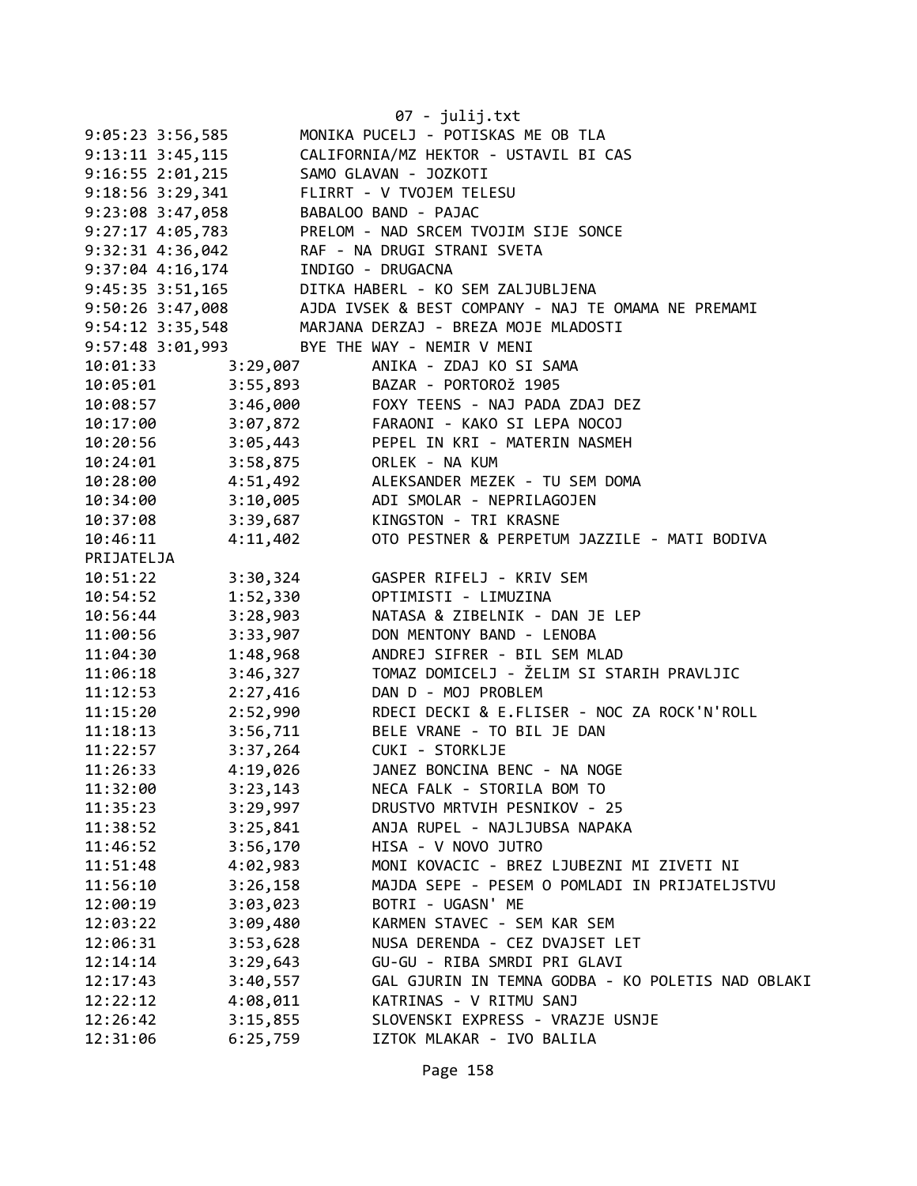07 - julij.txt

```
9:05:23 3:56,585        MONIKA PUCELJ - POTISKAS ME OB TLA
9:13:11 3:45,115        CALIFORNIA/MZ HEKTOR - USTAVIL BI CAS
9:16:55 2:01,215        SAMO GLAVAN - JOZKOTI
9:18:56 3:29,341        FLIRRT - V TVOJEM TELESU
9:23:08 3:47,058        BABALOO BAND - PAJAC
9:27:17 4:05,783        PRELOM - NAD SRCEM TVOJIM SIJE SONCE
9:32:31 4:36,042        RAF - NA DRUGI STRANI SVETA
9:37:04 4:16,174        INDIGO - DRUGACNA
9:45:35 3:51,165        DITKA HABERL - KO SEM ZALJUBLJENA
9:50:26 3:47,008        AJDA IVSEK & BEST COMPANY - NAJ TE OMAMA NE PREMAMI
9:54:12 3:35,548        MARJANA DERZAJ - BREZA MOJE MLADOSTI
9:57:48 3:01,993        BYE THE WAY - NEMIR V MENI
10:01:33        3:29,007        ANIKA - ZDAJ KO SI SAMA
10:05:01        3:55,893        BAZAR - PORTOROž 1905
10:08:57        3:46,000        FOXY TEENS - NAJ PADA ZDAJ DEZ
10:17:00        3:07,872        FARAONI - KAKO SI LEPA NOCOJ
10:20:56        3:05,443        PEPEL IN KRI - MATERIN NASMEH
10:24:01        3:58,875        ORLEK - NA KUM
10:28:00        4:51,492        ALEKSANDER MEZEK - TU SEM DOMA
10:34:00        3:10,005        ADI SMOLAR - NEPRILAGOJEN
10:37:08        3:39,687        KINGSTON - TRI KRASNE
10:46:11        4:11,402        OTO PESTNER & PERPETUM JAZZILE - MATI BODIVA
PRIJATELJA
10:51:22        3:30,324        GASPER RIFELJ - KRIV SEM
10:54:52        1:52,330        OPTIMISTI - LIMUZINA
10:56:44        3:28,903        NATASA & ZIBELNIK - DAN JE LEP
11:00:56        3:33,907        DON MENTONY BAND - LENOBA
11:04:30        1:48,968        ANDREJ SIFRER - BIL SEM MLAD
11:06:18        3:46,327        TOMAZ DOMICELJ - ŽELIM SI STARIH PRAVLJIC
11:12:53        2:27,416        DAN D - MOJ PROBLEM
11:15:20        2:52,990        RDECI DECKI & E.FLISER - NOC ZA ROCK'N'ROLL
11:18:13        3:56,711        BELE VRANE - TO BIL JE DAN
11:22:57        3:37,264        CUKI - STORKLJE
11:26:33        4:19,026        JANEZ BONCINA BENC - NA NOGE
11:32:00        3:23,143        NECA FALK - STORILA BOM TO
11:35:23        3:29,997        DRUSTVO MRTVIH PESNIKOV - 25
11:38:52        3:25,841        ANJA RUPEL - NAJLJUBSA NAPAKA
11:46:52        3:56,170        HISA - V NOVO JUTRO
11:51:48        4:02,983        MONI KOVACIC - BREZ LJUBEZNI MI ZIVETI NI
11:56:10        3:26,158        MAJDA SEPE - PESEM O POMLADI IN PRIJATELJSTVU
12:00:19        3:03,023        BOTRI - UGASN' ME
12:03:22        3:09,480        KARMEN STAVEC - SEM KAR SEM
12:06:31        3:53,628        NUSA DERENDA - CEZ DVAJSET LET
12:14:14        3:29,643        GU-GU - RIBA SMRDI PRI GLAVI
12:17:43        3:40,557        GAL GJURIN IN TEMNA GODBA - KO POLETIS NAD OBLAKI
12:22:12        4:08,011        KATRINAS - V RITMU SANJ
12:26:42        3:15,855        SLOVENSKI EXPRESS - VRAZJE USNJE
12:31:06        6:25,759        IZTOK MLAKAR - IVO BALILA
```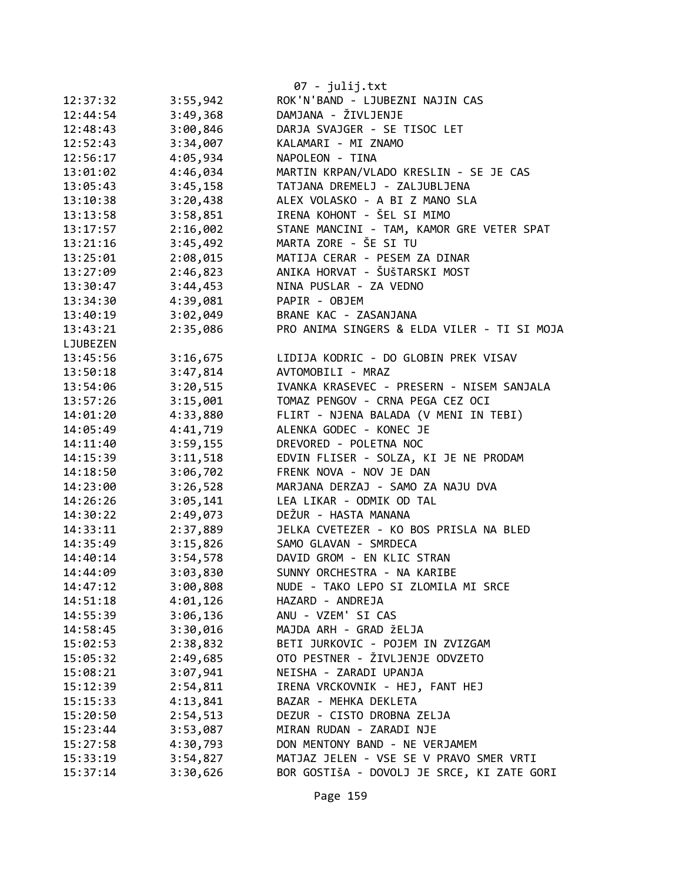07 - julij.txt

| | | |
|---|---|---|
| 12:37:32 | 3:55,942 | ROK'N'BAND - LJUBEZNI NAJIN CAS |
| 12:44:54 | 3:49,368 | DAMJANA - ŽIVLJENJE |
| 12:48:43 | 3:00,846 | DARJA SVAJGER - SE TISOC LET |
| 12:52:43 | 3:34,007 | KALAMARI - MI ZNAMO |
| 12:56:17 | 4:05,934 | NAPOLEON - TINA |
| 13:01:02 | 4:46,034 | MARTIN KRPAN/VLADO KRESLIN - SE JE CAS |
| 13:05:43 | 3:45,158 | TATJANA DREMELJ - ZALJUBLJENA |
| 13:10:38 | 3:20,438 | ALEX VOLASKO - A BI Z MANO SLA |
| 13:13:58 | 3:58,851 | IRENA KOHONT - ŠEL SI MIMO |
| 13:17:57 | 2:16,002 | STANE MANCINI - TAM, KAMOR GRE VETER SPAT |
| 13:21:16 | 3:45,492 | MARTA ZORE - ŠE SI TU |
| 13:25:01 | 2:08,015 | MATIJA CERAR - PESEM ZA DINAR |
| 13:27:09 | 2:46,823 | ANIKA HORVAT - ŠUŠTARSKI MOST |
| 13:30:47 | 3:44,453 | NINA PUSLAR - ZA VEDNO |
| 13:34:30 | 4:39,081 | PAPIR - OBJEM |
| 13:40:19 | 3:02,049 | BRANE KAC - ZASANJANA |
| 13:43:21 | 2:35,086 | PRO ANIMA SINGERS & ELDA VILER - TI SI MOJA LJUBEZEN |
| 13:45:56 | 3:16,675 | LIDIJA KODRIC - DO GLOBIN PREK VISAV |
| 13:50:18 | 3:47,814 | AVTOMOBILI - MRAZ |
| 13:54:06 | 3:20,515 | IVANKA KRASEVEC - PRESERN - NISEM SANJALA |
| 13:57:26 | 3:15,001 | TOMAZ PENGOV - CRNA PEGA CEZ OCI |
| 14:01:20 | 4:33,880 | FLIRT - NJENA BALADA (V MENI IN TEBI) |
| 14:05:49 | 4:41,719 | ALENKA GODEC - KONEC JE |
| 14:11:40 | 3:59,155 | DREVORED - POLETNA NOC |
| 14:15:39 | 3:11,518 | EDVIN FLISER - SOLZA, KI JE NE PRODAM |
| 14:18:50 | 3:06,702 | FRENK NOVA - NOV JE DAN |
| 14:23:00 | 3:26,528 | MARJANA DERZAJ - SAMO ZA NAJU DVA |
| 14:26:26 | 3:05,141 | LEA LIKAR - ODMIK OD TAL |
| 14:30:22 | 2:49,073 | DEŽUR - HASTA MANANA |
| 14:33:11 | 2:37,889 | JELKA CVETEZER - KO BOS PRISLA NA BLED |
| 14:35:49 | 3:15,826 | SAMO GLAVAN - SMRDECA |
| 14:40:14 | 3:54,578 | DAVID GROM - EN KLIC STRAN |
| 14:44:09 | 3:03,830 | SUNNY ORCHESTRA - NA KARIBE |
| 14:47:12 | 3:00,808 | NUDE - TAKO LEPO SI ZLOMILA MI SRCE |
| 14:51:18 | 4:01,126 | HAZARD - ANDREJA |
| 14:55:39 | 3:06,136 | ANU - VZEM' SI CAS |
| 14:58:45 | 3:30,016 | MAJDA ARH - GRAD žELJA |
| 15:02:53 | 2:38,832 | BETI JURKOVIC - POJEM IN ZVIZGAM |
| 15:05:32 | 2:49,685 | OTO PESTNER - ŽIVLJENJE ODVZETO |
| 15:08:21 | 3:07,941 | NEISHA - ZARADI UPANJA |
| 15:12:39 | 2:54,811 | IRENA VRCKOVNIK - HEJ, FANT HEJ |
| 15:15:33 | 4:13,841 | BAZAR - MEHKA DEKLETA |
| 15:20:50 | 2:54,513 | DEZUR - CISTO DROBNA ZELJA |
| 15:23:44 | 3:53,087 | MIRAN RUDAN - ZARADI NJE |
| 15:27:58 | 4:30,793 | DON MENTONY BAND - NE VERJAMEM |
| 15:33:19 | 3:54,827 | MATJAZ JELEN - VSE SE V PRAVO SMER VRTI |
| 15:37:14 | 3:30,626 | BOR GOSTIšA - DOVOLJ JE SRCE, KI ZATE GORI |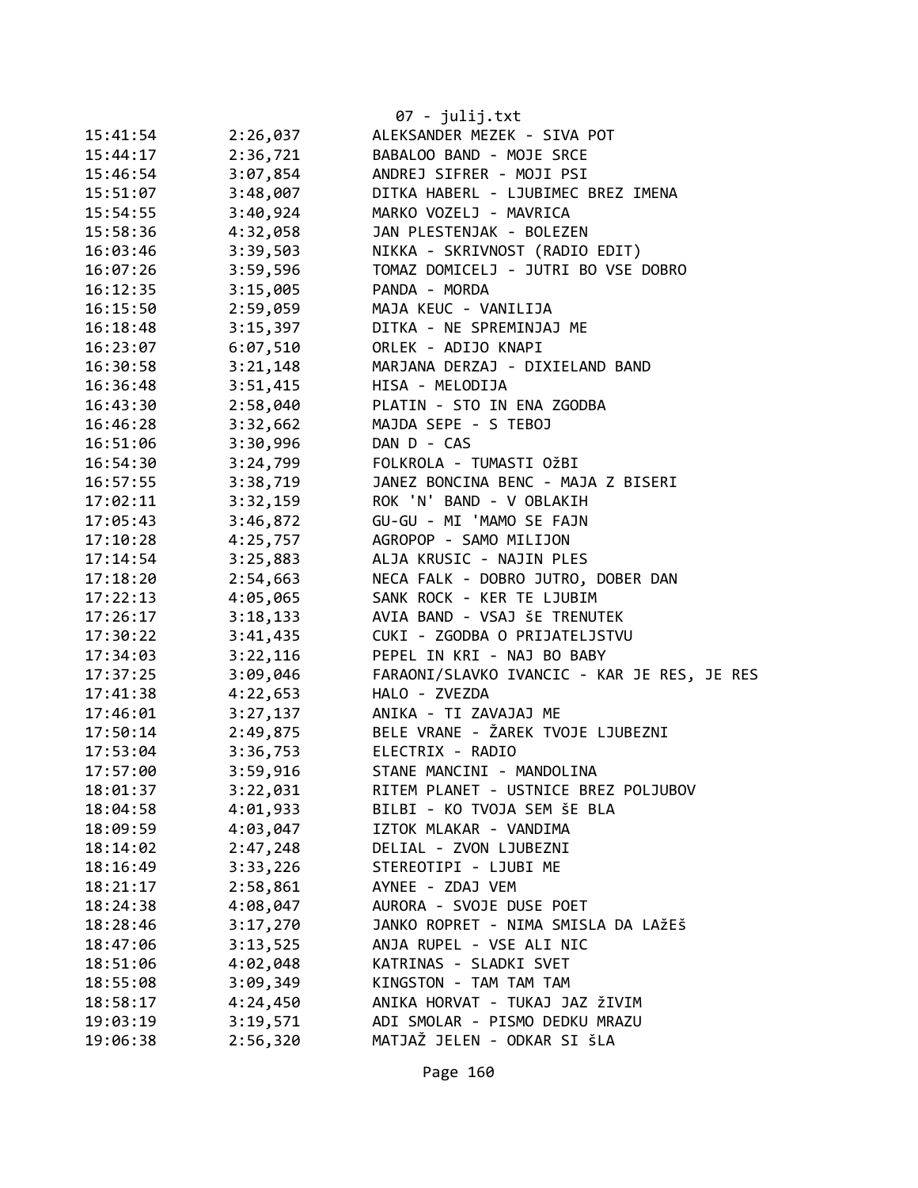07 - julij.txt

```
15:41:54        2:26,037        ALEKSANDER MEZEK - SIVA POT
15:44:17        2:36,721        BABALOO BAND - MOJE SRCE
15:46:54        3:07,854        ANDREJ SIFRER - MOJI PSI
15:51:07        3:48,007        DITKA HABERL - LJUBIMEC BREZ IMENA
15:54:55        3:40,924        MARKO VOZELJ - MAVRICA
15:58:36        4:32,058        JAN PLESTENJAK - BOLEZEN
16:03:46        3:39,503        NIKKA - SKRIVNOST (RADIO EDIT)
16:07:26        3:59,596        TOMAZ DOMICELJ - JUTRI BO VSE DOBRO
16:12:35        3:15,005        PANDA - MORDA
16:15:50        2:59,059        MAJA KEUC - VANILIJA
16:18:48        3:15,397        DITKA - NE SPREMINJAJ ME
16:23:07        6:07,510        ORLEK - ADIJO KNAPI
16:30:58        3:21,148        MARJANA DERZAJ - DIXIELAND BAND
16:36:48        3:51,415        HISA - MELODIJA
16:43:30        2:58,040        PLATIN - STO IN ENA ZGODBA
16:46:28        3:32,662        MAJDA SEPE - S TEBOJ
16:51:06        3:30,996        DAN D - CAS
16:54:30        3:24,799        FOLKROLA - TUMASTI OžBI
16:57:55        3:38,719        JANEZ BONCINA BENC - MAJA Z BISERI
17:02:11        3:32,159        ROK 'N' BAND - V OBLAKIH
17:05:43        3:46,872        GU-GU - MI 'MAMO SE FAJN
17:10:28        4:25,757        AGROPOP - SAMO MILIJON
17:14:54        3:25,883        ALJA KRUSIC - NAJIN PLES
17:18:20        2:54,663        NECA FALK - DOBRO JUTRO, DOBER DAN
17:22:13        4:05,065        SANK ROCK - KER TE LJUBIM
17:26:17        3:18,133        AVIA BAND - VSAJ ŠE TRENUTEK
17:30:22        3:41,435        CUKI - ZGODBA O PRIJATELJSTVU
17:34:03        3:22,116        PEPEL IN KRI - NAJ BO BABY
17:37:25        3:09,046        FARAONI/SLAVKO IVANCIC - KAR JE RES, JE RES
17:41:38        4:22,653        HALO - ZVEZDA
17:46:01        3:27,137        ANIKA - TI ZAVAJAJ ME
17:50:14        2:49,875        BELE VRANE - ŽAREK TVOJE LJUBEZNI
17:53:04        3:36,753        ELECTRIX - RADIO
17:57:00        3:59,916        STANE MANCINI - MANDOLINA
18:01:37        3:22,031        RITEM PLANET - USTNICE BREZ POLJUBOV
18:04:58        4:01,933        BILBI - KO TVOJA SEM ŠE BLA
18:09:59        4:03,047        IZTOK MLAKAR - VANDIMA
18:14:02        2:47,248        DELIAL - ZVON LJUBEZNI
18:16:49        3:33,226        STEREOTIPI - LJUBI ME
18:21:17        2:58,861        AYNEE - ZDAJ VEM
18:24:38        4:08,047        AURORA - SVOJE DUSE POET
18:28:46        3:17,270        JANKO ROPRET - NIMA SMISLA DA LAžEŠ
18:47:06        3:13,525        ANJA RUPEL - VSE ALI NIC
18:51:06        4:02,048        KATRINAS - SLADKI SVET
18:55:08        3:09,349        KINGSTON - TAM TAM TAM
18:58:17        4:24,450        ANIKA HORVAT - TUKAJ JAZ žIVIM
19:03:19        3:19,571        ADI SMOLAR - PISMO DEDKU MRAZU
19:06:38        2:56,320        MATJAŽ JELEN - ODKAR SI šLA
```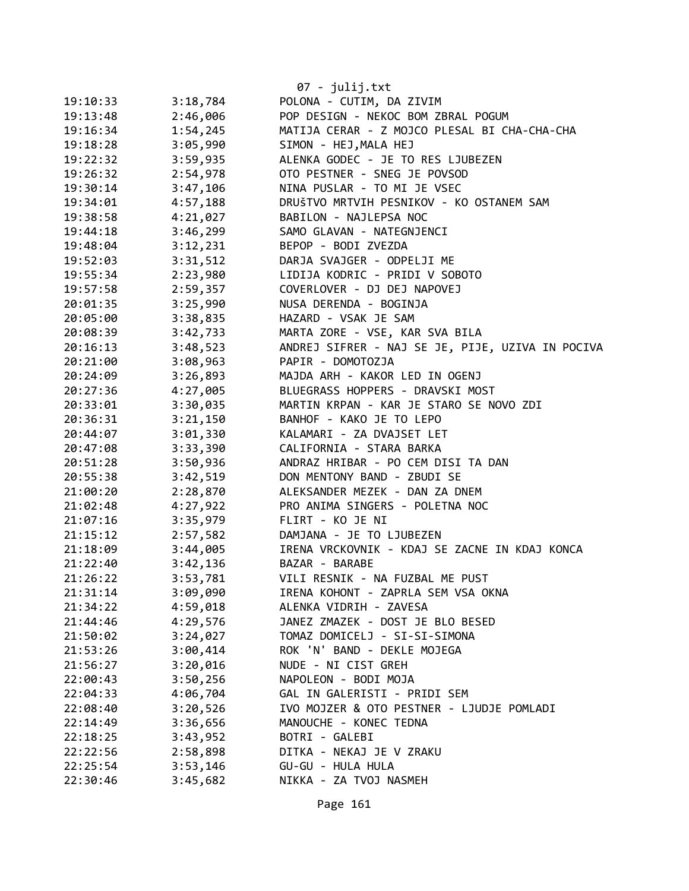07 - julij.txt

| | | |
|---|---|---|
| 19:10:33 | 3:18,784 | POLONA - CUTIM, DA ZIVIM |
| 19:13:48 | 2:46,006 | POP DESIGN - NEKOC BOM ZBRAL POGUM |
| 19:16:34 | 1:54,245 | MATIJA CERAR - Z MOJCO PLESAL BI CHA-CHA-CHA |
| 19:18:28 | 3:05,990 | SIMON - HEJ,MALA HEJ |
| 19:22:32 | 3:59,935 | ALENKA GODEC - JE TO RES LJUBEZEN |
| 19:26:32 | 2:54,978 | OTO PESTNER - SNEG JE POVSOD |
| 19:30:14 | 3:47,106 | NINA PUSLAR - TO MI JE VSEC |
| 19:34:01 | 4:57,188 | DRUŠTVO MRTVIH PESNIKOV - KO OSTANEM SAM |
| 19:38:58 | 4:21,027 | BABILON - NAJLEPSA NOC |
| 19:44:18 | 3:46,299 | SAMO GLAVAN - NATEGNJENCI |
| 19:48:04 | 3:12,231 | BEPOP - BODI ZVEZDA |
| 19:52:03 | 3:31,512 | DARJA SVAJGER - ODPELJI ME |
| 19:55:34 | 2:23,980 | LIDIJA KODRIC - PRIDI V SOBOTO |
| 19:57:58 | 2:59,357 | COVERLOVER - DJ DEJ NAPOVEJ |
| 20:01:35 | 3:25,990 | NUSA DERENDA - BOGINJA |
| 20:05:00 | 3:38,835 | HAZARD - VSAK JE SAM |
| 20:08:39 | 3:42,733 | MARTA ZORE - VSE, KAR SVA BILA |
| 20:16:13 | 3:48,523 | ANDREJ SIFRER - NAJ SE JE, PIJE, UZIVA IN POCIVA |
| 20:21:00 | 3:08,963 | PAPIR - DOMOTOZJA |
| 20:24:09 | 3:26,893 | MAJDA ARH - KAKOR LED IN OGENJ |
| 20:27:36 | 4:27,005 | BLUEGRASS HOPPERS - DRAVSKI MOST |
| 20:33:01 | 3:30,035 | MARTIN KRPAN - KAR JE STARO SE NOVO ZDI |
| 20:36:31 | 3:21,150 | BANHOF - KAKO JE TO LEPO |
| 20:44:07 | 3:01,330 | KALAMARI - ZA DVAJSET LET |
| 20:47:08 | 3:33,390 | CALIFORNIA - STARA BARKA |
| 20:51:28 | 3:50,936 | ANDRAZ HRIBAR - PO CEM DISI TA DAN |
| 20:55:38 | 3:42,519 | DON MENTONY BAND - ZBUDI SE |
| 21:00:20 | 2:28,870 | ALEKSANDER MEZEK - DAN ZA DNEM |
| 21:02:48 | 4:27,922 | PRO ANIMA SINGERS - POLETNA NOC |
| 21:07:16 | 3:35,979 | FLIRT - KO JE NI |
| 21:15:12 | 2:57,582 | DAMJANA - JE TO LJUBEZEN |
| 21:18:09 | 3:44,005 | IRENA VRCKOVNIK - KDAJ SE ZACNE IN KDAJ KONCA |
| 21:22:40 | 3:42,136 | BAZAR - BARABE |
| 21:26:22 | 3:53,781 | VILI RESNIK - NA FUZBAL ME PUST |
| 21:31:14 | 3:09,090 | IRENA KOHONT - ZAPRLA SEM VSA OKNA |
| 21:34:22 | 4:59,018 | ALENKA VIDRIH - ZAVESA |
| 21:44:46 | 4:29,576 | JANEZ ZMAZEK - DOST JE BLO BESED |
| 21:50:02 | 3:24,027 | TOMAZ DOMICELJ - SI-SI-SIMONA |
| 21:53:26 | 3:00,414 | ROK 'N' BAND - DEKLE MOJEGA |
| 21:56:27 | 3:20,016 | NUDE - NI CIST GREH |
| 22:00:43 | 3:50,256 | NAPOLEON - BODI MOJA |
| 22:04:33 | 4:06,704 | GAL IN GALERISTI - PRIDI SEM |
| 22:08:40 | 3:20,526 | IVO MOJZER & OTO PESTNER - LJUDJE POMLADI |
| 22:14:49 | 3:36,656 | MANOUCHE - KONEC TEDNA |
| 22:18:25 | 3:43,952 | BOTRI - GALEBI |
| 22:22:56 | 2:58,898 | DITKA - NEKAJ JE V ZRAKU |
| 22:25:54 | 3:53,146 | GU-GU - HULA HULA |
| 22:30:46 | 3:45,682 | NIKKA - ZA TVOJ NASMEH |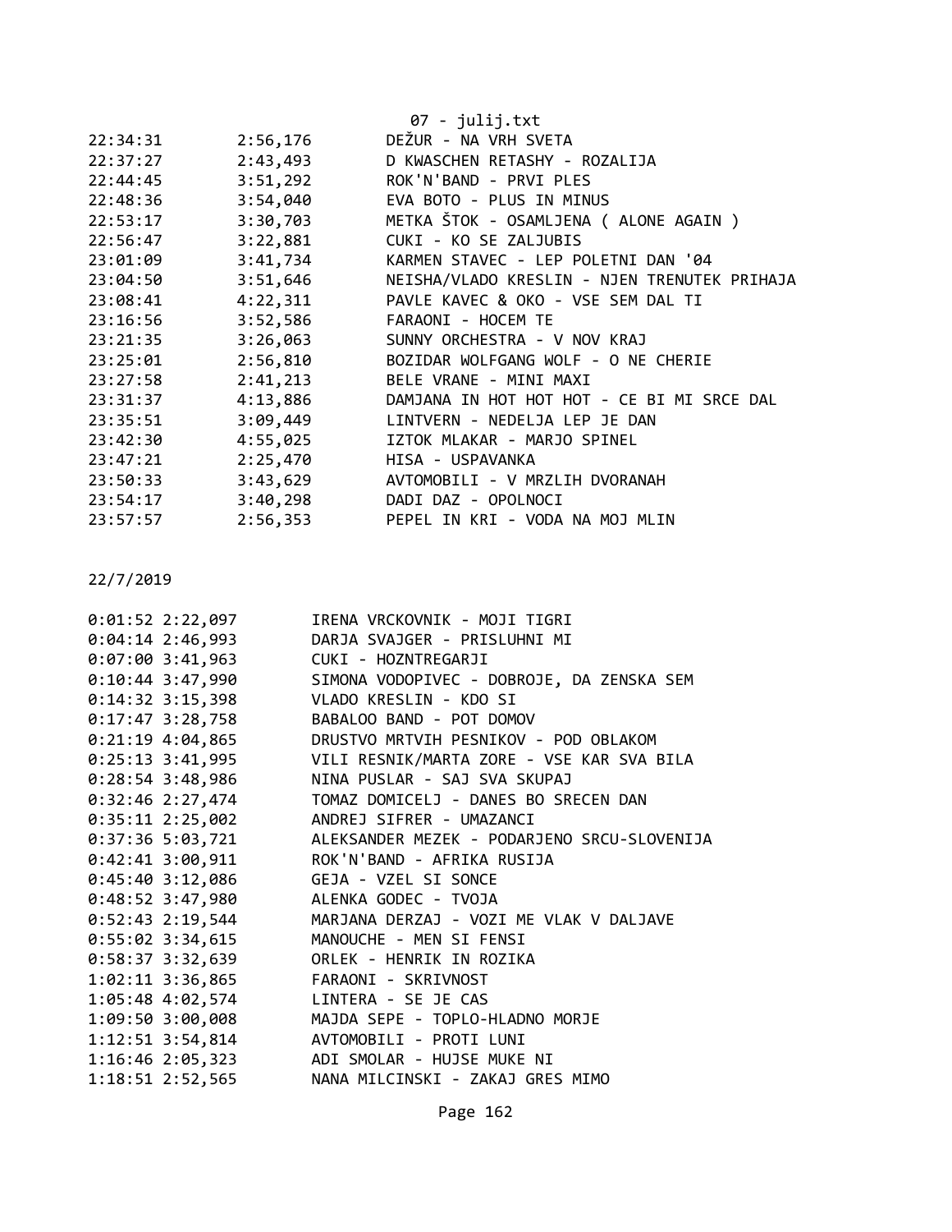07 - julij.txt

```
22:34:31        2:56,176        DEŽUR - NA VRH SVETA
22:37:27        2:43,493        D KWASCHEN RETASHY - ROZALIJA
22:44:45        3:51,292        ROK'N'BAND - PRVI PLES
22:48:36        3:54,040        EVA BOTO - PLUS IN MINUS
22:53:17        3:30,703        METKA ŠTOK - OSAMLJENA ( ALONE AGAIN )
22:56:47        3:22,881        CUKI - KO SE ZALJUBIS
23:01:09        3:41,734        KARMEN STAVEC - LEP POLETNI DAN '04
23:04:50        3:51,646        NEISHA/VLADO KRESLIN - NJEN TRENUTEK PRIHAJA
23:08:41        4:22,311        PAVLE KAVEC & OKO - VSE SEM DAL TI
23:16:56        3:52,586        FARAONI - HOCEM TE
23:21:35        3:26,063        SUNNY ORCHESTRA - V NOV KRAJ
23:25:01        2:56,810        BOZIDAR WOLFGANG WOLF - O NE CHERIE
23:27:58        2:41,213        BELE VRANE - MINI MAXI
23:31:37        4:13,886        DAMJANA IN HOT HOT HOT - CE BI MI SRCE DAL
23:35:51        3:09,449        LINTVERN - NEDELJA LEP JE DAN
23:42:30        4:55,025        IZTOK MLAKAR - MARJO SPINEL
23:47:21        2:25,470        HISA - USPAVANKA
23:50:33        3:43,629        AVTOMOBILI - V MRZLIH DVORANAH
23:54:17        3:40,298        DADI DAZ - OPOLNOCI
23:57:57        2:56,353        PEPEL IN KRI - VODA NA MOJ MLIN
```

22/7/2019

```
0:01:52 2:22,097        IRENA VRCKOVNIK - MOJI TIGRI
0:04:14 2:46,993        DARJA SVAJGER - PRISLUHNI MI
0:07:00 3:41,963        CUKI - HOZNTREGARJI
0:10:44 3:47,990        SIMONA VODOPIVEC - DOBROJE, DA ZENSKA SEM
0:14:32 3:15,398        VLADO KRESLIN - KDO SI
0:17:47 3:28,758        BABALOO BAND - POT DOMOV
0:21:19 4:04,865        DRUSTVO MRTVIH PESNIKOV - POD OBLAKOM
0:25:13 3:41,995        VILI RESNIK/MARTA ZORE - VSE KAR SVA BILA
0:28:54 3:48,986        NINA PUSLAR - SAJ SVA SKUPAJ
0:32:46 2:27,474        TOMAZ DOMICELJ - DANES BO SRECEN DAN
0:35:11 2:25,002        ANDREJ SIFRER - UMAZANCI
0:37:36 5:03,721        ALEKSANDER MEZEK - PODARJENO SRCU-SLOVENIJA
0:42:41 3:00,911        ROK'N'BAND - AFRIKA RUSIJA
0:45:40 3:12,086        GEJA - VZEL SI SONCE
0:48:52 3:47,980        ALENKA GODEC - TVOJA
0:52:43 2:19,544        MARJANA DERZAJ - VOZI ME VLAK V DALJAVE
0:55:02 3:34,615        MANOUCHE - MEN SI FENSI
0:58:37 3:32,639        ORLEK - HENRIK IN ROZIKA
1:02:11 3:36,865        FARAONI - SKRIVNOST
1:05:48 4:02,574        LINTERA - SE JE CAS
1:09:50 3:00,008        MAJDA SEPE - TOPLO-HLADNO MORJE
1:12:51 3:54,814        AVTOMOBILI - PROTI LUNI
1:16:46 2:05,323        ADI SMOLAR - HUJSE MUKE NI
1:18:51 2:52,565        NANA MILCINSKI - ZAKAJ GRES MIMO
```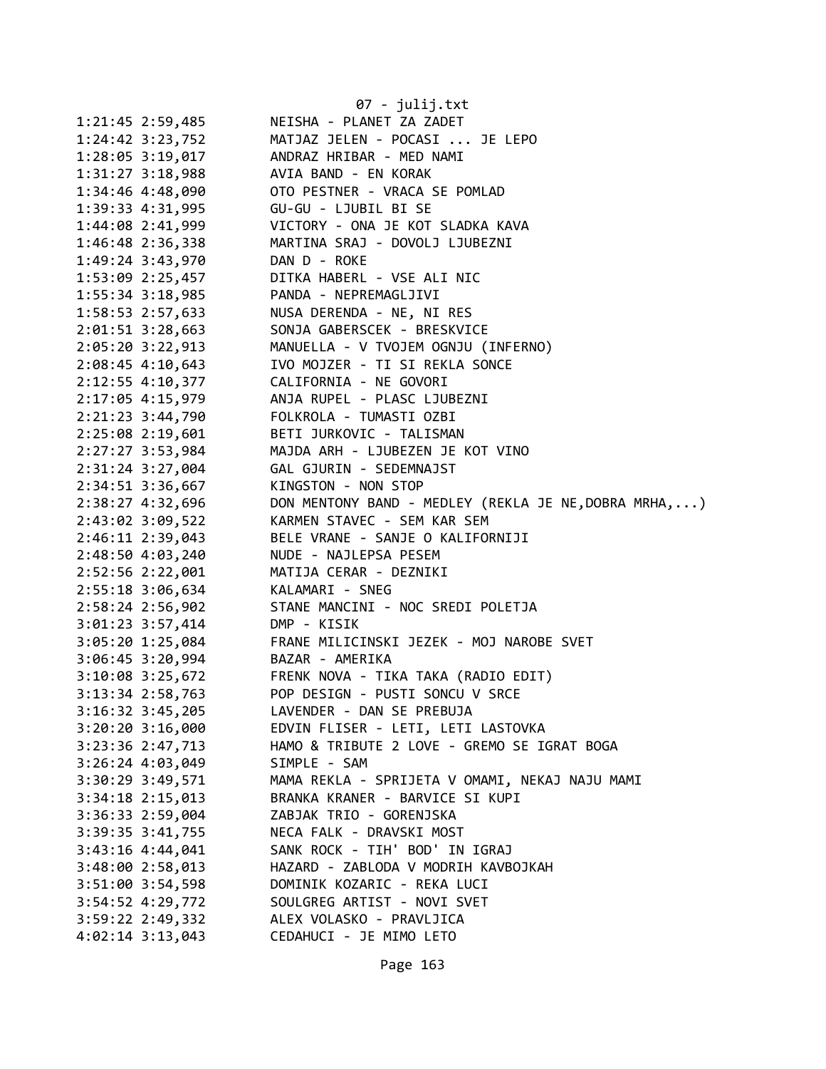```
1:21:45 2:59,485        NEISHA - PLANET ZA ZADET
1:24:42 3:23,752        MATJAZ JELEN - POCASI ... JE LEPO
1:28:05 3:19,017        ANDRAZ HRIBAR - MED NAMI
1:31:27 3:18,988        AVIA BAND - EN KORAK
1:34:46 4:48,090        OTO PESTNER - VRACA SE POMLAD
1:39:33 4:31,995        GU-GU - LJUBIL BI SE
1:44:08 2:41,999        VICTORY - ONA JE KOT SLADKA KAVA
1:46:48 2:36,338        MARTINA SRAJ - DOVOLJ LJUBEZNI
1:49:24 3:43,970        DAN D - ROKE
1:53:09 2:25,457        DITKA HABERL - VSE ALI NIC
1:55:34 3:18,985        PANDA - NEPREMAGLJIVI
1:58:53 2:57,633        NUSA DERENDA - NE, NI RES
2:01:51 3:28,663        SONJA GABERSCEK - BRESKVICE
2:05:20 3:22,913        MANUELLA - V TVOJEM OGNJU (INFERNO)
2:08:45 4:10,643        IVO MOJZER - TI SI REKLA SONCE
2:12:55 4:10,377        CALIFORNIA - NE GOVORI
2:17:05 4:15,979        ANJA RUPEL - PLASC LJUBEZNI
2:21:23 3:44,790        FOLKROLA - TUMASTI OZBI
2:25:08 2:19,601        BETI JURKOVIC - TALISMAN
2:27:27 3:53,984        MAJDA ARH - LJUBEZEN JE KOT VINO
2:31:24 3:27,004        GAL GJURIN - SEDEMNAJST
2:34:51 3:36,667        KINGSTON - NON STOP
2:38:27 4:32,696        DON MENTONY BAND - MEDLEY (REKLA JE NE,DOBRA MRHA,...)
2:43:02 3:09,522        KARMEN STAVEC - SEM KAR SEM
2:46:11 2:39,043        BELE VRANE - SANJE O KALIFORNIJI
2:48:50 4:03,240        NUDE - NAJLEPSA PESEM
2:52:56 2:22,001        MATIJA CERAR - DEZNIKI
2:55:18 3:06,634        KALAMARI - SNEG
2:58:24 2:56,902        STANE MANCINI - NOC SREDI POLETJA
3:01:23 3:57,414        DMP - KISIK
3:05:20 1:25,084        FRANE MILICINSKI JEZEK - MOJ NAROBE SVET
3:06:45 3:20,994        BAZAR - AMERIKA
3:10:08 3:25,672        FRENK NOVA - TIKA TAKA (RADIO EDIT)
3:13:34 2:58,763        POP DESIGN - PUSTI SONCU V SRCE
3:16:32 3:45,205        LAVENDER - DAN SE PREBUJA
3:20:20 3:16,000        EDVIN FLISER - LETI, LETI LASTOVKA
3:23:36 2:47,713        HAMO & TRIBUTE 2 LOVE - GREMO SE IGRAT BOGA
3:26:24 4:03,049        SIMPLE - SAM
3:30:29 3:49,571        MAMA REKLA - SPRIJETA V OMAMI, NEKAJ NAJU MAMI
3:34:18 2:15,013        BRANKA KRANER - BARVICE SI KUPI
3:36:33 2:59,004        ZABJAK TRIO - GORENJSKA
3:39:35 3:41,755        NECA FALK - DRAVSKI MOST
3:43:16 4:44,041        SANK ROCK - TIH' BOD' IN IGRAJ
3:48:00 2:58,013        HAZARD - ZABLODA V MODRIH KAVBOJKAH
3:51:00 3:54,598        DOMINIK KOZARIC - REKA LUCI
3:54:52 4:29,772        SOULGREG ARTIST - NOVI SVET
3:59:22 2:49,332        ALEX VOLASKO - PRAVLJICA
4:02:14 3:13,043        CEDAHUCI - JE MIMO LETO
```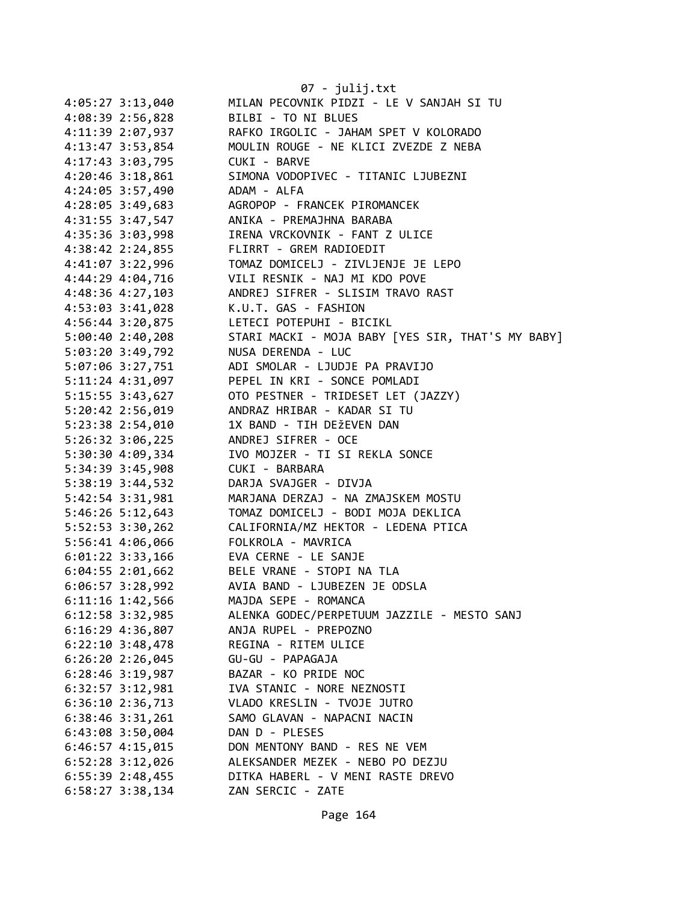07 - julij.txt

```
4:05:27 3:13,040        MILAN PECOVNIK PIDZI - LE V SANJAH SI TU
4:08:39 2:56,828        BILBI - TO NI BLUES
4:11:39 2:07,937        RAFKO IRGOLIC - JAHAM SPET V KOLORADO
4:13:47 3:53,854        MOULIN ROUGE - NE KLICI ZVEZDE Z NEBA
4:17:43 3:03,795        CUKI - BARVE
4:20:46 3:18,861        SIMONA VODOPIVEC - TITANIC LJUBEZNI
4:24:05 3:57,490        ADAM - ALFA
4:28:05 3:49,683        AGROPOP - FRANCEK PIROMANCEK
4:31:55 3:47,547        ANIKA - PREMAJHNA BARABA
4:35:36 3:03,998        IRENA VRCKOVNIK - FANT Z ULICE
4:38:42 2:24,855        FLIRRT - GREM RADIOEDIT
4:41:07 3:22,996        TOMAZ DOMICELJ - ZIVLJENJE JE LEPO
4:44:29 4:04,716        VILI RESNIK - NAJ MI KDO POVE
4:48:36 4:27,103        ANDREJ SIFRER - SLISIM TRAVO RAST
4:53:03 3:41,028        K.U.T. GAS - FASHION
4:56:44 3:20,875        LETECI POTEPUHI - BICIKL
5:00:40 2:40,208        STARI MACKI - MOJA BABY [YES SIR, THAT'S MY BABY]
5:03:20 3:49,792        NUSA DERENDA - LUC
5:07:06 3:27,751        ADI SMOLAR - LJUDJE PA PRAVIJO
5:11:24 4:31,097        PEPEL IN KRI - SONCE POMLADI
5:15:55 3:43,627        OTO PESTNER - TRIDESET LET (JAZZY)
5:20:42 2:56,019        ANDRAZ HRIBAR - KADAR SI TU
5:23:38 2:54,010        1X BAND - TIH DEžEVEN DAN
5:26:32 3:06,225        ANDREJ SIFRER - OCE
5:30:30 4:09,334        IVO MOJZER - TI SI REKLA SONCE
5:34:39 3:45,908        CUKI - BARBARA
5:38:19 3:44,532        DARJA SVAJGER - DIVJA
5:42:54 3:31,981        MARJANA DERZAJ - NA ZMAJSKEM MOSTU
5:46:26 5:12,643        TOMAZ DOMICELJ - BODI MOJA DEKLICA
5:52:53 3:30,262        CALIFORNIA/MZ HEKTOR - LEDENA PTICA
5:56:41 4:06,066        FOLKROLA - MAVRICA
6:01:22 3:33,166        EVA CERNE - LE SANJE
6:04:55 2:01,662        BELE VRANE - STOPI NA TLA
6:06:57 3:28,992        AVIA BAND - LJUBEZEN JE ODSLA
6:11:16 1:42,566        MAJDA SEPE - ROMANCA
6:12:58 3:32,985        ALENKA GODEC/PERPETUUM JAZZILE - MESTO SANJ
6:16:29 4:36,807        ANJA RUPEL - PREPOZNO
6:22:10 3:48,478        REGINA - RITEM ULICE
6:26:20 2:26,045        GU-GU - PAPAGAJA
6:28:46 3:19,987        BAZAR - KO PRIDE NOC
6:32:57 3:12,981        IVA STANIC - NORE NEZNOSTI
6:36:10 2:36,713        VLADO KRESLIN - TVOJE JUTRO
6:38:46 3:31,261        SAMO GLAVAN - NAPACNI NACIN
6:43:08 3:50,004        DAN D - PLESES
6:46:57 4:15,015        DON MENTONY BAND - RES NE VEM
6:52:28 3:12,026        ALEKSANDER MEZEK - NEBO PO DEZJU
6:55:39 2:48,455        DITKA HABERL - V MENI RASTE DREVO
6:58:27 3:38,134        ZAN SERCIC - ZATE
```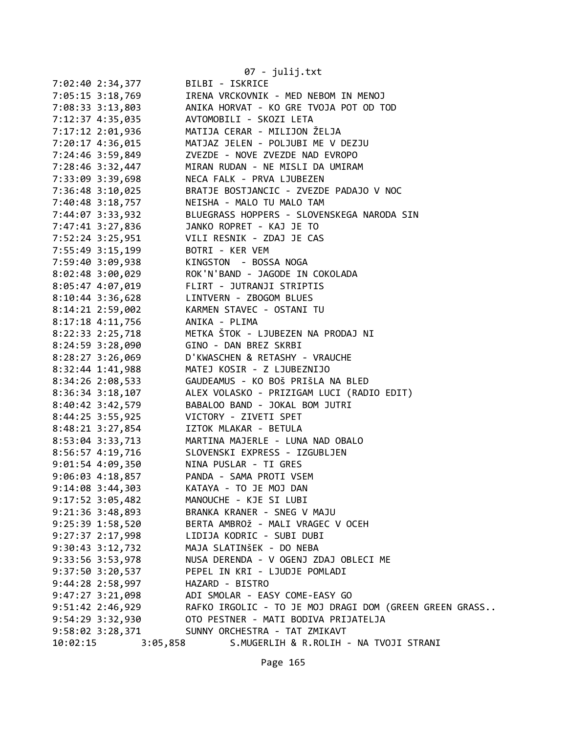```
7:02:40 2:34,377        BILBI - ISKRICE
7:05:15 3:18,769        IRENA VRCKOVNIK - MED NEBOM IN MENOJ
7:08:33 3:13,803        ANIKA HORVAT - KO GRE TVOJA POT OD TOD
7:12:37 4:35,035        AVTOMOBILI - SKOZI LETA
7:17:12 2:01,936        MATIJA CERAR - MILIJON ŽELJA
7:20:17 4:36,015        MATJAZ JELEN - POLJUBI ME V DEZJU
7:24:46 3:59,849        ZVEZDE - NOVE ZVEZDE NAD EVROPO
7:28:46 3:32,447        MIRAN RUDAN - NE MISLI DA UMIRAM
7:33:09 3:39,698        NECA FALK - PRVA LJUBEZEN
7:36:48 3:10,025        BRATJE BOSTJANCIC - ZVEZDE PADAJO V NOC
7:40:48 3:18,757        NEISHA - MALO TU MALO TAM
7:44:07 3:33,932        BLUEGRASS HOPPERS - SLOVENSKEGA NARODA SIN
7:47:41 3:27,836        JANKO ROPRET - KAJ JE TO
7:52:24 3:25,951        VILI RESNIK - ZDAJ JE CAS
7:55:49 3:15,199        BOTRI - KER VEM
7:59:40 3:09,938        KINGSTON  - BOSSA NOGA
8:02:48 3:00,029        ROK'N'BAND - JAGODE IN COKOLADA
8:05:47 4:07,019        FLIRT - JUTRANJI STRIPTIS
8:10:44 3:36,628        LINTVERN - ZBOGOM BLUES
8:14:21 2:59,002        KARMEN STAVEC - OSTANI TU
8:17:18 4:11,756        ANIKA - PLIMA
8:22:33 2:25,718        METKA ŠTOK - LJUBEZEN NA PRODAJ NI
8:24:59 3:28,090        GINO - DAN BREZ SKRBI
8:28:27 3:26,069        D'KWASCHEN & RETASHY - VRAUCHE
8:32:44 1:41,988        MATEJ KOSIR - Z LJUBEZNIJO
8:34:26 2:08,533        GAUDEAMUS - KO BOŠ PRIŠLA NA BLED
8:36:34 3:18,107        ALEX VOLASKO - PRIZIGAM LUCI (RADIO EDIT)
8:40:42 3:42,579        BABALOO BAND - JOKAL BOM JUTRI
8:44:25 3:55,925        VICTORY - ZIVETI SPET
8:48:21 3:27,854        IZTOK MLAKAR - BETULA
8:53:04 3:33,713        MARTINA MAJERLE - LUNA NAD OBALO
8:56:57 4:19,716        SLOVENSKI EXPRESS - IZGUBLJEN
9:01:54 4:09,350        NINA PUSLAR - TI GRES
9:06:03 4:18,857        PANDA - SAMA PROTI VSEM
9:14:08 3:44,303        KATAYA - TO JE MOJ DAN
9:17:52 3:05,482        MANOUCHE - KJE SI LUBI
9:21:36 3:48,893        BRANKA KRANER - SNEG V MAJU
9:25:39 1:58,520        BERTA AMBROŽ - MALI VRAGEC V OCEH
9:27:37 2:17,998        LIDIJA KODRIC - SUBI DUBI
9:30:43 3:12,732        MAJA SLATINŠEK - DO NEBA
9:33:56 3:53,978        NUSA DERENDA - V OGENJ ZDAJ OBLECI ME
9:37:50 3:20,537        PEPEL IN KRI - LJUDJE POMLADI
9:44:28 2:58,997        HAZARD - BISTRO
9:47:27 3:21,098        ADI SMOLAR - EASY COME-EASY GO
9:51:42 2:46,929        RAFKO IRGOLIC - TO JE MOJ DRAGI DOM (GREEN GREEN GRASS..
9:54:29 3:32,930        OTO PESTNER - MATI BODIVA PRIJATELJA
9:58:02 3:28,371        SUNNY ORCHESTRA - TAT ZMIKAVT
10:02:15        3:05,858        S.MUGERLIH & R.ROLIH - NA TVOJI STRANI
```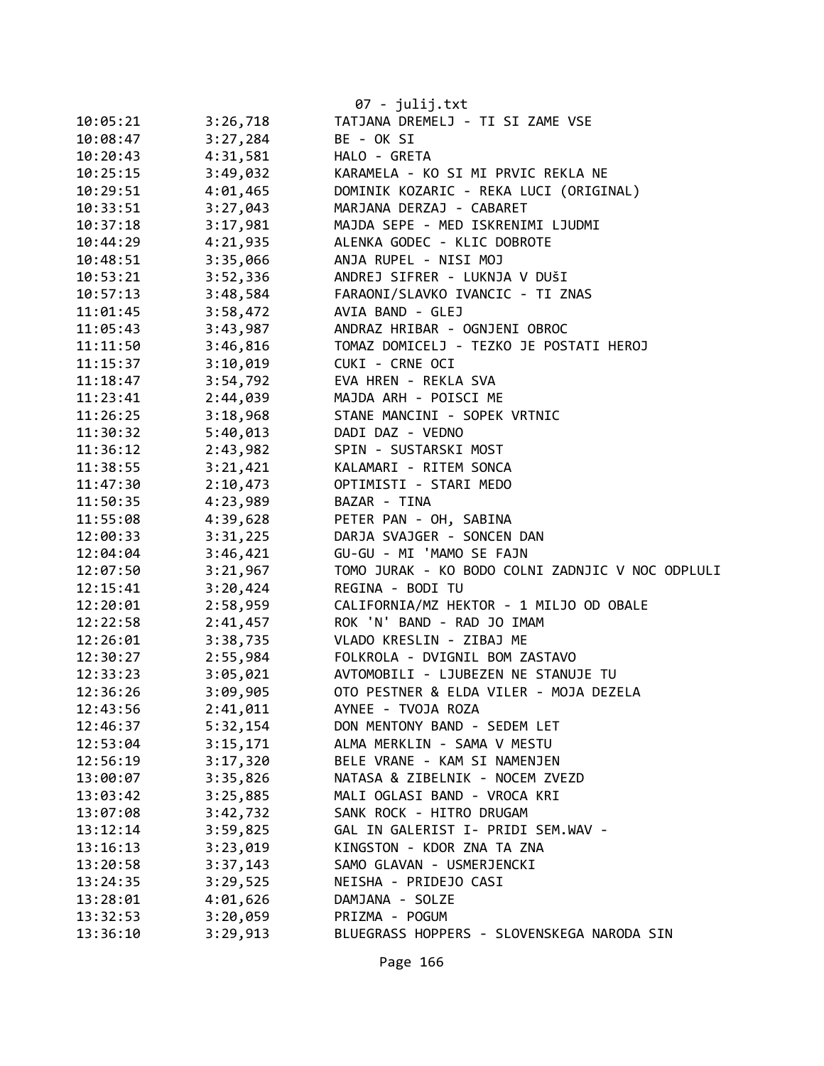07 - julij.txt

```
10:05:21        3:26,718        TATJANA DREMELJ - TI SI ZAME VSE
10:08:47        3:27,284        BE - OK SI
10:20:43        4:31,581        HALO - GRETA
10:25:15        3:49,032        KARAMELA - KO SI MI PRVIC REKLA NE
10:29:51        4:01,465        DOMINIK KOZARIC - REKA LUCI (ORIGINAL)
10:33:51        3:27,043        MARJANA DERZAJ - CABARET
10:37:18        3:17,981        MAJDA SEPE - MED ISKRENIMI LJUDMI
10:44:29        4:21,935        ALENKA GODEC - KLIC DOBROTE
10:48:51        3:35,066        ANJA RUPEL - NISI MOJ
10:53:21        3:52,336        ANDREJ SIFRER - LUKNJA V DUŠI
10:57:13        3:48,584        FARAONI/SLAVKO IVANCIC - TI ZNAS
11:01:45        3:58,472        AVIA BAND - GLEJ
11:05:43        3:43,987        ANDRAZ HRIBAR - OGNJENI OBROC
11:11:50        3:46,816        TOMAZ DOMICELJ - TEZKO JE POSTATI HEROJ
11:15:37        3:10,019        CUKI - CRNE OCI
11:18:47        3:54,792        EVA HREN - REKLA SVA
11:23:41        2:44,039        MAJDA ARH - POISCI ME
11:26:25        3:18,968        STANE MANCINI - SOPEK VRTNIC
11:30:32        5:40,013        DADI DAZ - VEDNO
11:36:12        2:43,982        SPIN - SUSTARSKI MOST
11:38:55        3:21,421        KALAMARI - RITEM SONCA
11:47:30        2:10,473        OPTIMISTI - STARI MEDO
11:50:35        4:23,989        BAZAR - TINA
11:55:08        4:39,628        PETER PAN - OH, SABINA
12:00:33        3:31,225        DARJA SVAJGER - SONCEN DAN
12:04:04        3:46,421        GU-GU - MI 'MAMO SE FAJN
12:07:50        3:21,967        TOMO JURAK - KO BODO COLNI ZADNJIC V NOC ODPLULI
12:15:41        3:20,424        REGINA - BODI TU
12:20:01        2:58,959        CALIFORNIA/MZ HEKTOR - 1 MILJO OD OBALE
12:22:58        2:41,457        ROK 'N' BAND - RAD JO IMAM
12:26:01        3:38,735        VLADO KRESLIN - ZIBAJ ME
12:30:27        2:55,984        FOLKROLA - DVIGNIL BOM ZASTAVO
12:33:23        3:05,021        AVTOMOBILI - LJUBEZEN NE STANUJE TU
12:36:26        3:09,905        OTO PESTNER & ELDA VILER - MOJA DEZELA
12:43:56        2:41,011        AYNEE - TVOJA ROZA
12:46:37        5:32,154        DON MENTONY BAND - SEDEM LET
12:53:04        3:15,171        ALMA MERKLIN - SAMA V MESTU
12:56:19        3:17,320        BELE VRANE - KAM SI NAMENJEN
13:00:07        3:35,826        NATASA & ZIBELNIK - NOCEM ZVEZD
13:03:42        3:25,885        MALI OGLASI BAND - VROCA KRI
13:07:08        3:42,732        SANK ROCK - HITRO DRUGAM
13:12:14        3:59,825        GAL IN GALERIST I- PRIDI SEM.WAV -
13:16:13        3:23,019        KINGSTON - KDOR ZNA TA ZNA
13:20:58        3:37,143        SAMO GLAVAN - USMERJENCKI
13:24:35        3:29,525        NEISHA - PRIDEJO CASI
13:28:01        4:01,626        DAMJANA - SOLZE
13:32:53        3:20,059        PRIZMA - POGUM
13:36:10        3:29,913        BLUEGRASS HOPPERS - SLOVENSKEGA NARODA SIN
```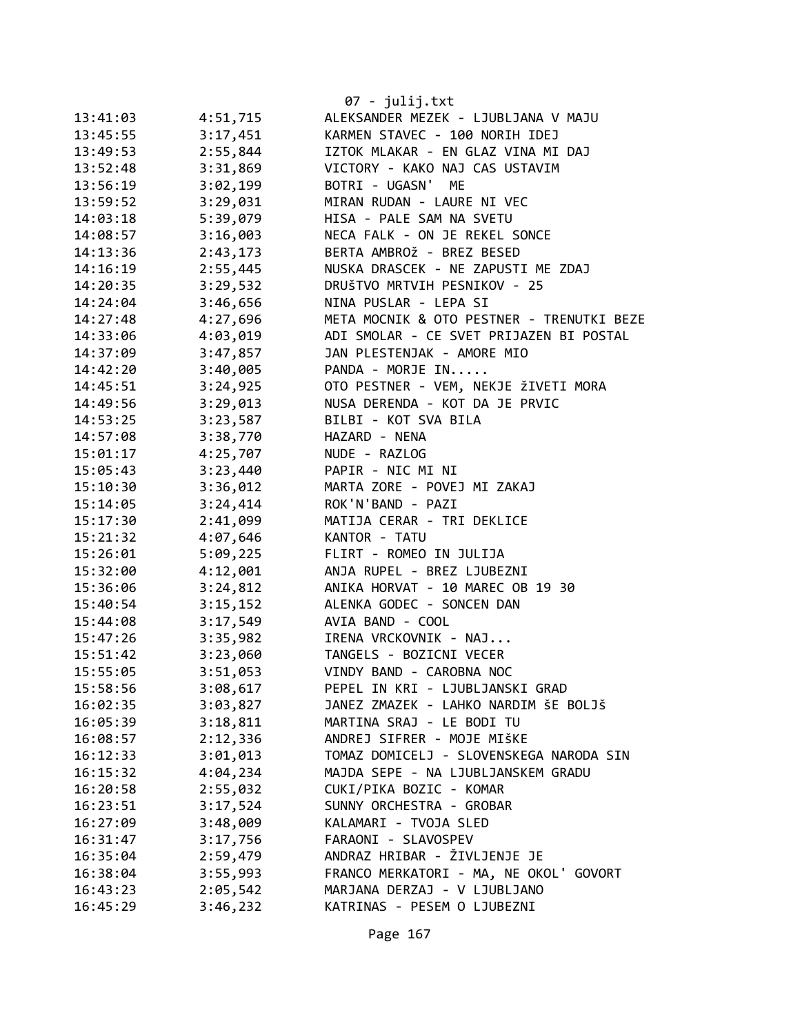| | | |
|---|---|---|
| 13:41:03 | 4:51,715 | ALEKSANDER MEZEK - LJUBLJANA V MAJU |
| 13:45:55 | 3:17,451 | KARMEN STAVEC - 100 NORIH IDEJ |
| 13:49:53 | 2:55,844 | IZTOK MLAKAR - EN GLAZ VINA MI DAJ |
| 13:52:48 | 3:31,869 | VICTORY - KAKO NAJ CAS USTAVIM |
| 13:56:19 | 3:02,199 | BOTRI - UGASN' ME |
| 13:59:52 | 3:29,031 | MIRAN RUDAN - LAURE NI VEC |
| 14:03:18 | 5:39,079 | HISA - PALE SAM NA SVETU |
| 14:08:57 | 3:16,003 | NECA FALK - ON JE REKEL SONCE |
| 14:13:36 | 2:43,173 | BERTA AMBROž - BREZ BESED |
| 14:16:19 | 2:55,445 | NUSKA DRASCEK - NE ZAPUSTI ME ZDAJ |
| 14:20:35 | 3:29,532 | DRUŠTVO MRTVIH PESNIKOV - 25 |
| 14:24:04 | 3:46,656 | NINA PUSLAR - LEPA SI |
| 14:27:48 | 4:27,696 | META MOCNIK & OTO PESTNER - TRENUTKI BEZE |
| 14:33:06 | 4:03,019 | ADI SMOLAR - CE SVET PRIJAZEN BI POSTAL |
| 14:37:09 | 3:47,857 | JAN PLESTENJAK - AMORE MIO |
| 14:42:20 | 3:40,005 | PANDA - MORJE IN..... |
| 14:45:51 | 3:24,925 | OTO PESTNER - VEM, NEKJE žIVETI MORA |
| 14:49:56 | 3:29,013 | NUSA DERENDA - KOT DA JE PRVIC |
| 14:53:25 | 3:23,587 | BILBI - KOT SVA BILA |
| 14:57:08 | 3:38,770 | HAZARD - NENA |
| 15:01:17 | 4:25,707 | NUDE - RAZLOG |
| 15:05:43 | 3:23,440 | PAPIR - NIC MI NI |
| 15:10:30 | 3:36,012 | MARTA ZORE - POVEJ MI ZAKAJ |
| 15:14:05 | 3:24,414 | ROK'N'BAND - PAZI |
| 15:17:30 | 2:41,099 | MATIJA CERAR - TRI DEKLICE |
| 15:21:32 | 4:07,646 | KANTOR - TATU |
| 15:26:01 | 5:09,225 | FLIRT - ROMEO IN JULIJA |
| 15:32:00 | 4:12,001 | ANJA RUPEL - BREZ LJUBEZNI |
| 15:36:06 | 3:24,812 | ANIKA HORVAT - 10 MAREC OB 19 30 |
| 15:40:54 | 3:15,152 | ALENKA GODEC - SONCEN DAN |
| 15:44:08 | 3:17,549 | AVIA BAND - COOL |
| 15:47:26 | 3:35,982 | IRENA VRCKOVNIK - NAJ... |
| 15:51:42 | 3:23,060 | TANGELS - BOZICNI VECER |
| 15:55:05 | 3:51,053 | VINDY BAND - CAROBNA NOC |
| 15:58:56 | 3:08,617 | PEPEL IN KRI - LJUBLJANSKI GRAD |
| 16:02:35 | 3:03,827 | JANEZ ZMAZEK - LAHKO NARDIM ŠE BOLJŠ |
| 16:05:39 | 3:18,811 | MARTINA SRAJ - LE BODI TU |
| 16:08:57 | 2:12,336 | ANDREJ SIFRER - MOJE MIŠKE |
| 16:12:33 | 3:01,013 | TOMAZ DOMICELJ - SLOVENSKEGA NARODA SIN |
| 16:15:32 | 4:04,234 | MAJDA SEPE - NA LJUBLJANSKEM GRADU |
| 16:20:58 | 2:55,032 | CUKI/PIKA BOZIC - KOMAR |
| 16:23:51 | 3:17,524 | SUNNY ORCHESTRA - GROBAR |
| 16:27:09 | 3:48,009 | KALAMARI - TVOJA SLED |
| 16:31:47 | 3:17,756 | FARAONI - SLAVOSPEV |
| 16:35:04 | 2:59,479 | ANDRAZ HRIBAR - ŽIVLJENJE JE |
| 16:38:04 | 3:55,993 | FRANCO MERKATORI - MA, NE OKOL' GOVORT |
| 16:43:23 | 2:05,542 | MARJANA DERZAJ - V LJUBLJANO |
| 16:45:29 | 3:46,232 | KATRINAS - PESEM O LJUBEZNI |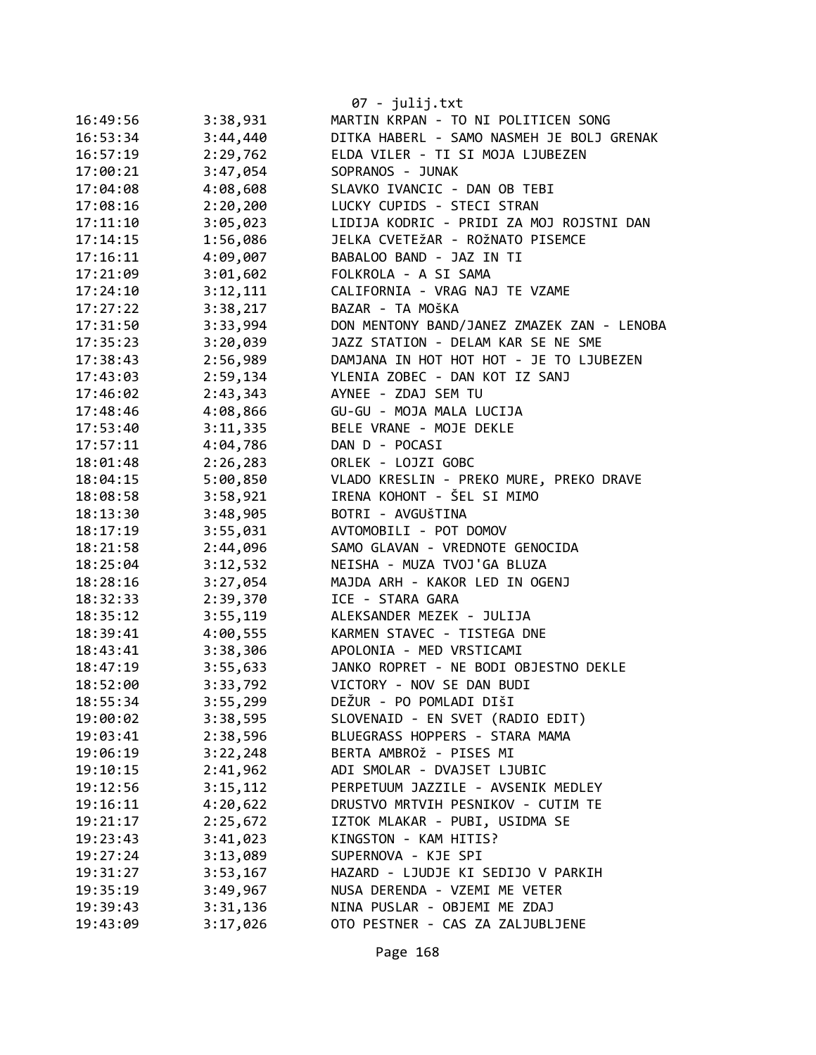07 - julij.txt

```
16:49:56        3:38,931        MARTIN KRPAN - TO NI POLITICEN SONG
16:53:34        3:44,440        DITKA HABERL - SAMO NASMEH JE BOLJ GRENAK
16:57:19        2:29,762        ELDA VILER - TI SI MOJA LJUBEZEN
17:00:21        3:47,054        SOPRANOS - JUNAK
17:04:08        4:08,608        SLAVKO IVANCIC - DAN OB TEBI
17:08:16        2:20,200        LUCKY CUPIDS - STECI STRAN
17:11:10        3:05,023        LIDIJA KODRIC - PRIDI ZA MOJ ROJSTNI DAN
17:14:15        1:56,086        JELKA CVETEžAR - ROžNATO PISEMCE
17:16:11        4:09,007        BABALOO BAND - JAZ IN TI
17:21:09        3:01,602        FOLKROLA - A SI SAMA
17:24:10        3:12,111        CALIFORNIA - VRAG NAJ TE VZAME
17:27:22        3:38,217        BAZAR - TA MOŠKA
17:31:50        3:33,994        DON MENTONY BAND/JANEZ ZMAZEK ZAN - LENOBA
17:35:23        3:20,039        JAZZ STATION - DELAM KAR SE NE SME
17:38:43        2:56,989        DAMJANA IN HOT HOT HOT - JE TO LJUBEZEN
17:43:03        2:59,134        YLENIA ZOBEC - DAN KOT IZ SANJ
17:46:02        2:43,343        AYNEE - ZDAJ SEM TU
17:48:46        4:08,866        GU-GU - MOJA MALA LUCIJA
17:53:40        3:11,335        BELE VRANE - MOJE DEKLE
17:57:11        4:04,786        DAN D - POCASI
18:01:48        2:26,283        ORLEK - LOJZI GOBC
18:04:15        5:00,850        VLADO KRESLIN - PREKO MURE, PREKO DRAVE
18:08:58        3:58,921        IRENA KOHONT - ŠEL SI MIMO
18:13:30        3:48,905        BOTRI - AVGUŠTINA
18:17:19        3:55,031        AVTOMOBILI - POT DOMOV
18:21:58        2:44,096        SAMO GLAVAN - VREDNOTE GENOCIDA
18:25:04        3:12,532        NEISHA - MUZA TVOJ'GA BLUZA
18:28:16        3:27,054        MAJDA ARH - KAKOR LED IN OGENJ
18:32:33        2:39,370        ICE - STARA GARA
18:35:12        3:55,119        ALEKSANDER MEZEK - JULIJA
18:39:41        4:00,555        KARMEN STAVEC - TISTEGA DNE
18:43:41        3:38,306        APOLONIA - MED VRSTICAMI
18:47:19        3:55,633        JANKO ROPRET - NE BODI OBJESTNO DEKLE
18:52:00        3:33,792        VICTORY - NOV SE DAN BUDI
18:55:34        3:55,299        DEŽUR - PO POMLADI DIŠI
19:00:02        3:38,595        SLOVENAID - EN SVET (RADIO EDIT)
19:03:41        2:38,596        BLUEGRASS HOPPERS - STARA MAMA
19:06:19        3:22,248        BERTA AMBROž - PISES MI
19:10:15        2:41,962        ADI SMOLAR - DVAJSET LJUBIC
19:12:56        3:15,112        PERPETUUM JAZZILE - AVSENIK MEDLEY
19:16:11        4:20,622        DRUSTVO MRTVIH PESNIKOV - CUTIM TE
19:21:17        2:25,672        IZTOK MLAKAR - PUBI, USIDMA SE
19:23:43        3:41,023        KINGSTON - KAM HITIS?
19:27:24        3:13,089        SUPERNOVA - KJE SPI
19:31:27        3:53,167        HAZARD - LJUDJE KI SEDIJO V PARKIH
19:35:19        3:49,967        NUSA DERENDA - VZEMI ME VETER
19:39:43        3:31,136        NINA PUSLAR - OBJEMI ME ZDAJ
19:43:09        3:17,026        OTO PESTNER - CAS ZA ZALJUBLJENE
```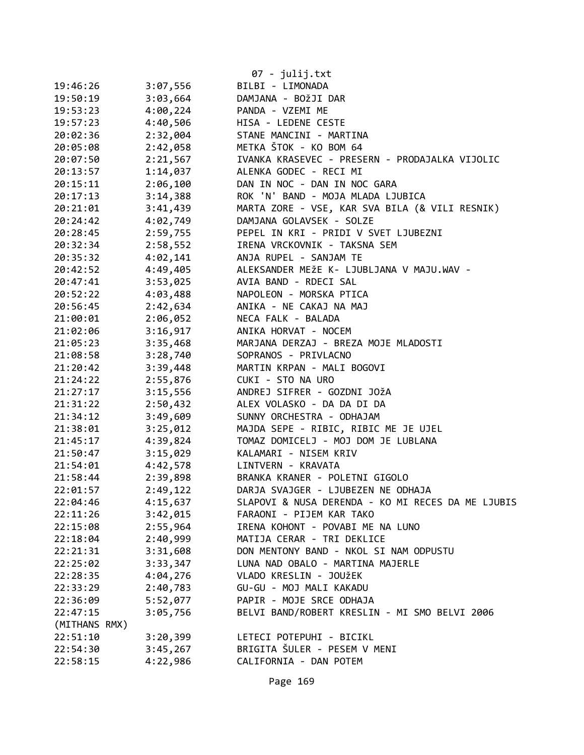07 - julij.txt

```
19:46:26        3:07,556        BILBI - LIMONADA
19:50:19        3:03,664        DAMJANA - BOžJI DAR
19:53:23        4:00,224        PANDA - VZEMI ME
19:57:23        4:40,506        HISA - LEDENE CESTE
20:02:36        2:32,004        STANE MANCINI - MARTINA
20:05:08        2:42,058        METKA ŠTOK - KO BOM 64
20:07:50        2:21,567        IVANKA KRASEVEC - PRESERN - PRODAJALKA VIJOLIC
20:13:57        1:14,037        ALENKA GODEC - RECI MI
20:15:11        2:06,100        DAN IN NOC - DAN IN NOC GARA
20:17:13        3:14,388        ROK 'N' BAND - MOJA MLADA LJUBICA
20:21:01        3:41,439        MARTA ZORE - VSE, KAR SVA BILA (& VILI RESNIK)
20:24:42        4:02,749        DAMJANA GOLAVSEK - SOLZE
20:28:45        2:59,755        PEPEL IN KRI - PRIDI V SVET LJUBEZNI
20:32:34        2:58,552        IRENA VRCKOVNIK - TAKSNA SEM
20:35:32        4:02,141        ANJA RUPEL - SANJAM TE
20:42:52        4:49,405        ALEKSANDER MEžE K- LJUBLJANA V MAJU.WAV -
20:47:41        3:53,025        AVIA BAND - RDECI SAL
20:52:22        4:03,488        NAPOLEON - MORSKA PTICA
20:56:45        2:42,634        ANIKA - NE CAKAJ NA MAJ
21:00:01        2:06,052        NECA FALK - BALADA
21:02:06        3:16,917        ANIKA HORVAT - NOCEM
21:05:23        3:35,468        MARJANA DERZAJ - BREZA MOJE MLADOSTI
21:08:58        3:28,740        SOPRANOS - PRIVLACNO
21:20:42        3:39,448        MARTIN KRPAN - MALI BOGOVI
21:24:22        2:55,876        CUKI - STO NA URO
21:27:17        3:15,556        ANDREJ SIFRER - GOZDNI JOžA
21:31:22        2:50,432        ALEX VOLASKO - DA DA DI DA
21:34:12        3:49,609        SUNNY ORCHESTRA - ODHAJAM
21:38:01        3:25,012        MAJDA SEPE - RIBIC, RIBIC ME JE UJEL
21:45:17        4:39,824        TOMAZ DOMICELJ - MOJ DOM JE LUBLANA
21:50:47        3:15,029        KALAMARI - NISEM KRIV
21:54:01        4:42,578        LINTVERN - KRAVATA
21:58:44        2:39,898        BRANKA KRANER - POLETNI GIGOLO
22:01:57        2:49,122        DARJA SVAJGER - LJUBEZEN NE ODHAJA
22:04:46        4:15,637        SLAPOVI & NUSA DERENDA - KO MI RECES DA ME LJUBIS
22:11:26        3:42,015        FARAONI - PIJEM KAR TAKO
22:15:08        2:55,964        IRENA KOHONT - POVABI ME NA LUNO
22:18:04        2:40,999        MATIJA CERAR - TRI DEKLICE
22:21:31        3:31,608        DON MENTONY BAND - NKOL SI NAM ODPUSTU
22:25:02        3:33,347        LUNA NAD OBALO - MARTINA MAJERLE
22:28:35        4:04,276        VLADO KRESLIN - JOUžEK
22:33:29        2:40,783        GU-GU - MOJ MALI KAKADU
22:36:09        5:52,077        PAPIR - MOJE SRCE ODHAJA
22:47:15        3:05,756        BELVI BAND/ROBERT KRESLIN - MI SMO BELVI 2006
(MITHANS RMX)
22:51:10        3:20,399        LETECI POTEPUHI - BICIKL
22:54:30        3:45,267        BRIGITA ŠULER - PESEM V MENI
22:58:15        4:22,986        CALIFORNIA - DAN POTEM
```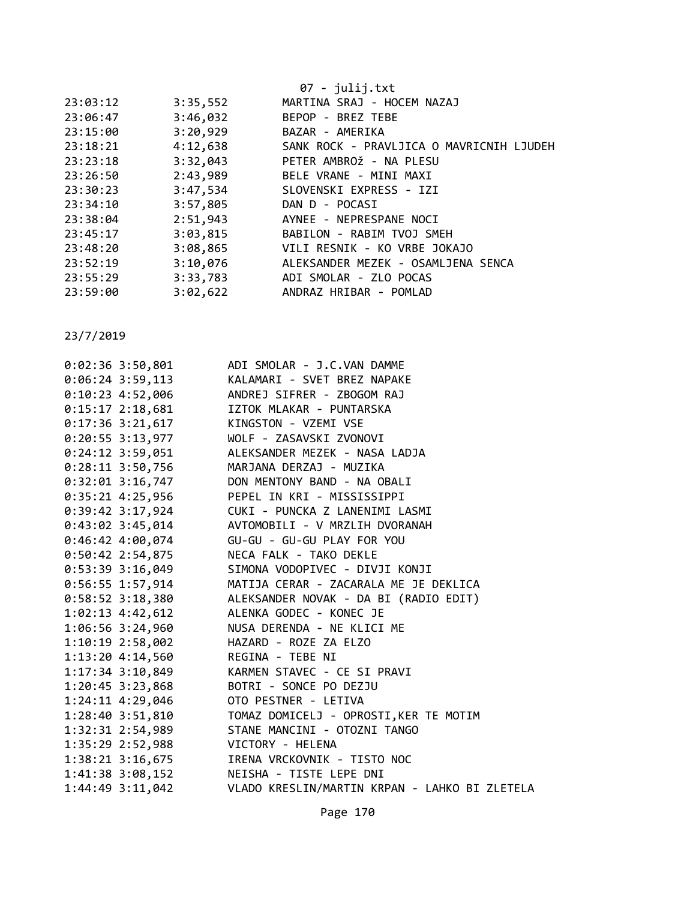07 - julij.txt

```
23:03:12        3:35,552        MARTINA SRAJ - HOCEM NAZAJ
23:06:47        3:46,032        BEPOP - BREZ TEBE
23:15:00        3:20,929        BAZAR - AMERIKA
23:18:21        4:12,638        SANK ROCK - PRAVLJICA O MAVRICNIH LJUDEH
23:23:18        3:32,043        PETER AMBROž - NA PLESU
23:26:50        2:43,989        BELE VRANE - MINI MAXI
23:30:23        3:47,534        SLOVENSKI EXPRESS - IZI
23:34:10        3:57,805        DAN D - POCASI
23:38:04        2:51,943        AYNEE - NEPRESPANE NOCI
23:45:17        3:03,815        BABILON - RABIM TVOJ SMEH
23:48:20        3:08,865        VILI RESNIK - KO VRBE JOKAJO
23:52:19        3:10,076        ALEKSANDER MEZEK - OSAMLJENA SENCA
23:55:29        3:33,783        ADI SMOLAR - ZLO POCAS
23:59:00        3:02,622        ANDRAZ HRIBAR - POMLAD
```

23/7/2019

```
0:02:36 3:50,801        ADI SMOLAR - J.C.VAN DAMME
0:06:24 3:59,113        KALAMARI - SVET BREZ NAPAKE
0:10:23 4:52,006        ANDREJ SIFRER - ZBOGOM RAJ
0:15:17 2:18,681        IZTOK MLAKAR - PUNTARSKA
0:17:36 3:21,617        KINGSTON - VZEMI VSE
0:20:55 3:13,977        WOLF - ZASAVSKI ZVONOVI
0:24:12 3:59,051        ALEKSANDER MEZEK - NASA LADJA
0:28:11 3:50,756        MARJANA DERZAJ - MUZIKA
0:32:01 3:16,747        DON MENTONY BAND - NA OBALI
0:35:21 4:25,956        PEPEL IN KRI - MISSISSIPPI
0:39:42 3:17,924        CUKI - PUNCKA Z LANENIMI LASMI
0:43:02 3:45,014        AVTOMOBILI - V MRZLIH DVORANAH
0:46:42 4:00,074        GU-GU - GU-GU PLAY FOR YOU
0:50:42 2:54,875        NECA FALK - TAKO DEKLE
0:53:39 3:16,049        SIMONA VODOPIVEC - DIVJI KONJI
0:56:55 1:57,914        MATIJA CERAR - ZACARALA ME JE DEKLICA
0:58:52 3:18,380        ALEKSANDER NOVAK - DA BI (RADIO EDIT)
1:02:13 4:42,612        ALENKA GODEC - KONEC JE
1:06:56 3:24,960        NUSA DERENDA - NE KLICI ME
1:10:19 2:58,002        HAZARD - ROZE ZA ELZO
1:13:20 4:14,560        REGINA - TEBE NI
1:17:34 3:10,849        KARMEN STAVEC - CE SI PRAVI
1:20:45 3:23,868        BOTRI - SONCE PO DEZJU
1:24:11 4:29,046        OTO PESTNER - LETIVA
1:28:40 3:51,810        TOMAZ DOMICELJ - OPROSTI,KER TE MOTIM
1:32:31 2:54,989        STANE MANCINI - OTOZNI TANGO
1:35:29 2:52,988        VICTORY - HELENA
1:38:21 3:16,675        IRENA VRCKOVNIK - TISTO NOC
1:41:38 3:08,152        NEISHA - TISTE LEPE DNI
1:44:49 3:11,042        VLADO KRESLIN/MARTIN KRPAN - LAHKO BI ZLETELA
```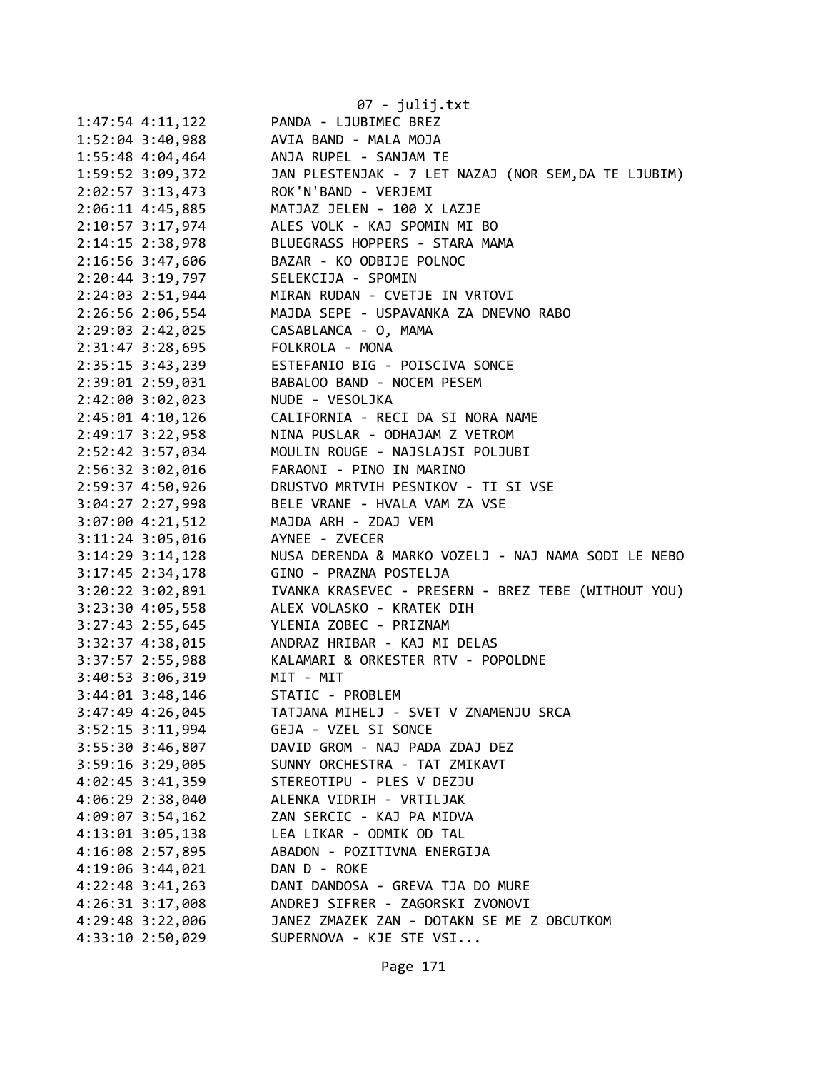```
1:47:54 4:11,122        PANDA - LJUBIMEC BREZ
1:52:04 3:40,988        AVIA BAND - MALA MOJA
1:55:48 4:04,464        ANJA RUPEL - SANJAM TE
1:59:52 3:09,372        JAN PLESTENJAK - 7 LET NAZAJ (NOR SEM,DA TE LJUBIM)
2:02:57 3:13,473        ROK'N'BAND - VERJEMI
2:06:11 4:45,885        MATJAZ JELEN - 100 X LAZJE
2:10:57 3:17,974        ALES VOLK - KAJ SPOMIN MI BO
2:14:15 2:38,978        BLUEGRASS HOPPERS - STARA MAMA
2:16:56 3:47,606        BAZAR - KO ODBIJE POLNOC
2:20:44 3:19,797        SELEKCIJA - SPOMIN
2:24:03 2:51,944        MIRAN RUDAN - CVETJE IN VRTOVI
2:26:56 2:06,554        MAJDA SEPE - USPAVANKA ZA DNEVNO RABO
2:29:03 2:42,025        CASABLANCA - O, MAMA
2:31:47 3:28,695        FOLKROLA - MONA
2:35:15 3:43,239        ESTEFANIO BIG - POISCIVA SONCE
2:39:01 2:59,031        BABALOO BAND - NOCEM PESEM
2:42:00 3:02,023        NUDE - VESOLJKA
2:45:01 4:10,126        CALIFORNIA - RECI DA SI NORA NAME
2:49:17 3:22,958        NINA PUSLAR - ODHAJAM Z VETROM
2:52:42 3:57,034        MOULIN ROUGE - NAJSLAJSI POLJUBI
2:56:32 3:02,016        FARAONI - PINO IN MARINO
2:59:37 4:50,926        DRUSTVO MRTVIH PESNIKOV - TI SI VSE
3:04:27 2:27,998        BELE VRANE - HVALA VAM ZA VSE
3:07:00 4:21,512        MAJDA ARH - ZDAJ VEM
3:11:24 3:05,016        AYNEE - ZVECER
3:14:29 3:14,128        NUSA DERENDA & MARKO VOZELJ - NAJ NAMA SODI LE NEBO
3:17:45 2:34,178        GINO - PRAZNA POSTELJA
3:20:22 3:02,891        IVANKA KRASEVEC - PRESERN - BREZ TEBE (WITHOUT YOU)
3:23:30 4:05,558        ALEX VOLASKO - KRATEK DIH
3:27:43 2:55,645        YLENIA ZOBEC - PRIZNAM
3:32:37 4:38,015        ANDRAZ HRIBAR - KAJ MI DELAS
3:37:57 2:55,988        KALAMARI & ORKESTER RTV - POPOLDNE
3:40:53 3:06,319        MIT - MIT
3:44:01 3:48,146        STATIC - PROBLEM
3:47:49 4:26,045        TATJANA MIHELJ - SVET V ZNAMENJU SRCA
3:52:15 3:11,994        GEJA - VZEL SI SONCE
3:55:30 3:46,807        DAVID GROM - NAJ PADA ZDAJ DEZ
3:59:16 3:29,005        SUNNY ORCHESTRA - TAT ZMIKAVT
4:02:45 3:41,359        STEREOTIPU - PLES V DEZJU
4:06:29 2:38,040        ALENKA VIDRIH - VRTILJAK
4:09:07 3:54,162        ZAN SERCIC - KAJ PA MIDVA
4:13:01 3:05,138        LEA LIKAR - ODMIK OD TAL
4:16:08 2:57,895        ABADON - POZITIVNA ENERGIJA
4:19:06 3:44,021        DAN D - ROKE
4:22:48 3:41,263        DANI DANDOSA - GREVA TJA DO MURE
4:26:31 3:17,008        ANDREJ SIFRER - ZAGORSKI ZVONOVI
4:29:48 3:22,006        JANEZ ZMAZEK ZAN - DOTAKN SE ME Z OBCUTKOM
4:33:10 2:50,029        SUPERNOVA - KJE STE VSI...
```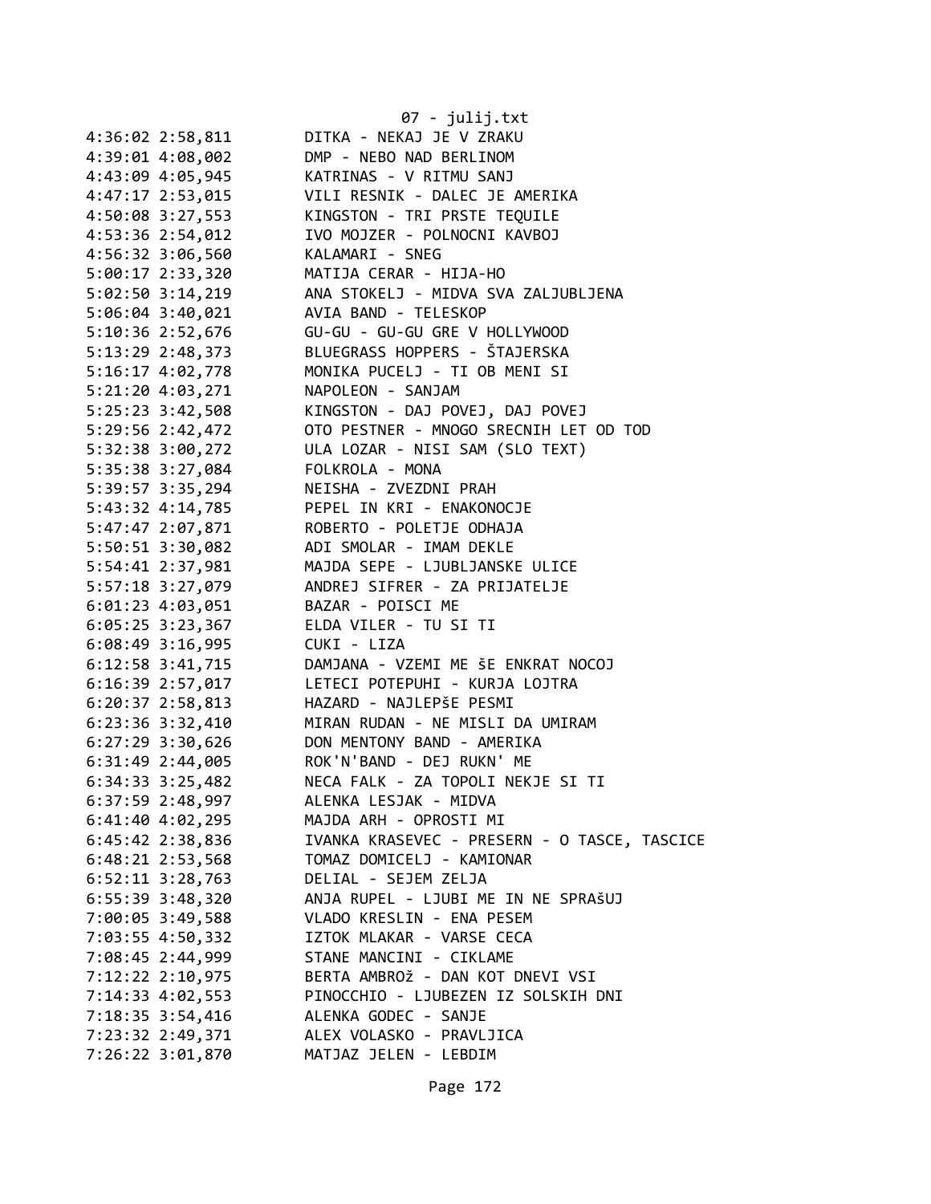07 - julij.txt

```
4:36:02 2:58,811        DITKA - NEKAJ JE V ZRAKU
4:39:01 4:08,002        DMP - NEBO NAD BERLINOM
4:43:09 4:05,945        KATRINAS - V RITMU SANJ
4:47:17 2:53,015        VILI RESNIK - DALEC JE AMERIKA
4:50:08 3:27,553        KINGSTON - TRI PRSTE TEQUILE
4:53:36 2:54,012        IVO MOJZER - POLNOCNI KAVBOJ
4:56:32 3:06,560        KALAMARI - SNEG
5:00:17 2:33,320        MATIJA CERAR - HIJA-HO
5:02:50 3:14,219        ANA STOKELJ - MIDVA SVA ZALJUBLJENA
5:06:04 3:40,021        AVIA BAND - TELESKOP
5:10:36 2:52,676        GU-GU - GU-GU GRE V HOLLYWOOD
5:13:29 2:48,373        BLUEGRASS HOPPERS - ŠTAJERSKA
5:16:17 4:02,778        MONIKA PUCELJ - TI OB MENI SI
5:21:20 4:03,271        NAPOLEON - SANJAM
5:25:23 3:42,508        KINGSTON - DAJ POVEJ, DAJ POVEJ
5:29:56 2:42,472        OTO PESTNER - MNOGO SRECNIH LET OD TOD
5:32:38 3:00,272        ULA LOZAR - NISI SAM (SLO TEXT)
5:35:38 3:27,084        FOLKROLA - MONA
5:39:57 3:35,294        NEISHA - ZVEZDNI PRAH
5:43:32 4:14,785        PEPEL IN KRI - ENAKONOCJE
5:47:47 2:07,871        ROBERTO - POLETJE ODHAJA
5:50:51 3:30,082        ADI SMOLAR - IMAM DEKLE
5:54:41 2:37,981        MAJDA SEPE - LJUBLJANSKE ULICE
5:57:18 3:27,079        ANDREJ SIFRER - ZA PRIJATELJE
6:01:23 4:03,051        BAZAR - POISCI ME
6:05:25 3:23,367        ELDA VILER - TU SI TI
6:08:49 3:16,995        CUKI - LIZA
6:12:58 3:41,715        DAMJANA - VZEMI ME šE ENKRAT NOCOJ
6:16:39 2:57,017        LETECI POTEPUHI - KURJA LOJTRA
6:20:37 2:58,813        HAZARD - NAJLEPšE PESMI
6:23:36 3:32,410        MIRAN RUDAN - NE MISLI DA UMIRAM
6:27:29 3:30,626        DON MENTONY BAND - AMERIKA
6:31:49 2:44,005        ROK'N'BAND - DEJ RUKN' ME
6:34:33 3:25,482        NECA FALK - ZA TOPOLI NEKJE SI TI
6:37:59 2:48,997        ALENKA LESJAK - MIDVA
6:41:40 4:02,295        MAJDA ARH - OPROSTI MI
6:45:42 2:38,836        IVANKA KRASEVEC - PRESERN - O TASCE, TASCICE
6:48:21 2:53,568        TOMAZ DOMICELJ - KAMIONAR
6:52:11 3:28,763        DELIAL - SEJEM ZELJA
6:55:39 3:48,320        ANJA RUPEL - LJUBI ME IN NE SPRAšUJ
7:00:05 3:49,588        VLADO KRESLIN - ENA PESEM
7:03:55 4:50,332        IZTOK MLAKAR - VARSE CECA
7:08:45 2:44,999        STANE MANCINI - CIKLAME
7:12:22 2:10,975        BERTA AMBROž - DAN KOT DNEVI VSI
7:14:33 4:02,553        PINOCCHIO - LJUBEZEN IZ SOLSKIH DNI
7:18:35 3:54,416        ALENKA GODEC - SANJE
7:23:32 2:49,371        ALEX VOLASKO - PRAVLJICA
7:26:22 3:01,870        MATJAZ JELEN - LEBDIM
```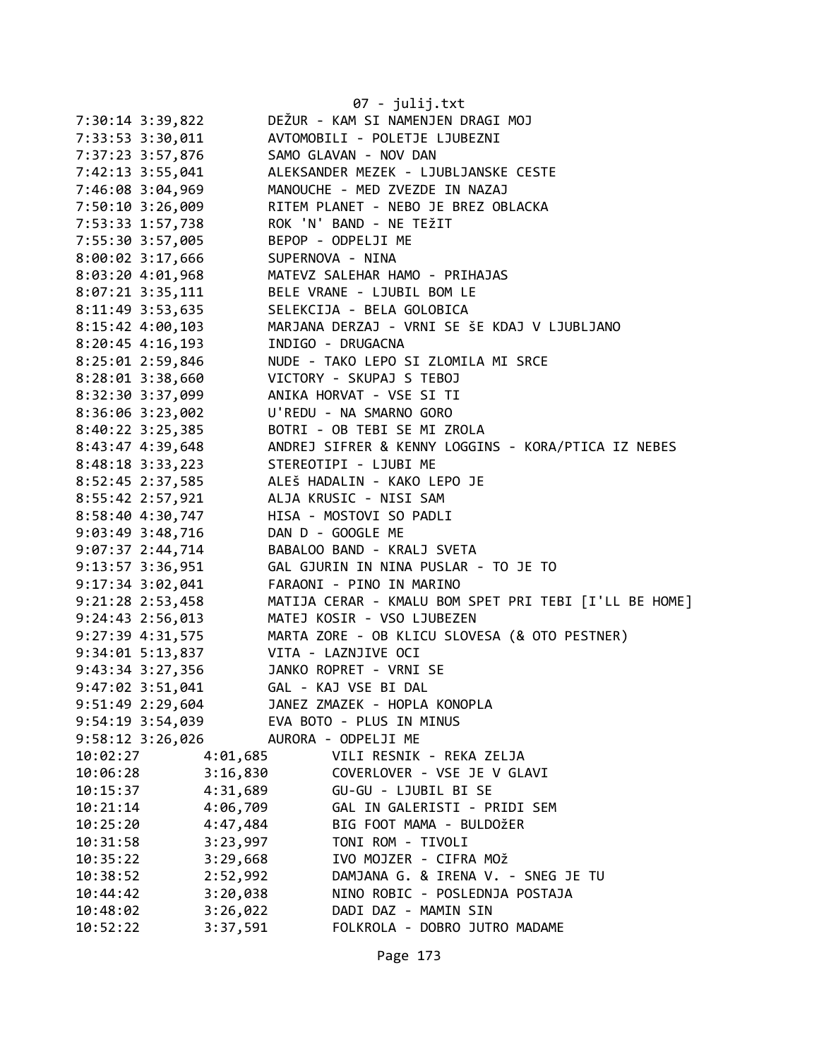07 - julij.txt

```
7:30:14 3:39,822        DEŽUR - KAM SI NAMENJEN DRAGI MOJ
7:33:53 3:30,011        AVTOMOBILI - POLETJE LJUBEZNI
7:37:23 3:57,876        SAMO GLAVAN - NOV DAN
7:42:13 3:55,041        ALEKSANDER MEZEK - LJUBLJANSKE CESTE
7:46:08 3:04,969        MANOUCHE - MED ZVEZDE IN NAZAJ
7:50:10 3:26,009        RITEM PLANET - NEBO JE BREZ OBLACKA
7:53:33 1:57,738        ROK 'N' BAND - NE TEžIT
7:55:30 3:57,005        BEPOP - ODPELJI ME
8:00:02 3:17,666        SUPERNOVA - NINA
8:03:20 4:01,968        MATEVZ SALEHAR HAMO - PRIHAJAS
8:07:21 3:35,111        BELE VRANE - LJUBIL BOM LE
8:11:49 3:53,635        SELEKCIJA - BELA GOLOBICA
8:15:42 4:00,103        MARJANA DERZAJ - VRNI SE šE KDAJ V LJUBLJANO
8:20:45 4:16,193        INDIGO - DRUGACNA
8:25:01 2:59,846        NUDE - TAKO LEPO SI ZLOMILA MI SRCE
8:28:01 3:38,660        VICTORY - SKUPAJ S TEBOJ
8:32:30 3:37,099        ANIKA HORVAT - VSE SI TI
8:36:06 3:23,002        U'REDU - NA SMARNO GORO
8:40:22 3:25,385        BOTRI - OB TEBI SE MI ZROLA
8:43:47 4:39,648        ANDREJ SIFRER & KENNY LOGGINS - KORA/PTICA IZ NEBES
8:48:18 3:33,223        STEREOTIPI - LJUBI ME
8:52:45 2:37,585        ALEš HADALIN - KAKO LEPO JE
8:55:42 2:57,921        ALJA KRUSIC - NISI SAM
8:58:40 4:30,747        HISA - MOSTOVI SO PADLI
9:03:49 3:48,716        DAN D - GOOGLE ME
9:07:37 2:44,714        BABALOO BAND - KRALJ SVETA
9:13:57 3:36,951        GAL GJURIN IN NINA PUSLAR - TO JE TO
9:17:34 3:02,041        FARAONI - PINO IN MARINO
9:21:28 2:53,458        MATIJA CERAR - KMALU BOM SPET PRI TEBI [I'LL BE HOME]
9:24:43 2:56,013        MATEJ KOSIR - VSO LJUBEZEN
9:27:39 4:31,575        MARTA ZORE - OB KLICU SLOVESA (& OTO PESTNER)
9:34:01 5:13,837        VITA - LAZNJIVE OCI
9:43:34 3:27,356        JANKO ROPRET - VRNI SE
9:47:02 3:51,041        GAL - KAJ VSE BI DAL
9:51:49 2:29,604        JANEZ ZMAZEK - HOPLA KONOPLA
9:54:19 3:54,039        EVA BOTO - PLUS IN MINUS
9:58:12 3:26,026        AURORA - ODPELJI ME
10:02:27        4:01,685        VILI RESNIK - REKA ZELJA
10:06:28        3:16,830        COVERLOVER - VSE JE V GLAVI
10:15:37        4:31,689        GU-GU - LJUBIL BI SE
10:21:14        4:06,709        GAL IN GALERISTI - PRIDI SEM
10:25:20        4:47,484        BIG FOOT MAMA - BULDOžER
10:31:58        3:23,997        TONI ROM - TIVOLI
10:35:22        3:29,668        IVO MOJZER - CIFRA MOž
10:38:52        2:52,992        DAMJANA G. & IRENA V. - SNEG JE TU
10:44:42        3:20,038        NINO ROBIC - POSLEDNJA POSTAJA
10:48:02        3:26,022        DADI DAZ - MAMIN SIN
10:52:22        3:37,591        FOLKROLA - DOBRO JUTRO MADAME
```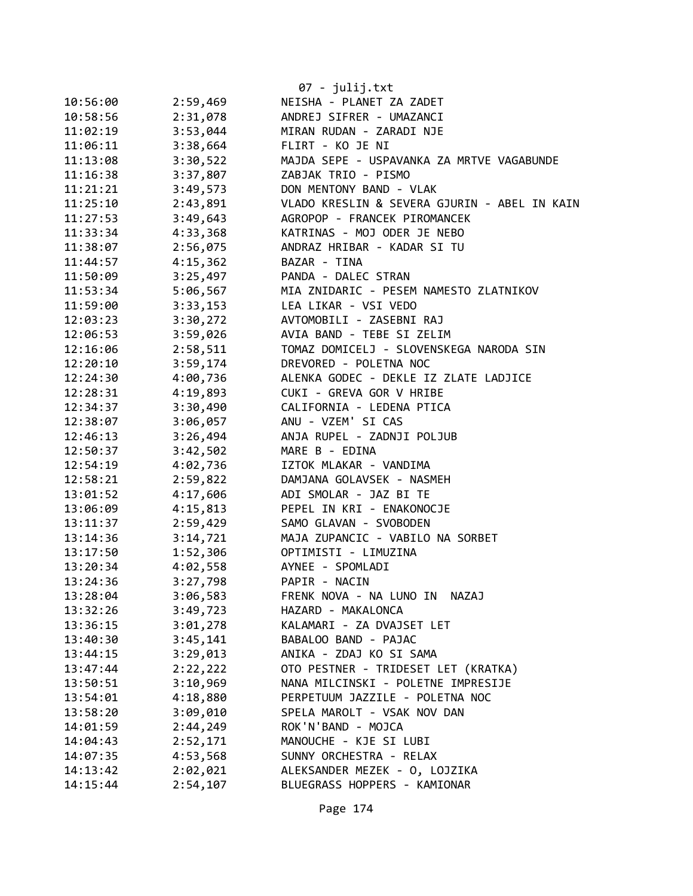07 - julij.txt

```
10:56:00        2:59,469        NEISHA - PLANET ZA ZADET
10:58:56        2:31,078        ANDREJ SIFRER - UMAZANCI
11:02:19        3:53,044        MIRAN RUDAN - ZARADI NJE
11:06:11        3:38,664        FLIRT - KO JE NI
11:13:08        3:30,522        MAJDA SEPE - USPAVANKA ZA MRTVE VAGABUNDE
11:16:38        3:37,807        ZABJAK TRIO - PISMO
11:21:21        3:49,573        DON MENTONY BAND - VLAK
11:25:10        2:43,891        VLADO KRESLIN & SEVERA GJURIN - ABEL IN KAIN
11:27:53        3:49,643        AGROPOP - FRANCEK PIROMANCEK
11:33:34        4:33,368        KATRINAS - MOJ ODER JE NEBO
11:38:07        2:56,075        ANDRAZ HRIBAR - KADAR SI TU
11:44:57        4:15,362        BAZAR - TINA
11:50:09        3:25,497        PANDA - DALEC STRAN
11:53:34        5:06,567        MIA ZNIDARIC - PESEM NAMESTO ZLATNIKOV
11:59:00        3:33,153        LEA LIKAR - VSI VEDO
12:03:23        3:30,272        AVTOMOBILI - ZASEBNI RAJ
12:06:53        3:59,026        AVIA BAND - TEBE SI ZELIM
12:16:06        2:58,511        TOMAZ DOMICELJ - SLOVENSKEGA NARODA SIN
12:20:10        3:59,174        DREVORED - POLETNA NOC
12:24:30        4:00,736        ALENKA GODEC - DEKLE IZ ZLATE LADJICE
12:28:31        4:19,893        CUKI - GREVA GOR V HRIBE
12:34:37        3:30,490        CALIFORNIA - LEDENA PTICA
12:38:07        3:06,057        ANU - VZEM' SI CAS
12:46:13        3:26,494        ANJA RUPEL - ZADNJI POLJUB
12:50:37        3:42,502        MARE B - EDINA
12:54:19        4:02,736        IZTOK MLAKAR - VANDIMA
12:58:21        2:59,822        DAMJANA GOLAVSEK - NASMEH
13:01:52        4:17,606        ADI SMOLAR - JAZ BI TE
13:06:09        4:15,813        PEPEL IN KRI - ENAKONOCJE
13:11:37        2:59,429        SAMO GLAVAN - SVOBODEN
13:14:36        3:14,721        MAJA ZUPANCIC - VABILO NA SORBET
13:17:50        1:52,306        OPTIMISTI - LIMUZINA
13:20:34        4:02,558        AYNEE - SPOMLADI
13:24:36        3:27,798        PAPIR - NACIN
13:28:04        3:06,583        FRENK NOVA - NA LUNO IN  NAZAJ
13:32:26        3:49,723        HAZARD - MAKALONCA
13:36:15        3:01,278        KALAMARI - ZA DVAJSET LET
13:40:30        3:45,141        BABALOO BAND - PAJAC
13:44:15        3:29,013        ANIKA - ZDAJ KO SI SAMA
13:47:44        2:22,222        OTO PESTNER - TRIDESET LET (KRATKA)
13:50:51        3:10,969        NANA MILCINSKI - POLETNE IMPRESIJE
13:54:01        4:18,880        PERPETUUM JAZZILE - POLETNA NOC
13:58:20        3:09,010        SPELA MAROLT - VSAK NOV DAN
14:01:59        2:44,249        ROK'N'BAND - MOJCA
14:04:43        2:52,171        MANOUCHE - KJE SI LUBI
14:07:35        4:53,568        SUNNY ORCHESTRA - RELAX
14:13:42        2:02,021        ALEKSANDER MEZEK - O, LOJZIKA
14:15:44        2:54,107        BLUEGRASS HOPPERS - KAMIONAR
```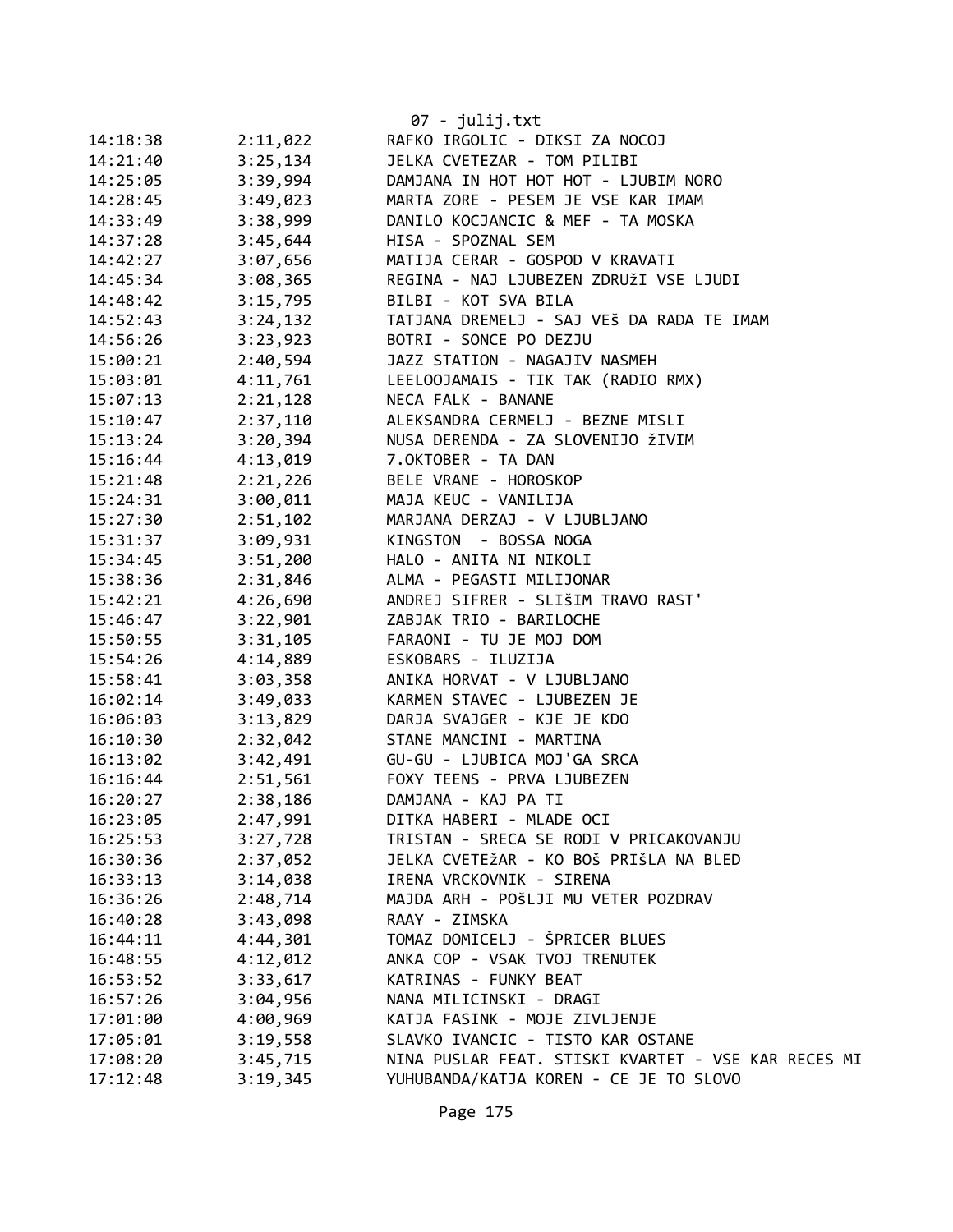07 - julij.txt

```
14:18:38        2:11,022        RAFKO IRGOLIC - DIKSI ZA NOCOJ
14:21:40        3:25,134        JELKA CVETEZAR - TOM PILIBI
14:25:05        3:39,994        DAMJANA IN HOT HOT HOT - LJUBIM NORO
14:28:45        3:49,023        MARTA ZORE - PESEM JE VSE KAR IMAM
14:33:49        3:38,999        DANILO KOCJANCIC & MEF - TA MOSKA
14:37:28        3:45,644        HISA - SPOZNAL SEM
14:42:27        3:07,656        MATIJA CERAR - GOSPOD V KRAVATI
14:45:34        3:08,365        REGINA - NAJ LJUBEZEN ZDRUŽI VSE LJUDI
14:48:42        3:15,795        BILBI - KOT SVA BILA
14:52:43        3:24,132        TATJANA DREMELJ - SAJ VEš DA RADA TE IMAM
14:56:26        3:23,923        BOTRI - SONCE PO DEZJU
15:00:21        2:40,594        JAZZ STATION - NAGAJIV NASMEH
15:03:01        4:11,761        LEELOOJAMAIS - TIK TAK (RADIO RMX)
15:07:13        2:21,128        NECA FALK - BANANE
15:10:47        2:37,110        ALEKSANDRA CERMELJ - BEZNE MISLI
15:13:24        3:20,394        NUSA DERENDA - ZA SLOVENIJO žIVIM
15:16:44        4:13,019        7.OKTOBER - TA DAN
15:21:48        2:21,226        BELE VRANE - HOROSKOP
15:24:31        3:00,011        MAJA KEUC - VANILIJA
15:27:30        2:51,102        MARJANA DERZAJ - V LJUBLJANO
15:31:37        3:09,931        KINGSTON  - BOSSA NOGA
15:34:45        3:51,200        HALO - ANITA NI NIKOLI
15:38:36        2:31,846        ALMA - PEGASTI MILIJONAR
15:42:21        4:26,690        ANDREJ SIFRER - SLIšIM TRAVO RAST'
15:46:47        3:22,901        ZABJAK TRIO - BARILOCHE
15:50:55        3:31,105        FARAONI - TU JE MOJ DOM
15:54:26        4:14,889        ESKOBARS - ILUZIJA
15:58:41        3:03,358        ANIKA HORVAT - V LJUBLJANO
16:02:14        3:49,033        KARMEN STAVEC - LJUBEZEN JE
16:06:03        3:13,829        DARJA SVAJGER - KJE JE KDO
16:10:30        2:32,042        STANE MANCINI - MARTINA
16:13:02        3:42,491        GU-GU - LJUBICA MOJ'GA SRCA
16:16:44        2:51,561        FOXY TEENS - PRVA LJUBEZEN
16:20:27        2:38,186        DAMJANA - KAJ PA TI
16:23:05        2:47,991        DITKA HABERI - MLADE OCI
16:25:53        3:27,728        TRISTAN - SRECA SE RODI V PRICAKOVANJU
16:30:36        2:37,052        JELKA CVETEžAR - KO BOš PRIšLA NA BLED
16:33:13        3:14,038        IRENA VRCKOVNIK - SIRENA
16:36:26        2:48,714        MAJDA ARH - POšLJI MU VETER POZDRAV
16:40:28        3:43,098        RAAY - ZIMSKA
16:44:11        4:44,301        TOMAZ DOMICELJ - šPRICER BLUES
16:48:55        4:12,012        ANKA COP - VSAK TVOJ TRENUTEK
16:53:52        3:33,617        KATRINAS - FUNKY BEAT
16:57:26        3:04,956        NANA MILICINSKI - DRAGI
17:01:00        4:00,969        KATJA FASINK - MOJE ZIVLJENJE
17:05:01        3:19,558        SLAVKO IVANCIC - TISTO KAR OSTANE
17:08:20        3:45,715        NINA PUSLAR FEAT. STISKI KVARTET - VSE KAR RECES MI
17:12:48        3:19,345        YUHUBANDA/KATJA KOREN - CE JE TO SLOVO
```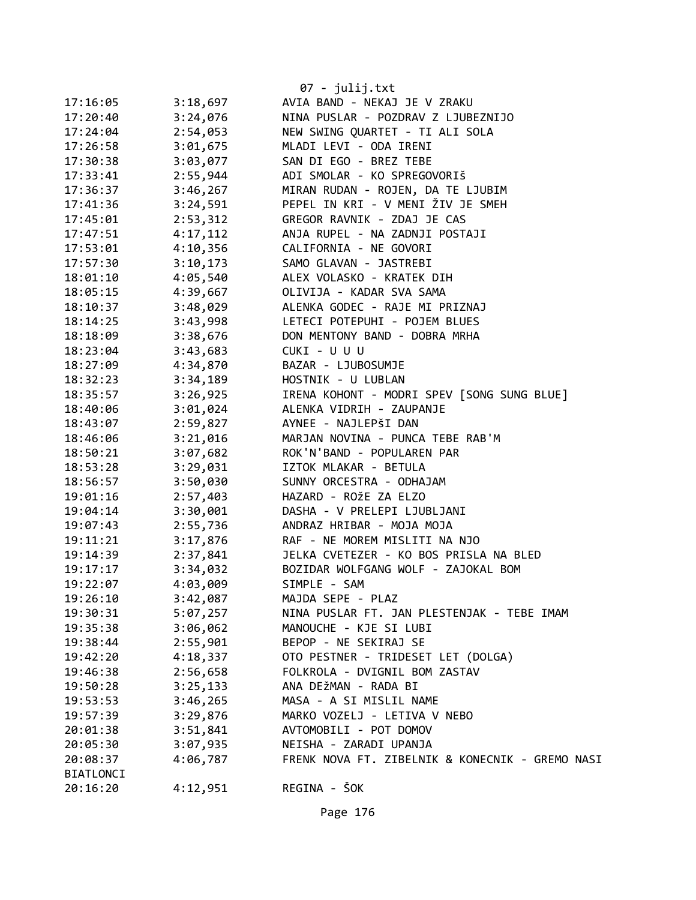| | | |
|---|---|---|
| 17:16:05 | 3:18,697 | AVIA BAND - NEKAJ JE V ZRAKU |
| 17:20:40 | 3:24,076 | NINA PUSLAR - POZDRAV Z LJUBEZNIJO |
| 17:24:04 | 2:54,053 | NEW SWING QUARTET - TI ALI SOLA |
| 17:26:58 | 3:01,675 | MLADI LEVI - ODA IRENI |
| 17:30:38 | 3:03,077 | SAN DI EGO - BREZ TEBE |
| 17:33:41 | 2:55,944 | ADI SMOLAR - KO SPREGOVORIš |
| 17:36:37 | 3:46,267 | MIRAN RUDAN - ROJEN, DA TE LJUBIM |
| 17:41:36 | 3:24,591 | PEPEL IN KRI - V MENI ŽIV JE SMEH |
| 17:45:01 | 2:53,312 | GREGOR RAVNIK - ZDAJ JE CAS |
| 17:47:51 | 4:17,112 | ANJA RUPEL - NA ZADNJI POSTAJI |
| 17:53:01 | 4:10,356 | CALIFORNIA - NE GOVORI |
| 17:57:30 | 3:10,173 | SAMO GLAVAN - JASTREBI |
| 18:01:10 | 4:05,540 | ALEX VOLASKO - KRATEK DIH |
| 18:05:15 | 4:39,667 | OLIVIJA - KADAR SVA SAMA |
| 18:10:37 | 3:48,029 | ALENKA GODEC - RAJE MI PRIZNAJ |
| 18:14:25 | 3:43,998 | LETECI POTEPUHI - POJEM BLUES |
| 18:18:09 | 3:38,676 | DON MENTONY BAND - DOBRA MRHA |
| 18:23:04 | 3:43,683 | CUKI - U U U |
| 18:27:09 | 4:34,870 | BAZAR - LJUBOSUMJE |
| 18:32:23 | 3:34,189 | HOSTNIK - U LUBLAN |
| 18:35:57 | 3:26,925 | IRENA KOHONT - MODRI SPEV [SONG SUNG BLUE] |
| 18:40:06 | 3:01,024 | ALENKA VIDRIH - ZAUPANJE |
| 18:43:07 | 2:59,827 | AYNEE - NAJLEPšI DAN |
| 18:46:06 | 3:21,016 | MARJAN NOVINA - PUNCA TEBE RAB'M |
| 18:50:21 | 3:07,682 | ROK'N'BAND - POPULAREN PAR |
| 18:53:28 | 3:29,031 | IZTOK MLAKAR - BETULA |
| 18:56:57 | 3:50,030 | SUNNY ORCESTRA - ODHAJAM |
| 19:01:16 | 2:57,403 | HAZARD - ROžE ZA ELZO |
| 19:04:14 | 3:30,001 | DASHA - V PRELEPI LJUBLJANI |
| 19:07:43 | 2:55,736 | ANDRAZ HRIBAR - MOJA MOJA |
| 19:11:21 | 3:17,876 | RAF - NE MOREM MISLITI NA NJO |
| 19:14:39 | 2:37,841 | JELKA CVETEZER - KO BOS PRISLA NA BLED |
| 19:17:17 | 3:34,032 | BOZIDAR WOLFGANG WOLF - ZAJOKAL BOM |
| 19:22:07 | 4:03,009 | SIMPLE - SAM |
| 19:26:10 | 3:42,087 | MAJDA SEPE - PLAZ |
| 19:30:31 | 5:07,257 | NINA PUSLAR FT. JAN PLESTENJAK - TEBE IMAM |
| 19:35:38 | 3:06,062 | MANOUCHE - KJE SI LUBI |
| 19:38:44 | 2:55,901 | BEPOP - NE SEKIRAJ SE |
| 19:42:20 | 4:18,337 | OTO PESTNER - TRIDESET LET (DOLGA) |
| 19:46:38 | 2:56,658 | FOLKROLA - DVIGNIL BOM ZASTAV |
| 19:50:28 | 3:25,133 | ANA DEžMAN - RADA BI |
| 19:53:53 | 3:46,265 | MASA - A SI MISLIL NAME |
| 19:57:39 | 3:29,876 | MARKO VOZELJ - LETIVA V NEBO |
| 20:01:38 | 3:51,841 | AVTOMOBILI - POT DOMOV |
| 20:05:30 | 3:07,935 | NEISHA - ZARADI UPANJA |
| 20:08:37 | 4:06,787 | FRENK NOVA FT. ZIBELNIK & KONECNIK - GREMO NASI BIATLONCI |
| 20:16:20 | 4:12,951 | REGINA - ŠOK |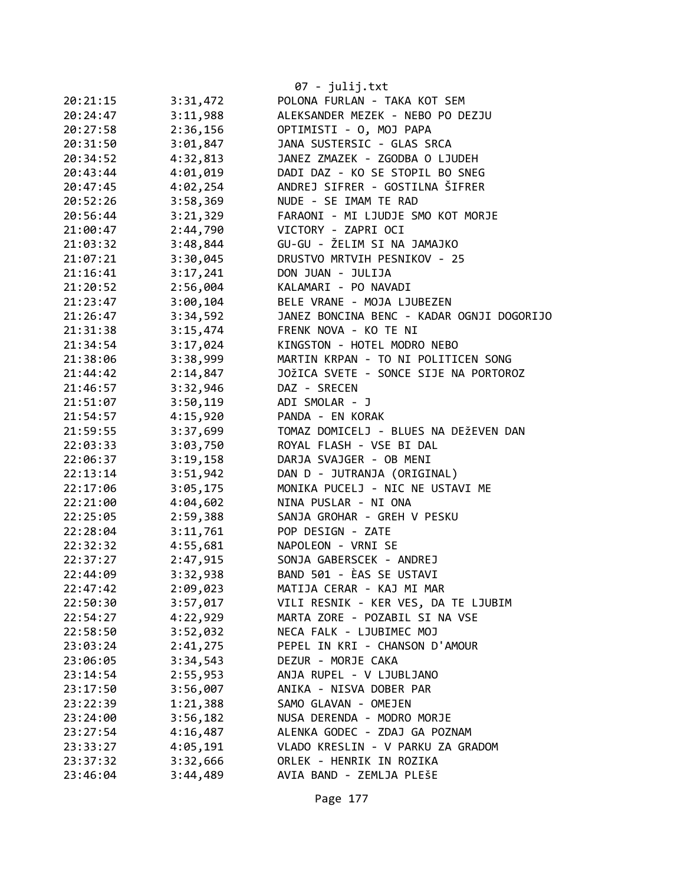07 - julij.txt

| | | |
|---|---|---|
| 20:21:15 | 3:31,472 | POLONA FURLAN - TAKA KOT SEM |
| 20:24:47 | 3:11,988 | ALEKSANDER MEZEK - NEBO PO DEZJU |
| 20:27:58 | 2:36,156 | OPTIMISTI - O, MOJ PAPA |
| 20:31:50 | 3:01,847 | JANA SUSTERSIC - GLAS SRCA |
| 20:34:52 | 4:32,813 | JANEZ ZMAZEK - ZGODBA O LJUDEH |
| 20:43:44 | 4:01,019 | DADI DAZ - KO SE STOPIL BO SNEG |
| 20:47:45 | 4:02,254 | ANDREJ SIFRER - GOSTILNA ŠIFRER |
| 20:52:26 | 3:58,369 | NUDE - SE IMAM TE RAD |
| 20:56:44 | 3:21,329 | FARAONI - MI LJUDJE SMO KOT MORJE |
| 21:00:47 | 2:44,790 | VICTORY - ZAPRI OCI |
| 21:03:32 | 3:48,844 | GU-GU - ŽELIM SI NA JAMAJKO |
| 21:07:21 | 3:30,045 | DRUSTVO MRTVIH PESNIKOV - 25 |
| 21:16:41 | 3:17,241 | DON JUAN - JULIJA |
| 21:20:52 | 2:56,004 | KALAMARI - PO NAVADI |
| 21:23:47 | 3:00,104 | BELE VRANE - MOJA LJUBEZEN |
| 21:26:47 | 3:34,592 | JANEZ BONCINA BENC - KADAR OGNJI DOGORIJO |
| 21:31:38 | 3:15,474 | FRENK NOVA - KO TE NI |
| 21:34:54 | 3:17,024 | KINGSTON - HOTEL MODRO NEBO |
| 21:38:06 | 3:38,999 | MARTIN KRPAN - TO NI POLITICEN SONG |
| 21:44:42 | 2:14,847 | JOŽICA SVETE - SONCE SIJE NA PORTOROZ |
| 21:46:57 | 3:32,946 | DAZ - SRECEN |
| 21:51:07 | 3:50,119 | ADI SMOLAR - J |
| 21:54:57 | 4:15,920 | PANDA - EN KORAK |
| 21:59:55 | 3:37,699 | TOMAZ DOMICELJ - BLUES NA DEŽEVEN DAN |
| 22:03:33 | 3:03,750 | ROYAL FLASH - VSE BI DAL |
| 22:06:37 | 3:19,158 | DARJA SVAJGER - OB MENI |
| 22:13:14 | 3:51,942 | DAN D - JUTRANJA (ORIGINAL) |
| 22:17:06 | 3:05,175 | MONIKA PUCELJ - NIC NE USTAVI ME |
| 22:21:00 | 4:04,602 | NINA PUSLAR - NI ONA |
| 22:25:05 | 2:59,388 | SANJA GROHAR - GREH V PESKU |
| 22:28:04 | 3:11,761 | POP DESIGN - ZATE |
| 22:32:32 | 4:55,681 | NAPOLEON - VRNI SE |
| 22:37:27 | 2:47,915 | SONJA GABERSCEK - ANDREJ |
| 22:44:09 | 3:32,938 | BAND 501 - ÈAS SE USTAVI |
| 22:47:42 | 2:09,023 | MATIJA CERAR - KAJ MI MAR |
| 22:50:30 | 3:57,017 | VILI RESNIK - KER VES, DA TE LJUBIM |
| 22:54:27 | 4:22,929 | MARTA ZORE - POZABIL SI NA VSE |
| 22:58:50 | 3:52,032 | NECA FALK - LJUBIMEC MOJ |
| 23:03:24 | 2:41,275 | PEPEL IN KRI - CHANSON D'AMOUR |
| 23:06:05 | 3:34,543 | DEZUR - MORJE CAKA |
| 23:14:54 | 2:55,953 | ANJA RUPEL - V LJUBLJANO |
| 23:17:50 | 3:56,007 | ANIKA - NISVA DOBER PAR |
| 23:22:39 | 1:21,388 | SAMO GLAVAN - OMEJEN |
| 23:24:00 | 3:56,182 | NUSA DERENDA - MODRO MORJE |
| 23:27:54 | 4:16,487 | ALENKA GODEC - ZDAJ GA POZNAM |
| 23:33:27 | 4:05,191 | VLADO KRESLIN - V PARKU ZA GRADOM |
| 23:37:32 | 3:32,666 | ORLEK - HENRIK IN ROZIKA |
| 23:46:04 | 3:44,489 | AVIA BAND - ZEMLJA PLEŠE |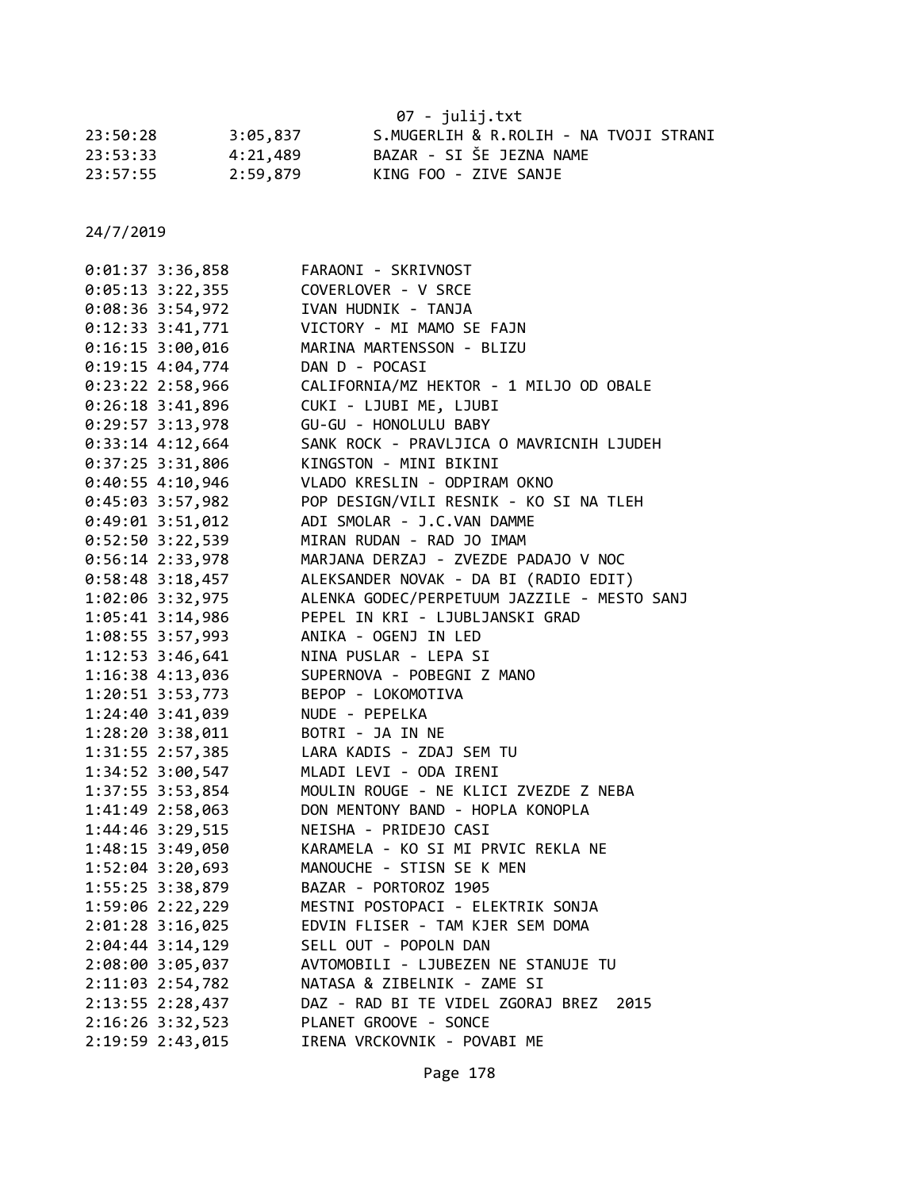| | | |
|---|---|---|
| 23:50:28 | 3:05,837 | S.MUGERLIH & R.ROLIH - NA TVOJI STRANI |
| 23:53:33 | 4:21,489 | BAZAR - SI ŠE JEZNA NAME |
| 23:57:55 | 2:59,879 | KING FOO - ZIVE SANJE |

24/7/2019

```
0:01:37 3:36,858        FARAONI - SKRIVNOST
0:05:13 3:22,355        COVERLOVER - V SRCE
0:08:36 3:54,972        IVAN HUDNIK - TANJA
0:12:33 3:41,771        VICTORY - MI MAMO SE FAJN
0:16:15 3:00,016        MARINA MARTENSSON - BLIZU
0:19:15 4:04,774        DAN D - POCASI
0:23:22 2:58,966        CALIFORNIA/MZ HEKTOR - 1 MILJO OD OBALE
0:26:18 3:41,896        CUKI - LJUBI ME, LJUBI
0:29:57 3:13,978        GU-GU - HONOLULU BABY
0:33:14 4:12,664        SANK ROCK - PRAVLJICA O MAVRICNIH LJUDEH
0:37:25 3:31,806        KINGSTON - MINI BIKINI
0:40:55 4:10,946        VLADO KRESLIN - ODPIRAM OKNO
0:45:03 3:57,982        POP DESIGN/VILI RESNIK - KO SI NA TLEH
0:49:01 3:51,012        ADI SMOLAR - J.C.VAN DAMME
0:52:50 3:22,539        MIRAN RUDAN - RAD JO IMAM
0:56:14 2:33,978        MARJANA DERZAJ - ZVEZDE PADAJO V NOC
0:58:48 3:18,457        ALEKSANDER NOVAK - DA BI (RADIO EDIT)
1:02:06 3:32,975        ALENKA GODEC/PERPETUUM JAZZILE - MESTO SANJ
1:05:41 3:14,986        PEPEL IN KRI - LJUBLJANSKI GRAD
1:08:55 3:57,993        ANIKA - OGENJ IN LED
1:12:53 3:46,641        NINA PUSLAR - LEPA SI
1:16:38 4:13,036        SUPERNOVA - POBEGNI Z MANO
1:20:51 3:53,773        BEPOP - LOKOMOTIVA
1:24:40 3:41,039        NUDE - PEPELKA
1:28:20 3:38,011        BOTRI - JA IN NE
1:31:55 2:57,385        LARA KADIS - ZDAJ SEM TU
1:34:52 3:00,547        MLADI LEVI - ODA IRENI
1:37:55 3:53,854        MOULIN ROUGE - NE KLICI ZVEZDE Z NEBA
1:41:49 2:58,063        DON MENTONY BAND - HOPLA KONOPLA
1:44:46 3:29,515        NEISHA - PRIDEJO CASI
1:48:15 3:49,050        KARAMELA - KO SI MI PRVIC REKLA NE
1:52:04 3:20,693        MANOUCHE - STISN SE K MEN
1:55:25 3:38,879        BAZAR - PORTOROZ 1905
1:59:06 2:22,229        MESTNI POSTOPACI - ELEKTRIK SONJA
2:01:28 3:16,025        EDVIN FLISER - TAM KJER SEM DOMA
2:04:44 3:14,129        SELL OUT - POPOLN DAN
2:08:00 3:05,037        AVTOMOBILI - LJUBEZEN NE STANUJE TU
2:11:03 2:54,782        NATASA & ZIBELNIK - ZAME SI
2:13:55 2:28,437        DAZ - RAD BI TE VIDEL ZGORAJ BREZ  2015
2:16:26 3:32,523        PLANET GROOVE - SONCE
2:19:59 2:43,015        IRENA VRCKOVNIK - POVABI ME
```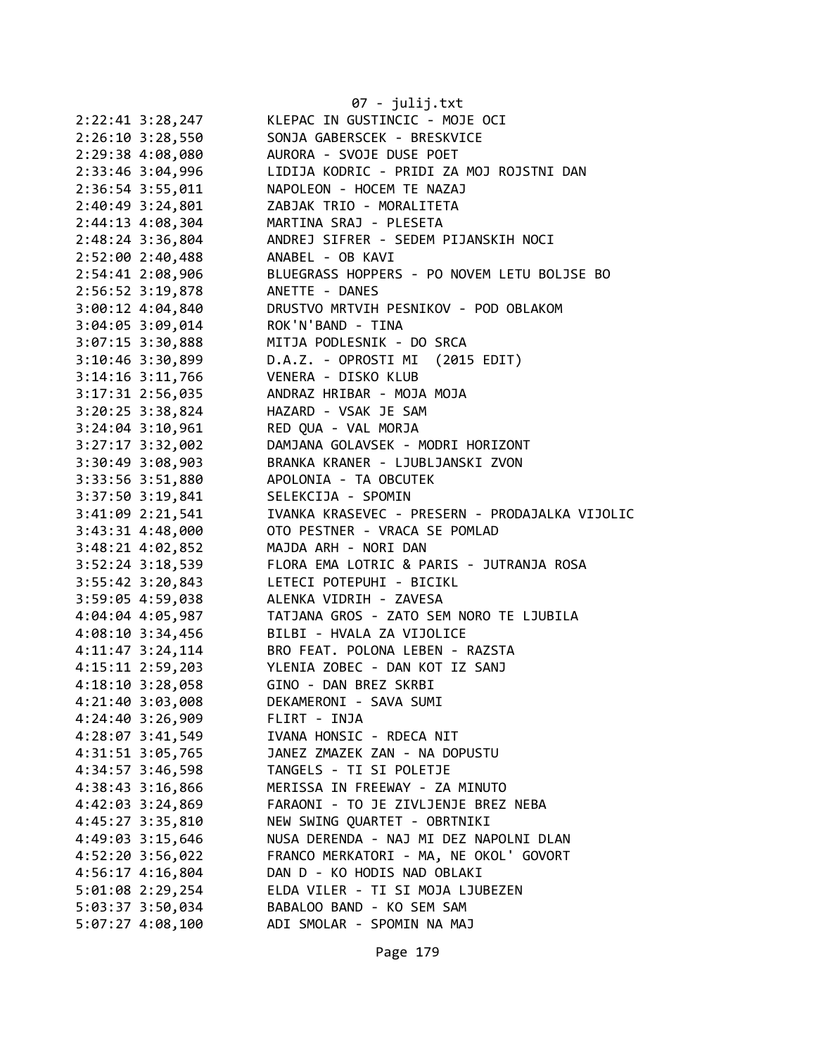```
2:22:41 3:28,247        KLEPAC IN GUSTINCIC - MOJE OCI
2:26:10 3:28,550        SONJA GABERSCEK - BRESKVICE
2:29:38 4:08,080        AURORA - SVOJE DUSE POET
2:33:46 3:04,996        LIDIJA KODRIC - PRIDI ZA MOJ ROJSTNI DAN
2:36:54 3:55,011        NAPOLEON - HOCEM TE NAZAJ
2:40:49 3:24,801        ZABJAK TRIO - MORALITETA
2:44:13 4:08,304        MARTINA SRAJ - PLESETA
2:48:24 3:36,804        ANDREJ SIFRER - SEDEM PIJANSKIH NOCI
2:52:00 2:40,488        ANABEL - OB KAVI
2:54:41 2:08,906        BLUEGRASS HOPPERS - PO NOVEM LETU BOLJSE BO
2:56:52 3:19,878        ANETTE - DANES
3:00:12 4:04,840        DRUSTVO MRTVIH PESNIKOV - POD OBLAKOM
3:04:05 3:09,014        ROK'N'BAND - TINA
3:07:15 3:30,888        MITJA PODLESNIK - DO SRCA
3:10:46 3:30,899        D.A.Z. - OPROSTI MI  (2015 EDIT)
3:14:16 3:11,766        VENERA - DISKO KLUB
3:17:31 2:56,035        ANDRAZ HRIBAR - MOJA MOJA
3:20:25 3:38,824        HAZARD - VSAK JE SAM
3:24:04 3:10,961        RED QUA - VAL MORJA
3:27:17 3:32,002        DAMJANA GOLAVSEK - MODRI HORIZONT
3:30:49 3:08,903        BRANKA KRANER - LJUBLJANSKI ZVON
3:33:56 3:51,880        APOLONIA - TA OBCUTEK
3:37:50 3:19,841        SELEKCIJA - SPOMIN
3:41:09 2:21,541        IVANKA KRASEVEC - PRESERN - PRODAJALKA VIJOLIC
3:43:31 4:48,000        OTO PESTNER - VRACA SE POMLAD
3:48:21 4:02,852        MAJDA ARH - NORI DAN
3:52:24 3:18,539        FLORA EMA LOTRIC & PARIS - JUTRANJA ROSA
3:55:42 3:20,843        LETECI POTEPUHI - BICIKL
3:59:05 4:59,038        ALENKA VIDRIH - ZAVESA
4:04:04 4:05,987        TATJANA GROS - ZATO SEM NORO TE LJUBILA
4:08:10 3:34,456        BILBI - HVALA ZA VIJOLICE
4:11:47 3:24,114        BRO FEAT. POLONA LEBEN - RAZSTA
4:15:11 2:59,203        YLENIA ZOBEC - DAN KOT IZ SANJ
4:18:10 3:28,058        GINO - DAN BREZ SKRBI
4:21:40 3:03,008        DEKAMERONI - SAVA SUMI
4:24:40 3:26,909        FLIRT - INJA
4:28:07 3:41,549        IVANA HONSIC - RDECA NIT
4:31:51 3:05,765        JANEZ ZMAZEK ZAN - NA DOPUSTU
4:34:57 3:46,598        TANGELS - TI SI POLETJE
4:38:43 3:16,866        MERISSA IN FREEWAY - ZA MINUTO
4:42:03 3:24,869        FARAONI - TO JE ZIVLJENJE BREZ NEBA
4:45:27 3:35,810        NEW SWING QUARTET - OBRTNIKI
4:49:03 3:15,646        NUSA DERENDA - NAJ MI DEZ NAPOLNI DLAN
4:52:20 3:56,022        FRANCO MERKATORI - MA, NE OKOL' GOVORT
4:56:17 4:16,804        DAN D - KO HODIS NAD OBLAKI
5:01:08 2:29,254        ELDA VILER - TI SI MOJA LJUBEZEN
5:03:37 3:50,034        BABALOO BAND - KO SEM SAM
5:07:27 4:08,100        ADI SMOLAR - SPOMIN NA MAJ
```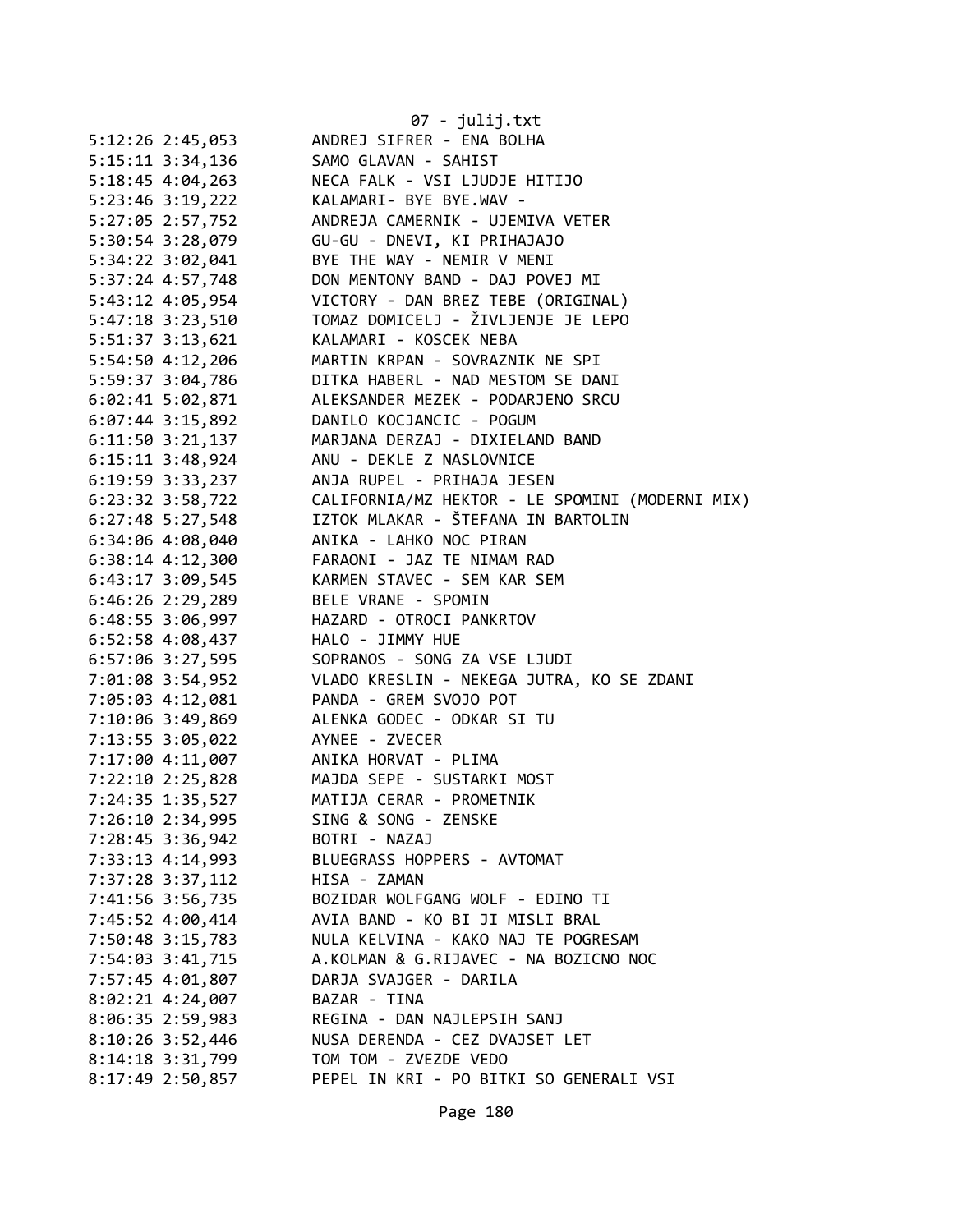07 - julij.txt

```
5:12:26 2:45,053        ANDREJ SIFRER - ENA BOLHA
5:15:11 3:34,136        SAMO GLAVAN - SAHIST
5:18:45 4:04,263        NECA FALK - VSI LJUDJE HITIJO
5:23:46 3:19,222        KALAMARI- BYE BYE.WAV -
5:27:05 2:57,752        ANDREJA CAMERNIK - UJEMIVA VETER
5:30:54 3:28,079        GU-GU - DNEVI, KI PRIHAJAJO
5:34:22 3:02,041        BYE THE WAY - NEMIR V MENI
5:37:24 4:57,748        DON MENTONY BAND - DAJ POVEJ MI
5:43:12 4:05,954        VICTORY - DAN BREZ TEBE (ORIGINAL)
5:47:18 3:23,510        TOMAZ DOMICELJ - ŽIVLJENJE JE LEPO
5:51:37 3:13,621        KALAMARI - KOSCEK NEBA
5:54:50 4:12,206        MARTIN KRPAN - SOVRAZNIK NE SPI
5:59:37 3:04,786        DITKA HABERL - NAD MESTOM SE DANI
6:02:41 5:02,871        ALEKSANDER MEZEK - PODARJENO SRCU
6:07:44 3:15,892        DANILO KOCJANCIC - POGUM
6:11:50 3:21,137        MARJANA DERZAJ - DIXIELAND BAND
6:15:11 3:48,924        ANU - DEKLE Z NASLOVNICE
6:19:59 3:33,237        ANJA RUPEL - PRIHAJA JESEN
6:23:32 3:58,722        CALIFORNIA/MZ HEKTOR - LE SPOMINI (MODERNI MIX)
6:27:48 5:27,548        IZTOK MLAKAR - ŠTEFANA IN BARTOLIN
6:34:06 4:08,040        ANIKA - LAHKO NOC PIRAN
6:38:14 4:12,300        FARAONI - JAZ TE NIMAM RAD
6:43:17 3:09,545        KARMEN STAVEC - SEM KAR SEM
6:46:26 2:29,289        BELE VRANE - SPOMIN
6:48:55 3:06,997        HAZARD - OTROCI PANKRTOV
6:52:58 4:08,437        HALO - JIMMY HUE
6:57:06 3:27,595        SOPRANOS - SONG ZA VSE LJUDI
7:01:08 3:54,952        VLADO KRESLIN - NEKEGA JUTRA, KO SE ZDANI
7:05:03 4:12,081        PANDA - GREM SVOJO POT
7:10:06 3:49,869        ALENKA GODEC - ODKAR SI TU
7:13:55 3:05,022        AYNEE - ZVECER
7:17:00 4:11,007        ANIKA HORVAT - PLIMA
7:22:10 2:25,828        MAJDA SEPE - SUSTARKI MOST
7:24:35 1:35,527        MATIJA CERAR - PROMETNIK
7:26:10 2:34,995        SING & SONG - ZENSKE
7:28:45 3:36,942        BOTRI - NAZAJ
7:33:13 4:14,993        BLUEGRASS HOPPERS - AVTOMAT
7:37:28 3:37,112        HISA - ZAMAN
7:41:56 3:56,735        BOZIDAR WOLFGANG WOLF - EDINO TI
7:45:52 4:00,414        AVIA BAND - KO BI JI MISLI BRAL
7:50:48 3:15,783        NULA KELVINA - KAKO NAJ TE POGRESAM
7:54:03 3:41,715        A.KOLMAN & G.RIJAVEC - NA BOZICNO NOC
7:57:45 4:01,807        DARJA SVAJGER - DARILA
8:02:21 4:24,007        BAZAR - TINA
8:06:35 2:59,983        REGINA - DAN NAJLEPSIH SANJ
8:10:26 3:52,446        NUSA DERENDA - CEZ DVAJSET LET
8:14:18 3:31,799        TOM TOM - ZVEZDE VEDO
8:17:49 2:50,857        PEPEL IN KRI - PO BITKI SO GENERALI VSI
```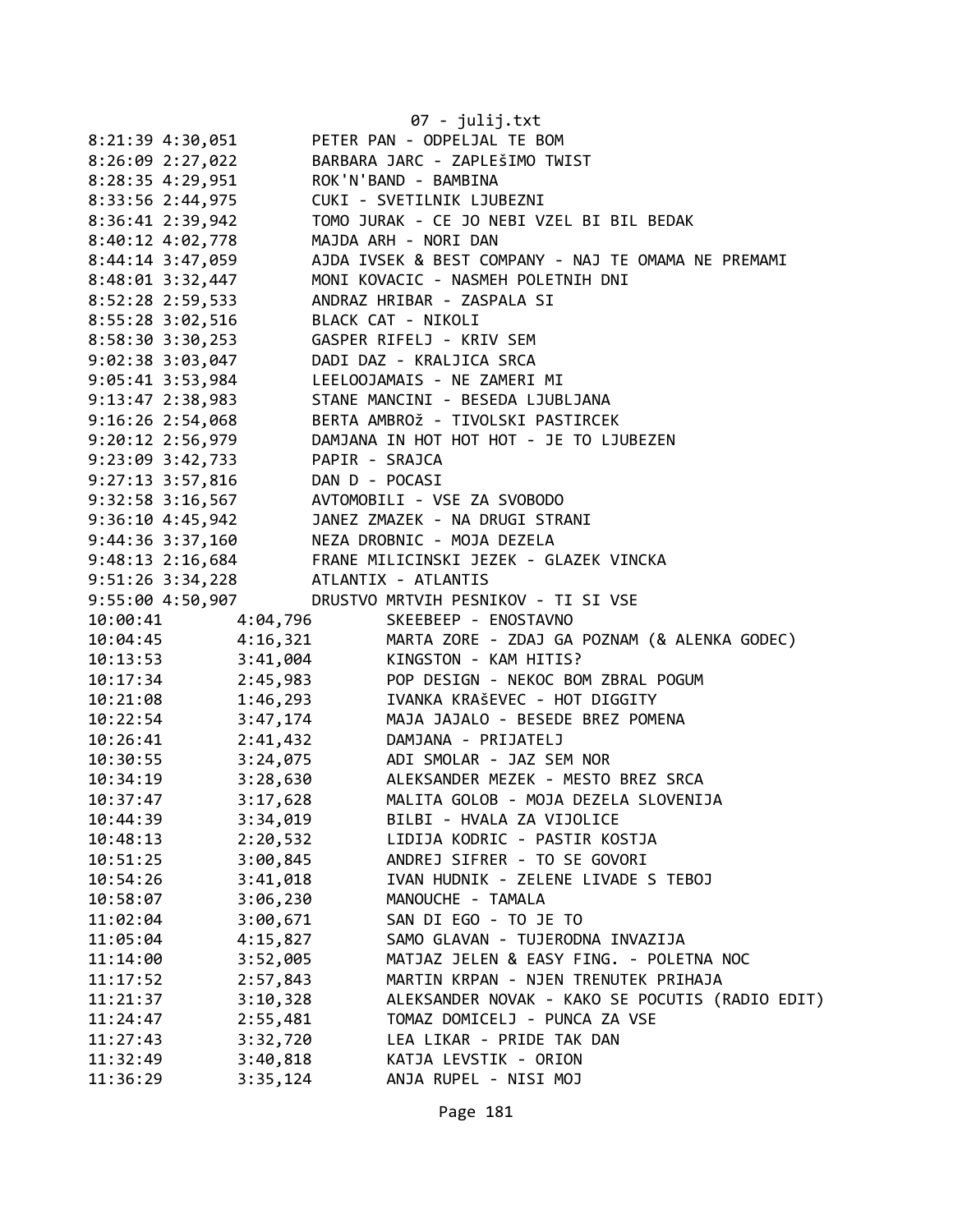07 - julij.txt

```
8:21:39 4:30,051        PETER PAN - ODPELJAL TE BOM
8:26:09 2:27,022        BARBARA JARC - ZAPLEŠIMO TWIST
8:28:35 4:29,951        ROK'N'BAND - BAMBINA
8:33:56 2:44,975        CUKI - SVETILNIK LJUBEZNI
8:36:41 2:39,942        TOMO JURAK - CE JO NEBI VZEL BI BIL BEDAK
8:40:12 4:02,778        MAJDA ARH - NORI DAN
8:44:14 3:47,059        AJDA IVSEK & BEST COMPANY - NAJ TE OMAMA NE PREMAMI
8:48:01 3:32,447        MONI KOVACIC - NASMEH POLETNIH DNI
8:52:28 2:59,533        ANDRAZ HRIBAR - ZASPALA SI
8:55:28 3:02,516        BLACK CAT - NIKOLI
8:58:30 3:30,253        GASPER RIFELJ - KRIV SEM
9:02:38 3:03,047        DADI DAZ - KRALJICA SRCA
9:05:41 3:53,984        LEELOOJAMAIS - NE ZAMERI MI
9:13:47 2:38,983        STANE MANCINI - BESEDA LJUBLJANA
9:16:26 2:54,068        BERTA AMBROž - TIVOLSKI PASTIRCEK
9:20:12 2:56,979        DAMJANA IN HOT HOT HOT - JE TO LJUBEZEN
9:23:09 3:42,733        PAPIR - SRAJCA
9:27:13 3:57,816        DAN D - POCASI
9:32:58 3:16,567        AVTOMOBILI - VSE ZA SVOBODO
9:36:10 4:45,942        JANEZ ZMAZEK - NA DRUGI STRANI
9:44:36 3:37,160        NEZA DROBNIC - MOJA DEZELA
9:48:13 2:16,684        FRANE MILICINSKI JEZEK - GLAZEK VINCKA
9:51:26 3:34,228        ATLANTIX - ATLANTIS
9:55:00 4:50,907        DRUSTVO MRTVIH PESNIKOV - TI SI VSE
10:00:41        4:04,796        SKEEBEEP - ENOSTAVNO
10:04:45        4:16,321        MARTA ZORE - ZDAJ GA POZNAM (& ALENKA GODEC)
10:13:53        3:41,004        KINGSTON - KAM HITIS?
10:17:34        2:45,983        POP DESIGN - NEKOC BOM ZBRAL POGUM
10:21:08        1:46,293        IVANKA KRAŠEVEC - HOT DIGGITY
10:22:54        3:47,174        MAJA JAJALO - BESEDE BREZ POMENA
10:26:41        2:41,432        DAMJANA - PRIJATELJ
10:30:55        3:24,075        ADI SMOLAR - JAZ SEM NOR
10:34:19        3:28,630        ALEKSANDER MEZEK - MESTO BREZ SRCA
10:37:47        3:17,628        MALITA GOLOB - MOJA DEZELA SLOVENIJA
10:44:39        3:34,019        BILBI - HVALA ZA VIJOLICE
10:48:13        2:20,532        LIDIJA KODRIC - PASTIR KOSTJA
10:51:25        3:00,845        ANDREJ SIFRER - TO SE GOVORI
10:54:26        3:41,018        IVAN HUDNIK - ZELENE LIVADE S TEBOJ
10:58:07        3:06,230        MANOUCHE - TAMALA
11:02:04        3:00,671        SAN DI EGO - TO JE TO
11:05:04        4:15,827        SAMO GLAVAN - TUJERODNA INVAZIJA
11:14:00        3:52,005        MATJAZ JELEN & EASY FING. - POLETNA NOC
11:17:52        2:57,843        MARTIN KRPAN - NJEN TRENUTEK PRIHAJA
11:21:37        3:10,328        ALEKSANDER NOVAK - KAKO SE POCUTIS (RADIO EDIT)
11:24:47        2:55,481        TOMAZ DOMICELJ - PUNCA ZA VSE
11:27:43        3:32,720        LEA LIKAR - PRIDE TAK DAN
11:32:49        3:40,818        KATJA LEVSTIK - ORION
11:36:29        3:35,124        ANJA RUPEL - NISI MOJ
```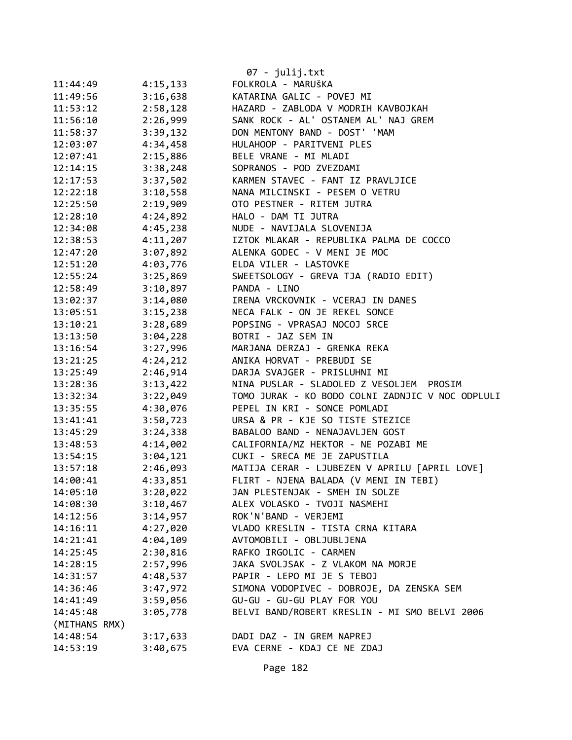07 - julij.txt

```
11:44:49        4:15,133        FOLKROLA - MARUŠKA
11:49:56        3:16,638        KATARINA GALIC - POVEJ MI
11:53:12        2:58,128        HAZARD - ZABLODA V MODRIH KAVBOJKAH
11:56:10        2:26,999        SANK ROCK - AL' OSTANEM AL' NAJ GREM
11:58:37        3:39,132        DON MENTONY BAND - DOST' 'MAM
12:03:07        4:34,458        HULAHOOP - PARITVENI PLES
12:07:41        2:15,886        BELE VRANE - MI MLADI
12:14:15        3:38,248        SOPRANOS - POD ZVEZDAMI
12:17:53        3:37,502        KARMEN STAVEC - FANT IZ PRAVLJICE
12:22:18        3:10,558        NANA MILCINSKI - PESEM O VETRU
12:25:50        2:19,909        OTO PESTNER - RITEM JUTRA
12:28:10        4:24,892        HALO - DAM TI JUTRA
12:34:08        4:45,238        NUDE - NAVIJALA SLOVENIJA
12:38:53        4:11,207        IZTOK MLAKAR - REPUBLIKA PALMA DE COCCO
12:47:20        3:07,892        ALENKA GODEC - V MENI JE MOC
12:51:20        4:03,776        ELDA VILER - LASTOVKE
12:55:24        3:25,869        SWEETSOLOGY - GREVA TJA (RADIO EDIT)
12:58:49        3:10,897        PANDA - LINO
13:02:37        3:14,080        IRENA VRCKOVNIK - VCERAJ IN DANES
13:05:51        3:15,238        NECA FALK - ON JE REKEL SONCE
13:10:21        3:28,689        POPSING - VPRASAJ NOCOJ SRCE
13:13:50        3:04,228        BOTRI - JAZ SEM IN
13:16:54        3:27,996        MARJANA DERZAJ - GRENKA REKA
13:21:25        4:24,212        ANIKA HORVAT - PREBUDI SE
13:25:49        2:46,914        DARJA SVAJGER - PRISLUHNI MI
13:28:36        3:13,422        NINA PUSLAR - SLADOLED Z VESOLJEM  PROSIM
13:32:34        3:22,049        TOMO JURAK - KO BODO COLNI ZADNJIC V NOC ODPLULI
13:35:55        4:30,076        PEPEL IN KRI - SONCE POMLADI
13:41:41        3:50,723        URSA & PR - KJE SO TISTE STEZICE
13:45:29        3:24,338        BABALOO BAND - NENAJAVLJEN GOST
13:48:53        4:14,002        CALIFORNIA/MZ HEKTOR - NE POZABI ME
13:54:15        3:04,121        CUKI - SRECA ME JE ZAPUSTILA
13:57:18        2:46,093        MATIJA CERAR - LJUBEZEN V APRILU [APRIL LOVE]
14:00:41        4:33,851        FLIRT - NJENA BALADA (V MENI IN TEBI)
14:05:10        3:20,022        JAN PLESTENJAK - SMEH IN SOLZE
14:08:30        3:10,467        ALEX VOLASKO - TVOJI NASMEHI
14:12:56        3:14,957        ROK'N'BAND - VERJEMI
14:16:11        4:27,020        VLADO KRESLIN - TISTA CRNA KITARA
14:21:41        4:04,109        AVTOMOBILI - OBLJUBLJENA
14:25:45        2:30,816        RAFKO IRGOLIC - CARMEN
14:28:15        2:57,996        JAKA SVOLJSAK - Z VLAKOM NA MORJE
14:31:57        4:48,537        PAPIR - LEPO MI JE S TEBOJ
14:36:46        3:47,972        SIMONA VODOPIVEC - DOBROJE, DA ZENSKA SEM
14:41:49        3:59,056        GU-GU - GU-GU PLAY FOR YOU
14:45:48        3:05,778        BELVI BAND/ROBERT KRESLIN - MI SMO BELVI 2006
(MITHANS RMX)
14:48:54        3:17,633        DADI DAZ - IN GREM NAPREJ
14:53:19        3:40,675        EVA CERNE - KDAJ CE NE ZDAJ
```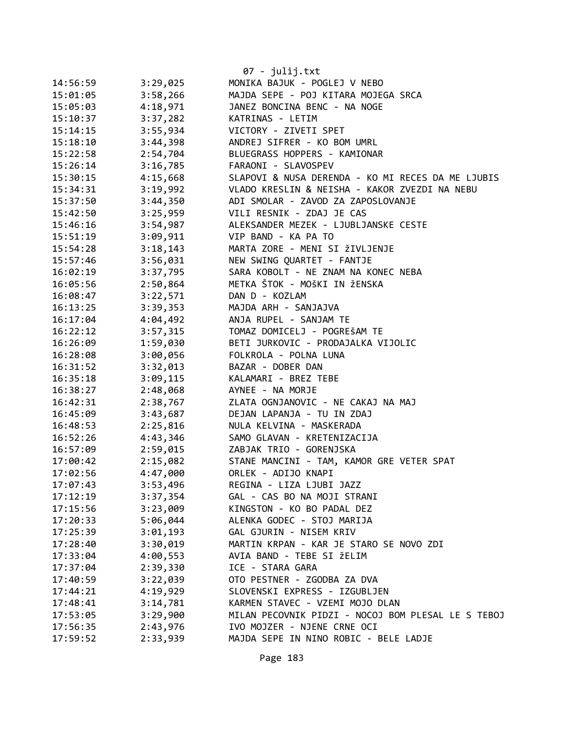07 - julij.txt

```
14:56:59        3:29,025        MONIKA BAJUK - POGLEJ V NEBO
15:01:05        3:58,266        MAJDA SEPE - POJ KITARA MOJEGA SRCA
15:05:03        4:18,971        JANEZ BONCINA BENC - NA NOGE
15:10:37        3:37,282        KATRINAS - LETIM
15:14:15        3:55,934        VICTORY - ZIVETI SPET
15:18:10        3:44,398        ANDREJ SIFRER - KO BOM UMRL
15:22:58        2:54,704        BLUEGRASS HOPPERS - KAMIONAR
15:26:14        3:16,785        FARAONI - SLAVOSPEV
15:30:15        4:15,668        SLAPOVI & NUSA DERENDA - KO MI RECES DA ME LJUBIS
15:34:31        3:19,992        VLADO KRESLIN & NEISHA - KAKOR ZVEZDI NA NEBU
15:37:50        3:44,350        ADI SMOLAR - ZAVOD ZA ZAPOSLOVANJE
15:42:50        3:25,959        VILI RESNIK - ZDAJ JE CAS
15:46:16        3:54,987        ALEKSANDER MEZEK - LJUBLJANSKE CESTE
15:51:19        3:09,911        VIP BAND - KA PA TO
15:54:28        3:18,143        MARTA ZORE - MENI SI žIVLJENJE
15:57:46        3:56,031        NEW SWING QUARTET - FANTJE
16:02:19        3:37,795        SARA KOBOLT - NE ZNAM NA KONEC NEBA
16:05:56        2:50,864        METKA ŠTOK - MOŠKI IN žENSKA
16:08:47        3:22,571        DAN D - KOZLAM
16:13:25        3:39,353        MAJDA ARH - SANJAJVA
16:17:04        4:04,492        ANJA RUPEL - SANJAM TE
16:22:12        3:57,315        TOMAZ DOMICELJ - POGREŠAM TE
16:26:09        1:59,030        BETI JURKOVIC - PRODAJALKA VIJOLIC
16:28:08        3:00,056        FOLKROLA - POLNA LUNA
16:31:52        3:32,013        BAZAR - DOBER DAN
16:35:18        3:09,115        KALAMARI - BREZ TEBE
16:38:27        2:48,068        AYNEE - NA MORJE
16:42:31        2:38,767        ZLATA OGNJANOVIC - NE CAKAJ NA MAJ
16:45:09        3:43,687        DEJAN LAPANJA - TU IN ZDAJ
16:48:53        2:25,816        NULA KELVINA - MASKERADA
16:52:26        4:43,346        SAMO GLAVAN - KRETENIZACIJA
16:57:09        2:59,015        ZABJAK TRIO - GORENJSKA
17:00:42        2:15,082        STANE MANCINI - TAM, KAMOR GRE VETER SPAT
17:02:56        4:47,000        ORLEK - ADIJO KNAPI
17:07:43        3:53,496        REGINA - LIZA LJUBI JAZZ
17:12:19        3:37,354        GAL - CAS BO NA MOJI STRANI
17:15:56        3:23,009        KINGSTON - KO BO PADAL DEZ
17:20:33        5:06,044        ALENKA GODEC - STOJ MARIJA
17:25:39        3:01,193        GAL GJURIN - NISEM KRIV
17:28:40        3:30,019        MARTIN KRPAN - KAR JE STARO SE NOVO ZDI
17:33:04        4:00,553        AVIA BAND - TEBE SI žELIM
17:37:04        2:39,330        ICE - STARA GARA
17:40:59        3:22,039        OTO PESTNER - ZGODBA ZA DVA
17:44:21        4:19,929        SLOVENSKI EXPRESS - IZGUBLJEN
17:48:41        3:14,781        KARMEN STAVEC - VZEMI MOJO DLAN
17:53:05        3:29,900        MILAN PECOVNIK PIDZI - NOCOJ BOM PLESAL LE S TEBOJ
17:56:35        2:43,976        IVO MOJZER - NJENE CRNE OCI
17:59:52        2:33,939        MAJDA SEPE IN NINO ROBIC - BELE LADJE
```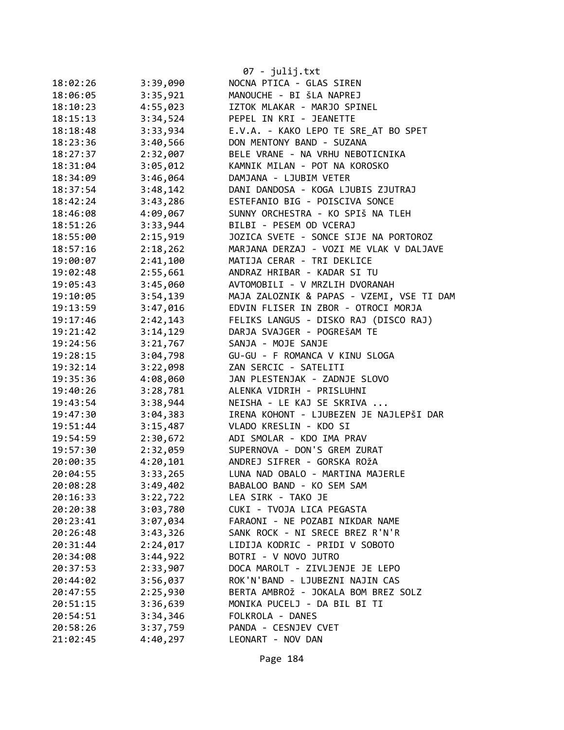07 - julij.txt

| | | |
|---|---|---|
| 18:02:26 | 3:39,090 | NOCNA PTICA - GLAS SIREN |
| 18:06:05 | 3:35,921 | MANOUCHE - BI šLA NAPREJ |
| 18:10:23 | 4:55,023 | IZTOK MLAKAR - MARJO SPINEL |
| 18:15:13 | 3:34,524 | PEPEL IN KRI - JEANETTE |
| 18:18:48 | 3:33,934 | E.V.A. - KAKO LEPO TE SRE_AT BO SPET |
| 18:23:36 | 3:40,566 | DON MENTONY BAND - SUZANA |
| 18:27:37 | 2:32,007 | BELE VRANE - NA VRHU NEBOTICNIKA |
| 18:31:04 | 3:05,012 | KAMNIK MILAN - POT NA KOROSKO |
| 18:34:09 | 3:46,064 | DAMJANA - LJUBIM VETER |
| 18:37:54 | 3:48,142 | DANI DANDOSA - KOGA LJUBIS ZJUTRAJ |
| 18:42:24 | 3:43,286 | ESTEFANIO BIG - POISCIVA SONCE |
| 18:46:08 | 4:09,067 | SUNNY ORCHESTRA - KO SPIš NA TLEH |
| 18:51:26 | 3:33,944 | BILBI - PESEM OD VCERAJ |
| 18:55:00 | 2:15,919 | JOZICA SVETE - SONCE SIJE NA PORTOROZ |
| 18:57:16 | 2:18,262 | MARJANA DERZAJ - VOZI ME VLAK V DALJAVE |
| 19:00:07 | 2:41,100 | MATIJA CERAR - TRI DEKLICE |
| 19:02:48 | 2:55,661 | ANDRAZ HRIBAR - KADAR SI TU |
| 19:05:43 | 3:45,060 | AVTOMOBILI - V MRZLIH DVORANAH |
| 19:10:05 | 3:54,139 | MAJA ZALOZNIK & PAPAS - VZEMI, VSE TI DAM |
| 19:13:59 | 3:47,016 | EDVIN FLISER IN ZBOR - OTROCI MORJA |
| 19:17:46 | 2:42,143 | FELIKS LANGUS - DISKO RAJ (DISCO RAJ) |
| 19:21:42 | 3:14,129 | DARJA SVAJGER - POGREšAM TE |
| 19:24:56 | 3:21,767 | SANJA - MOJE SANJE |
| 19:28:15 | 3:04,798 | GU-GU - F ROMANCA V KINU SLOGA |
| 19:32:14 | 3:22,098 | ZAN SERCIC - SATELITI |
| 19:35:36 | 4:08,060 | JAN PLESTENJAK - ZADNJE SLOVO |
| 19:40:26 | 3:28,781 | ALENKA VIDRIH - PRISLUHNI |
| 19:43:54 | 3:38,944 | NEISHA - LE KAJ SE SKRIVA ... |
| 19:47:30 | 3:04,383 | IRENA KOHONT - LJUBEZEN JE NAJLEPšI DAR |
| 19:51:44 | 3:15,487 | VLADO KRESLIN - KDO SI |
| 19:54:59 | 2:30,672 | ADI SMOLAR - KDO IMA PRAV |
| 19:57:30 | 2:32,059 | SUPERNOVA - DON'S GREM ZURAT |
| 20:00:35 | 4:20,101 | ANDREJ SIFRER - GORSKA ROžA |
| 20:04:55 | 3:33,265 | LUNA NAD OBALO - MARTINA MAJERLE |
| 20:08:28 | 3:49,402 | BABALOO BAND - KO SEM SAM |
| 20:16:33 | 3:22,722 | LEA SIRK - TAKO JE |
| 20:20:38 | 3:03,780 | CUKI - TVOJA LICA PEGASTA |
| 20:23:41 | 3:07,034 | FARAONI - NE POZABI NIKDAR NAME |
| 20:26:48 | 3:43,326 | SANK ROCK - NI SRECE BREZ R'N'R |
| 20:31:44 | 2:24,017 | LIDIJA KODRIC - PRIDI V SOBOTO |
| 20:34:08 | 3:44,922 | BOTRI - V NOVO JUTRO |
| 20:37:53 | 2:33,907 | DOCA MAROLT - ZIVLJENJE JE LEPO |
| 20:44:02 | 3:56,037 | ROK'N'BAND - LJUBEZNI NAJIN CAS |
| 20:47:55 | 2:25,930 | BERTA AMBROž - JOKALA BOM BREZ SOLZ |
| 20:51:15 | 3:36,639 | MONIKA PUCELJ - DA BIL BI TI |
| 20:54:51 | 3:34,346 | FOLKROLA - DANES |
| 20:58:26 | 3:37,759 | PANDA - CESNJEV CVET |
| 21:02:45 | 4:40,297 | LEONART - NOV DAN |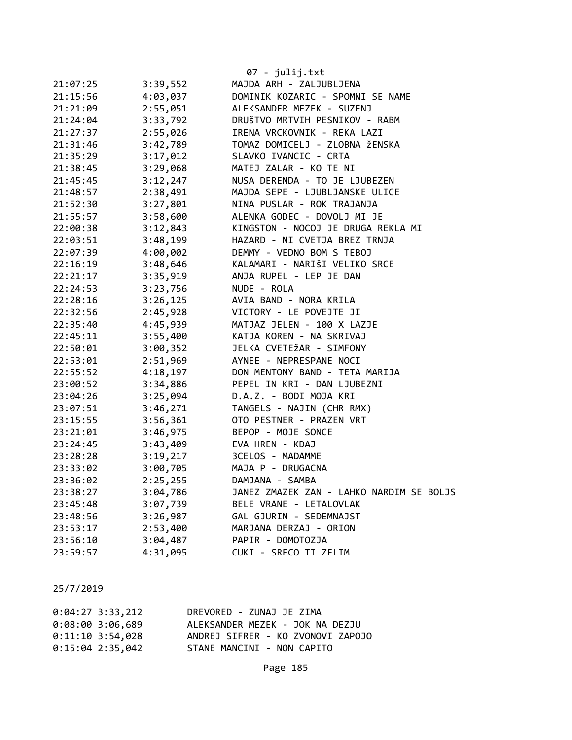| | | |
|---|---|---|
| 21:07:25 | 3:39,552 | MAJDA ARH - ZALJUBLJENA |
| 21:15:56 | 4:03,037 | DOMINIK KOZARIC - SPOMNI SE NAME |
| 21:21:09 | 2:55,051 | ALEKSANDER MEZEK - SUZENJ |
| 21:24:04 | 3:33,792 | DRUŠTVO MRTVIH PESNIKOV - RABM |
| 21:27:37 | 2:55,026 | IRENA VRCKOVNIK - REKA LAZI |
| 21:31:46 | 3:42,789 | TOMAZ DOMICELJ - ZLOBNA žENSKA |
| 21:35:29 | 3:17,012 | SLAVKO IVANCIC - CRTA |
| 21:38:45 | 3:29,068 | MATEJ ZALAR - KO TE NI |
| 21:45:45 | 3:12,247 | NUSA DERENDA - TO JE LJUBEZEN |
| 21:48:57 | 2:38,491 | MAJDA SEPE - LJUBLJANSKE ULICE |
| 21:52:30 | 3:27,801 | NINA PUSLAR - ROK TRAJANJA |
| 21:55:57 | 3:58,600 | ALENKA GODEC - DOVOLJ MI JE |
| 22:00:38 | 3:12,843 | KINGSTON - NOCOJ JE DRUGA REKLA MI |
| 22:03:51 | 3:48,199 | HAZARD - NI CVETJA BREZ TRNJA |
| 22:07:39 | 4:00,002 | DEMMY - VEDNO BOM S TEBOJ |
| 22:16:19 | 3:48,646 | KALAMARI - NARIŠI VELIKO SRCE |
| 22:21:17 | 3:35,919 | ANJA RUPEL - LEP JE DAN |
| 22:24:53 | 3:23,756 | NUDE - ROLA |
| 22:28:16 | 3:26,125 | AVIA BAND - NORA KRILA |
| 22:32:56 | 2:45,928 | VICTORY - LE POVEJTE JI |
| 22:35:40 | 4:45,939 | MATJAZ JELEN - 100 X LAZJE |
| 22:45:11 | 3:55,400 | KATJA KOREN - NA SKRIVAJ |
| 22:50:01 | 3:00,352 | JELKA CVETEžAR - SIMFONY |
| 22:53:01 | 2:51,969 | AYNEE - NEPRESPANE NOCI |
| 22:55:52 | 4:18,197 | DON MENTONY BAND - TETA MARIJA |
| 23:00:52 | 3:34,886 | PEPEL IN KRI - DAN LJUBEZNI |
| 23:04:26 | 3:25,094 | D.A.Z. - BODI MOJA KRI |
| 23:07:51 | 3:46,271 | TANGELS - NAJIN (CHR RMX) |
| 23:15:55 | 3:56,361 | OTO PESTNER - PRAZEN VRT |
| 23:21:01 | 3:46,975 | BEPOP - MOJE SONCE |
| 23:24:45 | 3:43,409 | EVA HREN - KDAJ |
| 23:28:28 | 3:19,217 | 3CELOS - MADAMME |
| 23:33:02 | 3:00,705 | MAJA P - DRUGACNA |
| 23:36:02 | 2:25,255 | DAMJANA - SAMBA |
| 23:38:27 | 3:04,786 | JANEZ ZMAZEK ZAN - LAHKO NARDIM SE BOLJS |
| 23:45:48 | 3:07,739 | BELE VRANE - LETALOVLAK |
| 23:48:56 | 3:26,987 | GAL GJURIN - SEDEMNAJST |
| 23:53:17 | 2:53,400 | MARJANA DERZAJ - ORION |
| 23:56:10 | 3:04,487 | PAPIR - DOMOTOZJA |
| 23:59:57 | 4:31,095 | CUKI - SRECO TI ZELIM |

25/7/2019

| | | |
|---|---|---|
| 0:04:27 | 3:33,212 | DREVORED - ZUNAJ JE ZIMA |
| 0:08:00 | 3:06,689 | ALEKSANDER MEZEK - JOK NA DEZJU |
| 0:11:10 | 3:54,028 | ANDREJ SIFRER - KO ZVONOVI ZAPOJO |
| 0:15:04 | 2:35,042 | STANE MANCINI - NON CAPITO |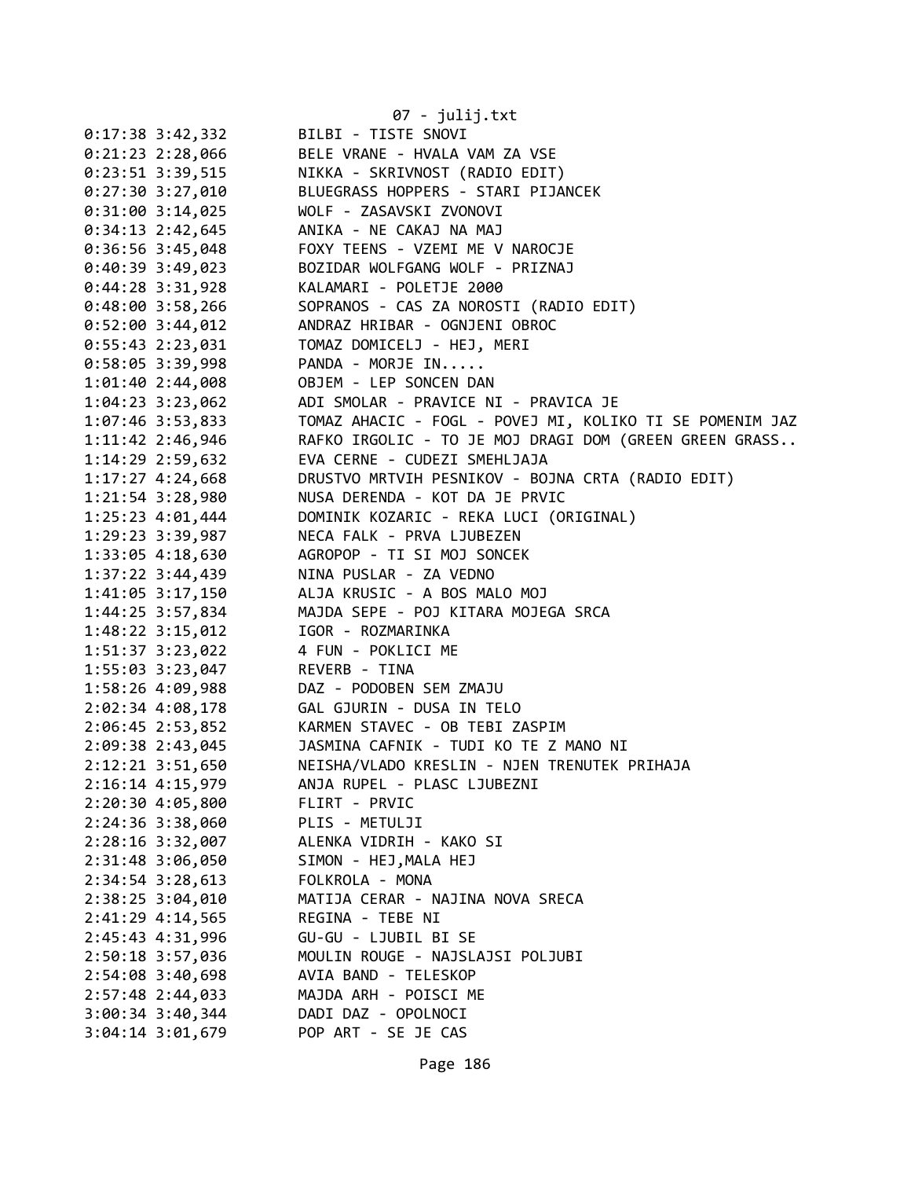07 - julij.txt

```
0:17:38 3:42,332        BILBI - TISTE SNOVI
0:21:23 2:28,066        BELE VRANE - HVALA VAM ZA VSE
0:23:51 3:39,515        NIKKA - SKRIVNOST (RADIO EDIT)
0:27:30 3:27,010        BLUEGRASS HOPPERS - STARI PIJANCEK
0:31:00 3:14,025        WOLF - ZASAVSKI ZVONOVI
0:34:13 2:42,645        ANIKA - NE CAKAJ NA MAJ
0:36:56 3:45,048        FOXY TEENS - VZEMI ME V NAROCJE
0:40:39 3:49,023        BOZIDAR WOLFGANG WOLF - PRIZNAJ
0:44:28 3:31,928        KALAMARI - POLETJE 2000
0:48:00 3:58,266        SOPRANOS - CAS ZA NOROSTI (RADIO EDIT)
0:52:00 3:44,012        ANDRAZ HRIBAR - OGNJENI OBROC
0:55:43 2:23,031        TOMAZ DOMICELJ - HEJ, MERI
0:58:05 3:39,998        PANDA - MORJE IN.....
1:01:40 2:44,008        OBJEM - LEP SONCEN DAN
1:04:23 3:23,062        ADI SMOLAR - PRAVICE NI - PRAVICA JE
1:07:46 3:53,833        TOMAZ AHACIC - FOGL - POVEJ MI, KOLIKO TI SE POMENIM JAZ
1:11:42 2:46,946        RAFKO IRGOLIC - TO JE MOJ DRAGI DOM (GREEN GREEN GRASS..
1:14:29 2:59,632        EVA CERNE - CUDEZI SMEHLJAJA
1:17:27 4:24,668        DRUSTVO MRTVIH PESNIKOV - BOJNA CRTA (RADIO EDIT)
1:21:54 3:28,980        NUSA DERENDA - KOT DA JE PRVIC
1:25:23 4:01,444        DOMINIK KOZARIC - REKA LUCI (ORIGINAL)
1:29:23 3:39,987        NECA FALK - PRVA LJUBEZEN
1:33:05 4:18,630        AGROPOP - TI SI MOJ SONCEK
1:37:22 3:44,439        NINA PUSLAR - ZA VEDNO
1:41:05 3:17,150        ALJA KRUSIC - A BOS MALO MOJ
1:44:25 3:57,834        MAJDA SEPE - POJ KITARA MOJEGA SRCA
1:48:22 3:15,012        IGOR - ROZMARINKA
1:51:37 3:23,022        4 FUN - POKLICI ME
1:55:03 3:23,047        REVERB - TINA
1:58:26 4:09,988        DAZ - PODOBEN SEM ZMAJU
2:02:34 4:08,178        GAL GJURIN - DUSA IN TELO
2:06:45 2:53,852        KARMEN STAVEC - OB TEBI ZASPIM
2:09:38 2:43,045        JASMINA CAFNIK - TUDI KO TE Z MANO NI
2:12:21 3:51,650        NEISHA/VLADO KRESLIN - NJEN TRENUTEK PRIHAJA
2:16:14 4:15,979        ANJA RUPEL - PLASC LJUBEZNI
2:20:30 4:05,800        FLIRT - PRVIC
2:24:36 3:38,060        PLIS - METULJI
2:28:16 3:32,007        ALENKA VIDRIH - KAKO SI
2:31:48 3:06,050        SIMON - HEJ,MALA HEJ
2:34:54 3:28,613        FOLKROLA - MONA
2:38:25 3:04,010        MATIJA CERAR - NAJINA NOVA SRECA
2:41:29 4:14,565        REGINA - TEBE NI
2:45:43 4:31,996        GU-GU - LJUBIL BI SE
2:50:18 3:57,036        MOULIN ROUGE - NAJSLAJSI POLJUBI
2:54:08 3:40,698        AVIA BAND - TELESKOP
2:57:48 2:44,033        MAJDA ARH - POISCI ME
3:00:34 3:40,344        DADI DAZ - OPOLNOCI
3:04:14 3:01,679        POP ART - SE JE CAS
```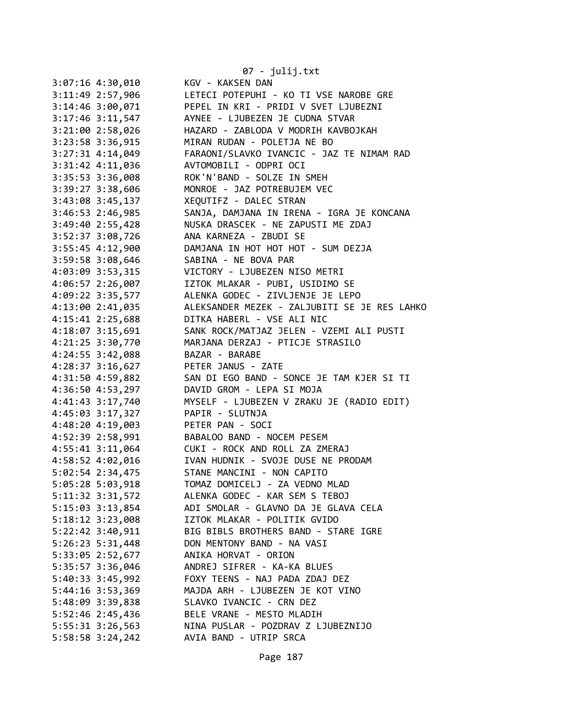```
3:07:16 4:30,010        KGV - KAKSEN DAN
3:11:49 2:57,906        LETECI POTEPUHI - KO TI VSE NAROBE GRE
3:14:46 3:00,071        PEPEL IN KRI - PRIDI V SVET LJUBEZNI
3:17:46 3:11,547        AYNEE - LJUBEZEN JE CUDNA STVAR
3:21:00 2:58,026        HAZARD - ZABLODA V MODRIH KAVBOJKAH
3:23:58 3:36,915        MIRAN RUDAN - POLETJA NE BO
3:27:31 4:14,049        FARAONI/SLAVKO IVANCIC - JAZ TE NIMAM RAD
3:31:42 4:11,036        AVTOMOBILI - ODPRI OCI
3:35:53 3:36,008        ROK'N'BAND - SOLZE IN SMEH
3:39:27 3:38,606        MONROE - JAZ POTREBUJEM VEC
3:43:08 3:45,137        XEQUTIFZ - DALEC STRAN
3:46:53 2:46,985        SANJA, DAMJANA IN IRENA - IGRA JE KONCANA
3:49:40 2:55,428        NUSKA DRASCEK - NE ZAPUSTI ME ZDAJ
3:52:37 3:08,726        ANA KARNEZA - ZBUDI SE
3:55:45 4:12,900        DAMJANA IN HOT HOT HOT - SUM DEZJA
3:59:58 3:08,646        SABINA - NE BOVA PAR
4:03:09 3:53,315        VICTORY - LJUBEZEN NISO METRI
4:06:57 2:26,007        IZTOK MLAKAR - PUBI, USIDIMO SE
4:09:22 3:35,577        ALENKA GODEC - ZIVLJENJE JE LEPO
4:13:00 2:41,035        ALEKSANDER MEZEK - ZALJUBITI SE JE RES LAHKO
4:15:41 2:25,688        DITKA HABERL - VSE ALI NIC
4:18:07 3:15,691        SANK ROCK/MATJAZ JELEN - VZEMI ALI PUSTI
4:21:25 3:30,770        MARJANA DERZAJ - PTICJE STRASILO
4:24:55 3:42,088        BAZAR - BARABE
4:28:37 3:16,627        PETER JANUS - ZATE
4:31:50 4:59,882        SAN DI EGO BAND - SONCE JE TAM KJER SI TI
4:36:50 4:53,297        DAVID GROM - LEPA SI MOJA
4:41:43 3:17,740        MYSELF - LJUBEZEN V ZRAKU JE (RADIO EDIT)
4:45:03 3:17,327        PAPIR - SLUTNJA
4:48:20 4:19,003        PETER PAN - SOCI
4:52:39 2:58,991        BABALOO BAND - NOCEM PESEM
4:55:41 3:11,064        CUKI - ROCK AND ROLL ZA ZMERAJ
4:58:52 4:02,016        IVAN HUDNIK - SVOJE DUSE NE PRODAM
5:02:54 2:34,475        STANE MANCINI - NON CAPITO
5:05:28 5:03,918        TOMAZ DOMICELJ - ZA VEDNO MLAD
5:11:32 3:31,572        ALENKA GODEC - KAR SEM S TEBOJ
5:15:03 3:13,854        ADI SMOLAR - GLAVNO DA JE GLAVA CELA
5:18:12 3:23,008        IZTOK MLAKAR - POLITIK GVIDO
5:22:42 3:40,911        BIG BIBLS BROTHERS BAND - STARE IGRE
5:26:23 5:31,448        DON MENTONY BAND - NA VASI
5:33:05 2:52,677        ANIKA HORVAT - ORION
5:35:57 3:36,046        ANDREJ SIFRER - KA-KA BLUES
5:40:33 3:45,992        FOXY TEENS - NAJ PADA ZDAJ DEZ
5:44:16 3:53,369        MAJDA ARH - LJUBEZEN JE KOT VINO
5:48:09 3:39,838        SLAVKO IVANCIC - CRN DEZ
5:52:46 2:45,436        BELE VRANE - MESTO MLADIH
5:55:31 3:26,563        NINA PUSLAR - POZDRAV Z LJUBEZNIJO
5:58:58 3:24,242        AVIA BAND - UTRIP SRCA
```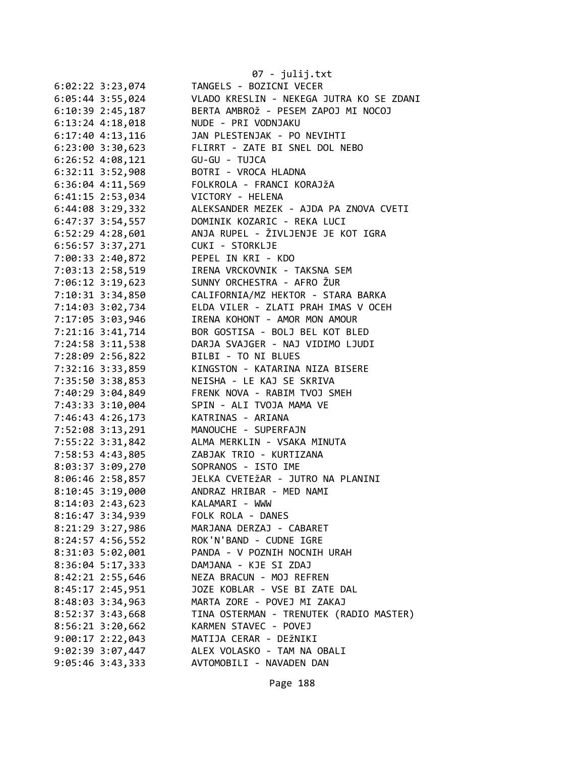```
6:02:22 3:23,074        TANGELS - BOZICNI VECER
6:05:44 3:55,024        VLADO KRESLIN - NEKEGA JUTRA KO SE ZDANI
6:10:39 2:45,187        BERTA AMBROž - PESEM ZAPOJ MI NOCOJ
6:13:24 4:18,018        NUDE - PRI VODNJAKU
6:17:40 4:13,116        JAN PLESTENJAK - PO NEVIHTI
6:23:00 3:30,623        FLIRRT - ZATE BI SNEL DOL NEBO
6:26:52 4:08,121        GU-GU - TUJCA
6:32:11 3:52,908        BOTRI - VROCA HLADNA
6:36:04 4:11,569        FOLKROLA - FRANCI KORAJžA
6:41:15 2:53,034        VICTORY - HELENA
6:44:08 3:29,332        ALEKSANDER MEZEK - AJDA PA ZNOVA CVETI
6:47:37 3:54,557        DOMINIK KOZARIC - REKA LUCI
6:52:29 4:28,601        ANJA RUPEL - ŽIVLJENJE JE KOT IGRA
6:56:57 3:37,271        CUKI - STORKLJE
7:00:33 2:40,872        PEPEL IN KRI - KDO
7:03:13 2:58,519        IRENA VRCKOVNIK - TAKSNA SEM
7:06:12 3:19,623        SUNNY ORCHESTRA - AFRO ŽUR
7:10:31 3:34,850        CALIFORNIA/MZ HEKTOR - STARA BARKA
7:14:03 3:02,734        ELDA VILER - ZLATI PRAH IMAS V OCEH
7:17:05 3:03,946        IRENA KOHONT - AMOR MON AMOUR
7:21:16 3:41,714        BOR GOSTISA - BOLJ BEL KOT BLED
7:24:58 3:11,538        DARJA SVAJGER - NAJ VIDIMO LJUDI
7:28:09 2:56,822        BILBI - TO NI BLUES
7:32:16 3:33,859        KINGSTON - KATARINA NIZA BISERE
7:35:50 3:38,853        NEISHA - LE KAJ SE SKRIVA
7:40:29 3:04,849        FRENK NOVA - RABIM TVOJ SMEH
7:43:33 3:10,004        SPIN - ALI TVOJA MAMA VE
7:46:43 4:26,173        KATRINAS - ARIANA
7:52:08 3:13,291        MANOUCHE - SUPERFAJN
7:55:22 3:31,842        ALMA MERKLIN - VSAKA MINUTA
7:58:53 4:43,805        ZABJAK TRIO - KURTIZANA
8:03:37 3:09,270        SOPRANOS - ISTO IME
8:06:46 2:58,857        JELKA CVETEžAR - JUTRO NA PLANINI
8:10:45 3:19,000        ANDRAZ HRIBAR - MED NAMI
8:14:03 2:43,623        KALAMARI - WWW
8:16:47 3:34,939        FOLK ROLA - DANES
8:21:29 3:27,986        MARJANA DERZAJ - CABARET
8:24:57 4:56,552        ROK'N'BAND - CUDNE IGRE
8:31:03 5:02,001        PANDA - V POZNIH NOCNIH URAH
8:36:04 5:17,333        DAMJANA - KJE SI ZDAJ
8:42:21 2:55,646        NEZA BRACUN - MOJ REFREN
8:45:17 2:45,951        JOZE KOBLAR - VSE BI ZATE DAL
8:48:03 3:34,963        MARTA ZORE - POVEJ MI ZAKAJ
8:52:37 3:43,668        TINA OSTERMAN - TRENUTEK (RADIO MASTER)
8:56:21 3:20,662        KARMEN STAVEC - POVEJ
9:00:17 2:22,043        MATIJA CERAR - DEžNIKI
9:02:39 3:07,447        ALEX VOLASKO - TAM NA OBALI
9:05:46 3:43,333        AVTOMOBILI - NAVADEN DAN
```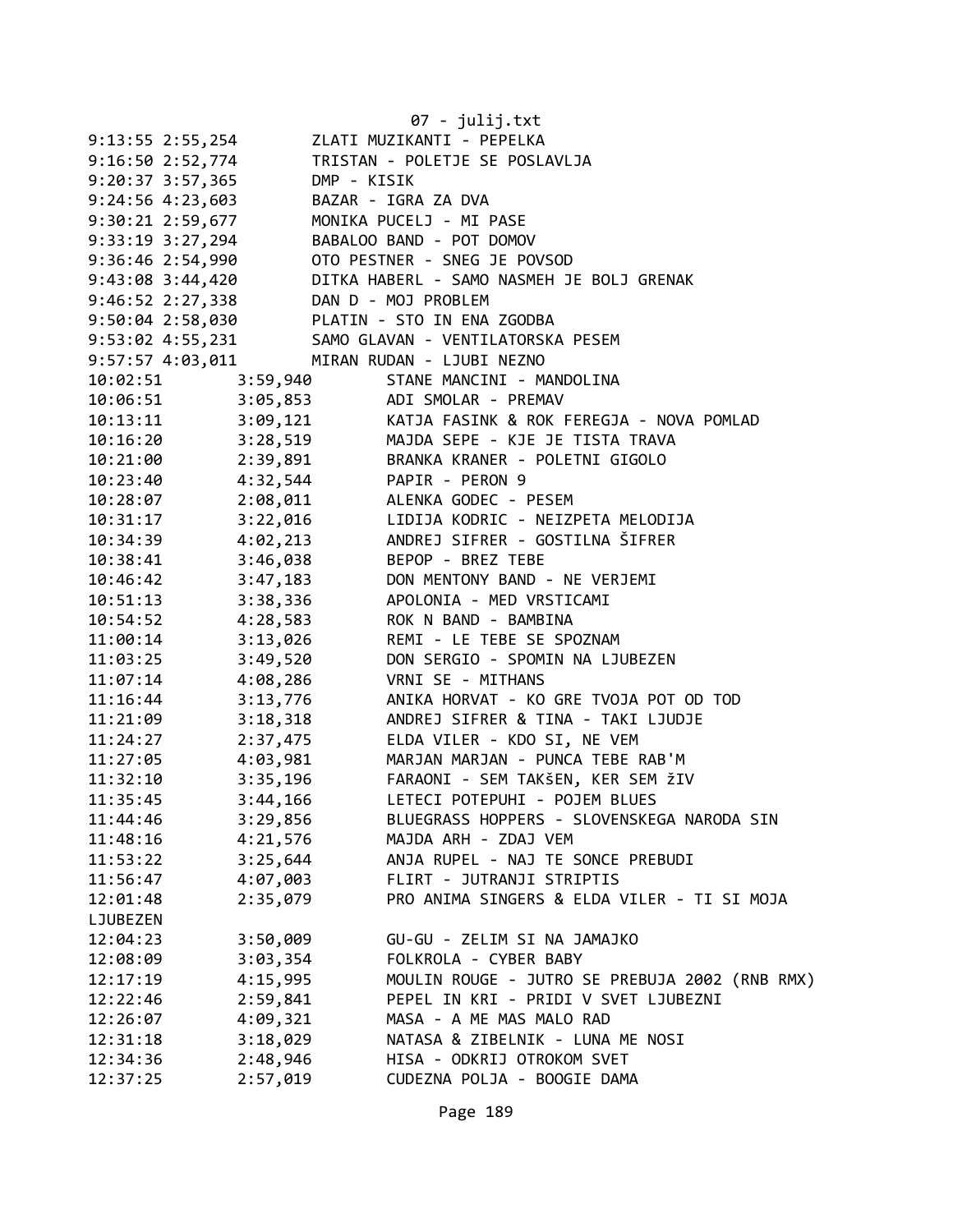```
9:13:55 2:55,254        ZLATI MUZIKANTI - PEPELKA
9:16:50 2:52,774        TRISTAN - POLETJE SE POSLAVLJA
9:20:37 3:57,365        DMP - KISIK
9:24:56 4:23,603        BAZAR - IGRA ZA DVA
9:30:21 2:59,677        MONIKA PUCELJ - MI PASE
9:33:19 3:27,294        BABALOO BAND - POT DOMOV
9:36:46 2:54,990        OTO PESTNER - SNEG JE POVSOD
9:43:08 3:44,420        DITKA HABERL - SAMO NASMEH JE BOLJ GRENAK
9:46:52 2:27,338        DAN D - MOJ PROBLEM
9:50:04 2:58,030        PLATIN - STO IN ENA ZGODBA
9:53:02 4:55,231        SAMO GLAVAN - VENTILATORSKA PESEM
9:57:57 4:03,011        MIRAN RUDAN - LJUBI NEZNO
10:02:51        3:59,940        STANE MANCINI - MANDOLINA
10:06:51        3:05,853        ADI SMOLAR - PREMAV
10:13:11        3:09,121        KATJA FASINK & ROK FEREGJA - NOVA POMLAD
10:16:20        3:28,519        MAJDA SEPE - KJE JE TISTA TRAVA
10:21:00        2:39,891        BRANKA KRANER - POLETNI GIGOLO
10:23:40        4:32,544        PAPIR - PERON 9
10:28:07        2:08,011        ALENKA GODEC - PESEM
10:31:17        3:22,016        LIDIJA KODRIC - NEIZPETA MELODIJA
10:34:39        4:02,213        ANDREJ SIFRER - GOSTILNA ŠIFRER
10:38:41        3:46,038        BEPOP - BREZ TEBE
10:46:42        3:47,183        DON MENTONY BAND - NE VERJEMI
10:51:13        3:38,336        APOLONIA - MED VRSTICAMI
10:54:52        4:28,583        ROK N BAND - BAMBINA
11:00:14        3:13,026        REMI - LE TEBE SE SPOZNAM
11:03:25        3:49,520        DON SERGIO - SPOMIN NA LJUBEZEN
11:07:14        4:08,286        VRNI SE - MITHANS
11:16:44        3:13,776        ANIKA HORVAT - KO GRE TVOJA POT OD TOD
11:21:09        3:18,318        ANDREJ SIFRER & TINA - TAKI LJUDJE
11:24:27        2:37,475        ELDA VILER - KDO SI, NE VEM
11:27:05        4:03,981        MARJAN MARJAN - PUNCA TEBE RAB'M
11:32:10        3:35,196        FARAONI - SEM TAKšEN, KER SEM žIV
11:35:45        3:44,166        LETECI POTEPUHI - POJEM BLUES
11:44:46        3:29,856        BLUEGRASS HOPPERS - SLOVENSKEGA NARODA SIN
11:48:16        4:21,576        MAJDA ARH - ZDAJ VEM
11:53:22        3:25,644        ANJA RUPEL - NAJ TE SONCE PREBUDI
11:56:47        4:07,003        FLIRT - JUTRANJI STRIPTIS
12:01:48        2:35,079        PRO ANIMA SINGERS & ELDA VILER - TI SI MOJA
LJUBEZEN
12:04:23        3:50,009        GU-GU - ZELIM SI NA JAMAJKO
12:08:09        3:03,354        FOLKROLA - CYBER BABY
12:17:19        4:15,995        MOULIN ROUGE - JUTRO SE PREBUJA 2002 (RNB RMX)
12:22:46        2:59,841        PEPEL IN KRI - PRIDI V SVET LJUBEZNI
12:26:07        4:09,321        MASA - A ME MAS MALO RAD
12:31:18        3:18,029        NATASA & ZIBELNIK - LUNA ME NOSI
12:34:36        2:48,946        HISA - ODKRIJ OTROKOM SVET
12:37:25        2:57,019        CUDEZNA POLJA - BOOGIE DAMA
```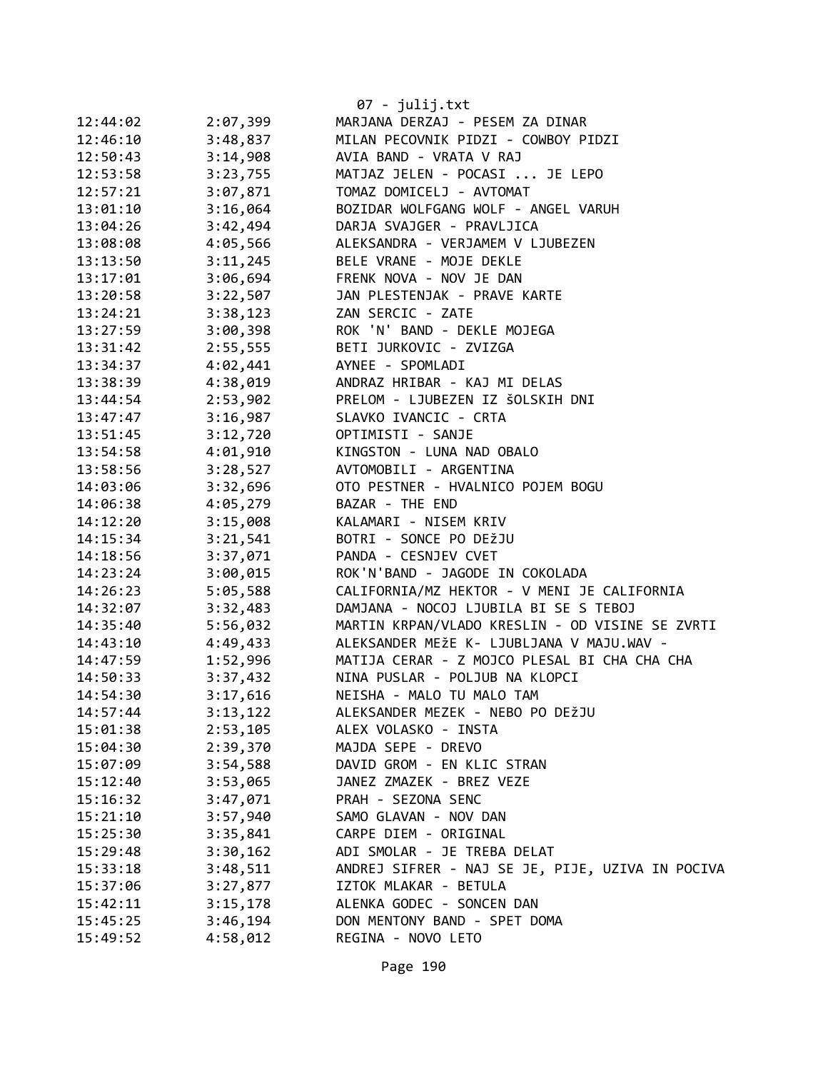07 - julij.txt

```
12:44:02        2:07,399        MARJANA DERZAJ - PESEM ZA DINAR
12:46:10        3:48,837        MILAN PECOVNIK PIDZI - COWBOY PIDZI
12:50:43        3:14,908        AVIA BAND - VRATA V RAJ
12:53:58        3:23,755        MATJAZ JELEN - POCASI ... JE LEPO
12:57:21        3:07,871        TOMAZ DOMICELJ - AVTOMAT
13:01:10        3:16,064        BOZIDAR WOLFGANG WOLF - ANGEL VARUH
13:04:26        3:42,494        DARJA SVAJGER - PRAVLJICA
13:08:08        4:05,566        ALEKSANDRA - VERJAMEM V LJUBEZEN
13:13:50        3:11,245        BELE VRANE - MOJE DEKLE
13:17:01        3:06,694        FRENK NOVA - NOV JE DAN
13:20:58        3:22,507        JAN PLESTENJAK - PRAVE KARTE
13:24:21        3:38,123        ZAN SERCIC - ZATE
13:27:59        3:00,398        ROK 'N' BAND - DEKLE MOJEGA
13:31:42        2:55,555        BETI JURKOVIC - ZVIZGA
13:34:37        4:02,441        AYNEE - SPOMLADI
13:38:39        4:38,019        ANDRAZ HRIBAR - KAJ MI DELAS
13:44:54        2:53,902        PRELOM - LJUBEZEN IZ ŠOLSKIH DNI
13:47:47        3:16,987        SLAVKO IVANCIC - CRTA
13:51:45        3:12,720        OPTIMISTI - SANJE
13:54:58        4:01,910        KINGSTON - LUNA NAD OBALO
13:58:56        3:28,527        AVTOMOBILI - ARGENTINA
14:03:06        3:32,696        OTO PESTNER - HVALNICO POJEM BOGU
14:06:38        4:05,279        BAZAR - THE END
14:12:20        3:15,008        KALAMARI - NISEM KRIV
14:15:34        3:21,541        BOTRI - SONCE PO DEžJU
14:18:56        3:37,071        PANDA - CESNJEV CVET
14:23:24        3:00,015        ROK'N'BAND - JAGODE IN COKOLADA
14:26:23        5:05,588        CALIFORNIA/MZ HEKTOR - V MENI JE CALIFORNIA
14:32:07        3:32,483        DAMJANA - NOCOJ LJUBILA BI SE S TEBOJ
14:35:40        5:56,032        MARTIN KRPAN/VLADO KRESLIN - OD VISINE SE ZVRTI
14:43:10        4:49,433        ALEKSANDER MEžE K- LJUBLJANA V MAJU.WAV -
14:47:59        1:52,996        MATIJA CERAR - Z MOJCO PLESAL BI CHA CHA CHA
14:50:33        3:37,432        NINA PUSLAR - POLJUB NA KLOPCI
14:54:30        3:17,616        NEISHA - MALO TU MALO TAM
14:57:44        3:13,122        ALEKSANDER MEZEK - NEBO PO DEžJU
15:01:38        2:53,105        ALEX VOLASKO - INSTA
15:04:30        2:39,370        MAJDA SEPE - DREVO
15:07:09        3:54,588        DAVID GROM - EN KLIC STRAN
15:12:40        3:53,065        JANEZ ZMAZEK - BREZ VEZE
15:16:32        3:47,071        PRAH - SEZONA SENC
15:21:10        3:57,940        SAMO GLAVAN - NOV DAN
15:25:30        3:35,841        CARPE DIEM - ORIGINAL
15:29:48        3:30,162        ADI SMOLAR - JE TREBA DELAT
15:33:18        3:48,511        ANDREJ SIFRER - NAJ SE JE, PIJE, UZIVA IN POCIVA
15:37:06        3:27,877        IZTOK MLAKAR - BETULA
15:42:11        3:15,178        ALENKA GODEC - SONCEN DAN
15:45:25        3:46,194        DON MENTONY BAND - SPET DOMA
15:49:52        4:58,012        REGINA - NOVO LETO
```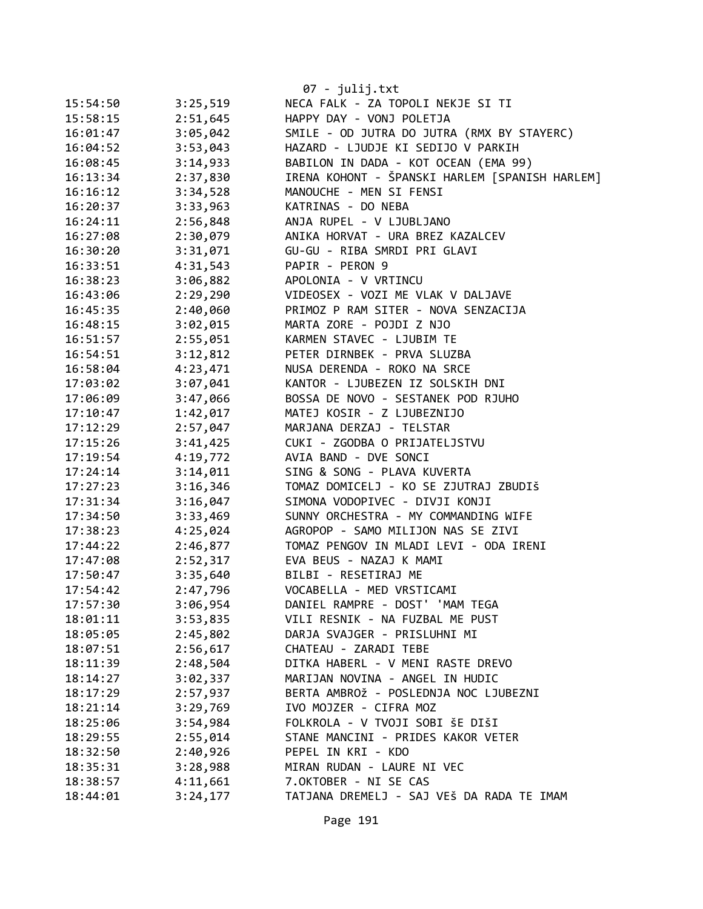07 - julij.txt

```
15:54:50        3:25,519        NECA FALK - ZA TOPOLI NEKJE SI TI
15:58:15        2:51,645        HAPPY DAY - VONJ POLETJA
16:01:47        3:05,042        SMILE - OD JUTRA DO JUTRA (RMX BY STAYERC)
16:04:52        3:53,043        HAZARD - LJUDJE KI SEDIJO V PARKIH
16:08:45        3:14,933        BABILON IN DADA - KOT OCEAN (EMA 99)
16:13:34        2:37,830        IRENA KOHONT - ŠPANSKI HARLEM [SPANISH HARLEM]
16:16:12        3:34,528        MANOUCHE - MEN SI FENSI
16:20:37        3:33,963        KATRINAS - DO NEBA
16:24:11        2:56,848        ANJA RUPEL - V LJUBLJANO
16:27:08        2:30,079        ANIKA HORVAT - URA BREZ KAZALCEV
16:30:20        3:31,071        GU-GU - RIBA SMRDI PRI GLAVI
16:33:51        4:31,543        PAPIR - PERON 9
16:38:23        3:06,882        APOLONIA - V VRTINCU
16:43:06        2:29,290        VIDEOSEX - VOZI ME VLAK V DALJAVE
16:45:35        2:40,060        PRIMOZ P RAM SITER - NOVA SENZACIJA
16:48:15        3:02,015        MARTA ZORE - POJDI Z NJO
16:51:57        2:55,051        KARMEN STAVEC - LJUBIM TE
16:54:51        3:12,812        PETER DIRNBEK - PRVA SLUZBA
16:58:04        4:23,471        NUSA DERENDA - ROKO NA SRCE
17:03:02        3:07,041        KANTOR - LJUBEZEN IZ SOLSKIH DNI
17:06:09        3:47,066        BOSSA DE NOVO - SESTANEK POD RJUHO
17:10:47        1:42,017        MATEJ KOSIR - Z LJUBEZNIJO
17:12:29        2:57,047        MARJANA DERZAJ - TELSTAR
17:15:26        3:41,425        CUKI - ZGODBA O PRIJATELJSTVU
17:19:54        4:19,772        AVIA BAND - DVE SONCI
17:24:14        3:14,011        SING & SONG - PLAVA KUVERTA
17:27:23        3:16,346        TOMAZ DOMICELJ - KO SE ZJUTRAJ ZBUDIš
17:31:34        3:16,047        SIMONA VODOPIVEC - DIVJI KONJI
17:34:50        3:33,469        SUNNY ORCHESTRA - MY COMMANDING WIFE
17:38:23        4:25,024        AGROPOP - SAMO MILIJON NAS SE ZIVI
17:44:22        2:46,877        TOMAZ PENGOV IN MLADI LEVI - ODA IRENI
17:47:08        2:52,317        EVA BEUS - NAZAJ K MAMI
17:50:47        3:35,640        BILBI - RESETIRAJ ME
17:54:42        2:47,796        VOCABELLA - MED VRSTICAMI
17:57:30        3:06,954        DANIEL RAMPRE - DOST' 'MAM TEGA
18:01:11        3:53,835        VILI RESNIK - NA FUZBAL ME PUST
18:05:05        2:45,802        DARJA SVAJGER - PRISLUHNI MI
18:07:51        2:56,617        CHATEAU - ZARADI TEBE
18:11:39        2:48,504        DITKA HABERL - V MENI RASTE DREVO
18:14:27        3:02,337        MARIJAN NOVINA - ANGEL IN HUDIC
18:17:29        2:57,937        BERTA AMBROž - POSLEDNJA NOC LJUBEZNI
18:21:14        3:29,769        IVO MOJZER - CIFRA MOZ
18:25:06        3:54,984        FOLKROLA - V TVOJI SOBI ŠE DIŠI
18:29:55        2:55,014        STANE MANCINI - PRIDES KAKOR VETER
18:32:50        2:40,926        PEPEL IN KRI - KDO
18:35:31        3:28,988        MIRAN RUDAN - LAURE NI VEC
18:38:57        4:11,661        7.OKTOBER - NI SE CAS
18:44:01        3:24,177        TATJANA DREMELJ - SAJ VEš DA RADA TE IMAM
```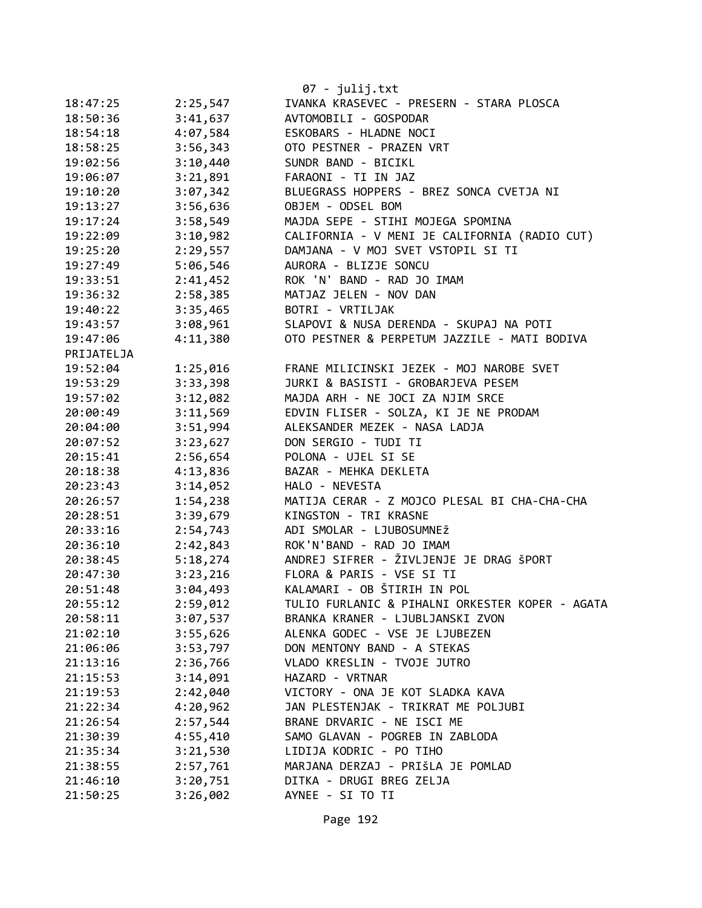```
18:47:25        2:25,547        IVANKA KRASEVEC - PRESERN - STARA PLOSCA
18:50:36        3:41,637        AVTOMOBILI - GOSPODAR
18:54:18        4:07,584        ESKOBARS - HLADNE NOCI
18:58:25        3:56,343        OTO PESTNER - PRAZEN VRT
19:02:56        3:10,440        SUNDR BAND - BICIKL
19:06:07        3:21,891        FARAONI - TI IN JAZ
19:10:20        3:07,342        BLUEGRASS HOPPERS - BREZ SONCA CVETJA NI
19:13:27        3:56,636        OBJEM - ODSEL BOM
19:17:24        3:58,549        MAJDA SEPE - STIHI MOJEGA SPOMINA
19:22:09        3:10,982        CALIFORNIA - V MENI JE CALIFORNIA (RADIO CUT)
19:25:20        2:29,557        DAMJANA - V MOJ SVET VSTOPIL SI TI
19:27:49        5:06,546        AURORA - BLIZJE SONCU
19:33:51        2:41,452        ROK 'N' BAND - RAD JO IMAM
19:36:32        2:58,385        MATJAZ JELEN - NOV DAN
19:40:22        3:35,465        BOTRI - VRTILJAK
19:43:57        3:08,961        SLAPOVI & NUSA DERENDA - SKUPAJ NA POTI
19:47:06        4:11,380        OTO PESTNER & PERPETUM JAZZILE - MATI BODIVA
PRIJATELJA
19:52:04        1:25,016        FRANE MILICINSKI JEZEK - MOJ NAROBE SVET
19:53:29        3:33,398        JURKI & BASISTI - GROBARJEVA PESEM
19:57:02        3:12,082        MAJDA ARH - NE JOCI ZA NJIM SRCE
20:00:49        3:11,569        EDVIN FLISER - SOLZA, KI JE NE PRODAM
20:04:00        3:51,994        ALEKSANDER MEZEK - NASA LADJA
20:07:52        3:23,627        DON SERGIO - TUDI TI
20:15:41        2:56,654        POLONA - UJEL SI SE
20:18:38        4:13,836        BAZAR - MEHKA DEKLETA
20:23:43        3:14,052        HALO - NEVESTA
20:26:57        1:54,238        MATIJA CERAR - Z MOJCO PLESAL BI CHA-CHA-CHA
20:28:51        3:39,679        KINGSTON - TRI KRASNE
20:33:16        2:54,743        ADI SMOLAR - LJUBOSUMNEž
20:36:10        2:42,843        ROK'N'BAND - RAD JO IMAM
20:38:45        5:18,274        ANDREJ SIFRER - ŽIVLJENJE JE DRAG šPORT
20:47:30        3:23,216        FLORA & PARIS - VSE SI TI
20:51:48        3:04,493        KALAMARI - OB ŠTIRIH IN POL
20:55:12        2:59,012        TULIO FURLANIC & PIHALNI ORKESTER KOPER - AGATA
20:58:11        3:07,537        BRANKA KRANER - LJUBLJANSKI ZVON
21:02:10        3:55,626        ALENKA GODEC - VSE JE LJUBEZEN
21:06:06        3:53,797        DON MENTONY BAND - A STEKAS
21:13:16        2:36,766        VLADO KRESLIN - TVOJE JUTRO
21:15:53        3:14,091        HAZARD - VRTNAR
21:19:53        2:42,040        VICTORY - ONA JE KOT SLADKA KAVA
21:22:34        4:20,962        JAN PLESTENJAK - TRIKRAT ME POLJUBI
21:26:54        2:57,544        BRANE DRVARIC - NE ISCI ME
21:30:39        4:55,410        SAMO GLAVAN - POGREB IN ZABLODA
21:35:34        3:21,530        LIDIJA KODRIC - PO TIHO
21:38:55        2:57,761        MARJANA DERZAJ - PRIŠLA JE POMLAD
21:46:10        3:20,751        DITKA - DRUGI BREG ZELJA
21:50:25        3:26,002        AYNEE - SI TO TI
```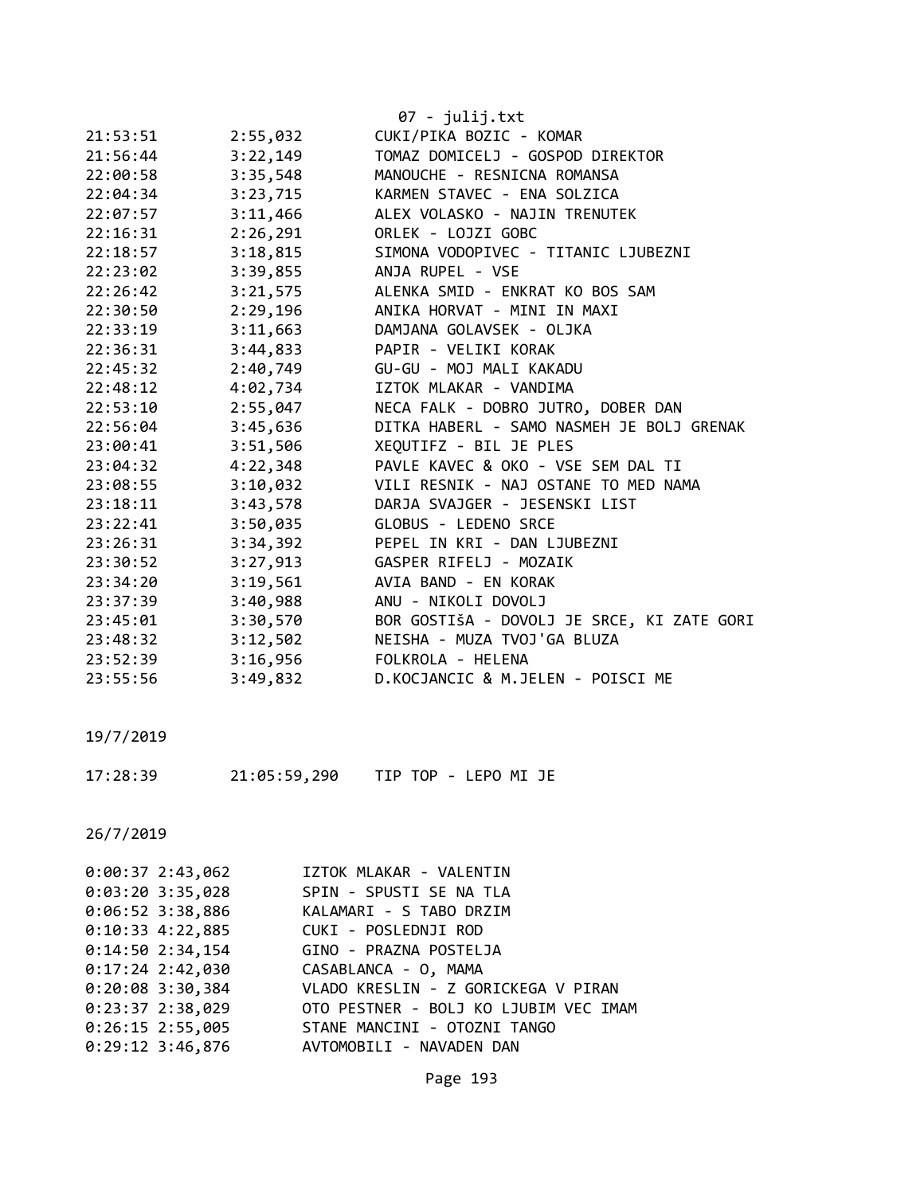21:53:51	2:55,032	CUKI/PIKA BOZIC - KOMAR
21:56:44	3:22,149	TOMAZ DOMICELJ - GOSPOD DIREKTOR
22:00:58	3:35,548	MANOUCHE - RESNICNA ROMANSA
22:04:34	3:23,715	KARMEN STAVEC - ENA SOLZICA
22:07:57	3:11,466	ALEX VOLASKO - NAJIN TRENUTEK
22:16:31	2:26,291	ORLEK - LOJZI GOBC
22:18:57	3:18,815	SIMONA VODOPIVEC - TITANIC LJUBEZNI
22:23:02	3:39,855	ANJA RUPEL - VSE
22:26:42	3:21,575	ALENKA SMID - ENKRAT KO BOS SAM
22:30:50	2:29,196	ANIKA HORVAT - MINI IN MAXI
22:33:19	3:11,663	DAMJANA GOLAVSEK - OLJKA
22:36:31	3:44,833	PAPIR - VELIKI KORAK
22:45:32	2:40,749	GU-GU - MOJ MALI KAKADU
22:48:12	4:02,734	IZTOK MLAKAR - VANDIMA
22:53:10	2:55,047	NECA FALK - DOBRO JUTRO, DOBER DAN
22:56:04	3:45,636	DITKA HABERL - SAMO NASMEH JE BOLJ GRENAK
23:00:41	3:51,506	XEQUTIFZ - BIL JE PLES
23:04:32	4:22,348	PAVLE KAVEC & OKO - VSE SEM DAL TI
23:08:55	3:10,032	VILI RESNIK - NAJ OSTANE TO MED NAMA
23:18:11	3:43,578	DARJA SVAJGER - JESENSKI LIST
23:22:41	3:50,035	GLOBUS - LEDENO SRCE
23:26:31	3:34,392	PEPEL IN KRI - DAN LJUBEZNI
23:30:52	3:27,913	GASPER RIFELJ - MOZAIK
23:34:20	3:19,561	AVIA BAND - EN KORAK
23:37:39	3:40,988	ANU - NIKOLI DOVOLJ
23:45:01	3:30,570	BOR GOSTIŠA - DOVOLJ JE SRCE, KI ZATE GORI
23:48:32	3:12,502	NEISHA - MUZA TVOJ'GA BLUZA
23:52:39	3:16,956	FOLKROLA - HELENA
23:55:56	3:49,832	D.KOCJANCIC & M.JELEN - POISCI ME

19/7/2019

17:28:39	21:05:59,290	TIP TOP - LEPO MI JE

26/7/2019

0:00:37 2:43,062	IZTOK MLAKAR - VALENTIN
0:03:20 3:35,028	SPIN - SPUSTI SE NA TLA
0:06:52 3:38,886	KALAMARI - S TABO DRZIM
0:10:33 4:22,885	CUKI - POSLEDNJI ROD
0:14:50 2:34,154	GINO - PRAZNA POSTELJA
0:17:24 2:42,030	CASABLANCA - O, MAMA
0:20:08 3:30,384	VLADO KRESLIN - Z GORICKEGA V PIRAN
0:23:37 2:38,029	OTO PESTNER - BOLJ KO LJUBIM VEC IMAM
0:26:15 2:55,005	STANE MANCINI - OTOZNI TANGO
0:29:12 3:46,876	AVTOMOBILI - NAVADEN DAN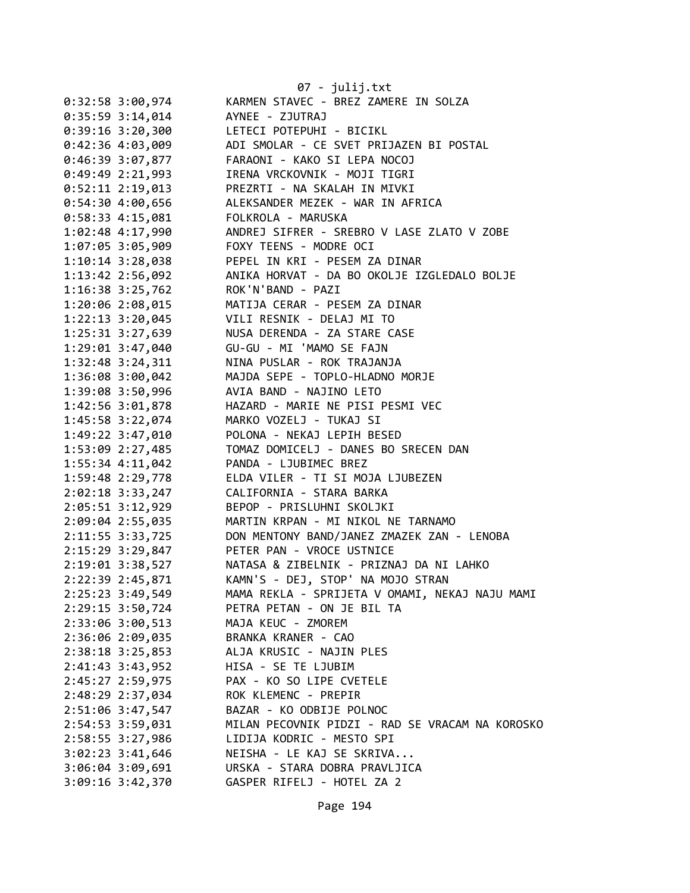```
0:32:58 3:00,974        KARMEN STAVEC - BREZ ZAMERE IN SOLZA
0:35:59 3:14,014        AYNEE - ZJUTRAJ
0:39:16 3:20,300        LETECI POTEPUHI - BICIKL
0:42:36 4:03,009        ADI SMOLAR - CE SVET PRIJAZEN BI POSTAL
0:46:39 3:07,877        FARAONI - KAKO SI LEPA NOCOJ
0:49:49 2:21,993        IRENA VRCKOVNIK - MOJI TIGRI
0:52:11 2:19,013        PREZRTI - NA SKALAH IN MIVKI
0:54:30 4:00,656        ALEKSANDER MEZEK - WAR IN AFRICA
0:58:33 4:15,081        FOLKROLA - MARUSKA
1:02:48 4:17,990        ANDREJ SIFRER - SREBRO V LASE ZLATO V ZOBE
1:07:05 3:05,909        FOXY TEENS - MODRE OCI
1:10:14 3:28,038        PEPEL IN KRI - PESEM ZA DINAR
1:13:42 2:56,092        ANIKA HORVAT - DA BO OKOLJE IZGLEDALO BOLJE
1:16:38 3:25,762        ROK'N'BAND - PAZI
1:20:06 2:08,015        MATIJA CERAR - PESEM ZA DINAR
1:22:13 3:20,045        VILI RESNIK - DELAJ MI TO
1:25:31 3:27,639        NUSA DERENDA - ZA STARE CASE
1:29:01 3:47,040        GU-GU - MI 'MAMO SE FAJN
1:32:48 3:24,311        NINA PUSLAR - ROK TRAJANJA
1:36:08 3:00,042        MAJDA SEPE - TOPLO-HLADNO MORJE
1:39:08 3:50,996        AVIA BAND - NAJINO LETO
1:42:56 3:01,878        HAZARD - MARIE NE PISI PESMI VEC
1:45:58 3:22,074        MARKO VOZELJ - TUKAJ SI
1:49:22 3:47,010        POLONA - NEKAJ LEPIH BESED
1:53:09 2:27,485        TOMAZ DOMICELJ - DANES BO SRECEN DAN
1:55:34 4:11,042        PANDA - LJUBIMEC BREZ
1:59:48 2:29,778        ELDA VILER - TI SI MOJA LJUBEZEN
2:02:18 3:33,247        CALIFORNIA - STARA BARKA
2:05:51 3:12,929        BEPOP - PRISLUHNI SKOLJKI
2:09:04 2:55,035        MARTIN KRPAN - MI NIKOL NE TARNAMO
2:11:55 3:33,725        DON MENTONY BAND/JANEZ ZMAZEK ZAN - LENOBA
2:15:29 3:29,847        PETER PAN - VROCE USTNICE
2:19:01 3:38,527        NATASA & ZIBELNIK - PRIZNAJ DA NI LAHKO
2:22:39 2:45,871        KAMN'S - DEJ, STOP' NA MOJO STRAN
2:25:23 3:49,549        MAMA REKLA - SPRIJETA V OMAMI, NEKAJ NAJU MAMI
2:29:15 3:50,724        PETRA PETAN - ON JE BIL TA
2:33:06 3:00,513        MAJA KEUC - ZMOREM
2:36:06 2:09,035        BRANKA KRANER - CAO
2:38:18 3:25,853        ALJA KRUSIC - NAJIN PLES
2:41:43 3:43,952        HISA - SE TE LJUBIM
2:45:27 2:59,975        PAX - KO SO LIPE CVETELE
2:48:29 2:37,034        ROK KLEMENC - PREPIR
2:51:06 3:47,547        BAZAR - KO ODBIJE POLNOC
2:54:53 3:59,031        MILAN PECOVNIK PIDZI - RAD SE VRACAM NA KOROSKO
2:58:55 3:27,986        LIDIJA KODRIC - MESTO SPI
3:02:23 3:41,646        NEISHA - LE KAJ SE SKRIVA...
3:06:04 3:09,691        URSKA - STARA DOBRA PRAVLJICA
3:09:16 3:42,370        GASPER RIFELJ - HOTEL ZA 2
```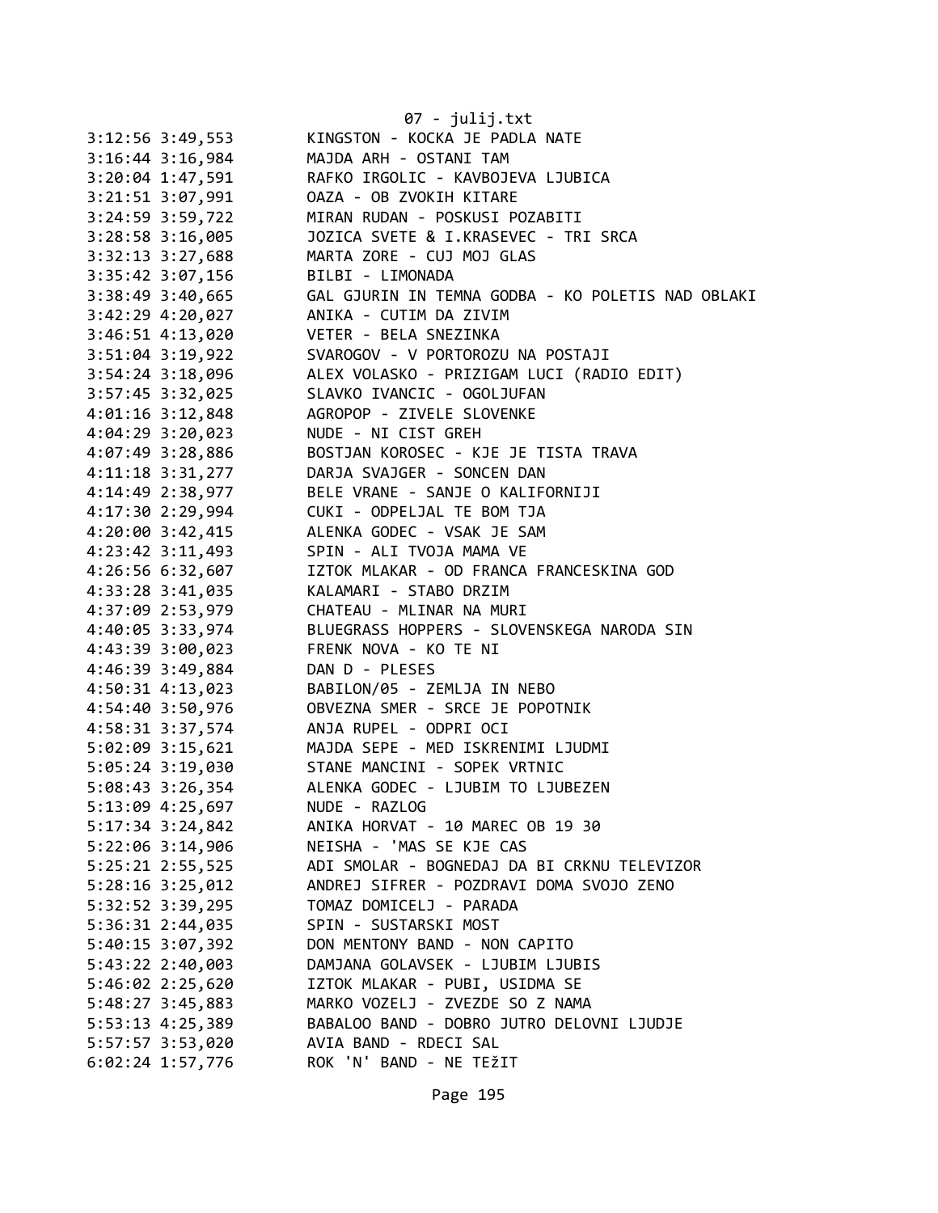```
3:12:56 3:49,553        KINGSTON - KOCKA JE PADLA NATE
3:16:44 3:16,984        MAJDA ARH - OSTANI TAM
3:20:04 1:47,591        RAFKO IRGOLIC - KAVBOJEVA LJUBICA
3:21:51 3:07,991        OAZA - OB ZVOKIH KITARE
3:24:59 3:59,722        MIRAN RUDAN - POSKUSI POZABITI
3:28:58 3:16,005        JOZICA SVETE & I.KRASEVEC - TRI SRCA
3:32:13 3:27,688        MARTA ZORE - CUJ MOJ GLAS
3:35:42 3:07,156        BILBI - LIMONADA
3:38:49 3:40,665        GAL GJURIN IN TEMNA GODBA - KO POLETIS NAD OBLAKI
3:42:29 4:20,027        ANIKA - CUTIM DA ZIVIM
3:46:51 4:13,020        VETER - BELA SNEZINKA
3:51:04 3:19,922        SVAROGOV - V PORTOROZU NA POSTAJI
3:54:24 3:18,096        ALEX VOLASKO - PRIZIGAM LUCI (RADIO EDIT)
3:57:45 3:32,025        SLAVKO IVANCIC - OGOLJUFAN
4:01:16 3:12,848        AGROPOP - ZIVELE SLOVENKE
4:04:29 3:20,023        NUDE - NI CIST GREH
4:07:49 3:28,886        BOSTJAN KOROSEC - KJE JE TISTA TRAVA
4:11:18 3:31,277        DARJA SVAJGER - SONCEN DAN
4:14:49 2:38,977        BELE VRANE - SANJE O KALIFORNIJI
4:17:30 2:29,994        CUKI - ODPELJAL TE BOM TJA
4:20:00 3:42,415        ALENKA GODEC - VSAK JE SAM
4:23:42 3:11,493        SPIN - ALI TVOJA MAMA VE
4:26:56 6:32,607        IZTOK MLAKAR - OD FRANCA FRANCESKINA GOD
4:33:28 3:41,035        KALAMARI - STABO DRZIM
4:37:09 2:53,979        CHATEAU - MLINAR NA MURI
4:40:05 3:33,974        BLUEGRASS HOPPERS - SLOVENSKEGA NARODA SIN
4:43:39 3:00,023        FRENK NOVA - KO TE NI
4:46:39 3:49,884        DAN D - PLESES
4:50:31 4:13,023        BABILON/05 - ZEMLJA IN NEBO
4:54:40 3:50,976        OBVEZNA SMER - SRCE JE POPOTNIK
4:58:31 3:37,574        ANJA RUPEL - ODPRI OCI
5:02:09 3:15,621        MAJDA SEPE - MED ISKRENIMI LJUDMI
5:05:24 3:19,030        STANE MANCINI - SOPEK VRTNIC
5:08:43 3:26,354        ALENKA GODEC - LJUBIM TO LJUBEZEN
5:13:09 4:25,697        NUDE - RAZLOG
5:17:34 3:24,842        ANIKA HORVAT - 10 MAREC OB 19 30
5:22:06 3:14,906        NEISHA - 'MAS SE KJE CAS
5:25:21 2:55,525        ADI SMOLAR - BOGNEDAJ DA BI CRKNU TELEVIZOR
5:28:16 3:25,012        ANDREJ SIFRER - POZDRAVI DOMA SVOJO ZENO
5:32:52 3:39,295        TOMAZ DOMICELJ - PARADA
5:36:31 2:44,035        SPIN - SUSTARSKI MOST
5:40:15 3:07,392        DON MENTONY BAND - NON CAPITO
5:43:22 2:40,003        DAMJANA GOLAVSEK - LJUBIM LJUBIS
5:46:02 2:25,620        IZTOK MLAKAR - PUBI, USIDMA SE
5:48:27 3:45,883        MARKO VOZELJ - ZVEZDE SO Z NAMA
5:53:13 4:25,389        BABALOO BAND - DOBRO JUTRO DELOVNI LJUDJE
5:57:57 3:53,020        AVIA BAND - RDECI SAL
6:02:24 1:57,776        ROK 'N' BAND - NE TEžIT
```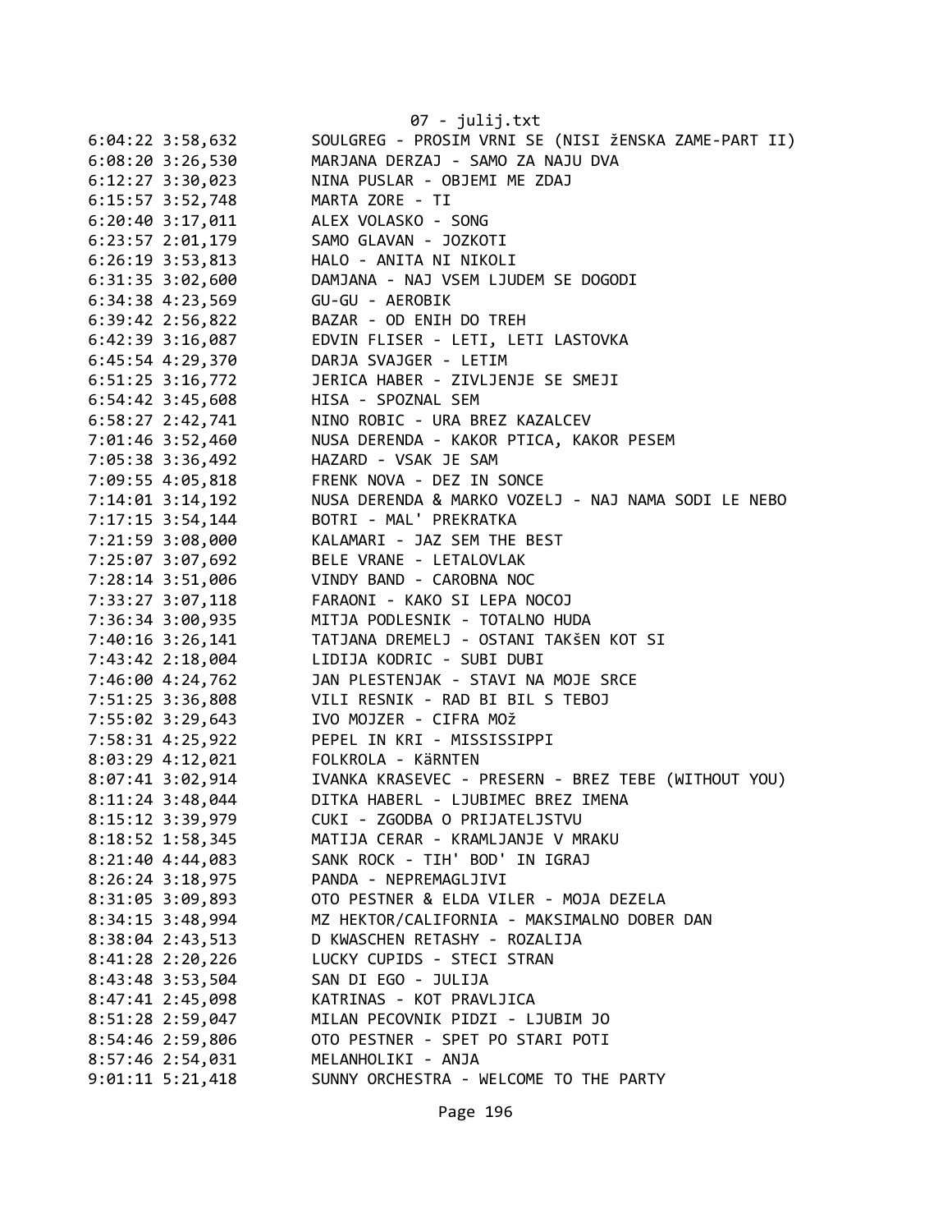```
6:04:22 3:58,632        SOULGREG - PROSIM VRNI SE (NISI žENSKA ZAME-PART II)
6:08:20 3:26,530        MARJANA DERZAJ - SAMO ZA NAJU DVA
6:12:27 3:30,023        NINA PUSLAR - OBJEMI ME ZDAJ
6:15:57 3:52,748        MARTA ZORE - TI
6:20:40 3:17,011        ALEX VOLASKO - SONG
6:23:57 2:01,179        SAMO GLAVAN - JOZKOTI
6:26:19 3:53,813        HALO - ANITA NI NIKOLI
6:31:35 3:02,600        DAMJANA - NAJ VSEM LJUDEM SE DOGODI
6:34:38 4:23,569        GU-GU - AEROBIK
6:39:42 2:56,822        BAZAR - OD ENIH DO TREH
6:42:39 3:16,087        EDVIN FLISER - LETI, LETI LASTOVKA
6:45:54 4:29,370        DARJA SVAJGER - LETIM
6:51:25 3:16,772        JERICA HABER - ZIVLJENJE SE SMEJI
6:54:42 3:45,608        HISA - SPOZNAL SEM
6:58:27 2:42,741        NINO ROBIC - URA BREZ KAZALCEV
7:01:46 3:52,460        NUSA DERENDA - KAKOR PTICA, KAKOR PESEM
7:05:38 3:36,492        HAZARD - VSAK JE SAM
7:09:55 4:05,818        FRENK NOVA - DEZ IN SONCE
7:14:01 3:14,192        NUSA DERENDA & MARKO VOZELJ - NAJ NAMA SODI LE NEBO
7:17:15 3:54,144        BOTRI - MAL' PREKRATKA
7:21:59 3:08,000        KALAMARI - JAZ SEM THE BEST
7:25:07 3:07,692        BELE VRANE - LETALOVLAK
7:28:14 3:51,006        VINDY BAND - CAROBNA NOC
7:33:27 3:07,118        FARAONI - KAKO SI LEPA NOCOJ
7:36:34 3:00,935        MITJA PODLESNIK - TOTALNO HUDA
7:40:16 3:26,141        TATJANA DREMELJ - OSTANI TAKšEN KOT SI
7:43:42 2:18,004        LIDIJA KODRIC - SUBI DUBI
7:46:00 4:24,762        JAN PLESTENJAK - STAVI NA MOJE SRCE
7:51:25 3:36,808        VILI RESNIK - RAD BI BIL S TEBOJ
7:55:02 3:29,643        IVO MOJZER - CIFRA MOž
7:58:31 4:25,922        PEPEL IN KRI - MISSISSIPPI
8:03:29 4:12,021        FOLKROLA - KäRNTEN
8:07:41 3:02,914        IVANKA KRASEVEC - PRESERN - BREZ TEBE (WITHOUT YOU)
8:11:24 3:48,044        DITKA HABERL - LJUBIMEC BREZ IMENA
8:15:12 3:39,979        CUKI - ZGODBA O PRIJATELJSTVU
8:18:52 1:58,345        MATIJA CERAR - KRAMLJANJE V MRAKU
8:21:40 4:44,083        SANK ROCK - TIH' BOD' IN IGRAJ
8:26:24 3:18,975        PANDA - NEPREMAGLJIVI
8:31:05 3:09,893        OTO PESTNER & ELDA VILER - MOJA DEZELA
8:34:15 3:48,994        MZ HEKTOR/CALIFORNIA - MAKSIMALNO DOBER DAN
8:38:04 2:43,513        D KWASCHEN RETASHY - ROZALIJA
8:41:28 2:20,226        LUCKY CUPIDS - STECI STRAN
8:43:48 3:53,504        SAN DI EGO - JULIJA
8:47:41 2:45,098        KATRINAS - KOT PRAVLJICA
8:51:28 2:59,047        MILAN PECOVNIK PIDZI - LJUBIM JO
8:54:46 2:59,806        OTO PESTNER - SPET PO STARI POTI
8:57:46 2:54,031        MELANHOLIKI - ANJA
9:01:11 5:21,418        SUNNY ORCHESTRA - WELCOME TO THE PARTY
```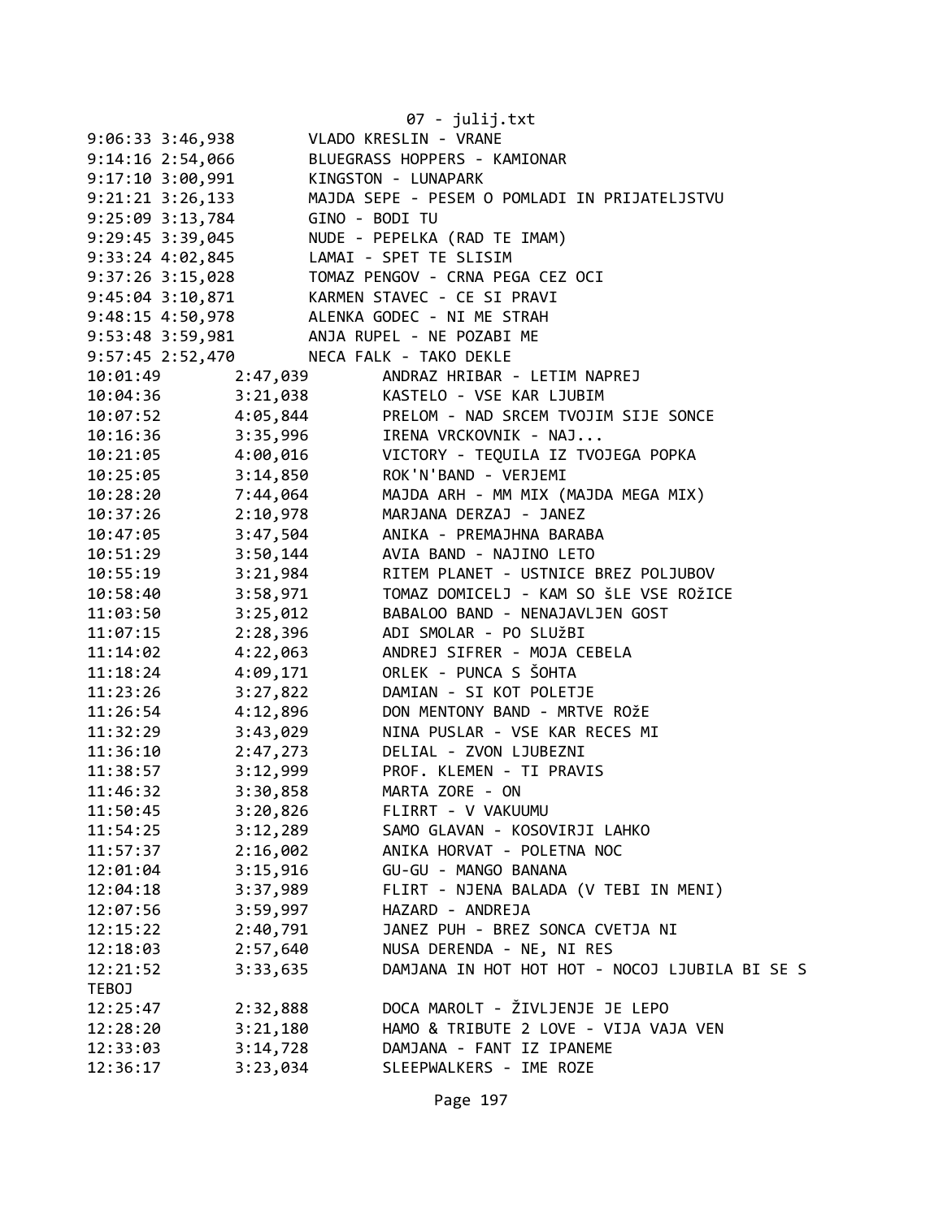```
9:06:33 3:46,938        VLADO KRESLIN - VRANE
9:14:16 2:54,066        BLUEGRASS HOPPERS - KAMIONAR
9:17:10 3:00,991        KINGSTON - LUNAPARK
9:21:21 3:26,133        MAJDA SEPE - PESEM O POMLADI IN PRIJATELJSTVU
9:25:09 3:13,784        GINO - BODI TU
9:29:45 3:39,045        NUDE - PEPELKA (RAD TE IMAM)
9:33:24 4:02,845        LAMAI - SPET TE SLISIM
9:37:26 3:15,028        TOMAZ PENGOV - CRNA PEGA CEZ OCI
9:45:04 3:10,871        KARMEN STAVEC - CE SI PRAVI
9:48:15 4:50,978        ALENKA GODEC - NI ME STRAH
9:53:48 3:59,981        ANJA RUPEL - NE POZABI ME
9:57:45 2:52,470        NECA FALK - TAKO DEKLE
10:01:49        2:47,039        ANDRAZ HRIBAR - LETIM NAPREJ
10:04:36        3:21,038        KASTELO - VSE KAR LJUBIM
10:07:52        4:05,844        PRELOM - NAD SRCEM TVOJIM SIJE SONCE
10:16:36        3:35,996        IRENA VRCKOVNIK - NAJ...
10:21:05        4:00,016        VICTORY - TEQUILA IZ TVOJEGA POPKA
10:25:05        3:14,850        ROK'N'BAND - VERJEMI
10:28:20        7:44,064        MAJDA ARH - MM MIX (MAJDA MEGA MIX)
10:37:26        2:10,978        MARJANA DERZAJ - JANEZ
10:47:05        3:47,504        ANIKA - PREMAJHNA BARABA
10:51:29        3:50,144        AVIA BAND - NAJINO LETO
10:55:19        3:21,984        RITEM PLANET - USTNICE BREZ POLJUBOV
10:58:40        3:58,971        TOMAZ DOMICELJ - KAM SO šLE VSE ROžICE
11:03:50        3:25,012        BABALOO BAND - NENAJAVLJEN GOST
11:07:15        2:28,396        ADI SMOLAR - PO SLUžBI
11:14:02        4:22,063        ANDREJ SIFRER - MOJA CEBELA
11:18:24        4:09,171        ORLEK - PUNCA S ŠOHTA
11:23:26        3:27,822        DAMIAN - SI KOT POLETJE
11:26:54        4:12,896        DON MENTONY BAND - MRTVE ROžE
11:32:29        3:43,029        NINA PUSLAR - VSE KAR RECES MI
11:36:10        2:47,273        DELIAL - ZVON LJUBEZNI
11:38:57        3:12,999        PROF. KLEMEN - TI PRAVIS
11:46:32        3:30,858        MARTA ZORE - ON
11:50:45        3:20,826        FLIRRT - V VAKUUMU
11:54:25        3:12,289        SAMO GLAVAN - KOSOVIRJI LAHKO
11:57:37        2:16,002        ANIKA HORVAT - POLETNA NOC
12:01:04        3:15,916        GU-GU - MANGO BANANA
12:04:18        3:37,989        FLIRT - NJENA BALADA (V TEBI IN MENI)
12:07:56        3:59,997        HAZARD - ANDREJA
12:15:22        2:40,791        JANEZ PUH - BREZ SONCA CVETJA NI
12:18:03        2:57,640        NUSA DERENDA - NE, NI RES
12:21:52        3:33,635        DAMJANA IN HOT HOT HOT - NOCOJ LJUBILA BI SE S
TEBOJ
12:25:47        2:32,888        DOCA MAROLT - ŽIVLJENJE JE LEPO
12:28:20        3:21,180        HAMO & TRIBUTE 2 LOVE - VIJA VAJA VEN
12:33:03        3:14,728        DAMJANA - FANT IZ IPANEME
12:36:17        3:23,034        SLEEPWALKERS - IME ROZE
```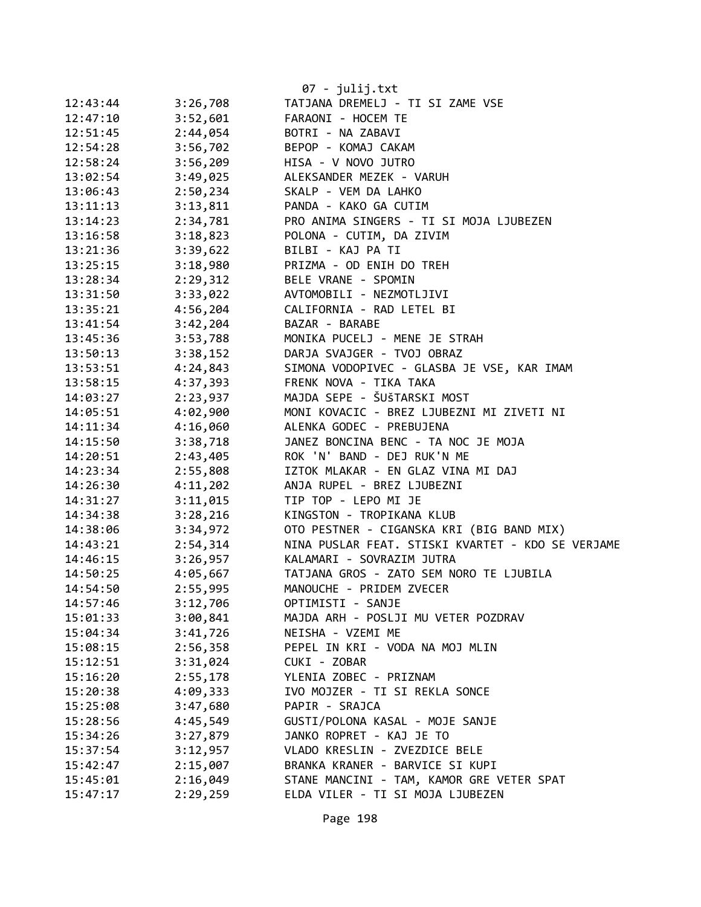07 - julij.txt

```
12:43:44        3:26,708        TATJANA DREMELJ - TI SI ZAME VSE
12:47:10        3:52,601        FARAONI - HOCEM TE
12:51:45        2:44,054        BOTRI - NA ZABAVI
12:54:28        3:56,702        BEPOP - KOMAJ CAKAM
12:58:24        3:56,209        HISA - V NOVO JUTRO
13:02:54        3:49,025        ALEKSANDER MEZEK - VARUH
13:06:43        2:50,234        SKALP - VEM DA LAHKO
13:11:13        3:13,811        PANDA - KAKO GA CUTIM
13:14:23        2:34,781        PRO ANIMA SINGERS - TI SI MOJA LJUBEZEN
13:16:58        3:18,823        POLONA - CUTIM, DA ZIVIM
13:21:36        3:39,622        BILBI - KAJ PA TI
13:25:15        3:18,980        PRIZMA - OD ENIH DO TREH
13:28:34        2:29,312        BELE VRANE - SPOMIN
13:31:50        3:33,022        AVTOMOBILI - NEZMOTLJIVI
13:35:21        4:56,204        CALIFORNIA - RAD LETEL BI
13:41:54        3:42,204        BAZAR - BARABE
13:45:36        3:53,788        MONIKA PUCELJ - MENE JE STRAH
13:50:13        3:38,152        DARJA SVAJGER - TVOJ OBRAZ
13:53:51        4:24,843        SIMONA VODOPIVEC - GLASBA JE VSE, KAR IMAM
13:58:15        4:37,393        FRENK NOVA - TIKA TAKA
14:03:27        2:23,937        MAJDA SEPE - ŠUŠTARSKI MOST
14:05:51        4:02,900        MONI KOVACIC - BREZ LJUBEZNI MI ZIVETI NI
14:11:34        4:16,060        ALENKA GODEC - PREBUJENA
14:15:50        3:38,718        JANEZ BONCINA BENC - TA NOC JE MOJA
14:20:51        2:43,405        ROK 'N' BAND - DEJ RUK'N ME
14:23:34        2:55,808        IZTOK MLAKAR - EN GLAZ VINA MI DAJ
14:26:30        4:11,202        ANJA RUPEL - BREZ LJUBEZNI
14:31:27        3:11,015        TIP TOP - LEPO MI JE
14:34:38        3:28,216        KINGSTON - TROPIKANA KLUB
14:38:06        3:34,972        OTO PESTNER - CIGANSKA KRI (BIG BAND MIX)
14:43:21        2:54,314        NINA PUSLAR FEAT. STISKI KVARTET - KDO SE VERJAME
14:46:15        3:26,957        KALAMARI - SOVRAZIM JUTRA
14:50:25        4:05,667        TATJANA GROS - ZATO SEM NORO TE LJUBILA
14:54:50        2:55,995        MANOUCHE - PRIDEM ZVECER
14:57:46        3:12,706        OPTIMISTI - SANJE
15:01:33        3:00,841        MAJDA ARH - POSLJI MU VETER POZDRAV
15:04:34        3:41,726        NEISHA - VZEMI ME
15:08:15        2:56,358        PEPEL IN KRI - VODA NA MOJ MLIN
15:12:51        3:31,024        CUKI - ZOBAR
15:16:20        2:55,178        YLENIA ZOBEC - PRIZNAM
15:20:38        4:09,333        IVO MOJZER - TI SI REKLA SONCE
15:25:08        3:47,680        PAPIR - SRAJCA
15:28:56        4:45,549        GUSTI/POLONA KASAL - MOJE SANJE
15:34:26        3:27,879        JANKO ROPRET - KAJ JE TO
15:37:54        3:12,957        VLADO KRESLIN - ZVEZDICE BELE
15:42:47        2:15,007        BRANKA KRANER - BARVICE SI KUPI
15:45:01        2:16,049        STANE MANCINI - TAM, KAMOR GRE VETER SPAT
15:47:17        2:29,259        ELDA VILER - TI SI MOJA LJUBEZEN
```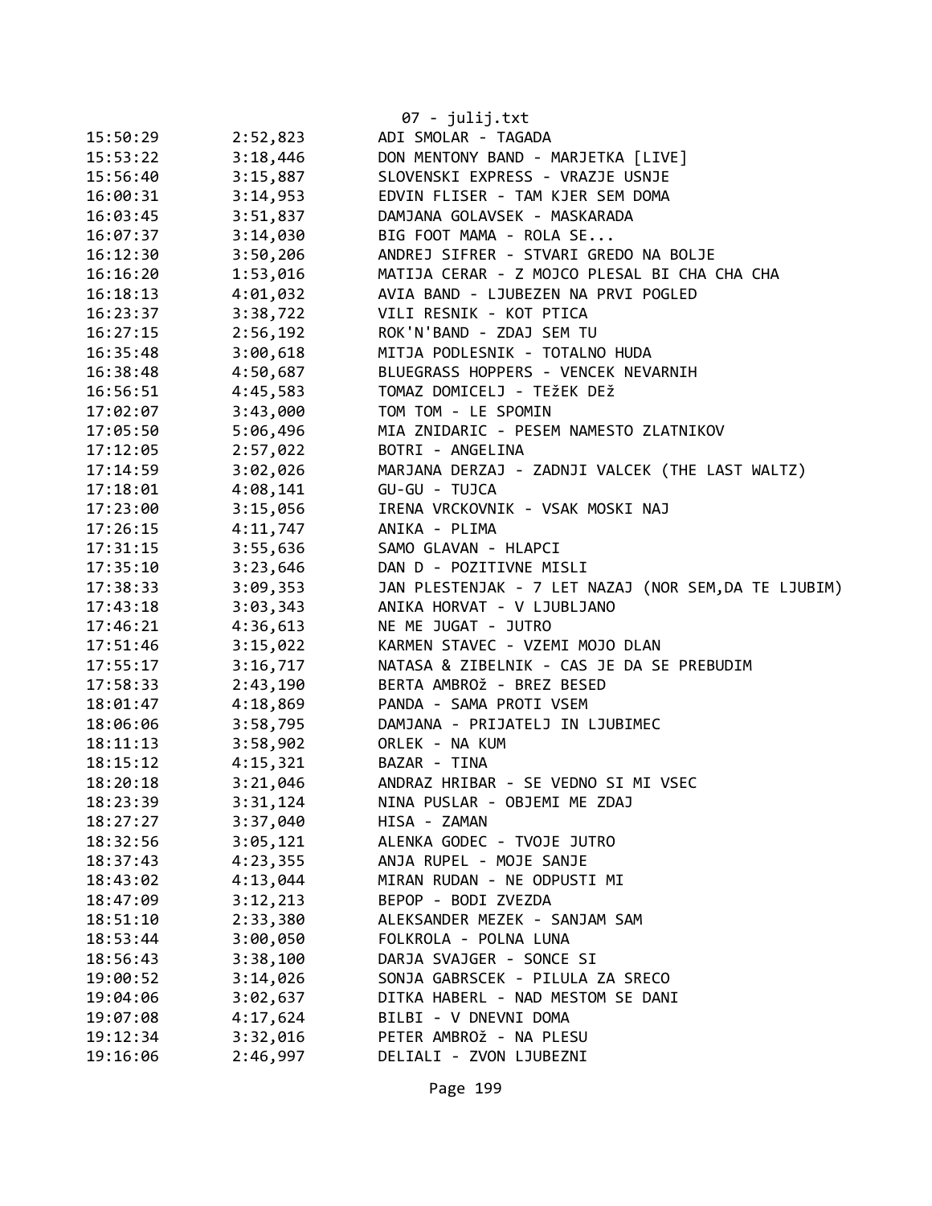07 - julij.txt

```
15:50:29        2:52,823        ADI SMOLAR - TAGADA
15:53:22        3:18,446        DON MENTONY BAND - MARJETKA [LIVE]
15:56:40        3:15,887        SLOVENSKI EXPRESS - VRAZJE USNJE
16:00:31        3:14,953        EDVIN FLISER - TAM KJER SEM DOMA
16:03:45        3:51,837        DAMJANA GOLAVSEK - MASKARADA
16:07:37        3:14,030        BIG FOOT MAMA - ROLA SE...
16:12:30        3:50,206        ANDREJ SIFRER - STVARI GREDO NA BOLJE
16:16:20        1:53,016        MATIJA CERAR - Z MOJCO PLESAL BI CHA CHA CHA
16:18:13        4:01,032        AVIA BAND - LJUBEZEN NA PRVI POGLED
16:23:37        3:38,722        VILI RESNIK - KOT PTICA
16:27:15        2:56,192        ROK'N'BAND - ZDAJ SEM TU
16:35:48        3:00,618        MITJA PODLESNIK - TOTALNO HUDA
16:38:48        4:50,687        BLUEGRASS HOPPERS - VENCEK NEVARNIH
16:56:51        4:45,583        TOMAZ DOMICELJ - TEžEK DEž
17:02:07        3:43,000        TOM TOM - LE SPOMIN
17:05:50        5:06,496        MIA ZNIDARIC - PESEM NAMESTO ZLATNIKOV
17:12:05        2:57,022        BOTRI - ANGELINA
17:14:59        3:02,026        MARJANA DERZAJ - ZADNJI VALCEK (THE LAST WALTZ)
17:18:01        4:08,141        GU-GU - TUJCA
17:23:00        3:15,056        IRENA VRCKOVNIK - VSAK MOSKI NAJ
17:26:15        4:11,747        ANIKA - PLIMA
17:31:15        3:55,636        SAMO GLAVAN - HLAPCI
17:35:10        3:23,646        DAN D - POZITIVNE MISLI
17:38:33        3:09,353        JAN PLESTENJAK - 7 LET NAZAJ (NOR SEM,DA TE LJUBIM)
17:43:18        3:03,343        ANIKA HORVAT - V LJUBLJANO
17:46:21        4:36,613        NE ME JUGAT - JUTRO
17:51:46        3:15,022        KARMEN STAVEC - VZEMI MOJO DLAN
17:55:17        3:16,717        NATASA & ZIBELNIK - CAS JE DA SE PREBUDIM
17:58:33        2:43,190        BERTA AMBROž - BREZ BESED
18:01:47        4:18,869        PANDA - SAMA PROTI VSEM
18:06:06        3:58,795        DAMJANA - PRIJATELJ IN LJUBIMEC
18:11:13        3:58,902        ORLEK - NA KUM
18:15:12        4:15,321        BAZAR - TINA
18:20:18        3:21,046        ANDRAZ HRIBAR - SE VEDNO SI MI VSEC
18:23:39        3:31,124        NINA PUSLAR - OBJEMI ME ZDAJ
18:27:27        3:37,040        HISA - ZAMAN
18:32:56        3:05,121        ALENKA GODEC - TVOJE JUTRO
18:37:43        4:23,355        ANJA RUPEL - MOJE SANJE
18:43:02        4:13,044        MIRAN RUDAN - NE ODPUSTI MI
18:47:09        3:12,213        BEPOP - BODI ZVEZDA
18:51:10        2:33,380        ALEKSANDER MEZEK - SANJAM SAM
18:53:44        3:00,050        FOLKROLA - POLNA LUNA
18:56:43        3:38,100        DARJA SVAJGER - SONCE SI
19:00:52        3:14,026        SONJA GABRSCEK - PILULA ZA SRECO
19:04:06        3:02,637        DITKA HABERL - NAD MESTOM SE DANI
19:07:08        4:17,624        BILBI - V DNEVNI DOMA
19:12:34        3:32,016        PETER AMBROž - NA PLESU
19:16:06        2:46,997        DELIALI - ZVON LJUBEZNI
```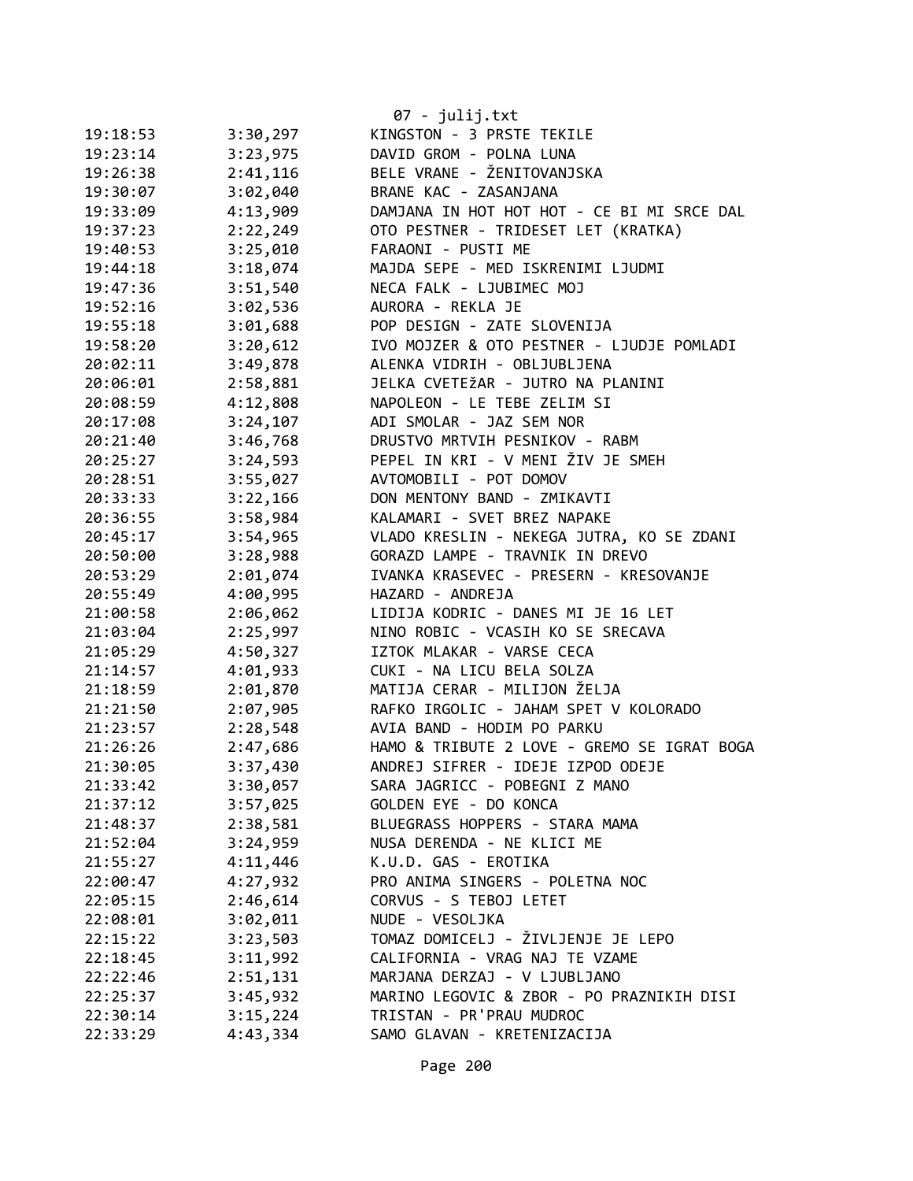07 - julij.txt

```
19:18:53	3:30,297	KINGSTON - 3 PRSTE TEKILE
19:23:14	3:23,975	DAVID GROM - POLNA LUNA
19:26:38	2:41,116	BELE VRANE - ŽENITOVANJSKA
19:30:07	3:02,040	BRANE KAC - ZASANJANA
19:33:09	4:13,909	DAMJANA IN HOT HOT HOT - CE BI MI SRCE DAL
19:37:23	2:22,249	OTO PESTNER - TRIDESET LET (KRATKA)
19:40:53	3:25,010	FARAONI - PUSTI ME
19:44:18	3:18,074	MAJDA SEPE - MED ISKRENIMI LJUDMI
19:47:36	3:51,540	NECA FALK - LJUBIMEC MOJ
19:52:16	3:02,536	AURORA - REKLA JE
19:55:18	3:01,688	POP DESIGN - ZATE SLOVENIJA
19:58:20	3:20,612	IVO MOJZER & OTO PESTNER - LJUDJE POMLADI
20:02:11	3:49,878	ALENKA VIDRIH - OBLJUBLJENA
20:06:01	2:58,881	JELKA CVETEžAR - JUTRO NA PLANINI
20:08:59	4:12,808	NAPOLEON - LE TEBE ZELIM SI
20:17:08	3:24,107	ADI SMOLAR - JAZ SEM NOR
20:21:40	3:46,768	DRUSTVO MRTVIH PESNIKOV - RABM
20:25:27	3:24,593	PEPEL IN KRI - V MENI ŽIV JE SMEH
20:28:51	3:55,027	AVTOMOBILI - POT DOMOV
20:33:33	3:22,166	DON MENTONY BAND - ZMIKAVTI
20:36:55	3:58,984	KALAMARI - SVET BREZ NAPAKE
20:45:17	3:54,965	VLADO KRESLIN - NEKEGA JUTRA, KO SE ZDANI
20:50:00	3:28,988	GORAZD LAMPE - TRAVNIK IN DREVO
20:53:29	2:01,074	IVANKA KRASEVEC - PRESERN - KRESOVANJE
20:55:49	4:00,995	HAZARD - ANDREJA
21:00:58	2:06,062	LIDIJA KODRIC - DANES MI JE 16 LET
21:03:04	2:25,997	NINO ROBIC - VCASIH KO SE SRECAVA
21:05:29	4:50,327	IZTOK MLAKAR - VARSE CECA
21:14:57	4:01,933	CUKI - NA LICU BELA SOLZA
21:18:59	2:01,870	MATIJA CERAR - MILIJON ŽELJA
21:21:50	2:07,905	RAFKO IRGOLIC - JAHAM SPET V KOLORADO
21:23:57	2:28,548	AVIA BAND - HODIM PO PARKU
21:26:26	2:47,686	HAMO & TRIBUTE 2 LOVE - GREMO SE IGRAT BOGA
21:30:05	3:37,430	ANDREJ SIFRER - IDEJE IZPOD ODEJE
21:33:42	3:30,057	SARA JAGRICC - POBEGNI Z MANO
21:37:12	3:57,025	GOLDEN EYE - DO KONCA
21:48:37	2:38,581	BLUEGRASS HOPPERS - STARA MAMA
21:52:04	3:24,959	NUSA DERENDA - NE KLICI ME
21:55:27	4:11,446	K.U.D. GAS - EROTIKA
22:00:47	4:27,932	PRO ANIMA SINGERS - POLETNA NOC
22:05:15	2:46,614	CORVUS - S TEBOJ LETET
22:08:01	3:02,011	NUDE - VESOLJKA
22:15:22	3:23,503	TOMAZ DOMICELJ - ŽIVLJENJE JE LEPO
22:18:45	3:11,992	CALIFORNIA - VRAG NAJ TE VZAME
22:22:46	2:51,131	MARJANA DERZAJ - V LJUBLJANO
22:25:37	3:45,932	MARINO LEGOVIC & ZBOR - PO PRAZNIKIH DISI
22:30:14	3:15,224	TRISTAN - PR'PRAU MUDROC
22:33:29	4:43,334	SAMO GLAVAN - KRETENIZACIJA
```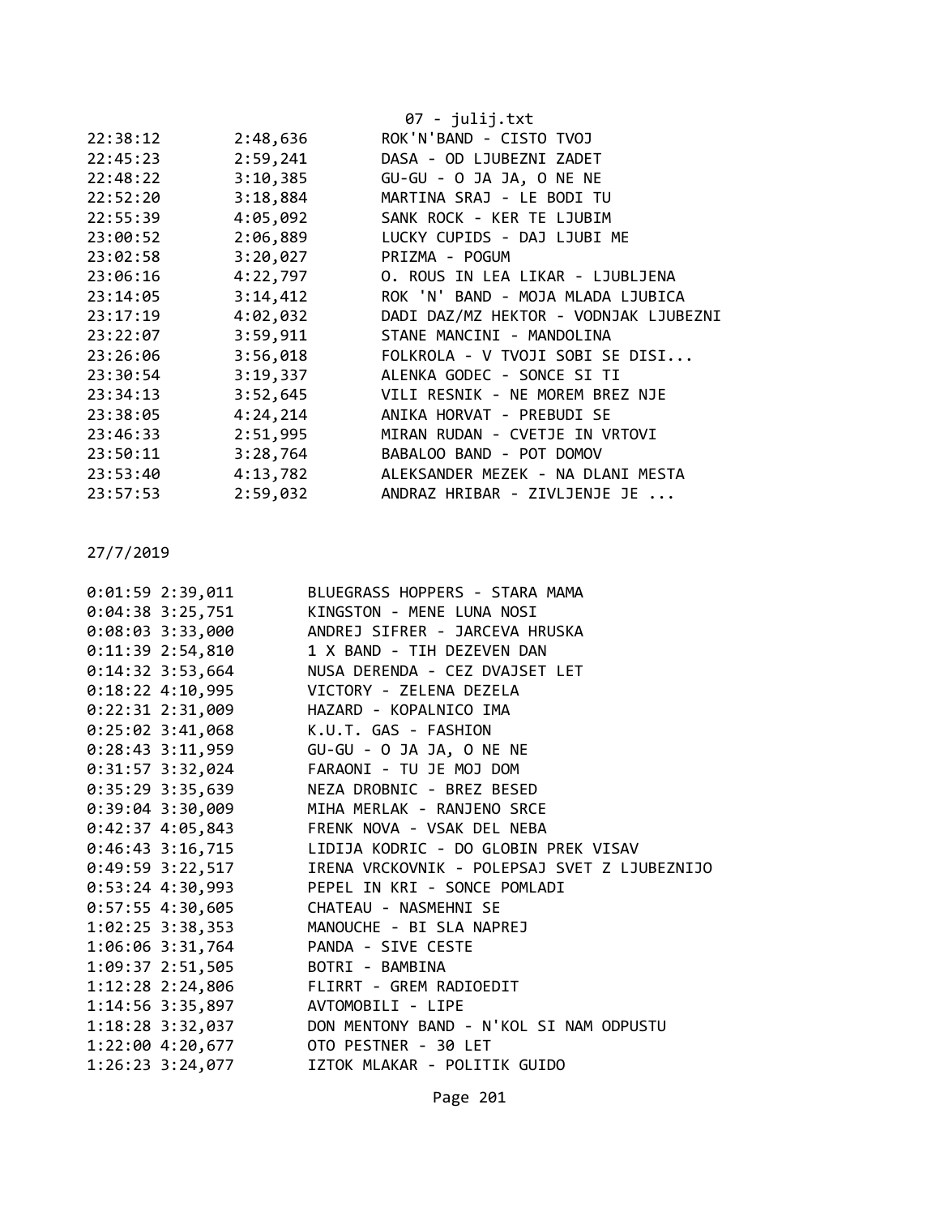| | | |
|---|---|---|
| 22:38:12 | 2:48,636 | ROK'N'BAND - CISTO TVOJ |
| 22:45:23 | 2:59,241 | DASA - OD LJUBEZNI ZADET |
| 22:48:22 | 3:10,385 | GU-GU - O JA JA, O NE NE |
| 22:52:20 | 3:18,884 | MARTINA SRAJ - LE BODI TU |
| 22:55:39 | 4:05,092 | SANK ROCK - KER TE LJUBIM |
| 23:00:52 | 2:06,889 | LUCKY CUPIDS - DAJ LJUBI ME |
| 23:02:58 | 3:20,027 | PRIZMA - POGUM |
| 23:06:16 | 4:22,797 | O. ROUS IN LEA LIKAR - LJUBLJENA |
| 23:14:05 | 3:14,412 | ROK 'N' BAND - MOJA MLADA LJUBICA |
| 23:17:19 | 4:02,032 | DADI DAZ/MZ HEKTOR - VODNJAK LJUBEZNI |
| 23:22:07 | 3:59,911 | STANE MANCINI - MANDOLINA |
| 23:26:06 | 3:56,018 | FOLKROLA - V TVOJI SOBI SE DISI... |
| 23:30:54 | 3:19,337 | ALENKA GODEC - SONCE SI TI |
| 23:34:13 | 3:52,645 | VILI RESNIK - NE MOREM BREZ NJE |
| 23:38:05 | 4:24,214 | ANIKA HORVAT - PREBUDI SE |
| 23:46:33 | 2:51,995 | MIRAN RUDAN - CVETJE IN VRTOVI |
| 23:50:11 | 3:28,764 | BABALOO BAND - POT DOMOV |
| 23:53:40 | 4:13,782 | ALEKSANDER MEZEK - NA DLANI MESTA |
| 23:57:53 | 2:59,032 | ANDRAZ HRIBAR - ZIVLJENJE JE ... |

27/7/2019

| | | |
|---|---|---|
| 0:01:59 | 2:39,011 | BLUEGRASS HOPPERS - STARA MAMA |
| 0:04:38 | 3:25,751 | KINGSTON - MENE LUNA NOSI |
| 0:08:03 | 3:33,000 | ANDREJ SIFRER - JARCEVA HRUSKA |
| 0:11:39 | 2:54,810 | 1 X BAND - TIH DEZEVEN DAN |
| 0:14:32 | 3:53,664 | NUSA DERENDA - CEZ DVAJSET LET |
| 0:18:22 | 4:10,995 | VICTORY - ZELENA DEZELA |
| 0:22:31 | 2:31,009 | HAZARD - KOPALNICO IMA |
| 0:25:02 | 3:41,068 | K.U.T. GAS - FASHION |
| 0:28:43 | 3:11,959 | GU-GU - O JA JA, O NE NE |
| 0:31:57 | 3:32,024 | FARAONI - TU JE MOJ DOM |
| 0:35:29 | 3:35,639 | NEZA DROBNIC - BREZ BESED |
| 0:39:04 | 3:30,009 | MIHA MERLAK - RANJENO SRCE |
| 0:42:37 | 4:05,843 | FRENK NOVA - VSAK DEL NEBA |
| 0:46:43 | 3:16,715 | LIDIJA KODRIC - DO GLOBIN PREK VISAV |
| 0:49:59 | 3:22,517 | IRENA VRCKOVNIK - POLEPSAJ SVET Z LJUBEZNIJO |
| 0:53:24 | 4:30,993 | PEPEL IN KRI - SONCE POMLADI |
| 0:57:55 | 4:30,605 | CHATEAU - NASMEHNI SE |
| 1:02:25 | 3:38,353 | MANOUCHE - BI SLA NAPREJ |
| 1:06:06 | 3:31,764 | PANDA - SIVE CESTE |
| 1:09:37 | 2:51,505 | BOTRI - BAMBINA |
| 1:12:28 | 2:24,806 | FLIRRT - GREM RADIOEDIT |
| 1:14:56 | 3:35,897 | AVTOMOBILI - LIPE |
| 1:18:28 | 3:32,037 | DON MENTONY BAND - N'KOL SI NAM ODPUSTU |
| 1:22:00 | 4:20,677 | OTO PESTNER - 30 LET |
| 1:26:23 | 3:24,077 | IZTOK MLAKAR - POLITIK GUIDO |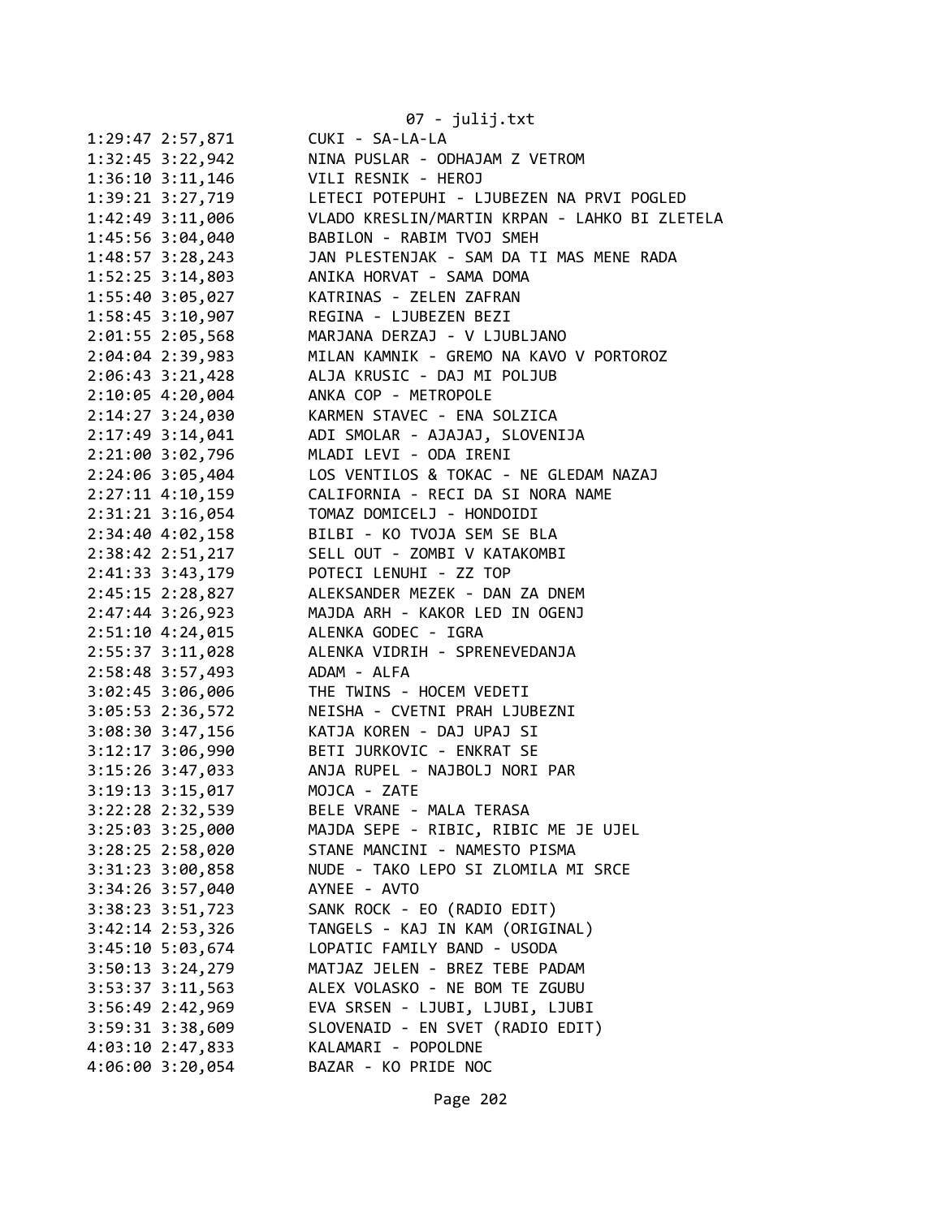```
1:29:47 2:57,871        CUKI - SA-LA-LA
1:32:45 3:22,942        NINA PUSLAR - ODHAJAM Z VETROM
1:36:10 3:11,146        VILI RESNIK - HEROJ
1:39:21 3:27,719        LETECI POTEPUHI - LJUBEZEN NA PRVI POGLED
1:42:49 3:11,006        VLADO KRESLIN/MARTIN KRPAN - LAHKO BI ZLETELA
1:45:56 3:04,040        BABILON - RABIM TVOJ SMEH
1:48:57 3:28,243        JAN PLESTENJAK - SAM DA TI MAS MENE RADA
1:52:25 3:14,803        ANIKA HORVAT - SAMA DOMA
1:55:40 3:05,027        KATRINAS - ZELEN ZAFRAN
1:58:45 3:10,907        REGINA - LJUBEZEN BEZI
2:01:55 2:05,568        MARJANA DERZAJ - V LJUBLJANO
2:04:04 2:39,983        MILAN KAMNIK - GREMO NA KAVO V PORTOROZ
2:06:43 3:21,428        ALJA KRUSIC - DAJ MI POLJUB
2:10:05 4:20,004        ANKA COP - METROPOLE
2:14:27 3:24,030        KARMEN STAVEC - ENA SOLZICA
2:17:49 3:14,041        ADI SMOLAR - AJAJAJ, SLOVENIJA
2:21:00 3:02,796        MLADI LEVI - ODA IRENI
2:24:06 3:05,404        LOS VENTILOS & TOKAC - NE GLEDAM NAZAJ
2:27:11 4:10,159        CALIFORNIA - RECI DA SI NORA NAME
2:31:21 3:16,054        TOMAZ DOMICELJ - HONDOIDI
2:34:40 4:02,158        BILBI - KO TVOJA SEM SE BLA
2:38:42 2:51,217        SELL OUT - ZOMBI V KATAKOMBI
2:41:33 3:43,179        POTECI LENUHI - ZZ TOP
2:45:15 2:28,827        ALEKSANDER MEZEK - DAN ZA DNEM
2:47:44 3:26,923        MAJDA ARH - KAKOR LED IN OGENJ
2:51:10 4:24,015        ALENKA GODEC - IGRA
2:55:37 3:11,028        ALENKA VIDRIH - SPRENEVEDANJA
2:58:48 3:57,493        ADAM - ALFA
3:02:45 3:06,006        THE TWINS - HOCEM VEDETI
3:05:53 2:36,572        NEISHA - CVETNI PRAH LJUBEZNI
3:08:30 3:47,156        KATJA KOREN - DAJ UPAJ SI
3:12:17 3:06,990        BETI JURKOVIC - ENKRAT SE
3:15:26 3:47,033        ANJA RUPEL - NAJBOLJ NORI PAR
3:19:13 3:15,017        MOJCA - ZATE
3:22:28 2:32,539        BELE VRANE - MALA TERASA
3:25:03 3:25,000        MAJDA SEPE - RIBIC, RIBIC ME JE UJEL
3:28:25 2:58,020        STANE MANCINI - NAMESTO PISMA
3:31:23 3:00,858        NUDE - TAKO LEPO SI ZLOMILA MI SRCE
3:34:26 3:57,040        AYNEE - AVTO
3:38:23 3:51,723        SANK ROCK - EO (RADIO EDIT)
3:42:14 2:53,326        TANGELS - KAJ IN KAM (ORIGINAL)
3:45:10 5:03,674        LOPATIC FAMILY BAND - USODA
3:50:13 3:24,279        MATJAZ JELEN - BREZ TEBE PADAM
3:53:37 3:11,563        ALEX VOLASKO - NE BOM TE ZGUBU
3:56:49 2:42,969        EVA SRSEN - LJUBI, LJUBI, LJUBI
3:59:31 3:38,609        SLOVENAID - EN SVET (RADIO EDIT)
4:03:10 2:47,833        KALAMARI - POPOLDNE
4:06:00 3:20,054        BAZAR - KO PRIDE NOC
```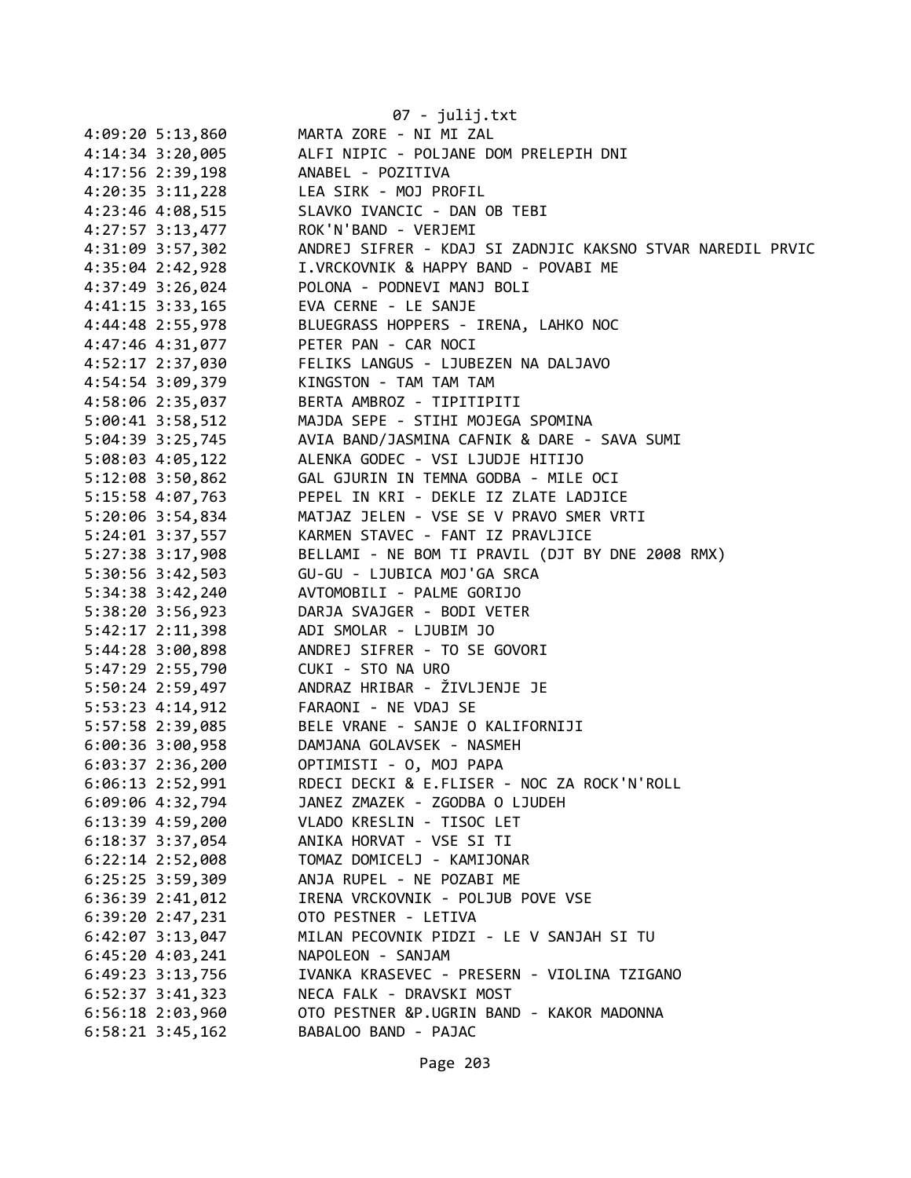```
4:09:20 5:13,860        MARTA ZORE - NI MI ZAL
4:14:34 3:20,005        ALFI NIPIC - POLJANE DOM PRELEPIH DNI
4:17:56 2:39,198        ANABEL - POZITIVA
4:20:35 3:11,228        LEA SIRK - MOJ PROFIL
4:23:46 4:08,515        SLAVKO IVANCIC - DAN OB TEBI
4:27:57 3:13,477        ROK'N'BAND - VERJEMI
4:31:09 3:57,302        ANDREJ SIFRER - KDAJ SI ZADNJIC KAKSNO STVAR NAREDIL PRVIC
4:35:04 2:42,928        I.VRCKOVNIK & HAPPY BAND - POVABI ME
4:37:49 3:26,024        POLONA - PODNEVI MANJ BOLI
4:41:15 3:33,165        EVA CERNE - LE SANJE
4:44:48 2:55,978        BLUEGRASS HOPPERS - IRENA, LAHKO NOC
4:47:46 4:31,077        PETER PAN - CAR NOCI
4:52:17 2:37,030        FELIKS LANGUS - LJUBEZEN NA DALJAVO
4:54:54 3:09,379        KINGSTON - TAM TAM TAM
4:58:06 2:35,037        BERTA AMBROZ - TIPITIPITI
5:00:41 3:58,512        MAJDA SEPE - STIHI MOJEGA SPOMINA
5:04:39 3:25,745        AVIA BAND/JASMINA CAFNIK & DARE - SAVA SUMI
5:08:03 4:05,122        ALENKA GODEC - VSI LJUDJE HITIJO
5:12:08 3:50,862        GAL GJURIN IN TEMNA GODBA - MILE OCI
5:15:58 4:07,763        PEPEL IN KRI - DEKLE IZ ZLATE LADJICE
5:20:06 3:54,834        MATJAZ JELEN - VSE SE V PRAVO SMER VRTI
5:24:01 3:37,557        KARMEN STAVEC - FANT IZ PRAVLJICE
5:27:38 3:17,908        BELLAMI - NE BOM TI PRAVIL (DJT BY DNE 2008 RMX)
5:30:56 3:42,503        GU-GU - LJUBICA MOJ'GA SRCA
5:34:38 3:42,240        AVTOMOBILI - PALME GORIJO
5:38:20 3:56,923        DARJA SVAJGER - BODI VETER
5:42:17 2:11,398        ADI SMOLAR - LJUBIM JO
5:44:28 3:00,898        ANDREJ SIFRER - TO SE GOVORI
5:47:29 2:55,790        CUKI - STO NA URO
5:50:24 2:59,497        ANDRAZ HRIBAR - ŽIVLJENJE JE
5:53:23 4:14,912        FARAONI - NE VDAJ SE
5:57:58 2:39,085        BELE VRANE - SANJE O KALIFORNIJI
6:00:36 3:00,958        DAMJANA GOLAVSEK - NASMEH
6:03:37 2:36,200        OPTIMISTI - O, MOJ PAPA
6:06:13 2:52,991        RDECI DECKI & E.FLISER - NOC ZA ROCK'N'ROLL
6:09:06 4:32,794        JANEZ ZMAZEK - ZGODBA O LJUDEH
6:13:39 4:59,200        VLADO KRESLIN - TISOC LET
6:18:37 3:37,054        ANIKA HORVAT - VSE SI TI
6:22:14 2:52,008        TOMAZ DOMICELJ - KAMIJONAR
6:25:25 3:59,309        ANJA RUPEL - NE POZABI ME
6:36:39 2:41,012        IRENA VRCKOVNIK - POLJUB POVE VSE
6:39:20 2:47,231        OTO PESTNER - LETIVA
6:42:07 3:13,047        MILAN PECOVNIK PIDZI - LE V SANJAH SI TU
6:45:20 4:03,241        NAPOLEON - SANJAM
6:49:23 3:13,756        IVANKA KRASEVEC - PRESERN - VIOLINA TZIGANO
6:52:37 3:41,323        NECA FALK - DRAVSKI MOST
6:56:18 2:03,960        OTO PESTNER &P.UGRIN BAND - KAKOR MADONNA
6:58:21 3:45,162        BABALOO BAND - PAJAC
```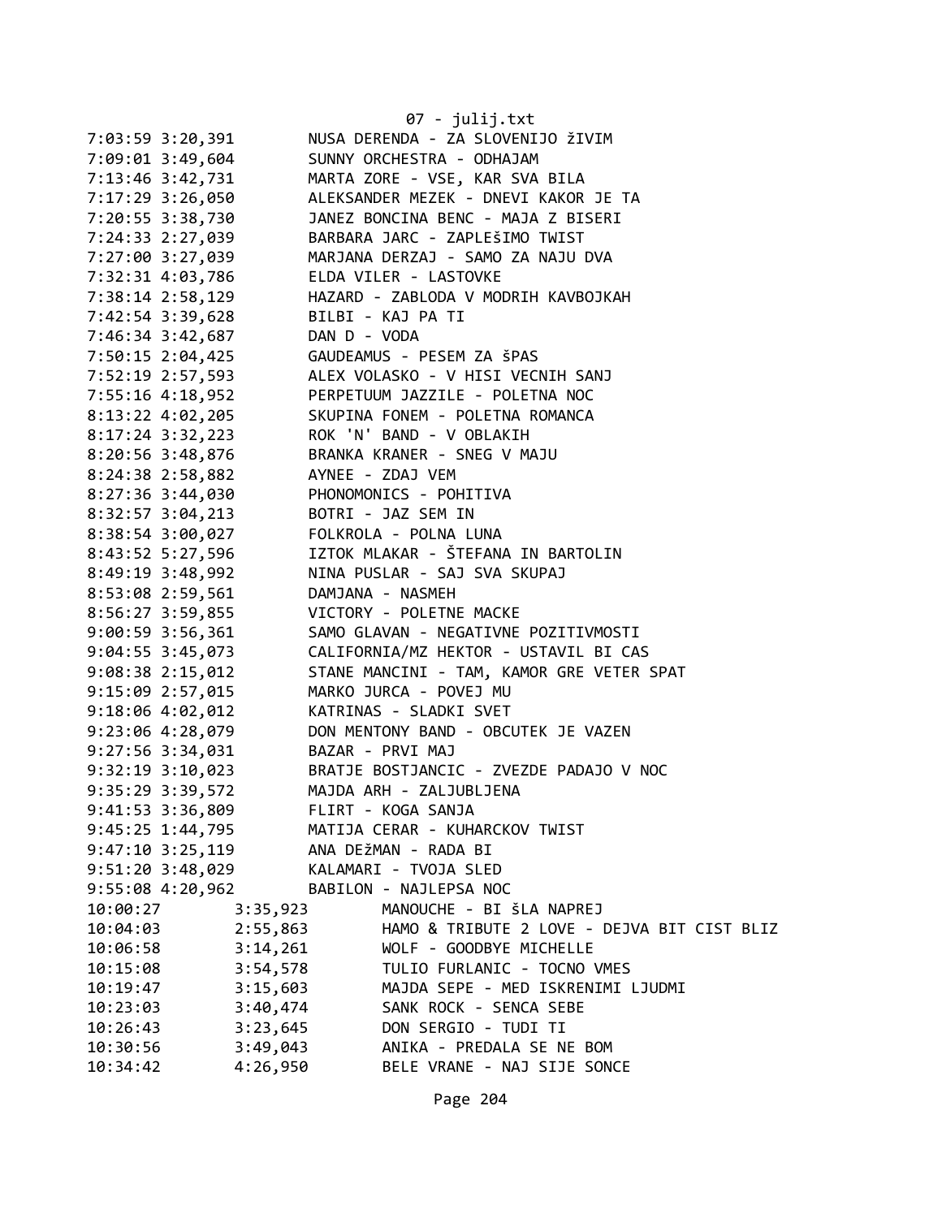07 - julij.txt

```
7:03:59 3:20,391        NUSA DERENDA - ZA SLOVENIJO žIVIM
7:09:01 3:49,604        SUNNY ORCHESTRA - ODHAJAM
7:13:46 3:42,731        MARTA ZORE - VSE, KAR SVA BILA
7:17:29 3:26,050        ALEKSANDER MEZEK - DNEVI KAKOR JE TA
7:20:55 3:38,730        JANEZ BONCINA BENC - MAJA Z BISERI
7:24:33 2:27,039        BARBARA JARC - ZAPLEšIMO TWIST
7:27:00 3:27,039        MARJANA DERZAJ - SAMO ZA NAJU DVA
7:32:31 4:03,786        ELDA VILER - LASTOVKE
7:38:14 2:58,129        HAZARD - ZABLODA V MODRIH KAVBOJKAH
7:42:54 3:39,628        BILBI - KAJ PA TI
7:46:34 3:42,687        DAN D - VODA
7:50:15 2:04,425        GAUDEAMUS - PESEM ZA šPAS
7:52:19 2:57,593        ALEX VOLASKO - V HISI VECNIH SANJ
7:55:16 4:18,952        PERPETUUM JAZZILE - POLETNA NOC
8:13:22 4:02,205        SKUPINA FONEM - POLETNA ROMANCA
8:17:24 3:32,223        ROK 'N' BAND - V OBLAKIH
8:20:56 3:48,876        BRANKA KRANER - SNEG V MAJU
8:24:38 2:58,882        AYNEE - ZDAJ VEM
8:27:36 3:44,030        PHONOMONICS - POHITIVA
8:32:57 3:04,213        BOTRI - JAZ SEM IN
8:38:54 3:00,027        FOLKROLA - POLNA LUNA
8:43:52 5:27,596        IZTOK MLAKAR - ŠTEFANA IN BARTOLIN
8:49:19 3:48,992        NINA PUSLAR - SAJ SVA SKUPAJ
8:53:08 2:59,561        DAMJANA - NASMEH
8:56:27 3:59,855        VICTORY - POLETNE MACKE
9:00:59 3:56,361        SAMO GLAVAN - NEGATIVNE POZITIVMOSTI
9:04:55 3:45,073        CALIFORNIA/MZ HEKTOR - USTAVIL BI CAS
9:08:38 2:15,012        STANE MANCINI - TAM, KAMOR GRE VETER SPAT
9:15:09 2:57,015        MARKO JURCA - POVEJ MU
9:18:06 4:02,012        KATRINAS - SLADKI SVET
9:23:06 4:28,079        DON MENTONY BAND - OBCUTEK JE VAZEN
9:27:56 3:34,031        BAZAR - PRVI MAJ
9:32:19 3:10,023        BRATJE BOSTJANCIC - ZVEZDE PADAJO V NOC
9:35:29 3:39,572        MAJDA ARH - ZALJUBLJENA
9:41:53 3:36,809        FLIRT - KOGA SANJA
9:45:25 1:44,795        MATIJA CERAR - KUHARCKOV TWIST
9:47:10 3:25,119        ANA DEžMAN - RADA BI
9:51:20 3:48,029        KALAMARI - TVOJA SLED
9:55:08 4:20,962        BABILON - NAJLEPSA NOC
10:00:27        3:35,923        MANOUCHE - BI šLA NAPREJ
10:04:03        2:55,863        HAMO & TRIBUTE 2 LOVE - DEJVA BIT CIST BLIZ
10:06:58        3:14,261        WOLF - GOODBYE MICHELLE
10:15:08        3:54,578        TULIO FURLANIC - TOCNO VMES
10:19:47        3:15,603        MAJDA SEPE - MED ISKRENIMI LJUDMI
10:23:03        3:40,474        SANK ROCK - SENCA SEBE
10:26:43        3:23,645        DON SERGIO - TUDI TI
10:30:56        3:49,043        ANIKA - PREDALA SE NE BOM
10:34:42        4:26,950        BELE VRANE - NAJ SIJE SONCE
```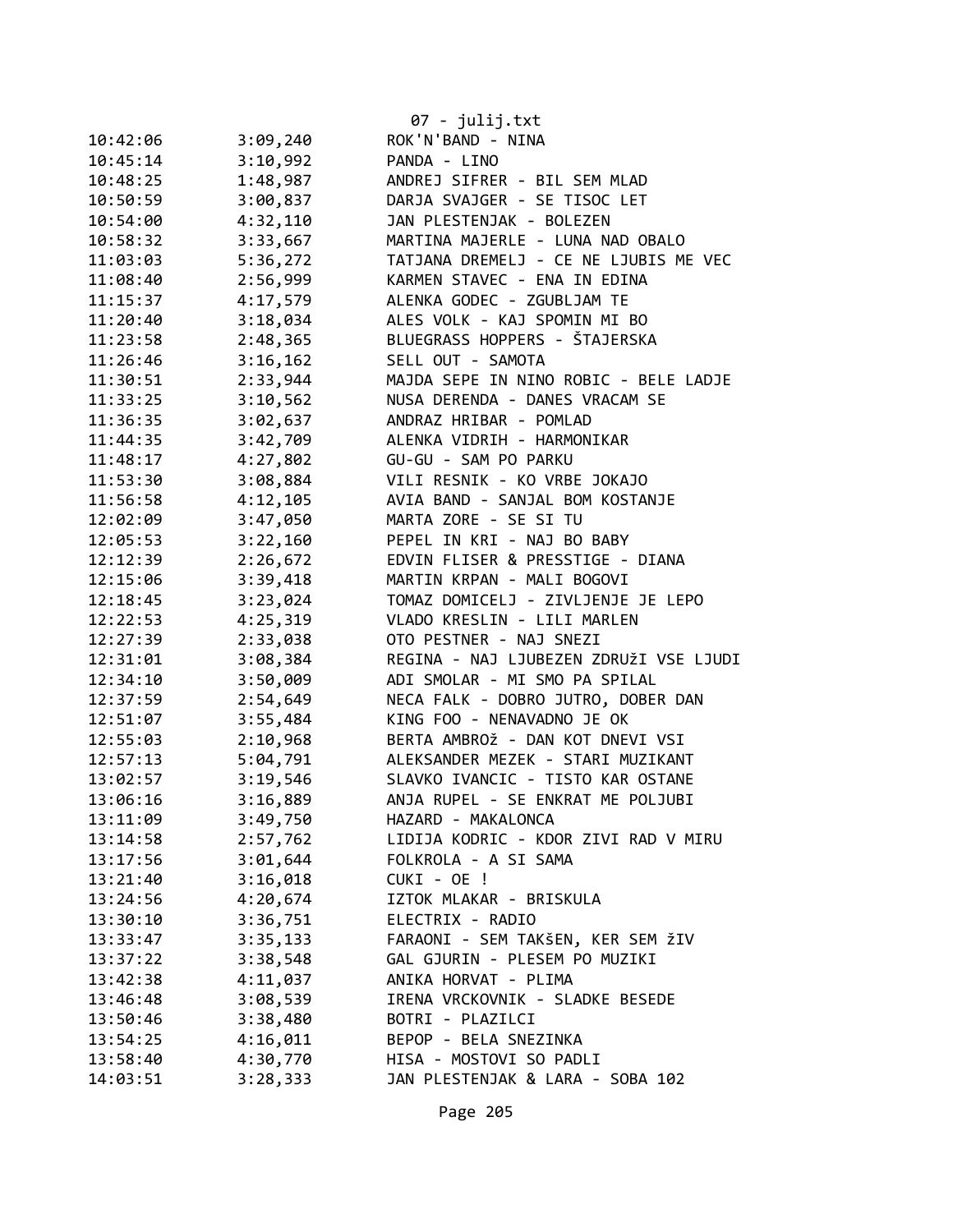07 - julij.txt

```
10:42:06        3:09,240        ROK'N'BAND - NINA
10:45:14        3:10,992        PANDA - LINO
10:48:25        1:48,987        ANDREJ SIFRER - BIL SEM MLAD
10:50:59        3:00,837        DARJA SVAJGER - SE TISOC LET
10:54:00        4:32,110        JAN PLESTENJAK - BOLEZEN
10:58:32        3:33,667        MARTINA MAJERLE - LUNA NAD OBALO
11:03:03        5:36,272        TATJANA DREMELJ - CE NE LJUBIS ME VEC
11:08:40        2:56,999        KARMEN STAVEC - ENA IN EDINA
11:15:37        4:17,579        ALENKA GODEC - ZGUBLJAM TE
11:20:40        3:18,034        ALES VOLK - KAJ SPOMIN MI BO
11:23:58        2:48,365        BLUEGRASS HOPPERS - ŠTAJERSKA
11:26:46        3:16,162        SELL OUT - SAMOTA
11:30:51        2:33,944        MAJDA SEPE IN NINO ROBIC - BELE LADJE
11:33:25        3:10,562        NUSA DERENDA - DANES VRACAM SE
11:36:35        3:02,637        ANDRAZ HRIBAR - POMLAD
11:44:35        3:42,709        ALENKA VIDRIH - HARMONIKAR
11:48:17        4:27,802        GU-GU - SAM PO PARKU
11:53:30        3:08,884        VILI RESNIK - KO VRBE JOKAJO
11:56:58        4:12,105        AVIA BAND - SANJAL BOM KOSTANJE
12:02:09        3:47,050        MARTA ZORE - SE SI TU
12:05:53        3:22,160        PEPEL IN KRI - NAJ BO BABY
12:12:39        2:26,672        EDVIN FLISER & PRESSTIGE - DIANA
12:15:06        3:39,418        MARTIN KRPAN - MALI BOGOVI
12:18:45        3:23,024        TOMAZ DOMICELJ - ZIVLJENJE JE LEPO
12:22:53        4:25,319        VLADO KRESLIN - LILI MARLEN
12:27:39        2:33,038        OTO PESTNER - NAJ SNEZI
12:31:01        3:08,384        REGINA - NAJ LJUBEZEN ZDRUŽI VSE LJUDI
12:34:10        3:50,009        ADI SMOLAR - MI SMO PA SPILAL
12:37:59        2:54,649        NECA FALK - DOBRO JUTRO, DOBER DAN
12:51:07        3:55,484        KING FOO - NENAVADNO JE OK
12:55:03        2:10,968        BERTA AMBROž - DAN KOT DNEVI VSI
12:57:13        5:04,791        ALEKSANDER MEZEK - STARI MUZIKANT
13:02:57        3:19,546        SLAVKO IVANCIC - TISTO KAR OSTANE
13:06:16        3:16,889        ANJA RUPEL - SE ENKRAT ME POLJUBI
13:11:09        3:49,750        HAZARD - MAKALONCA
13:14:58        2:57,762        LIDIJA KODRIC - KDOR ZIVI RAD V MIRU
13:17:56        3:01,644        FOLKROLA - A SI SAMA
13:21:40        3:16,018        CUKI - OE !
13:24:56        4:20,674        IZTOK MLAKAR - BRISKULA
13:30:10        3:36,751        ELECTRIX - RADIO
13:33:47        3:35,133        FARAONI - SEM TAKšEN, KER SEM žIV
13:37:22        3:38,548        GAL GJURIN - PLESEM PO MUZIKI
13:42:38        4:11,037        ANIKA HORVAT - PLIMA
13:46:48        3:08,539        IRENA VRCKOVNIK - SLADKE BESEDE
13:50:46        3:38,480        BOTRI - PLAZILCI
13:54:25        4:16,011        BEPOP - BELA SNEZINKA
13:58:40        4:30,770        HISA - MOSTOVI SO PADLI
14:03:51        3:28,333        JAN PLESTENJAK & LARA - SOBA 102
```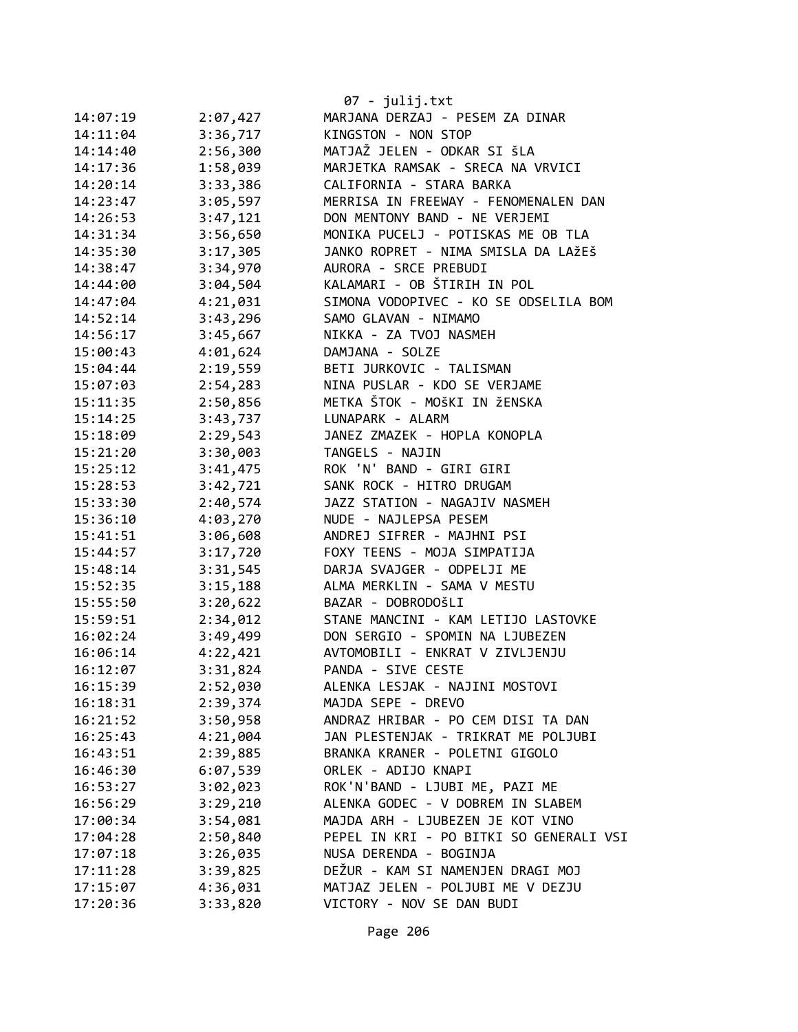07 - julij.txt

```
14:07:19        2:07,427        MARJANA DERZAJ - PESEM ZA DINAR
14:11:04        3:36,717        KINGSTON - NON STOP
14:14:40        2:56,300        MATJAŽ JELEN - ODKAR SI šLA
14:17:36        1:58,039        MARJETKA RAMSAK - SRECA NA VRVICI
14:20:14        3:33,386        CALIFORNIA - STARA BARKA
14:23:47        3:05,597        MERRISA IN FREEWAY - FENOMENALEN DAN
14:26:53        3:47,121        DON MENTONY BAND - NE VERJEMI
14:31:34        3:56,650        MONIKA PUCELJ - POTISKAS ME OB TLA
14:35:30        3:17,305        JANKO ROPRET - NIMA SMISLA DA LAžEŠ
14:38:47        3:34,970        AURORA - SRCE PREBUDI
14:44:00        3:04,504        KALAMARI - OB ŠTIRIH IN POL
14:47:04        4:21,031        SIMONA VODOPIVEC - KO SE ODSELILA BOM
14:52:14        3:43,296        SAMO GLAVAN - NIMAMO
14:56:17        3:45,667        NIKKA - ZA TVOJ NASMEH
15:00:43        4:01,624        DAMJANA - SOLZE
15:04:44        2:19,559        BETI JURKOVIC - TALISMAN
15:07:03        2:54,283        NINA PUSLAR - KDO SE VERJAME
15:11:35        2:50,856        METKA ŠTOK - MOŠKI IN žENSKA
15:14:25        3:43,737        LUNAPARK - ALARM
15:18:09        2:29,543        JANEZ ZMAZEK - HOPLA KONOPLA
15:21:20        3:30,003        TANGELS - NAJIN
15:25:12        3:41,475        ROK 'N' BAND - GIRI GIRI
15:28:53        3:42,721        SANK ROCK - HITRO DRUGAM
15:33:30        2:40,574        JAZZ STATION - NAGAJIV NASMEH
15:36:10        4:03,270        NUDE - NAJLEPSA PESEM
15:41:51        3:06,608        ANDREJ SIFRER - MAJHNI PSI
15:44:57        3:17,720        FOXY TEENS - MOJA SIMPATIJA
15:48:14        3:31,545        DARJA SVAJGER - ODPELJI ME
15:52:35        3:15,188        ALMA MERKLIN - SAMA V MESTU
15:55:50        3:20,622        BAZAR - DOBRODOŠLI
15:59:51        2:34,012        STANE MANCINI - KAM LETIJO LASTOVKE
16:02:24        3:49,499        DON SERGIO - SPOMIN NA LJUBEZEN
16:06:14        4:22,421        AVTOMOBILI - ENKRAT V ZIVLJENJU
16:12:07        3:31,824        PANDA - SIVE CESTE
16:15:39        2:52,030        ALENKA LESJAK - NAJINI MOSTOVI
16:18:31        2:39,374        MAJDA SEPE - DREVO
16:21:52        3:50,958        ANDRAZ HRIBAR - PO CEM DISI TA DAN
16:25:43        4:21,004        JAN PLESTENJAK - TRIKRAT ME POLJUBI
16:43:51        2:39,885        BRANKA KRANER - POLETNI GIGOLO
16:46:30        6:07,539        ORLEK - ADIJO KNAPI
16:53:27        3:02,023        ROK'N'BAND - LJUBI ME, PAZI ME
16:56:29        3:29,210        ALENKA GODEC - V DOBREM IN SLABEM
17:00:34        3:54,081        MAJDA ARH - LJUBEZEN JE KOT VINO
17:04:28        2:50,840        PEPEL IN KRI - PO BITKI SO GENERALI VSI
17:07:18        3:26,035        NUSA DERENDA - BOGINJA
17:11:28        3:39,825        DEŽUR - KAM SI NAMENJEN DRAGI MOJ
17:15:07        4:36,031        MATJAZ JELEN - POLJUBI ME V DEZJU
17:20:36        3:33,820        VICTORY - NOV SE DAN BUDI
```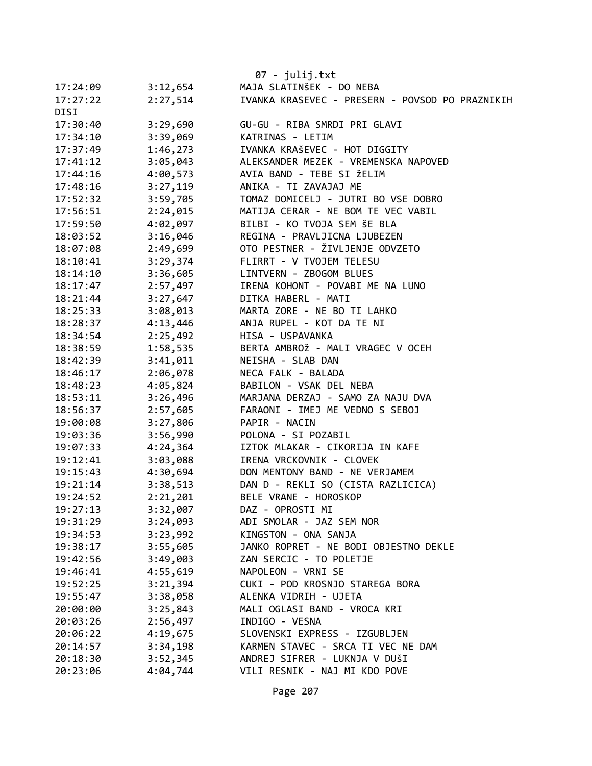07 - julij.txt

```
17:24:09        3:12,654        MAJA SLATINšEK - DO NEBA
17:27:22        2:27,514        IVANKA KRASEVEC - PRESERN - POVSOD PO PRAZNIKIH
DISI
17:30:40        3:29,690        GU-GU - RIBA SMRDI PRI GLAVI
17:34:10        3:39,069        KATRINAS - LETIM
17:37:49        1:46,273        IVANKA KRAšEVEC - HOT DIGGITY
17:41:12        3:05,043        ALEKSANDER MEZEK - VREMENSKA NAPOVED
17:44:16        4:00,573        AVIA BAND - TEBE SI žELIM
17:48:16        3:27,119        ANIKA - TI ZAVAJAJ ME
17:52:32        3:59,705        TOMAZ DOMICELJ - JUTRI BO VSE DOBRO
17:56:51        2:24,015        MATIJA CERAR - NE BOM TE VEC VABIL
17:59:50        4:02,097        BILBI - KO TVOJA SEM šE BLA
18:03:52        3:16,046        REGINA - PRAVLJICNA LJUBEZEN
18:07:08        2:49,699        OTO PESTNER - ŽIVLJENJE ODVZETO
18:10:41        3:29,374        FLIRRT - V TVOJEM TELESU
18:14:10        3:36,605        LINTVERN - ZBOGOM BLUES
18:17:47        2:57,497        IRENA KOHONT - POVABI ME NA LUNO
18:21:44        3:27,647        DITKA HABERL - MATI
18:25:33        3:08,013        MARTA ZORE - NE BO TI LAHKO
18:28:37        4:13,446        ANJA RUPEL - KOT DA TE NI
18:34:54        2:25,492        HISA - USPAVANKA
18:38:59        1:58,535        BERTA AMBROž - MALI VRAGEC V OCEH
18:42:39        3:41,011        NEISHA - SLAB DAN
18:46:17        2:06,078        NECA FALK - BALADA
18:48:23        4:05,824        BABILON - VSAK DEL NEBA
18:53:11        3:26,496        MARJANA DERZAJ - SAMO ZA NAJU DVA
18:56:37        2:57,605        FARAONI - IMEJ ME VEDNO S SEBOJ
19:00:08        3:27,806        PAPIR - NACIN
19:03:36        3:56,990        POLONA - SI POZABIL
19:07:33        4:24,364        IZTOK MLAKAR - CIKORIJA IN KAFE
19:12:41        3:03,088        IRENA VRCKOVNIK - CLOVEK
19:15:43        4:30,694        DON MENTONY BAND - NE VERJAMEM
19:21:14        3:38,513        DAN D - REKLI SO (CISTA RAZLICICA)
19:24:52        2:21,201        BELE VRANE - HOROSKOP
19:27:13        3:32,007        DAZ - OPROSTI MI
19:31:29        3:24,093        ADI SMOLAR - JAZ SEM NOR
19:34:53        3:23,992        KINGSTON - ONA SANJA
19:38:17        3:55,605        JANKO ROPRET - NE BODI OBJESTNO DEKLE
19:42:56        3:49,003        ZAN SERCIC - TO POLETJE
19:46:41        4:55,619        NAPOLEON - VRNI SE
19:52:25        3:21,394        CUKI - POD KROSNJO STAREGA BORA
19:55:47        3:38,058        ALENKA VIDRIH - UJETA
20:00:00        3:25,843        MALI OGLASI BAND - VROCA KRI
20:03:26        2:56,497        INDIGO - VESNA
20:06:22        4:19,675        SLOVENSKI EXPRESS - IZGUBLJEN
20:14:57        3:34,198        KARMEN STAVEC - SRCA TI VEC NE DAM
20:18:30        3:52,345        ANDREJ SIFRER - LUKNJA V DUšI
20:23:06        4:04,744        VILI RESNIK - NAJ MI KDO POVE
```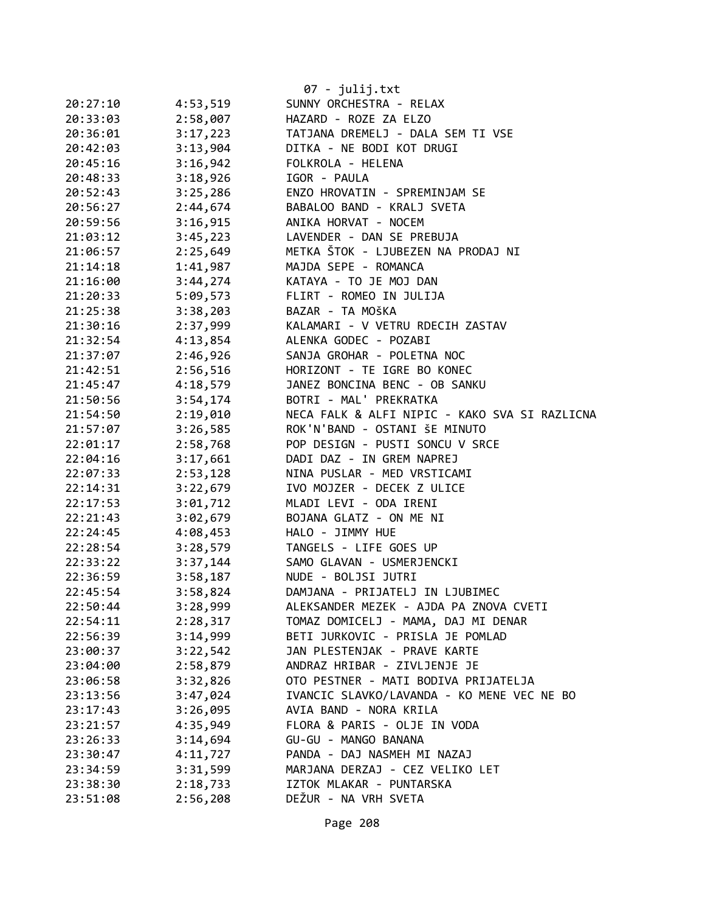07 - julij.txt

| | | |
|---|---|---|
| 20:27:10 | 4:53,519 | SUNNY ORCHESTRA - RELAX |
| 20:33:03 | 2:58,007 | HAZARD - ROZE ZA ELZO |
| 20:36:01 | 3:17,223 | TATJANA DREMELJ - DALA SEM TI VSE |
| 20:42:03 | 3:13,904 | DITKA - NE BODI KOT DRUGI |
| 20:45:16 | 3:16,942 | FOLKROLA - HELENA |
| 20:48:33 | 3:18,926 | IGOR - PAULA |
| 20:52:43 | 3:25,286 | ENZO HROVATIN - SPREMINJAM SE |
| 20:56:27 | 2:44,674 | BABALOO BAND - KRALJ SVETA |
| 20:59:56 | 3:16,915 | ANIKA HORVAT - NOCEM |
| 21:03:12 | 3:45,223 | LAVENDER - DAN SE PREBUJA |
| 21:06:57 | 2:25,649 | METKA ŠTOK - LJUBEZEN NA PRODAJ NI |
| 21:14:18 | 1:41,987 | MAJDA SEPE - ROMANCA |
| 21:16:00 | 3:44,274 | KATAYA - TO JE MOJ DAN |
| 21:20:33 | 5:09,573 | FLIRT - ROMEO IN JULIJA |
| 21:25:38 | 3:38,203 | BAZAR - TA MOŠKA |
| 21:30:16 | 2:37,999 | KALAMARI - V VETRU RDECIH ZASTAV |
| 21:32:54 | 4:13,854 | ALENKA GODEC - POZABI |
| 21:37:07 | 2:46,926 | SANJA GROHAR - POLETNA NOC |
| 21:42:51 | 2:56,516 | HORIZONT - TE IGRE BO KONEC |
| 21:45:47 | 4:18,579 | JANEZ BONCINA BENC - OB SANKU |
| 21:50:56 | 3:54,174 | BOTRI - MAL' PREKRATKA |
| 21:54:50 | 2:19,010 | NECA FALK & ALFI NIPIC - KAKO SVA SI RAZLICNA |
| 21:57:07 | 3:26,585 | ROK'N'BAND - OSTANI še MINUTO |
| 22:01:17 | 2:58,768 | POP DESIGN - PUSTI SONCU V SRCE |
| 22:04:16 | 3:17,661 | DADI DAZ - IN GREM NAPREJ |
| 22:07:33 | 2:53,128 | NINA PUSLAR - MED VRSTICAMI |
| 22:14:31 | 3:22,679 | IVO MOJZER - DECEK Z ULICE |
| 22:17:53 | 3:01,712 | MLADI LEVI - ODA IRENI |
| 22:21:43 | 3:02,679 | BOJANA GLATZ - ON ME NI |
| 22:24:45 | 4:08,453 | HALO - JIMMY HUE |
| 22:28:54 | 3:28,579 | TANGELS - LIFE GOES UP |
| 22:33:22 | 3:37,144 | SAMO GLAVAN - USMERJENCKI |
| 22:36:59 | 3:58,187 | NUDE - BOLJSI JUTRI |
| 22:45:54 | 3:58,824 | DAMJANA - PRIJATELJ IN LJUBIMEC |
| 22:50:44 | 3:28,999 | ALEKSANDER MEZEK - AJDA PA ZNOVA CVETI |
| 22:54:11 | 2:28,317 | TOMAZ DOMICELJ - MAMA, DAJ MI DENAR |
| 22:56:39 | 3:14,999 | BETI JURKOVIC - PRISLA JE POMLAD |
| 23:00:37 | 3:22,542 | JAN PLESTENJAK - PRAVE KARTE |
| 23:04:00 | 2:58,879 | ANDRAZ HRIBAR - ZIVLJENJE JE |
| 23:06:58 | 3:32,826 | OTO PESTNER - MATI BODIVA PRIJATELJA |
| 23:13:56 | 3:47,024 | IVANCIC SLAVKO/LAVANDA - KO MENE VEC NE BO |
| 23:17:43 | 3:26,095 | AVIA BAND - NORA KRILA |
| 23:21:57 | 4:35,949 | FLORA & PARIS - OLJE IN VODA |
| 23:26:33 | 3:14,694 | GU-GU - MANGO BANANA |
| 23:30:47 | 4:11,727 | PANDA - DAJ NASMEH MI NAZAJ |
| 23:34:59 | 3:31,599 | MARJANA DERZAJ - CEZ VELIKO LET |
| 23:38:30 | 2:18,733 | IZTOK MLAKAR - PUNTARSKA |
| 23:51:08 | 2:56,208 | DEŽUR - NA VRH SVETA |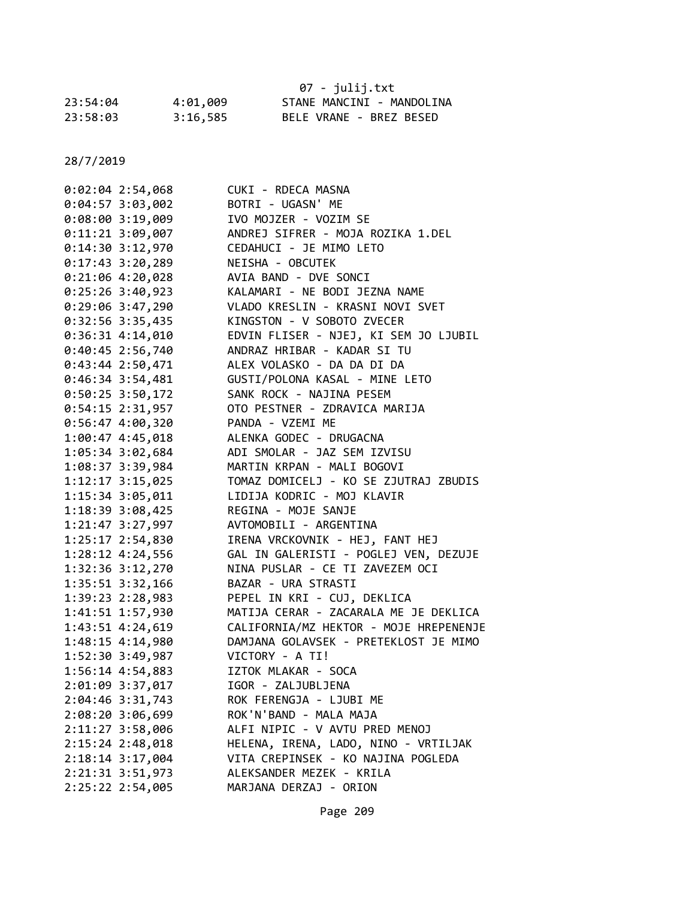```
23:54:04        4:01,009        STANE MANCINI - MANDOLINA
23:58:03        3:16,585        BELE VRANE - BREZ BESED
```

28/7/2019

```
0:02:04 2:54,068        CUKI - RDECA MASNA
0:04:57 3:03,002        BOTRI - UGASN' ME
0:08:00 3:19,009        IVO MOJZER - VOZIM SE
0:11:21 3:09,007        ANDREJ SIFRER - MOJA ROZIKA 1.DEL
0:14:30 3:12,970        CEDAHUCI - JE MIMO LETO
0:17:43 3:20,289        NEISHA - OBCUTEK
0:21:06 4:20,028        AVIA BAND - DVE SONCI
0:25:26 3:40,923        KALAMARI - NE BODI JEZNA NAME
0:29:06 3:47,290        VLADO KRESLIN - KRASNI NOVI SVET
0:32:56 3:35,435        KINGSTON - V SOBOTO ZVECER
0:36:31 4:14,010        EDVIN FLISER - NJEJ, KI SEM JO LJUBIL
0:40:45 2:56,740        ANDRAZ HRIBAR - KADAR SI TU
0:43:44 2:50,471        ALEX VOLASKO - DA DA DI DA
0:46:34 3:54,481        GUSTI/POLONA KASAL - MINE LETO
0:50:25 3:50,172        SANK ROCK - NAJINA PESEM
0:54:15 2:31,957        OTO PESTNER - ZDRAVICA MARIJA
0:56:47 4:00,320        PANDA - VZEMI ME
1:00:47 4:45,018        ALENKA GODEC - DRUGACNA
1:05:34 3:02,684        ADI SMOLAR - JAZ SEM IZVISU
1:08:37 3:39,984        MARTIN KRPAN - MALI BOGOVI
1:12:17 3:15,025        TOMAZ DOMICELJ - KO SE ZJUTRAJ ZBUDIS
1:15:34 3:05,011        LIDIJA KODRIC - MOJ KLAVIR
1:18:39 3:08,425        REGINA - MOJE SANJE
1:21:47 3:27,997        AVTOMOBILI - ARGENTINA
1:25:17 2:54,830        IRENA VRCKOVNIK - HEJ, FANT HEJ
1:28:12 4:24,556        GAL IN GALERISTI - POGLEJ VEN, DEZUJE
1:32:36 3:12,270        NINA PUSLAR - CE TI ZAVEZEM OCI
1:35:51 3:32,166        BAZAR - URA STRASTI
1:39:23 2:28,983        PEPEL IN KRI - CUJ, DEKLICA
1:41:51 1:57,930        MATIJA CERAR - ZACARALA ME JE DEKLICA
1:43:51 4:24,619        CALIFORNIA/MZ HEKTOR - MOJE HREPENENJE
1:48:15 4:14,980        DAMJANA GOLAVSEK - PRETEKLOST JE MIMO
1:52:30 3:49,987        VICTORY - A TI!
1:56:14 4:54,883        IZTOK MLAKAR - SOCA
2:01:09 3:37,017        IGOR - ZALJUBLJENA
2:04:46 3:31,743        ROK FERENGJA - LJUBI ME
2:08:20 3:06,699        ROK'N'BAND - MALA MAJA
2:11:27 3:58,006        ALFI NIPIC - V AVTU PRED MENOJ
2:15:24 2:48,018        HELENA, IRENA, LADO, NINO - VRTILJAK
2:18:14 3:17,004        VITA CREPINSEK - KO NAJINA POGLEDA
2:21:31 3:51,973        ALEKSANDER MEZEK - KRILA
2:25:22 2:54,005        MARJANA DERZAJ - ORION
```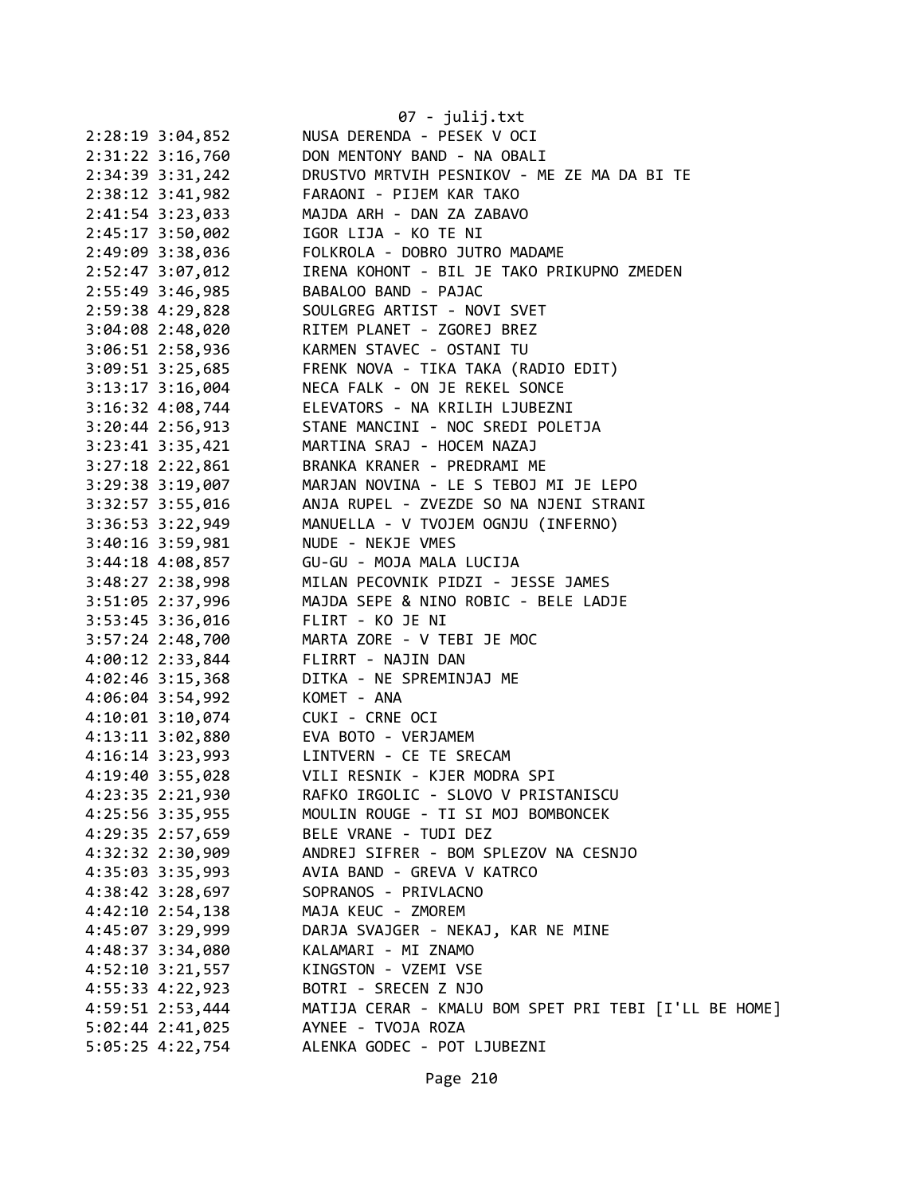07 - julij.txt

```
2:28:19 3:04,852        NUSA DERENDA - PESEK V OCI
2:31:22 3:16,760        DON MENTONY BAND - NA OBALI
2:34:39 3:31,242        DRUSTVO MRTVIH PESNIKOV - ME ZE MA DA BI TE
2:38:12 3:41,982        FARAONI - PIJEM KAR TAKO
2:41:54 3:23,033        MAJDA ARH - DAN ZA ZABAVO
2:45:17 3:50,002        IGOR LIJA - KO TE NI
2:49:09 3:38,036        FOLKROLA - DOBRO JUTRO MADAME
2:52:47 3:07,012        IRENA KOHONT - BIL JE TAKO PRIKUPNO ZMEDEN
2:55:49 3:46,985        BABALOO BAND - PAJAC
2:59:38 4:29,828        SOULGREG ARTIST - NOVI SVET
3:04:08 2:48,020        RITEM PLANET - ZGOREJ BREZ
3:06:51 2:58,936        KARMEN STAVEC - OSTANI TU
3:09:51 3:25,685        FRENK NOVA - TIKA TAKA (RADIO EDIT)
3:13:17 3:16,004        NECA FALK - ON JE REKEL SONCE
3:16:32 4:08,744        ELEVATORS - NA KRILIH LJUBEZNI
3:20:44 2:56,913        STANE MANCINI - NOC SREDI POLETJA
3:23:41 3:35,421        MARTINA SRAJ - HOCEM NAZAJ
3:27:18 2:22,861        BRANKA KRANER - PREDRAMI ME
3:29:38 3:19,007        MARJAN NOVINA - LE S TEBOJ MI JE LEPO
3:32:57 3:55,016        ANJA RUPEL - ZVEZDE SO NA NJENI STRANI
3:36:53 3:22,949        MANUELLA - V TVOJEM OGNJU (INFERNO)
3:40:16 3:59,981        NUDE - NEKJE VMES
3:44:18 4:08,857        GU-GU - MOJA MALA LUCIJA
3:48:27 2:38,998        MILAN PECOVNIK PIDZI - JESSE JAMES
3:51:05 2:37,996        MAJDA SEPE & NINO ROBIC - BELE LADJE
3:53:45 3:36,016        FLIRT - KO JE NI
3:57:24 2:48,700        MARTA ZORE - V TEBI JE MOC
4:00:12 2:33,844        FLIRRT - NAJIN DAN
4:02:46 3:15,368        DITKA - NE SPREMINJAJ ME
4:06:04 3:54,992        KOMET - ANA
4:10:01 3:10,074        CUKI - CRNE OCI
4:13:11 3:02,880        EVA BOTO - VERJAMEM
4:16:14 3:23,993        LINTVERN - CE TE SRECAM
4:19:40 3:55,028        VILI RESNIK - KJER MODRA SPI
4:23:35 2:21,930        RAFKO IRGOLIC - SLOVO V PRISTANISCU
4:25:56 3:35,955        MOULIN ROUGE - TI SI MOJ BOMBONCEK
4:29:35 2:57,659        BELE VRANE - TUDI DEZ
4:32:32 2:30,909        ANDREJ SIFRER - BOM SPLEZOV NA CESNJO
4:35:03 3:35,993        AVIA BAND - GREVA V KATRCO
4:38:42 3:28,697        SOPRANOS - PRIVLACNO
4:42:10 2:54,138        MAJA KEUC - ZMOREM
4:45:07 3:29,999        DARJA SVAJGER - NEKAJ, KAR NE MINE
4:48:37 3:34,080        KALAMARI - MI ZNAMO
4:52:10 3:21,557        KINGSTON - VZEMI VSE
4:55:33 4:22,923        BOTRI - SRECEN Z NJO
4:59:51 2:53,444        MATIJA CERAR - KMALU BOM SPET PRI TEBI [I'LL BE HOME]
5:02:44 2:41,025        AYNEE - TVOJA ROZA
5:05:25 4:22,754        ALENKA GODEC - POT LJUBEZNI
```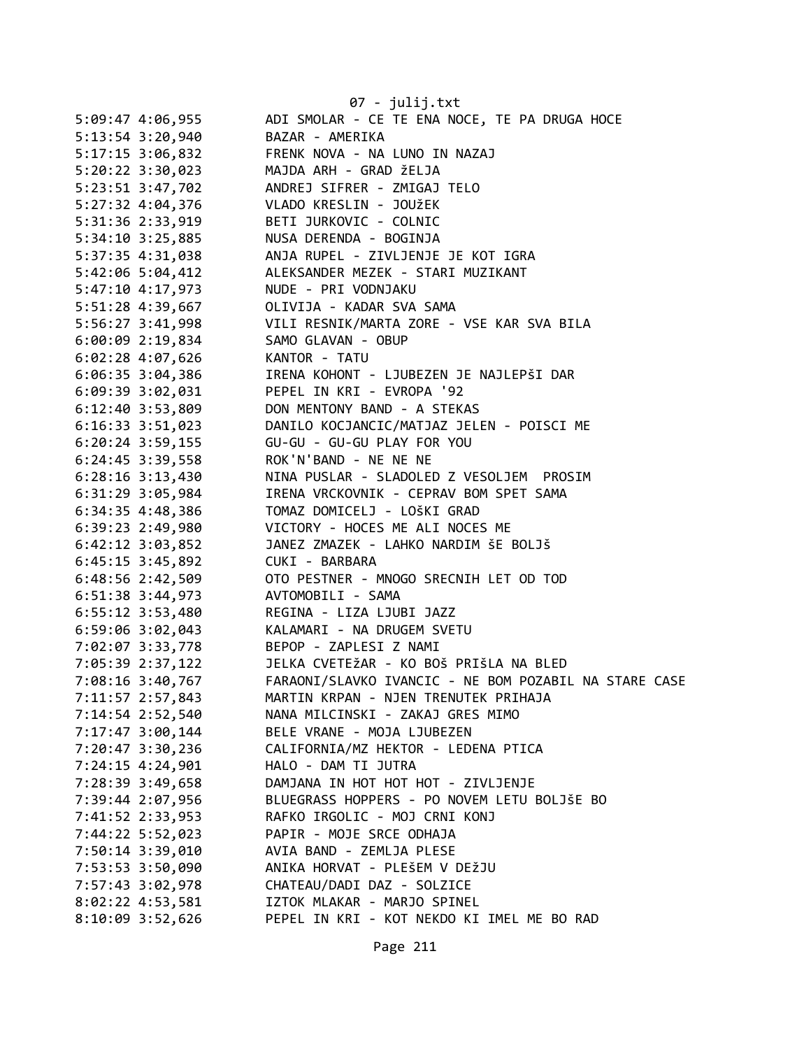```
5:09:47 4:06,955        ADI SMOLAR - CE TE ENA NOCE, TE PA DRUGA HOCE
5:13:54 3:20,940        BAZAR - AMERIKA
5:17:15 3:06,832        FRENK NOVA - NA LUNO IN NAZAJ
5:20:22 3:30,023        MAJDA ARH - GRAD žELJA
5:23:51 3:47,702        ANDREJ SIFRER - ZMIGAJ TELO
5:27:32 4:04,376        VLADO KRESLIN - JOUžEK
5:31:36 2:33,919        BETI JURKOVIC - COLNIC
5:34:10 3:25,885        NUSA DERENDA - BOGINJA
5:37:35 4:31,038        ANJA RUPEL - ZIVLJENJE JE KOT IGRA
5:42:06 5:04,412        ALEKSANDER MEZEK - STARI MUZIKANT
5:47:10 4:17,973        NUDE - PRI VODNJAKU
5:51:28 4:39,667        OLIVIJA - KADAR SVA SAMA
5:56:27 3:41,998        VILI RESNIK/MARTA ZORE - VSE KAR SVA BILA
6:00:09 2:19,834        SAMO GLAVAN - OBUP
6:02:28 4:07,626        KANTOR - TATU
6:06:35 3:04,386        IRENA KOHONT - LJUBEZEN JE NAJLEPŠI DAR
6:09:39 3:02,031        PEPEL IN KRI - EVROPA '92
6:12:40 3:53,809        DON MENTONY BAND - A STEKAS
6:16:33 3:51,023        DANILO KOCJANCIC/MATJAZ JELEN - POISCI ME
6:20:24 3:59,155        GU-GU - GU-GU PLAY FOR YOU
6:24:45 3:39,558        ROK'N'BAND - NE NE NE
6:28:16 3:13,430        NINA PUSLAR - SLADOLED Z VESOLJEM  PROSIM
6:31:29 3:05,984        IRENA VRCKOVNIK - CEPRAV BOM SPET SAMA
6:34:35 4:48,386        TOMAZ DOMICELJ - LOŠKI GRAD
6:39:23 2:49,980        VICTORY - HOCES ME ALI NOCES ME
6:42:12 3:03,852        JANEZ ZMAZEK - LAHKO NARDIM ŠE BOLJš
6:45:15 3:45,892        CUKI - BARBARA
6:48:56 2:42,509        OTO PESTNER - MNOGO SRECNIH LET OD TOD
6:51:38 3:44,973        AVTOMOBILI - SAMA
6:55:12 3:53,480        REGINA - LIZA LJUBI JAZZ
6:59:06 3:02,043        KALAMARI - NA DRUGEM SVETU
7:02:07 3:33,778        BEPOP - ZAPLESI Z NAMI
7:05:39 2:37,122        JELKA CVETEŽAR - KO BOŠ PRIŠLA NA BLED
7:08:16 3:40,767        FARAONI/SLAVKO IVANCIC - NE BOM POZABIL NA STARE CASE
7:11:57 2:57,843        MARTIN KRPAN - NJEN TRENUTEK PRIHAJA
7:14:54 2:52,540        NANA MILCINSKI - ZAKAJ GRES MIMO
7:17:47 3:00,144        BELE VRANE - MOJA LJUBEZEN
7:20:47 3:30,236        CALIFORNIA/MZ HEKTOR - LEDENA PTICA
7:24:15 4:24,901        HALO - DAM TI JUTRA
7:28:39 3:49,658        DAMJANA IN HOT HOT HOT - ZIVLJENJE
7:39:44 2:07,956        BLUEGRASS HOPPERS - PO NOVEM LETU BOLJŠE BO
7:41:52 2:33,953        RAFKO IRGOLIC - MOJ CRNI KONJ
7:44:22 5:52,023        PAPIR - MOJE SRCE ODHAJA
7:50:14 3:39,010        AVIA BAND - ZEMLJA PLESE
7:53:53 3:50,090        ANIKA HORVAT - PLEŠEM V DEŽJU
7:57:43 3:02,978        CHATEAU/DADI DAZ - SOLZICE
8:02:22 4:53,581        IZTOK MLAKAR - MARJO SPINEL
8:10:09 3:52,626        PEPEL IN KRI - KOT NEKDO KI IMEL ME BO RAD
```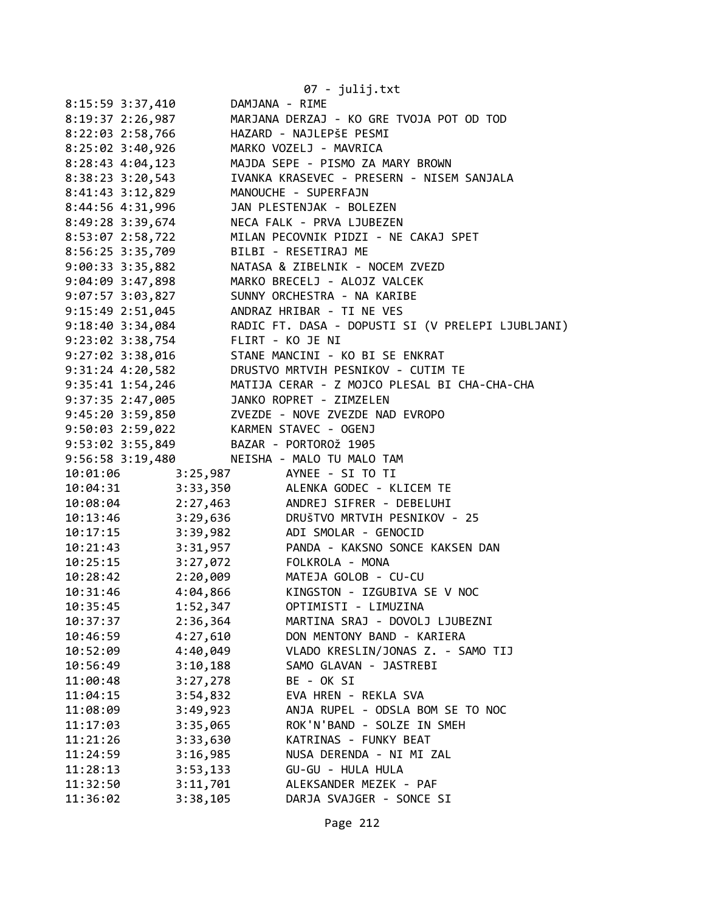07 - julij.txt

```
8:15:59 3:37,410        DAMJANA - RIME
8:19:37 2:26,987        MARJANA DERZAJ - KO GRE TVOJA POT OD TOD
8:22:03 2:58,766        HAZARD - NAJLEPšE PESMI
8:25:02 3:40,926        MARKO VOZELJ - MAVRICA
8:28:43 4:04,123        MAJDA SEPE - PISMO ZA MARY BROWN
8:38:23 3:20,543        IVANKA KRASEVEC - PRESERN - NISEM SANJALA
8:41:43 3:12,829        MANOUCHE - SUPERFAJN
8:44:56 4:31,996        JAN PLESTENJAK - BOLEZEN
8:49:28 3:39,674        NECA FALK - PRVA LJUBEZEN
8:53:07 2:58,722        MILAN PECOVNIK PIDZI - NE CAKAJ SPET
8:56:25 3:35,709        BILBI - RESETIRAJ ME
9:00:33 3:35,882        NATASA & ZIBELNIK - NOCEM ZVEZD
9:04:09 3:47,898        MARKO BRECELJ - ALOJZ VALCEK
9:07:57 3:03,827        SUNNY ORCHESTRA - NA KARIBE
9:15:49 2:51,045        ANDRAZ HRIBAR - TI NE VES
9:18:40 3:34,084        RADIC FT. DASA - DOPUSTI SI (V PRELEPI LJUBLJANI)
9:23:02 3:38,754        FLIRT - KO JE NI
9:27:02 3:38,016        STANE MANCINI - KO BI SE ENKRAT
9:31:24 4:20,582        DRUSTVO MRTVIH PESNIKOV - CUTIM TE
9:35:41 1:54,246        MATIJA CERAR - Z MOJCO PLESAL BI CHA-CHA-CHA
9:37:35 2:47,005        JANKO ROPRET - ZIMZELEN
9:45:20 3:59,850        ZVEZDE - NOVE ZVEZDE NAD EVROPO
9:50:03 2:59,022        KARMEN STAVEC - OGENJ
9:53:02 3:55,849        BAZAR - PORTOROž 1905
9:56:58 3:19,480        NEISHA - MALO TU MALO TAM
10:01:06        3:25,987        AYNEE - SI TO TI
10:04:31        3:33,350        ALENKA GODEC - KLICEM TE
10:08:04        2:27,463        ANDREJ SIFRER - DEBELUHI
10:13:46        3:29,636        DRUŠTVO MRTVIH PESNIKOV - 25
10:17:15        3:39,982        ADI SMOLAR - GENOCID
10:21:43        3:31,957        PANDA - KAKSNO SONCE KAKSEN DAN
10:25:15        3:27,072        FOLKROLA - MONA
10:28:42        2:20,009        MATEJA GOLOB - CU-CU
10:31:46        4:04,866        KINGSTON - IZGUBIVA SE V NOC
10:35:45        1:52,347        OPTIMISTI - LIMUZINA
10:37:37        2:36,364        MARTINA SRAJ - DOVOLJ LJUBEZNI
10:46:59        4:27,610        DON MENTONY BAND - KARIERA
10:52:09        4:40,049        VLADO KRESLIN/JONAS Z. - SAMO TIJ
10:56:49        3:10,188        SAMO GLAVAN - JASTREBI
11:00:48        3:27,278        BE - OK SI
11:04:15        3:54,832        EVA HREN - REKLA SVA
11:08:09        3:49,923        ANJA RUPEL - ODSLA BOM SE TO NOC
11:17:03        3:35,065        ROK'N'BAND - SOLZE IN SMEH
11:21:26        3:33,630        KATRINAS - FUNKY BEAT
11:24:59        3:16,985        NUSA DERENDA - NI MI ZAL
11:28:13        3:53,133        GU-GU - HULA HULA
11:32:50        3:11,701        ALEKSANDER MEZEK - PAF
11:36:02        3:38,105        DARJA SVAJGER - SONCE SI
```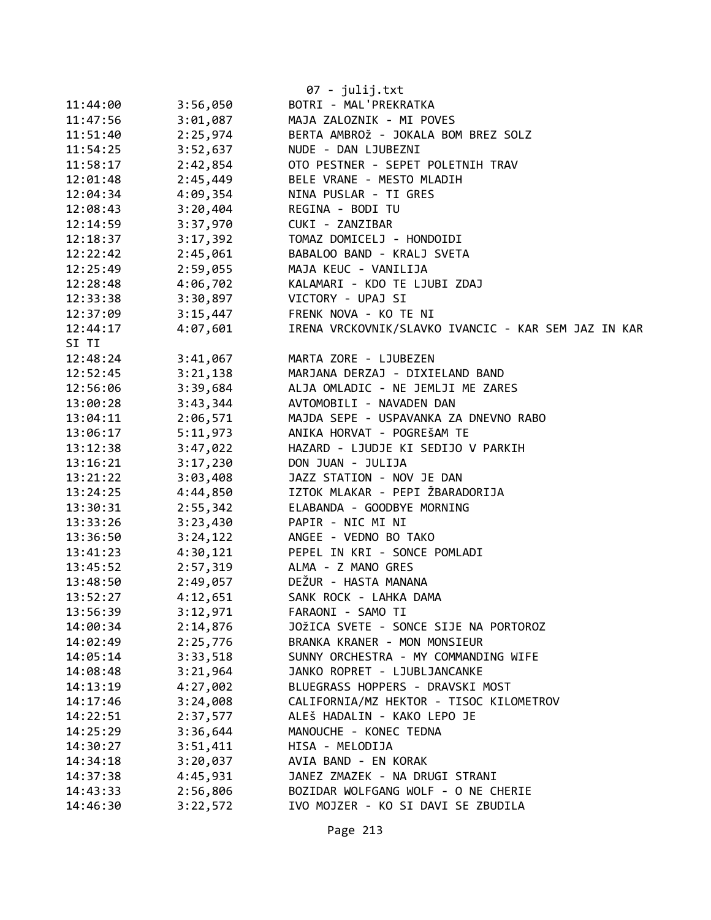07 - julij.txt

```
11:44:00        3:56,050        BOTRI - MAL'PREKRATKA
11:47:56        3:01,087        MAJA ZALOZNIK - MI POVES
11:51:40        2:25,974        BERTA AMBROž - JOKALA BOM BREZ SOLZ
11:54:25        3:52,637        NUDE - DAN LJUBEZNI
11:58:17        2:42,854        OTO PESTNER - SEPET POLETNIH TRAV
12:01:48        2:45,449        BELE VRANE - MESTO MLADIH
12:04:34        4:09,354        NINA PUSLAR - TI GRES
12:08:43        3:20,404        REGINA - BODI TU
12:14:59        3:37,970        CUKI - ZANZIBAR
12:18:37        3:17,392        TOMAZ DOMICELJ - HONDOIDI
12:22:42        2:45,061        BABALOO BAND - KRALJ SVETA
12:25:49        2:59,055        MAJA KEUC - VANILIJA
12:28:48        4:06,702        KALAMARI - KDO TE LJUBI ZDAJ
12:33:38        3:30,897        VICTORY - UPAJ SI
12:37:09        3:15,447        FRENK NOVA - KO TE NI
12:44:17        4:07,601        IRENA VRCKOVNIK/SLAVKO IVANCIC - KAR SEM JAZ IN KAR
SI TI
12:48:24        3:41,067        MARTA ZORE - LJUBEZEN
12:52:45        3:21,138        MARJANA DERZAJ - DIXIELAND BAND
12:56:06        3:39,684        ALJA OMLADIC - NE JEMLJI ME ZARES
13:00:28        3:43,344        AVTOMOBILI - NAVADEN DAN
13:04:11        2:06,571        MAJDA SEPE - USPAVANKA ZA DNEVNO RABO
13:06:17        5:11,973        ANIKA HORVAT - POGREŠAM TE
13:12:38        3:47,022        HAZARD - LJUDJE KI SEDIJO V PARKIH
13:16:21        3:17,230        DON JUAN - JULIJA
13:21:22        3:03,408        JAZZ STATION - NOV JE DAN
13:24:25        4:44,850        IZTOK MLAKAR - PEPI ŽBARADORIJA
13:30:31        2:55,342        ELABANDA - GOODBYE MORNING
13:33:26        3:23,430        PAPIR - NIC MI NI
13:36:50        3:24,122        ANGEE - VEDNO BO TAKO
13:41:23        4:30,121        PEPEL IN KRI - SONCE POMLADI
13:45:52        2:57,319        ALMA - Z MANO GRES
13:48:50        2:49,057        DEŽUR - HASTA MANANA
13:52:27        4:12,651        SANK ROCK - LAHKA DAMA
13:56:39        3:12,971        FARAONI - SAMO TI
14:00:34        2:14,876        JOžICA SVETE - SONCE SIJE NA PORTOROZ
14:02:49        2:25,776        BRANKA KRANER - MON MONSIEUR
14:05:14        3:33,518        SUNNY ORCHESTRA - MY COMMANDING WIFE
14:08:48        3:21,964        JANKO ROPRET - LJUBLJANCANKE
14:13:19        4:27,002        BLUEGRASS HOPPERS - DRAVSKI MOST
14:17:46        3:24,008        CALIFORNIA/MZ HEKTOR - TISOC KILOMETROV
14:22:51        2:37,577        ALEŠ HADALIN - KAKO LEPO JE
14:25:29        3:36,644        MANOUCHE - KONEC TEDNA
14:30:27        3:51,411        HISA - MELODIJA
14:34:18        3:20,037        AVIA BAND - EN KORAK
14:37:38        4:45,931        JANEZ ZMAZEK - NA DRUGI STRANI
14:43:33        2:56,806        BOZIDAR WOLFGANG WOLF - O NE CHERIE
14:46:30        3:22,572        IVO MOJZER - KO SI DAVI SE ZBUDILA
```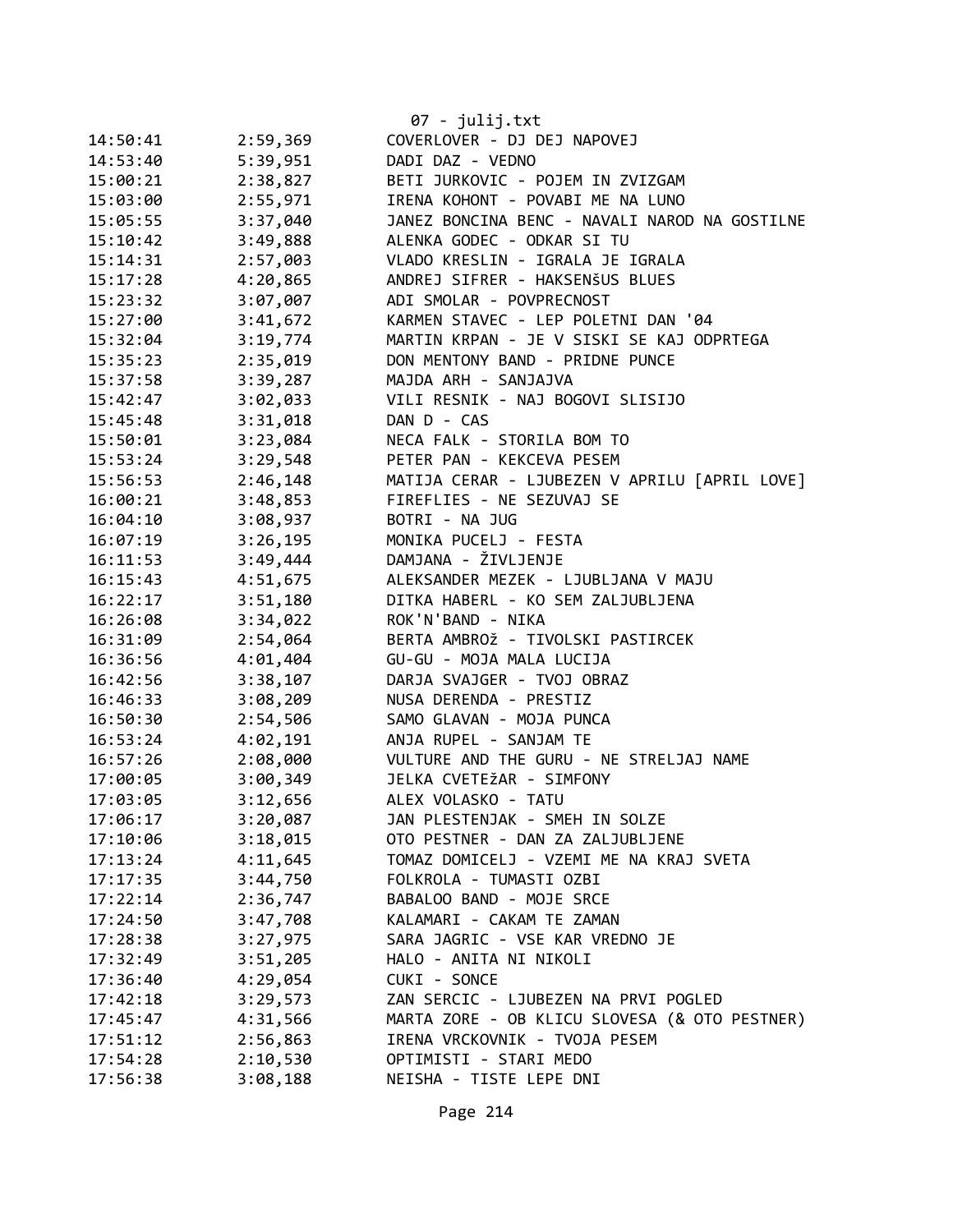07 - julij.txt

| | | |
|---|---|---|
| 14:50:41 | 2:59,369 | COVERLOVER - DJ DEJ NAPOVEJ |
| 14:53:40 | 5:39,951 | DADI DAZ - VEDNO |
| 15:00:21 | 2:38,827 | BETI JURKOVIC - POJEM IN ZVIZGAM |
| 15:03:00 | 2:55,971 | IRENA KOHONT - POVABI ME NA LUNO |
| 15:05:55 | 3:37,040 | JANEZ BONCINA BENC - NAVALI NAROD NA GOSTILNE |
| 15:10:42 | 3:49,888 | ALENKA GODEC - ODKAR SI TU |
| 15:14:31 | 2:57,003 | VLADO KRESLIN - IGRALA JE IGRALA |
| 15:17:28 | 4:20,865 | ANDREJ SIFRER - HAKSENšUS BLUES |
| 15:23:32 | 3:07,007 | ADI SMOLAR - POVPRECNOST |
| 15:27:00 | 3:41,672 | KARMEN STAVEC - LEP POLETNI DAN '04 |
| 15:32:04 | 3:19,774 | MARTIN KRPAN - JE V SISKI SE KAJ ODPRTEGA |
| 15:35:23 | 2:35,019 | DON MENTONY BAND - PRIDNE PUNCE |
| 15:37:58 | 3:39,287 | MAJDA ARH - SANJAJVA |
| 15:42:47 | 3:02,033 | VILI RESNIK - NAJ BOGOVI SLISIJO |
| 15:45:48 | 3:31,018 | DAN D - CAS |
| 15:50:01 | 3:23,084 | NECA FALK - STORILA BOM TO |
| 15:53:24 | 3:29,548 | PETER PAN - KEKCEVA PESEM |
| 15:56:53 | 2:46,148 | MATIJA CERAR - LJUBEZEN V APRILU [APRIL LOVE] |
| 16:00:21 | 3:48,853 | FIREFLIES - NE SEZUVAJ SE |
| 16:04:10 | 3:08,937 | BOTRI - NA JUG |
| 16:07:19 | 3:26,195 | MONIKA PUCELJ - FESTA |
| 16:11:53 | 3:49,444 | DAMJANA - ŽIVLJENJE |
| 16:15:43 | 4:51,675 | ALEKSANDER MEZEK - LJUBLJANA V MAJU |
| 16:22:17 | 3:51,180 | DITKA HABERL - KO SEM ZALJUBLJENA |
| 16:26:08 | 3:34,022 | ROK'N'BAND - NIKA |
| 16:31:09 | 2:54,064 | BERTA AMBROž - TIVOLSKI PASTIRCEK |
| 16:36:56 | 4:01,404 | GU-GU - MOJA MALA LUCIJA |
| 16:42:56 | 3:38,107 | DARJA SVAJGER - TVOJ OBRAZ |
| 16:46:33 | 3:08,209 | NUSA DERENDA - PRESTIZ |
| 16:50:30 | 2:54,506 | SAMO GLAVAN - MOJA PUNCA |
| 16:53:24 | 4:02,191 | ANJA RUPEL - SANJAM TE |
| 16:57:26 | 2:08,000 | VULTURE AND THE GURU - NE STRELJAJ NAME |
| 17:00:05 | 3:00,349 | JELKA CVETEžAR - SIMFONY |
| 17:03:05 | 3:12,656 | ALEX VOLASKO - TATU |
| 17:06:17 | 3:20,087 | JAN PLESTENJAK - SMEH IN SOLZE |
| 17:10:06 | 3:18,015 | OTO PESTNER - DAN ZA ZALJUBLJENE |
| 17:13:24 | 4:11,645 | TOMAZ DOMICELJ - VZEMI ME NA KRAJ SVETA |
| 17:17:35 | 3:44,750 | FOLKROLA - TUMASTI OZBI |
| 17:22:14 | 2:36,747 | BABALOO BAND - MOJE SRCE |
| 17:24:50 | 3:47,708 | KALAMARI - CAKAM TE ZAMAN |
| 17:28:38 | 3:27,975 | SARA JAGRIC - VSE KAR VREDNO JE |
| 17:32:49 | 3:51,205 | HALO - ANITA NI NIKOLI |
| 17:36:40 | 4:29,054 | CUKI - SONCE |
| 17:42:18 | 3:29,573 | ZAN SERCIC - LJUBEZEN NA PRVI POGLED |
| 17:45:47 | 4:31,566 | MARTA ZORE - OB KLICU SLOVESA (& OTO PESTNER) |
| 17:51:12 | 2:56,863 | IRENA VRCKOVNIK - TVOJA PESEM |
| 17:54:28 | 2:10,530 | OPTIMISTI - STARI MEDO |
| 17:56:38 | 3:08,188 | NEISHA - TISTE LEPE DNI |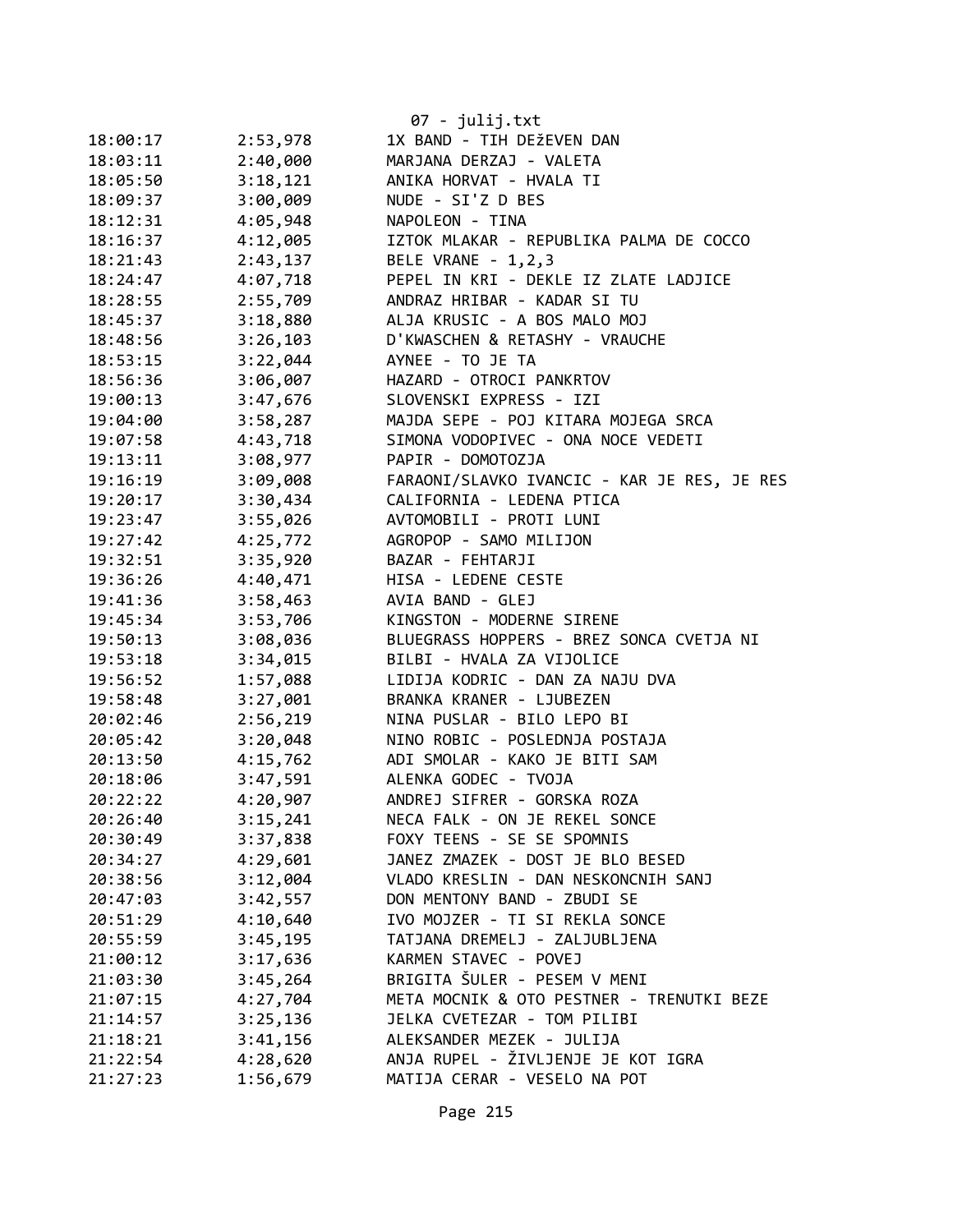07 - julij.txt

```
18:00:17        2:53,978        1X BAND - TIH DEŽEVEN DAN
18:03:11        2:40,000        MARJANA DERZAJ - VALETA
18:05:50        3:18,121        ANIKA HORVAT - HVALA TI
18:09:37        3:00,009        NUDE - SI'Z D BES
18:12:31        4:05,948        NAPOLEON - TINA
18:16:37        4:12,005        IZTOK MLAKAR - REPUBLIKA PALMA DE COCCO
18:21:43        2:43,137        BELE VRANE - 1,2,3
18:24:47        4:07,718        PEPEL IN KRI - DEKLE IZ ZLATE LADJICE
18:28:55        2:55,709        ANDRAZ HRIBAR - KADAR SI TU
18:45:37        3:18,880        ALJA KRUSIC - A BOS MALO MOJ
18:48:56        3:26,103        D'KWASCHEN & RETASHY - VRAUCHE
18:53:15        3:22,044        AYNEE - TO JE TA
18:56:36        3:06,007        HAZARD - OTROCI PANKRTOV
19:00:13        3:47,676        SLOVENSKI EXPRESS - IZI
19:04:00        3:58,287        MAJDA SEPE - POJ KITARA MOJEGA SRCA
19:07:58        4:43,718        SIMONA VODOPIVEC - ONA NOCE VEDETI
19:13:11        3:08,977        PAPIR - DOMOTOZJA
19:16:19        3:09,008        FARAONI/SLAVKO IVANCIC - KAR JE RES, JE RES
19:20:17        3:30,434        CALIFORNIA - LEDENA PTICA
19:23:47        3:55,026        AVTOMOBILI - PROTI LUNI
19:27:42        4:25,772        AGROPOP - SAMO MILIJON
19:32:51        3:35,920        BAZAR - FEHTARJI
19:36:26        4:40,471        HISA - LEDENE CESTE
19:41:36        3:58,463        AVIA BAND - GLEJ
19:45:34        3:53,706        KINGSTON - MODERNE SIRENE
19:50:13        3:08,036        BLUEGRASS HOPPERS - BREZ SONCA CVETJA NI
19:53:18        3:34,015        BILBI - HVALA ZA VIJOLICE
19:56:52        1:57,088        LIDIJA KODRIC - DAN ZA NAJU DVA
19:58:48        3:27,001        BRANKA KRANER - LJUBEZEN
20:02:46        2:56,219        NINA PUSLAR - BILO LEPO BI
20:05:42        3:20,048        NINO ROBIC - POSLEDNJA POSTAJA
20:13:50        4:15,762        ADI SMOLAR - KAKO JE BITI SAM
20:18:06        3:47,591        ALENKA GODEC - TVOJA
20:22:22        4:20,907        ANDREJ SIFRER - GORSKA ROZA
20:26:40        3:15,241        NECA FALK - ON JE REKEL SONCE
20:30:49        3:37,838        FOXY TEENS - SE SE SPOMNIS
20:34:27        4:29,601        JANEZ ZMAZEK - DOST JE BLO BESED
20:38:56        3:12,004        VLADO KRESLIN - DAN NESKONCNIH SANJ
20:47:03        3:42,557        DON MENTONY BAND - ZBUDI SE
20:51:29        4:10,640        IVO MOJZER - TI SI REKLA SONCE
20:55:59        3:45,195        TATJANA DREMELJ - ZALJUBLJENA
21:00:12        3:17,636        KARMEN STAVEC - POVEJ
21:03:30        3:45,264        BRIGITA ŠULER - PESEM V MENI
21:07:15        4:27,704        META MOCNIK & OTO PESTNER - TRENUTKI BEZE
21:14:57        3:25,136        JELKA CVETEZAR - TOM PILIBI
21:18:21        3:41,156        ALEKSANDER MEZEK - JULIJA
21:22:54        4:28,620        ANJA RUPEL - ŽIVLJENJE JE KOT IGRA
21:27:23        1:56,679        MATIJA CERAR - VESELO NA POT
```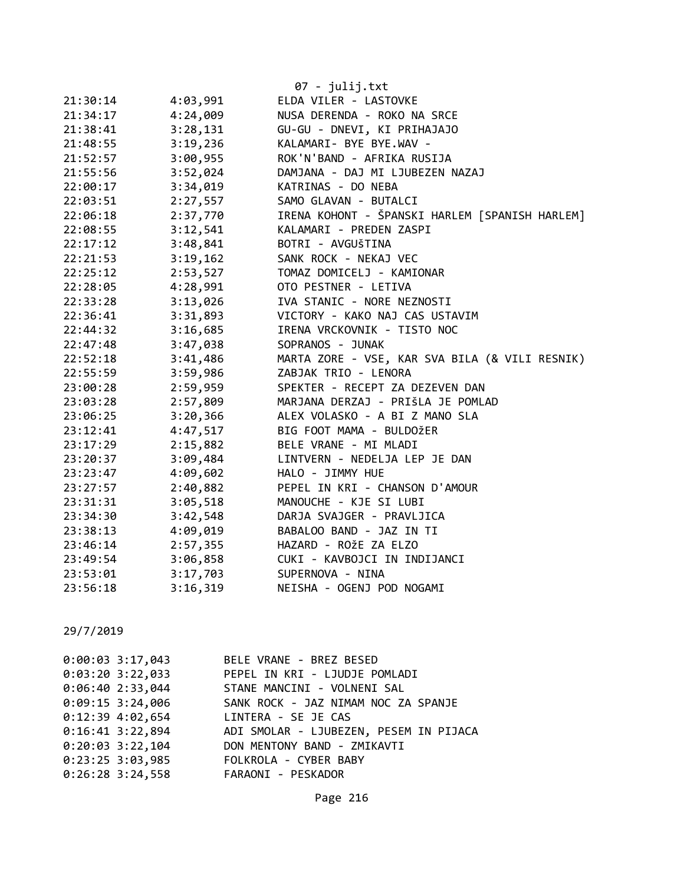| | | |
|---|---|---|
| 21:30:14 | 4:03,991 | ELDA VILER - LASTOVKE |
| 21:34:17 | 4:24,009 | NUSA DERENDA - ROKO NA SRCE |
| 21:38:41 | 3:28,131 | GU-GU - DNEVI, KI PRIHAJAJO |
| 21:48:55 | 3:19,236 | KALAMARI- BYE BYE.WAV - |
| 21:52:57 | 3:00,955 | ROK'N'BAND - AFRIKA RUSIJA |
| 21:55:56 | 3:52,024 | DAMJANA - DAJ MI LJUBEZEN NAZAJ |
| 22:00:17 | 3:34,019 | KATRINAS - DO NEBA |
| 22:03:51 | 2:27,557 | SAMO GLAVAN - BUTALCI |
| 22:06:18 | 2:37,770 | IRENA KOHONT - ŠPANSKI HARLEM [SPANISH HARLEM] |
| 22:08:55 | 3:12,541 | KALAMARI - PREDEN ZASPI |
| 22:17:12 | 3:48,841 | BOTRI - AVGUšTINA |
| 22:21:53 | 3:19,162 | SANK ROCK - NEKAJ VEC |
| 22:25:12 | 2:53,527 | TOMAZ DOMICELJ - KAMIONAR |
| 22:28:05 | 4:28,991 | OTO PESTNER - LETIVA |
| 22:33:28 | 3:13,026 | IVA STANIC - NORE NEZNOSTI |
| 22:36:41 | 3:31,893 | VICTORY - KAKO NAJ CAS USTAVIM |
| 22:44:32 | 3:16,685 | IRENA VRCKOVNIK - TISTO NOC |
| 22:47:48 | 3:47,038 | SOPRANOS - JUNAK |
| 22:52:18 | 3:41,486 | MARTA ZORE - VSE, KAR SVA BILA (& VILI RESNIK) |
| 22:55:59 | 3:59,986 | ZABJAK TRIO - LENORA |
| 23:00:28 | 2:59,959 | SPEKTER - RECEPT ZA DEZEVEN DAN |
| 23:03:28 | 2:57,809 | MARJANA DERZAJ - PRIŠLA JE POMLAD |
| 23:06:25 | 3:20,366 | ALEX VOLASKO - A BI Z MANO SLA |
| 23:12:41 | 4:47,517 | BIG FOOT MAMA - BULDOžER |
| 23:17:29 | 2:15,882 | BELE VRANE - MI MLADI |
| 23:20:37 | 3:09,484 | LINTVERN - NEDELJA LEP JE DAN |
| 23:23:47 | 4:09,602 | HALO - JIMMY HUE |
| 23:27:57 | 2:40,882 | PEPEL IN KRI - CHANSON D'AMOUR |
| 23:31:31 | 3:05,518 | MANOUCHE - KJE SI LUBI |
| 23:34:30 | 3:42,548 | DARJA SVAJGER - PRAVLJICA |
| 23:38:13 | 4:09,019 | BABALOO BAND - JAZ IN TI |
| 23:46:14 | 2:57,355 | HAZARD - ROžE ZA ELZO |
| 23:49:54 | 3:06,858 | CUKI - KAVBOJCI IN INDIJANCI |
| 23:53:01 | 3:17,703 | SUPERNOVA - NINA |
| 23:56:18 | 3:16,319 | NEISHA - OGENJ POD NOGAMI |

29/7/2019

| | | |
|---|---|---|
| 0:00:03 | 3:17,043 | BELE VRANE - BREZ BESED |
| 0:03:20 | 3:22,033 | PEPEL IN KRI - LJUDJE POMLADI |
| 0:06:40 | 2:33,044 | STANE MANCINI - VOLNENI SAL |
| 0:09:15 | 3:24,006 | SANK ROCK - JAZ NIMAM NOC ZA SPANJE |
| 0:12:39 | 4:02,654 | LINTERA - SE JE CAS |
| 0:16:41 | 3:22,894 | ADI SMOLAR - LJUBEZEN, PESEM IN PIJACA |
| 0:20:03 | 3:22,104 | DON MENTONY BAND - ZMIKAVTI |
| 0:23:25 | 3:03,985 | FOLKROLA - CYBER BABY |
| 0:26:28 | 3:24,558 | FARAONI - PESKADOR |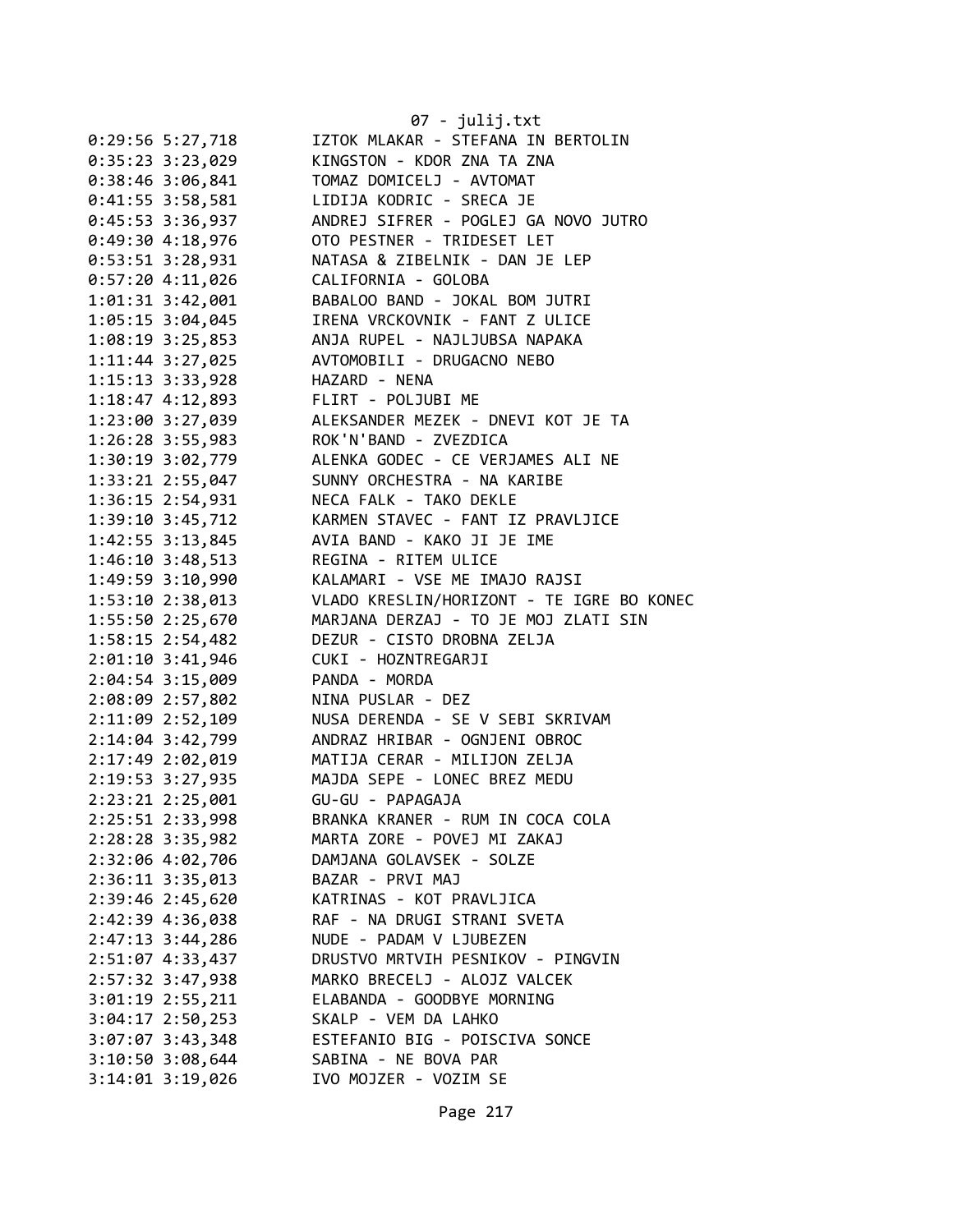07 - julij.txt

```
0:29:56 5:27,718        IZTOK MLAKAR - STEFANA IN BERTOLIN
0:35:23 3:23,029        KINGSTON - KDOR ZNA TA ZNA
0:38:46 3:06,841        TOMAZ DOMICELJ - AVTOMAT
0:41:55 3:58,581        LIDIJA KODRIC - SRECA JE
0:45:53 3:36,937        ANDREJ SIFRER - POGLEJ GA NOVO JUTRO
0:49:30 4:18,976        OTO PESTNER - TRIDESET LET
0:53:51 3:28,931        NATASA & ZIBELNIK - DAN JE LEP
0:57:20 4:11,026        CALIFORNIA - GOLOBA
1:01:31 3:42,001        BABALOO BAND - JOKAL BOM JUTRI
1:05:15 3:04,045        IRENA VRCKOVNIK - FANT Z ULICE
1:08:19 3:25,853        ANJA RUPEL - NAJLJUBSA NAPAKA
1:11:44 3:27,025        AVTOMOBILI - DRUGACNO NEBO
1:15:13 3:33,928        HAZARD - NENA
1:18:47 4:12,893        FLIRT - POLJUBI ME
1:23:00 3:27,039        ALEKSANDER MEZEK - DNEVI KOT JE TA
1:26:28 3:55,983        ROK'N'BAND - ZVEZDICA
1:30:19 3:02,779        ALENKA GODEC - CE VERJAMES ALI NE
1:33:21 2:55,047        SUNNY ORCHESTRA - NA KARIBE
1:36:15 2:54,931        NECA FALK - TAKO DEKLE
1:39:10 3:45,712        KARMEN STAVEC - FANT IZ PRAVLJICE
1:42:55 3:13,845        AVIA BAND - KAKO JI JE IME
1:46:10 3:48,513        REGINA - RITEM ULICE
1:49:59 3:10,990        KALAMARI - VSE ME IMAJO RAJSI
1:53:10 2:38,013        VLADO KRESLIN/HORIZONT - TE IGRE BO KONEC
1:55:50 2:25,670        MARJANA DERZAJ - TO JE MOJ ZLATI SIN
1:58:15 2:54,482        DEZUR - CISTO DROBNA ZELJA
2:01:10 3:41,946        CUKI - HOZNTREGARJI
2:04:54 3:15,009        PANDA - MORDA
2:08:09 2:57,802        NINA PUSLAR - DEZ
2:11:09 2:52,109        NUSA DERENDA - SE V SEBI SKRIVAM
2:14:04 3:42,799        ANDRAZ HRIBAR - OGNJENI OBROC
2:17:49 2:02,019        MATIJA CERAR - MILIJON ZELJA
2:19:53 3:27,935        MAJDA SEPE - LONEC BREZ MEDU
2:23:21 2:25,001        GU-GU - PAPAGAJA
2:25:51 2:33,998        BRANKA KRANER - RUM IN COCA COLA
2:28:28 3:35,982        MARTA ZORE - POVEJ MI ZAKAJ
2:32:06 4:02,706        DAMJANA GOLAVSEK - SOLZE
2:36:11 3:35,013        BAZAR - PRVI MAJ
2:39:46 2:45,620        KATRINAS - KOT PRAVLJICA
2:42:39 4:36,038        RAF - NA DRUGI STRANI SVETA
2:47:13 3:44,286        NUDE - PADAM V LJUBEZEN
2:51:07 4:33,437        DRUSTVO MRTVIH PESNIKOV - PINGVIN
2:57:32 3:47,938        MARKO BRECELJ - ALOJZ VALCEK
3:01:19 2:55,211        ELABANDA - GOODBYE MORNING
3:04:17 2:50,253        SKALP - VEM DA LAHKO
3:07:07 3:43,348        ESTEFANIO BIG - POISCIVA SONCE
3:10:50 3:08,644        SABINA - NE BOVA PAR
3:14:01 3:19,026        IVO MOJZER - VOZIM SE
```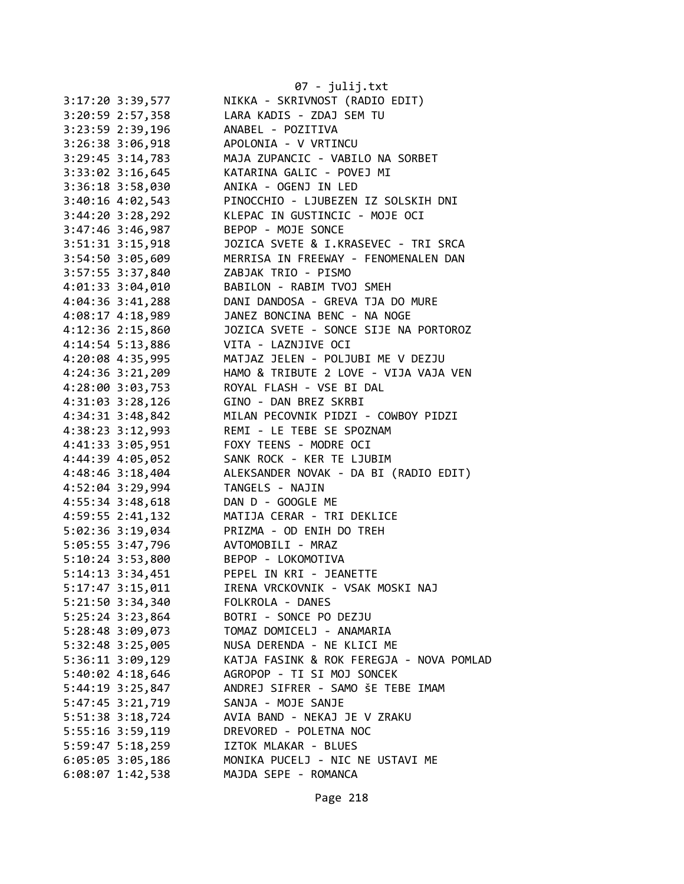```
3:17:20 3:39,577        NIKKA - SKRIVNOST (RADIO EDIT)
3:20:59 2:57,358        LARA KADIS - ZDAJ SEM TU
3:23:59 2:39,196        ANABEL - POZITIVA
3:26:38 3:06,918        APOLONIA - V VRTINCU
3:29:45 3:14,783        MAJA ZUPANCIC - VABILO NA SORBET
3:33:02 3:16,645        KATARINA GALIC - POVEJ MI
3:36:18 3:58,030        ANIKA - OGENJ IN LED
3:40:16 4:02,543        PINOCCHIO - LJUBEZEN IZ SOLSKIH DNI
3:44:20 3:28,292        KLEPAC IN GUSTINCIC - MOJE OCI
3:47:46 3:46,987        BEPOP - MOJE SONCE
3:51:31 3:15,918        JOZICA SVETE & I.KRASEVEC - TRI SRCA
3:54:50 3:05,609        MERRISA IN FREEWAY - FENOMENALEN DAN
3:57:55 3:37,840        ZABJAK TRIO - PISMO
4:01:33 3:04,010        BABILON - RABIM TVOJ SMEH
4:04:36 3:41,288        DANI DANDOSA - GREVA TJA DO MURE
4:08:17 4:18,989        JANEZ BONCINA BENC - NA NOGE
4:12:36 2:15,860        JOZICA SVETE - SONCE SIJE NA PORTOROZ
4:14:54 5:13,886        VITA - LAZNJIVE OCI
4:20:08 4:35,995        MATJAZ JELEN - POLJUBI ME V DEZJU
4:24:36 3:21,209        HAMO & TRIBUTE 2 LOVE - VIJA VAJA VEN
4:28:00 3:03,753        ROYAL FLASH - VSE BI DAL
4:31:03 3:28,126        GINO - DAN BREZ SKRBI
4:34:31 3:48,842        MILAN PECOVNIK PIDZI - COWBOY PIDZI
4:38:23 3:12,993        REMI - LE TEBE SE SPOZNAM
4:41:33 3:05,951        FOXY TEENS - MODRE OCI
4:44:39 4:05,052        SANK ROCK - KER TE LJUBIM
4:48:46 3:18,404        ALEKSANDER NOVAK - DA BI (RADIO EDIT)
4:52:04 3:29,994        TANGELS - NAJIN
4:55:34 3:48,618        DAN D - GOOGLE ME
4:59:55 2:41,132        MATIJA CERAR - TRI DEKLICE
5:02:36 3:19,034        PRIZMA - OD ENIH DO TREH
5:05:55 3:47,796        AVTOMOBILI - MRAZ
5:10:24 3:53,800        BEPOP - LOKOMOTIVA
5:14:13 3:34,451        PEPEL IN KRI - JEANETTE
5:17:47 3:15,011        IRENA VRCKOVNIK - VSAK MOSKI NAJ
5:21:50 3:34,340        FOLKROLA - DANES
5:25:24 3:23,864        BOTRI - SONCE PO DEZJU
5:28:48 3:09,073        TOMAZ DOMICELJ - ANAMARIA
5:32:48 3:25,005        NUSA DERENDA - NE KLICI ME
5:36:11 3:09,129        KATJA FASINK & ROK FEREGJA - NOVA POMLAD
5:40:02 4:18,646        AGROPOP - TI SI MOJ SONCEK
5:44:19 3:25,847        ANDREJ SIFRER - SAMO ŠE TEBE IMAM
5:47:45 3:21,719        SANJA - MOJE SANJE
5:51:38 3:18,724        AVIA BAND - NEKAJ JE V ZRAKU
5:55:16 3:59,119        DREVORED - POLETNA NOC
5:59:47 5:18,259        IZTOK MLAKAR - BLUES
6:05:05 3:05,186        MONIKA PUCELJ - NIC NE USTAVI ME
6:08:07 1:42,538        MAJDA SEPE - ROMANCA
```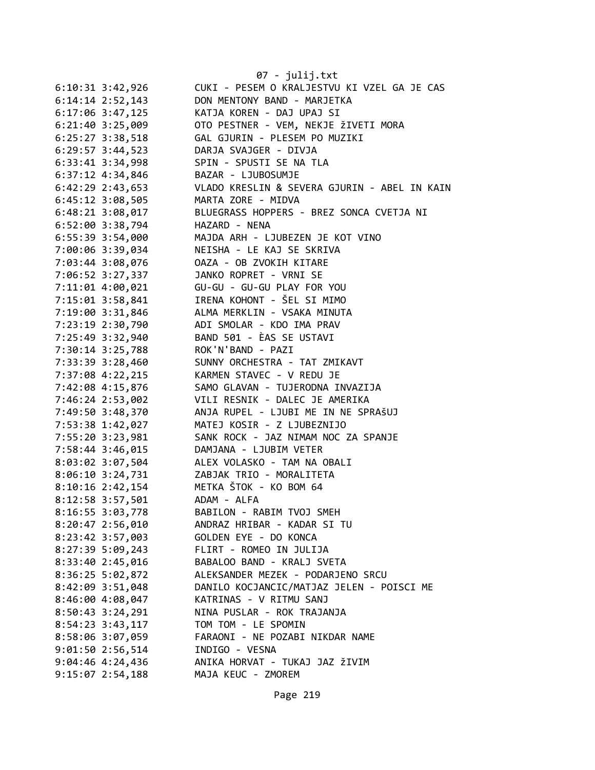```
6:10:31 3:42,926        CUKI - PESEM O KRALJESTVU KI VZEL GA JE CAS
6:14:14 2:52,143        DON MENTONY BAND - MARJETKA
6:17:06 3:47,125        KATJA KOREN - DAJ UPAJ SI
6:21:40 3:25,009        OTO PESTNER - VEM, NEKJE žIVETI MORA
6:25:27 3:38,518        GAL GJURIN - PLESEM PO MUZIKI
6:29:57 3:44,523        DARJA SVAJGER - DIVJA
6:33:41 3:34,998        SPIN - SPUSTI SE NA TLA
6:37:12 4:34,846        BAZAR - LJUBOSUMJE
6:42:29 2:43,653        VLADO KRESLIN & SEVERA GJURIN - ABEL IN KAIN
6:45:12 3:08,505        MARTA ZORE - MIDVA
6:48:21 3:08,017        BLUEGRASS HOPPERS - BREZ SONCA CVETJA NI
6:52:00 3:38,794        HAZARD - NENA
6:55:39 3:54,000        MAJDA ARH - LJUBEZEN JE KOT VINO
7:00:06 3:39,034        NEISHA - LE KAJ SE SKRIVA
7:03:44 3:08,076        OAZA - OB ZVOKIH KITARE
7:06:52 3:27,337        JANKO ROPRET - VRNI SE
7:11:01 4:00,021        GU-GU - GU-GU PLAY FOR YOU
7:15:01 3:58,841        IRENA KOHONT - ŠEL SI MIMO
7:19:00 3:31,846        ALMA MERKLIN - VSAKA MINUTA
7:23:19 2:30,790        ADI SMOLAR - KDO IMA PRAV
7:25:49 3:32,940        BAND 501 - ÈAS SE USTAVI
7:30:14 3:25,788        ROK'N'BAND - PAZI
7:33:39 3:28,460        SUNNY ORCHESTRA - TAT ZMIKAVT
7:37:08 4:22,215        KARMEN STAVEC - V REDU JE
7:42:08 4:15,876        SAMO GLAVAN - TUJERODNA INVAZIJA
7:46:24 2:53,002        VILI RESNIK - DALEC JE AMERIKA
7:49:50 3:48,370        ANJA RUPEL - LJUBI ME IN NE SPRAŠUJ
7:53:38 1:42,027        MATEJ KOSIR - Z LJUBEZNIJO
7:55:20 3:23,981        SANK ROCK - JAZ NIMAM NOC ZA SPANJE
7:58:44 3:46,015        DAMJANA - LJUBIM VETER
8:03:02 3:07,504        ALEX VOLASKO - TAM NA OBALI
8:06:10 3:24,731        ZABJAK TRIO - MORALITETA
8:10:16 2:42,154        METKA ŠTOK - KO BOM 64
8:12:58 3:57,501        ADAM - ALFA
8:16:55 3:03,778        BABILON - RABIM TVOJ SMEH
8:20:47 2:56,010        ANDRAZ HRIBAR - KADAR SI TU
8:23:42 3:57,003        GOLDEN EYE - DO KONCA
8:27:39 5:09,243        FLIRT - ROMEO IN JULIJA
8:33:40 2:45,016        BABALOO BAND - KRALJ SVETA
8:36:25 5:02,872        ALEKSANDER MEZEK - PODARJENO SRCU
8:42:09 3:51,048        DANILO KOCJANCIC/MATJAZ JELEN - POISCI ME
8:46:00 4:08,047        KATRINAS - V RITMU SANJ
8:50:43 3:24,291        NINA PUSLAR - ROK TRAJANJA
8:54:23 3:43,117        TOM TOM - LE SPOMIN
8:58:06 3:07,059        FARAONI - NE POZABI NIKDAR NAME
9:01:50 2:56,514        INDIGO - VESNA
9:04:46 4:24,436        ANIKA HORVAT - TUKAJ JAZ žIVIM
9:15:07 2:54,188        MAJA KEUC - ZMOREM
```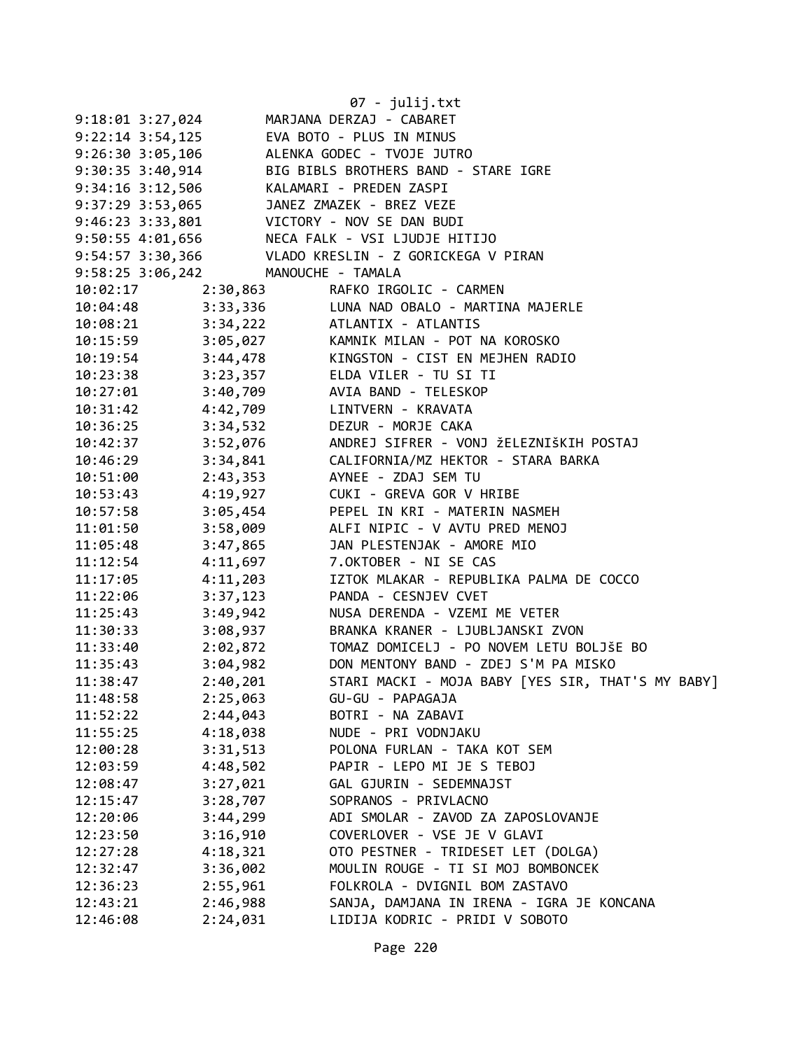```
9:18:01 3:27,024        MARJANA DERZAJ - CABARET
9:22:14 3:54,125        EVA BOTO - PLUS IN MINUS
9:26:30 3:05,106        ALENKA GODEC - TVOJE JUTRO
9:30:35 3:40,914        BIG BIBLS BROTHERS BAND - STARE IGRE
9:34:16 3:12,506        KALAMARI - PREDEN ZASPI
9:37:29 3:53,065        JANEZ ZMAZEK - BREZ VEZE
9:46:23 3:33,801        VICTORY - NOV SE DAN BUDI
9:50:55 4:01,656        NECA FALK - VSI LJUDJE HITIJO
9:54:57 3:30,366        VLADO KRESLIN - Z GORICKEGA V PIRAN
9:58:25 3:06,242        MANOUCHE - TAMALA
10:02:17        2:30,863        RAFKO IRGOLIC - CARMEN
10:04:48        3:33,336        LUNA NAD OBALO - MARTINA MAJERLE
10:08:21        3:34,222        ATLANTIX - ATLANTIS
10:15:59        3:05,027        KAMNIK MILAN - POT NA KOROSKO
10:19:54        3:44,478        KINGSTON - CIST EN MEJHEN RADIO
10:23:38        3:23,357        ELDA VILER - TU SI TI
10:27:01        3:40,709        AVIA BAND - TELESKOP
10:31:42        4:42,709        LINTVERN - KRAVATA
10:36:25        3:34,532        DEZUR - MORJE CAKA
10:42:37        3:52,076        ANDREJ SIFRER - VONJ žELEZNIŠKIH POSTAJ
10:46:29        3:34,841        CALIFORNIA/MZ HEKTOR - STARA BARKA
10:51:00        2:43,353        AYNEE - ZDAJ SEM TU
10:53:43        4:19,927        CUKI - GREVA GOR V HRIBE
10:57:58        3:05,454        PEPEL IN KRI - MATERIN NASMEH
11:01:50        3:58,009        ALFI NIPIC - V AVTU PRED MENOJ
11:05:48        3:47,865        JAN PLESTENJAK - AMORE MIO
11:12:54        4:11,697        7.OKTOBER - NI SE CAS
11:17:05        4:11,203        IZTOK MLAKAR - REPUBLIKA PALMA DE COCCO
11:22:06        3:37,123        PANDA - CESNJEV CVET
11:25:43        3:49,942        NUSA DERENDA - VZEMI ME VETER
11:30:33        3:08,937        BRANKA KRANER - LJUBLJANSKI ZVON
11:33:40        2:02,872        TOMAZ DOMICELJ - PO NOVEM LETU BOLJšE BO
11:35:43        3:04,982        DON MENTONY BAND - ZDEJ S'M PA MISKO
11:38:47        2:40,201        STARI MACKI - MOJA BABY [YES SIR, THAT'S MY BABY]
11:48:58        2:25,063        GU-GU - PAPAGAJA
11:52:22        2:44,043        BOTRI - NA ZABAVI
11:55:25        4:18,038        NUDE - PRI VODNJAKU
12:00:28        3:31,513        POLONA FURLAN - TAKA KOT SEM
12:03:59        4:48,502        PAPIR - LEPO MI JE S TEBOJ
12:08:47        3:27,021        GAL GJURIN - SEDEMNAJST
12:15:47        3:28,707        SOPRANOS - PRIVLACNO
12:20:06        3:44,299        ADI SMOLAR - ZAVOD ZA ZAPOSLOVANJE
12:23:50        3:16,910        COVERLOVER - VSE JE V GLAVI
12:27:28        4:18,321        OTO PESTNER - TRIDESET LET (DOLGA)
12:32:47        3:36,002        MOULIN ROUGE - TI SI MOJ BOMBONCEK
12:36:23        2:55,961        FOLKROLA - DVIGNIL BOM ZASTAVO
12:43:21        2:46,988        SANJA, DAMJANA IN IRENA - IGRA JE KONCANA
12:46:08        2:24,031        LIDIJA KODRIC - PRIDI V SOBOTO
```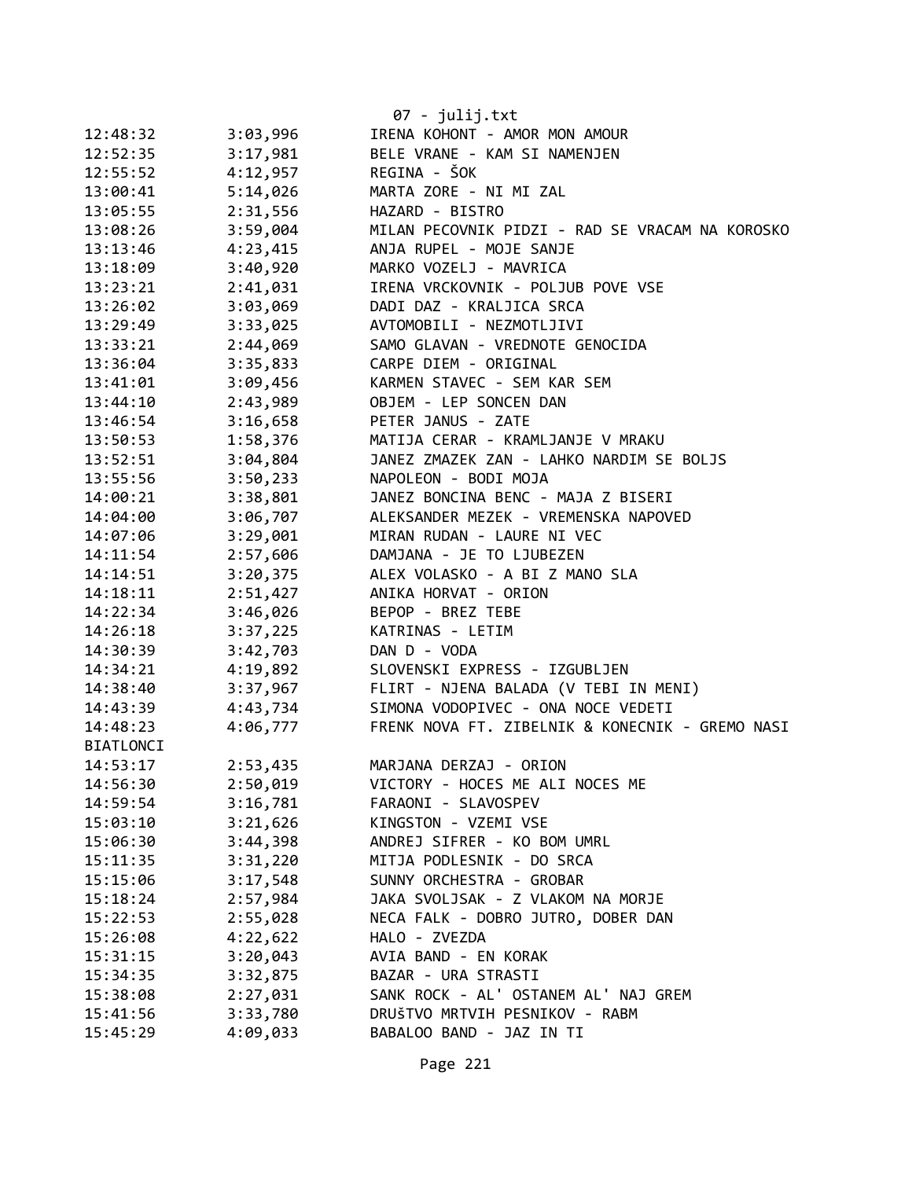07 - julij.txt

```
12:48:32        3:03,996        IRENA KOHONT - AMOR MON AMOUR
12:52:35        3:17,981        BELE VRANE - KAM SI NAMENJEN
12:55:52        4:12,957        REGINA - ŠOK
13:00:41        5:14,026        MARTA ZORE - NI MI ZAL
13:05:55        2:31,556        HAZARD - BISTRO
13:08:26        3:59,004        MILAN PECOVNIK PIDZI - RAD SE VRACAM NA KOROSKO
13:13:46        4:23,415        ANJA RUPEL - MOJE SANJE
13:18:09        3:40,920        MARKO VOZELJ - MAVRICA
13:23:21        2:41,031        IRENA VRCKOVNIK - POLJUB POVE VSE
13:26:02        3:03,069        DADI DAZ - KRALJICA SRCA
13:29:49        3:33,025        AVTOMOBILI - NEZMOTLJIVI
13:33:21        2:44,069        SAMO GLAVAN - VREDNOTE GENOCIDA
13:36:04        3:35,833        CARPE DIEM - ORIGINAL
13:41:01        3:09,456        KARMEN STAVEC - SEM KAR SEM
13:44:10        2:43,989        OBJEM - LEP SONCEN DAN
13:46:54        3:16,658        PETER JANUS - ZATE
13:50:53        1:58,376        MATIJA CERAR - KRAMLJANJE V MRAKU
13:52:51        3:04,804        JANEZ ZMAZEK ZAN - LAHKO NARDIM SE BOLJS
13:55:56        3:50,233        NAPOLEON - BODI MOJA
14:00:21        3:38,801        JANEZ BONCINA BENC - MAJA Z BISERI
14:04:00        3:06,707        ALEKSANDER MEZEK - VREMENSKA NAPOVED
14:07:06        3:29,001        MIRAN RUDAN - LAURE NI VEC
14:11:54        2:57,606        DAMJANA - JE TO LJUBEZEN
14:14:51        3:20,375        ALEX VOLASKO - A BI Z MANO SLA
14:18:11        2:51,427        ANIKA HORVAT - ORION
14:22:34        3:46,026        BEPOP - BREZ TEBE
14:26:18        3:37,225        KATRINAS - LETIM
14:30:39        3:42,703        DAN D - VODA
14:34:21        4:19,892        SLOVENSKI EXPRESS - IZGUBLJEN
14:38:40        3:37,967        FLIRT - NJENA BALADA (V TEBI IN MENI)
14:43:39        4:43,734        SIMONA VODOPIVEC - ONA NOCE VEDETI
14:48:23        4:06,777        FRENK NOVA FT. ZIBELNIK & KONECNIK - GREMO NASI
BIATLONCI
14:53:17        2:53,435        MARJANA DERZAJ - ORION
14:56:30        2:50,019        VICTORY - HOCES ME ALI NOCES ME
14:59:54        3:16,781        FARAONI - SLAVOSPEV
15:03:10        3:21,626        KINGSTON - VZEMI VSE
15:06:30        3:44,398        ANDREJ SIFRER - KO BOM UMRL
15:11:35        3:31,220        MITJA PODLESNIK - DO SRCA
15:15:06        3:17,548        SUNNY ORCHESTRA - GROBAR
15:18:24        2:57,984        JAKA SVOLJSAK - Z VLAKOM NA MORJE
15:22:53        2:55,028        NECA FALK - DOBRO JUTRO, DOBER DAN
15:26:08        4:22,622        HALO - ZVEZDA
15:31:15        3:20,043        AVIA BAND - EN KORAK
15:34:35        3:32,875        BAZAR - URA STRASTI
15:38:08        2:27,031        SANK ROCK - AL' OSTANEM AL' NAJ GREM
15:41:56        3:33,780        DRUŠTVO MRTVIH PESNIKOV - RABM
15:45:29        4:09,033        BABALOO BAND - JAZ IN TI
```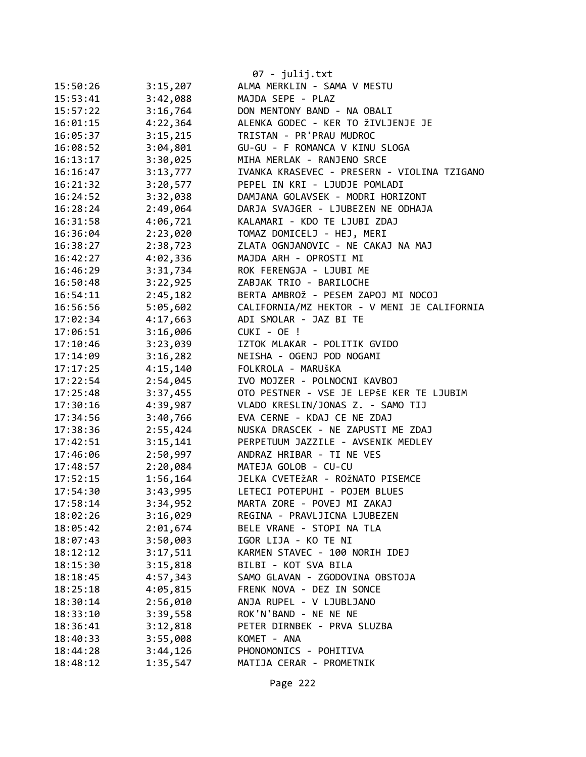07 - julij.txt

```
15:50:26        3:15,207        ALMA MERKLIN - SAMA V MESTU
15:53:41        3:42,088        MAJDA SEPE - PLAZ
15:57:22        3:16,764        DON MENTONY BAND - NA OBALI
16:01:15        4:22,364        ALENKA GODEC - KER TO žIVLJENJE JE
16:05:37        3:15,215        TRISTAN - PR'PRAU MUDROC
16:08:52        3:04,801        GU-GU - F ROMANCA V KINU SLOGA
16:13:17        3:30,025        MIHA MERLAK - RANJENO SRCE
16:16:47        3:13,777        IVANKA KRASEVEC - PRESERN - VIOLINA TZIGANO
16:21:32        3:20,577        PEPEL IN KRI - LJUDJE POMLADI
16:24:52        3:32,038        DAMJANA GOLAVSEK - MODRI HORIZONT
16:28:24        2:49,064        DARJA SVAJGER - LJUBEZEN NE ODHAJA
16:31:58        4:06,721        KALAMARI - KDO TE LJUBI ZDAJ
16:36:04        2:23,020        TOMAZ DOMICELJ - HEJ, MERI
16:38:27        2:38,723        ZLATA OGNJANOVIC - NE CAKAJ NA MAJ
16:42:27        4:02,336        MAJDA ARH - OPROSTI MI
16:46:29        3:31,734        ROK FERENGJA - LJUBI ME
16:50:48        3:22,925        ZABJAK TRIO - BARILOCHE
16:54:11        2:45,182        BERTA AMBROž - PESEM ZAPOJ MI NOCOJ
16:56:56        5:05,602        CALIFORNIA/MZ HEKTOR - V MENI JE CALIFORNIA
17:02:34        4:17,663        ADI SMOLAR - JAZ BI TE
17:06:51        3:16,006        CUKI - OE !
17:10:46        3:23,039        IZTOK MLAKAR - POLITIK GVIDO
17:14:09        3:16,282        NEISHA - OGENJ POD NOGAMI
17:17:25        4:15,140        FOLKROLA - MARUšKA
17:22:54        2:54,045        IVO MOJZER - POLNOCNI KAVBOJ
17:25:48        3:37,455        OTO PESTNER - VSE JE LEPšE KER TE LJUBIM
17:30:16        4:39,987        VLADO KRESLIN/JONAS Z. - SAMO TIJ
17:34:56        3:40,766        EVA CERNE - KDAJ CE NE ZDAJ
17:38:36        2:55,424        NUSKA DRASCEK - NE ZAPUSTI ME ZDAJ
17:42:51        3:15,141        PERPETUUM JAZZILE - AVSENIK MEDLEY
17:46:06        2:50,997        ANDRAZ HRIBAR - TI NE VES
17:48:57        2:20,084        MATEJA GOLOB - CU-CU
17:52:15        1:56,164        JELKA CVETEžAR - ROžNATO PISEMCE
17:54:30        3:43,995        LETECI POTEPUHI - POJEM BLUES
17:58:14        3:34,952        MARTA ZORE - POVEJ MI ZAKAJ
18:02:26        3:16,029        REGINA - PRAVLJICNA LJUBEZEN
18:05:42        2:01,674        BELE VRANE - STOPI NA TLA
18:07:43        3:50,003        IGOR LIJA - KO TE NI
18:12:12        3:17,511        KARMEN STAVEC - 100 NORIH IDEJ
18:15:30        3:15,818        BILBI - KOT SVA BILA
18:18:45        4:57,343        SAMO GLAVAN - ZGODOVINA OBSTOJA
18:25:18        4:05,815        FRENK NOVA - DEZ IN SONCE
18:30:14        2:56,010        ANJA RUPEL - V LJUBLJANO
18:33:10        3:39,558        ROK'N'BAND - NE NE NE
18:36:41        3:12,818        PETER DIRNBEK - PRVA SLUZBA
18:40:33        3:55,008        KOMET - ANA
18:44:28        3:44,126        PHONOMONICS - POHITIVA
18:48:12        1:35,547        MATIJA CERAR - PROMETNIK
```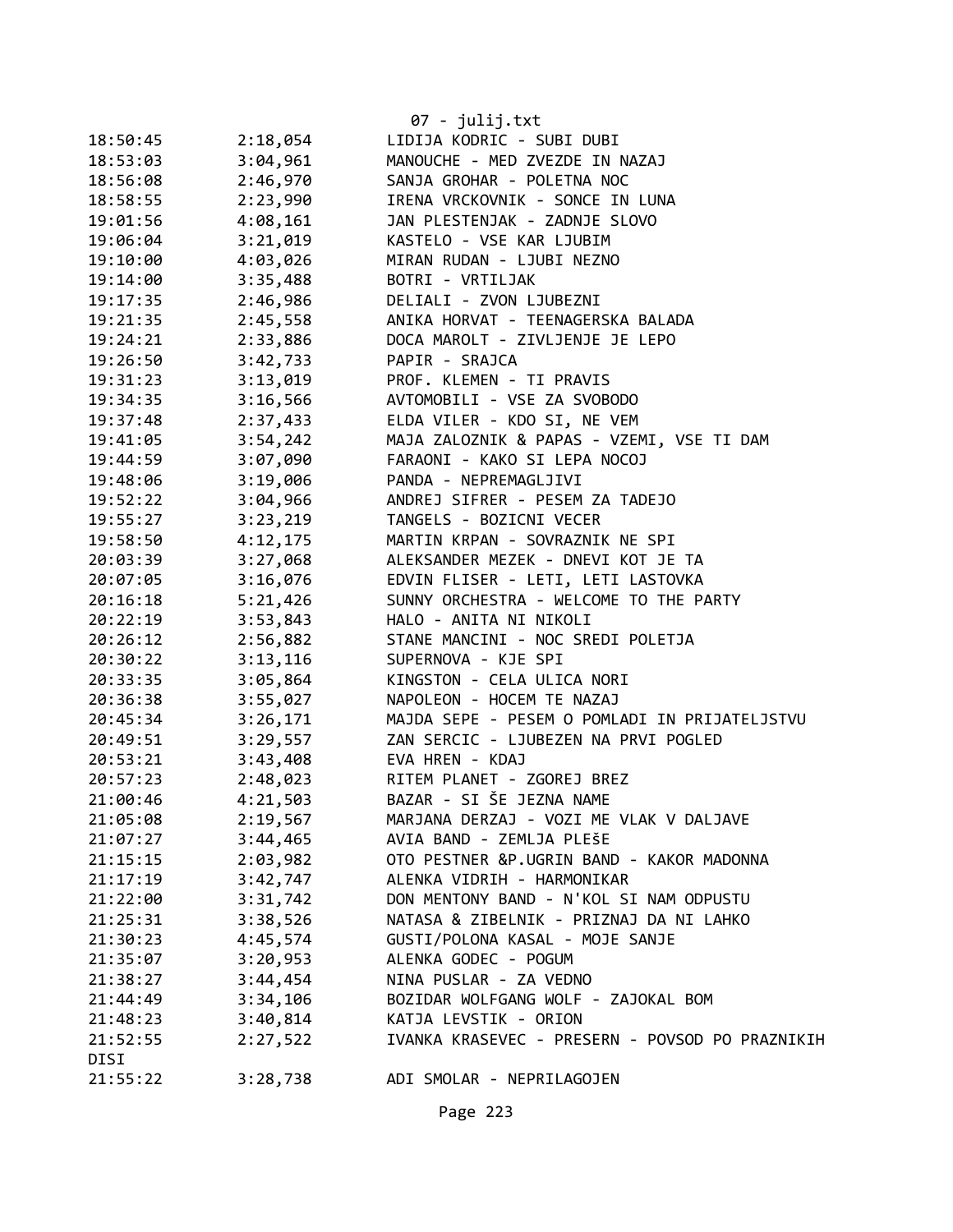07 - julij.txt

```
18:50:45        2:18,054        LIDIJA KODRIC - SUBI DUBI
18:53:03        3:04,961        MANOUCHE - MED ZVEZDE IN NAZAJ
18:56:08        2:46,970        SANJA GROHAR - POLETNA NOC
18:58:55        2:23,990        IRENA VRCKOVNIK - SONCE IN LUNA
19:01:56        4:08,161        JAN PLESTENJAK - ZADNJE SLOVO
19:06:04        3:21,019        KASTELO - VSE KAR LJUBIM
19:10:00        4:03,026        MIRAN RUDAN - LJUBI NEZNO
19:14:00        3:35,488        BOTRI - VRTILJAK
19:17:35        2:46,986        DELIALI - ZVON LJUBEZNI
19:21:35        2:45,558        ANIKA HORVAT - TEENAGERSKA BALADA
19:24:21        2:33,886        DOCA MAROLT - ZIVLJENJE JE LEPO
19:26:50        3:42,733        PAPIR - SRAJCA
19:31:23        3:13,019        PROF. KLEMEN - TI PRAVIS
19:34:35        3:16,566        AVTOMOBILI - VSE ZA SVOBODO
19:37:48        2:37,433        ELDA VILER - KDO SI, NE VEM
19:41:05        3:54,242        MAJA ZALOZNIK & PAPAS - VZEMI, VSE TI DAM
19:44:59        3:07,090        FARAONI - KAKO SI LEPA NOCOJ
19:48:06        3:19,006        PANDA - NEPREMAGLJIVI
19:52:22        3:04,966        ANDREJ SIFRER - PESEM ZA TADEJO
19:55:27        3:23,219        TANGELS - BOZICNI VECER
19:58:50        4:12,175        MARTIN KRPAN - SOVRAZNIK NE SPI
20:03:39        3:27,068        ALEKSANDER MEZEK - DNEVI KOT JE TA
20:07:05        3:16,076        EDVIN FLISER - LETI, LETI LASTOVKA
20:16:18        5:21,426        SUNNY ORCHESTRA - WELCOME TO THE PARTY
20:22:19        3:53,843        HALO - ANITA NI NIKOLI
20:26:12        2:56,882        STANE MANCINI - NOC SREDI POLETJA
20:30:22        3:13,116        SUPERNOVA - KJE SPI
20:33:35        3:05,864        KINGSTON - CELA ULICA NORI
20:36:38        3:55,027        NAPOLEON - HOCEM TE NAZAJ
20:45:34        3:26,171        MAJDA SEPE - PESEM O POMLADI IN PRIJATELJSTVU
20:49:51        3:29,557        ZAN SERCIC - LJUBEZEN NA PRVI POGLED
20:53:21        3:43,408        EVA HREN - KDAJ
20:57:23        2:48,023        RITEM PLANET - ZGOREJ BREZ
21:00:46        4:21,503        BAZAR - SI ŠE JEZNA NAME
21:05:08        2:19,567        MARJANA DERZAJ - VOZI ME VLAK V DALJAVE
21:07:27        3:44,465        AVIA BAND - ZEMLJA PLEŠE
21:15:15        2:03,982        OTO PESTNER &P.UGRIN BAND - KAKOR MADONNA
21:17:19        3:42,747        ALENKA VIDRIH - HARMONIKAR
21:22:00        3:31,742        DON MENTONY BAND - N'KOL SI NAM ODPUSTU
21:25:31        3:38,526        NATASA & ZIBELNIK - PRIZNAJ DA NI LAHKO
21:30:23        4:45,574        GUSTI/POLONA KASAL - MOJE SANJE
21:35:07        3:20,953        ALENKA GODEC - POGUM
21:38:27        3:44,454        NINA PUSLAR - ZA VEDNO
21:44:49        3:34,106        BOZIDAR WOLFGANG WOLF - ZAJOKAL BOM
21:48:23        3:40,814        KATJA LEVSTIK - ORION
21:52:55        2:27,522        IVANKA KRASEVEC - PRESERN - POVSOD PO PRAZNIKIH
DISI
21:55:22        3:28,738        ADI SMOLAR - NEPRILAGOJEN
```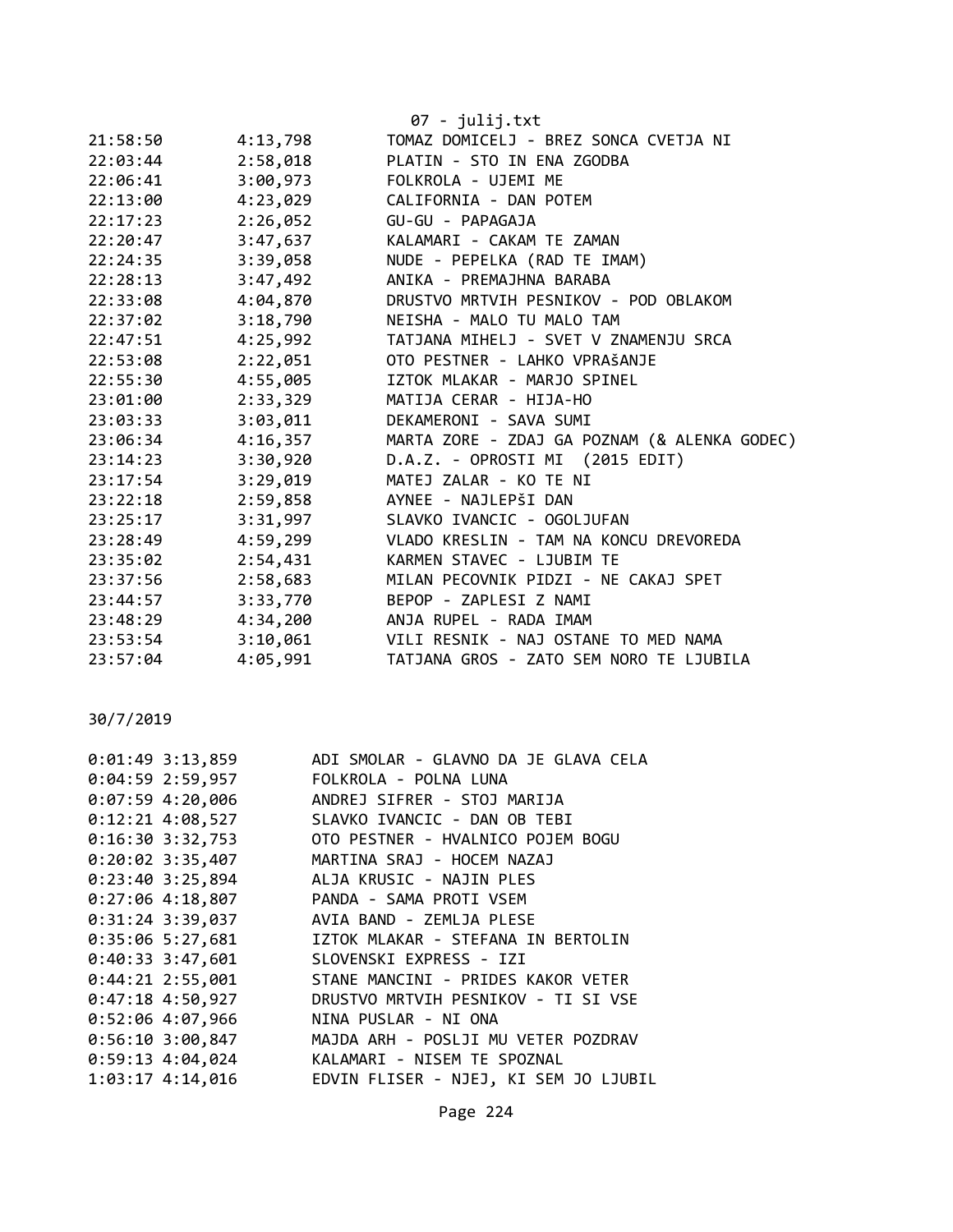| | | |
|---|---|---|
| 21:58:50 | 4:13,798 | TOMAZ DOMICELJ - BREZ SONCA CVETJA NI |
| 22:03:44 | 2:58,018 | PLATIN - STO IN ENA ZGODBA |
| 22:06:41 | 3:00,973 | FOLKROLA - UJEMI ME |
| 22:13:00 | 4:23,029 | CALIFORNIA - DAN POTEM |
| 22:17:23 | 2:26,052 | GU-GU - PAPAGAJA |
| 22:20:47 | 3:47,637 | KALAMARI - CAKAM TE ZAMAN |
| 22:24:35 | 3:39,058 | NUDE - PEPELKA (RAD TE IMAM) |
| 22:28:13 | 3:47,492 | ANIKA - PREMAJHNA BARABA |
| 22:33:08 | 4:04,870 | DRUSTVO MRTVIH PESNIKOV - POD OBLAKOM |
| 22:37:02 | 3:18,790 | NEISHA - MALO TU MALO TAM |
| 22:47:51 | 4:25,992 | TATJANA MIHELJ - SVET V ZNAMENJU SRCA |
| 22:53:08 | 2:22,051 | OTO PESTNER - LAHKO VPRAŠANJE |
| 22:55:30 | 4:55,005 | IZTOK MLAKAR - MARJO SPINEL |
| 23:01:00 | 2:33,329 | MATIJA CERAR - HIJA-HO |
| 23:03:33 | 3:03,011 | DEKAMERONI - SAVA SUMI |
| 23:06:34 | 4:16,357 | MARTA ZORE - ZDAJ GA POZNAM (& ALENKA GODEC) |
| 23:14:23 | 3:30,920 | D.A.Z. - OPROSTI MI  (2015 EDIT) |
| 23:17:54 | 3:29,019 | MATEJ ZALAR - KO TE NI |
| 23:22:18 | 2:59,858 | AYNEE - NAJLEPŠI DAN |
| 23:25:17 | 3:31,997 | SLAVKO IVANCIC - OGOLJUFAN |
| 23:28:49 | 4:59,299 | VLADO KRESLIN - TAM NA KONCU DREVOREDA |
| 23:35:02 | 2:54,431 | KARMEN STAVEC - LJUBIM TE |
| 23:37:56 | 2:58,683 | MILAN PECOVNIK PIDZI - NE CAKAJ SPET |
| 23:44:57 | 3:33,770 | BEPOP - ZAPLESI Z NAMI |
| 23:48:29 | 4:34,200 | ANJA RUPEL - RADA IMAM |
| 23:53:54 | 3:10,061 | VILI RESNIK - NAJ OSTANE TO MED NAMA |
| 23:57:04 | 4:05,991 | TATJANA GROS - ZATO SEM NORO TE LJUBILA |

30/7/2019

| | | |
|---|---|---|
| 0:01:49 | 3:13,859 | ADI SMOLAR - GLAVNO DA JE GLAVA CELA |
| 0:04:59 | 2:59,957 | FOLKROLA - POLNA LUNA |
| 0:07:59 | 4:20,006 | ANDREJ SIFRER - STOJ MARIJA |
| 0:12:21 | 4:08,527 | SLAVKO IVANCIC - DAN OB TEBI |
| 0:16:30 | 3:32,753 | OTO PESTNER - HVALNICO POJEM BOGU |
| 0:20:02 | 3:35,407 | MARTINA SRAJ - HOCEM NAZAJ |
| 0:23:40 | 3:25,894 | ALJA KRUSIC - NAJIN PLES |
| 0:27:06 | 4:18,807 | PANDA - SAMA PROTI VSEM |
| 0:31:24 | 3:39,037 | AVIA BAND - ZEMLJA PLESE |
| 0:35:06 | 5:27,681 | IZTOK MLAKAR - STEFANA IN BERTOLIN |
| 0:40:33 | 3:47,601 | SLOVENSKI EXPRESS - IZI |
| 0:44:21 | 2:55,001 | STANE MANCINI - PRIDES KAKOR VETER |
| 0:47:18 | 4:50,927 | DRUSTVO MRTVIH PESNIKOV - TI SI VSE |
| 0:52:06 | 4:07,966 | NINA PUSLAR - NI ONA |
| 0:56:10 | 3:00,847 | MAJDA ARH - POSLJI MU VETER POZDRAV |
| 0:59:13 | 4:04,024 | KALAMARI - NISEM TE SPOZNAL |
| 1:03:17 | 4:14,016 | EDVIN FLISER - NJEJ, KI SEM JO LJUBIL |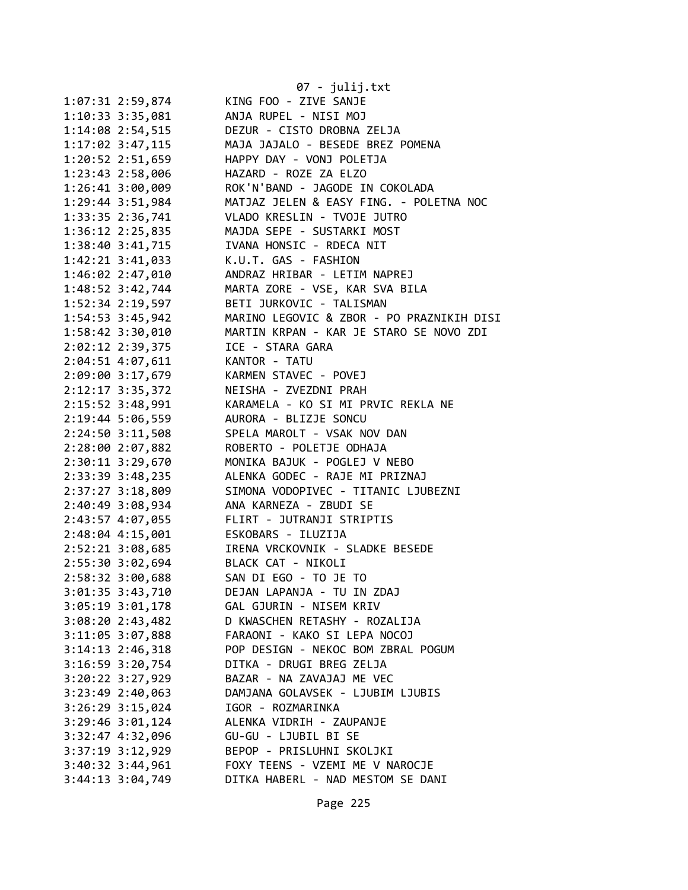07 - julij.txt

```
1:07:31 2:59,874        KING FOO - ZIVE SANJE
1:10:33 3:35,081        ANJA RUPEL - NISI MOJ
1:14:08 2:54,515        DEZUR - CISTO DROBNA ZELJA
1:17:02 3:47,115        MAJA JAJALO - BESEDE BREZ POMENA
1:20:52 2:51,659        HAPPY DAY - VONJ POLETJA
1:23:43 2:58,006        HAZARD - ROZE ZA ELZO
1:26:41 3:00,009        ROK'N'BAND - JAGODE IN COKOLADA
1:29:44 3:51,984        MATJAZ JELEN & EASY FING. - POLETNA NOC
1:33:35 2:36,741        VLADO KRESLIN - TVOJE JUTRO
1:36:12 2:25,835        MAJDA SEPE - SUSTARKI MOST
1:38:40 3:41,715        IVANA HONSIC - RDECA NIT
1:42:21 3:41,033        K.U.T. GAS - FASHION
1:46:02 2:47,010        ANDRAZ HRIBAR - LETIM NAPREJ
1:48:52 3:42,744        MARTA ZORE - VSE, KAR SVA BILA
1:52:34 2:19,597        BETI JURKOVIC - TALISMAN
1:54:53 3:45,942        MARINO LEGOVIC & ZBOR - PO PRAZNIKIH DISI
1:58:42 3:30,010        MARTIN KRPAN - KAR JE STARO SE NOVO ZDI
2:02:12 2:39,375        ICE - STARA GARA
2:04:51 4:07,611        KANTOR - TATU
2:09:00 3:17,679        KARMEN STAVEC - POVEJ
2:12:17 3:35,372        NEISHA - ZVEZDNI PRAH
2:15:52 3:48,991        KARAMELA - KO SI MI PRVIC REKLA NE
2:19:44 5:06,559        AURORA - BLIZJE SONCU
2:24:50 3:11,508        SPELA MAROLT - VSAK NOV DAN
2:28:00 2:07,882        ROBERTO - POLETJE ODHAJA
2:30:11 3:29,670        MONIKA BAJUK - POGLEJ V NEBO
2:33:39 3:48,235        ALENKA GODEC - RAJE MI PRIZNAJ
2:37:27 3:18,809        SIMONA VODOPIVEC - TITANIC LJUBEZNI
2:40:49 3:08,934        ANA KARNEZA - ZBUDI SE
2:43:57 4:07,055        FLIRT - JUTRANJI STRIPTIS
2:48:04 4:15,001        ESKOBARS - ILUZIJA
2:52:21 3:08,685        IRENA VRCKOVNIK - SLADKE BESEDE
2:55:30 3:02,694        BLACK CAT - NIKOLI
2:58:32 3:00,688        SAN DI EGO - TO JE TO
3:01:35 3:43,710        DEJAN LAPANJA - TU IN ZDAJ
3:05:19 3:01,178        GAL GJURIN - NISEM KRIV
3:08:20 2:43,482        D KWASCHEN RETASHY - ROZALIJA
3:11:05 3:07,888        FARAONI - KAKO SI LEPA NOCOJ
3:14:13 2:46,318        POP DESIGN - NEKOC BOM ZBRAL POGUM
3:16:59 3:20,754        DITKA - DRUGI BREG ZELJA
3:20:22 3:27,929        BAZAR - NA ZAVAJAJ ME VEC
3:23:49 2:40,063        DAMJANA GOLAVSEK - LJUBIM LJUBIS
3:26:29 3:15,024        IGOR - ROZMARINKA
3:29:46 3:01,124        ALENKA VIDRIH - ZAUPANJE
3:32:47 4:32,096        GU-GU - LJUBIL BI SE
3:37:19 3:12,929        BEPOP - PRISLUHNI SKOLJKI
3:40:32 3:44,961        FOXY TEENS - VZEMI ME V NAROCJE
3:44:13 3:04,749        DITKA HABERL - NAD MESTOM SE DANI
```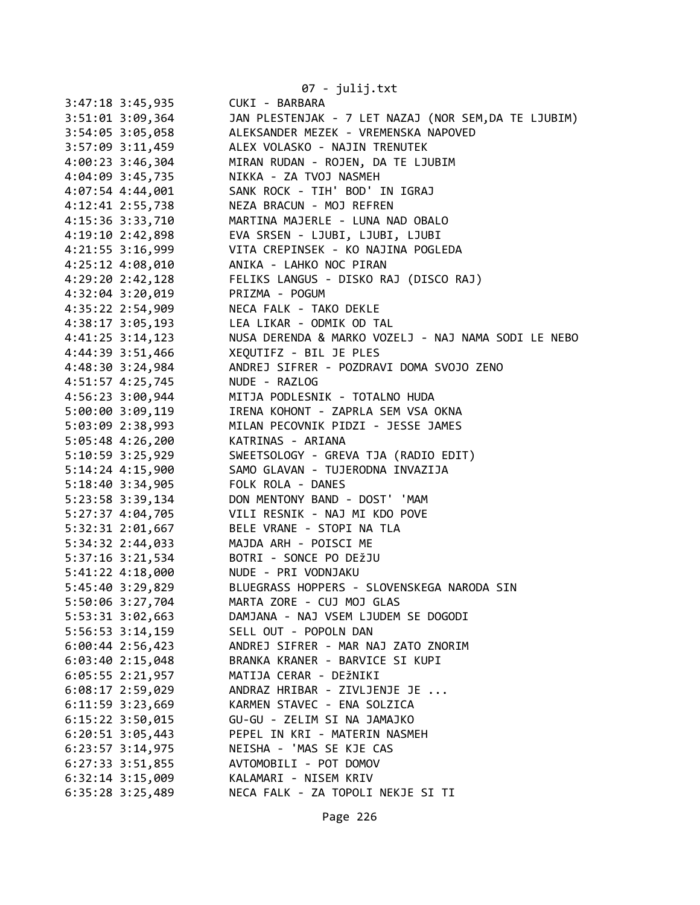```
3:47:18 3:45,935        CUKI - BARBARA
3:51:01 3:09,364        JAN PLESTENJAK - 7 LET NAZAJ (NOR SEM,DA TE LJUBIM)
3:54:05 3:05,058        ALEKSANDER MEZEK - VREMENSKA NAPOVED
3:57:09 3:11,459        ALEX VOLASKO - NAJIN TRENUTEK
4:00:23 3:46,304        MIRAN RUDAN - ROJEN, DA TE LJUBIM
4:04:09 3:45,735        NIKKA - ZA TVOJ NASMEH
4:07:54 4:44,001        SANK ROCK - TIH' BOD' IN IGRAJ
4:12:41 2:55,738        NEZA BRACUN - MOJ REFREN
4:15:36 3:33,710        MARTINA MAJERLE - LUNA NAD OBALO
4:19:10 2:42,898        EVA SRSEN - LJUBI, LJUBI, LJUBI
4:21:55 3:16,999        VITA CREPINSEK - KO NAJINA POGLEDA
4:25:12 4:08,010        ANIKA - LAHKO NOC PIRAN
4:29:20 2:42,128        FELIKS LANGUS - DISKO RAJ (DISCO RAJ)
4:32:04 3:20,019        PRIZMA - POGUM
4:35:22 2:54,909        NECA FALK - TAKO DEKLE
4:38:17 3:05,193        LEA LIKAR - ODMIK OD TAL
4:41:25 3:14,123        NUSA DERENDA & MARKO VOZELJ - NAJ NAMA SODI LE NEBO
4:44:39 3:51,466        XEQUTIFZ - BIL JE PLES
4:48:30 3:24,984        ANDREJ SIFRER - POZDRAVI DOMA SVOJO ZENO
4:51:57 4:25,745        NUDE - RAZLOG
4:56:23 3:00,944        MITJA PODLESNIK - TOTALNO HUDA
5:00:00 3:09,119        IRENA KOHONT - ZAPRLA SEM VSA OKNA
5:03:09 2:38,993        MILAN PECOVNIK PIDZI - JESSE JAMES
5:05:48 4:26,200        KATRINAS - ARIANA
5:10:59 3:25,929        SWEETSOLOGY - GREVA TJA (RADIO EDIT)
5:14:24 4:15,900        SAMO GLAVAN - TUJERODNA INVAZIJA
5:18:40 3:34,905        FOLK ROLA - DANES
5:23:58 3:39,134        DON MENTONY BAND - DOST' 'MAM
5:27:37 4:04,705        VILI RESNIK - NAJ MI KDO POVE
5:32:31 2:01,667        BELE VRANE - STOPI NA TLA
5:34:32 2:44,033        MAJDA ARH - POISCI ME
5:37:16 3:21,534        BOTRI - SONCE PO DEžJU
5:41:22 4:18,000        NUDE - PRI VODNJAKU
5:45:40 3:29,829        BLUEGRASS HOPPERS - SLOVENSKEGA NARODA SIN
5:50:06 3:27,704        MARTA ZORE - CUJ MOJ GLAS
5:53:31 3:02,663        DAMJANA - NAJ VSEM LJUDEM SE DOGODI
5:56:53 3:14,159        SELL OUT - POPOLN DAN
6:00:44 2:56,423        ANDREJ SIFRER - MAR NAJ ZATO ZNORIM
6:03:40 2:15,048        BRANKA KRANER - BARVICE SI KUPI
6:05:55 2:21,957        MATIJA CERAR - DEžNIKI
6:08:17 2:59,029        ANDRAZ HRIBAR - ZIVLJENJE JE ...
6:11:59 3:23,669        KARMEN STAVEC - ENA SOLZICA
6:15:22 3:50,015        GU-GU - ZELIM SI NA JAMAJKO
6:20:51 3:05,443        PEPEL IN KRI - MATERIN NASMEH
6:23:57 3:14,975        NEISHA - 'MAS SE KJE CAS
6:27:33 3:51,855        AVTOMOBILI - POT DOMOV
6:32:14 3:15,009        KALAMARI - NISEM KRIV
6:35:28 3:25,489        NECA FALK - ZA TOPOLI NEKJE SI TI
```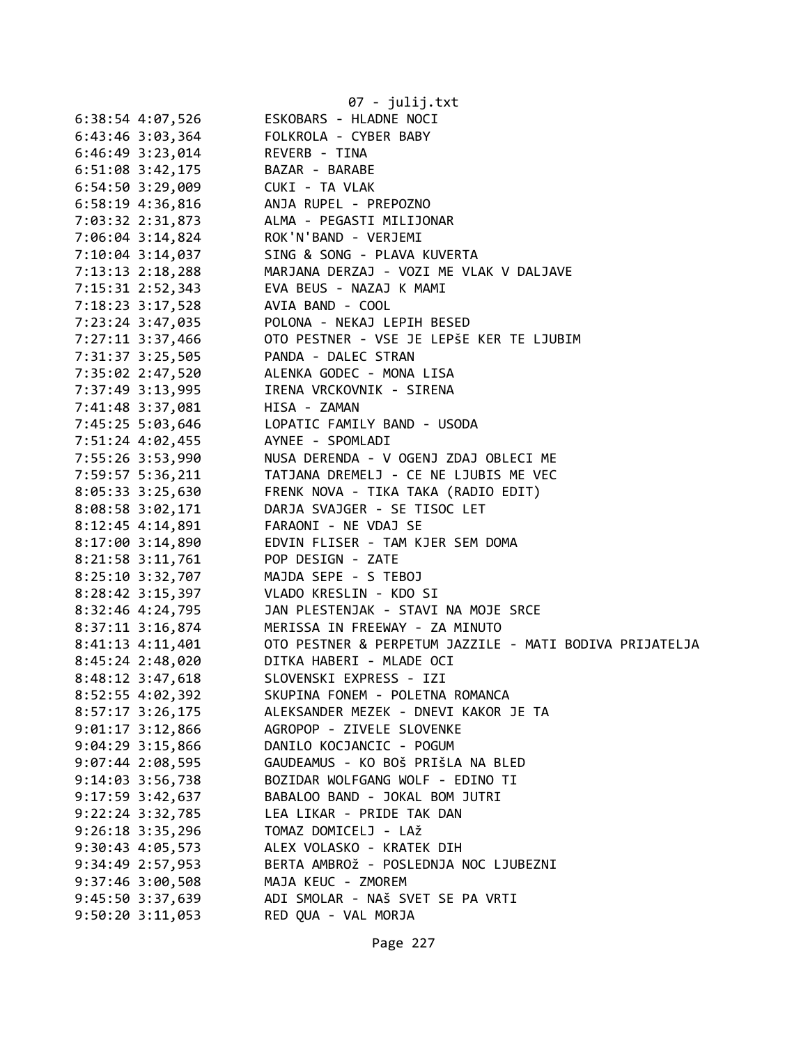```
6:38:54 4:07,526        ESKOBARS - HLADNE NOCI
6:43:46 3:03,364        FOLKROLA - CYBER BABY
6:46:49 3:23,014        REVERB - TINA
6:51:08 3:42,175        BAZAR - BARABE
6:54:50 3:29,009        CUKI - TA VLAK
6:58:19 4:36,816        ANJA RUPEL - PREPOZNO
7:03:32 2:31,873        ALMA - PEGASTI MILIJONAR
7:06:04 3:14,824        ROK'N'BAND - VERJEMI
7:10:04 3:14,037        SING & SONG - PLAVA KUVERTA
7:13:13 2:18,288        MARJANA DERZAJ - VOZI ME VLAK V DALJAVE
7:15:31 2:52,343        EVA BEUS - NAZAJ K MAMI
7:18:23 3:17,528        AVIA BAND - COOL
7:23:24 3:47,035        POLONA - NEKAJ LEPIH BESED
7:27:11 3:37,466        OTO PESTNER - VSE JE LEPšE KER TE LJUBIM
7:31:37 3:25,505        PANDA - DALEC STRAN
7:35:02 2:47,520        ALENKA GODEC - MONA LISA
7:37:49 3:13,995        IRENA VRCKOVNIK - SIRENA
7:41:48 3:37,081        HISA - ZAMAN
7:45:25 5:03,646        LOPATIC FAMILY BAND - USODA
7:51:24 4:02,455        AYNEE - SPOMLADI
7:55:26 3:53,990        NUSA DERENDA - V OGENJ ZDAJ OBLECI ME
7:59:57 5:36,211        TATJANA DREMELJ - CE NE LJUBIS ME VEC
8:05:33 3:25,630        FRENK NOVA - TIKA TAKA (RADIO EDIT)
8:08:58 3:02,171        DARJA SVAJGER - SE TISOC LET
8:12:45 4:14,891        FARAONI - NE VDAJ SE
8:17:00 3:14,890        EDVIN FLISER - TAM KJER SEM DOMA
8:21:58 3:11,761        POP DESIGN - ZATE
8:25:10 3:32,707        MAJDA SEPE - S TEBOJ
8:28:42 3:15,397        VLADO KRESLIN - KDO SI
8:32:46 4:24,795        JAN PLESTENJAK - STAVI NA MOJE SRCE
8:37:11 3:16,874        MERISSA IN FREEWAY - ZA MINUTO
8:41:13 4:11,401        OTO PESTNER & PERPETUM JAZZILE - MATI BODIVA PRIJATELJA
8:45:24 2:48,020        DITKA HABERI - MLADE OCI
8:48:12 3:47,618        SLOVENSKI EXPRESS - IZI
8:52:55 4:02,392        SKUPINA FONEM - POLETNA ROMANCA
8:57:17 3:26,175        ALEKSANDER MEZEK - DNEVI KAKOR JE TA
9:01:17 3:12,866        AGROPOP - ZIVELE SLOVENKE
9:04:29 3:15,866        DANILO KOCJANCIC - POGUM
9:07:44 2:08,595        GAUDEAMUS - KO BOš PRIšLA NA BLED
9:14:03 3:56,738        BOZIDAR WOLFGANG WOLF - EDINO TI
9:17:59 3:42,637        BABALOO BAND - JOKAL BOM JUTRI
9:22:24 3:32,785        LEA LIKAR - PRIDE TAK DAN
9:26:18 3:35,296        TOMAZ DOMICELJ - LAž
9:30:43 4:05,573        ALEX VOLASKO - KRATEK DIH
9:34:49 2:57,953        BERTA AMBROž - POSLEDNJA NOC LJUBEZNI
9:37:46 3:00,508        MAJA KEUC - ZMOREM
9:45:50 3:37,639        ADI SMOLAR - NAš SVET SE PA VRTI
9:50:20 3:11,053        RED QUA - VAL MORJA
```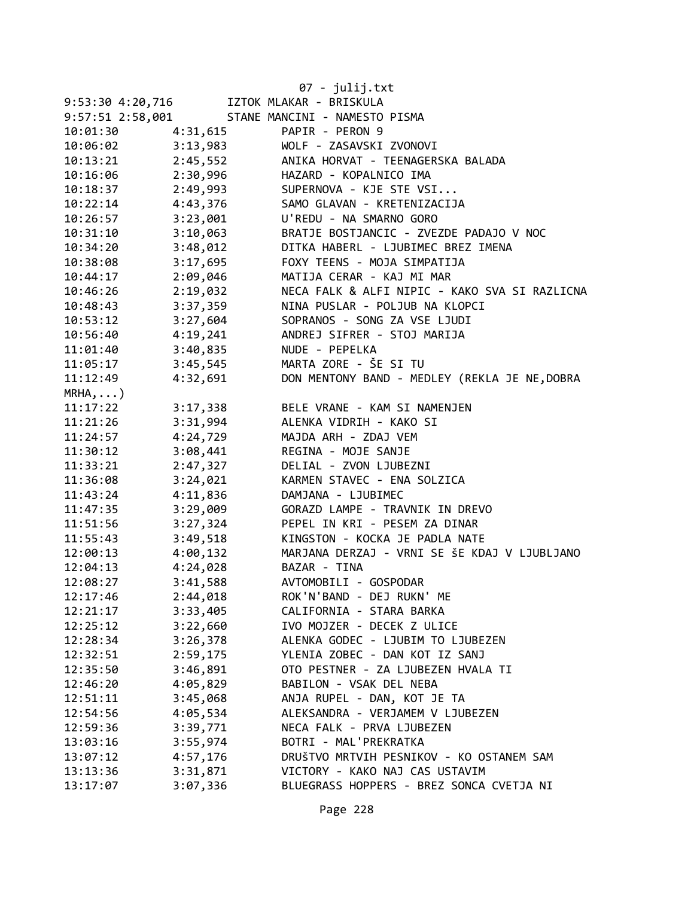07 - julij.txt

```
9:53:30 4:20,716        IZTOK MLAKAR - BRISKULA
9:57:51 2:58,001        STANE MANCINI - NAMESTO PISMA
10:01:30        4:31,615        PAPIR - PERON 9
10:06:02        3:13,983        WOLF - ZASAVSKI ZVONOVI
10:13:21        2:45,552        ANIKA HORVAT - TEENAGERSKA BALADA
10:16:06        2:30,996        HAZARD - KOPALNICO IMA
10:18:37        2:49,993        SUPERNOVA - KJE STE VSI...
10:22:14        4:43,376        SAMO GLAVAN - KRETENIZACIJA
10:26:57        3:23,001        U'REDU - NA SMARNO GORO
10:31:10        3:10,063        BRATJE BOSTJANCIC - ZVEZDE PADAJO V NOC
10:34:20        3:48,012        DITKA HABERL - LJUBIMEC BREZ IMENA
10:38:08        3:17,695        FOXY TEENS - MOJA SIMPATIJA
10:44:17        2:09,046        MATIJA CERAR - KAJ MI MAR
10:46:26        2:19,032        NECA FALK & ALFI NIPIC - KAKO SVA SI RAZLICNA
10:48:43        3:37,359        NINA PUSLAR - POLJUB NA KLOPCI
10:53:12        3:27,604        SOPRANOS - SONG ZA VSE LJUDI
10:56:40        4:19,241        ANDREJ SIFRER - STOJ MARIJA
11:01:40        3:40,835        NUDE - PEPELKA
11:05:17        3:45,545        MARTA ZORE - ŠE SI TU
11:12:49        4:32,691        DON MENTONY BAND - MEDLEY (REKLA JE NE,DOBRA
MRHA,...)
11:17:22        3:17,338        BELE VRANE - KAM SI NAMENJEN
11:21:26        3:31,994        ALENKA VIDRIH - KAKO SI
11:24:57        4:24,729        MAJDA ARH - ZDAJ VEM
11:30:12        3:08,441        REGINA - MOJE SANJE
11:33:21        2:47,327        DELIAL - ZVON LJUBEZNI
11:36:08        3:24,021        KARMEN STAVEC - ENA SOLZICA
11:43:24        4:11,836        DAMJANA - LJUBIMEC
11:47:35        3:29,009        GORAZD LAMPE - TRAVNIK IN DREVO
11:51:56        3:27,324        PEPEL IN KRI - PESEM ZA DINAR
11:55:43        3:49,518        KINGSTON - KOCKA JE PADLA NATE
12:00:13        4:00,132        MARJANA DERZAJ - VRNI SE ŠE KDAJ V LJUBLJANO
12:04:13        4:24,028        BAZAR - TINA
12:08:27        3:41,588        AVTOMOBILI - GOSPODAR
12:17:46        2:44,018        ROK'N'BAND - DEJ RUKN' ME
12:21:17        3:33,405        CALIFORNIA - STARA BARKA
12:25:12        3:22,660        IVO MOJZER - DECEK Z ULICE
12:28:34        3:26,378        ALENKA GODEC - LJUBIM TO LJUBEZEN
12:32:51        2:59,175        YLENIA ZOBEC - DAN KOT IZ SANJ
12:35:50        3:46,891        OTO PESTNER - ZA LJUBEZEN HVALA TI
12:46:20        4:05,829        BABILON - VSAK DEL NEBA
12:51:11        3:45,068        ANJA RUPEL - DAN, KOT JE TA
12:54:56        4:05,534        ALEKSANDRA - VERJAMEM V LJUBEZEN
12:59:36        3:39,771        NECA FALK - PRVA LJUBEZEN
13:03:16        3:55,974        BOTRI - MAL'PREKRATKA
13:07:12        4:57,176        DRUŠTVO MRTVIH PESNIKOV - KO OSTANEM SAM
13:13:36        3:31,871        VICTORY - KAKO NAJ CAS USTAVIM
13:17:07        3:07,336        BLUEGRASS HOPPERS - BREZ SONCA CVETJA NI
```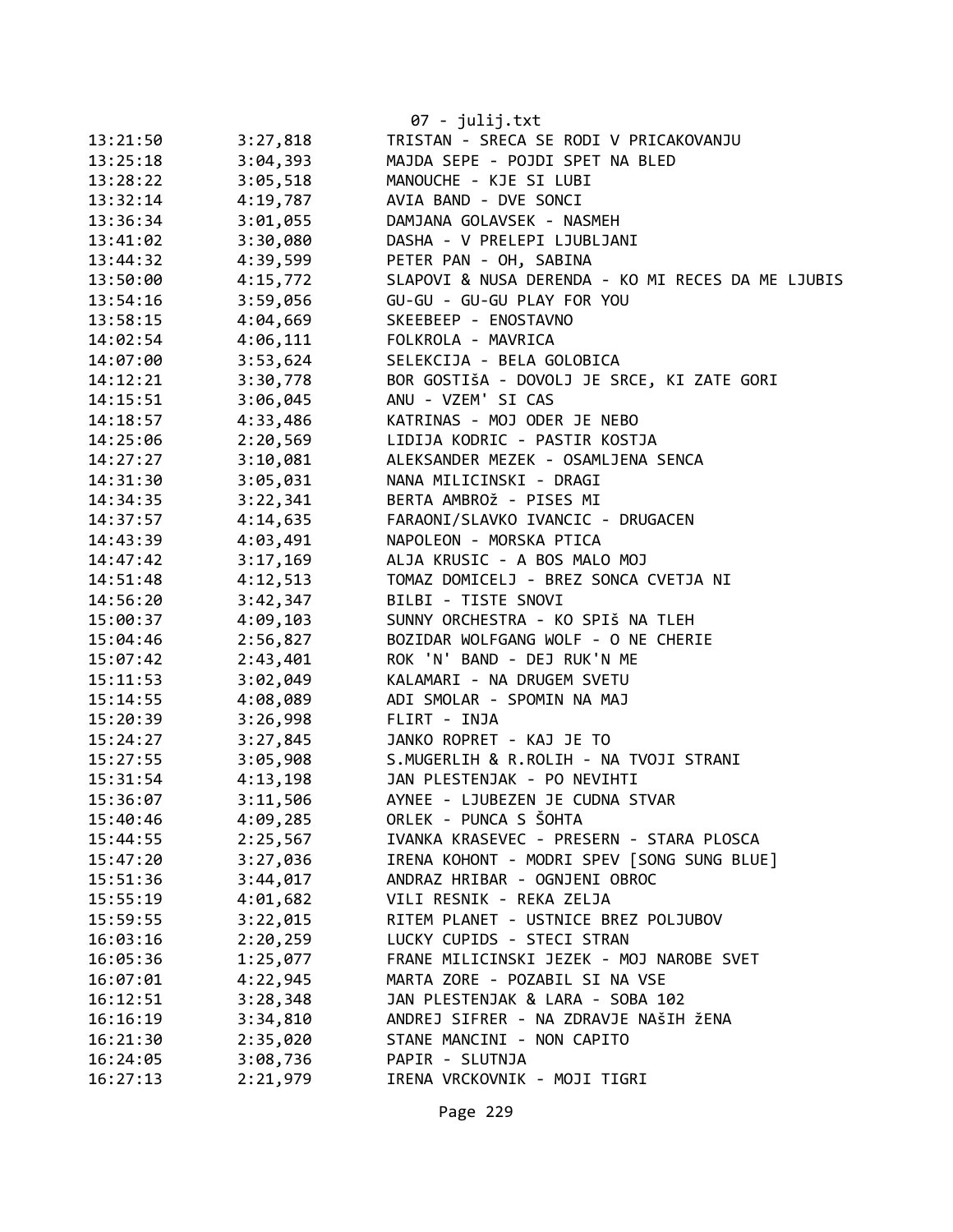07 - julij.txt

```
13:21:50        3:27,818        TRISTAN - SRECA SE RODI V PRICAKOVANJU
13:25:18        3:04,393        MAJDA SEPE - POJDI SPET NA BLED
13:28:22        3:05,518        MANOUCHE - KJE SI LUBI
13:32:14        4:19,787        AVIA BAND - DVE SONCI
13:36:34        3:01,055        DAMJANA GOLAVSEK - NASMEH
13:41:02        3:30,080        DASHA - V PRELEPI LJUBLJANI
13:44:32        4:39,599        PETER PAN - OH, SABINA
13:50:00        4:15,772        SLAPOVI & NUSA DERENDA - KO MI RECES DA ME LJUBIS
13:54:16        3:59,056        GU-GU - GU-GU PLAY FOR YOU
13:58:15        4:04,669        SKEEBEEP - ENOSTAVNO
14:02:54        4:06,111        FOLKROLA - MAVRICA
14:07:00        3:53,624        SELEKCIJA - BELA GOLOBICA
14:12:21        3:30,778        BOR GOSTIšA - DOVOLJ JE SRCE, KI ZATE GORI
14:15:51        3:06,045        ANU - VZEM' SI CAS
14:18:57        4:33,486        KATRINAS - MOJ ODER JE NEBO
14:25:06        2:20,569        LIDIJA KODRIC - PASTIR KOSTJA
14:27:27        3:10,081        ALEKSANDER MEZEK - OSAMLJENA SENCA
14:31:30        3:05,031        NANA MILICINSKI - DRAGI
14:34:35        3:22,341        BERTA AMBROž - PISES MI
14:37:57        4:14,635        FARAONI/SLAVKO IVANCIC - DRUGACEN
14:43:39        4:03,491        NAPOLEON - MORSKA PTICA
14:47:42        3:17,169        ALJA KRUSIC - A BOS MALO MOJ
14:51:48        4:12,513        TOMAZ DOMICELJ - BREZ SONCA CVETJA NI
14:56:20        3:42,347        BILBI - TISTE SNOVI
15:00:37        4:09,103        SUNNY ORCHESTRA - KO SPIš NA TLEH
15:04:46        2:56,827        BOZIDAR WOLFGANG WOLF - O NE CHERIE
15:07:42        2:43,401        ROK 'N' BAND - DEJ RUK'N ME
15:11:53        3:02,049        KALAMARI - NA DRUGEM SVETU
15:14:55        4:08,089        ADI SMOLAR - SPOMIN NA MAJ
15:20:39        3:26,998        FLIRT - INJA
15:24:27        3:27,845        JANKO ROPRET - KAJ JE TO
15:27:55        3:05,908        S.MUGERLIH & R.ROLIH - NA TVOJI STRANI
15:31:54        4:13,198        JAN PLESTENJAK - PO NEVIHTI
15:36:07        3:11,506        AYNEE - LJUBEZEN JE CUDNA STVAR
15:40:46        4:09,285        ORLEK - PUNCA S ŠOHTA
15:44:55        2:25,567        IVANKA KRASEVEC - PRESERN - STARA PLOSCA
15:47:20        3:27,036        IRENA KOHONT - MODRI SPEV [SONG SUNG BLUE]
15:51:36        3:44,017        ANDRAZ HRIBAR - OGNJENI OBROC
15:55:19        4:01,682        VILI RESNIK - REKA ZELJA
15:59:55        3:22,015        RITEM PLANET - USTNICE BREZ POLJUBOV
16:03:16        2:20,259        LUCKY CUPIDS - STECI STRAN
16:05:36        1:25,077        FRANE MILICINSKI JEZEK - MOJ NAROBE SVET
16:07:01        4:22,945        MARTA ZORE - POZABIL SI NA VSE
16:12:51        3:28,348        JAN PLESTENJAK & LARA - SOBA 102
16:16:19        3:34,810        ANDREJ SIFRER - NA ZDRAVJE NAšIH žENA
16:21:30        2:35,020        STANE MANCINI - NON CAPITO
16:24:05        3:08,736        PAPIR - SLUTNJA
16:27:13        2:21,979        IRENA VRCKOVNIK - MOJI TIGRI
```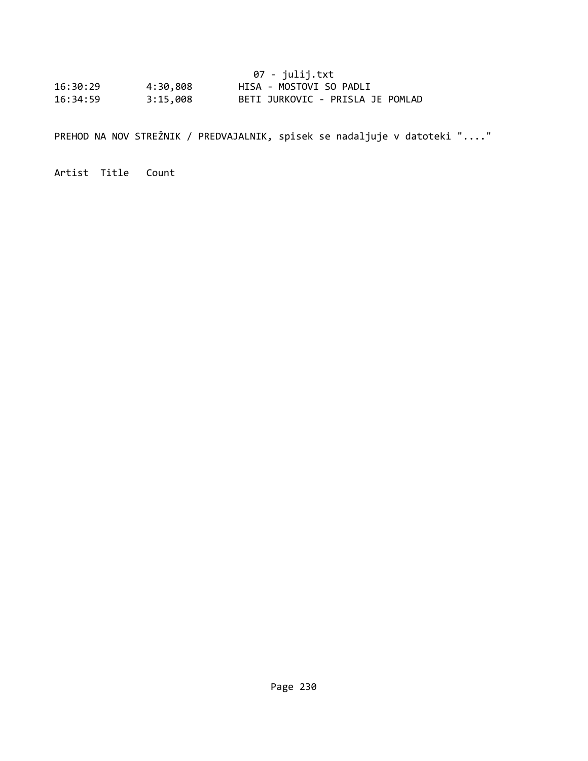| | | |
|---|---|---|
| 16:30:29 | 4:30,808 | HISA - MOSTOVI SO PADLI |
| 16:34:59 | 3:15,008 | BETI JURKOVIC - PRISLA JE POMLAD |

PREHOD NA NOV STREŽNIK / PREDVAJALNIK, spisek se nadaljuje v datoteki "...."

Artist  Title   Count